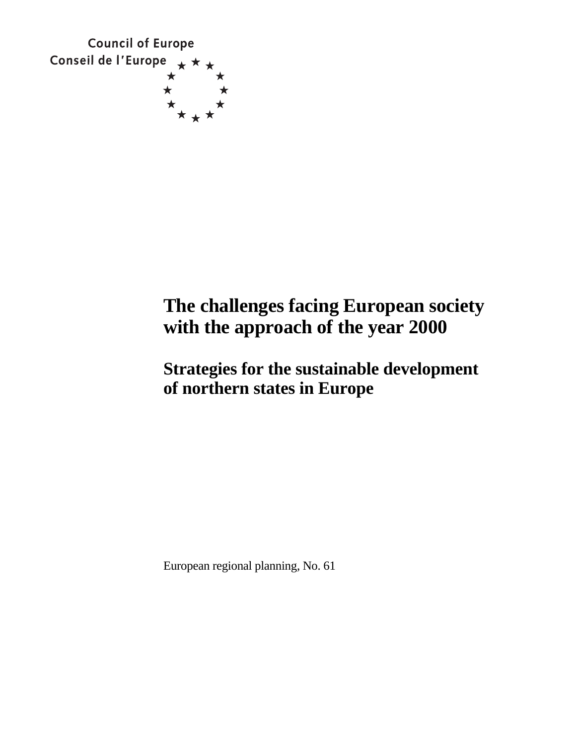Council of Europe
Conseil de l'Europe

# The challenges facing European society with the approach of the year 2000

## Strategies for the sustainable development of northern states in Europe

European regional planning, No. 61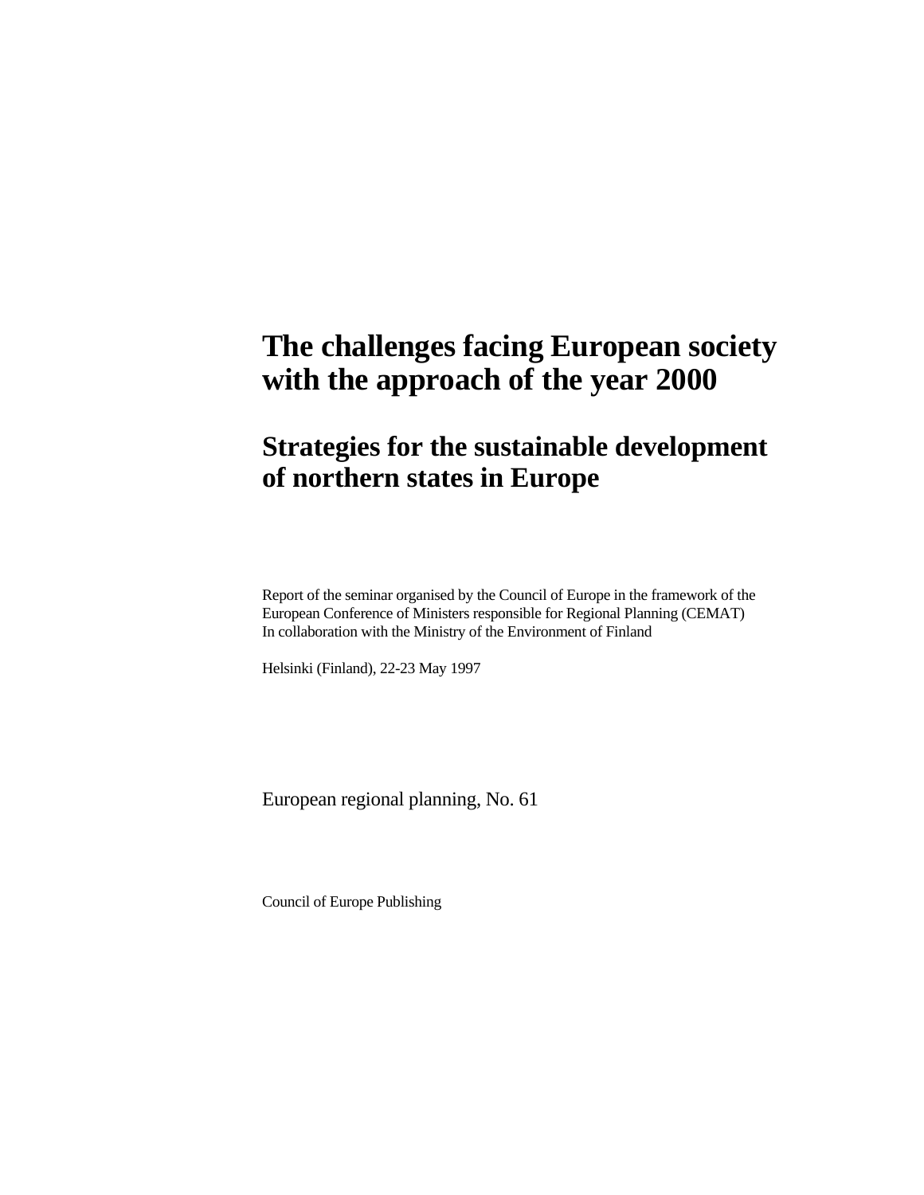# The challenges facing European society with the approach of the year 2000

## Strategies for the sustainable development of northern states in Europe

Report of the seminar organised by the Council of Europe in the framework of the European Conference of Ministers responsible for Regional Planning (CEMAT)
In collaboration with the Ministry of the Environment of Finland

Helsinki (Finland), 22-23 May 1997

European regional planning, No. 61

Council of Europe Publishing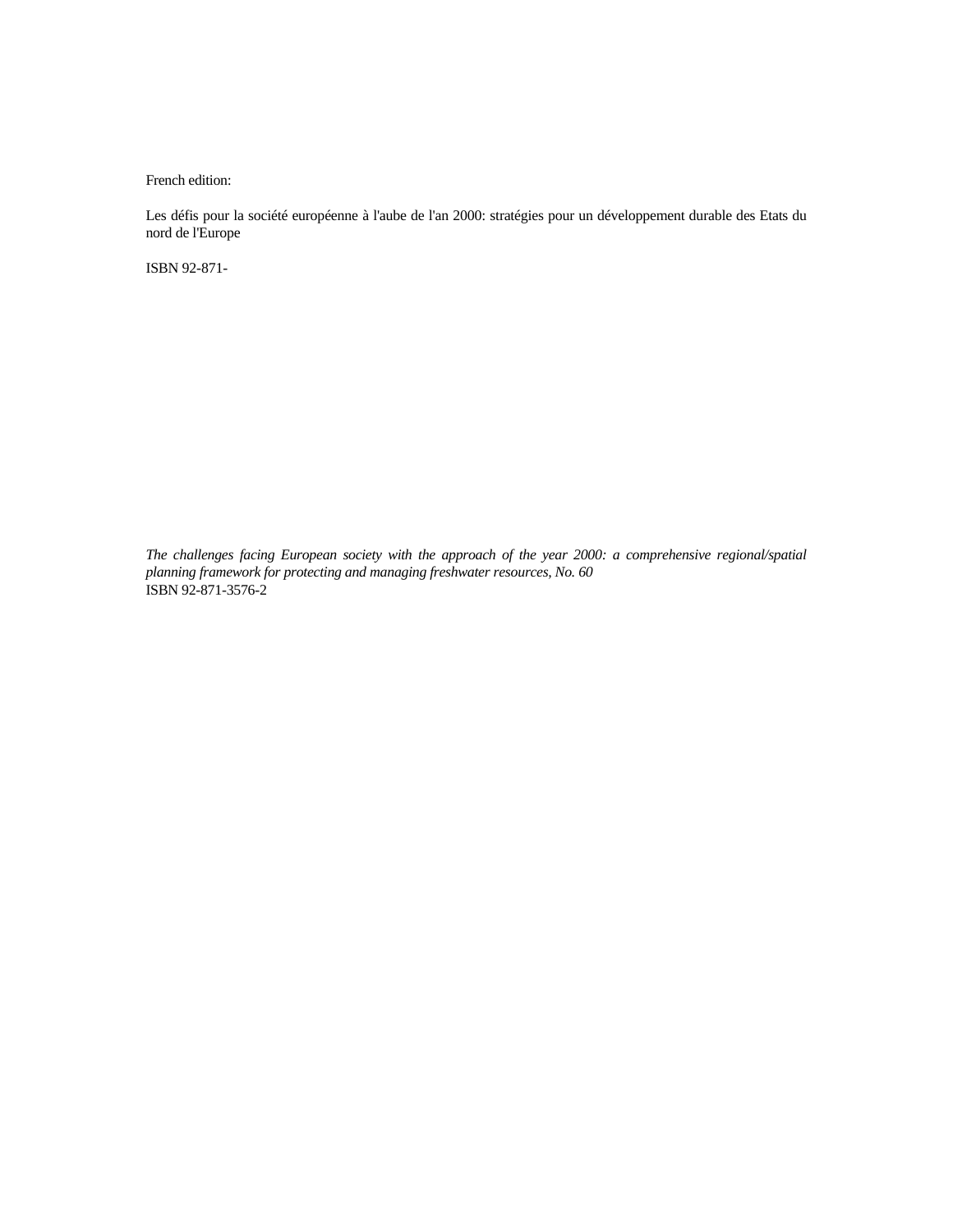French edition:

Les défis pour la société européenne à l'aube de l'an 2000: stratégies pour un développement durable des Etats du nord de l'Europe

ISBN 92-871-

*The challenges facing European society with the approach of the year 2000: a comprehensive regional/spatial planning framework for protecting and managing freshwater resources, No. 60*
ISBN 92-871-3576-2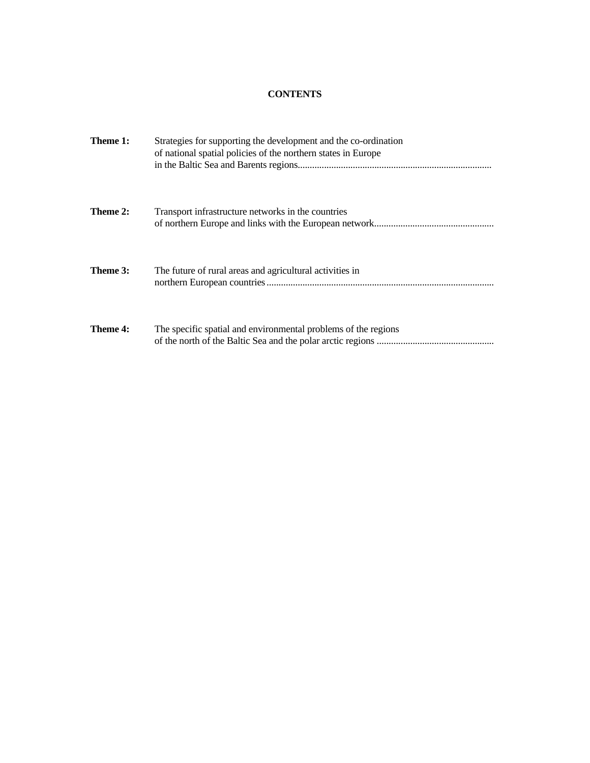# CONTENTS

**Theme 1:** Strategies for supporting the development and the co-ordination of national spatial policies of the northern states in Europe in the Baltic Sea and Barents regions

**Theme 2:** Transport infrastructure networks in the countries of northern Europe and links with the European network

**Theme 3:** The future of rural areas and agricultural activities in northern European countries

**Theme 4:** The specific spatial and environmental problems of the regions of the north of the Baltic Sea and the polar arctic regions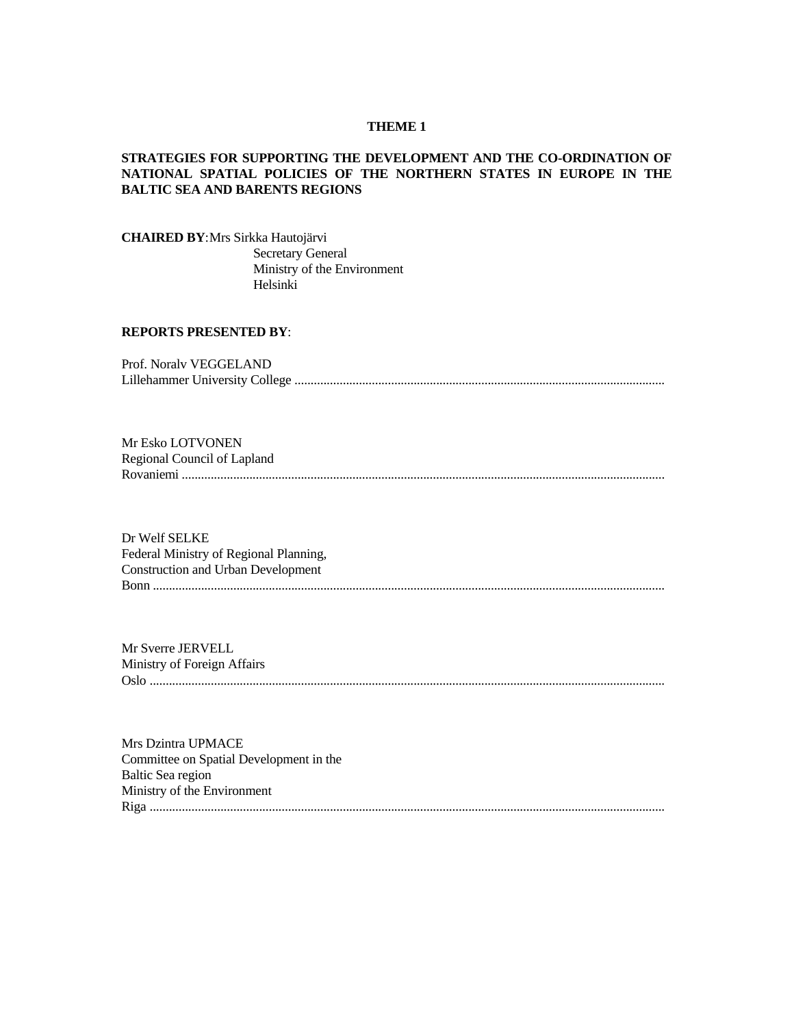# THEME 1

## STRATEGIES FOR SUPPORTING THE DEVELOPMENT AND THE CO-ORDINATION OF NATIONAL SPATIAL POLICIES OF THE NORTHERN STATES IN EUROPE IN THE BALTIC SEA AND BARENTS REGIONS

**CHAIRED BY**: Mrs Sirkka Hautojärvi
Secretary General
Ministry of the Environment
Helsinki

**REPORTS PRESENTED BY**:

Prof. Noralv VEGGELAND
Lillehammer University College ....................................................................................................................

Mr Esko LOTVONEN
Regional Council of Lapland
Rovaniemi .....................................................................................................................................................

Dr Welf SELKE
Federal Ministry of Regional Planning,
Construction and Urban Development
Bonn .............................................................................................................................................................

Mr Sverre JERVELL
Ministry of Foreign Affairs
Oslo ..............................................................................................................................................................

Mrs Dzintra UPMACE
Committee on Spatial Development in the
Baltic Sea region
Ministry of the Environment
Riga ..............................................................................................................................................................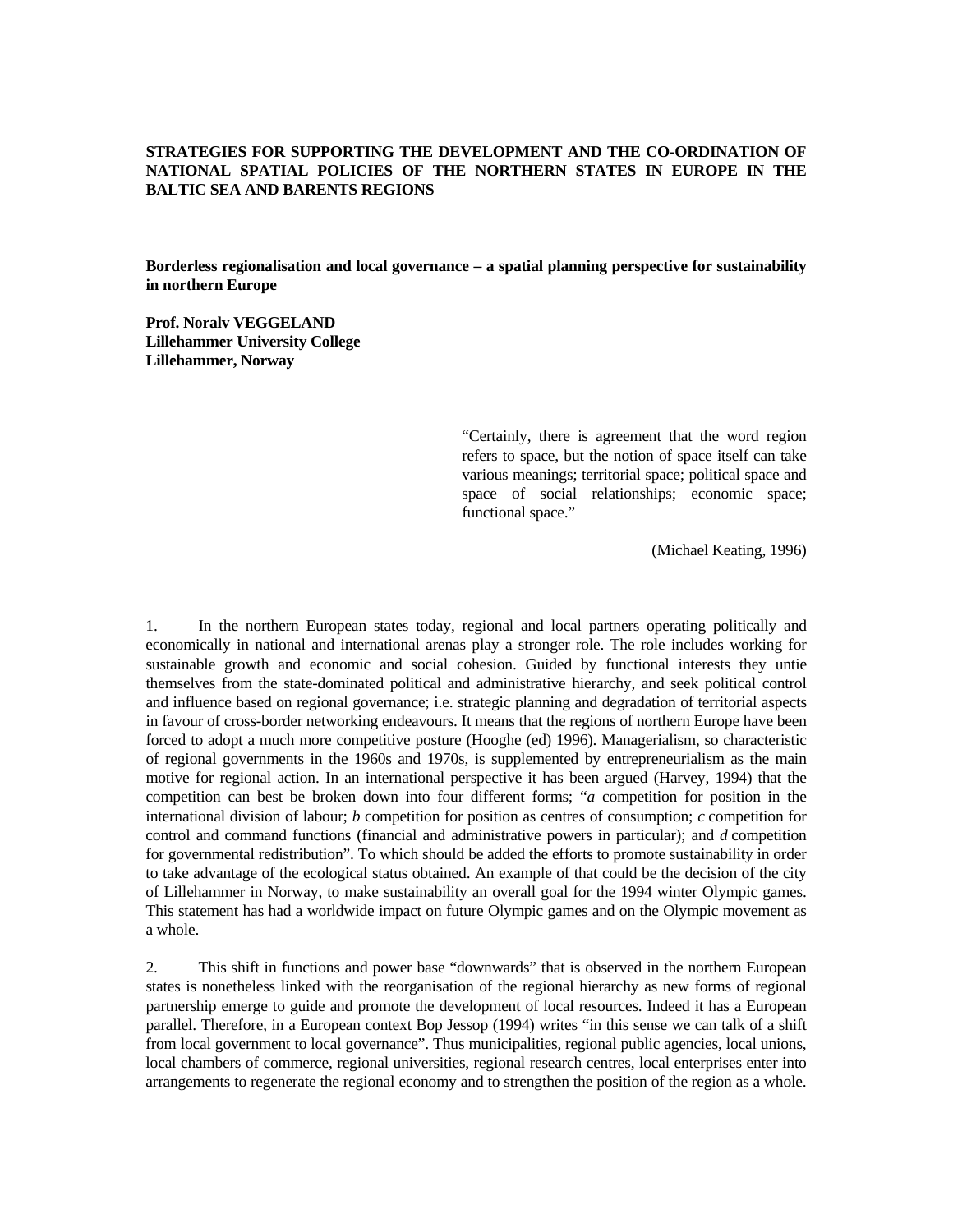**STRATEGIES FOR SUPPORTING THE DEVELOPMENT AND THE CO-ORDINATION OF NATIONAL SPATIAL POLICIES OF THE NORTHERN STATES IN EUROPE IN THE BALTIC SEA AND BARENTS REGIONS**

**Borderless regionalisation and local governance – a spatial planning perspective for sustainability in northern Europe**

**Prof. Noralv VEGGELAND**
**Lillehammer University College**
**Lillehammer, Norway**

> "Certainly, there is agreement that the word region refers to space, but the notion of space itself can take various meanings; territorial space; political space and space of social relationships; economic space; functional space."
>
> (Michael Keating, 1996)

1. In the northern European states today, regional and local partners operating politically and economically in national and international arenas play a stronger role. The role includes working for sustainable growth and economic and social cohesion. Guided by functional interests they untie themselves from the state-dominated political and administrative hierarchy, and seek political control and influence based on regional governance; i.e. strategic planning and degradation of territorial aspects in favour of cross-border networking endeavours. It means that the regions of northern Europe have been forced to adopt a much more competitive posture (Hooghe (ed) 1996). Managerialism, so characteristic of regional governments in the 1960s and 1970s, is supplemented by entrepreneurialism as the main motive for regional action. In an international perspective it has been argued (Harvey, 1994) that the competition can best be broken down into four different forms; "*a* competition for position in the international division of labour; *b* competition for position as centres of consumption; *c* competition for control and command functions (financial and administrative powers in particular); and *d* competition for governmental redistribution". To which should be added the efforts to promote sustainability in order to take advantage of the ecological status obtained. An example of that could be the decision of the city of Lillehammer in Norway, to make sustainability an overall goal for the 1994 winter Olympic games. This statement has had a worldwide impact on future Olympic games and on the Olympic movement as a whole.

2. This shift in functions and power base "downwards" that is observed in the northern European states is nonetheless linked with the reorganisation of the regional hierarchy as new forms of regional partnership emerge to guide and promote the development of local resources. Indeed it has a European parallel. Therefore, in a European context Bop Jessop (1994) writes "in this sense we can talk of a shift from local government to local governance". Thus municipalities, regional public agencies, local unions, local chambers of commerce, regional universities, regional research centres, local enterprises enter into arrangements to regenerate the regional economy and to strengthen the position of the region as a whole.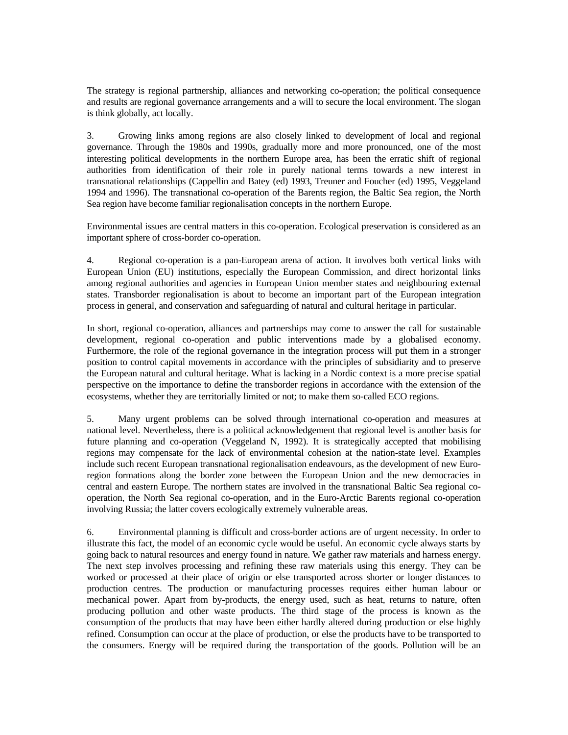The strategy is regional partnership, alliances and networking co-operation; the political consequence and results are regional governance arrangements and a will to secure the local environment. The slogan is think globally, act locally.

3. Growing links among regions are also closely linked to development of local and regional governance. Through the 1980s and 1990s, gradually more and more pronounced, one of the most interesting political developments in the northern Europe area, has been the erratic shift of regional authorities from identification of their role in purely national terms towards a new interest in transnational relationships (Cappellin and Batey (ed) 1993, Treuner and Foucher (ed) 1995, Veggeland 1994 and 1996). The transnational co-operation of the Barents region, the Baltic Sea region, the North Sea region have become familiar regionalisation concepts in the northern Europe.

Environmental issues are central matters in this co-operation. Ecological preservation is considered as an important sphere of cross-border co-operation.

4. Regional co-operation is a pan-European arena of action. It involves both vertical links with European Union (EU) institutions, especially the European Commission, and direct horizontal links among regional authorities and agencies in European Union member states and neighbouring external states. Transborder regionalisation is about to become an important part of the European integration process in general, and conservation and safeguarding of natural and cultural heritage in particular.

In short, regional co-operation, alliances and partnerships may come to answer the call for sustainable development, regional co-operation and public interventions made by a globalised economy. Furthermore, the role of the regional governance in the integration process will put them in a stronger position to control capital movements in accordance with the principles of subsidiarity and to preserve the European natural and cultural heritage. What is lacking in a Nordic context is a more precise spatial perspective on the importance to define the transborder regions in accordance with the extension of the ecosystems, whether they are territorially limited or not; to make them so-called ECO regions.

5. Many urgent problems can be solved through international co-operation and measures at national level. Nevertheless, there is a political acknowledgement that regional level is another basis for future planning and co-operation (Veggeland N, 1992). It is strategically accepted that mobilising regions may compensate for the lack of environmental cohesion at the nation-state level. Examples include such recent European transnational regionalisation endeavours, as the development of new Euro-region formations along the border zone between the European Union and the new democracies in central and eastern Europe. The northern states are involved in the transnational Baltic Sea regional co-operation, the North Sea regional co-operation, and in the Euro-Arctic Barents regional co-operation involving Russia; the latter covers ecologically extremely vulnerable areas.

6. Environmental planning is difficult and cross-border actions are of urgent necessity. In order to illustrate this fact, the model of an economic cycle would be useful. An economic cycle always starts by going back to natural resources and energy found in nature. We gather raw materials and harness energy. The next step involves processing and refining these raw materials using this energy. They can be worked or processed at their place of origin or else transported across shorter or longer distances to production centres. The production or manufacturing processes requires either human labour or mechanical power. Apart from by-products, the energy used, such as heat, returns to nature, often producing pollution and other waste products. The third stage of the process is known as the consumption of the products that may have been either hardly altered during production or else highly refined. Consumption can occur at the place of production, or else the products have to be transported to the consumers. Energy will be required during the transportation of the goods. Pollution will be an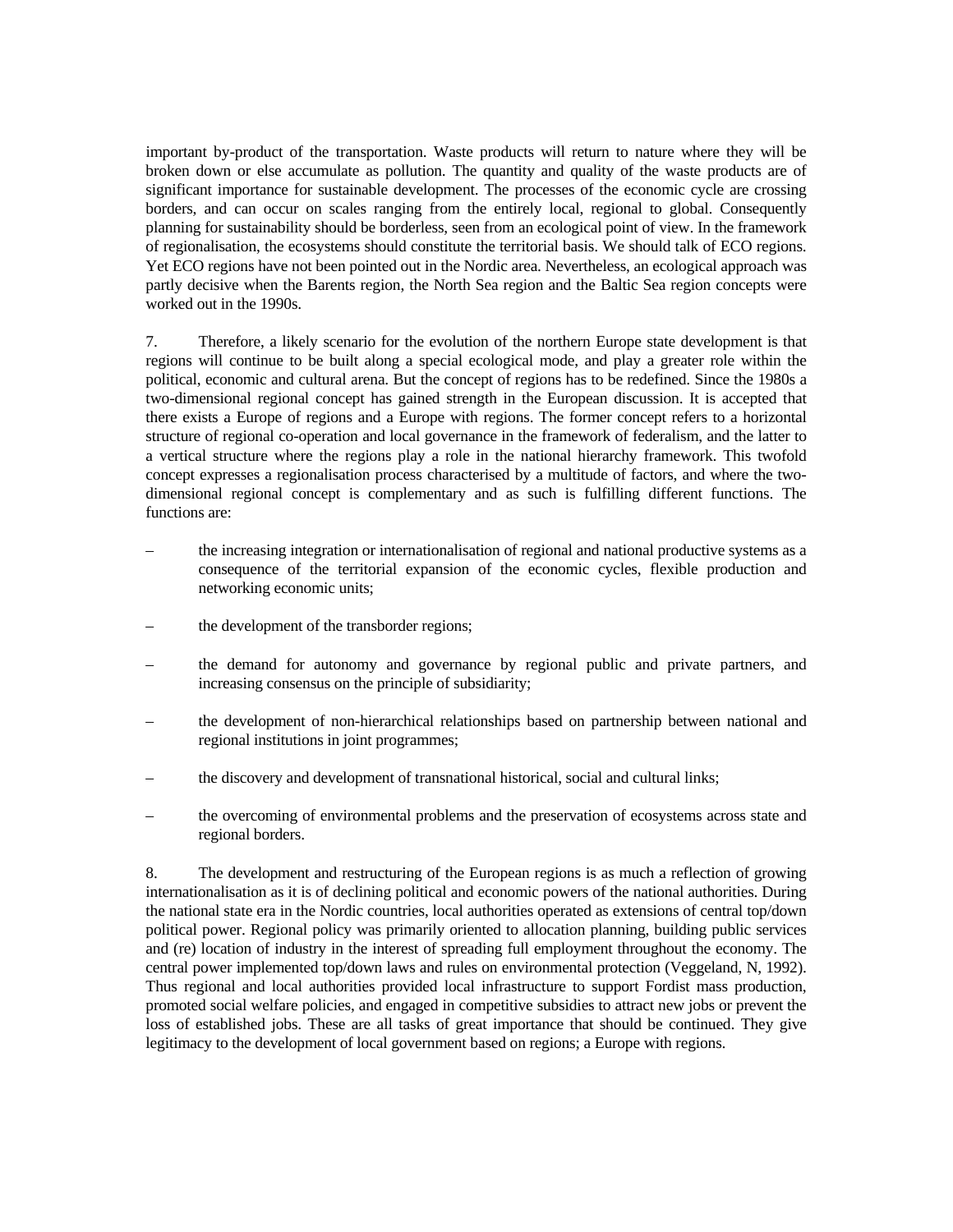important by-product of the transportation. Waste products will return to nature where they will be broken down or else accumulate as pollution. The quantity and quality of the waste products are of significant importance for sustainable development. The processes of the economic cycle are crossing borders, and can occur on scales ranging from the entirely local, regional to global. Consequently planning for sustainability should be borderless, seen from an ecological point of view. In the framework of regionalisation, the ecosystems should constitute the territorial basis. We should talk of ECO regions. Yet ECO regions have not been pointed out in the Nordic area. Nevertheless, an ecological approach was partly decisive when the Barents region, the North Sea region and the Baltic Sea region concepts were worked out in the 1990s.

7. Therefore, a likely scenario for the evolution of the northern Europe state development is that regions will continue to be built along a special ecological mode, and play a greater role within the political, economic and cultural arena. But the concept of regions has to be redefined. Since the 1980s a two-dimensional regional concept has gained strength in the European discussion. It is accepted that there exists a Europe of regions and a Europe with regions. The former concept refers to a horizontal structure of regional co-operation and local governance in the framework of federalism, and the latter to a vertical structure where the regions play a role in the national hierarchy framework. This twofold concept expresses a regionalisation process characterised by a multitude of factors, and where the two-dimensional regional concept is complementary and as such is fulfilling different functions. The functions are:

– the increasing integration or internationalisation of regional and national productive systems as a consequence of the territorial expansion of the economic cycles, flexible production and networking economic units;

– the development of the transborder regions;

– the demand for autonomy and governance by regional public and private partners, and increasing consensus on the principle of subsidiarity;

– the development of non-hierarchical relationships based on partnership between national and regional institutions in joint programmes;

– the discovery and development of transnational historical, social and cultural links;

– the overcoming of environmental problems and the preservation of ecosystems across state and regional borders.

8. The development and restructuring of the European regions is as much a reflection of growing internationalisation as it is of declining political and economic powers of the national authorities. During the national state era in the Nordic countries, local authorities operated as extensions of central top/down political power. Regional policy was primarily oriented to allocation planning, building public services and (re) location of industry in the interest of spreading full employment throughout the economy. The central power implemented top/down laws and rules on environmental protection (Veggeland, N, 1992). Thus regional and local authorities provided local infrastructure to support Fordist mass production, promoted social welfare policies, and engaged in competitive subsidies to attract new jobs or prevent the loss of established jobs. These are all tasks of great importance that should be continued. They give legitimacy to the development of local government based on regions; a Europe with regions.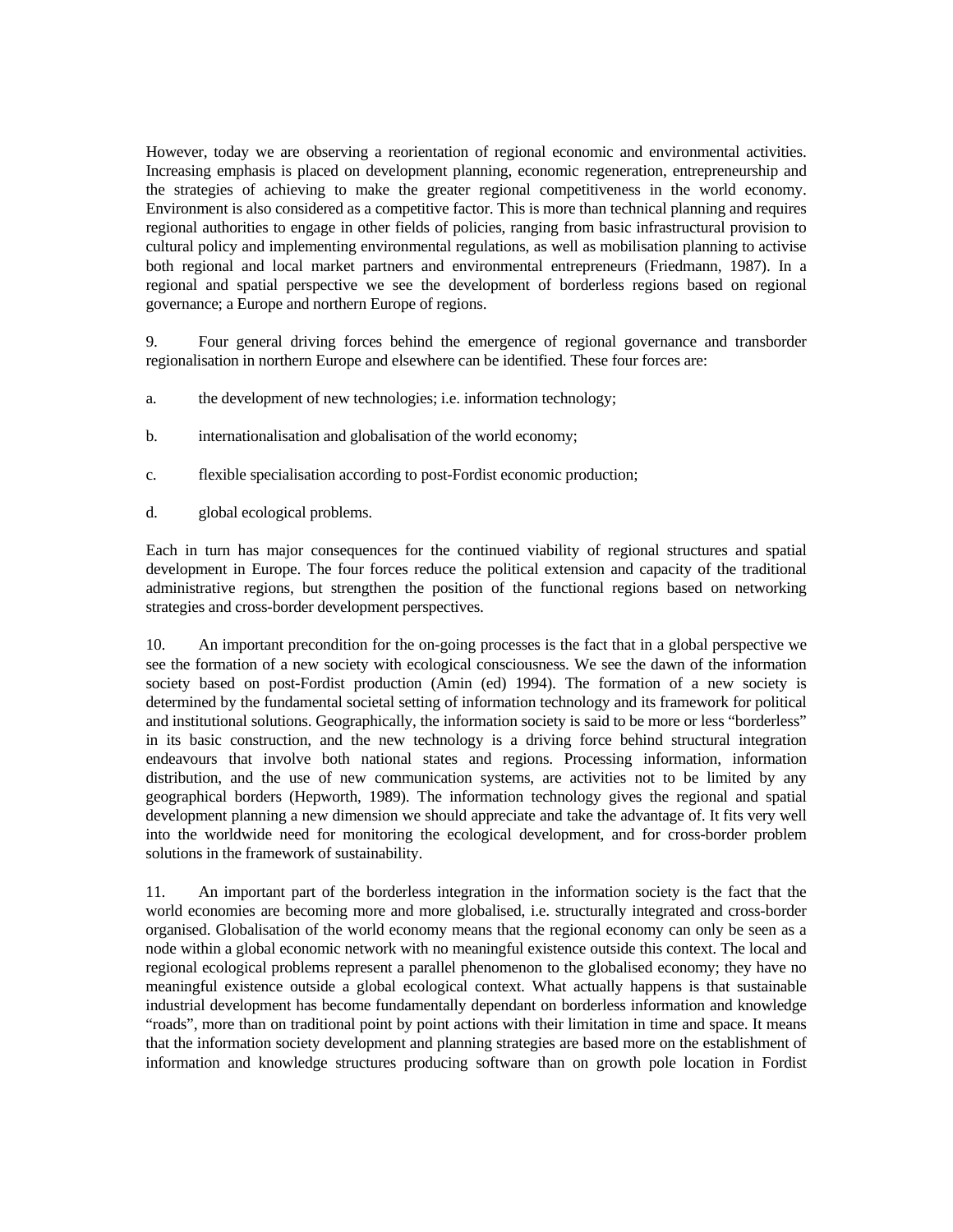However, today we are observing a reorientation of regional economic and environmental activities. Increasing emphasis is placed on development planning, economic regeneration, entrepreneurship and the strategies of achieving to make the greater regional competitiveness in the world economy. Environment is also considered as a competitive factor. This is more than technical planning and requires regional authorities to engage in other fields of policies, ranging from basic infrastructural provision to cultural policy and implementing environmental regulations, as well as mobilisation planning to activise both regional and local market partners and environmental entrepreneurs (Friedmann, 1987). In a regional and spatial perspective we see the development of borderless regions based on regional governance; a Europe and northern Europe of regions.

9. Four general driving forces behind the emergence of regional governance and transborder regionalisation in northern Europe and elsewhere can be identified. These four forces are:

a. the development of new technologies; i.e. information technology;

b. internationalisation and globalisation of the world economy;

c. flexible specialisation according to post-Fordist economic production;

d. global ecological problems.

Each in turn has major consequences for the continued viability of regional structures and spatial development in Europe. The four forces reduce the political extension and capacity of the traditional administrative regions, but strengthen the position of the functional regions based on networking strategies and cross-border development perspectives.

10. An important precondition for the on-going processes is the fact that in a global perspective we see the formation of a new society with ecological consciousness. We see the dawn of the information society based on post-Fordist production (Amin (ed) 1994). The formation of a new society is determined by the fundamental societal setting of information technology and its framework for political and institutional solutions. Geographically, the information society is said to be more or less "borderless" in its basic construction, and the new technology is a driving force behind structural integration endeavours that involve both national states and regions. Processing information, information distribution, and the use of new communication systems, are activities not to be limited by any geographical borders (Hepworth, 1989). The information technology gives the regional and spatial development planning a new dimension we should appreciate and take the advantage of. It fits very well into the worldwide need for monitoring the ecological development, and for cross-border problem solutions in the framework of sustainability.

11. An important part of the borderless integration in the information society is the fact that the world economies are becoming more and more globalised, i.e. structurally integrated and cross-border organised. Globalisation of the world economy means that the regional economy can only be seen as a node within a global economic network with no meaningful existence outside this context. The local and regional ecological problems represent a parallel phenomenon to the globalised economy; they have no meaningful existence outside a global ecological context. What actually happens is that sustainable industrial development has become fundamentally dependant on borderless information and knowledge "roads", more than on traditional point by point actions with their limitation in time and space. It means that the information society development and planning strategies are based more on the establishment of information and knowledge structures producing software than on growth pole location in Fordist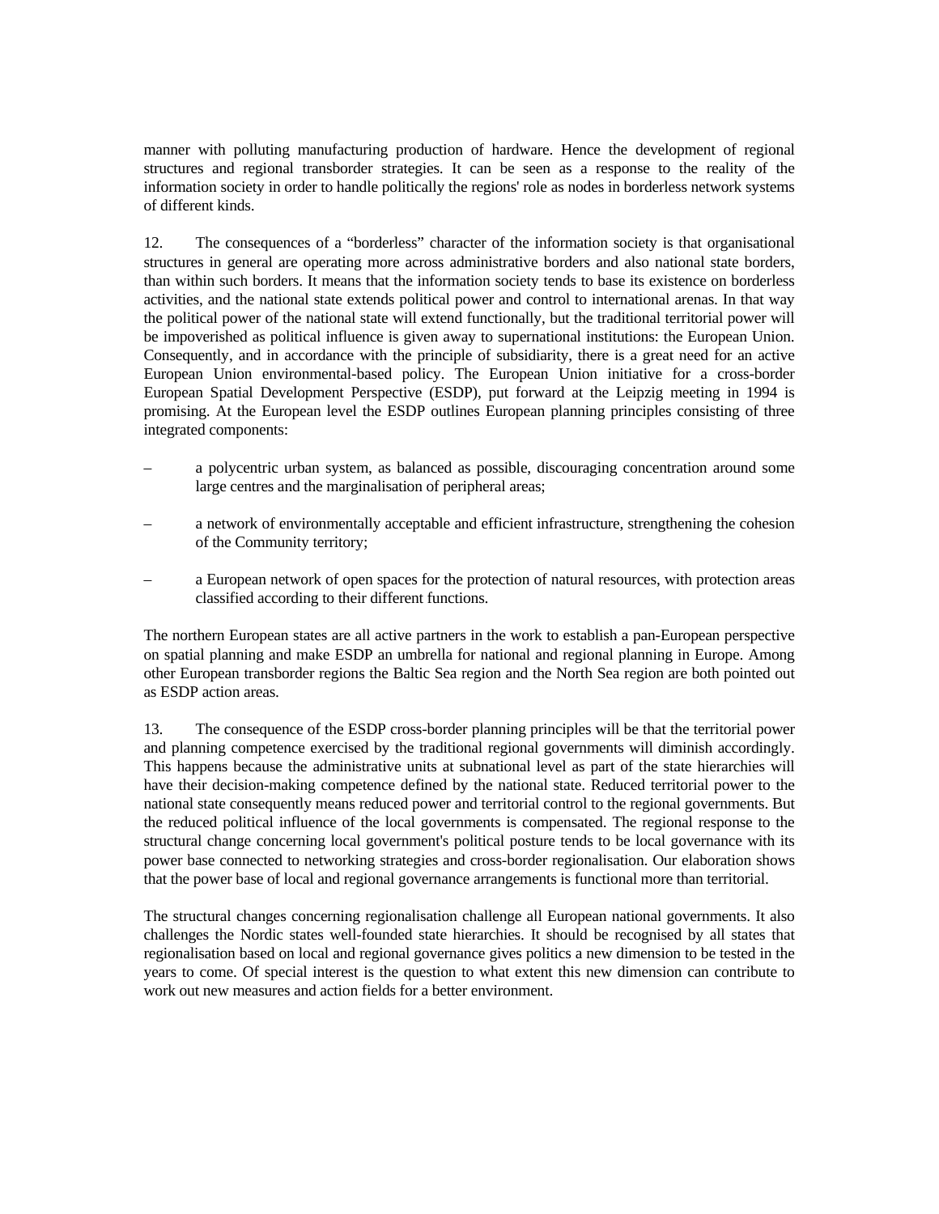manner with polluting manufacturing production of hardware. Hence the development of regional structures and regional transborder strategies. It can be seen as a response to the reality of the information society in order to handle politically the regions' role as nodes in borderless network systems of different kinds.

12. The consequences of a "borderless" character of the information society is that organisational structures in general are operating more across administrative borders and also national state borders, than within such borders. It means that the information society tends to base its existence on borderless activities, and the national state extends political power and control to international arenas. In that way the political power of the national state will extend functionally, but the traditional territorial power will be impoverished as political influence is given away to supernational institutions: the European Union. Consequently, and in accordance with the principle of subsidiarity, there is a great need for an active European Union environmental-based policy. The European Union initiative for a cross-border European Spatial Development Perspective (ESDP), put forward at the Leipzig meeting in 1994 is promising. At the European level the ESDP outlines European planning principles consisting of three integrated components:

– a polycentric urban system, as balanced as possible, discouraging concentration around some large centres and the marginalisation of peripheral areas;

– a network of environmentally acceptable and efficient infrastructure, strengthening the cohesion of the Community territory;

– a European network of open spaces for the protection of natural resources, with protection areas classified according to their different functions.

The northern European states are all active partners in the work to establish a pan-European perspective on spatial planning and make ESDP an umbrella for national and regional planning in Europe. Among other European transborder regions the Baltic Sea region and the North Sea region are both pointed out as ESDP action areas.

13. The consequence of the ESDP cross-border planning principles will be that the territorial power and planning competence exercised by the traditional regional governments will diminish accordingly. This happens because the administrative units at subnational level as part of the state hierarchies will have their decision-making competence defined by the national state. Reduced territorial power to the national state consequently means reduced power and territorial control to the regional governments. But the reduced political influence of the local governments is compensated. The regional response to the structural change concerning local government's political posture tends to be local governance with its power base connected to networking strategies and cross-border regionalisation. Our elaboration shows that the power base of local and regional governance arrangements is functional more than territorial.

The structural changes concerning regionalisation challenge all European national governments. It also challenges the Nordic states well-founded state hierarchies. It should be recognised by all states that regionalisation based on local and regional governance gives politics a new dimension to be tested in the years to come. Of special interest is the question to what extent this new dimension can contribute to work out new measures and action fields for a better environment.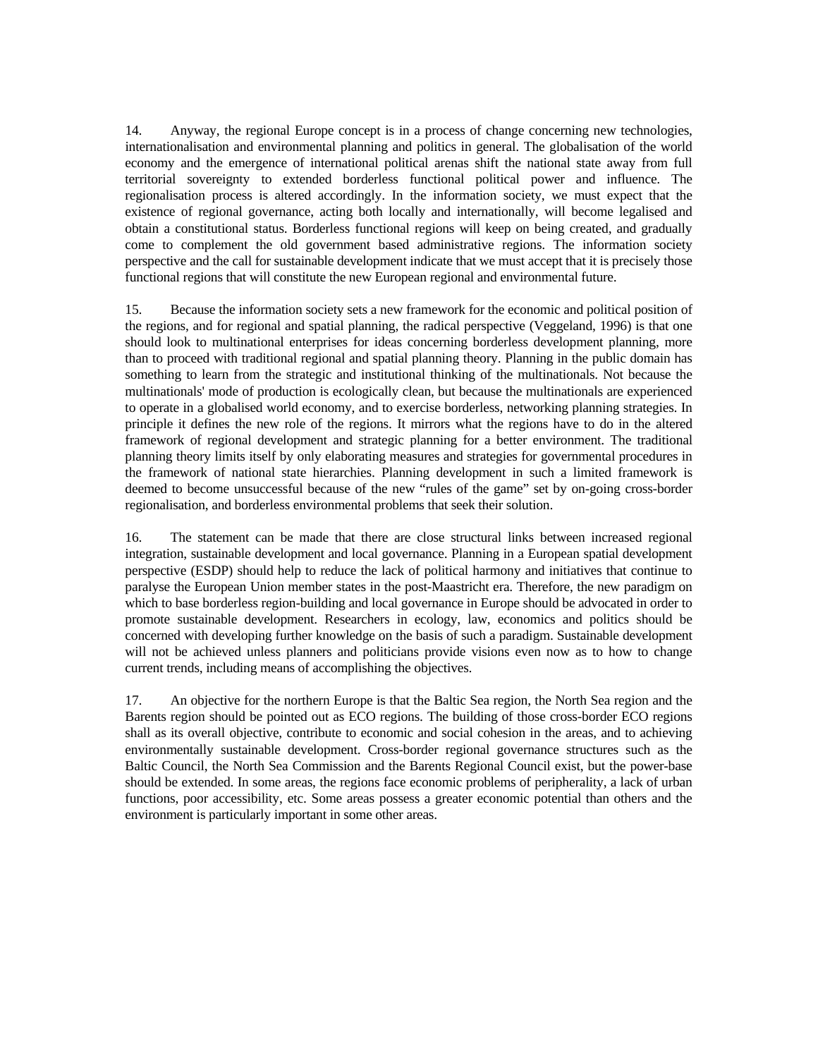14. Anyway, the regional Europe concept is in a process of change concerning new technologies, internationalisation and environmental planning and politics in general. The globalisation of the world economy and the emergence of international political arenas shift the national state away from full territorial sovereignty to extended borderless functional political power and influence. The regionalisation process is altered accordingly. In the information society, we must expect that the existence of regional governance, acting both locally and internationally, will become legalised and obtain a constitutional status. Borderless functional regions will keep on being created, and gradually come to complement the old government based administrative regions. The information society perspective and the call for sustainable development indicate that we must accept that it is precisely those functional regions that will constitute the new European regional and environmental future.

15. Because the information society sets a new framework for the economic and political position of the regions, and for regional and spatial planning, the radical perspective (Veggeland, 1996) is that one should look to multinational enterprises for ideas concerning borderless development planning, more than to proceed with traditional regional and spatial planning theory. Planning in the public domain has something to learn from the strategic and institutional thinking of the multinationals. Not because the multinationals' mode of production is ecologically clean, but because the multinationals are experienced to operate in a globalised world economy, and to exercise borderless, networking planning strategies. In principle it defines the new role of the regions. It mirrors what the regions have to do in the altered framework of regional development and strategic planning for a better environment. The traditional planning theory limits itself by only elaborating measures and strategies for governmental procedures in the framework of national state hierarchies. Planning development in such a limited framework is deemed to become unsuccessful because of the new "rules of the game" set by on-going cross-border regionalisation, and borderless environmental problems that seek their solution.

16. The statement can be made that there are close structural links between increased regional integration, sustainable development and local governance. Planning in a European spatial development perspective (ESDP) should help to reduce the lack of political harmony and initiatives that continue to paralyse the European Union member states in the post-Maastricht era. Therefore, the new paradigm on which to base borderless region-building and local governance in Europe should be advocated in order to promote sustainable development. Researchers in ecology, law, economics and politics should be concerned with developing further knowledge on the basis of such a paradigm. Sustainable development will not be achieved unless planners and politicians provide visions even now as to how to change current trends, including means of accomplishing the objectives.

17. An objective for the northern Europe is that the Baltic Sea region, the North Sea region and the Barents region should be pointed out as ECO regions. The building of those cross-border ECO regions shall as its overall objective, contribute to economic and social cohesion in the areas, and to achieving environmentally sustainable development. Cross-border regional governance structures such as the Baltic Council, the North Sea Commission and the Barents Regional Council exist, but the power-base should be extended. In some areas, the regions face economic problems of peripherality, a lack of urban functions, poor accessibility, etc. Some areas possess a greater economic potential than others and the environment is particularly important in some other areas.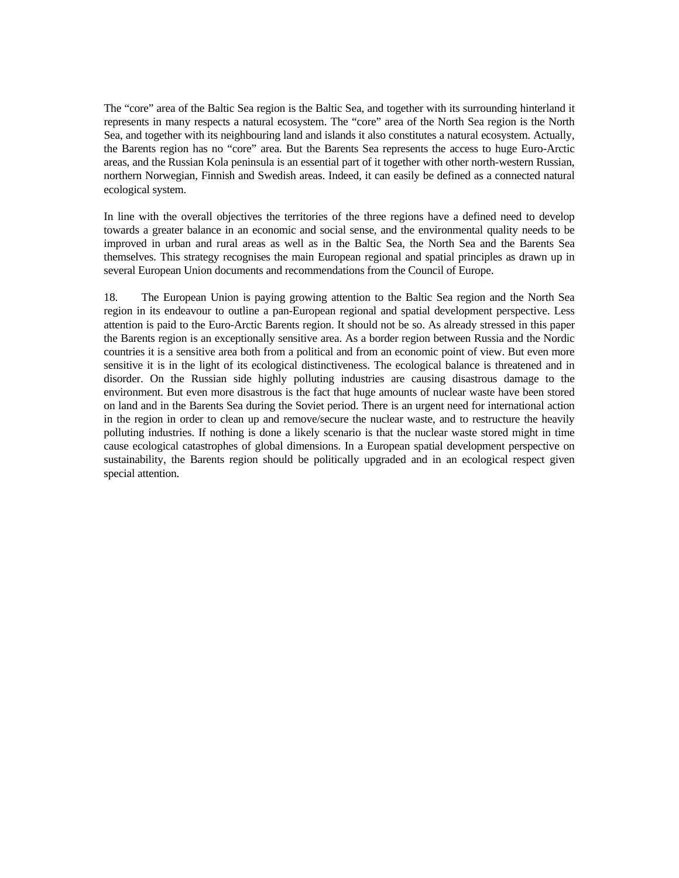The “core” area of the Baltic Sea region is the Baltic Sea, and together with its surrounding hinterland it represents in many respects a natural ecosystem. The “core” area of the North Sea region is the North Sea, and together with its neighbouring land and islands it also constitutes a natural ecosystem. Actually, the Barents region has no “core” area. But the Barents Sea represents the access to huge Euro-Arctic areas, and the Russian Kola peninsula is an essential part of it together with other north-western Russian, northern Norwegian, Finnish and Swedish areas. Indeed, it can easily be defined as a connected natural ecological system.

In line with the overall objectives the territories of the three regions have a defined need to develop towards a greater balance in an economic and social sense, and the environmental quality needs to be improved in urban and rural areas as well as in the Baltic Sea, the North Sea and the Barents Sea themselves. This strategy recognises the main European regional and spatial principles as drawn up in several European Union documents and recommendations from the Council of Europe.

18. The European Union is paying growing attention to the Baltic Sea region and the North Sea region in its endeavour to outline a pan-European regional and spatial development perspective. Less attention is paid to the Euro-Arctic Barents region. It should not be so. As already stressed in this paper the Barents region is an exceptionally sensitive area. As a border region between Russia and the Nordic countries it is a sensitive area both from a political and from an economic point of view. But even more sensitive it is in the light of its ecological distinctiveness. The ecological balance is threatened and in disorder. On the Russian side highly polluting industries are causing disastrous damage to the environment. But even more disastrous is the fact that huge amounts of nuclear waste have been stored on land and in the Barents Sea during the Soviet period. There is an urgent need for international action in the region in order to clean up and remove/secure the nuclear waste, and to restructure the heavily polluting industries. If nothing is done a likely scenario is that the nuclear waste stored might in time cause ecological catastrophes of global dimensions. In a European spatial development perspective on sustainability, the Barents region should be politically upgraded and in an ecological respect given special attention.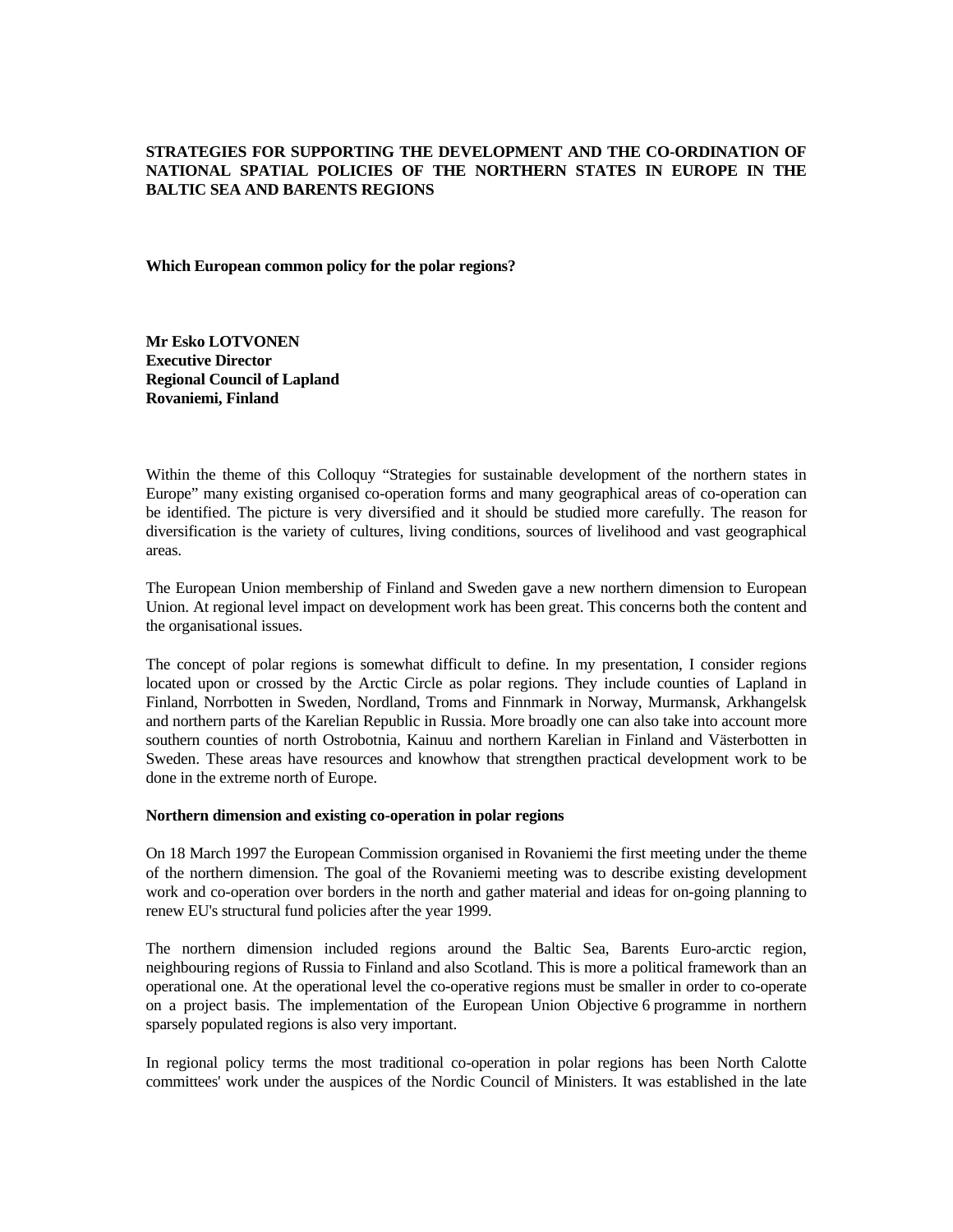**STRATEGIES FOR SUPPORTING THE DEVELOPMENT AND THE CO-ORDINATION OF NATIONAL SPATIAL POLICIES OF THE NORTHERN STATES IN EUROPE IN THE BALTIC SEA AND BARENTS REGIONS**

**Which European common policy for the polar regions?**

**Mr Esko LOTVONEN**
**Executive Director**
**Regional Council of Lapland**
**Rovaniemi, Finland**

Within the theme of this Colloquy "Strategies for sustainable development of the northern states in Europe" many existing organised co-operation forms and many geographical areas of co-operation can be identified. The picture is very diversified and it should be studied more carefully. The reason for diversification is the variety of cultures, living conditions, sources of livelihood and vast geographical areas.

The European Union membership of Finland and Sweden gave a new northern dimension to European Union. At regional level impact on development work has been great. This concerns both the content and the organisational issues.

The concept of polar regions is somewhat difficult to define. In my presentation, I consider regions located upon or crossed by the Arctic Circle as polar regions. They include counties of Lapland in Finland, Norrbotten in Sweden, Nordland, Troms and Finnmark in Norway, Murmansk, Arkhangelsk and northern parts of the Karelian Republic in Russia. More broadly one can also take into account more southern counties of north Ostrobotnia, Kainuu and northern Karelian in Finland and Västerbotten in Sweden. These areas have resources and knowhow that strengthen practical development work to be done in the extreme north of Europe.

**Northern dimension and existing co-operation in polar regions**

On 18 March 1997 the European Commission organised in Rovaniemi the first meeting under the theme of the northern dimension. The goal of the Rovaniemi meeting was to describe existing development work and co-operation over borders in the north and gather material and ideas for on-going planning to renew EU's structural fund policies after the year 1999.

The northern dimension included regions around the Baltic Sea, Barents Euro-arctic region, neighbouring regions of Russia to Finland and also Scotland. This is more a political framework than an operational one. At the operational level the co-operative regions must be smaller in order to co-operate on a project basis. The implementation of the European Union Objective 6 programme in northern sparsely populated regions is also very important.

In regional policy terms the most traditional co-operation in polar regions has been North Calotte committees' work under the auspices of the Nordic Council of Ministers. It was established in the late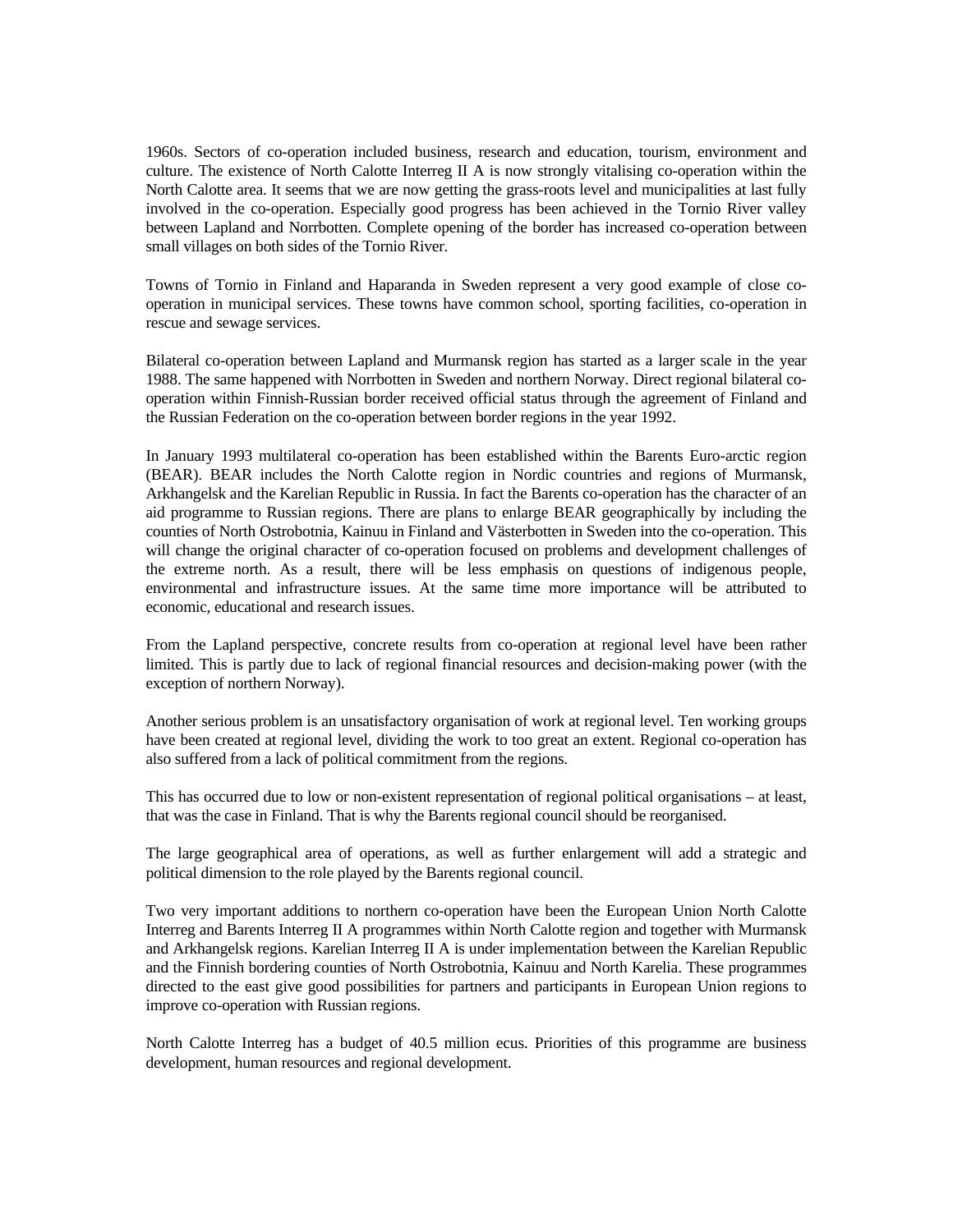1960s. Sectors of co-operation included business, research and education, tourism, environment and culture. The existence of North Calotte Interreg II A is now strongly vitalising co-operation within the North Calotte area. It seems that we are now getting the grass-roots level and municipalities at last fully involved in the co-operation. Especially good progress has been achieved in the Tornio River valley between Lapland and Norrbotten. Complete opening of the border has increased co-operation between small villages on both sides of the Tornio River.

Towns of Tornio in Finland and Haparanda in Sweden represent a very good example of close co-operation in municipal services. These towns have common school, sporting facilities, co-operation in rescue and sewage services.

Bilateral co-operation between Lapland and Murmansk region has started as a larger scale in the year 1988. The same happened with Norrbotten in Sweden and northern Norway. Direct regional bilateral co-operation within Finnish-Russian border received official status through the agreement of Finland and the Russian Federation on the co-operation between border regions in the year 1992.

In January 1993 multilateral co-operation has been established within the Barents Euro-arctic region (BEAR). BEAR includes the North Calotte region in Nordic countries and regions of Murmansk, Arkhangelsk and the Karelian Republic in Russia. In fact the Barents co-operation has the character of an aid programme to Russian regions. There are plans to enlarge BEAR geographically by including the counties of North Ostrobotnia, Kainuu in Finland and Västerbotten in Sweden into the co-operation. This will change the original character of co-operation focused on problems and development challenges of the extreme north. As a result, there will be less emphasis on questions of indigenous people, environmental and infrastructure issues. At the same time more importance will be attributed to economic, educational and research issues.

From the Lapland perspective, concrete results from co-operation at regional level have been rather limited. This is partly due to lack of regional financial resources and decision-making power (with the exception of northern Norway).

Another serious problem is an unsatisfactory organisation of work at regional level. Ten working groups have been created at regional level, dividing the work to too great an extent. Regional co-operation has also suffered from a lack of political commitment from the regions.

This has occurred due to low or non-existent representation of regional political organisations – at least, that was the case in Finland. That is why the Barents regional council should be reorganised.

The large geographical area of operations, as well as further enlargement will add a strategic and political dimension to the role played by the Barents regional council.

Two very important additions to northern co-operation have been the European Union North Calotte Interreg and Barents Interreg II A programmes within North Calotte region and together with Murmansk and Arkhangelsk regions. Karelian Interreg II A is under implementation between the Karelian Republic and the Finnish bordering counties of North Ostrobotnia, Kainuu and North Karelia. These programmes directed to the east give good possibilities for partners and participants in European Union regions to improve co-operation with Russian regions.

North Calotte Interreg has a budget of 40.5 million ecus. Priorities of this programme are business development, human resources and regional development.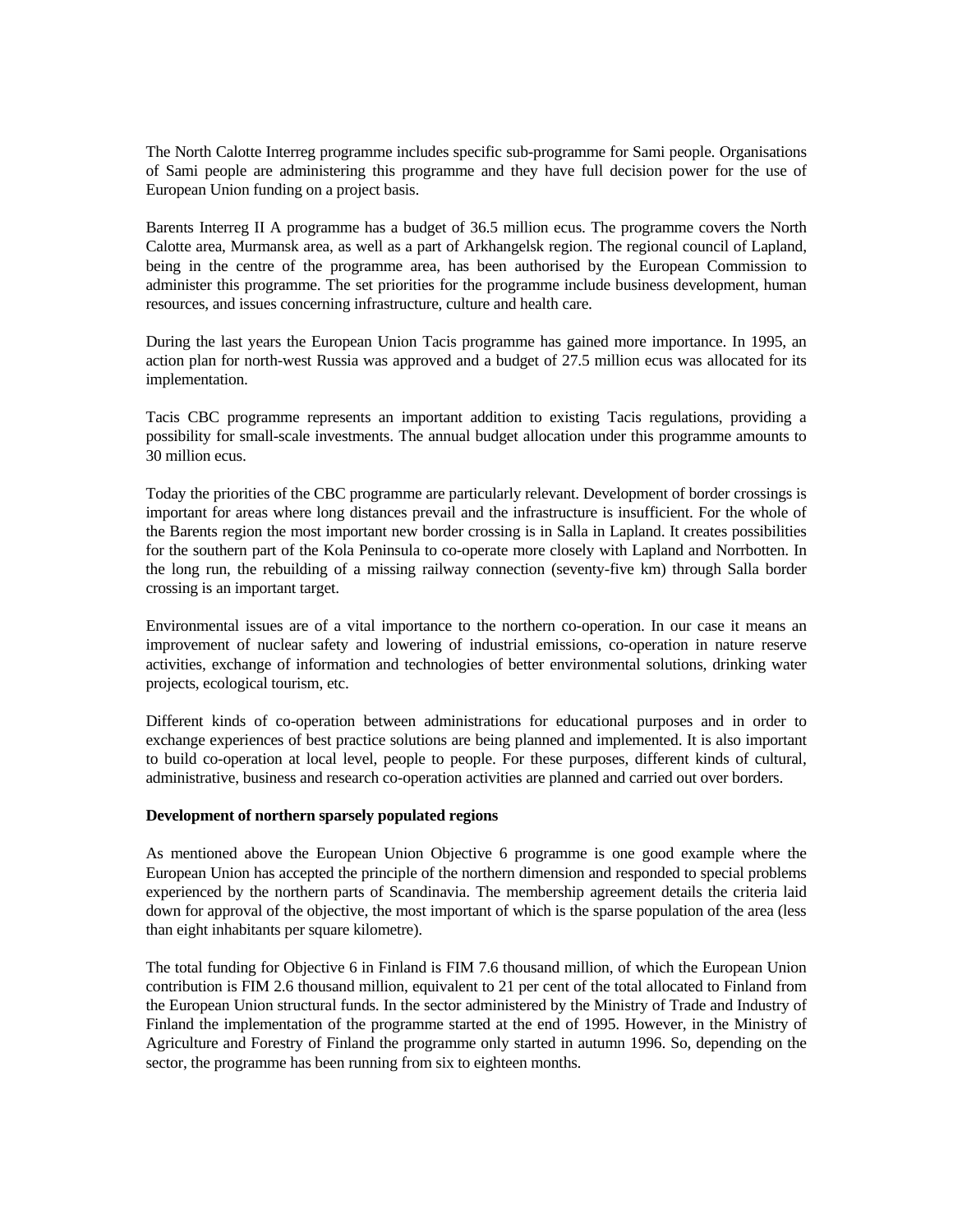The North Calotte Interreg programme includes specific sub-programme for Sami people. Organisations of Sami people are administering this programme and they have full decision power for the use of European Union funding on a project basis.

Barents Interreg II A programme has a budget of 36.5 million ecus. The programme covers the North Calotte area, Murmansk area, as well as a part of Arkhangelsk region. The regional council of Lapland, being in the centre of the programme area, has been authorised by the European Commission to administer this programme. The set priorities for the programme include business development, human resources, and issues concerning infrastructure, culture and health care.

During the last years the European Union Tacis programme has gained more importance. In 1995, an action plan for north-west Russia was approved and a budget of 27.5 million ecus was allocated for its implementation.

Tacis CBC programme represents an important addition to existing Tacis regulations, providing a possibility for small-scale investments. The annual budget allocation under this programme amounts to 30 million ecus.

Today the priorities of the CBC programme are particularly relevant. Development of border crossings is important for areas where long distances prevail and the infrastructure is insufficient. For the whole of the Barents region the most important new border crossing is in Salla in Lapland. It creates possibilities for the southern part of the Kola Peninsula to co-operate more closely with Lapland and Norrbotten. In the long run, the rebuilding of a missing railway connection (seventy-five km) through Salla border crossing is an important target.

Environmental issues are of a vital importance to the northern co-operation. In our case it means an improvement of nuclear safety and lowering of industrial emissions, co-operation in nature reserve activities, exchange of information and technologies of better environmental solutions, drinking water projects, ecological tourism, etc.

Different kinds of co-operation between administrations for educational purposes and in order to exchange experiences of best practice solutions are being planned and implemented. It is also important to build co-operation at local level, people to people. For these purposes, different kinds of cultural, administrative, business and research co-operation activities are planned and carried out over borders.

**Development of northern sparsely populated regions**

As mentioned above the European Union Objective 6 programme is one good example where the European Union has accepted the principle of the northern dimension and responded to special problems experienced by the northern parts of Scandinavia. The membership agreement details the criteria laid down for approval of the objective, the most important of which is the sparse population of the area (less than eight inhabitants per square kilometre).

The total funding for Objective 6 in Finland is FIM 7.6 thousand million, of which the European Union contribution is FIM 2.6 thousand million, equivalent to 21 per cent of the total allocated to Finland from the European Union structural funds. In the sector administered by the Ministry of Trade and Industry of Finland the implementation of the programme started at the end of 1995. However, in the Ministry of Agriculture and Forestry of Finland the programme only started in autumn 1996. So, depending on the sector, the programme has been running from six to eighteen months.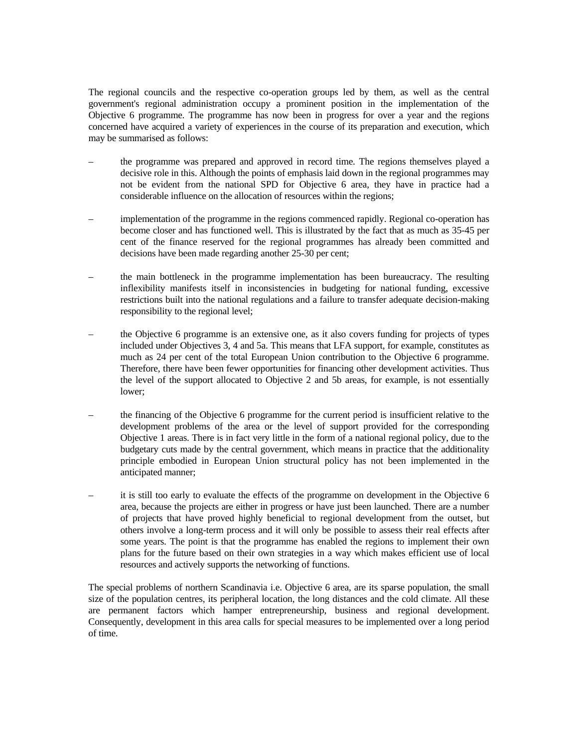The regional councils and the respective co-operation groups led by them, as well as the central government's regional administration occupy a prominent position in the implementation of the Objective 6 programme. The programme has now been in progress for over a year and the regions concerned have acquired a variety of experiences in the course of its preparation and execution, which may be summarised as follows:

- the programme was prepared and approved in record time. The regions themselves played a decisive role in this. Although the points of emphasis laid down in the regional programmes may not be evident from the national SPD for Objective 6 area, they have in practice had a considerable influence on the allocation of resources within the regions;

- implementation of the programme in the regions commenced rapidly. Regional co-operation has become closer and has functioned well. This is illustrated by the fact that as much as 35-45 per cent of the finance reserved for the regional programmes has already been committed and decisions have been made regarding another 25-30 per cent;

- the main bottleneck in the programme implementation has been bureaucracy. The resulting inflexibility manifests itself in inconsistencies in budgeting for national funding, excessive restrictions built into the national regulations and a failure to transfer adequate decision-making responsibility to the regional level;

- the Objective 6 programme is an extensive one, as it also covers funding for projects of types included under Objectives 3, 4 and 5a. This means that LFA support, for example, constitutes as much as 24 per cent of the total European Union contribution to the Objective 6 programme. Therefore, there have been fewer opportunities for financing other development activities. Thus the level of the support allocated to Objective 2 and 5b areas, for example, is not essentially lower;

- the financing of the Objective 6 programme for the current period is insufficient relative to the development problems of the area or the level of support provided for the corresponding Objective 1 areas. There is in fact very little in the form of a national regional policy, due to the budgetary cuts made by the central government, which means in practice that the additionality principle embodied in European Union structural policy has not been implemented in the anticipated manner;

- it is still too early to evaluate the effects of the programme on development in the Objective 6 area, because the projects are either in progress or have just been launched. There are a number of projects that have proved highly beneficial to regional development from the outset, but others involve a long-term process and it will only be possible to assess their real effects after some years. The point is that the programme has enabled the regions to implement their own plans for the future based on their own strategies in a way which makes efficient use of local resources and actively supports the networking of functions.

The special problems of northern Scandinavia i.e. Objective 6 area, are its sparse population, the small size of the population centres, its peripheral location, the long distances and the cold climate. All these are permanent factors which hamper entrepreneurship, business and regional development. Consequently, development in this area calls for special measures to be implemented over a long period of time.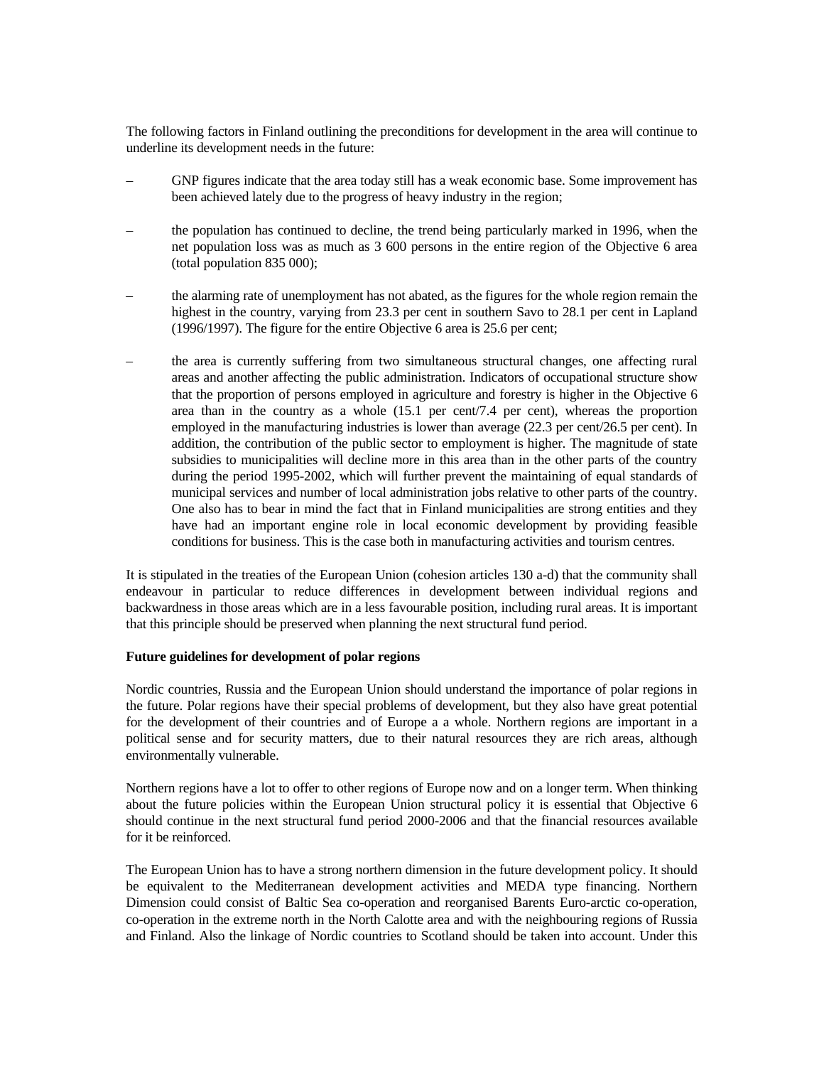The following factors in Finland outlining the preconditions for development in the area will continue to underline its development needs in the future:

– GNP figures indicate that the area today still has a weak economic base. Some improvement has been achieved lately due to the progress of heavy industry in the region;

– the population has continued to decline, the trend being particularly marked in 1996, when the net population loss was as much as 3 600 persons in the entire region of the Objective 6 area (total population 835 000);

– the alarming rate of unemployment has not abated, as the figures for the whole region remain the highest in the country, varying from 23.3 per cent in southern Savo to 28.1 per cent in Lapland (1996/1997). The figure for the entire Objective 6 area is 25.6 per cent;

– the area is currently suffering from two simultaneous structural changes, one affecting rural areas and another affecting the public administration. Indicators of occupational structure show that the proportion of persons employed in agriculture and forestry is higher in the Objective 6 area than in the country as a whole (15.1 per cent/7.4 per cent), whereas the proportion employed in the manufacturing industries is lower than average (22.3 per cent/26.5 per cent). In addition, the contribution of the public sector to employment is higher. The magnitude of state subsidies to municipalities will decline more in this area than in the other parts of the country during the period 1995-2002, which will further prevent the maintaining of equal standards of municipal services and number of local administration jobs relative to other parts of the country. One also has to bear in mind the fact that in Finland municipalities are strong entities and they have had an important engine role in local economic development by providing feasible conditions for business. This is the case both in manufacturing activities and tourism centres.

It is stipulated in the treaties of the European Union (cohesion articles 130 a-d) that the community shall endeavour in particular to reduce differences in development between individual regions and backwardness in those areas which are in a less favourable position, including rural areas. It is important that this principle should be preserved when planning the next structural fund period.

**Future guidelines for development of polar regions**

Nordic countries, Russia and the European Union should understand the importance of polar regions in the future. Polar regions have their special problems of development, but they also have great potential for the development of their countries and of Europe a a whole. Northern regions are important in a political sense and for security matters, due to their natural resources they are rich areas, although environmentally vulnerable.

Northern regions have a lot to offer to other regions of Europe now and on a longer term. When thinking about the future policies within the European Union structural policy it is essential that Objective 6 should continue in the next structural fund period 2000-2006 and that the financial resources available for it be reinforced.

The European Union has to have a strong northern dimension in the future development policy. It should be equivalent to the Mediterranean development activities and MEDA type financing. Northern Dimension could consist of Baltic Sea co-operation and reorganised Barents Euro-arctic co-operation, co-operation in the extreme north in the North Calotte area and with the neighbouring regions of Russia and Finland. Also the linkage of Nordic countries to Scotland should be taken into account. Under this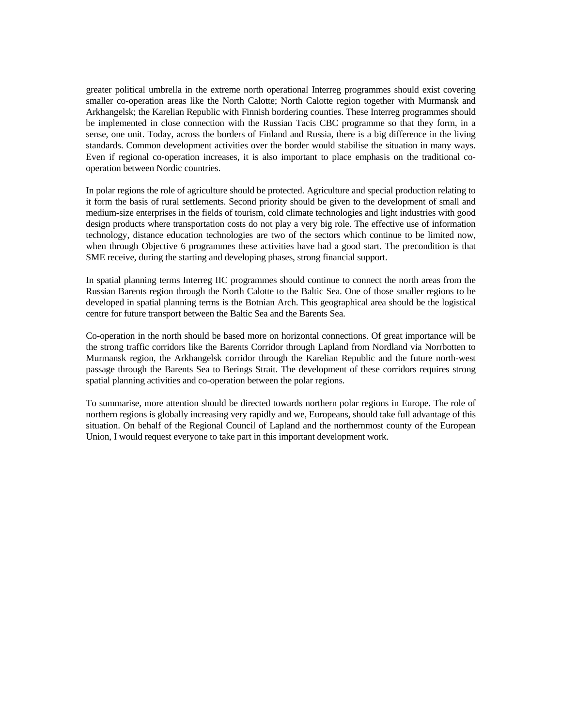greater political umbrella in the extreme north operational Interreg programmes should exist covering smaller co-operation areas like the North Calotte; North Calotte region together with Murmansk and Arkhangelsk; the Karelian Republic with Finnish bordering counties. These Interreg programmes should be implemented in close connection with the Russian Tacis CBC programme so that they form, in a sense, one unit. Today, across the borders of Finland and Russia, there is a big difference in the living standards. Common development activities over the border would stabilise the situation in many ways. Even if regional co-operation increases, it is also important to place emphasis on the traditional co-operation between Nordic countries.

In polar regions the role of agriculture should be protected. Agriculture and special production relating to it form the basis of rural settlements. Second priority should be given to the development of small and medium-size enterprises in the fields of tourism, cold climate technologies and light industries with good design products where transportation costs do not play a very big role. The effective use of information technology, distance education technologies are two of the sectors which continue to be limited now, when through Objective 6 programmes these activities have had a good start. The precondition is that SME receive, during the starting and developing phases, strong financial support.

In spatial planning terms Interreg IIC programmes should continue to connect the north areas from the Russian Barents region through the North Calotte to the Baltic Sea. One of those smaller regions to be developed in spatial planning terms is the Botnian Arch. This geographical area should be the logistical centre for future transport between the Baltic Sea and the Barents Sea.

Co-operation in the north should be based more on horizontal connections. Of great importance will be the strong traffic corridors like the Barents Corridor through Lapland from Nordland via Norrbotten to Murmansk region, the Arkhangelsk corridor through the Karelian Republic and the future north-west passage through the Barents Sea to Berings Strait. The development of these corridors requires strong spatial planning activities and co-operation between the polar regions.

To summarise, more attention should be directed towards northern polar regions in Europe. The role of northern regions is globally increasing very rapidly and we, Europeans, should take full advantage of this situation. On behalf of the Regional Council of Lapland and the northernmost county of the European Union, I would request everyone to take part in this important development work.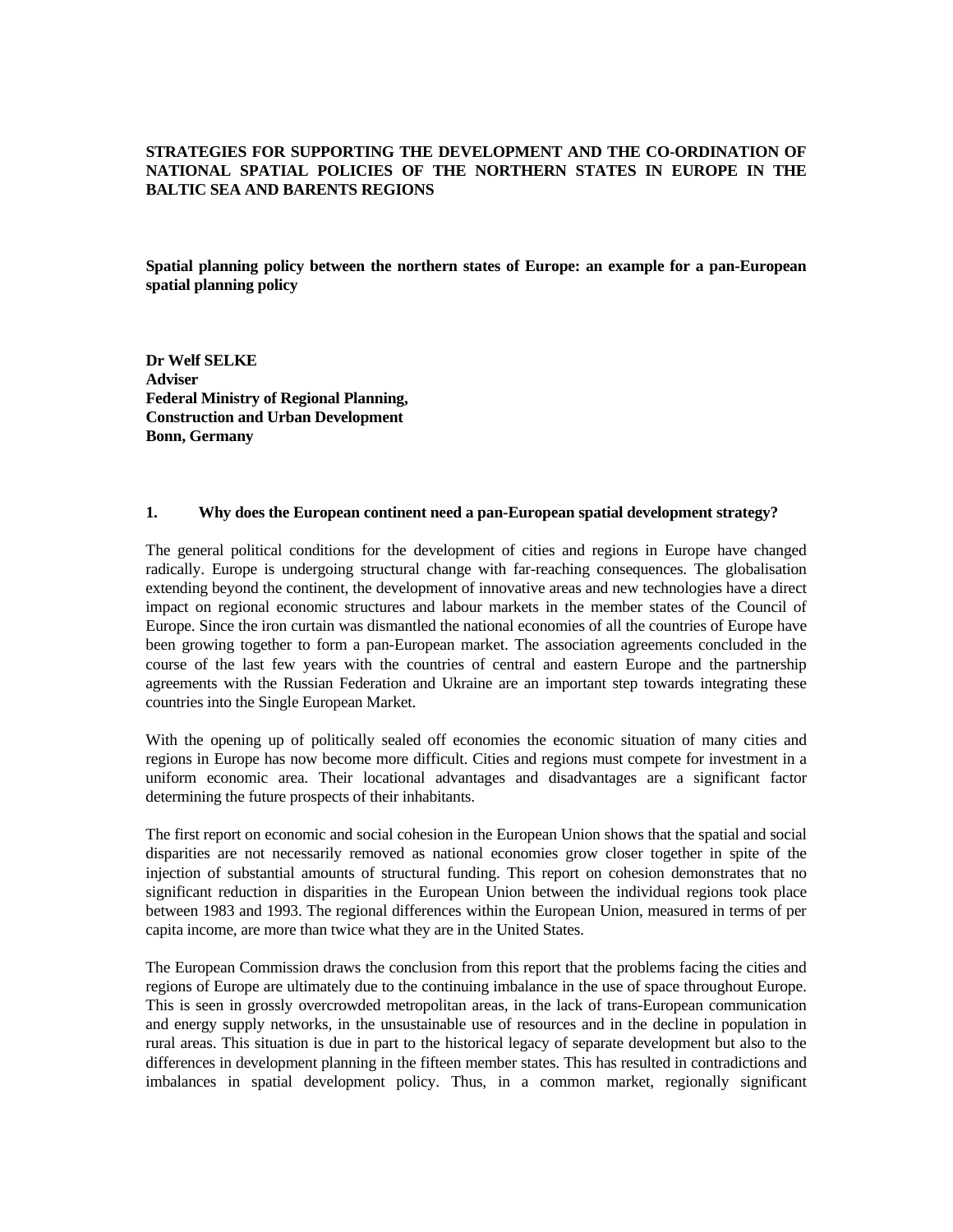**STRATEGIES FOR SUPPORTING THE DEVELOPMENT AND THE CO-ORDINATION OF NATIONAL SPATIAL POLICIES OF THE NORTHERN STATES IN EUROPE IN THE BALTIC SEA AND BARENTS REGIONS**

**Spatial planning policy between the northern states of Europe: an example for a pan-European spatial planning policy**

**Dr Welf SELKE**
**Adviser**
**Federal Ministry of Regional Planning,**
**Construction and Urban Development**
**Bonn, Germany**

## 1. Why does the European continent need a pan-European spatial development strategy?

The general political conditions for the development of cities and regions in Europe have changed radically. Europe is undergoing structural change with far-reaching consequences. The globalisation extending beyond the continent, the development of innovative areas and new technologies have a direct impact on regional economic structures and labour markets in the member states of the Council of Europe. Since the iron curtain was dismantled the national economies of all the countries of Europe have been growing together to form a pan-European market. The association agreements concluded in the course of the last few years with the countries of central and eastern Europe and the partnership agreements with the Russian Federation and Ukraine are an important step towards integrating these countries into the Single European Market.

With the opening up of politically sealed off economies the economic situation of many cities and regions in Europe has now become more difficult. Cities and regions must compete for investment in a uniform economic area. Their locational advantages and disadvantages are a significant factor determining the future prospects of their inhabitants.

The first report on economic and social cohesion in the European Union shows that the spatial and social disparities are not necessarily removed as national economies grow closer together in spite of the injection of substantial amounts of structural funding. This report on cohesion demonstrates that no significant reduction in disparities in the European Union between the individual regions took place between 1983 and 1993. The regional differences within the European Union, measured in terms of per capita income, are more than twice what they are in the United States.

The European Commission draws the conclusion from this report that the problems facing the cities and regions of Europe are ultimately due to the continuing imbalance in the use of space throughout Europe. This is seen in grossly overcrowded metropolitan areas, in the lack of trans-European communication and energy supply networks, in the unsustainable use of resources and in the decline in population in rural areas. This situation is due in part to the historical legacy of separate development but also to the differences in development planning in the fifteen member states. This has resulted in contradictions and imbalances in spatial development policy. Thus, in a common market, regionally significant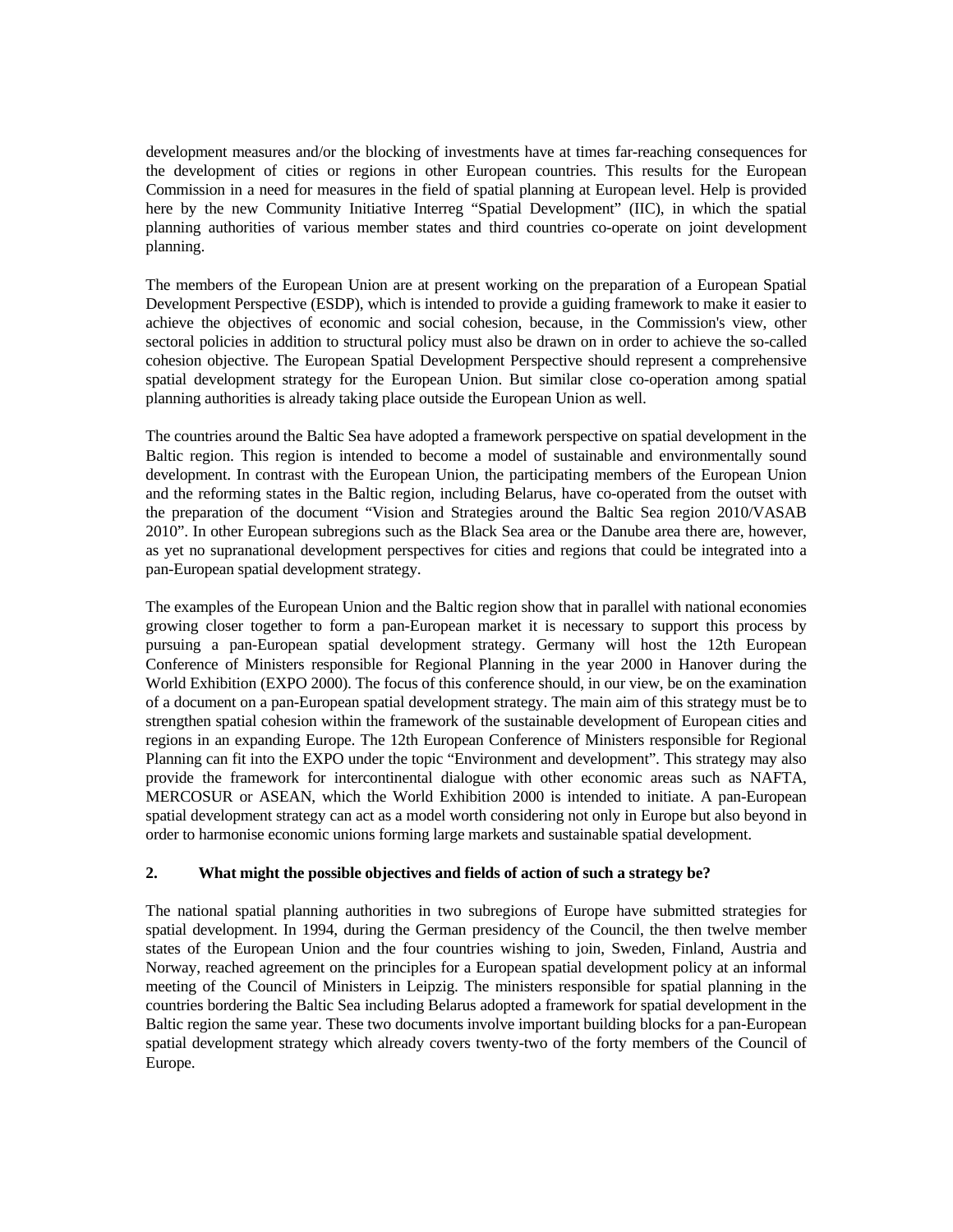development measures and/or the blocking of investments have at times far-reaching consequences for the development of cities or regions in other European countries. This results for the European Commission in a need for measures in the field of spatial planning at European level. Help is provided here by the new Community Initiative Interreg "Spatial Development" (IIC), in which the spatial planning authorities of various member states and third countries co-operate on joint development planning.

The members of the European Union are at present working on the preparation of a European Spatial Development Perspective (ESDP), which is intended to provide a guiding framework to make it easier to achieve the objectives of economic and social cohesion, because, in the Commission's view, other sectoral policies in addition to structural policy must also be drawn on in order to achieve the so-called cohesion objective. The European Spatial Development Perspective should represent a comprehensive spatial development strategy for the European Union. But similar close co-operation among spatial planning authorities is already taking place outside the European Union as well.

The countries around the Baltic Sea have adopted a framework perspective on spatial development in the Baltic region. This region is intended to become a model of sustainable and environmentally sound development. In contrast with the European Union, the participating members of the European Union and the reforming states in the Baltic region, including Belarus, have co-operated from the outset with the preparation of the document "Vision and Strategies around the Baltic Sea region 2010/VASAB 2010". In other European subregions such as the Black Sea area or the Danube area there are, however, as yet no supranational development perspectives for cities and regions that could be integrated into a pan-European spatial development strategy.

The examples of the European Union and the Baltic region show that in parallel with national economies growing closer together to form a pan-European market it is necessary to support this process by pursuing a pan-European spatial development strategy. Germany will host the 12th European Conference of Ministers responsible for Regional Planning in the year 2000 in Hanover during the World Exhibition (EXPO 2000). The focus of this conference should, in our view, be on the examination of a document on a pan-European spatial development strategy. The main aim of this strategy must be to strengthen spatial cohesion within the framework of the sustainable development of European cities and regions in an expanding Europe. The 12th European Conference of Ministers responsible for Regional Planning can fit into the EXPO under the topic "Environment and development". This strategy may also provide the framework for intercontinental dialogue with other economic areas such as NAFTA, MERCOSUR or ASEAN, which the World Exhibition 2000 is intended to initiate. A pan-European spatial development strategy can act as a model worth considering not only in Europe but also beyond in order to harmonise economic unions forming large markets and sustainable spatial development.

## 2. What might the possible objectives and fields of action of such a strategy be?

The national spatial planning authorities in two subregions of Europe have submitted strategies for spatial development. In 1994, during the German presidency of the Council, the then twelve member states of the European Union and the four countries wishing to join, Sweden, Finland, Austria and Norway, reached agreement on the principles for a European spatial development policy at an informal meeting of the Council of Ministers in Leipzig. The ministers responsible for spatial planning in the countries bordering the Baltic Sea including Belarus adopted a framework for spatial development in the Baltic region the same year. These two documents involve important building blocks for a pan-European spatial development strategy which already covers twenty-two of the forty members of the Council of Europe.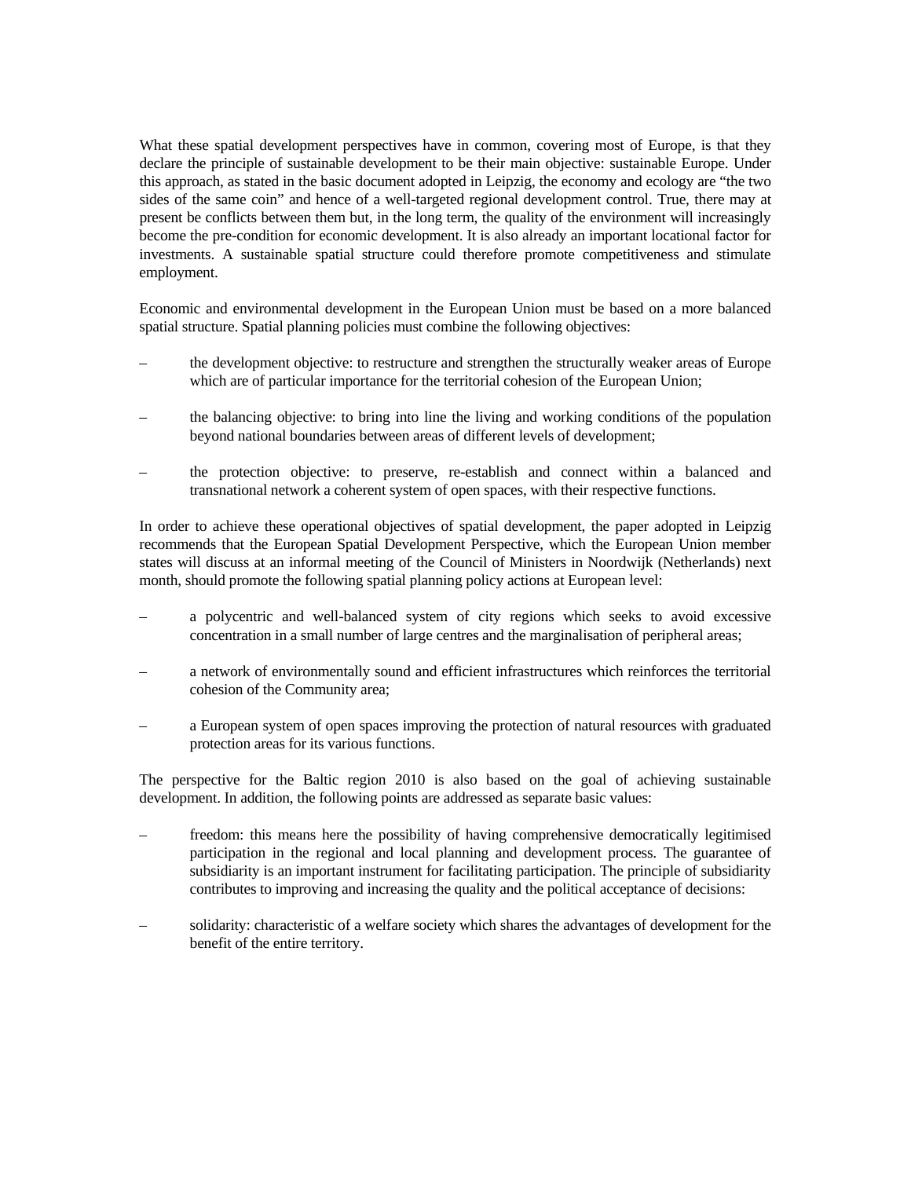What these spatial development perspectives have in common, covering most of Europe, is that they declare the principle of sustainable development to be their main objective: sustainable Europe. Under this approach, as stated in the basic document adopted in Leipzig, the economy and ecology are "the two sides of the same coin" and hence of a well-targeted regional development control. True, there may at present be conflicts between them but, in the long term, the quality of the environment will increasingly become the pre-condition for economic development. It is also already an important locational factor for investments. A sustainable spatial structure could therefore promote competitiveness and stimulate employment.

Economic and environmental development in the European Union must be based on a more balanced spatial structure. Spatial planning policies must combine the following objectives:

– the development objective: to restructure and strengthen the structurally weaker areas of Europe which are of particular importance for the territorial cohesion of the European Union;

– the balancing objective: to bring into line the living and working conditions of the population beyond national boundaries between areas of different levels of development;

– the protection objective: to preserve, re-establish and connect within a balanced and transnational network a coherent system of open spaces, with their respective functions.

In order to achieve these operational objectives of spatial development, the paper adopted in Leipzig recommends that the European Spatial Development Perspective, which the European Union member states will discuss at an informal meeting of the Council of Ministers in Noordwijk (Netherlands) next month, should promote the following spatial planning policy actions at European level:

– a polycentric and well-balanced system of city regions which seeks to avoid excessive concentration in a small number of large centres and the marginalisation of peripheral areas;

– a network of environmentally sound and efficient infrastructures which reinforces the territorial cohesion of the Community area;

– a European system of open spaces improving the protection of natural resources with graduated protection areas for its various functions.

The perspective for the Baltic region 2010 is also based on the goal of achieving sustainable development. In addition, the following points are addressed as separate basic values:

– freedom: this means here the possibility of having comprehensive democratically legitimised participation in the regional and local planning and development process. The guarantee of subsidiarity is an important instrument for facilitating participation. The principle of subsidiarity contributes to improving and increasing the quality and the political acceptance of decisions:

– solidarity: characteristic of a welfare society which shares the advantages of development for the benefit of the entire territory.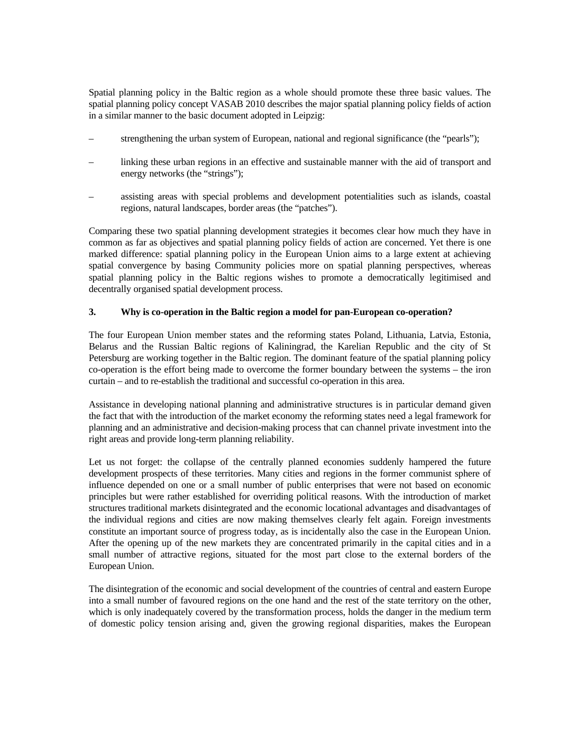Spatial planning policy in the Baltic region as a whole should promote these three basic values. The spatial planning policy concept VASAB 2010 describes the major spatial planning policy fields of action in a similar manner to the basic document adopted in Leipzig:

– strengthening the urban system of European, national and regional significance (the "pearls");

– linking these urban regions in an effective and sustainable manner with the aid of transport and energy networks (the "strings");

– assisting areas with special problems and development potentialities such as islands, coastal regions, natural landscapes, border areas (the "patches").

Comparing these two spatial planning development strategies it becomes clear how much they have in common as far as objectives and spatial planning policy fields of action are concerned. Yet there is one marked difference: spatial planning policy in the European Union aims to a large extent at achieving spatial convergence by basing Community policies more on spatial planning perspectives, whereas spatial planning policy in the Baltic regions wishes to promote a democratically legitimised and decentrally organised spatial development process.

### 3. Why is co-operation in the Baltic region a model for pan-European co-operation?

The four European Union member states and the reforming states Poland, Lithuania, Latvia, Estonia, Belarus and the Russian Baltic regions of Kaliningrad, the Karelian Republic and the city of St Petersburg are working together in the Baltic region. The dominant feature of the spatial planning policy co-operation is the effort being made to overcome the former boundary between the systems – the iron curtain – and to re-establish the traditional and successful co-operation in this area.

Assistance in developing national planning and administrative structures is in particular demand given the fact that with the introduction of the market economy the reforming states need a legal framework for planning and an administrative and decision-making process that can channel private investment into the right areas and provide long-term planning reliability.

Let us not forget: the collapse of the centrally planned economies suddenly hampered the future development prospects of these territories. Many cities and regions in the former communist sphere of influence depended on one or a small number of public enterprises that were not based on economic principles but were rather established for overriding political reasons. With the introduction of market structures traditional markets disintegrated and the economic locational advantages and disadvantages of the individual regions and cities are now making themselves clearly felt again. Foreign investments constitute an important source of progress today, as is incidentally also the case in the European Union. After the opening up of the new markets they are concentrated primarily in the capital cities and in a small number of attractive regions, situated for the most part close to the external borders of the European Union.

The disintegration of the economic and social development of the countries of central and eastern Europe into a small number of favoured regions on the one hand and the rest of the state territory on the other, which is only inadequately covered by the transformation process, holds the danger in the medium term of domestic policy tension arising and, given the growing regional disparities, makes the European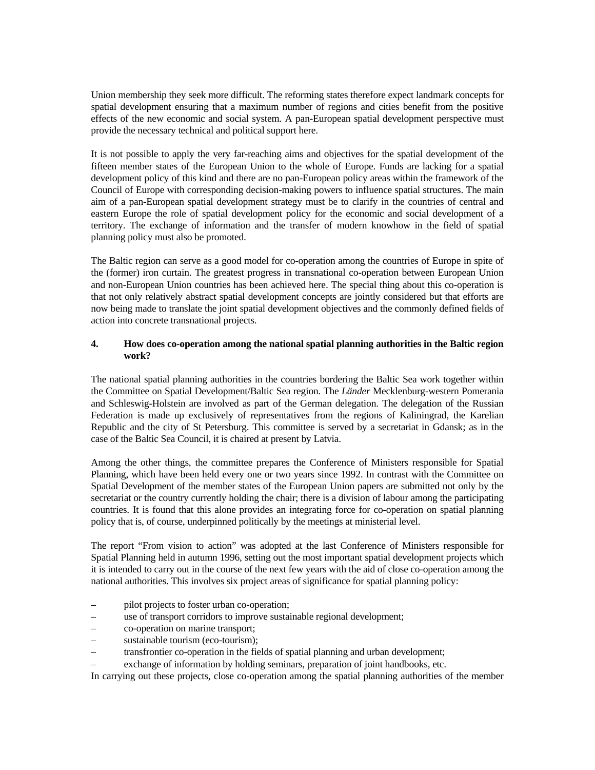Union membership they seek more difficult. The reforming states therefore expect landmark concepts for spatial development ensuring that a maximum number of regions and cities benefit from the positive effects of the new economic and social system. A pan-European spatial development perspective must provide the necessary technical and political support here.

It is not possible to apply the very far-reaching aims and objectives for the spatial development of the fifteen member states of the European Union to the whole of Europe. Funds are lacking for a spatial development policy of this kind and there are no pan-European policy areas within the framework of the Council of Europe with corresponding decision-making powers to influence spatial structures. The main aim of a pan-European spatial development strategy must be to clarify in the countries of central and eastern Europe the role of spatial development policy for the economic and social development of a territory. The exchange of information and the transfer of modern knowhow in the field of spatial planning policy must also be promoted.

The Baltic region can serve as a good model for co-operation among the countries of Europe in spite of the (former) iron curtain. The greatest progress in transnational co-operation between European Union and non-European Union countries has been achieved here. The special thing about this co-operation is that not only relatively abstract spatial development concepts are jointly considered but that efforts are now being made to translate the joint spatial development objectives and the commonly defined fields of action into concrete transnational projects.

#### 4. How does co-operation among the national spatial planning authorities in the Baltic region work?

The national spatial planning authorities in the countries bordering the Baltic Sea work together within the Committee on Spatial Development/Baltic Sea region. The *Länder* Mecklenburg-western Pomerania and Schleswig-Holstein are involved as part of the German delegation. The delegation of the Russian Federation is made up exclusively of representatives from the regions of Kaliningrad, the Karelian Republic and the city of St Petersburg. This committee is served by a secretariat in Gdansk; as in the case of the Baltic Sea Council, it is chaired at present by Latvia.

Among the other things, the committee prepares the Conference of Ministers responsible for Spatial Planning, which have been held every one or two years since 1992. In contrast with the Committee on Spatial Development of the member states of the European Union papers are submitted not only by the secretariat or the country currently holding the chair; there is a division of labour among the participating countries. It is found that this alone provides an integrating force for co-operation on spatial planning policy that is, of course, underpinned politically by the meetings at ministerial level.

The report "From vision to action" was adopted at the last Conference of Ministers responsible for Spatial Planning held in autumn 1996, setting out the most important spatial development projects which it is intended to carry out in the course of the next few years with the aid of close co-operation among the national authorities. This involves six project areas of significance for spatial planning policy:

- pilot projects to foster urban co-operation;
- use of transport corridors to improve sustainable regional development;
- co-operation on marine transport;
- sustainable tourism (eco-tourism);
- transfrontier co-operation in the fields of spatial planning and urban development;
- exchange of information by holding seminars, preparation of joint handbooks, etc.

In carrying out these projects, close co-operation among the spatial planning authorities of the member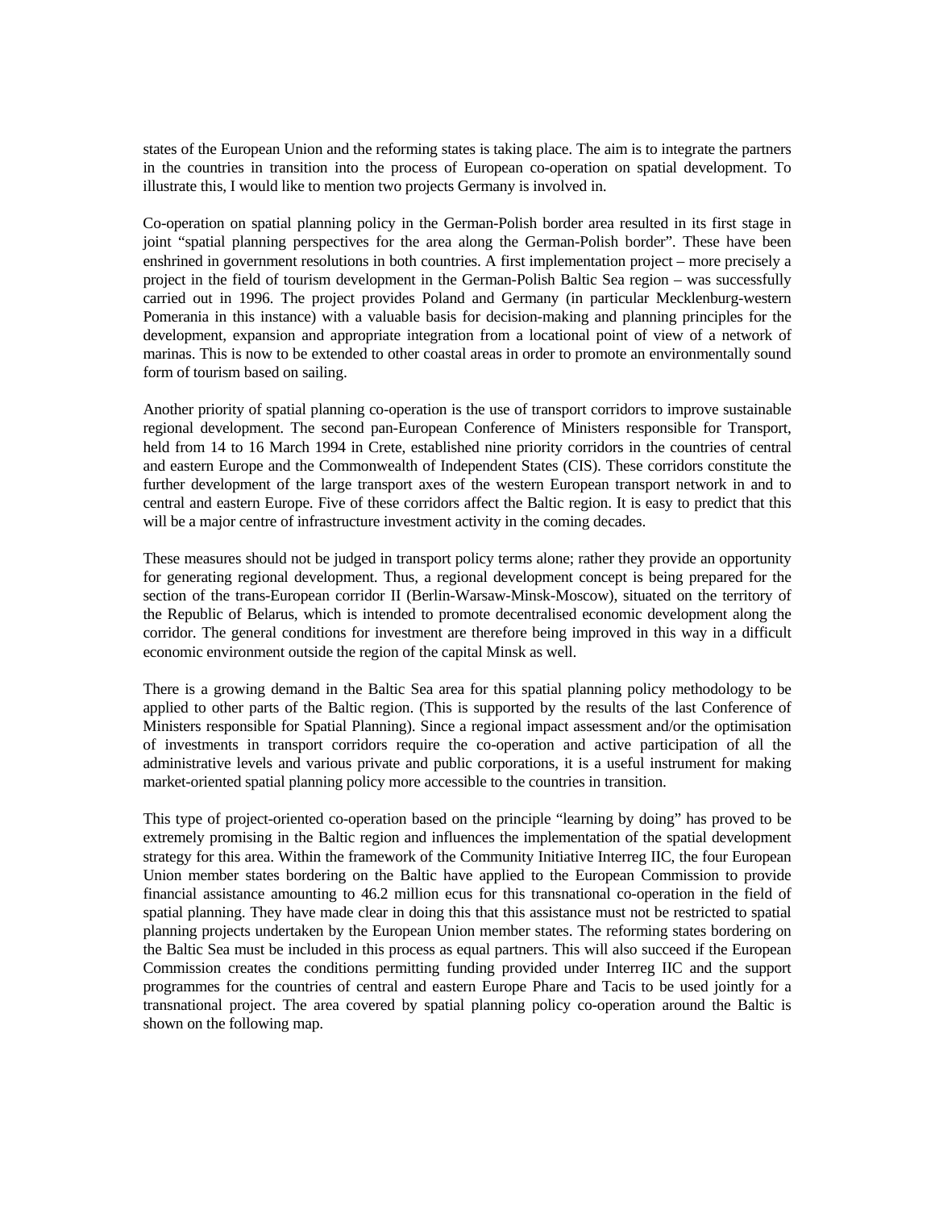states of the European Union and the reforming states is taking place. The aim is to integrate the partners in the countries in transition into the process of European co-operation on spatial development. To illustrate this, I would like to mention two projects Germany is involved in.

Co-operation on spatial planning policy in the German-Polish border area resulted in its first stage in joint "spatial planning perspectives for the area along the German-Polish border". These have been enshrined in government resolutions in both countries. A first implementation project – more precisely a project in the field of tourism development in the German-Polish Baltic Sea region – was successfully carried out in 1996. The project provides Poland and Germany (in particular Mecklenburg-western Pomerania in this instance) with a valuable basis for decision-making and planning principles for the development, expansion and appropriate integration from a locational point of view of a network of marinas. This is now to be extended to other coastal areas in order to promote an environmentally sound form of tourism based on sailing.

Another priority of spatial planning co-operation is the use of transport corridors to improve sustainable regional development. The second pan-European Conference of Ministers responsible for Transport, held from 14 to 16 March 1994 in Crete, established nine priority corridors in the countries of central and eastern Europe and the Commonwealth of Independent States (CIS). These corridors constitute the further development of the large transport axes of the western European transport network in and to central and eastern Europe. Five of these corridors affect the Baltic region. It is easy to predict that this will be a major centre of infrastructure investment activity in the coming decades.

These measures should not be judged in transport policy terms alone; rather they provide an opportunity for generating regional development. Thus, a regional development concept is being prepared for the section of the trans-European corridor II (Berlin-Warsaw-Minsk-Moscow), situated on the territory of the Republic of Belarus, which is intended to promote decentralised economic development along the corridor. The general conditions for investment are therefore being improved in this way in a difficult economic environment outside the region of the capital Minsk as well.

There is a growing demand in the Baltic Sea area for this spatial planning policy methodology to be applied to other parts of the Baltic region. (This is supported by the results of the last Conference of Ministers responsible for Spatial Planning). Since a regional impact assessment and/or the optimisation of investments in transport corridors require the co-operation and active participation of all the administrative levels and various private and public corporations, it is a useful instrument for making market-oriented spatial planning policy more accessible to the countries in transition.

This type of project-oriented co-operation based on the principle "learning by doing" has proved to be extremely promising in the Baltic region and influences the implementation of the spatial development strategy for this area. Within the framework of the Community Initiative Interreg IIC, the four European Union member states bordering on the Baltic have applied to the European Commission to provide financial assistance amounting to 46.2 million ecus for this transnational co-operation in the field of spatial planning. They have made clear in doing this that this assistance must not be restricted to spatial planning projects undertaken by the European Union member states. The reforming states bordering on the Baltic Sea must be included in this process as equal partners. This will also succeed if the European Commission creates the conditions permitting funding provided under Interreg IIC and the support programmes for the countries of central and eastern Europe Phare and Tacis to be used jointly for a transnational project. The area covered by spatial planning policy co-operation around the Baltic is shown on the following map.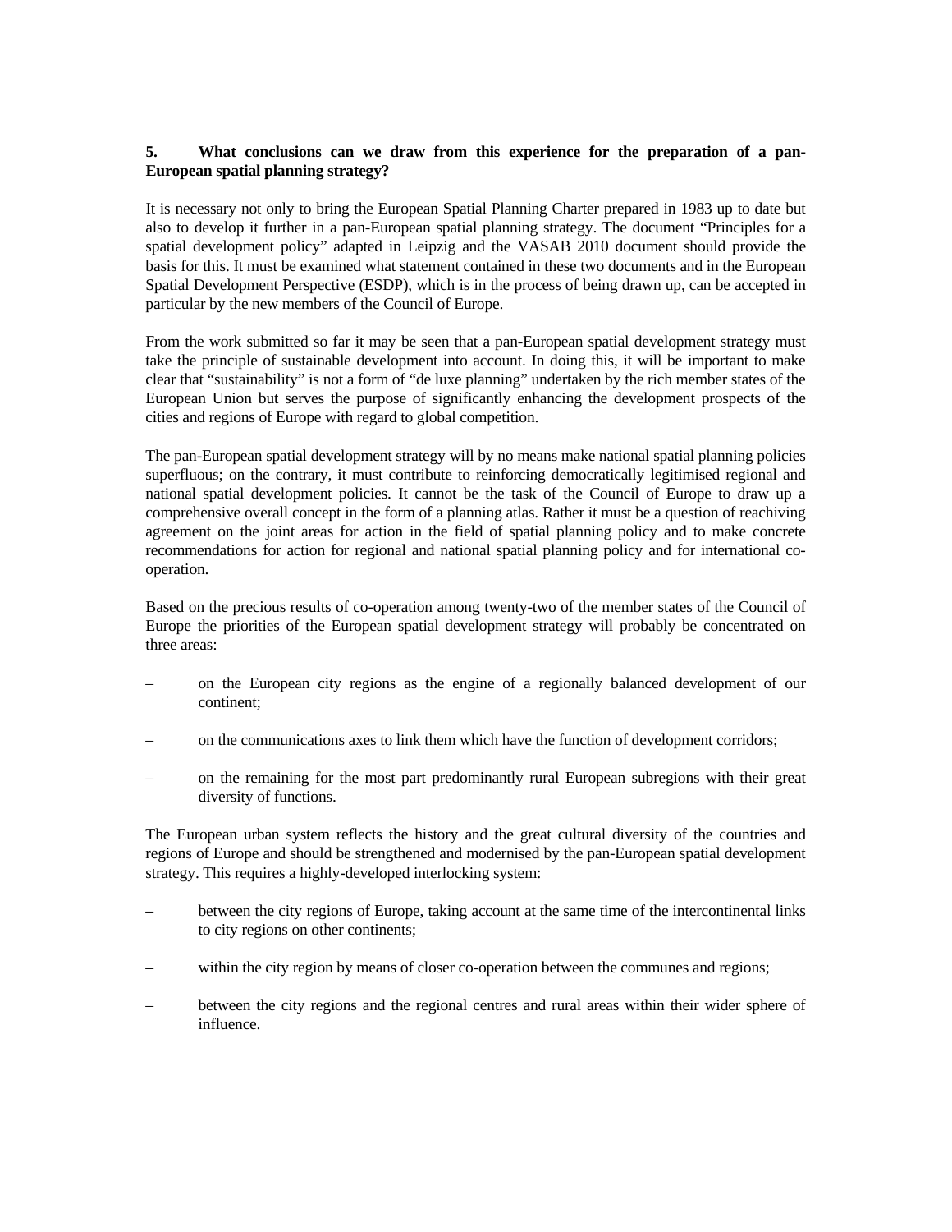### 5. What conclusions can we draw from this experience for the preparation of a pan-European spatial planning strategy?

It is necessary not only to bring the European Spatial Planning Charter prepared in 1983 up to date but also to develop it further in a pan-European spatial planning strategy. The document "Principles for a spatial development policy" adapted in Leipzig and the VASAB 2010 document should provide the basis for this. It must be examined what statement contained in these two documents and in the European Spatial Development Perspective (ESDP), which is in the process of being drawn up, can be accepted in particular by the new members of the Council of Europe.

From the work submitted so far it may be seen that a pan-European spatial development strategy must take the principle of sustainable development into account. In doing this, it will be important to make clear that "sustainability" is not a form of "de luxe planning" undertaken by the rich member states of the European Union but serves the purpose of significantly enhancing the development prospects of the cities and regions of Europe with regard to global competition.

The pan-European spatial development strategy will by no means make national spatial planning policies superfluous; on the contrary, it must contribute to reinforcing democratically legitimised regional and national spatial development policies. It cannot be the task of the Council of Europe to draw up a comprehensive overall concept in the form of a planning atlas. Rather it must be a question of reachiving agreement on the joint areas for action in the field of spatial planning policy and to make concrete recommendations for action for regional and national spatial planning policy and for international co-operation.

Based on the precious results of co-operation among twenty-two of the member states of the Council of Europe the priorities of the European spatial development strategy will probably be concentrated on three areas:

– on the European city regions as the engine of a regionally balanced development of our continent;

– on the communications axes to link them which have the function of development corridors;

– on the remaining for the most part predominantly rural European subregions with their great diversity of functions.

The European urban system reflects the history and the great cultural diversity of the countries and regions of Europe and should be strengthened and modernised by the pan-European spatial development strategy. This requires a highly-developed interlocking system:

– between the city regions of Europe, taking account at the same time of the intercontinental links to city regions on other continents;

– within the city region by means of closer co-operation between the communes and regions;

– between the city regions and the regional centres and rural areas within their wider sphere of influence.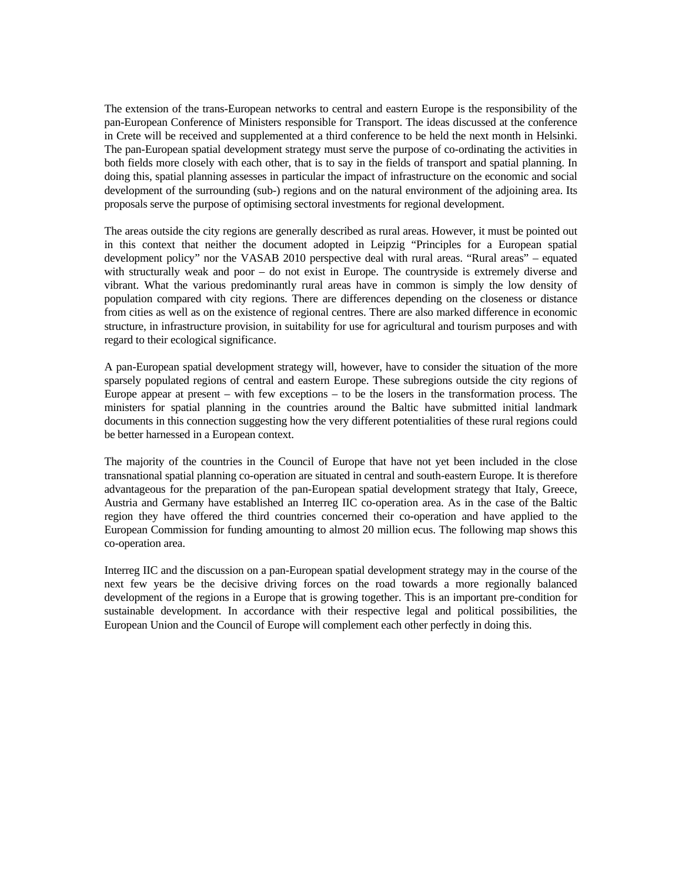The extension of the trans-European networks to central and eastern Europe is the responsibility of the pan-European Conference of Ministers responsible for Transport. The ideas discussed at the conference in Crete will be received and supplemented at a third conference to be held the next month in Helsinki. The pan-European spatial development strategy must serve the purpose of co-ordinating the activities in both fields more closely with each other, that is to say in the fields of transport and spatial planning. In doing this, spatial planning assesses in particular the impact of infrastructure on the economic and social development of the surrounding (sub-) regions and on the natural environment of the adjoining area. Its proposals serve the purpose of optimising sectoral investments for regional development.

The areas outside the city regions are generally described as rural areas. However, it must be pointed out in this context that neither the document adopted in Leipzig "Principles for a European spatial development policy" nor the VASAB 2010 perspective deal with rural areas. "Rural areas" – equated with structurally weak and poor – do not exist in Europe. The countryside is extremely diverse and vibrant. What the various predominantly rural areas have in common is simply the low density of population compared with city regions. There are differences depending on the closeness or distance from cities as well as on the existence of regional centres. There are also marked difference in economic structure, in infrastructure provision, in suitability for use for agricultural and tourism purposes and with regard to their ecological significance.

A pan-European spatial development strategy will, however, have to consider the situation of the more sparsely populated regions of central and eastern Europe. These subregions outside the city regions of Europe appear at present – with few exceptions – to be the losers in the transformation process. The ministers for spatial planning in the countries around the Baltic have submitted initial landmark documents in this connection suggesting how the very different potentialities of these rural regions could be better harnessed in a European context.

The majority of the countries in the Council of Europe that have not yet been included in the close transnational spatial planning co-operation are situated in central and south-eastern Europe. It is therefore advantageous for the preparation of the pan-European spatial development strategy that Italy, Greece, Austria and Germany have established an Interreg IIC co-operation area. As in the case of the Baltic region they have offered the third countries concerned their co-operation and have applied to the European Commission for funding amounting to almost 20 million ecus. The following map shows this co-operation area.

Interreg IIC and the discussion on a pan-European spatial development strategy may in the course of the next few years be the decisive driving forces on the road towards a more regionally balanced development of the regions in a Europe that is growing together. This is an important pre-condition for sustainable development. In accordance with their respective legal and political possibilities, the European Union and the Council of Europe will complement each other perfectly in doing this.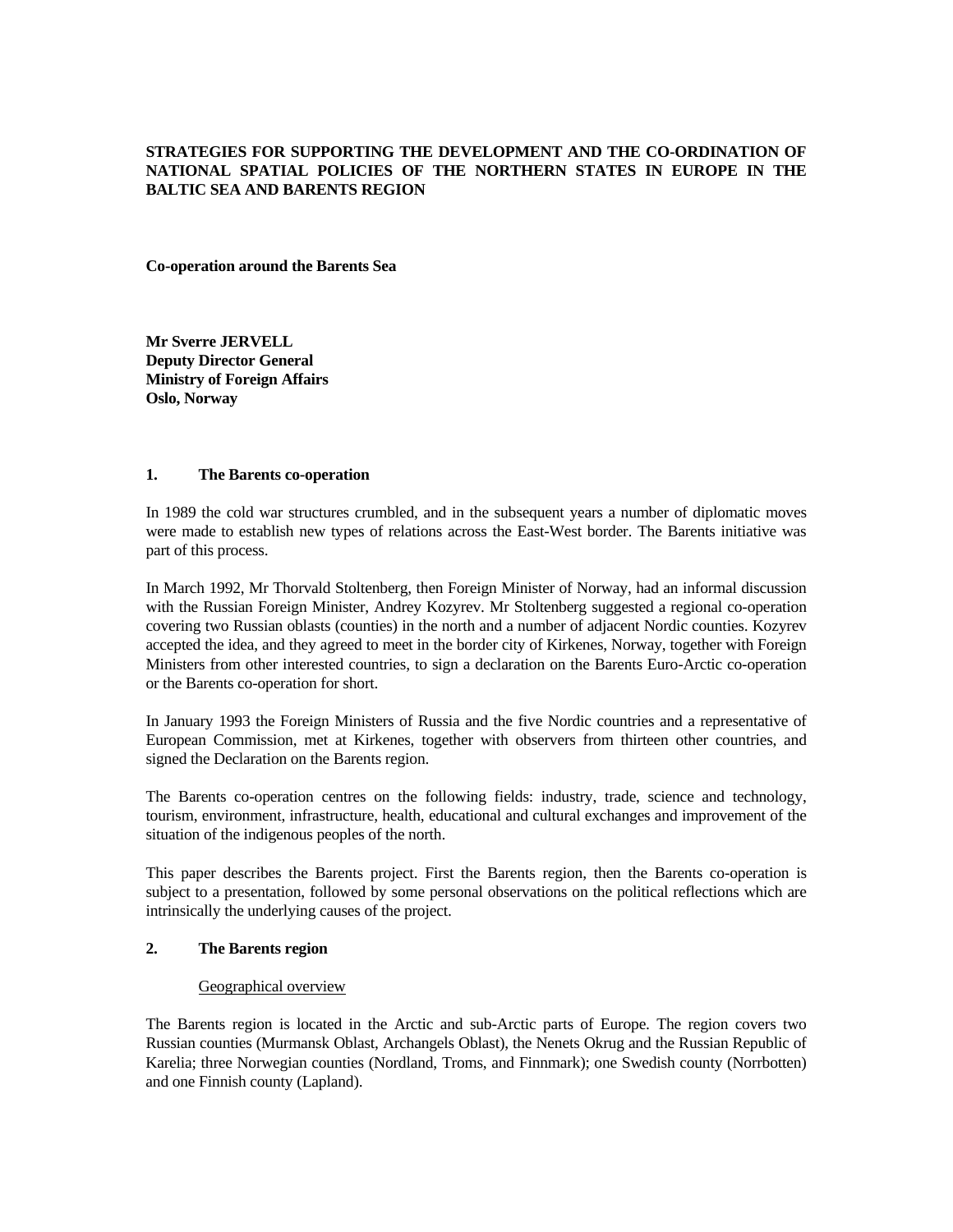**STRATEGIES FOR SUPPORTING THE DEVELOPMENT AND THE CO-ORDINATION OF NATIONAL SPATIAL POLICIES OF THE NORTHERN STATES IN EUROPE IN THE BALTIC SEA AND BARENTS REGION**

**Co-operation around the Barents Sea**

**Mr Sverre JERVELL**
**Deputy Director General**
**Ministry of Foreign Affairs**
**Oslo, Norway**

## 1. The Barents co-operation

In 1989 the cold war structures crumbled, and in the subsequent years a number of diplomatic moves were made to establish new types of relations across the East-West border. The Barents initiative was part of this process.

In March 1992, Mr Thorvald Stoltenberg, then Foreign Minister of Norway, had an informal discussion with the Russian Foreign Minister, Andrey Kozyrev. Mr Stoltenberg suggested a regional co-operation covering two Russian oblasts (counties) in the north and a number of adjacent Nordic counties. Kozyrev accepted the idea, and they agreed to meet in the border city of Kirkenes, Norway, together with Foreign Ministers from other interested countries, to sign a declaration on the Barents Euro-Arctic co-operation or the Barents co-operation for short.

In January 1993 the Foreign Ministers of Russia and the five Nordic countries and a representative of European Commission, met at Kirkenes, together with observers from thirteen other countries, and signed the Declaration on the Barents region.

The Barents co-operation centres on the following fields: industry, trade, science and technology, tourism, environment, infrastructure, health, educational and cultural exchanges and improvement of the situation of the indigenous peoples of the north.

This paper describes the Barents project. First the Barents region, then the Barents co-operation is subject to a presentation, followed by some personal observations on the political reflections which are intrinsically the underlying causes of the project.

## 2. The Barents region

Geographical overview

The Barents region is located in the Arctic and sub-Arctic parts of Europe. The region covers two Russian counties (Murmansk Oblast, Archangels Oblast), the Nenets Okrug and the Russian Republic of Karelia; three Norwegian counties (Nordland, Troms, and Finnmark); one Swedish county (Norrbotten) and one Finnish county (Lapland).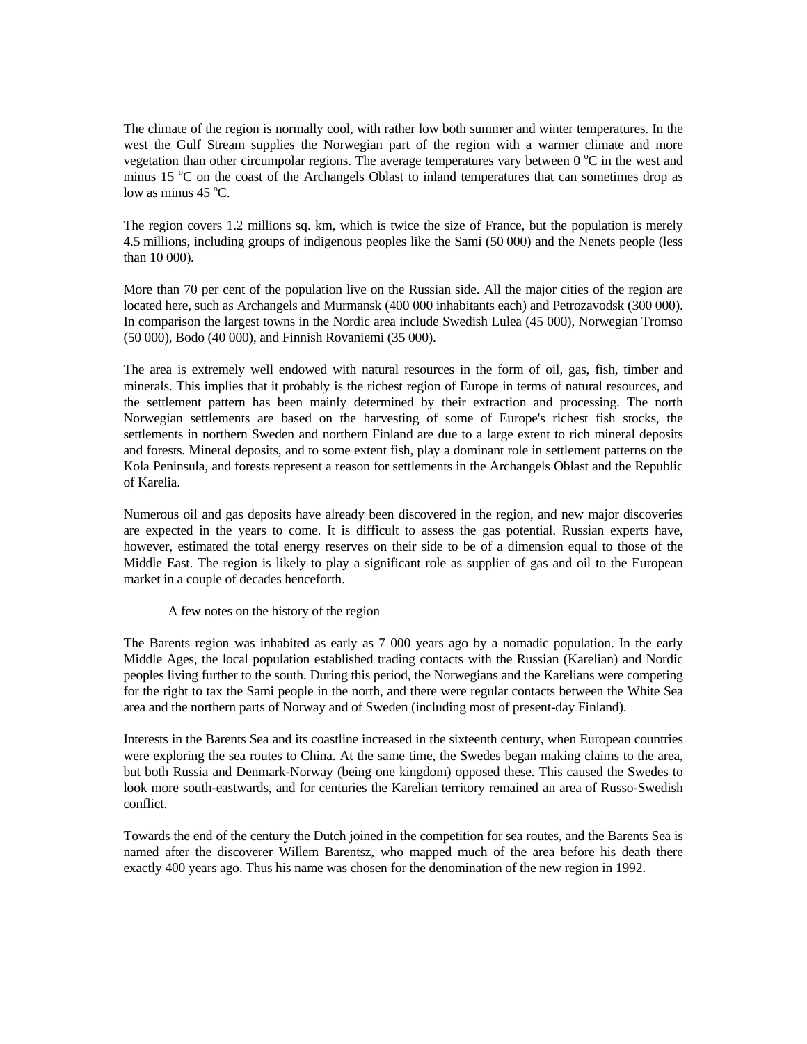The climate of the region is normally cool, with rather low both summer and winter temperatures. In the west the Gulf Stream supplies the Norwegian part of the region with a warmer climate and more vegetation than other circumpolar regions. The average temperatures vary between 0 $^{o}$C in the west and minus 15 $^{o}$C on the coast of the Archangels Oblast to inland temperatures that can sometimes drop as low as minus 45 $^{o}$C.

The region covers 1.2 millions sq. km, which is twice the size of France, but the population is merely 4.5 millions, including groups of indigenous peoples like the Sami (50 000) and the Nenets people (less than 10 000).

More than 70 per cent of the population live on the Russian side. All the major cities of the region are located here, such as Archangels and Murmansk (400 000 inhabitants each) and Petrozavodsk (300 000). In comparison the largest towns in the Nordic area include Swedish Lulea (45 000), Norwegian Tromso (50 000), Bodo (40 000), and Finnish Rovaniemi (35 000).

The area is extremely well endowed with natural resources in the form of oil, gas, fish, timber and minerals. This implies that it probably is the richest region of Europe in terms of natural resources, and the settlement pattern has been mainly determined by their extraction and processing. The north Norwegian settlements are based on the harvesting of some of Europe's richest fish stocks, the settlements in northern Sweden and northern Finland are due to a large extent to rich mineral deposits and forests. Mineral deposits, and to some extent fish, play a dominant role in settlement patterns on the Kola Peninsula, and forests represent a reason for settlements in the Archangels Oblast and the Republic of Karelia.

Numerous oil and gas deposits have already been discovered in the region, and new major discoveries are expected in the years to come. It is difficult to assess the gas potential. Russian experts have, however, estimated the total energy reserves on their side to be of a dimension equal to those of the Middle East. The region is likely to play a significant role as supplier of gas and oil to the European market in a couple of decades henceforth.

A few notes on the history of the region

The Barents region was inhabited as early as 7 000 years ago by a nomadic population. In the early Middle Ages, the local population established trading contacts with the Russian (Karelian) and Nordic peoples living further to the south. During this period, the Norwegians and the Karelians were competing for the right to tax the Sami people in the north, and there were regular contacts between the White Sea area and the northern parts of Norway and of Sweden (including most of present-day Finland).

Interests in the Barents Sea and its coastline increased in the sixteenth century, when European countries were exploring the sea routes to China. At the same time, the Swedes began making claims to the area, but both Russia and Denmark-Norway (being one kingdom) opposed these. This caused the Swedes to look more south-eastwards, and for centuries the Karelian territory remained an area of Russo-Swedish conflict.

Towards the end of the century the Dutch joined in the competition for sea routes, and the Barents Sea is named after the discoverer Willem Barentsz, who mapped much of the area before his death there exactly 400 years ago. Thus his name was chosen for the denomination of the new region in 1992.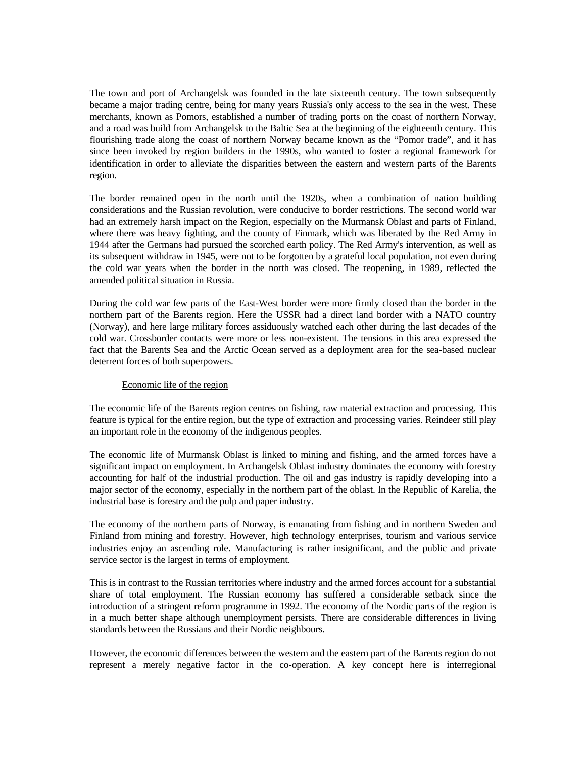The town and port of Archangelsk was founded in the late sixteenth century. The town subsequently became a major trading centre, being for many years Russia's only access to the sea in the west. These merchants, known as Pomors, established a number of trading ports on the coast of northern Norway, and a road was build from Archangelsk to the Baltic Sea at the beginning of the eighteenth century. This flourishing trade along the coast of northern Norway became known as the "Pomor trade", and it has since been invoked by region builders in the 1990s, who wanted to foster a regional framework for identification in order to alleviate the disparities between the eastern and western parts of the Barents region.

The border remained open in the north until the 1920s, when a combination of nation building considerations and the Russian revolution, were conducive to border restrictions. The second world war had an extremely harsh impact on the Region, especially on the Murmansk Oblast and parts of Finland, where there was heavy fighting, and the county of Finmark, which was liberated by the Red Army in 1944 after the Germans had pursued the scorched earth policy. The Red Army's intervention, as well as its subsequent withdraw in 1945, were not to be forgotten by a grateful local population, not even during the cold war years when the border in the north was closed. The reopening, in 1989, reflected the amended political situation in Russia.

During the cold war few parts of the East-West border were more firmly closed than the border in the northern part of the Barents region. Here the USSR had a direct land border with a NATO country (Norway), and here large military forces assiduously watched each other during the last decades of the cold war. Crossborder contacts were more or less non-existent. The tensions in this area expressed the fact that the Barents Sea and the Arctic Ocean served as a deployment area for the sea-based nuclear deterrent forces of both superpowers.

## Economic life of the region

The economic life of the Barents region centres on fishing, raw material extraction and processing. This feature is typical for the entire region, but the type of extraction and processing varies. Reindeer still play an important role in the economy of the indigenous peoples.

The economic life of Murmansk Oblast is linked to mining and fishing, and the armed forces have a significant impact on employment. In Archangelsk Oblast industry dominates the economy with forestry accounting for half of the industrial production. The oil and gas industry is rapidly developing into a major sector of the economy, especially in the northern part of the oblast. In the Republic of Karelia, the industrial base is forestry and the pulp and paper industry.

The economy of the northern parts of Norway, is emanating from fishing and in northern Sweden and Finland from mining and forestry. However, high technology enterprises, tourism and various service industries enjoy an ascending role. Manufacturing is rather insignificant, and the public and private service sector is the largest in terms of employment.

This is in contrast to the Russian territories where industry and the armed forces account for a substantial share of total employment. The Russian economy has suffered a considerable setback since the introduction of a stringent reform programme in 1992. The economy of the Nordic parts of the region is in a much better shape although unemployment persists. There are considerable differences in living standards between the Russians and their Nordic neighbours.

However, the economic differences between the western and the eastern part of the Barents region do not represent a merely negative factor in the co-operation. A key concept here is interregional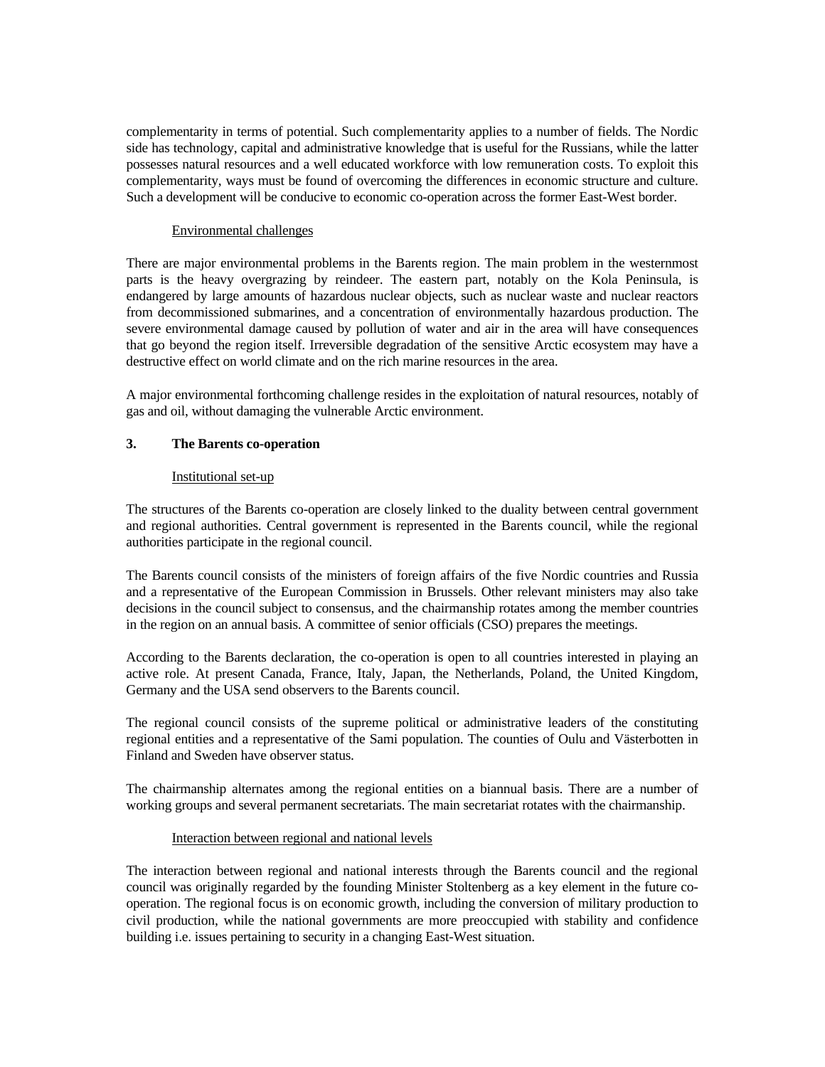complementarity in terms of potential. Such complementarity applies to a number of fields. The Nordic side has technology, capital and administrative knowledge that is useful for the Russians, while the latter possesses natural resources and a well educated workforce with low remuneration costs. To exploit this complementarity, ways must be found of overcoming the differences in economic structure and culture. Such a development will be conducive to economic co-operation across the former East-West border.

### Environmental challenges

There are major environmental problems in the Barents region. The main problem in the westernmost parts is the heavy overgrazing by reindeer. The eastern part, notably on the Kola Peninsula, is endangered by large amounts of hazardous nuclear objects, such as nuclear waste and nuclear reactors from decommissioned submarines, and a concentration of environmentally hazardous production. The severe environmental damage caused by pollution of water and air in the area will have consequences that go beyond the region itself. Irreversible degradation of the sensitive Arctic ecosystem may have a destructive effect on world climate and on the rich marine resources in the area.

A major environmental forthcoming challenge resides in the exploitation of natural resources, notably of gas and oil, without damaging the vulnerable Arctic environment.

## 3. The Barents co-operation

### Institutional set-up

The structures of the Barents co-operation are closely linked to the duality between central government and regional authorities. Central government is represented in the Barents council, while the regional authorities participate in the regional council.

The Barents council consists of the ministers of foreign affairs of the five Nordic countries and Russia and a representative of the European Commission in Brussels. Other relevant ministers may also take decisions in the council subject to consensus, and the chairmanship rotates among the member countries in the region on an annual basis. A committee of senior officials (CSO) prepares the meetings.

According to the Barents declaration, the co-operation is open to all countries interested in playing an active role. At present Canada, France, Italy, Japan, the Netherlands, Poland, the United Kingdom, Germany and the USA send observers to the Barents council.

The regional council consists of the supreme political or administrative leaders of the constituting regional entities and a representative of the Sami population. The counties of Oulu and Västerbotten in Finland and Sweden have observer status.

The chairmanship alternates among the regional entities on a biannual basis. There are a number of working groups and several permanent secretariats. The main secretariat rotates with the chairmanship.

### Interaction between regional and national levels

The interaction between regional and national interests through the Barents council and the regional council was originally regarded by the founding Minister Stoltenberg as a key element in the future co-operation. The regional focus is on economic growth, including the conversion of military production to civil production, while the national governments are more preoccupied with stability and confidence building i.e. issues pertaining to security in a changing East-West situation.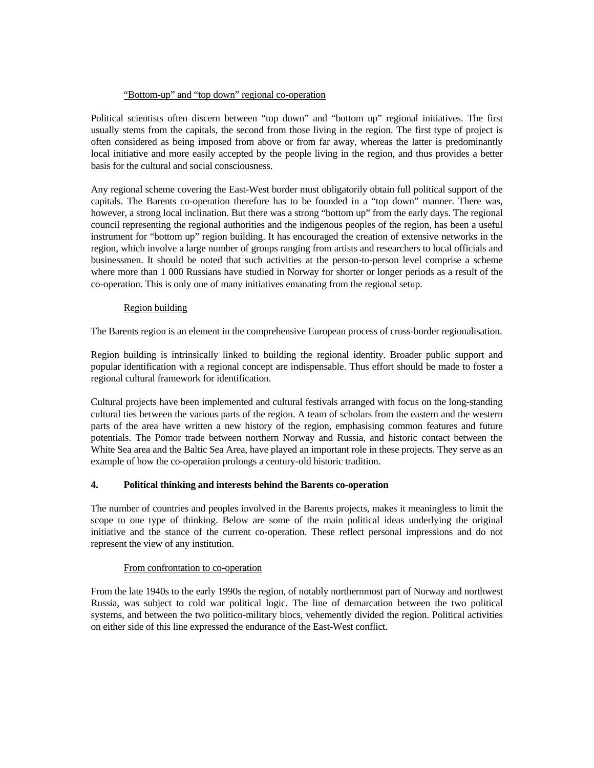<u>"Bottom-up" and "top down" regional co-operation</u>

Political scientists often discern between "top down" and "bottom up" regional initiatives. The first usually stems from the capitals, the second from those living in the region. The first type of project is often considered as being imposed from above or from far away, whereas the latter is predominantly local initiative and more easily accepted by the people living in the region, and thus provides a better basis for the cultural and social consciousness.

Any regional scheme covering the East-West border must obligatorily obtain full political support of the capitals. The Barents co-operation therefore has to be founded in a "top down" manner. There was, however, a strong local inclination. But there was a strong "bottom up" from the early days. The regional council representing the regional authorities and the indigenous peoples of the region, has been a useful instrument for "bottom up" region building. It has encouraged the creation of extensive networks in the region, which involve a large number of groups ranging from artists and researchers to local officials and businessmen. It should be noted that such activities at the person-to-person level comprise a scheme where more than 1 000 Russians have studied in Norway for shorter or longer periods as a result of the co-operation. This is only one of many initiatives emanating from the regional setup.

<u>Region building</u>

The Barents region is an element in the comprehensive European process of cross-border regionalisation.

Region building is intrinsically linked to building the regional identity. Broader public support and popular identification with a regional concept are indispensable. Thus effort should be made to foster a regional cultural framework for identification.

Cultural projects have been implemented and cultural festivals arranged with focus on the long-standing cultural ties between the various parts of the region. A team of scholars from the eastern and the western parts of the area have written a new history of the region, emphasising common features and future potentials. The Pomor trade between northern Norway and Russia, and historic contact between the White Sea area and the Baltic Sea Area, have played an important role in these projects. They serve as an example of how the co-operation prolongs a century-old historic tradition.

## 4. Political thinking and interests behind the Barents co-operation

The number of countries and peoples involved in the Barents projects, makes it meaningless to limit the scope to one type of thinking. Below are some of the main political ideas underlying the original initiative and the stance of the current co-operation. These reflect personal impressions and do not represent the view of any institution.

<u>From confrontation to co-operation</u>

From the late 1940s to the early 1990s the region, of notably northernmost part of Norway and northwest Russia, was subject to cold war political logic. The line of demarcation between the two political systems, and between the two politico-military blocs, vehemently divided the region. Political activities on either side of this line expressed the endurance of the East-West conflict.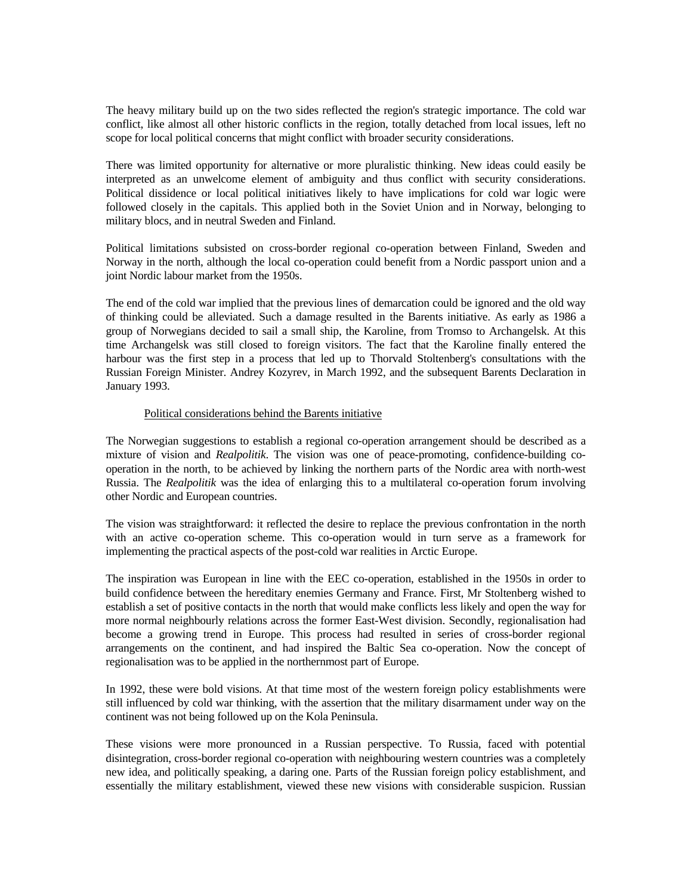The heavy military build up on the two sides reflected the region's strategic importance. The cold war conflict, like almost all other historic conflicts in the region, totally detached from local issues, left no scope for local political concerns that might conflict with broader security considerations.

There was limited opportunity for alternative or more pluralistic thinking. New ideas could easily be interpreted as an unwelcome element of ambiguity and thus conflict with security considerations. Political dissidence or local political initiatives likely to have implications for cold war logic were followed closely in the capitals. This applied both in the Soviet Union and in Norway, belonging to military blocs, and in neutral Sweden and Finland.

Political limitations subsisted on cross-border regional co-operation between Finland, Sweden and Norway in the north, although the local co-operation could benefit from a Nordic passport union and a joint Nordic labour market from the 1950s.

The end of the cold war implied that the previous lines of demarcation could be ignored and the old way of thinking could be alleviated. Such a damage resulted in the Barents initiative. As early as 1986 a group of Norwegians decided to sail a small ship, the Karoline, from Tromso to Archangelsk. At this time Archangelsk was still closed to foreign visitors. The fact that the Karoline finally entered the harbour was the first step in a process that led up to Thorvald Stoltenberg's consultations with the Russian Foreign Minister. Andrey Kozyrev, in March 1992, and the subsequent Barents Declaration in January 1993.

## Political considerations behind the Barents initiative

The Norwegian suggestions to establish a regional co-operation arrangement should be described as a mixture of vision and *Realpolitik*. The vision was one of peace-promoting, confidence-building co-operation in the north, to be achieved by linking the northern parts of the Nordic area with north-west Russia. The *Realpolitik* was the idea of enlarging this to a multilateral co-operation forum involving other Nordic and European countries.

The vision was straightforward: it reflected the desire to replace the previous confrontation in the north with an active co-operation scheme. This co-operation would in turn serve as a framework for implementing the practical aspects of the post-cold war realities in Arctic Europe.

The inspiration was European in line with the EEC co-operation, established in the 1950s in order to build confidence between the hereditary enemies Germany and France. First, Mr Stoltenberg wished to establish a set of positive contacts in the north that would make conflicts less likely and open the way for more normal neighbourly relations across the former East-West division. Secondly, regionalisation had become a growing trend in Europe. This process had resulted in series of cross-border regional arrangements on the continent, and had inspired the Baltic Sea co-operation. Now the concept of regionalisation was to be applied in the northernmost part of Europe.

In 1992, these were bold visions. At that time most of the western foreign policy establishments were still influenced by cold war thinking, with the assertion that the military disarmament under way on the continent was not being followed up on the Kola Peninsula.

These visions were more pronounced in a Russian perspective. To Russia, faced with potential disintegration, cross-border regional co-operation with neighbouring western countries was a completely new idea, and politically speaking, a daring one. Parts of the Russian foreign policy establishment, and essentially the military establishment, viewed these new visions with considerable suspicion. Russian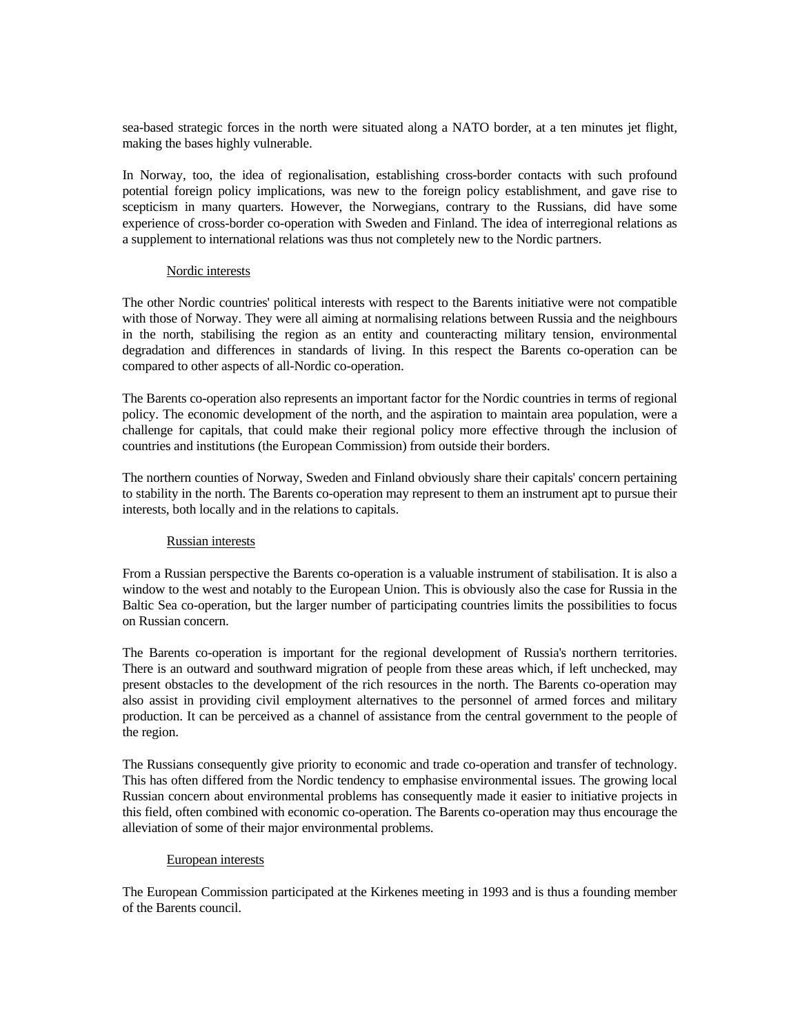sea-based strategic forces in the north were situated along a NATO border, at a ten minutes jet flight, making the bases highly vulnerable.

In Norway, too, the idea of regionalisation, establishing cross-border contacts with such profound potential foreign policy implications, was new to the foreign policy establishment, and gave rise to scepticism in many quarters. However, the Norwegians, contrary to the Russians, did have some experience of cross-border co-operation with Sweden and Finland. The idea of interregional relations as a supplement to international relations was thus not completely new to the Nordic partners.

### Nordic interests

The other Nordic countries' political interests with respect to the Barents initiative were not compatible with those of Norway. They were all aiming at normalising relations between Russia and the neighbours in the north, stabilising the region as an entity and counteracting military tension, environmental degradation and differences in standards of living. In this respect the Barents co-operation can be compared to other aspects of all-Nordic co-operation.

The Barents co-operation also represents an important factor for the Nordic countries in terms of regional policy. The economic development of the north, and the aspiration to maintain area population, were a challenge for capitals, that could make their regional policy more effective through the inclusion of countries and institutions (the European Commission) from outside their borders.

The northern counties of Norway, Sweden and Finland obviously share their capitals' concern pertaining to stability in the north. The Barents co-operation may represent to them an instrument apt to pursue their interests, both locally and in the relations to capitals.

### Russian interests

From a Russian perspective the Barents co-operation is a valuable instrument of stabilisation. It is also a window to the west and notably to the European Union. This is obviously also the case for Russia in the Baltic Sea co-operation, but the larger number of participating countries limits the possibilities to focus on Russian concern.

The Barents co-operation is important for the regional development of Russia's northern territories. There is an outward and southward migration of people from these areas which, if left unchecked, may present obstacles to the development of the rich resources in the north. The Barents co-operation may also assist in providing civil employment alternatives to the personnel of armed forces and military production. It can be perceived as a channel of assistance from the central government to the people of the region.

The Russians consequently give priority to economic and trade co-operation and transfer of technology. This has often differed from the Nordic tendency to emphasise environmental issues. The growing local Russian concern about environmental problems has consequently made it easier to initiative projects in this field, often combined with economic co-operation. The Barents co-operation may thus encourage the alleviation of some of their major environmental problems.

### European interests

The European Commission participated at the Kirkenes meeting in 1993 and is thus a founding member of the Barents council.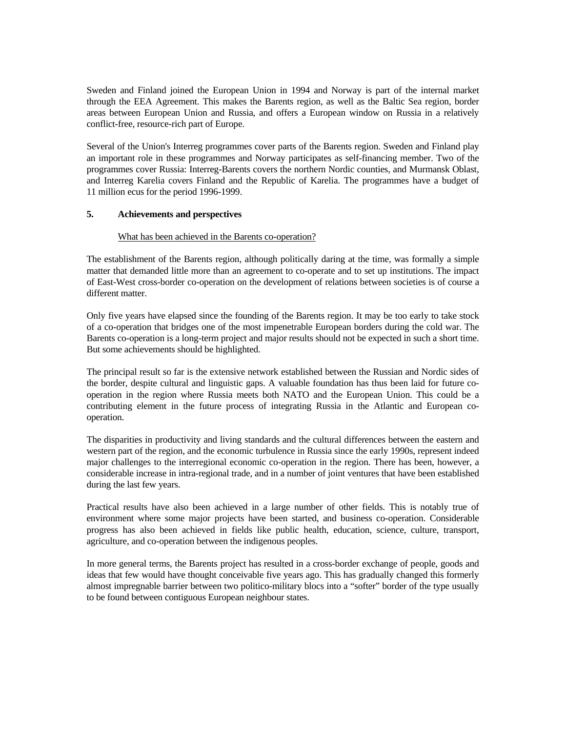Sweden and Finland joined the European Union in 1994 and Norway is part of the internal market through the EEA Agreement. This makes the Barents region, as well as the Baltic Sea region, border areas between European Union and Russia, and offers a European window on Russia in a relatively conflict-free, resource-rich part of Europe.

Several of the Union's Interreg programmes cover parts of the Barents region. Sweden and Finland play an important role in these programmes and Norway participates as self-financing member. Two of the programmes cover Russia: Interreg-Barents covers the northern Nordic counties, and Murmansk Oblast, and Interreg Karelia covers Finland and the Republic of Karelia. The programmes have a budget of 11 million ecus for the period 1996-1999.

## 5. Achievements and perspectives

What has been achieved in the Barents co-operation?

The establishment of the Barents region, although politically daring at the time, was formally a simple matter that demanded little more than an agreement to co-operate and to set up institutions. The impact of East-West cross-border co-operation on the development of relations between societies is of course a different matter.

Only five years have elapsed since the founding of the Barents region. It may be too early to take stock of a co-operation that bridges one of the most impenetrable European borders during the cold war. The Barents co-operation is a long-term project and major results should not be expected in such a short time. But some achievements should be highlighted.

The principal result so far is the extensive network established between the Russian and Nordic sides of the border, despite cultural and linguistic gaps. A valuable foundation has thus been laid for future co-operation in the region where Russia meets both NATO and the European Union. This could be a contributing element in the future process of integrating Russia in the Atlantic and European co-operation.

The disparities in productivity and living standards and the cultural differences between the eastern and western part of the region, and the economic turbulence in Russia since the early 1990s, represent indeed major challenges to the interregional economic co-operation in the region. There has been, however, a considerable increase in intra-regional trade, and in a number of joint ventures that have been established during the last few years.

Practical results have also been achieved in a large number of other fields. This is notably true of environment where some major projects have been started, and business co-operation. Considerable progress has also been achieved in fields like public health, education, science, culture, transport, agriculture, and co-operation between the indigenous peoples.

In more general terms, the Barents project has resulted in a cross-border exchange of people, goods and ideas that few would have thought conceivable five years ago. This has gradually changed this formerly almost impregnable barrier between two politico-military blocs into a "softer" border of the type usually to be found between contiguous European neighbour states.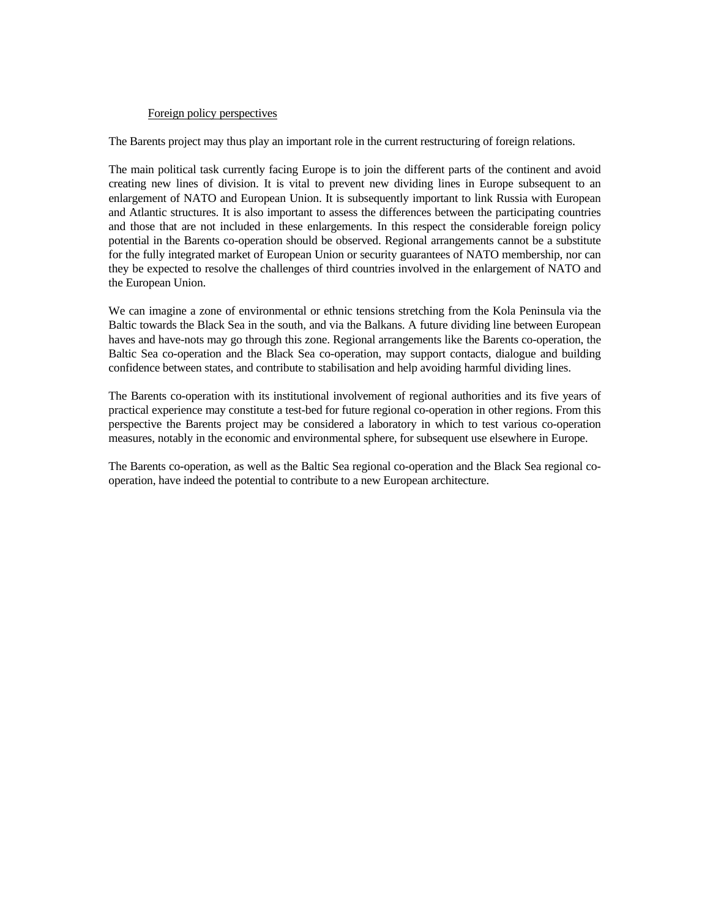## Foreign policy perspectives

The Barents project may thus play an important role in the current restructuring of foreign relations.

The main political task currently facing Europe is to join the different parts of the continent and avoid creating new lines of division. It is vital to prevent new dividing lines in Europe subsequent to an enlargement of NATO and European Union. It is subsequently important to link Russia with European and Atlantic structures. It is also important to assess the differences between the participating countries and those that are not included in these enlargements. In this respect the considerable foreign policy potential in the Barents co-operation should be observed. Regional arrangements cannot be a substitute for the fully integrated market of European Union or security guarantees of NATO membership, nor can they be expected to resolve the challenges of third countries involved in the enlargement of NATO and the European Union.

We can imagine a zone of environmental or ethnic tensions stretching from the Kola Peninsula via the Baltic towards the Black Sea in the south, and via the Balkans. A future dividing line between European haves and have-nots may go through this zone. Regional arrangements like the Barents co-operation, the Baltic Sea co-operation and the Black Sea co-operation, may support contacts, dialogue and building confidence between states, and contribute to stabilisation and help avoiding harmful dividing lines.

The Barents co-operation with its institutional involvement of regional authorities and its five years of practical experience may constitute a test-bed for future regional co-operation in other regions. From this perspective the Barents project may be considered a laboratory in which to test various co-operation measures, notably in the economic and environmental sphere, for subsequent use elsewhere in Europe.

The Barents co-operation, as well as the Baltic Sea regional co-operation and the Black Sea regional co-operation, have indeed the potential to contribute to a new European architecture.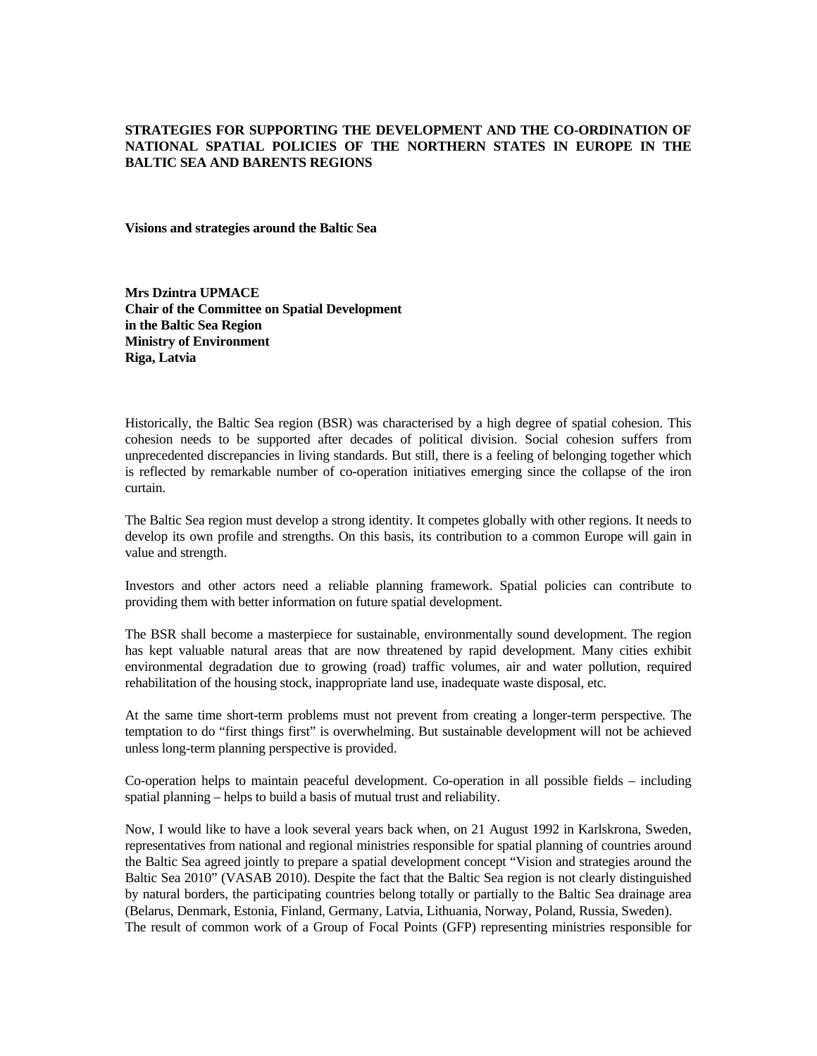**STRATEGIES FOR SUPPORTING THE DEVELOPMENT AND THE CO-ORDINATION OF NATIONAL SPATIAL POLICIES OF THE NORTHERN STATES IN EUROPE IN THE BALTIC SEA AND BARENTS REGIONS**

**Visions and strategies around the Baltic Sea**

**Mrs Dzintra UPMACE**
**Chair of the Committee on Spatial Development**
**in the Baltic Sea Region**
**Ministry of Environment**
**Riga, Latvia**

Historically, the Baltic Sea region (BSR) was characterised by a high degree of spatial cohesion. This cohesion needs to be supported after decades of political division. Social cohesion suffers from unprecedented discrepancies in living standards. But still, there is a feeling of belonging together which is reflected by remarkable number of co-operation initiatives emerging since the collapse of the iron curtain.

The Baltic Sea region must develop a strong identity. It competes globally with other regions. It needs to develop its own profile and strengths. On this basis, its contribution to a common Europe will gain in value and strength.

Investors and other actors need a reliable planning framework. Spatial policies can contribute to providing them with better information on future spatial development.

The BSR shall become a masterpiece for sustainable, environmentally sound development. The region has kept valuable natural areas that are now threatened by rapid development. Many cities exhibit environmental degradation due to growing (road) traffic volumes, air and water pollution, required rehabilitation of the housing stock, inappropriate land use, inadequate waste disposal, etc.

At the same time short-term problems must not prevent from creating a longer-term perspective. The temptation to do "first things first" is overwhelming. But sustainable development will not be achieved unless long-term planning perspective is provided.

Co-operation helps to maintain peaceful development. Co-operation in all possible fields – including spatial planning – helps to build a basis of mutual trust and reliability.

Now, I would like to have a look several years back when, on 21 August 1992 in Karlskrona, Sweden, representatives from national and regional ministries responsible for spatial planning of countries around the Baltic Sea agreed jointly to prepare a spatial development concept "Vision and strategies around the Baltic Sea 2010" (VASAB 2010). Despite the fact that the Baltic Sea region is not clearly distinguished by natural borders, the participating countries belong totally or partially to the Baltic Sea drainage area (Belarus, Denmark, Estonia, Finland, Germany, Latvia, Lithuania, Norway, Poland, Russia, Sweden).
The result of common work of a Group of Focal Points (GFP) representing ministries responsible for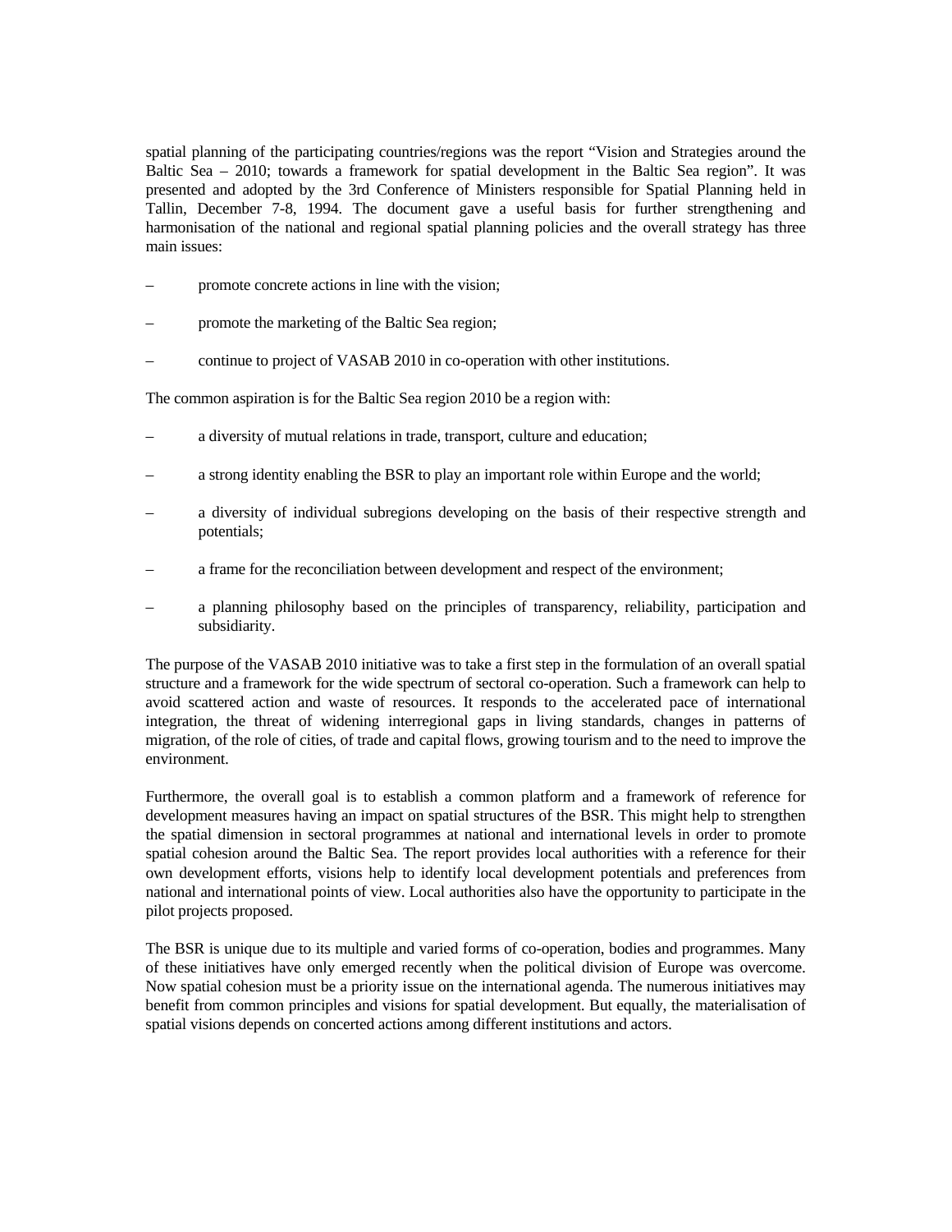spatial planning of the participating countries/regions was the report "Vision and Strategies around the Baltic Sea – 2010; towards a framework for spatial development in the Baltic Sea region". It was presented and adopted by the 3rd Conference of Ministers responsible for Spatial Planning held in Tallin, December 7-8, 1994. The document gave a useful basis for further strengthening and harmonisation of the national and regional spatial planning policies and the overall strategy has three main issues:

– promote concrete actions in line with the vision;

– promote the marketing of the Baltic Sea region;

– continue to project of VASAB 2010 in co-operation with other institutions.

The common aspiration is for the Baltic Sea region 2010 be a region with:

– a diversity of mutual relations in trade, transport, culture and education;

– a strong identity enabling the BSR to play an important role within Europe and the world;

– a diversity of individual subregions developing on the basis of their respective strength and potentials;

– a frame for the reconciliation between development and respect of the environment;

– a planning philosophy based on the principles of transparency, reliability, participation and subsidiarity.

The purpose of the VASAB 2010 initiative was to take a first step in the formulation of an overall spatial structure and a framework for the wide spectrum of sectoral co-operation. Such a framework can help to avoid scattered action and waste of resources. It responds to the accelerated pace of international integration, the threat of widening interregional gaps in living standards, changes in patterns of migration, of the role of cities, of trade and capital flows, growing tourism and to the need to improve the environment.

Furthermore, the overall goal is to establish a common platform and a framework of reference for development measures having an impact on spatial structures of the BSR. This might help to strengthen the spatial dimension in sectoral programmes at national and international levels in order to promote spatial cohesion around the Baltic Sea. The report provides local authorities with a reference for their own development efforts, visions help to identify local development potentials and preferences from national and international points of view. Local authorities also have the opportunity to participate in the pilot projects proposed.

The BSR is unique due to its multiple and varied forms of co-operation, bodies and programmes. Many of these initiatives have only emerged recently when the political division of Europe was overcome. Now spatial cohesion must be a priority issue on the international agenda. The numerous initiatives may benefit from common principles and visions for spatial development. But equally, the materialisation of spatial visions depends on concerted actions among different institutions and actors.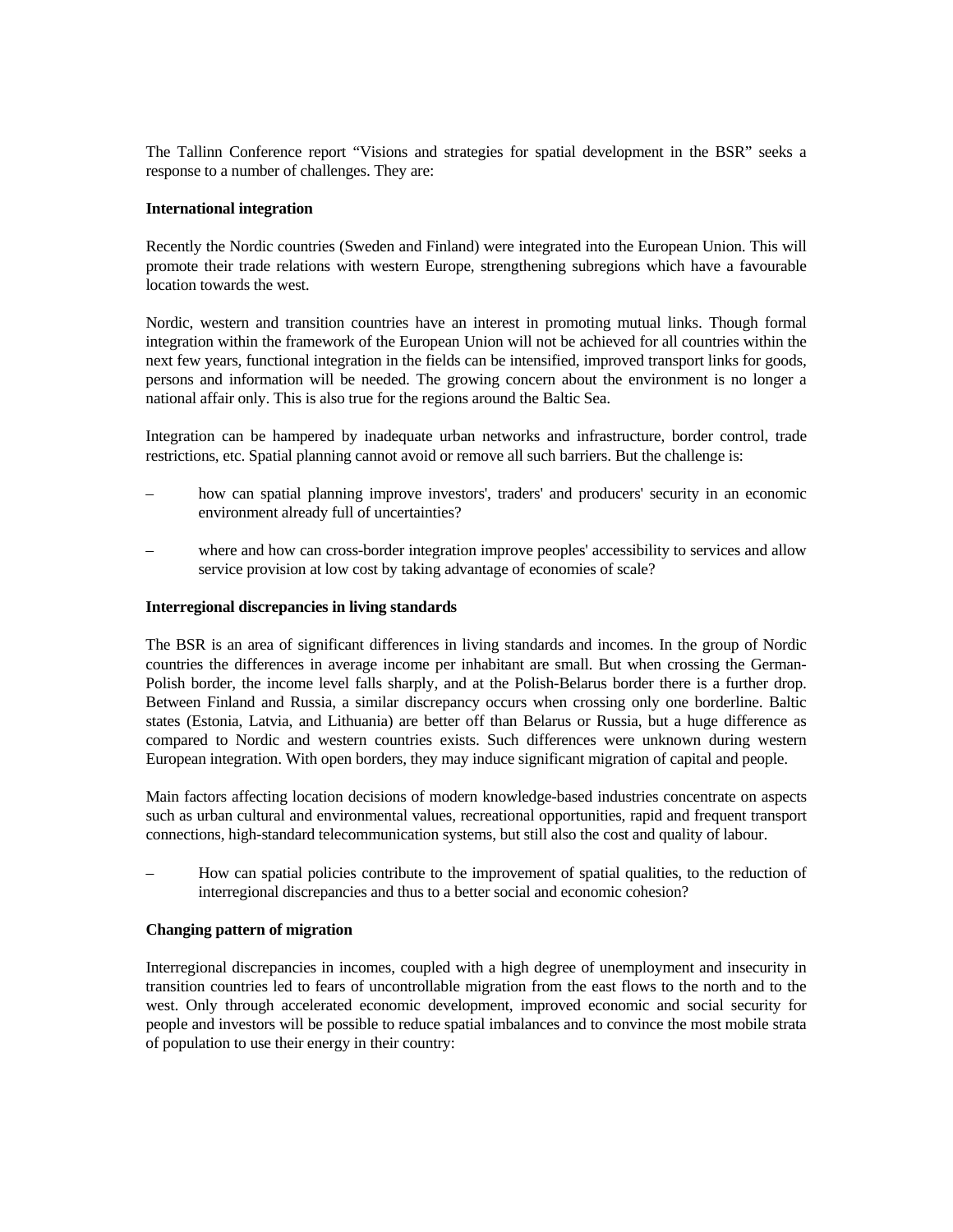The Tallinn Conference report "Visions and strategies for spatial development in the BSR" seeks a response to a number of challenges. They are:

**International integration**

Recently the Nordic countries (Sweden and Finland) were integrated into the European Union. This will promote their trade relations with western Europe, strengthening subregions which have a favourable location towards the west.

Nordic, western and transition countries have an interest in promoting mutual links. Though formal integration within the framework of the European Union will not be achieved for all countries within the next few years, functional integration in the fields can be intensified, improved transport links for goods, persons and information will be needed. The growing concern about the environment is no longer a national affair only. This is also true for the regions around the Baltic Sea.

Integration can be hampered by inadequate urban networks and infrastructure, border control, trade restrictions, etc. Spatial planning cannot avoid or remove all such barriers. But the challenge is:

– how can spatial planning improve investors', traders' and producers' security in an economic environment already full of uncertainties?

– where and how can cross-border integration improve peoples' accessibility to services and allow service provision at low cost by taking advantage of economies of scale?

**Interregional discrepancies in living standards**

The BSR is an area of significant differences in living standards and incomes. In the group of Nordic countries the differences in average income per inhabitant are small. But when crossing the German-Polish border, the income level falls sharply, and at the Polish-Belarus border there is a further drop. Between Finland and Russia, a similar discrepancy occurs when crossing only one borderline. Baltic states (Estonia, Latvia, and Lithuania) are better off than Belarus or Russia, but a huge difference as compared to Nordic and western countries exists. Such differences were unknown during western European integration. With open borders, they may induce significant migration of capital and people.

Main factors affecting location decisions of modern knowledge-based industries concentrate on aspects such as urban cultural and environmental values, recreational opportunities, rapid and frequent transport connections, high-standard telecommunication systems, but still also the cost and quality of labour.

– How can spatial policies contribute to the improvement of spatial qualities, to the reduction of interregional discrepancies and thus to a better social and economic cohesion?

**Changing pattern of migration**

Interregional discrepancies in incomes, coupled with a high degree of unemployment and insecurity in transition countries led to fears of uncontrollable migration from the east flows to the north and to the west. Only through accelerated economic development, improved economic and social security for people and investors will be possible to reduce spatial imbalances and to convince the most mobile strata of population to use their energy in their country: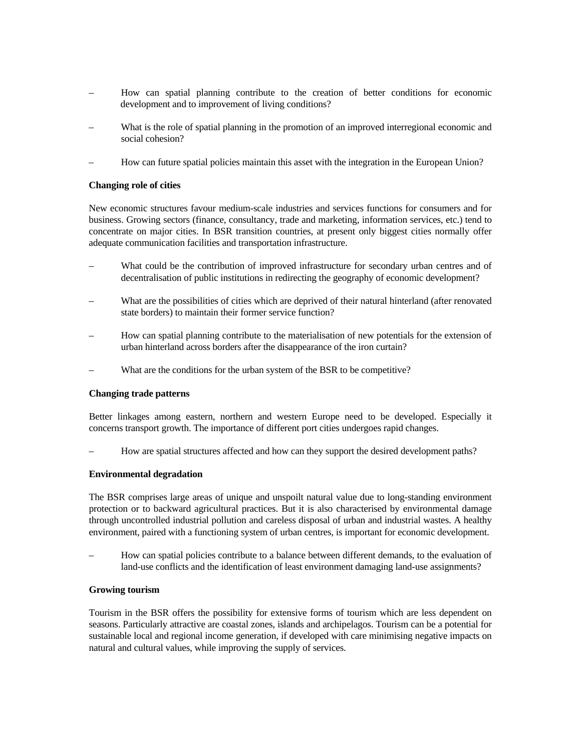- How can spatial planning contribute to the creation of better conditions for economic development and to improvement of living conditions?
- What is the role of spatial planning in the promotion of an improved interregional economic and social cohesion?
- How can future spatial policies maintain this asset with the integration in the European Union?

**Changing role of cities**

New economic structures favour medium-scale industries and services functions for consumers and for business. Growing sectors (finance, consultancy, trade and marketing, information services, etc.) tend to concentrate on major cities. In BSR transition countries, at present only biggest cities normally offer adequate communication facilities and transportation infrastructure.

- What could be the contribution of improved infrastructure for secondary urban centres and of decentralisation of public institutions in redirecting the geography of economic development?
- What are the possibilities of cities which are deprived of their natural hinterland (after renovated state borders) to maintain their former service function?
- How can spatial planning contribute to the materialisation of new potentials for the extension of urban hinterland across borders after the disappearance of the iron curtain?
- What are the conditions for the urban system of the BSR to be competitive?

**Changing trade patterns**

Better linkages among eastern, northern and western Europe need to be developed. Especially it concerns transport growth. The importance of different port cities undergoes rapid changes.

- How are spatial structures affected and how can they support the desired development paths?

**Environmental degradation**

The BSR comprises large areas of unique and unspoilt natural value due to long-standing environment protection or to backward agricultural practices. But it is also characterised by environmental damage through uncontrolled industrial pollution and careless disposal of urban and industrial wastes. A healthy environment, paired with a functioning system of urban centres, is important for economic development.

- How can spatial policies contribute to a balance between different demands, to the evaluation of land-use conflicts and the identification of least environment damaging land-use assignments?

**Growing tourism**

Tourism in the BSR offers the possibility for extensive forms of tourism which are less dependent on seasons. Particularly attractive are coastal zones, islands and archipelagos. Tourism can be a potential for sustainable local and regional income generation, if developed with care minimising negative impacts on natural and cultural values, while improving the supply of services.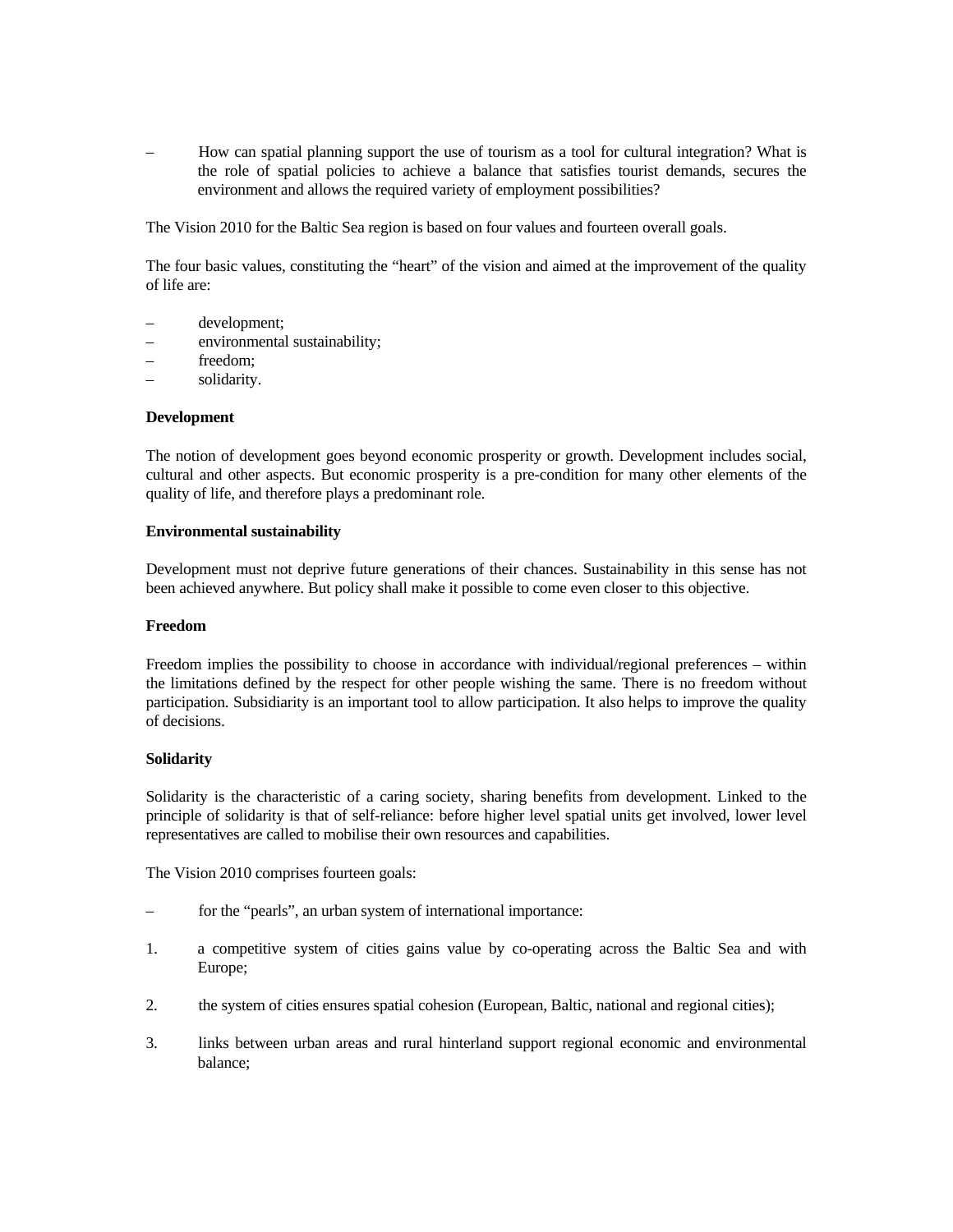– How can spatial planning support the use of tourism as a tool for cultural integration? What is the role of spatial policies to achieve a balance that satisfies tourist demands, secures the environment and allows the required variety of employment possibilities?

The Vision 2010 for the Baltic Sea region is based on four values and fourteen overall goals.

The four basic values, constituting the "heart" of the vision and aimed at the improvement of the quality of life are:

– development;
– environmental sustainability;
– freedom;
– solidarity.

**Development**

The notion of development goes beyond economic prosperity or growth. Development includes social, cultural and other aspects. But economic prosperity is a pre-condition for many other elements of the quality of life, and therefore plays a predominant role.

**Environmental sustainability**

Development must not deprive future generations of their chances. Sustainability in this sense has not been achieved anywhere. But policy shall make it possible to come even closer to this objective.

**Freedom**

Freedom implies the possibility to choose in accordance with individual/regional preferences – within the limitations defined by the respect for other people wishing the same. There is no freedom without participation. Subsidiarity is an important tool to allow participation. It also helps to improve the quality of decisions.

**Solidarity**

Solidarity is the characteristic of a caring society, sharing benefits from development. Linked to the principle of solidarity is that of self-reliance: before higher level spatial units get involved, lower level representatives are called to mobilise their own resources and capabilities.

The Vision 2010 comprises fourteen goals:

– for the "pearls", an urban system of international importance:

1. a competitive system of cities gains value by co-operating across the Baltic Sea and with Europe;

2. the system of cities ensures spatial cohesion (European, Baltic, national and regional cities);

3. links between urban areas and rural hinterland support regional economic and environmental balance;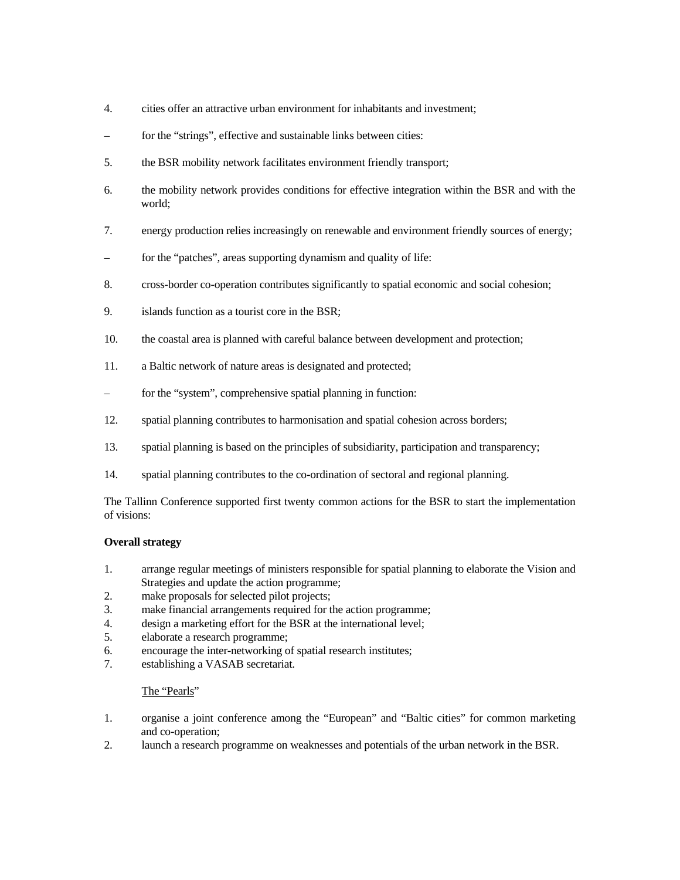4. cities offer an attractive urban environment for inhabitants and investment;

– for the “strings”, effective and sustainable links between cities:

5. the BSR mobility network facilitates environment friendly transport;

6. the mobility network provides conditions for effective integration within the BSR and with the world;

7. energy production relies increasingly on renewable and environment friendly sources of energy;

– for the “patches”, areas supporting dynamism and quality of life:

8. cross-border co-operation contributes significantly to spatial economic and social cohesion;

9. islands function as a tourist core in the BSR;

10. the coastal area is planned with careful balance between development and protection;

11. a Baltic network of nature areas is designated and protected;

– for the “system”, comprehensive spatial planning in function:

12. spatial planning contributes to harmonisation and spatial cohesion across borders;

13. spatial planning is based on the principles of subsidiarity, participation and transparency;

14. spatial planning contributes to the co-ordination of sectoral and regional planning.

The Tallinn Conference supported first twenty common actions for the BSR to start the implementation of visions:

**Overall strategy**

1. arrange regular meetings of ministers responsible for spatial planning to elaborate the Vision and Strategies and update the action programme;
2. make proposals for selected pilot projects;
3. make financial arrangements required for the action programme;
4. design a marketing effort for the BSR at the international level;
5. elaborate a research programme;
6. encourage the inter-networking of spatial research institutes;
7. establishing a VASAB secretariat.

The “Pearls”

1. organise a joint conference among the “European” and “Baltic cities” for common marketing and co-operation;
2. launch a research programme on weaknesses and potentials of the urban network in the BSR.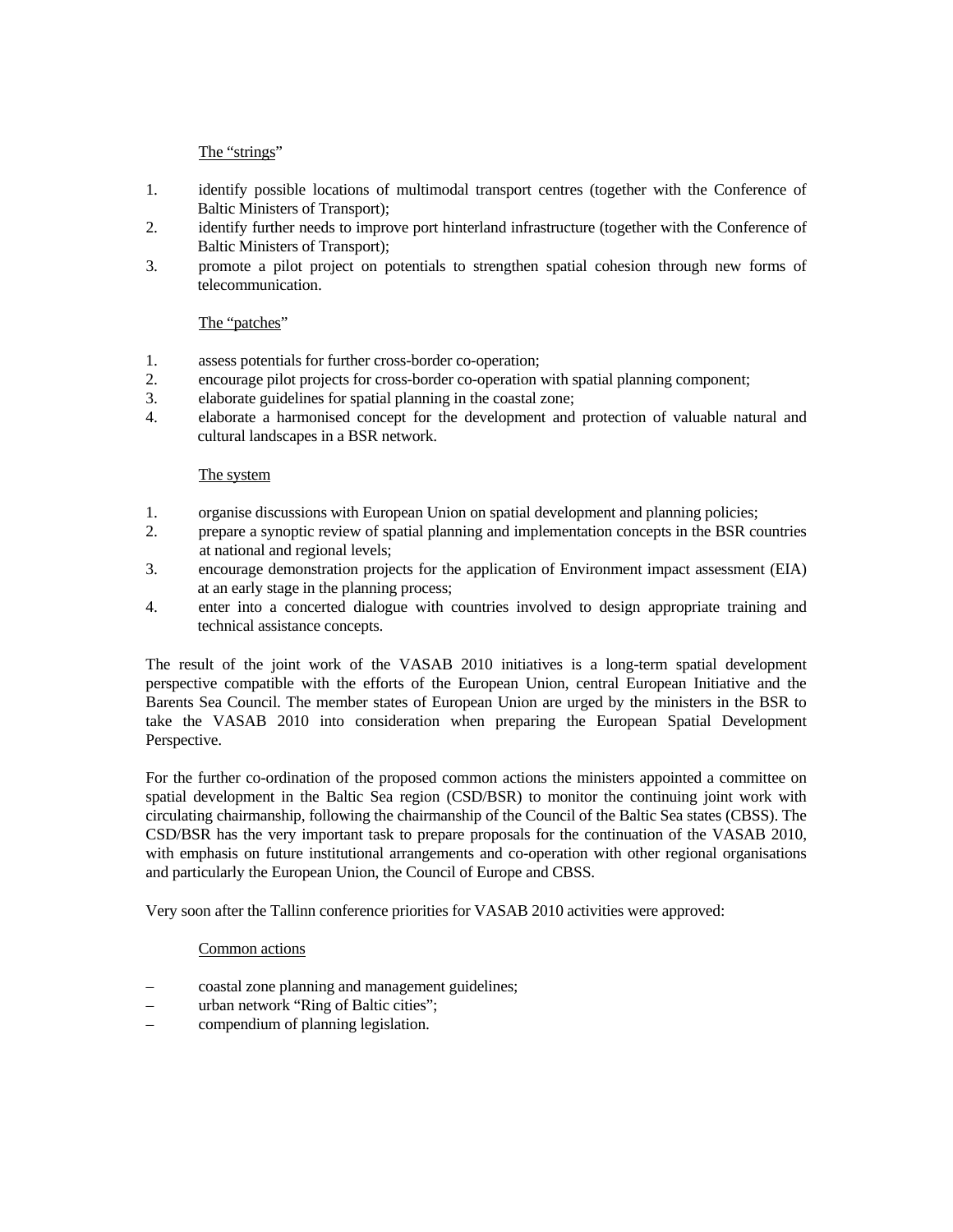The "strings"

1. identify possible locations of multimodal transport centres (together with the Conference of Baltic Ministers of Transport);
2. identify further needs to improve port hinterland infrastructure (together with the Conference of Baltic Ministers of Transport);
3. promote a pilot project on potentials to strengthen spatial cohesion through new forms of telecommunication.

The "patches"

1. assess potentials for further cross-border co-operation;
2. encourage pilot projects for cross-border co-operation with spatial planning component;
3. elaborate guidelines for spatial planning in the coastal zone;
4. elaborate a harmonised concept for the development and protection of valuable natural and cultural landscapes in a BSR network.

The system

1. organise discussions with European Union on spatial development and planning policies;
2. prepare a synoptic review of spatial planning and implementation concepts in the BSR countries at national and regional levels;
3. encourage demonstration projects for the application of Environment impact assessment (EIA) at an early stage in the planning process;
4. enter into a concerted dialogue with countries involved to design appropriate training and technical assistance concepts.

The result of the joint work of the VASAB 2010 initiatives is a long-term spatial development perspective compatible with the efforts of the European Union, central European Initiative and the Barents Sea Council. The member states of European Union are urged by the ministers in the BSR to take the VASAB 2010 into consideration when preparing the European Spatial Development Perspective.

For the further co-ordination of the proposed common actions the ministers appointed a committee on spatial development in the Baltic Sea region (CSD/BSR) to monitor the continuing joint work with circulating chairmanship, following the chairmanship of the Council of the Baltic Sea states (CBSS). The CSD/BSR has the very important task to prepare proposals for the continuation of the VASAB 2010, with emphasis on future institutional arrangements and co-operation with other regional organisations and particularly the European Union, the Council of Europe and CBSS.

Very soon after the Tallinn conference priorities for VASAB 2010 activities were approved:

Common actions

– coastal zone planning and management guidelines;
– urban network "Ring of Baltic cities";
– compendium of planning legislation.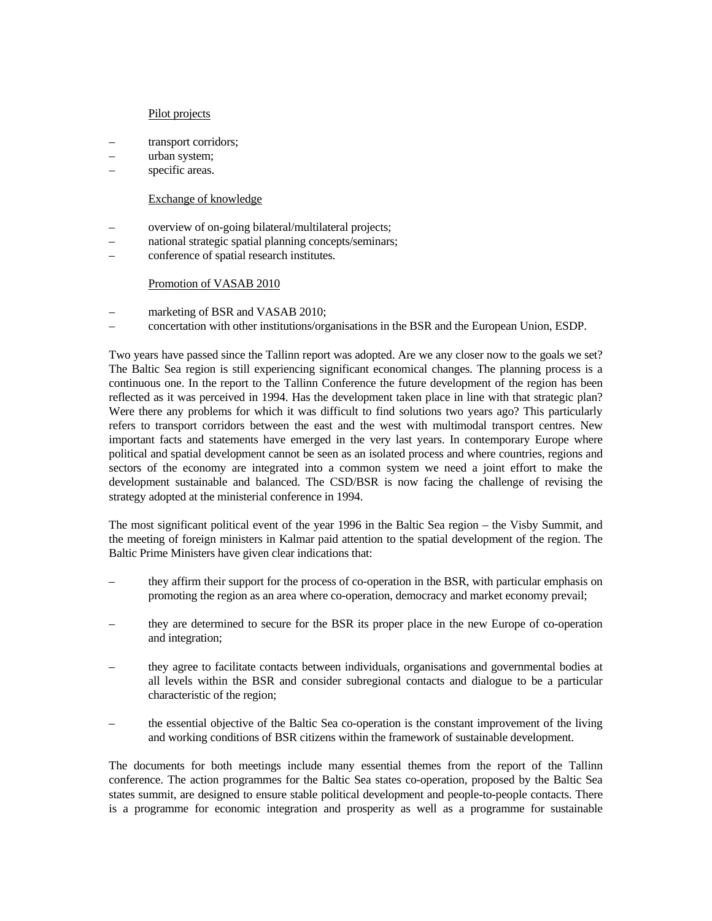Pilot projects

- transport corridors;
- urban system;
- specific areas.

Exchange of knowledge

- overview of on-going bilateral/multilateral projects;
- national strategic spatial planning concepts/seminars;
- conference of spatial research institutes.

Promotion of VASAB 2010

- marketing of BSR and VASAB 2010;
- concertation with other institutions/organisations in the BSR and the European Union, ESDP.

Two years have passed since the Tallinn report was adopted. Are we any closer now to the goals we set? The Baltic Sea region is still experiencing significant economical changes. The planning process is a continuous one. In the report to the Tallinn Conference the future development of the region has been reflected as it was perceived in 1994. Has the development taken place in line with that strategic plan? Were there any problems for which it was difficult to find solutions two years ago? This particularly refers to transport corridors between the east and the west with multimodal transport centres. New important facts and statements have emerged in the very last years. In contemporary Europe where political and spatial development cannot be seen as an isolated process and where countries, regions and sectors of the economy are integrated into a common system we need a joint effort to make the development sustainable and balanced. The CSD/BSR is now facing the challenge of revising the strategy adopted at the ministerial conference in 1994.

The most significant political event of the year 1996 in the Baltic Sea region – the Visby Summit, and the meeting of foreign ministers in Kalmar paid attention to the spatial development of the region. The Baltic Prime Ministers have given clear indications that:

- they affirm their support for the process of co-operation in the BSR, with particular emphasis on promoting the region as an area where co-operation, democracy and market economy prevail;
- they are determined to secure for the BSR its proper place in the new Europe of co-operation and integration;
- they agree to facilitate contacts between individuals, organisations and governmental bodies at all levels within the BSR and consider subregional contacts and dialogue to be a particular characteristic of the region;
- the essential objective of the Baltic Sea co-operation is the constant improvement of the living and working conditions of BSR citizens within the framework of sustainable development.

The documents for both meetings include many essential themes from the report of the Tallinn conference. The action programmes for the Baltic Sea states co-operation, proposed by the Baltic Sea states summit, are designed to ensure stable political development and people-to-people contacts. There is a programme for economic integration and prosperity as well as a programme for sustainable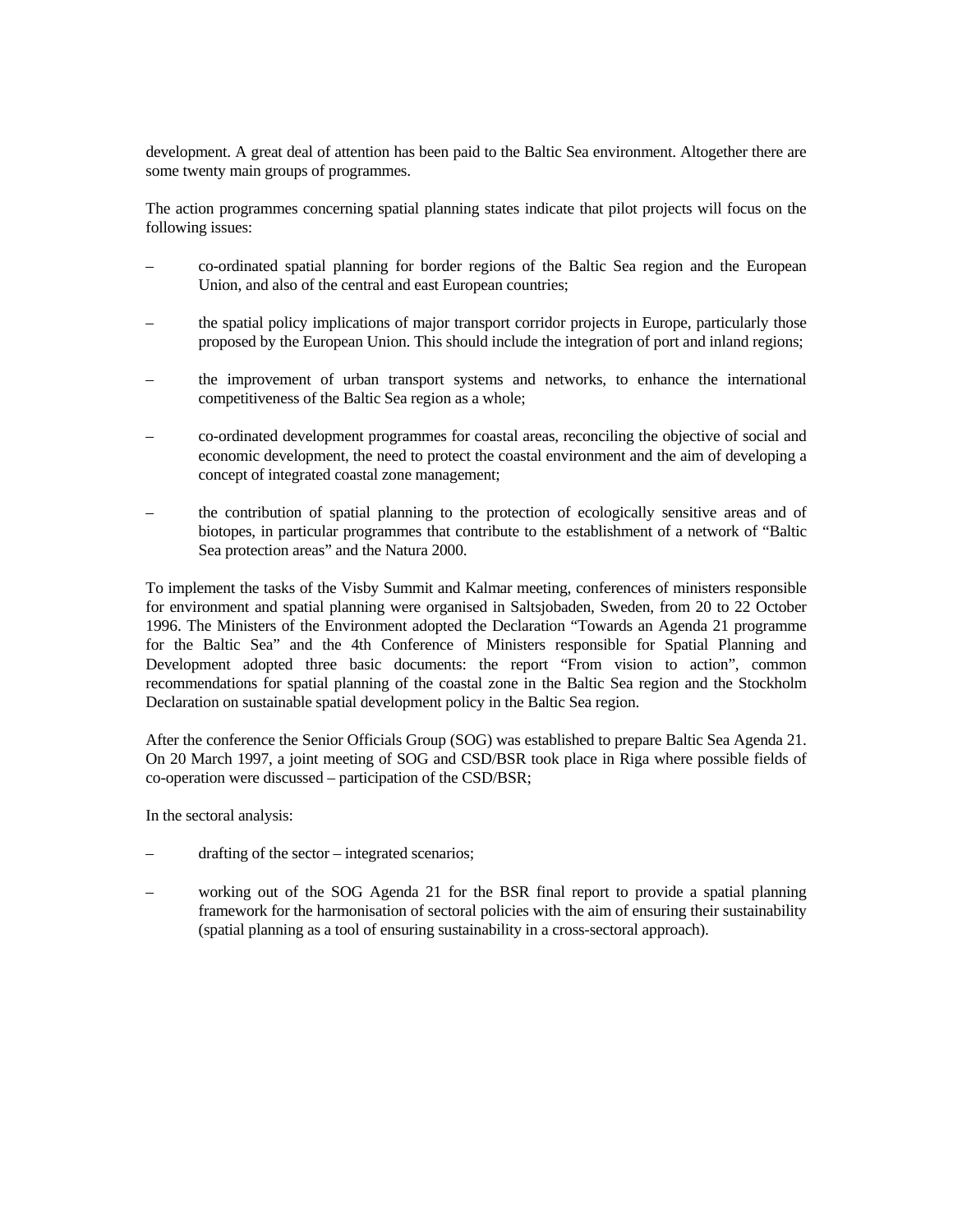development. A great deal of attention has been paid to the Baltic Sea environment. Altogether there are some twenty main groups of programmes.

The action programmes concerning spatial planning states indicate that pilot projects will focus on the following issues:

- co-ordinated spatial planning for border regions of the Baltic Sea region and the European Union, and also of the central and east European countries;
- the spatial policy implications of major transport corridor projects in Europe, particularly those proposed by the European Union. This should include the integration of port and inland regions;
- the improvement of urban transport systems and networks, to enhance the international competitiveness of the Baltic Sea region as a whole;
- co-ordinated development programmes for coastal areas, reconciling the objective of social and economic development, the need to protect the coastal environment and the aim of developing a concept of integrated coastal zone management;
- the contribution of spatial planning to the protection of ecologically sensitive areas and of biotopes, in particular programmes that contribute to the establishment of a network of "Baltic Sea protection areas" and the Natura 2000.

To implement the tasks of the Visby Summit and Kalmar meeting, conferences of ministers responsible for environment and spatial planning were organised in Saltsjobaden, Sweden, from 20 to 22 October 1996. The Ministers of the Environment adopted the Declaration "Towards an Agenda 21 programme for the Baltic Sea" and the 4th Conference of Ministers responsible for Spatial Planning and Development adopted three basic documents: the report "From vision to action", common recommendations for spatial planning of the coastal zone in the Baltic Sea region and the Stockholm Declaration on sustainable spatial development policy in the Baltic Sea region.

After the conference the Senior Officials Group (SOG) was established to prepare Baltic Sea Agenda 21. On 20 March 1997, a joint meeting of SOG and CSD/BSR took place in Riga where possible fields of co-operation were discussed – participation of the CSD/BSR;

In the sectoral analysis:

- drafting of the sector – integrated scenarios;
- working out of the SOG Agenda 21 for the BSR final report to provide a spatial planning framework for the harmonisation of sectoral policies with the aim of ensuring their sustainability (spatial planning as a tool of ensuring sustainability in a cross-sectoral approach).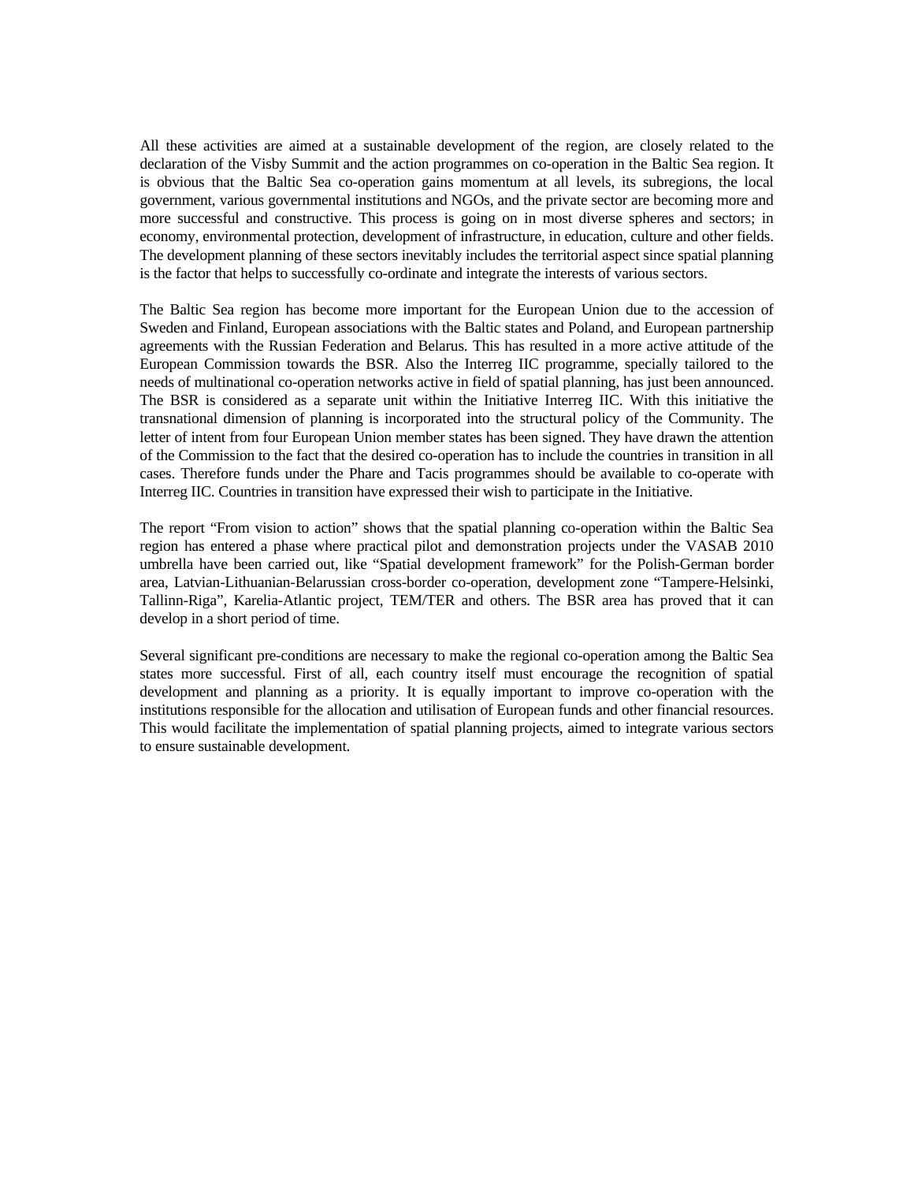All these activities are aimed at a sustainable development of the region, are closely related to the declaration of the Visby Summit and the action programmes on co-operation in the Baltic Sea region. It is obvious that the Baltic Sea co-operation gains momentum at all levels, its subregions, the local government, various governmental institutions and NGOs, and the private sector are becoming more and more successful and constructive. This process is going on in most diverse spheres and sectors; in economy, environmental protection, development of infrastructure, in education, culture and other fields. The development planning of these sectors inevitably includes the territorial aspect since spatial planning is the factor that helps to successfully co-ordinate and integrate the interests of various sectors.

The Baltic Sea region has become more important for the European Union due to the accession of Sweden and Finland, European associations with the Baltic states and Poland, and European partnership agreements with the Russian Federation and Belarus. This has resulted in a more active attitude of the European Commission towards the BSR. Also the Interreg IIC programme, specially tailored to the needs of multinational co-operation networks active in field of spatial planning, has just been announced. The BSR is considered as a separate unit within the Initiative Interreg IIC. With this initiative the transnational dimension of planning is incorporated into the structural policy of the Community. The letter of intent from four European Union member states has been signed. They have drawn the attention of the Commission to the fact that the desired co-operation has to include the countries in transition in all cases. Therefore funds under the Phare and Tacis programmes should be available to co-operate with Interreg IIC. Countries in transition have expressed their wish to participate in the Initiative.

The report “From vision to action” shows that the spatial planning co-operation within the Baltic Sea region has entered a phase where practical pilot and demonstration projects under the VASAB 2010 umbrella have been carried out, like “Spatial development framework” for the Polish-German border area, Latvian-Lithuanian-Belarussian cross-border co-operation, development zone “Tampere-Helsinki, Tallinn-Riga”, Karelia-Atlantic project, TEM/TER and others. The BSR area has proved that it can develop in a short period of time.

Several significant pre-conditions are necessary to make the regional co-operation among the Baltic Sea states more successful. First of all, each country itself must encourage the recognition of spatial development and planning as a priority. It is equally important to improve co-operation with the institutions responsible for the allocation and utilisation of European funds and other financial resources. This would facilitate the implementation of spatial planning projects, aimed to integrate various sectors to ensure sustainable development.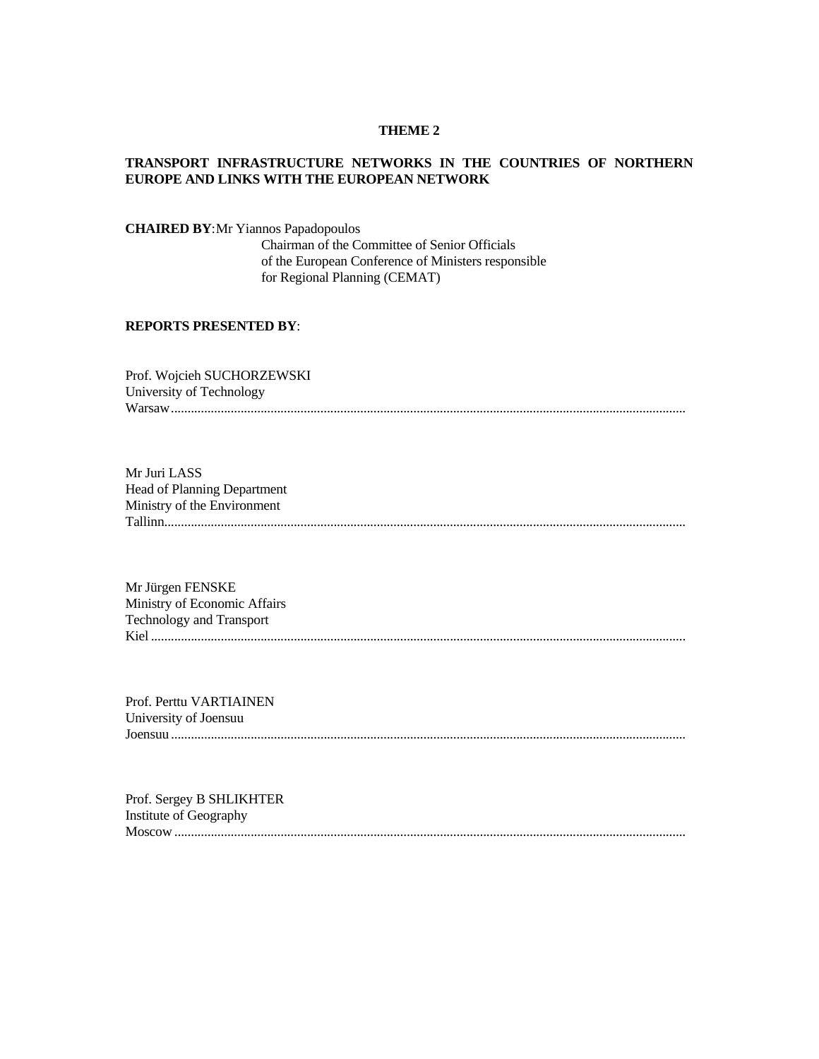**THEME 2**

**TRANSPORT INFRASTRUCTURE NETWORKS IN THE COUNTRIES OF NORTHERN EUROPE AND LINKS WITH THE EUROPEAN NETWORK**

**CHAIRED BY**: Mr Yiannos Papadopoulos
Chairman of the Committee of Senior Officials
of the European Conference of Ministers responsible
for Regional Planning (CEMAT)

**REPORTS PRESENTED BY**:

Prof. Wojcieh SUCHORZEWSKI
University of Technology
Warsaw..........................................................................................................................................................

Mr Juri LASS
Head of Planning Department
Ministry of the Environment
Tallinn..........................................................................................................................................................

Mr Jürgen FENSKE
Ministry of Economic Affairs
Technology and Transport
Kiel ..............................................................................................................................................................

Prof. Perttu VARTIAINEN
University of Joensuu
Joensuu ........................................................................................................................................................

Prof. Sergey B SHLIKHTER
Institute of Geography
Moscow ........................................................................................................................................................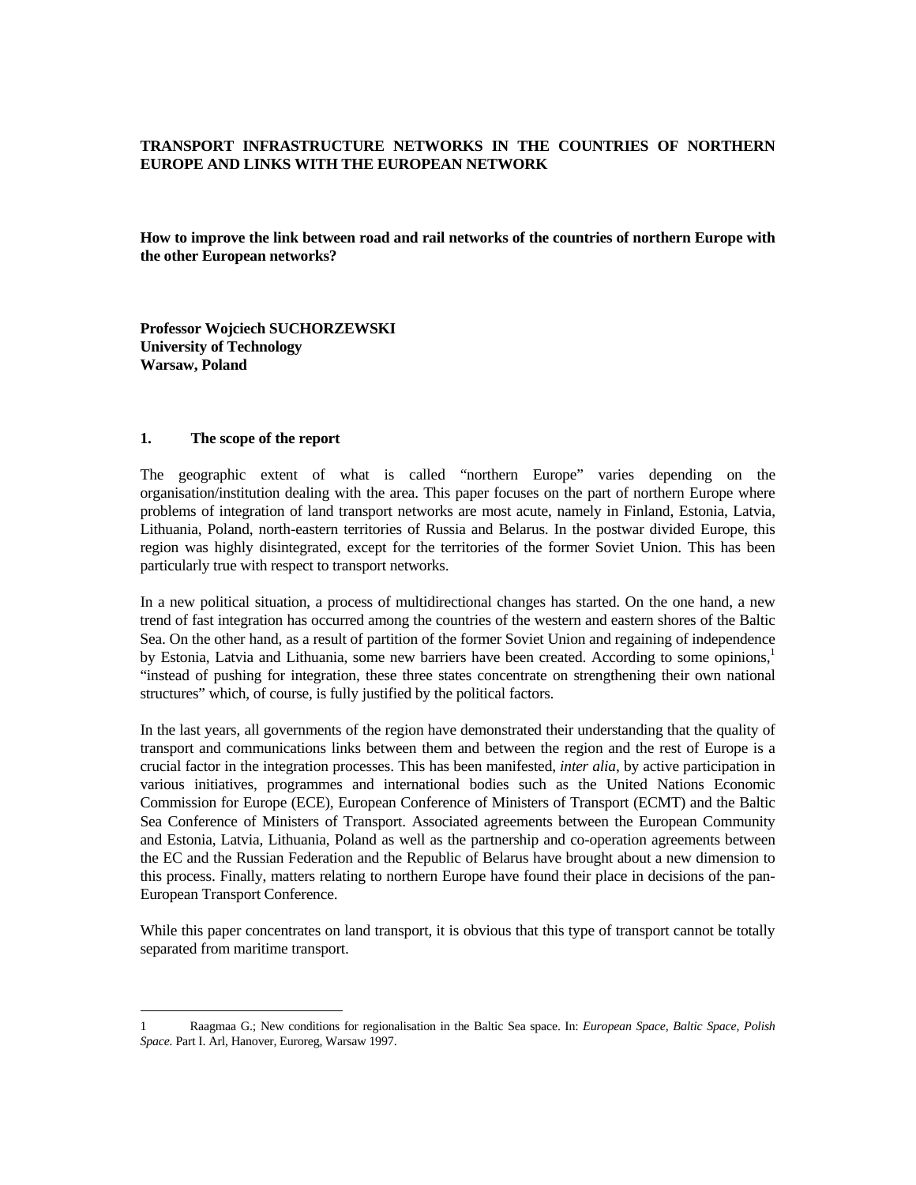**TRANSPORT INFRASTRUCTURE NETWORKS IN THE COUNTRIES OF NORTHERN EUROPE AND LINKS WITH THE EUROPEAN NETWORK**

**How to improve the link between road and rail networks of the countries of northern Europe with the other European networks?**

**Professor Wojciech SUCHORZEWSKI**
**University of Technology**
**Warsaw, Poland**

## 1. The scope of the report

The geographic extent of what is called "northern Europe" varies depending on the organisation/institution dealing with the area. This paper focuses on the part of northern Europe where problems of integration of land transport networks are most acute, namely in Finland, Estonia, Latvia, Lithuania, Poland, north-eastern territories of Russia and Belarus. In the postwar divided Europe, this region was highly disintegrated, except for the territories of the former Soviet Union. This has been particularly true with respect to transport networks.

In a new political situation, a process of multidirectional changes has started. On the one hand, a new trend of fast integration has occurred among the countries of the western and eastern shores of the Baltic Sea. On the other hand, as a result of partition of the former Soviet Union and regaining of independence by Estonia, Latvia and Lithuania, some new barriers have been created. According to some opinions,[1] "instead of pushing for integration, these three states concentrate on strengthening their own national structures" which, of course, is fully justified by the political factors.

In the last years, all governments of the region have demonstrated their understanding that the quality of transport and communications links between them and between the region and the rest of Europe is a crucial factor in the integration processes. This has been manifested, *inter alia*, by active participation in various initiatives, programmes and international bodies such as the United Nations Economic Commission for Europe (ECE), European Conference of Ministers of Transport (ECMT) and the Baltic Sea Conference of Ministers of Transport. Associated agreements between the European Community and Estonia, Latvia, Lithuania, Poland as well as the partnership and co-operation agreements between the EC and the Russian Federation and the Republic of Belarus have brought about a new dimension to this process. Finally, matters relating to northern Europe have found their place in decisions of the pan-European Transport Conference.

While this paper concentrates on land transport, it is obvious that this type of transport cannot be totally separated from maritime transport.

---

1 Raagmaa G.; New conditions for regionalisation in the Baltic Sea space. In: *European Space, Baltic Space, Polish Space.* Part I. Arl, Hanover, Euroreg, Warsaw 1997.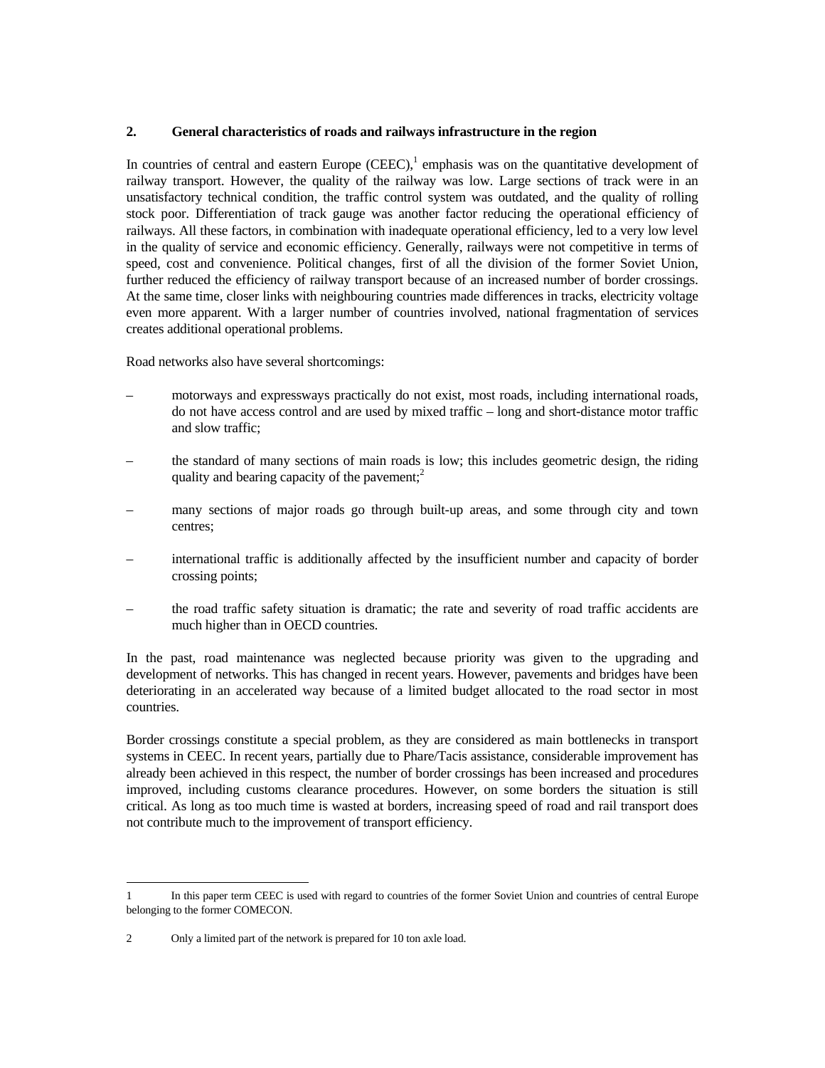## 2. General characteristics of roads and railways infrastructure in the region

In countries of central and eastern Europe (CEEC),[1] emphasis was on the quantitative development of railway transport. However, the quality of the railway was low. Large sections of track were in an unsatisfactory technical condition, the traffic control system was outdated, and the quality of rolling stock poor. Differentiation of track gauge was another factor reducing the operational efficiency of railways. All these factors, in combination with inadequate operational efficiency, led to a very low level in the quality of service and economic efficiency. Generally, railways were not competitive in terms of speed, cost and convenience. Political changes, first of all the division of the former Soviet Union, further reduced the efficiency of railway transport because of an increased number of border crossings. At the same time, closer links with neighbouring countries made differences in tracks, electricity voltage even more apparent. With a larger number of countries involved, national fragmentation of services creates additional operational problems.

Road networks also have several shortcomings:

– motorways and expressways practically do not exist, most roads, including international roads, do not have access control and are used by mixed traffic – long and short-distance motor traffic and slow traffic;

– the standard of many sections of main roads is low; this includes geometric design, the riding quality and bearing capacity of the pavement;[2]

– many sections of major roads go through built-up areas, and some through city and town centres;

– international traffic is additionally affected by the insufficient number and capacity of border crossing points;

– the road traffic safety situation is dramatic; the rate and severity of road traffic accidents are much higher than in OECD countries.

In the past, road maintenance was neglected because priority was given to the upgrading and development of networks. This has changed in recent years. However, pavements and bridges have been deteriorating in an accelerated way because of a limited budget allocated to the road sector in most countries.

Border crossings constitute a special problem, as they are considered as main bottlenecks in transport systems in CEEC. In recent years, partially due to Phare/Tacis assistance, considerable improvement has already been achieved in this respect, the number of border crossings has been increased and procedures improved, including customs clearance procedures. However, on some borders the situation is still critical. As long as too much time is wasted at borders, increasing speed of road and rail transport does not contribute much to the improvement of transport efficiency.

---

1 In this paper term CEEC is used with regard to countries of the former Soviet Union and countries of central Europe belonging to the former COMECON.

2 Only a limited part of the network is prepared for 10 ton axle load.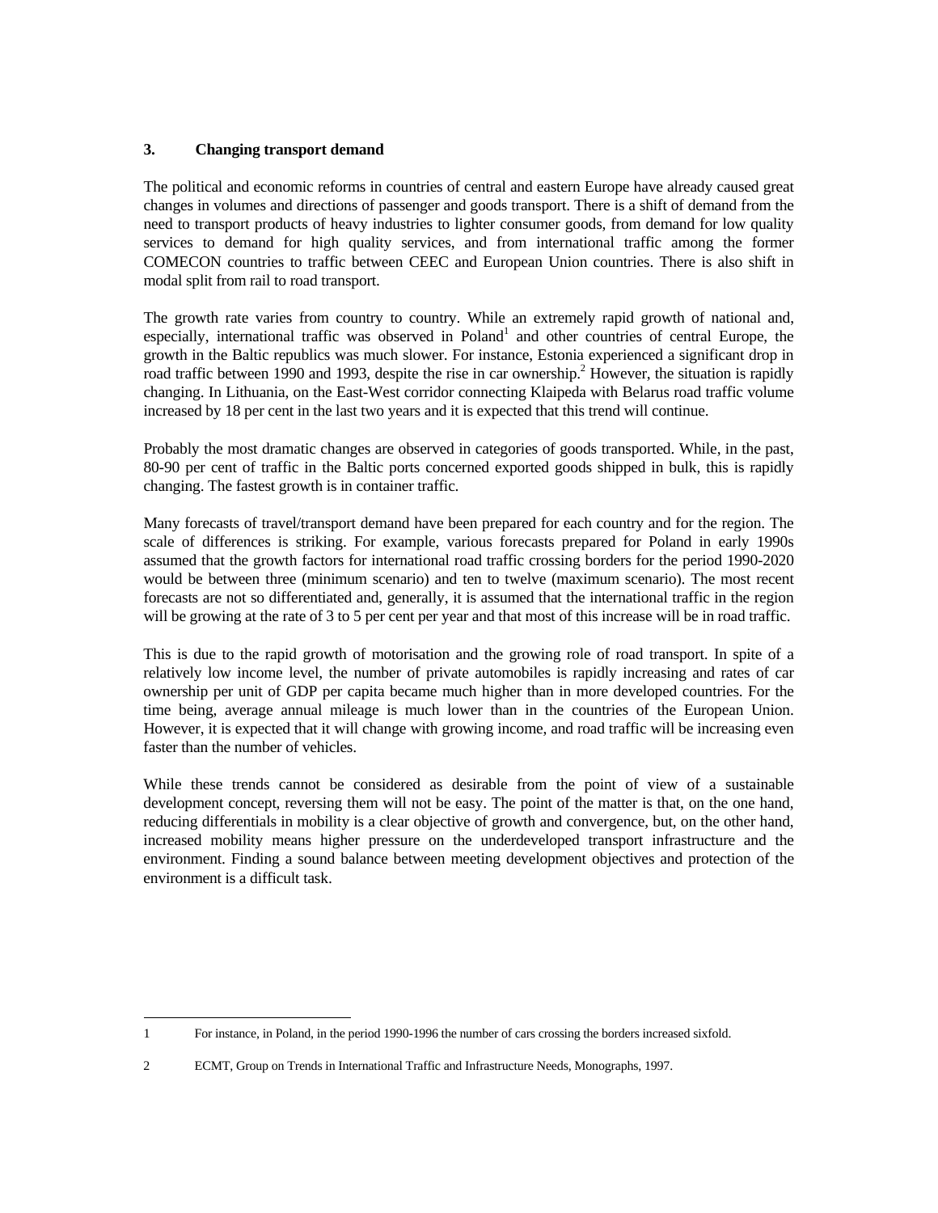## 3. Changing transport demand

The political and economic reforms in countries of central and eastern Europe have already caused great changes in volumes and directions of passenger and goods transport. There is a shift of demand from the need to transport products of heavy industries to lighter consumer goods, from demand for low quality services to demand for high quality services, and from international traffic among the former COMECON countries to traffic between CEEC and European Union countries. There is also shift in modal split from rail to road transport.

The growth rate varies from country to country. While an extremely rapid growth of national and, especially, international traffic was observed in Poland[1] and other countries of central Europe, the growth in the Baltic republics was much slower. For instance, Estonia experienced a significant drop in road traffic between 1990 and 1993, despite the rise in car ownership.[2] However, the situation is rapidly changing. In Lithuania, on the East-West corridor connecting Klaipeda with Belarus road traffic volume increased by 18 per cent in the last two years and it is expected that this trend will continue.

Probably the most dramatic changes are observed in categories of goods transported. While, in the past, 80-90 per cent of traffic in the Baltic ports concerned exported goods shipped in bulk, this is rapidly changing. The fastest growth is in container traffic.

Many forecasts of travel/transport demand have been prepared for each country and for the region. The scale of differences is striking. For example, various forecasts prepared for Poland in early 1990s assumed that the growth factors for international road traffic crossing borders for the period 1990-2020 would be between three (minimum scenario) and ten to twelve (maximum scenario). The most recent forecasts are not so differentiated and, generally, it is assumed that the international traffic in the region will be growing at the rate of 3 to 5 per cent per year and that most of this increase will be in road traffic.

This is due to the rapid growth of motorisation and the growing role of road transport. In spite of a relatively low income level, the number of private automobiles is rapidly increasing and rates of car ownership per unit of GDP per capita became much higher than in more developed countries. For the time being, average annual mileage is much lower than in the countries of the European Union. However, it is expected that it will change with growing income, and road traffic will be increasing even faster than the number of vehicles.

While these trends cannot be considered as desirable from the point of view of a sustainable development concept, reversing them will not be easy. The point of the matter is that, on the one hand, reducing differentials in mobility is a clear objective of growth and convergence, but, on the other hand, increased mobility means higher pressure on the underdeveloped transport infrastructure and the environment. Finding a sound balance between meeting development objectives and protection of the environment is a difficult task.

---

1 For instance, in Poland, in the period 1990-1996 the number of cars crossing the borders increased sixfold.

2 ECMT, Group on Trends in International Traffic and Infrastructure Needs, Monographs, 1997.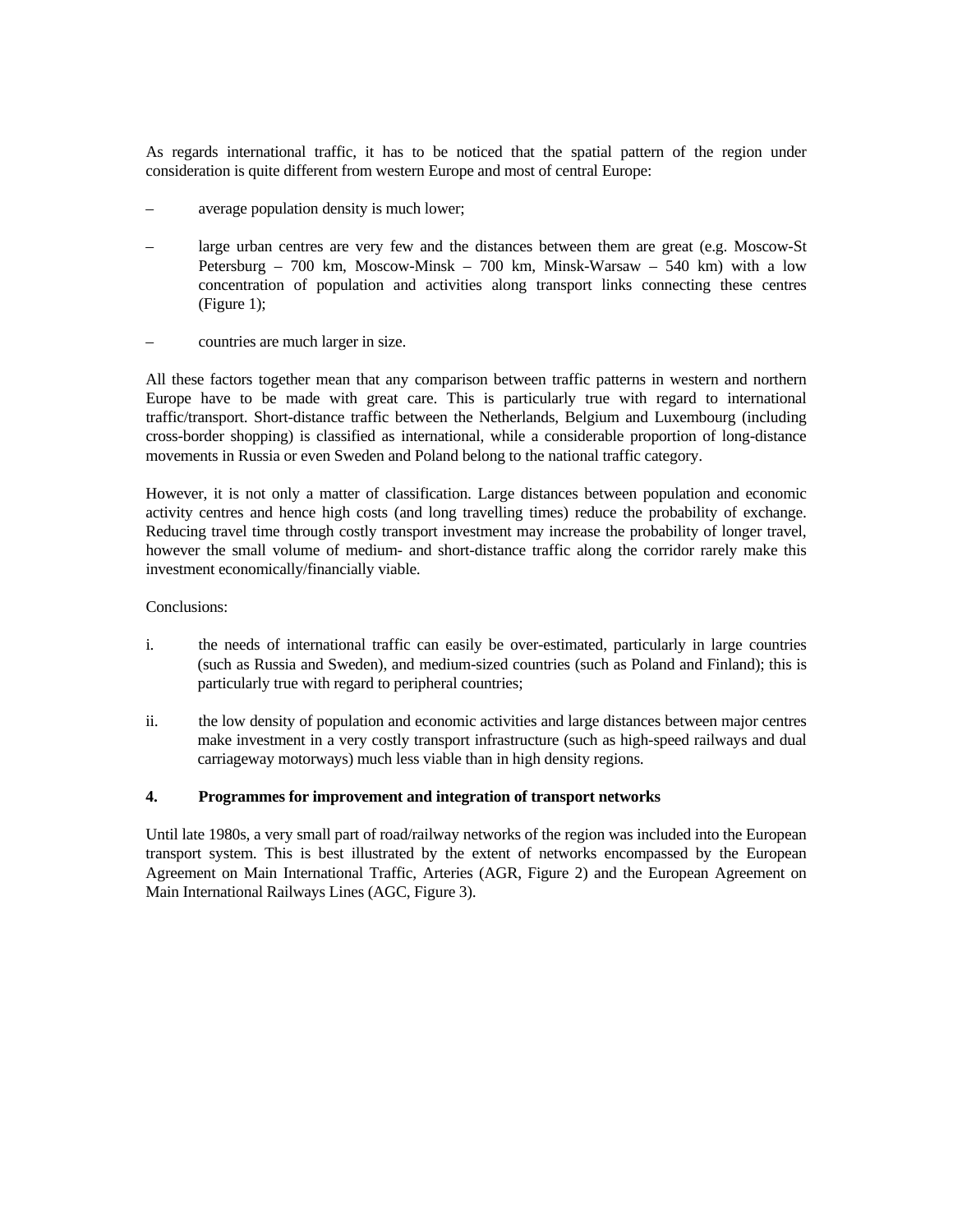As regards international traffic, it has to be noticed that the spatial pattern of the region under consideration is quite different from western Europe and most of central Europe:

– average population density is much lower;

– large urban centres are very few and the distances between them are great (e.g. Moscow-St Petersburg – 700 km, Moscow-Minsk – 700 km, Minsk-Warsaw – 540 km) with a low concentration of population and activities along transport links connecting these centres (Figure 1);

– countries are much larger in size.

All these factors together mean that any comparison between traffic patterns in western and northern Europe have to be made with great care. This is particularly true with regard to international traffic/transport. Short-distance traffic between the Netherlands, Belgium and Luxembourg (including cross-border shopping) is classified as international, while a considerable proportion of long-distance movements in Russia or even Sweden and Poland belong to the national traffic category.

However, it is not only a matter of classification. Large distances between population and economic activity centres and hence high costs (and long travelling times) reduce the probability of exchange. Reducing travel time through costly transport investment may increase the probability of longer travel, however the small volume of medium- and short-distance traffic along the corridor rarely make this investment economically/financially viable.

Conclusions:

i. the needs of international traffic can easily be over-estimated, particularly in large countries (such as Russia and Sweden), and medium-sized countries (such as Poland and Finland); this is particularly true with regard to peripheral countries;

ii. the low density of population and economic activities and large distances between major centres make investment in a very costly transport infrastructure (such as high-speed railways and dual carriageway motorways) much less viable than in high density regions.

### 4. Programmes for improvement and integration of transport networks

Until late 1980s, a very small part of road/railway networks of the region was included into the European transport system. This is best illustrated by the extent of networks encompassed by the European Agreement on Main International Traffic, Arteries (AGR, Figure 2) and the European Agreement on Main International Railways Lines (AGC, Figure 3).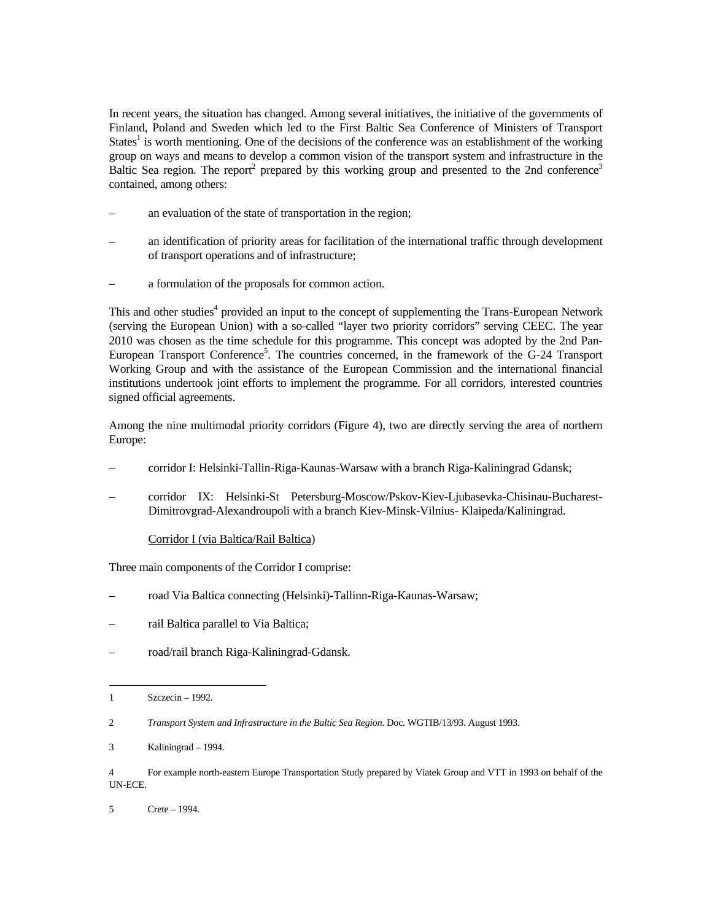In recent years, the situation has changed. Among several initiatives, the initiative of the governments of Finland, Poland and Sweden which led to the First Baltic Sea Conference of Ministers of Transport States[1] is worth mentioning. One of the decisions of the conference was an establishment of the working group on ways and means to develop a common vision of the transport system and infrastructure in the Baltic Sea region. The report[2] prepared by this working group and presented to the 2nd conference[3] contained, among others:

- an evaluation of the state of transportation in the region;
- an identification of priority areas for facilitation of the international traffic through development of transport operations and of infrastructure;
- a formulation of the proposals for common action.

This and other studies[4] provided an input to the concept of supplementing the Trans-European Network (serving the European Union) with a so-called "layer two priority corridors" serving CEEC. The year 2010 was chosen as the time schedule for this programme. This concept was adopted by the 2nd Pan-European Transport Conference[5]. The countries concerned, in the framework of the G-24 Transport Working Group and with the assistance of the European Commission and the international financial institutions undertook joint efforts to implement the programme. For all corridors, interested countries signed official agreements.

Among the nine multimodal priority corridors (Figure 4), two are directly serving the area of northern Europe:

- corridor I: Helsinki-Tallin-Riga-Kaunas-Warsaw with a branch Riga-Kaliningrad Gdansk;
- corridor IX: Helsinki-St Petersburg-Moscow/Pskov-Kiev-Ljubasevka-Chisinau-Bucharest-Dimitrovgrad-Alexandroupoli with a branch Kiev-Minsk-Vilnius- Klaipeda/Kaliningrad.

Corridor I (via Baltica/Rail Baltica)

Three main components of the Corridor I comprise:

- road Via Baltica connecting (Helsinki)-Tallinn-Riga-Kaunas-Warsaw;
- rail Baltica parallel to Via Baltica;
- road/rail branch Riga-Kaliningrad-Gdansk.

---

1 Szczecin – 1992.

2 *Transport System and Infrastructure in the Baltic Sea Region*. Doc. WGTIB/13/93. August 1993.

3 Kaliningrad – 1994.

4 For example north-eastern Europe Transportation Study prepared by Viatek Group and VTT in 1993 on behalf of the UN-ECE.

5 Crete – 1994.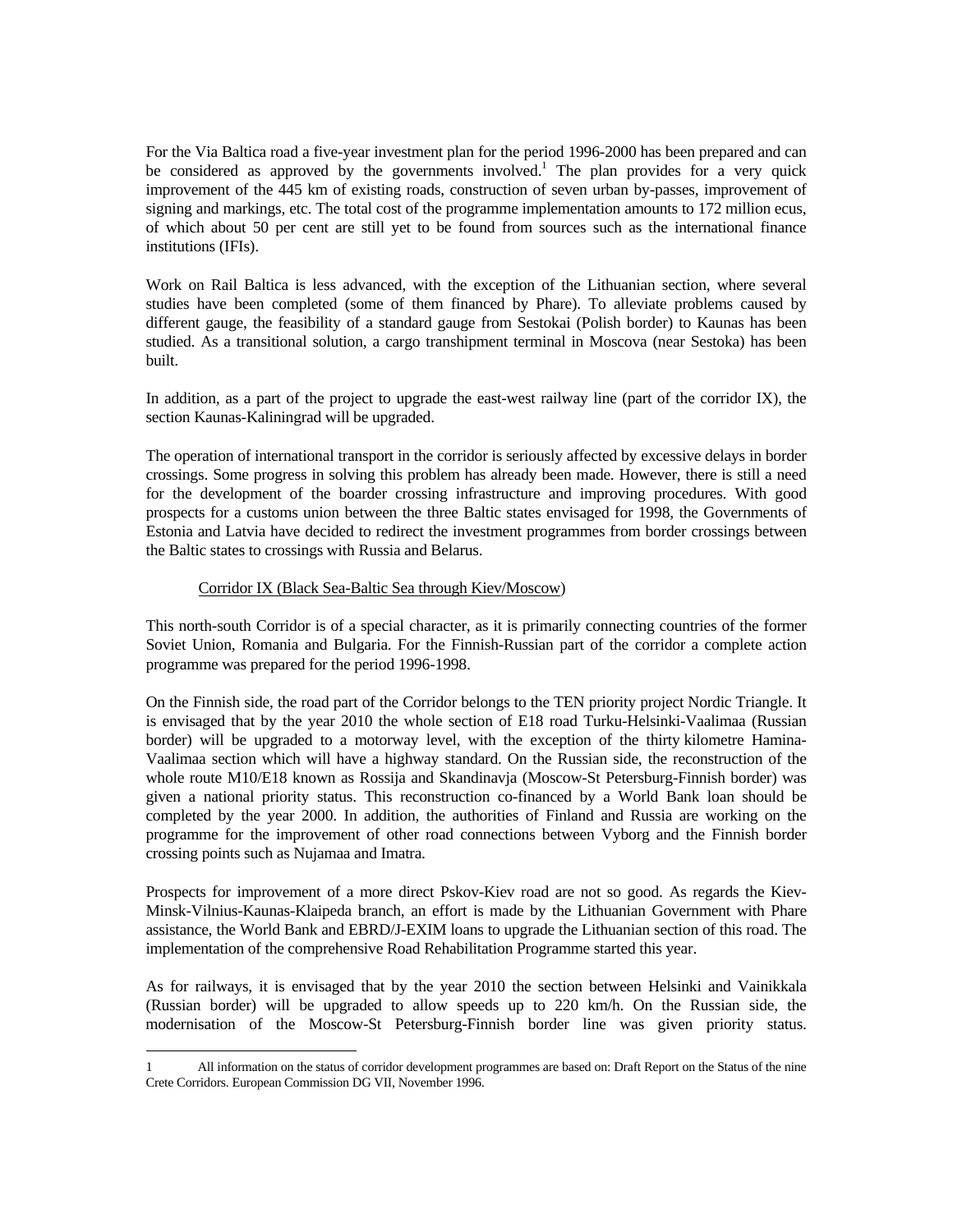For the Via Baltica road a five-year investment plan for the period 1996-2000 has been prepared and can be considered as approved by the governments involved.[1] The plan provides for a very quick improvement of the 445 km of existing roads, construction of seven urban by-passes, improvement of signing and markings, etc. The total cost of the programme implementation amounts to 172 million ecus, of which about 50 per cent are still yet to be found from sources such as the international finance institutions (IFIs).

Work on Rail Baltica is less advanced, with the exception of the Lithuanian section, where several studies have been completed (some of them financed by Phare). To alleviate problems caused by different gauge, the feasibility of a standard gauge from Sestokai (Polish border) to Kaunas has been studied. As a transitional solution, a cargo transhipment terminal in Moscova (near Sestoka) has been built.

In addition, as a part of the project to upgrade the east-west railway line (part of the corridor IX), the section Kaunas-Kaliningrad will be upgraded.

The operation of international transport in the corridor is seriously affected by excessive delays in border crossings. Some progress in solving this problem has already been made. However, there is still a need for the development of the boarder crossing infrastructure and improving procedures. With good prospects for a customs union between the three Baltic states envisaged for 1998, the Governments of Estonia and Latvia have decided to redirect the investment programmes from border crossings between the Baltic states to crossings with Russia and Belarus.

<u>Corridor IX (Black Sea-Baltic Sea through Kiev/Moscow</u>)

This north-south Corridor is of a special character, as it is primarily connecting countries of the former Soviet Union, Romania and Bulgaria. For the Finnish-Russian part of the corridor a complete action programme was prepared for the period 1996-1998.

On the Finnish side, the road part of the Corridor belongs to the TEN priority project Nordic Triangle. It is envisaged that by the year 2010 the whole section of E18 road Turku-Helsinki-Vaalimaa (Russian border) will be upgraded to a motorway level, with the exception of the thirty kilometre Hamina-Vaalimaa section which will have a highway standard. On the Russian side, the reconstruction of the whole route M10/E18 known as Rossija and Skandinavja (Moscow-St Petersburg-Finnish border) was given a national priority status. This reconstruction co-financed by a World Bank loan should be completed by the year 2000. In addition, the authorities of Finland and Russia are working on the programme for the improvement of other road connections between Vyborg and the Finnish border crossing points such as Nujamaa and Imatra.

Prospects for improvement of a more direct Pskov-Kiev road are not so good. As regards the Kiev-Minsk-Vilnius-Kaunas-Klaipeda branch, an effort is made by the Lithuanian Government with Phare assistance, the World Bank and EBRD/J-EXIM loans to upgrade the Lithuanian section of this road. The implementation of the comprehensive Road Rehabilitation Programme started this year.

As for railways, it is envisaged that by the year 2010 the section between Helsinki and Vainikkala (Russian border) will be upgraded to allow speeds up to 220 km/h. On the Russian side, the modernisation of the Moscow-St Petersburg-Finnish border line was given priority status.

---

[1] All information on the status of corridor development programmes are based on: Draft Report on the Status of the nine Crete Corridors. European Commission DG VII, November 1996.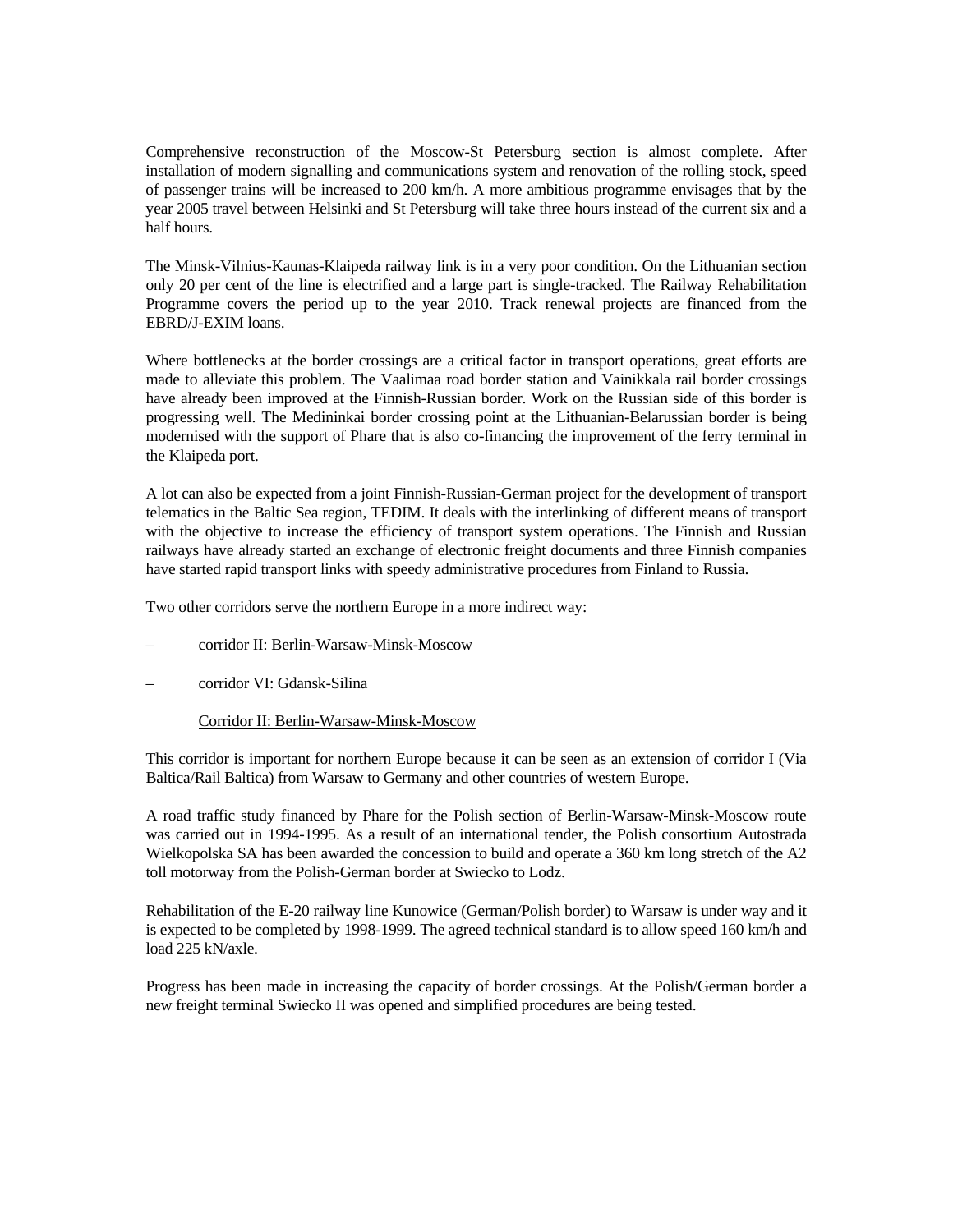Comprehensive reconstruction of the Moscow-St Petersburg section is almost complete. After installation of modern signalling and communications system and renovation of the rolling stock, speed of passenger trains will be increased to 200 km/h. A more ambitious programme envisages that by the year 2005 travel between Helsinki and St Petersburg will take three hours instead of the current six and a half hours.

The Minsk-Vilnius-Kaunas-Klaipeda railway link is in a very poor condition. On the Lithuanian section only 20 per cent of the line is electrified and a large part is single-tracked. The Railway Rehabilitation Programme covers the period up to the year 2010. Track renewal projects are financed from the EBRD/J-EXIM loans.

Where bottlenecks at the border crossings are a critical factor in transport operations, great efforts are made to alleviate this problem. The Vaalimaa road border station and Vainikkala rail border crossings have already been improved at the Finnish-Russian border. Work on the Russian side of this border is progressing well. The Medininkai border crossing point at the Lithuanian-Belarussian border is being modernised with the support of Phare that is also co-financing the improvement of the ferry terminal in the Klaipeda port.

A lot can also be expected from a joint Finnish-Russian-German project for the development of transport telematics in the Baltic Sea region, TEDIM. It deals with the interlinking of different means of transport with the objective to increase the efficiency of transport system operations. The Finnish and Russian railways have already started an exchange of electronic freight documents and three Finnish companies have started rapid transport links with speedy administrative procedures from Finland to Russia.

Two other corridors serve the northern Europe in a more indirect way:

– corridor II: Berlin-Warsaw-Minsk-Moscow

– corridor VI: Gdansk-Silina

Corridor II: Berlin-Warsaw-Minsk-Moscow

This corridor is important for northern Europe because it can be seen as an extension of corridor I (Via Baltica/Rail Baltica) from Warsaw to Germany and other countries of western Europe.

A road traffic study financed by Phare for the Polish section of Berlin-Warsaw-Minsk-Moscow route was carried out in 1994-1995. As a result of an international tender, the Polish consortium Autostrada Wielkopolska SA has been awarded the concession to build and operate a 360 km long stretch of the A2 toll motorway from the Polish-German border at Swiecko to Lodz.

Rehabilitation of the E-20 railway line Kunowice (German/Polish border) to Warsaw is under way and it is expected to be completed by 1998-1999. The agreed technical standard is to allow speed 160 km/h and load 225 kN/axle.

Progress has been made in increasing the capacity of border crossings. At the Polish/German border a new freight terminal Swiecko II was opened and simplified procedures are being tested.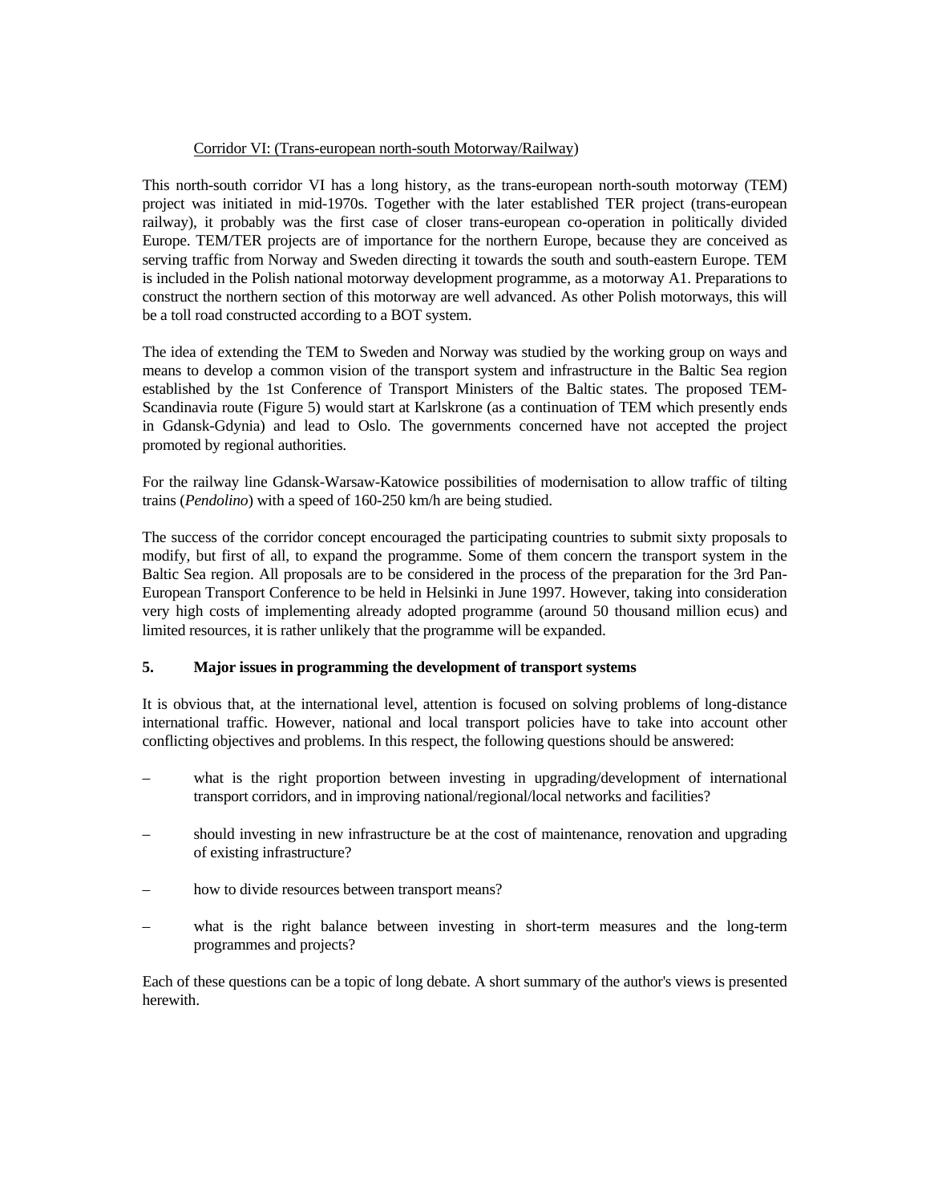Corridor VI: (Trans-european north-south Motorway/Railway)

This north-south corridor VI has a long history, as the trans-european north-south motorway (TEM) project was initiated in mid-1970s. Together with the later established TER project (trans-european railway), it probably was the first case of closer trans-european co-operation in politically divided Europe. TEM/TER projects are of importance for the northern Europe, because they are conceived as serving traffic from Norway and Sweden directing it towards the south and south-eastern Europe. TEM is included in the Polish national motorway development programme, as a motorway A1. Preparations to construct the northern section of this motorway are well advanced. As other Polish motorways, this will be a toll road constructed according to a BOT system.

The idea of extending the TEM to Sweden and Norway was studied by the working group on ways and means to develop a common vision of the transport system and infrastructure in the Baltic Sea region established by the 1st Conference of Transport Ministers of the Baltic states. The proposed TEM-Scandinavia route (Figure 5) would start at Karlskrone (as a continuation of TEM which presently ends in Gdansk-Gdynia) and lead to Oslo. The governments concerned have not accepted the project promoted by regional authorities.

For the railway line Gdansk-Warsaw-Katowice possibilities of modernisation to allow traffic of tilting trains (*Pendolino*) with a speed of 160-250 km/h are being studied.

The success of the corridor concept encouraged the participating countries to submit sixty proposals to modify, but first of all, to expand the programme. Some of them concern the transport system in the Baltic Sea region. All proposals are to be considered in the process of the preparation for the 3rd Pan-European Transport Conference to be held in Helsinki in June 1997. However, taking into consideration very high costs of implementing already adopted programme (around 50 thousand million ecus) and limited resources, it is rather unlikely that the programme will be expanded.

## 5. Major issues in programming the development of transport systems

It is obvious that, at the international level, attention is focused on solving problems of long-distance international traffic. However, national and local transport policies have to take into account other conflicting objectives and problems. In this respect, the following questions should be answered:

– what is the right proportion between investing in upgrading/development of international transport corridors, and in improving national/regional/local networks and facilities?

– should investing in new infrastructure be at the cost of maintenance, renovation and upgrading of existing infrastructure?

– how to divide resources between transport means?

– what is the right balance between investing in short-term measures and the long-term programmes and projects?

Each of these questions can be a topic of long debate. A short summary of the author's views is presented herewith.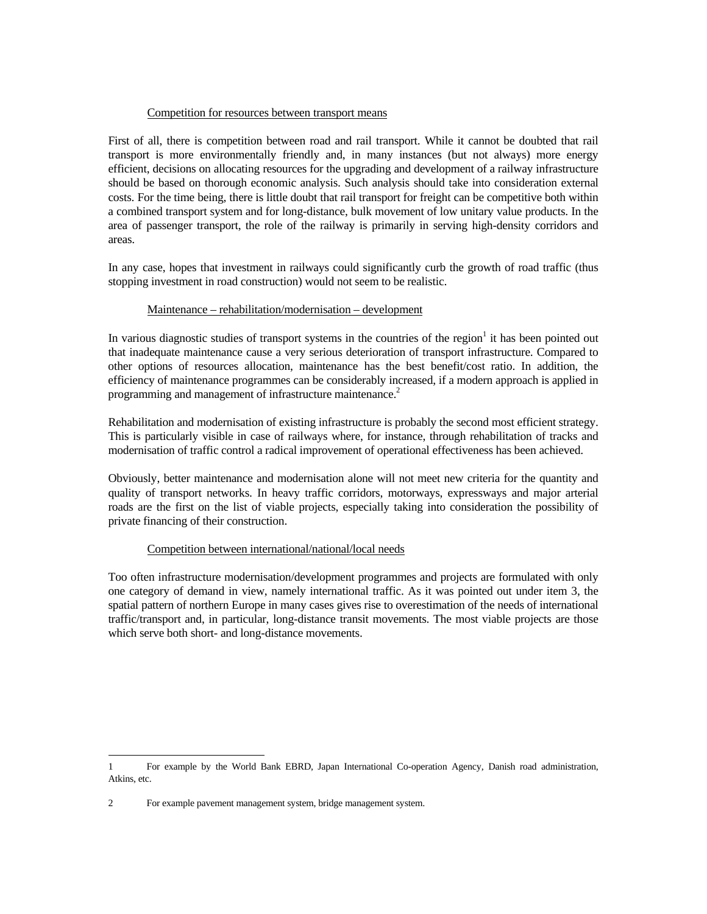Competition for resources between transport means

First of all, there is competition between road and rail transport. While it cannot be doubted that rail transport is more environmentally friendly and, in many instances (but not always) more energy efficient, decisions on allocating resources for the upgrading and development of a railway infrastructure should be based on thorough economic analysis. Such analysis should take into consideration external costs. For the time being, there is little doubt that rail transport for freight can be competitive both within a combined transport system and for long-distance, bulk movement of low unitary value products. In the area of passenger transport, the role of the railway is primarily in serving high-density corridors and areas.

In any case, hopes that investment in railways could significantly curb the growth of road traffic (thus stopping investment in road construction) would not seem to be realistic.

Maintenance – rehabilitation/modernisation – development

In various diagnostic studies of transport systems in the countries of the region[1] it has been pointed out that inadequate maintenance cause a very serious deterioration of transport infrastructure. Compared to other options of resources allocation, maintenance has the best benefit/cost ratio. In addition, the efficiency of maintenance programmes can be considerably increased, if a modern approach is applied in programming and management of infrastructure maintenance.[2]

Rehabilitation and modernisation of existing infrastructure is probably the second most efficient strategy. This is particularly visible in case of railways where, for instance, through rehabilitation of tracks and modernisation of traffic control a radical improvement of operational effectiveness has been achieved.

Obviously, better maintenance and modernisation alone will not meet new criteria for the quantity and quality of transport networks. In heavy traffic corridors, motorways, expressways and major arterial roads are the first on the list of viable projects, especially taking into consideration the possibility of private financing of their construction.

Competition between international/national/local needs

Too often infrastructure modernisation/development programmes and projects are formulated with only one category of demand in view, namely international traffic. As it was pointed out under item 3, the spatial pattern of northern Europe in many cases gives rise to overestimation of the needs of international traffic/transport and, in particular, long-distance transit movements. The most viable projects are those which serve both short- and long-distance movements.

---

1 For example by the World Bank EBRD, Japan International Co-operation Agency, Danish road administration, Atkins, etc.

2 For example pavement management system, bridge management system.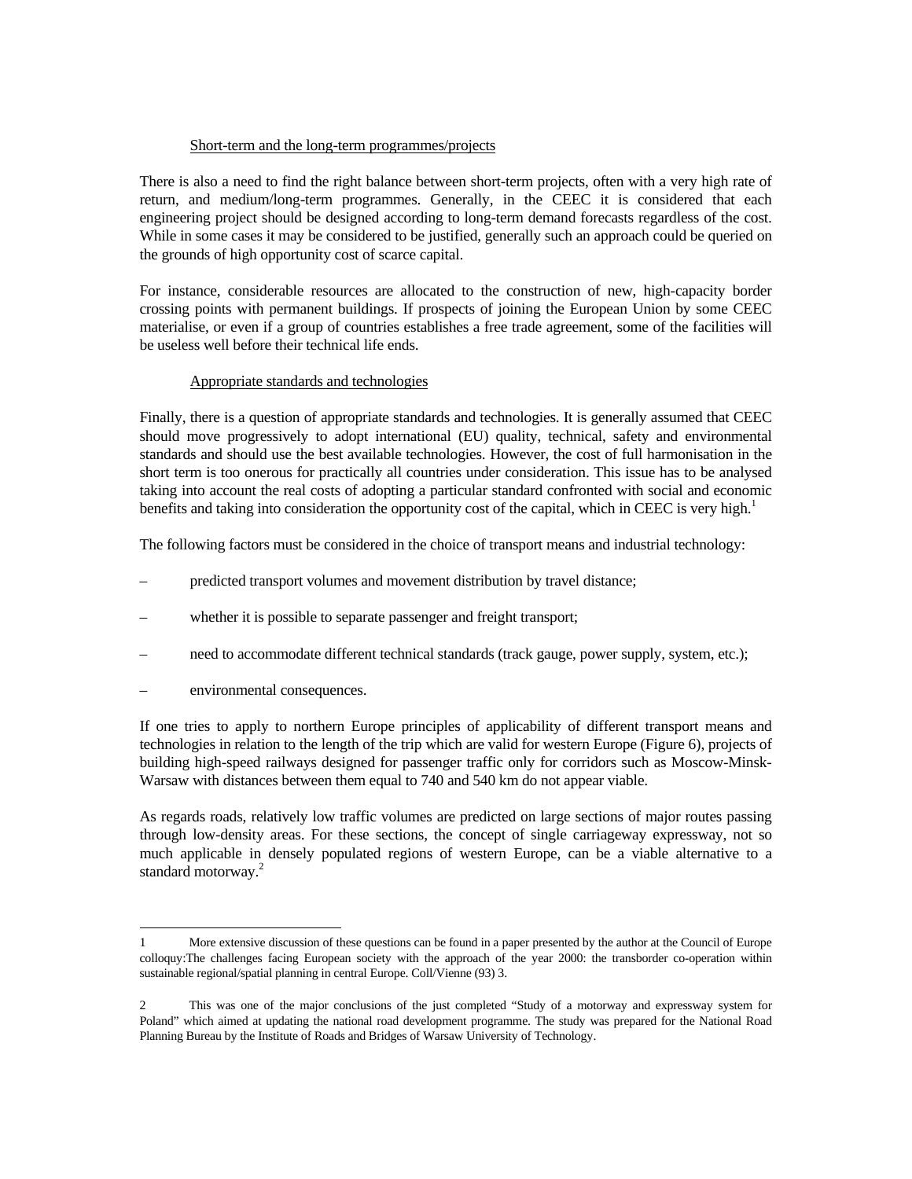Short-term and the long-term programmes/projects

There is also a need to find the right balance between short-term projects, often with a very high rate of return, and medium/long-term programmes. Generally, in the CEEC it is considered that each engineering project should be designed according to long-term demand forecasts regardless of the cost. While in some cases it may be considered to be justified, generally such an approach could be queried on the grounds of high opportunity cost of scarce capital.

For instance, considerable resources are allocated to the construction of new, high-capacity border crossing points with permanent buildings. If prospects of joining the European Union by some CEEC materialise, or even if a group of countries establishes a free trade agreement, some of the facilities will be useless well before their technical life ends.

Appropriate standards and technologies

Finally, there is a question of appropriate standards and technologies. It is generally assumed that CEEC should move progressively to adopt international (EU) quality, technical, safety and environmental standards and should use the best available technologies. However, the cost of full harmonisation in the short term is too onerous for practically all countries under consideration. This issue has to be analysed taking into account the real costs of adopting a particular standard confronted with social and economic benefits and taking into consideration the opportunity cost of the capital, which in CEEC is very high.[1]

The following factors must be considered in the choice of transport means and industrial technology:

– predicted transport volumes and movement distribution by travel distance;

– whether it is possible to separate passenger and freight transport;

– need to accommodate different technical standards (track gauge, power supply, system, etc.);

– environmental consequences.

If one tries to apply to northern Europe principles of applicability of different transport means and technologies in relation to the length of the trip which are valid for western Europe (Figure 6), projects of building high-speed railways designed for passenger traffic only for corridors such as Moscow-Minsk-Warsaw with distances between them equal to 740 and 540 km do not appear viable.

As regards roads, relatively low traffic volumes are predicted on large sections of major routes passing through low-density areas. For these sections, the concept of single carriageway expressway, not so much applicable in densely populated regions of western Europe, can be a viable alternative to a standard motorway.[2]

---

1 More extensive discussion of these questions can be found in a paper presented by the author at the Council of Europe colloquy:The challenges facing European society with the approach of the year 2000: the transborder co-operation within sustainable regional/spatial planning in central Europe. Coll/Vienne (93) 3.

2 This was one of the major conclusions of the just completed "Study of a motorway and expressway system for Poland" which aimed at updating the national road development programme. The study was prepared for the National Road Planning Bureau by the Institute of Roads and Bridges of Warsaw University of Technology.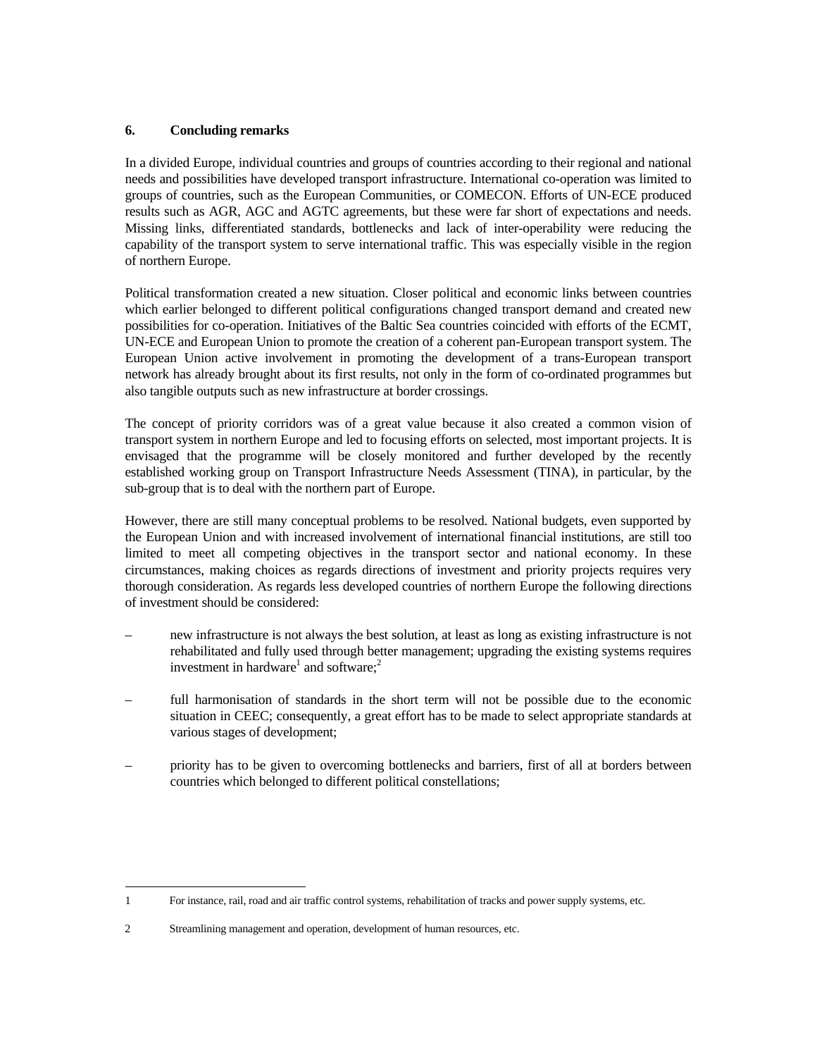## 6. Concluding remarks

In a divided Europe, individual countries and groups of countries according to their regional and national needs and possibilities have developed transport infrastructure. International co-operation was limited to groups of countries, such as the European Communities, or COMECON. Efforts of UN-ECE produced results such as AGR, AGC and AGTC agreements, but these were far short of expectations and needs. Missing links, differentiated standards, bottlenecks and lack of inter-operability were reducing the capability of the transport system to serve international traffic. This was especially visible in the region of northern Europe.

Political transformation created a new situation. Closer political and economic links between countries which earlier belonged to different political configurations changed transport demand and created new possibilities for co-operation. Initiatives of the Baltic Sea countries coincided with efforts of the ECMT, UN-ECE and European Union to promote the creation of a coherent pan-European transport system. The European Union active involvement in promoting the development of a trans-European transport network has already brought about its first results, not only in the form of co-ordinated programmes but also tangible outputs such as new infrastructure at border crossings.

The concept of priority corridors was of a great value because it also created a common vision of transport system in northern Europe and led to focusing efforts on selected, most important projects. It is envisaged that the programme will be closely monitored and further developed by the recently established working group on Transport Infrastructure Needs Assessment (TINA), in particular, by the sub-group that is to deal with the northern part of Europe.

However, there are still many conceptual problems to be resolved. National budgets, even supported by the European Union and with increased involvement of international financial institutions, are still too limited to meet all competing objectives in the transport sector and national economy. In these circumstances, making choices as regards directions of investment and priority projects requires very thorough consideration. As regards less developed countries of northern Europe the following directions of investment should be considered:

- new infrastructure is not always the best solution, at least as long as existing infrastructure is not rehabilitated and fully used through better management; upgrading the existing systems requires investment in hardware[1] and software;[2]
- full harmonisation of standards in the short term will not be possible due to the economic situation in CEEC; consequently, a great effort has to be made to select appropriate standards at various stages of development;
- priority has to be given to overcoming bottlenecks and barriers, first of all at borders between countries which belonged to different political constellations;

---

1 For instance, rail, road and air traffic control systems, rehabilitation of tracks and power supply systems, etc.

2 Streamlining management and operation, development of human resources, etc.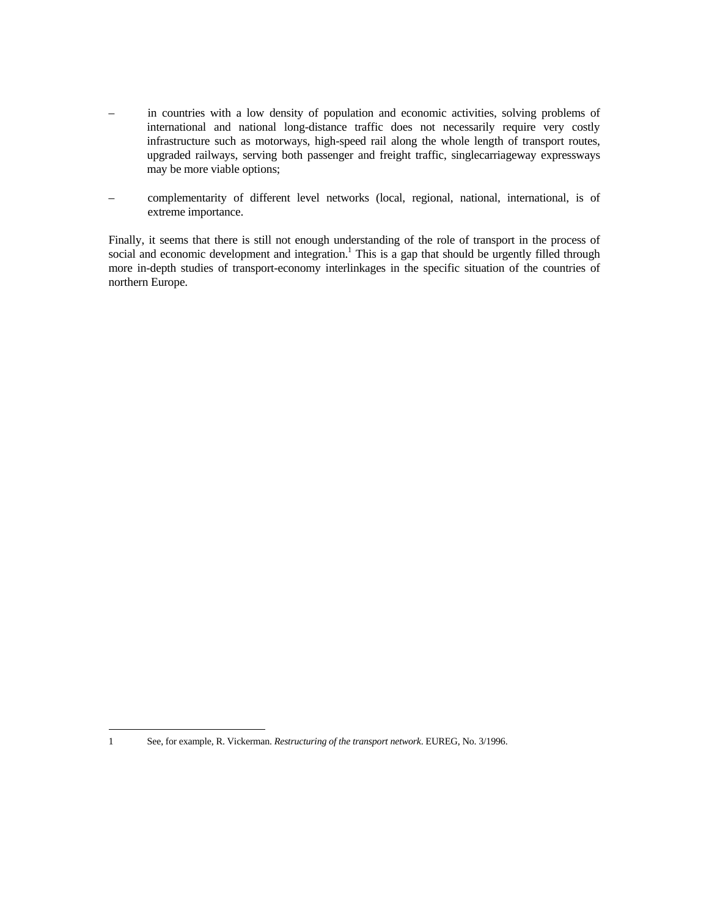- in countries with a low density of population and economic activities, solving problems of international and national long-distance traffic does not necessarily require very costly infrastructure such as motorways, high-speed rail along the whole length of transport routes, upgraded railways, serving both passenger and freight traffic, singlecarriageway expressways may be more viable options;

- complementarity of different level networks (local, regional, national, international, is of extreme importance.

Finally, it seems that there is still not enough understanding of the role of transport in the process of social and economic development and integration.[1] This is a gap that should be urgently filled through more in-depth studies of transport-economy interlinkages in the specific situation of the countries of northern Europe.

---

1 See, for example, R. Vickerman. *Restructuring of the transport network*. EUREG, No. 3/1996.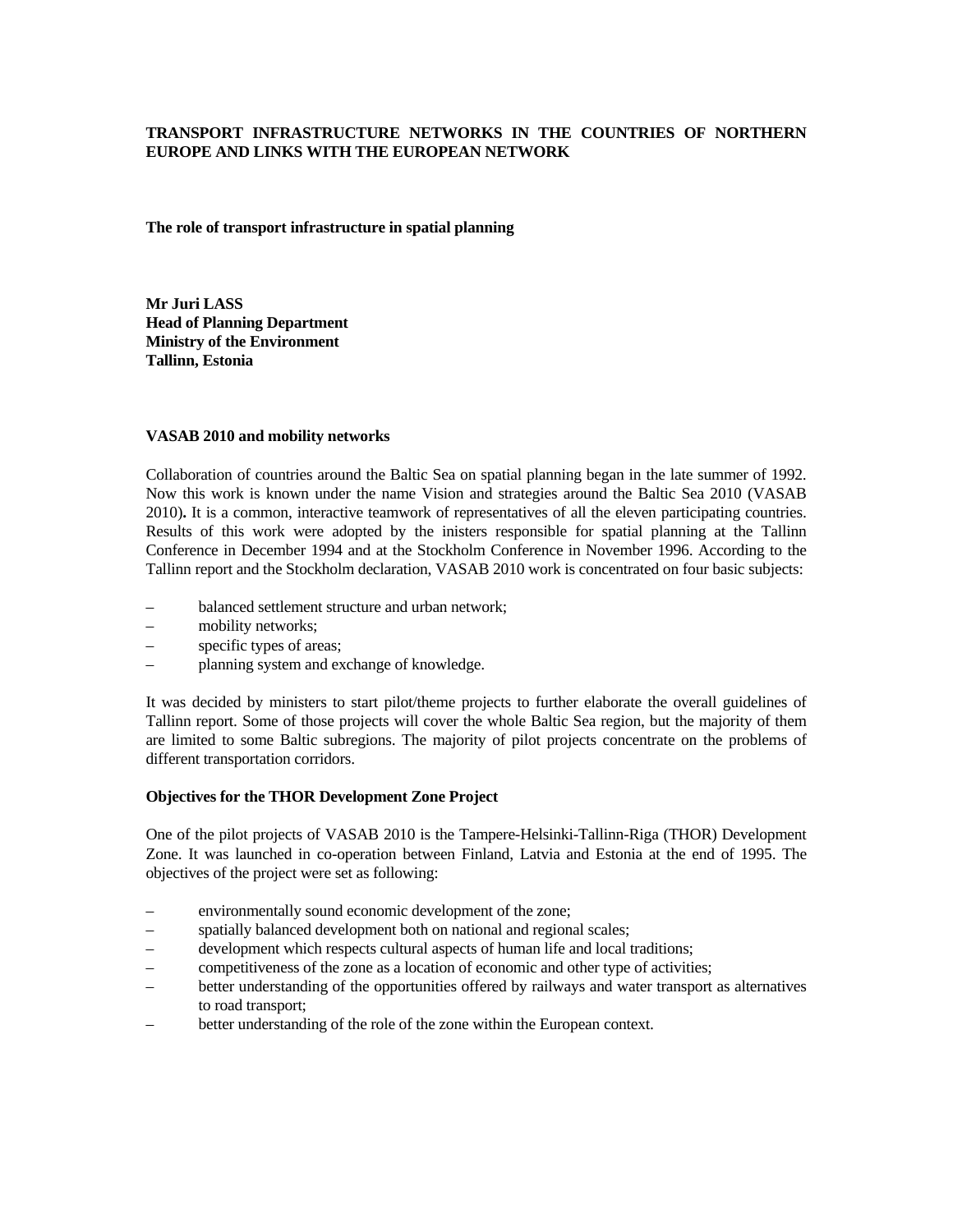**TRANSPORT INFRASTRUCTURE NETWORKS IN THE COUNTRIES OF NORTHERN EUROPE AND LINKS WITH THE EUROPEAN NETWORK**

**The role of transport infrastructure in spatial planning**

**Mr Juri LASS**
**Head of Planning Department**
**Ministry of the Environment**
**Tallinn, Estonia**

**VASAB 2010 and mobility networks**

Collaboration of countries around the Baltic Sea on spatial planning began in the late summer of 1992. Now this work is known under the name Vision and strategies around the Baltic Sea 2010 (VASAB 2010)**.** It is a common, interactive teamwork of representatives of all the eleven participating countries. Results of this work were adopted by the inisters responsible for spatial planning at the Tallinn Conference in December 1994 and at the Stockholm Conference in November 1996. According to the Tallinn report and the Stockholm declaration, VASAB 2010 work is concentrated on four basic subjects:

– balanced settlement structure and urban network;
– mobility networks;
– specific types of areas;
– planning system and exchange of knowledge.

It was decided by ministers to start pilot/theme projects to further elaborate the overall guidelines of Tallinn report. Some of those projects will cover the whole Baltic Sea region, but the majority of them are limited to some Baltic subregions. The majority of pilot projects concentrate on the problems of different transportation corridors.

**Objectives for the THOR Development Zone Project**

One of the pilot projects of VASAB 2010 is the Tampere-Helsinki-Tallinn-Riga (THOR) Development Zone. It was launched in co-operation between Finland, Latvia and Estonia at the end of 1995. The objectives of the project were set as following:

– environmentally sound economic development of the zone;
– spatially balanced development both on national and regional scales;
– development which respects cultural aspects of human life and local traditions;
– competitiveness of the zone as a location of economic and other type of activities;
– better understanding of the opportunities offered by railways and water transport as alternatives to road transport;
– better understanding of the role of the zone within the European context.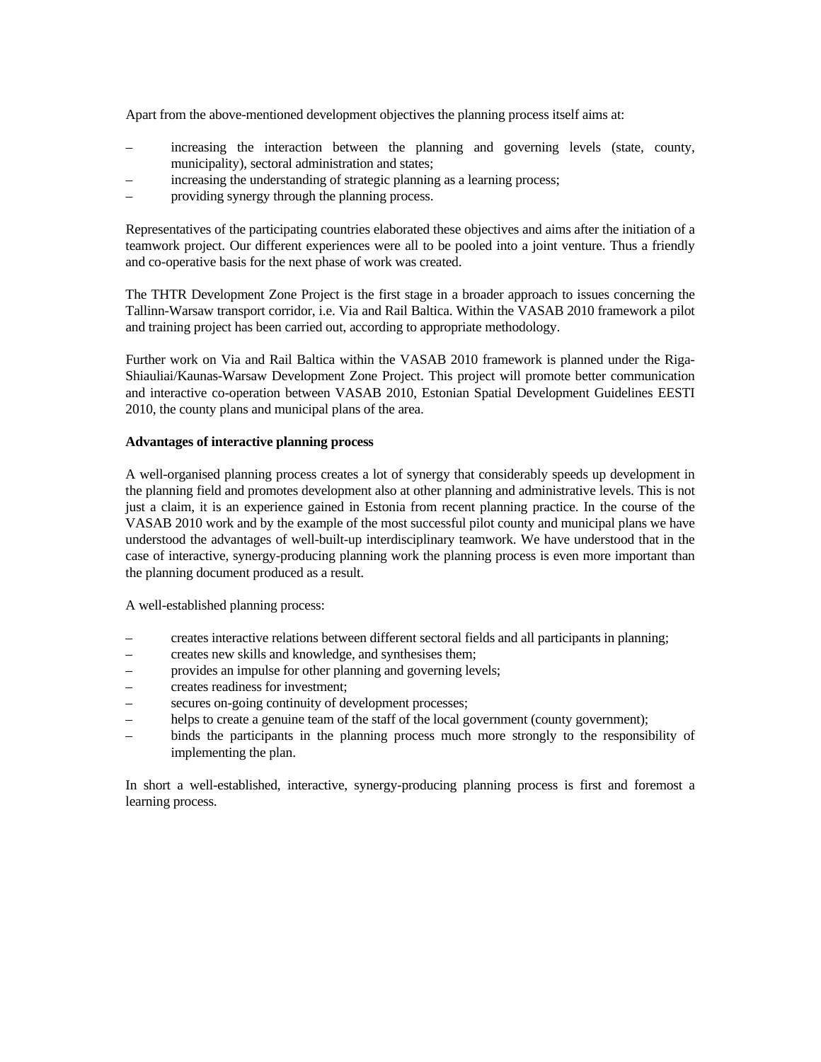Apart from the above-mentioned development objectives the planning process itself aims at:

– increasing the interaction between the planning and governing levels (state, county, municipality), sectoral administration and states;
– increasing the understanding of strategic planning as a learning process;
– providing synergy through the planning process.

Representatives of the participating countries elaborated these objectives and aims after the initiation of a teamwork project. Our different experiences were all to be pooled into a joint venture. Thus a friendly and co-operative basis for the next phase of work was created.

The THTR Development Zone Project is the first stage in a broader approach to issues concerning the Tallinn-Warsaw transport corridor, i.e. Via and Rail Baltica. Within the VASAB 2010 framework a pilot and training project has been carried out, according to appropriate methodology.

Further work on Via and Rail Baltica within the VASAB 2010 framework is planned under the Riga-Shiauliai/Kaunas-Warsaw Development Zone Project. This project will promote better communication and interactive co-operation between VASAB 2010, Estonian Spatial Development Guidelines EESTI 2010, the county plans and municipal plans of the area.

**Advantages of interactive planning process**

A well-organised planning process creates a lot of synergy that considerably speeds up development in the planning field and promotes development also at other planning and administrative levels. This is not just a claim, it is an experience gained in Estonia from recent planning practice. In the course of the VASAB 2010 work and by the example of the most successful pilot county and municipal plans we have understood the advantages of well-built-up interdisciplinary teamwork. We have understood that in the case of interactive, synergy-producing planning work the planning process is even more important than the planning document produced as a result.

A well-established planning process:

– creates interactive relations between different sectoral fields and all participants in planning;
– creates new skills and knowledge, and synthesises them;
– provides an impulse for other planning and governing levels;
– creates readiness for investment;
– secures on-going continuity of development processes;
– helps to create a genuine team of the staff of the local government (county government);
– binds the participants in the planning process much more strongly to the responsibility of implementing the plan.

In short a well-established, interactive, synergy-producing planning process is first and foremost a learning process.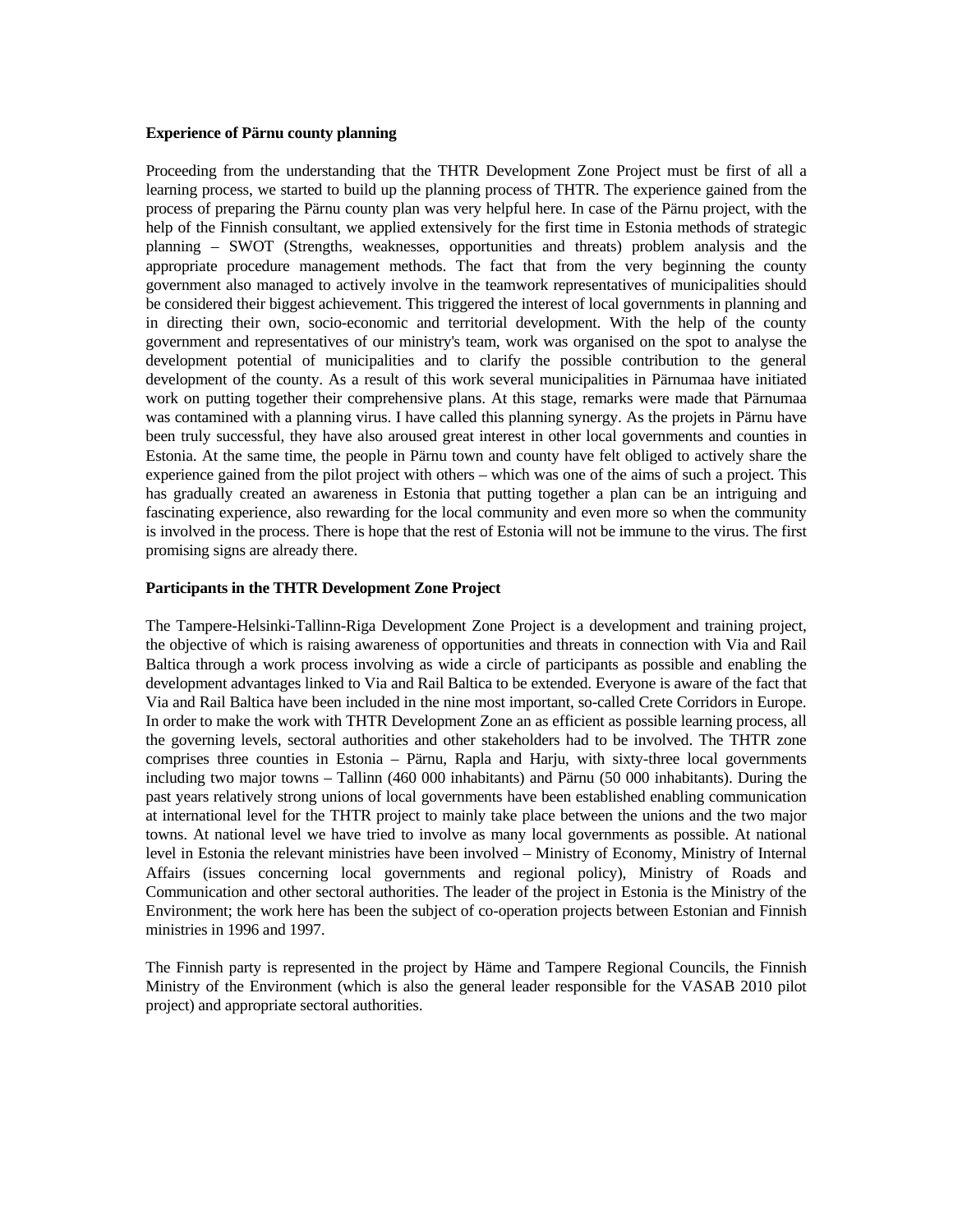**Experience of Pärnu county planning**

Proceeding from the understanding that the THTR Development Zone Project must be first of all a learning process, we started to build up the planning process of THTR. The experience gained from the process of preparing the Pärnu county plan was very helpful here. In case of the Pärnu project, with the help of the Finnish consultant, we applied extensively for the first time in Estonia methods of strategic planning – SWOT (Strengths, weaknesses, opportunities and threats) problem analysis and the appropriate procedure management methods. The fact that from the very beginning the county government also managed to actively involve in the teamwork representatives of municipalities should be considered their biggest achievement. This triggered the interest of local governments in planning and in directing their own, socio-economic and territorial development. With the help of the county government and representatives of our ministry's team, work was organised on the spot to analyse the development potential of municipalities and to clarify the possible contribution to the general development of the county. As a result of this work several municipalities in Pärnumaa have initiated work on putting together their comprehensive plans. At this stage, remarks were made that Pärnumaa was contaminated with a planning virus. I have called this planning synergy. As the projets in Pärnu have been truly successful, they have also aroused great interest in other local governments and counties in Estonia. At the same time, the people in Pärnu town and county have felt obliged to actively share the experience gained from the pilot project with others – which was one of the aims of such a project. This has gradually created an awareness in Estonia that putting together a plan can be an intriguing and fascinating experience, also rewarding for the local community and even more so when the community is involved in the process. There is hope that the rest of Estonia will not be immune to the virus. The first promising signs are already there.

**Participants in the THTR Development Zone Project**

The Tampere-Helsinki-Tallinn-Riga Development Zone Project is a development and training project, the objective of which is raising awareness of opportunities and threats in connection with Via and Rail Baltica through a work process involving as wide a circle of participants as possible and enabling the development advantages linked to Via and Rail Baltica to be extended. Everyone is aware of the fact that Via and Rail Baltica have been included in the nine most important, so-called Crete Corridors in Europe. In order to make the work with THTR Development Zone an as efficient as possible learning process, all the governing levels, sectoral authorities and other stakeholders had to be involved. The THTR zone comprises three counties in Estonia – Pärnu, Rapla and Harju, with sixty-three local governments including two major towns – Tallinn (460 000 inhabitants) and Pärnu (50 000 inhabitants). During the past years relatively strong unions of local governments have been established enabling communication at international level for the THTR project to mainly take place between the unions and the two major towns. At national level we have tried to involve as many local governments as possible. At national level in Estonia the relevant ministries have been involved – Ministry of Economy, Ministry of Internal Affairs (issues concerning local governments and regional policy), Ministry of Roads and Communication and other sectoral authorities. The leader of the project in Estonia is the Ministry of the Environment; the work here has been the subject of co-operation projects between Estonian and Finnish ministries in 1996 and 1997.

The Finnish party is represented in the project by Häme and Tampere Regional Councils, the Finnish Ministry of the Environment (which is also the general leader responsible for the VASAB 2010 pilot project) and appropriate sectoral authorities.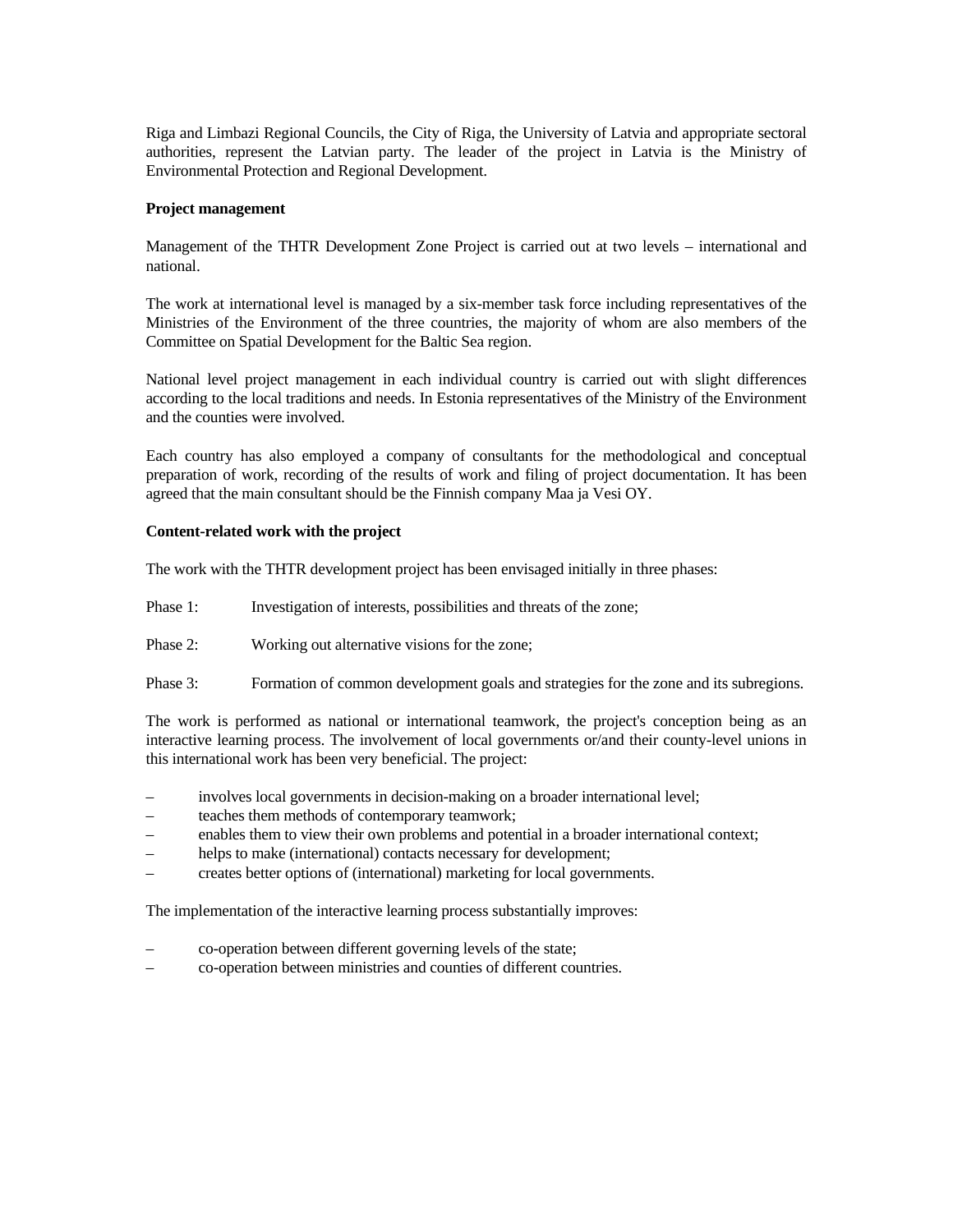Riga and Limbazi Regional Councils, the City of Riga, the University of Latvia and appropriate sectoral authorities, represent the Latvian party. The leader of the project in Latvia is the Ministry of Environmental Protection and Regional Development.

**Project management**

Management of the THTR Development Zone Project is carried out at two levels – international and national.

The work at international level is managed by a six-member task force including representatives of the Ministries of the Environment of the three countries, the majority of whom are also members of the Committee on Spatial Development for the Baltic Sea region.

National level project management in each individual country is carried out with slight differences according to the local traditions and needs. In Estonia representatives of the Ministry of the Environment and the counties were involved.

Each country has also employed a company of consultants for the methodological and conceptual preparation of work, recording of the results of work and filing of project documentation. It has been agreed that the main consultant should be the Finnish company Maa ja Vesi OY.

**Content-related work with the project**

The work with the THTR development project has been envisaged initially in three phases:

Phase 1: Investigation of interests, possibilities and threats of the zone;

Phase 2: Working out alternative visions for the zone;

Phase 3: Formation of common development goals and strategies for the zone and its subregions.

The work is performed as national or international teamwork, the project's conception being as an interactive learning process. The involvement of local governments or/and their county-level unions in this international work has been very beneficial. The project:

- involves local governments in decision-making on a broader international level;
- teaches them methods of contemporary teamwork;
- enables them to view their own problems and potential in a broader international context;
- helps to make (international) contacts necessary for development;
- creates better options of (international) marketing for local governments.

The implementation of the interactive learning process substantially improves:

- co-operation between different governing levels of the state;
- co-operation between ministries and counties of different countries.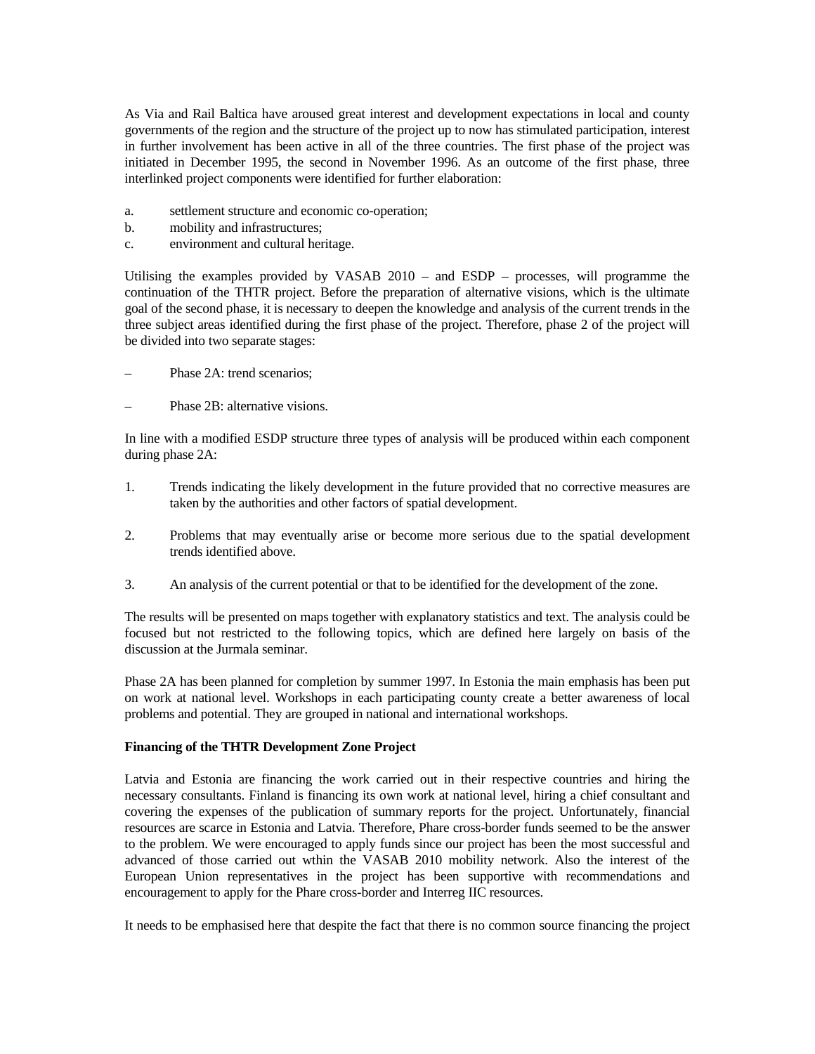As Via and Rail Baltica have aroused great interest and development expectations in local and county governments of the region and the structure of the project up to now has stimulated participation, interest in further involvement has been active in all of the three countries. The first phase of the project was initiated in December 1995, the second in November 1996. As an outcome of the first phase, three interlinked project components were identified for further elaboration:

a. settlement structure and economic co-operation;
b. mobility and infrastructures;
c. environment and cultural heritage.

Utilising the examples provided by VASAB 2010 – and ESDP – processes, will programme the continuation of the THTR project. Before the preparation of alternative visions, which is the ultimate goal of the second phase, it is necessary to deepen the knowledge and analysis of the current trends in the three subject areas identified during the first phase of the project. Therefore, phase 2 of the project will be divided into two separate stages:

– Phase 2A: trend scenarios;

– Phase 2B: alternative visions.

In line with a modified ESDP structure three types of analysis will be produced within each component during phase 2A:

1. Trends indicating the likely development in the future provided that no corrective measures are taken by the authorities and other factors of spatial development.

2. Problems that may eventually arise or become more serious due to the spatial development trends identified above.

3. An analysis of the current potential or that to be identified for the development of the zone.

The results will be presented on maps together with explanatory statistics and text. The analysis could be focused but not restricted to the following topics, which are defined here largely on basis of the discussion at the Jurmala seminar.

Phase 2A has been planned for completion by summer 1997. In Estonia the main emphasis has been put on work at national level. Workshops in each participating county create a better awareness of local problems and potential. They are grouped in national and international workshops.

**Financing of the THTR Development Zone Project**

Latvia and Estonia are financing the work carried out in their respective countries and hiring the necessary consultants. Finland is financing its own work at national level, hiring a chief consultant and covering the expenses of the publication of summary reports for the project. Unfortunately, financial resources are scarce in Estonia and Latvia. Therefore, Phare cross-border funds seemed to be the answer to the problem. We were encouraged to apply funds since our project has been the most successful and advanced of those carried out wthin the VASAB 2010 mobility network. Also the interest of the European Union representatives in the project has been supportive with recommendations and encouragement to apply for the Phare cross-border and Interreg IIC resources.

It needs to be emphasised here that despite the fact that there is no common source financing the project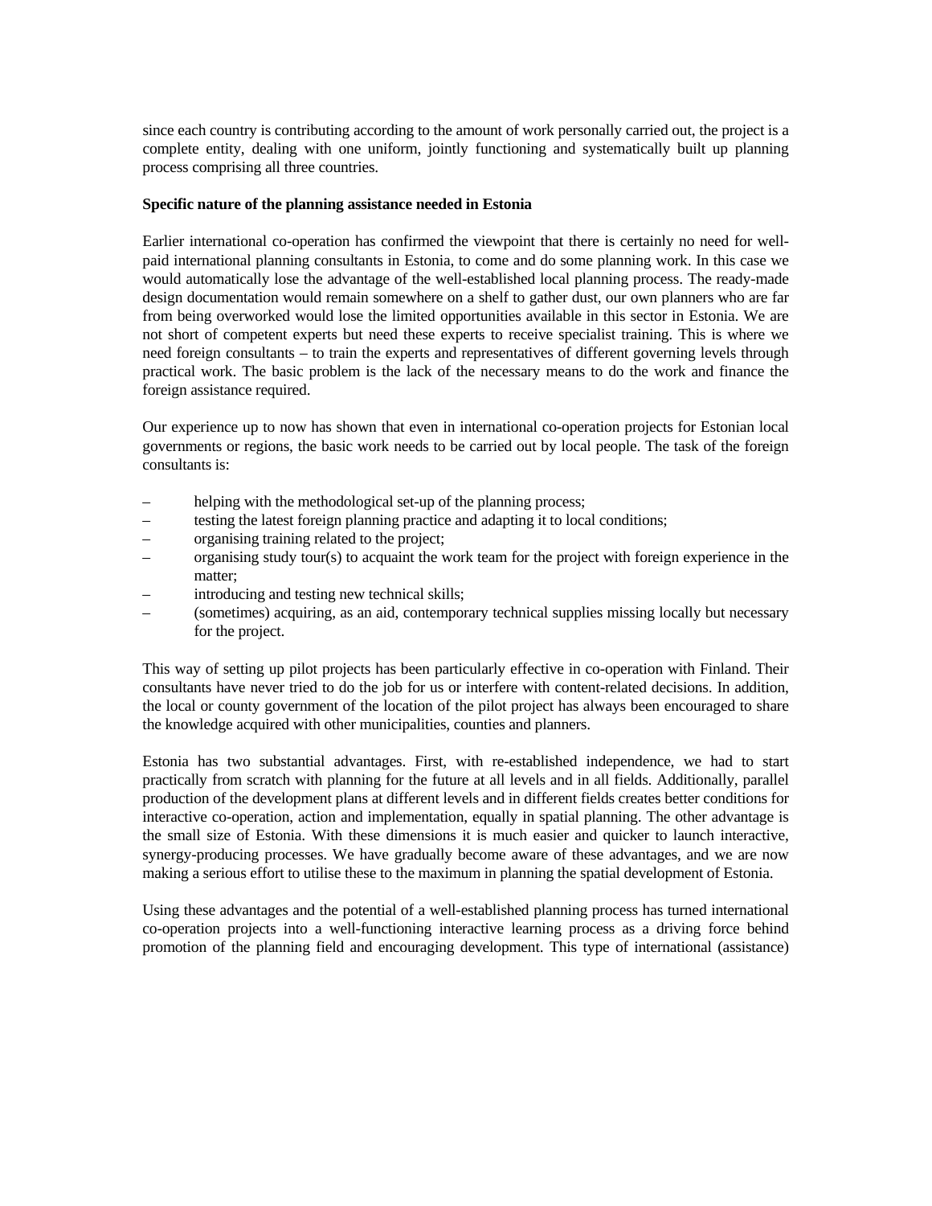since each country is contributing according to the amount of work personally carried out, the project is a complete entity, dealing with one uniform, jointly functioning and systematically built up planning process comprising all three countries.

**Specific nature of the planning assistance needed in Estonia**

Earlier international co-operation has confirmed the viewpoint that there is certainly no need for well-paid international planning consultants in Estonia, to come and do some planning work. In this case we would automatically lose the advantage of the well-established local planning process. The ready-made design documentation would remain somewhere on a shelf to gather dust, our own planners who are far from being overworked would lose the limited opportunities available in this sector in Estonia. We are not short of competent experts but need these experts to receive specialist training. This is where we need foreign consultants – to train the experts and representatives of different governing levels through practical work. The basic problem is the lack of the necessary means to do the work and finance the foreign assistance required.

Our experience up to now has shown that even in international co-operation projects for Estonian local governments or regions, the basic work needs to be carried out by local people. The task of the foreign consultants is:

- helping with the methodological set-up of the planning process;
- testing the latest foreign planning practice and adapting it to local conditions;
- organising training related to the project;
- organising study tour(s) to acquaint the work team for the project with foreign experience in the matter;
- introducing and testing new technical skills;
- (sometimes) acquiring, as an aid, contemporary technical supplies missing locally but necessary for the project.

This way of setting up pilot projects has been particularly effective in co-operation with Finland. Their consultants have never tried to do the job for us or interfere with content-related decisions. In addition, the local or county government of the location of the pilot project has always been encouraged to share the knowledge acquired with other municipalities, counties and planners.

Estonia has two substantial advantages. First, with re-established independence, we had to start practically from scratch with planning for the future at all levels and in all fields. Additionally, parallel production of the development plans at different levels and in different fields creates better conditions for interactive co-operation, action and implementation, equally in spatial planning. The other advantage is the small size of Estonia. With these dimensions it is much easier and quicker to launch interactive, synergy-producing processes. We have gradually become aware of these advantages, and we are now making a serious effort to utilise these to the maximum in planning the spatial development of Estonia.

Using these advantages and the potential of a well-established planning process has turned international co-operation projects into a well-functioning interactive learning process as a driving force behind promotion of the planning field and encouraging development. This type of international (assistance)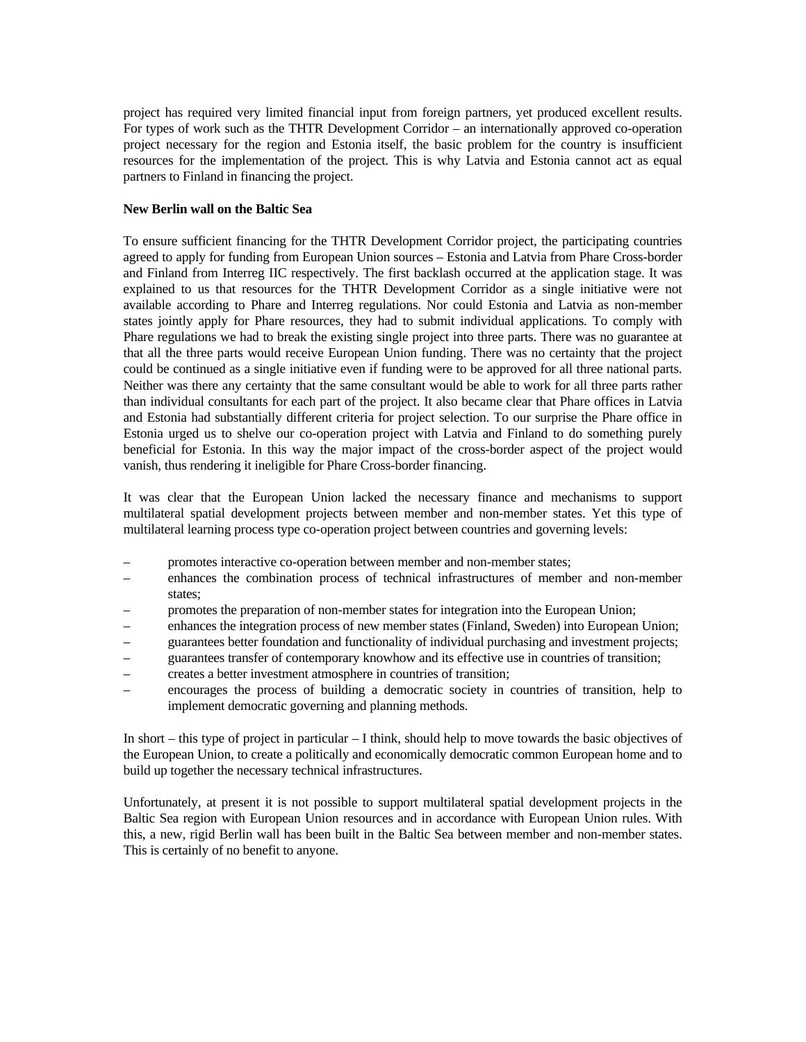project has required very limited financial input from foreign partners, yet produced excellent results. For types of work such as the THTR Development Corridor – an internationally approved co-operation project necessary for the region and Estonia itself, the basic problem for the country is insufficient resources for the implementation of the project. This is why Latvia and Estonia cannot act as equal partners to Finland in financing the project.

**New Berlin wall on the Baltic Sea**

To ensure sufficient financing for the THTR Development Corridor project, the participating countries agreed to apply for funding from European Union sources – Estonia and Latvia from Phare Cross-border and Finland from Interreg IIC respectively. The first backlash occurred at the application stage. It was explained to us that resources for the THTR Development Corridor as a single initiative were not available according to Phare and Interreg regulations. Nor could Estonia and Latvia as non-member states jointly apply for Phare resources, they had to submit individual applications. To comply with Phare regulations we had to break the existing single project into three parts. There was no guarantee at that all the three parts would receive European Union funding. There was no certainty that the project could be continued as a single initiative even if funding were to be approved for all three national parts. Neither was there any certainty that the same consultant would be able to work for all three parts rather than individual consultants for each part of the project. It also became clear that Phare offices in Latvia and Estonia had substantially different criteria for project selection. To our surprise the Phare office in Estonia urged us to shelve our co-operation project with Latvia and Finland to do something purely beneficial for Estonia. In this way the major impact of the cross-border aspect of the project would vanish, thus rendering it ineligible for Phare Cross-border financing.

It was clear that the European Union lacked the necessary finance and mechanisms to support multilateral spatial development projects between member and non-member states. Yet this type of multilateral learning process type co-operation project between countries and governing levels:

- promotes interactive co-operation between member and non-member states;
- enhances the combination process of technical infrastructures of member and non-member states;
- promotes the preparation of non-member states for integration into the European Union;
- enhances the integration process of new member states (Finland, Sweden) into European Union;
- guarantees better foundation and functionality of individual purchasing and investment projects;
- guarantees transfer of contemporary knowhow and its effective use in countries of transition;
- creates a better investment atmosphere in countries of transition;
- encourages the process of building a democratic society in countries of transition, help to implement democratic governing and planning methods.

In short – this type of project in particular – I think, should help to move towards the basic objectives of the European Union, to create a politically and economically democratic common European home and to build up together the necessary technical infrastructures.

Unfortunately, at present it is not possible to support multilateral spatial development projects in the Baltic Sea region with European Union resources and in accordance with European Union rules. With this, a new, rigid Berlin wall has been built in the Baltic Sea between member and non-member states. This is certainly of no benefit to anyone.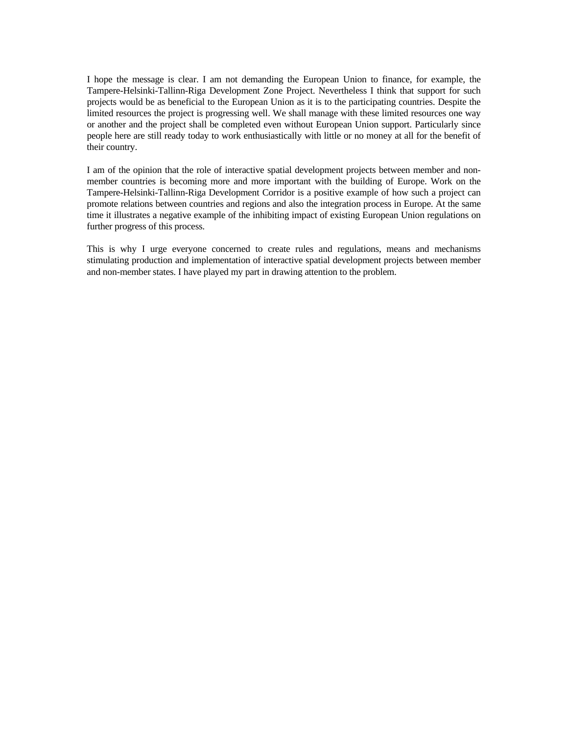I hope the message is clear. I am not demanding the European Union to finance, for example, the Tampere-Helsinki-Tallinn-Riga Development Zone Project. Nevertheless I think that support for such projects would be as beneficial to the European Union as it is to the participating countries. Despite the limited resources the project is progressing well. We shall manage with these limited resources one way or another and the project shall be completed even without European Union support. Particularly since people here are still ready today to work enthusiastically with little or no money at all for the benefit of their country.

I am of the opinion that the role of interactive spatial development projects between member and non-member countries is becoming more and more important with the building of Europe. Work on the Tampere-Helsinki-Tallinn-Riga Development Corridor is a positive example of how such a project can promote relations between countries and regions and also the integration process in Europe. At the same time it illustrates a negative example of the inhibiting impact of existing European Union regulations on further progress of this process.

This is why I urge everyone concerned to create rules and regulations, means and mechanisms stimulating production and implementation of interactive spatial development projects between member and non-member states. I have played my part in drawing attention to the problem.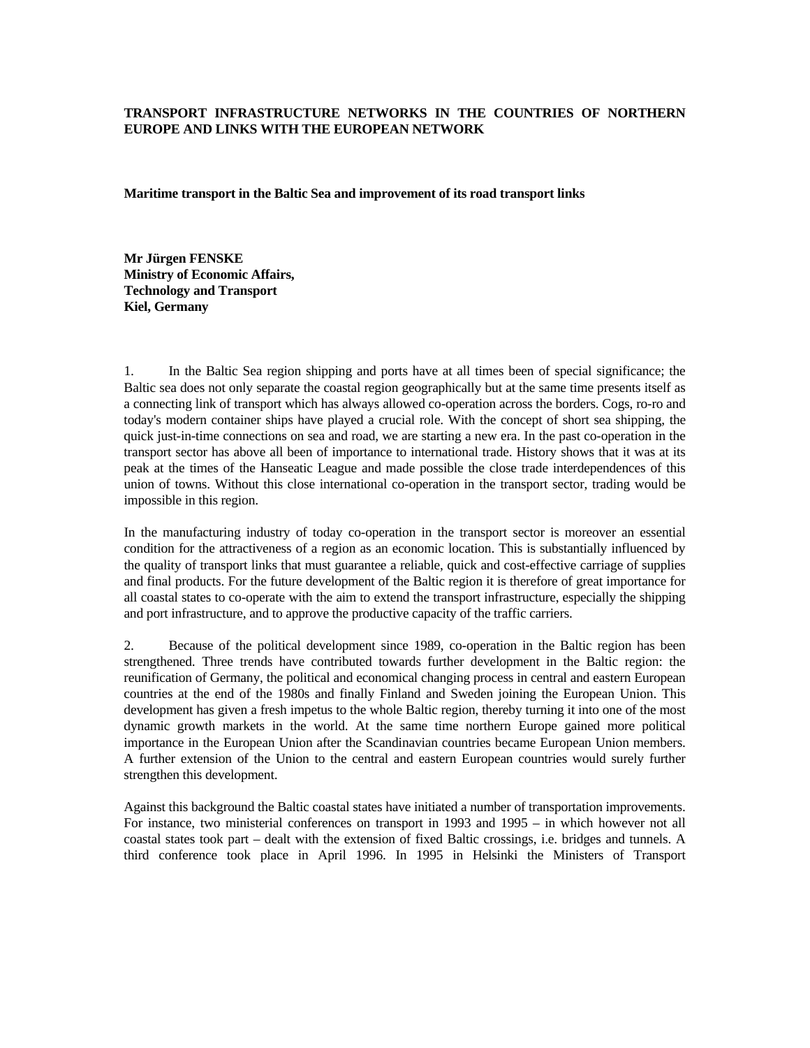**TRANSPORT INFRASTRUCTURE NETWORKS IN THE COUNTRIES OF NORTHERN EUROPE AND LINKS WITH THE EUROPEAN NETWORK**

**Maritime transport in the Baltic Sea and improvement of its road transport links**

**Mr Jürgen FENSKE**
**Ministry of Economic Affairs,**
**Technology and Transport**
**Kiel, Germany**

1. In the Baltic Sea region shipping and ports have at all times been of special significance; the Baltic sea does not only separate the coastal region geographically but at the same time presents itself as a connecting link of transport which has always allowed co-operation across the borders. Cogs, ro-ro and today's modern container ships have played a crucial role. With the concept of short sea shipping, the quick just-in-time connections on sea and road, we are starting a new era. In the past co-operation in the transport sector has above all been of importance to international trade. History shows that it was at its peak at the times of the Hanseatic League and made possible the close trade interdependences of this union of towns. Without this close international co-operation in the transport sector, trading would be impossible in this region.

In the manufacturing industry of today co-operation in the transport sector is moreover an essential condition for the attractiveness of a region as an economic location. This is substantially influenced by the quality of transport links that must guarantee a reliable, quick and cost-effective carriage of supplies and final products. For the future development of the Baltic region it is therefore of great importance for all coastal states to co-operate with the aim to extend the transport infrastructure, especially the shipping and port infrastructure, and to approve the productive capacity of the traffic carriers.

2. Because of the political development since 1989, co-operation in the Baltic region has been strengthened. Three trends have contributed towards further development in the Baltic region: the reunification of Germany, the political and economical changing process in central and eastern European countries at the end of the 1980s and finally Finland and Sweden joining the European Union. This development has given a fresh impetus to the whole Baltic region, thereby turning it into one of the most dynamic growth markets in the world. At the same time northern Europe gained more political importance in the European Union after the Scandinavian countries became European Union members. A further extension of the Union to the central and eastern European countries would surely further strengthen this development.

Against this background the Baltic coastal states have initiated a number of transportation improvements. For instance, two ministerial conferences on transport in 1993 and 1995 – in which however not all coastal states took part – dealt with the extension of fixed Baltic crossings, i.e. bridges and tunnels. A third conference took place in April 1996. In 1995 in Helsinki the Ministers of Transport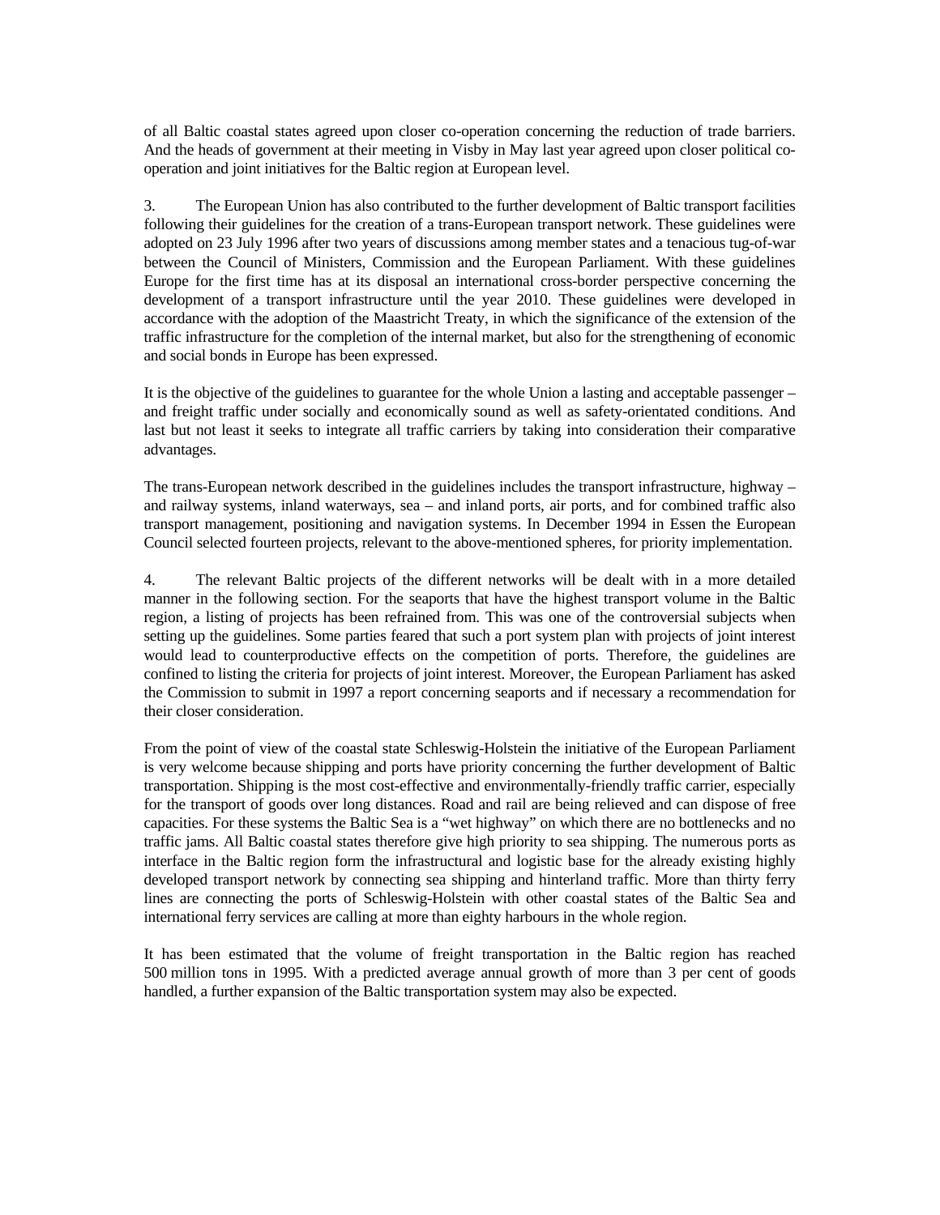of all Baltic coastal states agreed upon closer co-operation concerning the reduction of trade barriers. And the heads of government at their meeting in Visby in May last year agreed upon closer political co-operation and joint initiatives for the Baltic region at European level.

3. The European Union has also contributed to the further development of Baltic transport facilities following their guidelines for the creation of a trans-European transport network. These guidelines were adopted on 23 July 1996 after two years of discussions among member states and a tenacious tug-of-war between the Council of Ministers, Commission and the European Parliament. With these guidelines Europe for the first time has at its disposal an international cross-border perspective concerning the development of a transport infrastructure until the year 2010. These guidelines were developed in accordance with the adoption of the Maastricht Treaty, in which the significance of the extension of the traffic infrastructure for the completion of the internal market, but also for the strengthening of economic and social bonds in Europe has been expressed.

It is the objective of the guidelines to guarantee for the whole Union a lasting and acceptable passenger – and freight traffic under socially and economically sound as well as safety-orientated conditions. And last but not least it seeks to integrate all traffic carriers by taking into consideration their comparative advantages.

The trans-European network described in the guidelines includes the transport infrastructure, highway – and railway systems, inland waterways, sea – and inland ports, air ports, and for combined traffic also transport management, positioning and navigation systems. In December 1994 in Essen the European Council selected fourteen projects, relevant to the above-mentioned spheres, for priority implementation.

4. The relevant Baltic projects of the different networks will be dealt with in a more detailed manner in the following section. For the seaports that have the highest transport volume in the Baltic region, a listing of projects has been refrained from. This was one of the controversial subjects when setting up the guidelines. Some parties feared that such a port system plan with projects of joint interest would lead to counterproductive effects on the competition of ports. Therefore, the guidelines are confined to listing the criteria for projects of joint interest. Moreover, the European Parliament has asked the Commission to submit in 1997 a report concerning seaports and if necessary a recommendation for their closer consideration.

From the point of view of the coastal state Schleswig-Holstein the initiative of the European Parliament is very welcome because shipping and ports have priority concerning the further development of Baltic transportation. Shipping is the most cost-effective and environmentally-friendly traffic carrier, especially for the transport of goods over long distances. Road and rail are being relieved and can dispose of free capacities. For these systems the Baltic Sea is a "wet highway" on which there are no bottlenecks and no traffic jams. All Baltic coastal states therefore give high priority to sea shipping. The numerous ports as interface in the Baltic region form the infrastructural and logistic base for the already existing highly developed transport network by connecting sea shipping and hinterland traffic. More than thirty ferry lines are connecting the ports of Schleswig-Holstein with other coastal states of the Baltic Sea and international ferry services are calling at more than eighty harbours in the whole region.

It has been estimated that the volume of freight transportation in the Baltic region has reached 500 million tons in 1995. With a predicted average annual growth of more than 3 per cent of goods handled, a further expansion of the Baltic transportation system may also be expected.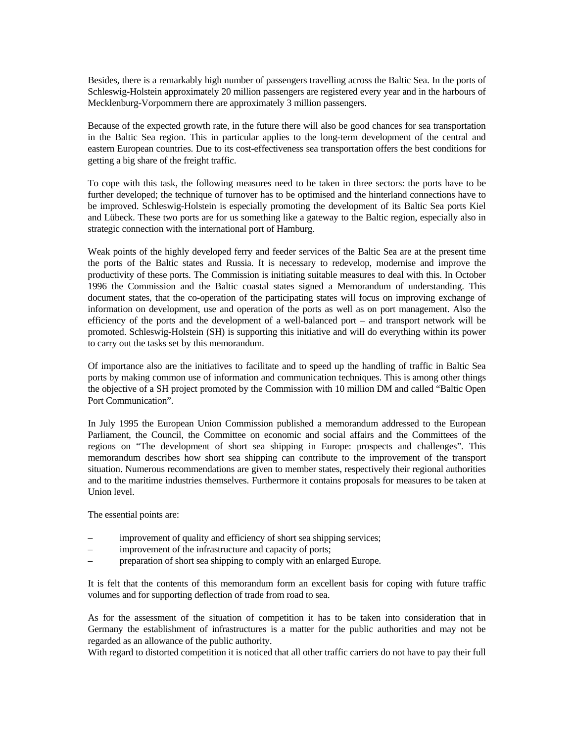Besides, there is a remarkably high number of passengers travelling across the Baltic Sea. In the ports of Schleswig-Holstein approximately 20 million passengers are registered every year and in the harbours of Mecklenburg-Vorpommern there are approximately 3 million passengers.

Because of the expected growth rate, in the future there will also be good chances for sea transportation in the Baltic Sea region. This in particular applies to the long-term development of the central and eastern European countries. Due to its cost-effectiveness sea transportation offers the best conditions for getting a big share of the freight traffic.

To cope with this task, the following measures need to be taken in three sectors: the ports have to be further developed; the technique of turnover has to be optimised and the hinterland connections have to be improved. Schleswig-Holstein is especially promoting the development of its Baltic Sea ports Kiel and Lübeck. These two ports are for us something like a gateway to the Baltic region, especially also in strategic connection with the international port of Hamburg.

Weak points of the highly developed ferry and feeder services of the Baltic Sea are at the present time the ports of the Baltic states and Russia. It is necessary to redevelop, modernise and improve the productivity of these ports. The Commission is initiating suitable measures to deal with this. In October 1996 the Commission and the Baltic coastal states signed a Memorandum of understanding. This document states, that the co-operation of the participating states will focus on improving exchange of information on development, use and operation of the ports as well as on port management. Also the efficiency of the ports and the development of a well-balanced port – and transport network will be promoted. Schleswig-Holstein (SH) is supporting this initiative and will do everything within its power to carry out the tasks set by this memorandum.

Of importance also are the initiatives to facilitate and to speed up the handling of traffic in Baltic Sea ports by making common use of information and communication techniques. This is among other things the objective of a SH project promoted by the Commission with 10 million DM and called "Baltic Open Port Communication".

In July 1995 the European Union Commission published a memorandum addressed to the European Parliament, the Council, the Committee on economic and social affairs and the Committees of the regions on "The development of short sea shipping in Europe: prospects and challenges". This memorandum describes how short sea shipping can contribute to the improvement of the transport situation. Numerous recommendations are given to member states, respectively their regional authorities and to the maritime industries themselves. Furthermore it contains proposals for measures to be taken at Union level.

The essential points are:

- improvement of quality and efficiency of short sea shipping services;
- improvement of the infrastructure and capacity of ports;
- preparation of short sea shipping to comply with an enlarged Europe.

It is felt that the contents of this memorandum form an excellent basis for coping with future traffic volumes and for supporting deflection of trade from road to sea.

As for the assessment of the situation of competition it has to be taken into consideration that in Germany the establishment of infrastructures is a matter for the public authorities and may not be regarded as an allowance of the public authority.
With regard to distorted competition it is noticed that all other traffic carriers do not have to pay their full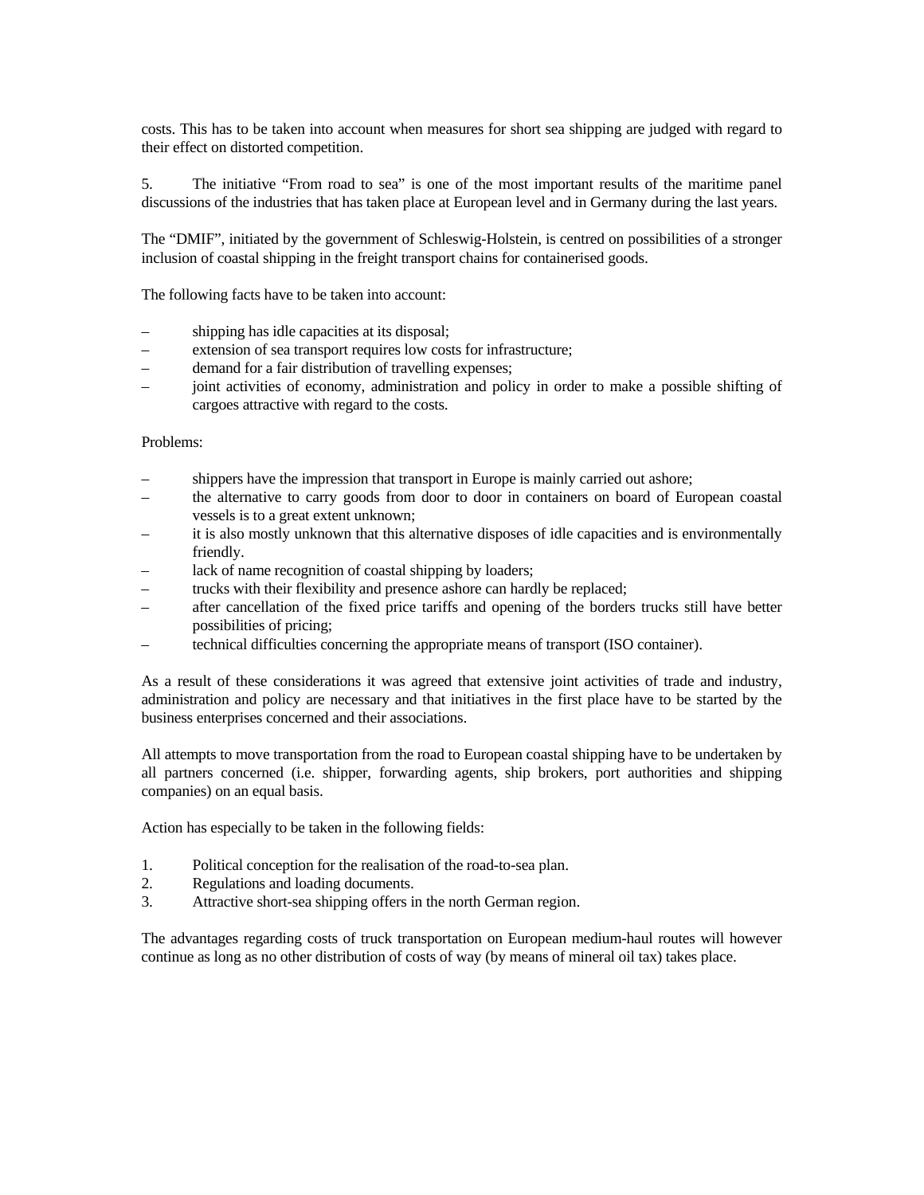costs. This has to be taken into account when measures for short sea shipping are judged with regard to their effect on distorted competition.

5. The initiative "From road to sea" is one of the most important results of the maritime panel discussions of the industries that has taken place at European level and in Germany during the last years.

The "DMIF", initiated by the government of Schleswig-Holstein, is centred on possibilities of a stronger inclusion of coastal shipping in the freight transport chains for containerised goods.

The following facts have to be taken into account:

- shipping has idle capacities at its disposal;
- extension of sea transport requires low costs for infrastructure;
- demand for a fair distribution of travelling expenses;
- joint activities of economy, administration and policy in order to make a possible shifting of cargoes attractive with regard to the costs.

Problems:

- shippers have the impression that transport in Europe is mainly carried out ashore;
- the alternative to carry goods from door to door in containers on board of European coastal vessels is to a great extent unknown;
- it is also mostly unknown that this alternative disposes of idle capacities and is environmentally friendly.
- lack of name recognition of coastal shipping by loaders;
- trucks with their flexibility and presence ashore can hardly be replaced;
- after cancellation of the fixed price tariffs and opening of the borders trucks still have better possibilities of pricing;
- technical difficulties concerning the appropriate means of transport (ISO container).

As a result of these considerations it was agreed that extensive joint activities of trade and industry, administration and policy are necessary and that initiatives in the first place have to be started by the business enterprises concerned and their associations.

All attempts to move transportation from the road to European coastal shipping have to be undertaken by all partners concerned (i.e. shipper, forwarding agents, ship brokers, port authorities and shipping companies) on an equal basis.

Action has especially to be taken in the following fields:

1. Political conception for the realisation of the road-to-sea plan.
2. Regulations and loading documents.
3. Attractive short-sea shipping offers in the north German region.

The advantages regarding costs of truck transportation on European medium-haul routes will however continue as long as no other distribution of costs of way (by means of mineral oil tax) takes place.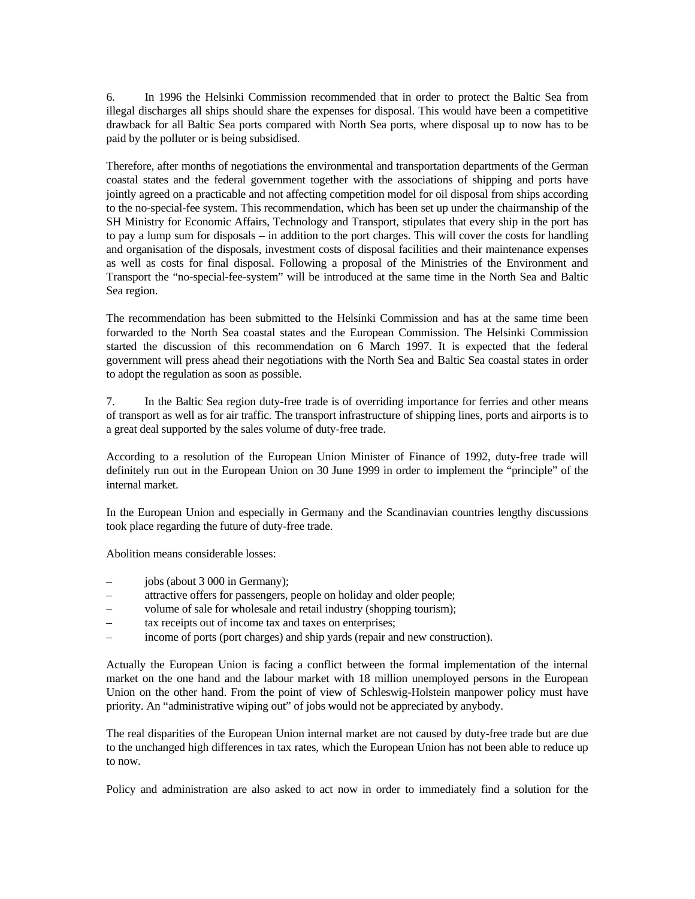6. In 1996 the Helsinki Commission recommended that in order to protect the Baltic Sea from illegal discharges all ships should share the expenses for disposal. This would have been a competitive drawback for all Baltic Sea ports compared with North Sea ports, where disposal up to now has to be paid by the polluter or is being subsidised.

Therefore, after months of negotiations the environmental and transportation departments of the German coastal states and the federal government together with the associations of shipping and ports have jointly agreed on a practicable and not affecting competition model for oil disposal from ships according to the no-special-fee system. This recommendation, which has been set up under the chairmanship of the SH Ministry for Economic Affairs, Technology and Transport, stipulates that every ship in the port has to pay a lump sum for disposals – in addition to the port charges. This will cover the costs for handling and organisation of the disposals, investment costs of disposal facilities and their maintenance expenses as well as costs for final disposal. Following a proposal of the Ministries of the Environment and Transport the "no-special-fee-system" will be introduced at the same time in the North Sea and Baltic Sea region.

The recommendation has been submitted to the Helsinki Commission and has at the same time been forwarded to the North Sea coastal states and the European Commission. The Helsinki Commission started the discussion of this recommendation on 6 March 1997. It is expected that the federal government will press ahead their negotiations with the North Sea and Baltic Sea coastal states in order to adopt the regulation as soon as possible.

7. In the Baltic Sea region duty-free trade is of overriding importance for ferries and other means of transport as well as for air traffic. The transport infrastructure of shipping lines, ports and airports is to a great deal supported by the sales volume of duty-free trade.

According to a resolution of the European Union Minister of Finance of 1992, duty-free trade will definitely run out in the European Union on 30 June 1999 in order to implement the "principle" of the internal market.

In the European Union and especially in Germany and the Scandinavian countries lengthy discussions took place regarding the future of duty-free trade.

Abolition means considerable losses:

– jobs (about 3 000 in Germany);
– attractive offers for passengers, people on holiday and older people;
– volume of sale for wholesale and retail industry (shopping tourism);
– tax receipts out of income tax and taxes on enterprises;
– income of ports (port charges) and ship yards (repair and new construction).

Actually the European Union is facing a conflict between the formal implementation of the internal market on the one hand and the labour market with 18 million unemployed persons in the European Union on the other hand. From the point of view of Schleswig-Holstein manpower policy must have priority. An "administrative wiping out" of jobs would not be appreciated by anybody.

The real disparities of the European Union internal market are not caused by duty-free trade but are due to the unchanged high differences in tax rates, which the European Union has not been able to reduce up to now.

Policy and administration are also asked to act now in order to immediately find a solution for the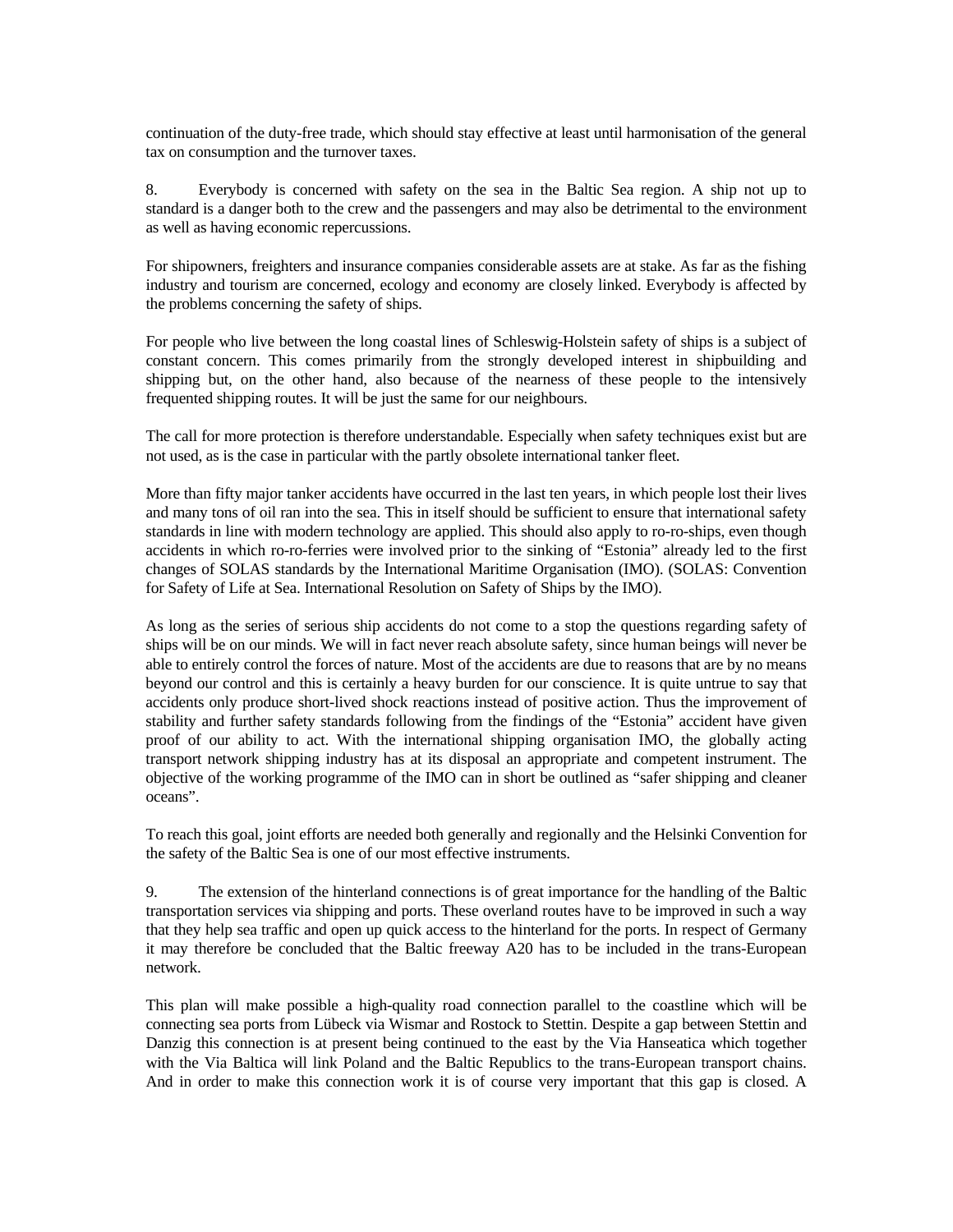continuation of the duty-free trade, which should stay effective at least until harmonisation of the general tax on consumption and the turnover taxes.

8. Everybody is concerned with safety on the sea in the Baltic Sea region. A ship not up to standard is a danger both to the crew and the passengers and may also be detrimental to the environment as well as having economic repercussions.

For shipowners, freighters and insurance companies considerable assets are at stake. As far as the fishing industry and tourism are concerned, ecology and economy are closely linked. Everybody is affected by the problems concerning the safety of ships.

For people who live between the long coastal lines of Schleswig-Holstein safety of ships is a subject of constant concern. This comes primarily from the strongly developed interest in shipbuilding and shipping but, on the other hand, also because of the nearness of these people to the intensively frequented shipping routes. It will be just the same for our neighbours.

The call for more protection is therefore understandable. Especially when safety techniques exist but are not used, as is the case in particular with the partly obsolete international tanker fleet.

More than fifty major tanker accidents have occurred in the last ten years, in which people lost their lives and many tons of oil ran into the sea. This in itself should be sufficient to ensure that international safety standards in line with modern technology are applied. This should also apply to ro-ro-ships, even though accidents in which ro-ro-ferries were involved prior to the sinking of "Estonia" already led to the first changes of SOLAS standards by the International Maritime Organisation (IMO). (SOLAS: Convention for Safety of Life at Sea. International Resolution on Safety of Ships by the IMO).

As long as the series of serious ship accidents do not come to a stop the questions regarding safety of ships will be on our minds. We will in fact never reach absolute safety, since human beings will never be able to entirely control the forces of nature. Most of the accidents are due to reasons that are by no means beyond our control and this is certainly a heavy burden for our conscience. It is quite untrue to say that accidents only produce short-lived shock reactions instead of positive action. Thus the improvement of stability and further safety standards following from the findings of the "Estonia" accident have given proof of our ability to act. With the international shipping organisation IMO, the globally acting transport network shipping industry has at its disposal an appropriate and competent instrument. The objective of the working programme of the IMO can in short be outlined as "safer shipping and cleaner oceans".

To reach this goal, joint efforts are needed both generally and regionally and the Helsinki Convention for the safety of the Baltic Sea is one of our most effective instruments.

9. The extension of the hinterland connections is of great importance for the handling of the Baltic transportation services via shipping and ports. These overland routes have to be improved in such a way that they help sea traffic and open up quick access to the hinterland for the ports. In respect of Germany it may therefore be concluded that the Baltic freeway A20 has to be included in the trans-European network.

This plan will make possible a high-quality road connection parallel to the coastline which will be connecting sea ports from Lübeck via Wismar and Rostock to Stettin. Despite a gap between Stettin and Danzig this connection is at present being continued to the east by the Via Hanseatica which together with the Via Baltica will link Poland and the Baltic Republics to the trans-European transport chains. And in order to make this connection work it is of course very important that this gap is closed. A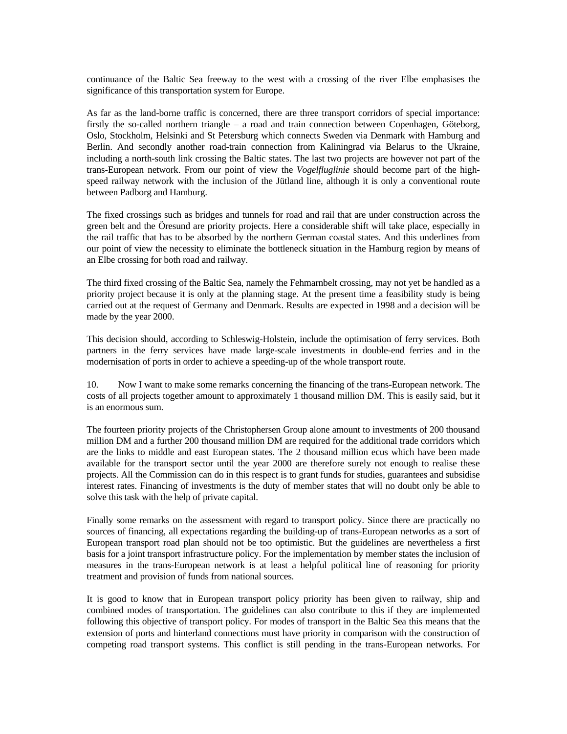continuance of the Baltic Sea freeway to the west with a crossing of the river Elbe emphasises the significance of this transportation system for Europe.

As far as the land-borne traffic is concerned, there are three transport corridors of special importance: firstly the so-called northern triangle – a road and train connection between Copenhagen, Göteborg, Oslo, Stockholm, Helsinki and St Petersburg which connects Sweden via Denmark with Hamburg and Berlin. And secondly another road-train connection from Kaliningrad via Belarus to the Ukraine, including a north-south link crossing the Baltic states. The last two projects are however not part of the trans-European network. From our point of view the *Vogelfluglinie* should become part of the high-speed railway network with the inclusion of the Jütland line, although it is only a conventional route between Padborg and Hamburg.

The fixed crossings such as bridges and tunnels for road and rail that are under construction across the green belt and the Öresund are priority projects. Here a considerable shift will take place, especially in the rail traffic that has to be absorbed by the northern German coastal states. And this underlines from our point of view the necessity to eliminate the bottleneck situation in the Hamburg region by means of an Elbe crossing for both road and railway.

The third fixed crossing of the Baltic Sea, namely the Fehmarnbelt crossing, may not yet be handled as a priority project because it is only at the planning stage. At the present time a feasibility study is being carried out at the request of Germany and Denmark. Results are expected in 1998 and a decision will be made by the year 2000.

This decision should, according to Schleswig-Holstein, include the optimisation of ferry services. Both partners in the ferry services have made large-scale investments in double-end ferries and in the modernisation of ports in order to achieve a speeding-up of the whole transport route.

10. Now I want to make some remarks concerning the financing of the trans-European network. The costs of all projects together amount to approximately 1 thousand million DM. This is easily said, but it is an enormous sum.

The fourteen priority projects of the Christophersen Group alone amount to investments of 200 thousand million DM and a further 200 thousand million DM are required for the additional trade corridors which are the links to middle and east European states. The 2 thousand million ecus which have been made available for the transport sector until the year 2000 are therefore surely not enough to realise these projects. All the Commission can do in this respect is to grant funds for studies, guarantees and subsidise interest rates. Financing of investments is the duty of member states that will no doubt only be able to solve this task with the help of private capital.

Finally some remarks on the assessment with regard to transport policy. Since there are practically no sources of financing, all expectations regarding the building-up of trans-European networks as a sort of European transport road plan should not be too optimistic. But the guidelines are nevertheless a first basis for a joint transport infrastructure policy. For the implementation by member states the inclusion of measures in the trans-European network is at least a helpful political line of reasoning for priority treatment and provision of funds from national sources.

It is good to know that in European transport policy priority has been given to railway, ship and combined modes of transportation. The guidelines can also contribute to this if they are implemented following this objective of transport policy. For modes of transport in the Baltic Sea this means that the extension of ports and hinterland connections must have priority in comparison with the construction of competing road transport systems. This conflict is still pending in the trans-European networks. For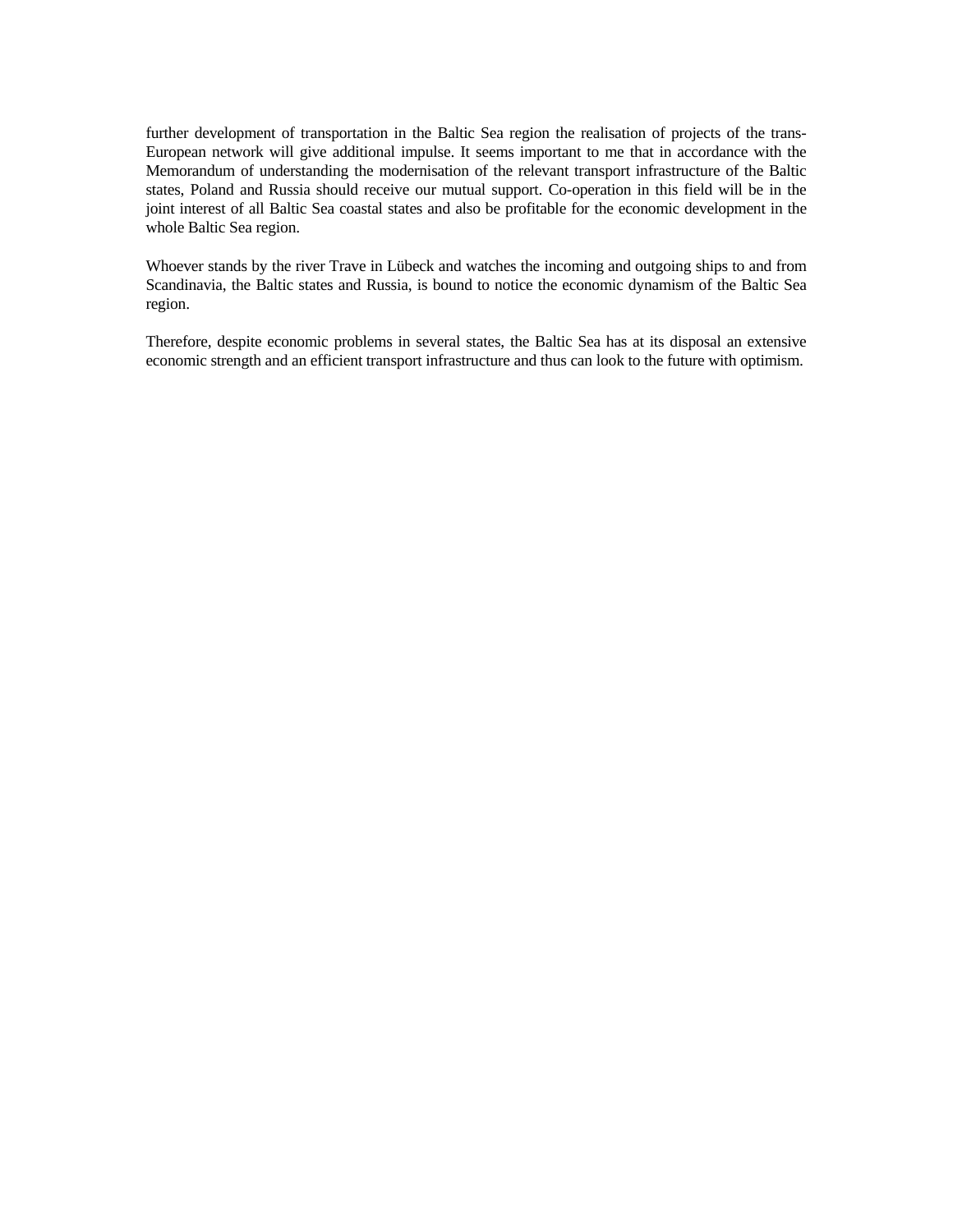further development of transportation in the Baltic Sea region the realisation of projects of the trans-European network will give additional impulse. It seems important to me that in accordance with the Memorandum of understanding the modernisation of the relevant transport infrastructure of the Baltic states, Poland and Russia should receive our mutual support. Co-operation in this field will be in the joint interest of all Baltic Sea coastal states and also be profitable for the economic development in the whole Baltic Sea region.

Whoever stands by the river Trave in Lübeck and watches the incoming and outgoing ships to and from Scandinavia, the Baltic states and Russia, is bound to notice the economic dynamism of the Baltic Sea region.

Therefore, despite economic problems in several states, the Baltic Sea has at its disposal an extensive economic strength and an efficient transport infrastructure and thus can look to the future with optimism.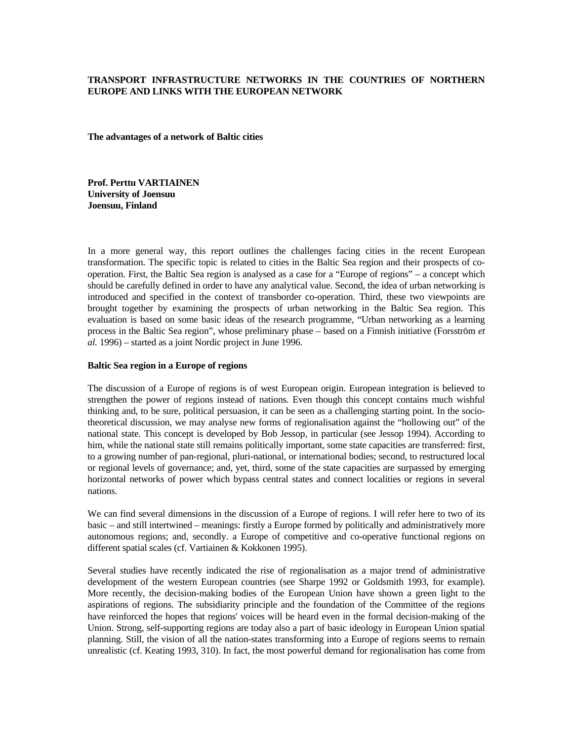**TRANSPORT INFRASTRUCTURE NETWORKS IN THE COUNTRIES OF NORTHERN EUROPE AND LINKS WITH THE EUROPEAN NETWORK**

**The advantages of a network of Baltic cities**

**Prof. Perttu VARTIAINEN**
**University of Joensuu**
**Joensuu, Finland**

In a more general way, this report outlines the challenges facing cities in the recent European transformation. The specific topic is related to cities in the Baltic Sea region and their prospects of co-operation. First, the Baltic Sea region is analysed as a case for a "Europe of regions" – a concept which should be carefully defined in order to have any analytical value. Second, the idea of urban networking is introduced and specified in the context of transborder co-operation. Third, these two viewpoints are brought together by examining the prospects of urban networking in the Baltic Sea region. This evaluation is based on some basic ideas of the research programme, "Urban networking as a learning process in the Baltic Sea region", whose preliminary phase – based on a Finnish initiative (Forsström *et al.* 1996) – started as a joint Nordic project in June 1996.

**Baltic Sea region in a Europe of regions**

The discussion of a Europe of regions is of west European origin. European integration is believed to strengthen the power of regions instead of nations. Even though this concept contains much wishful thinking and, to be sure, political persuasion, it can be seen as a challenging starting point. In the socio-theoretical discussion, we may analyse new forms of regionalisation against the "hollowing out" of the national state. This concept is developed by Bob Jessop, in particular (see Jessop 1994). According to him, while the national state still remains politically important, some state capacities are transferred: first, to a growing number of pan-regional, pluri-national, or international bodies; second, to restructured local or regional levels of governance; and, yet, third, some of the state capacities are surpassed by emerging horizontal networks of power which bypass central states and connect localities or regions in several nations.

We can find several dimensions in the discussion of a Europe of regions. I will refer here to two of its basic – and still intertwined – meanings: firstly a Europe formed by politically and administratively more autonomous regions; and, secondly. a Europe of competitive and co-operative functional regions on different spatial scales (cf. Vartiainen & Kokkonen 1995).

Several studies have recently indicated the rise of regionalisation as a major trend of administrative development of the western European countries (see Sharpe 1992 or Goldsmith 1993, for example). More recently, the decision-making bodies of the European Union have shown a green light to the aspirations of regions. The subsidiarity principle and the foundation of the Committee of the regions have reinforced the hopes that regions' voices will be heard even in the formal decision-making of the Union. Strong, self-supporting regions are today also a part of basic ideology in European Union spatial planning. Still, the vision of all the nation-states transforming into a Europe of regions seems to remain unrealistic (cf. Keating 1993, 310). In fact, the most powerful demand for regionalisation has come from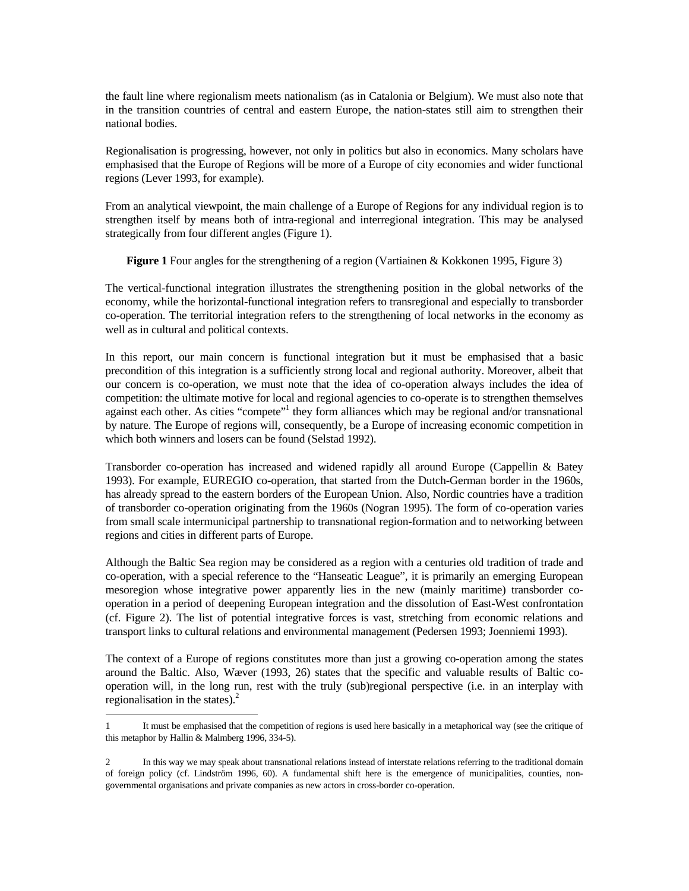the fault line where regionalism meets nationalism (as in Catalonia or Belgium). We must also note that in the transition countries of central and eastern Europe, the nation-states still aim to strengthen their national bodies.

Regionalisation is progressing, however, not only in politics but also in economics. Many scholars have emphasised that the Europe of Regions will be more of a Europe of city economies and wider functional regions (Lever 1993, for example).

From an analytical viewpoint, the main challenge of a Europe of Regions for any individual region is to strengthen itself by means both of intra-regional and interregional integration. This may be analysed strategically from four different angles (Figure 1).

**Figure 1** Four angles for the strengthening of a region (Vartiainen & Kokkonen 1995, Figure 3)

The vertical-functional integration illustrates the strengthening position in the global networks of the economy, while the horizontal-functional integration refers to transregional and especially to transborder co-operation. The territorial integration refers to the strengthening of local networks in the economy as well as in cultural and political contexts.

In this report, our main concern is functional integration but it must be emphasised that a basic precondition of this integration is a sufficiently strong local and regional authority. Moreover, albeit that our concern is co-operation, we must note that the idea of co-operation always includes the idea of competition: the ultimate motive for local and regional agencies to co-operate is to strengthen themselves against each other. As cities "compete"[1] they form alliances which may be regional and/or transnational by nature. The Europe of regions will, consequently, be a Europe of increasing economic competition in which both winners and losers can be found (Selstad 1992).

Transborder co-operation has increased and widened rapidly all around Europe (Cappellin & Batey 1993). For example, EUREGIO co-operation, that started from the Dutch-German border in the 1960s, has already spread to the eastern borders of the European Union. Also, Nordic countries have a tradition of transborder co-operation originating from the 1960s (Nogran 1995). The form of co-operation varies from small scale intermunicipal partnership to transnational region-formation and to networking between regions and cities in different parts of Europe.

Although the Baltic Sea region may be considered as a region with a centuries old tradition of trade and co-operation, with a special reference to the "Hanseatic League", it is primarily an emerging European mesoregion whose integrative power apparently lies in the new (mainly maritime) transborder co-operation in a period of deepening European integration and the dissolution of East-West confrontation (cf. Figure 2). The list of potential integrative forces is vast, stretching from economic relations and transport links to cultural relations and environmental management (Pedersen 1993; Joenniemi 1993).

The context of a Europe of regions constitutes more than just a growing co-operation among the states around the Baltic. Also, Wæver (1993, 26) states that the specific and valuable results of Baltic co-operation will, in the long run, rest with the truly (sub)regional perspective (i.e. in an interplay with regionalisation in the states).[2]

---

1 It must be emphasised that the competition of regions is used here basically in a metaphorical way (see the critique of this metaphor by Hallin & Malmberg 1996, 334-5).

2 In this way we may speak about transnational relations instead of interstate relations referring to the traditional domain of foreign policy (cf. Lindström 1996, 60). A fundamental shift here is the emergence of municipalities, counties, non-governmental organisations and private companies as new actors in cross-border co-operation.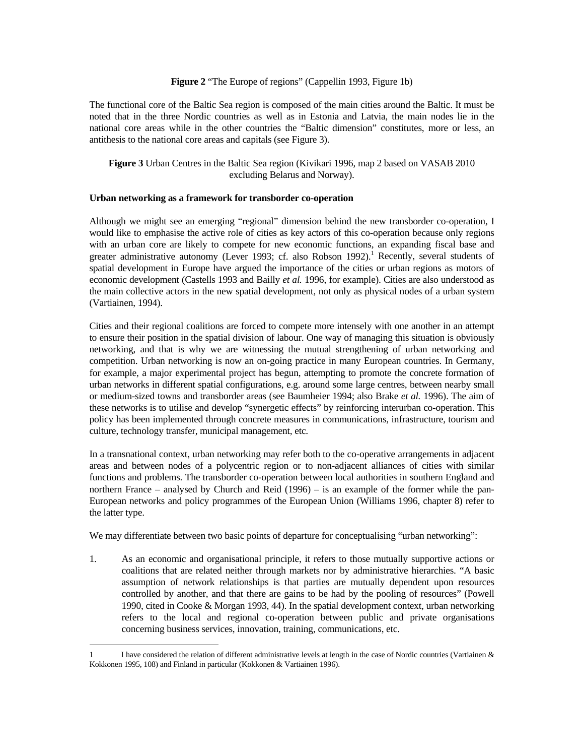**Figure 2** "The Europe of regions" (Cappellin 1993, Figure 1b)

The functional core of the Baltic Sea region is composed of the main cities around the Baltic. It must be noted that in the three Nordic countries as well as in Estonia and Latvia, the main nodes lie in the national core areas while in the other countries the "Baltic dimension" constitutes, more or less, an antithesis to the national core areas and capitals (see Figure 3).

**Figure 3** Urban Centres in the Baltic Sea region (Kivikari 1996, map 2 based on VASAB 2010 excluding Belarus and Norway).

**Urban networking as a framework for transborder co-operation**

Although we might see an emerging "regional" dimension behind the new transborder co-operation, I would like to emphasise the active role of cities as key actors of this co-operation because only regions with an urban core are likely to compete for new economic functions, an expanding fiscal base and greater administrative autonomy (Lever 1993; cf. also Robson 1992).[1] Recently, several students of spatial development in Europe have argued the importance of the cities or urban regions as motors of economic development (Castells 1993 and Bailly *et al.* 1996, for example). Cities are also understood as the main collective actors in the new spatial development, not only as physical nodes of a urban system (Vartiainen, 1994).

Cities and their regional coalitions are forced to compete more intensely with one another in an attempt to ensure their position in the spatial division of labour. One way of managing this situation is obviously networking, and that is why we are witnessing the mutual strengthening of urban networking and competition. Urban networking is now an on-going practice in many European countries. In Germany, for example, a major experimental project has begun, attempting to promote the concrete formation of urban networks in different spatial configurations, e.g. around some large centres, between nearby small or medium-sized towns and transborder areas (see Baumheier 1994; also Brake *et al.* 1996). The aim of these networks is to utilise and develop "synergetic effects" by reinforcing interurban co-operation. This policy has been implemented through concrete measures in communications, infrastructure, tourism and culture, technology transfer, municipal management, etc.

In a transnational context, urban networking may refer both to the co-operative arrangements in adjacent areas and between nodes of a polycentric region or to non-adjacent alliances of cities with similar functions and problems. The transborder co-operation between local authorities in southern England and northern France – analysed by Church and Reid (1996) – is an example of the former while the pan-European networks and policy programmes of the European Union (Williams 1996, chapter 8) refer to the latter type.

We may differentiate between two basic points of departure for conceptualising "urban networking":

1. As an economic and organisational principle, it refers to those mutually supportive actions or coalitions that are related neither through markets nor by administrative hierarchies. "A basic assumption of network relationships is that parties are mutually dependent upon resources controlled by another, and that there are gains to be had by the pooling of resources" (Powell 1990, cited in Cooke & Morgan 1993, 44). In the spatial development context, urban networking refers to the local and regional co-operation between public and private organisations concerning business services, innovation, training, communications, etc.

---

[1] I have considered the relation of different administrative levels at length in the case of Nordic countries (Vartiainen & Kokkonen 1995, 108) and Finland in particular (Kokkonen & Vartiainen 1996).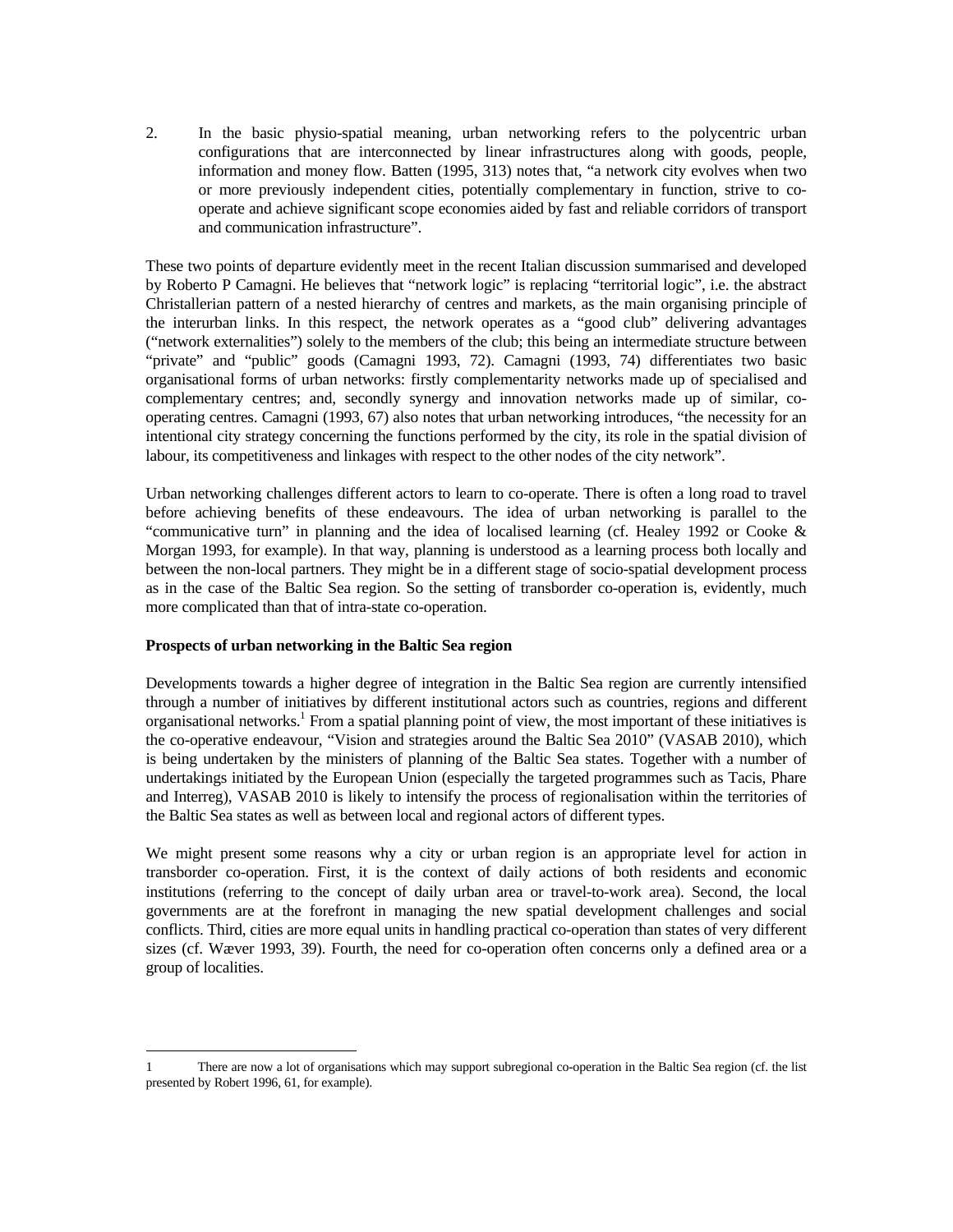2. In the basic physio-spatial meaning, urban networking refers to the polycentric urban configurations that are interconnected by linear infrastructures along with goods, people, information and money flow. Batten (1995, 313) notes that, "a network city evolves when two or more previously independent cities, potentially complementary in function, strive to co-operate and achieve significant scope economies aided by fast and reliable corridors of transport and communication infrastructure".

These two points of departure evidently meet in the recent Italian discussion summarised and developed by Roberto P Camagni. He believes that "network logic" is replacing "territorial logic", i.e. the abstract Christallerian pattern of a nested hierarchy of centres and markets, as the main organising principle of the interurban links. In this respect, the network operates as a "good club" delivering advantages ("network externalities") solely to the members of the club; this being an intermediate structure between "private" and "public" goods (Camagni 1993, 72). Camagni (1993, 74) differentiates two basic organisational forms of urban networks: firstly complementarity networks made up of specialised and complementary centres; and, secondly synergy and innovation networks made up of similar, co-operating centres. Camagni (1993, 67) also notes that urban networking introduces, "the necessity for an intentional city strategy concerning the functions performed by the city, its role in the spatial division of labour, its competitiveness and linkages with respect to the other nodes of the city network".

Urban networking challenges different actors to learn to co-operate. There is often a long road to travel before achieving benefits of these endeavours. The idea of urban networking is parallel to the "communicative turn" in planning and the idea of localised learning (cf. Healey 1992 or Cooke & Morgan 1993, for example). In that way, planning is understood as a learning process both locally and between the non-local partners. They might be in a different stage of socio-spatial development process as in the case of the Baltic Sea region. So the setting of transborder co-operation is, evidently, much more complicated than that of intra-state co-operation.

**Prospects of urban networking in the Baltic Sea region**

Developments towards a higher degree of integration in the Baltic Sea region are currently intensified through a number of initiatives by different institutional actors such as countries, regions and different organisational networks.[1] From a spatial planning point of view, the most important of these initiatives is the co-operative endeavour, "Vision and strategies around the Baltic Sea 2010" (VASAB 2010), which is being undertaken by the ministers of planning of the Baltic Sea states. Together with a number of undertakings initiated by the European Union (especially the targeted programmes such as Tacis, Phare and Interreg), VASAB 2010 is likely to intensify the process of regionalisation within the territories of the Baltic Sea states as well as between local and regional actors of different types.

We might present some reasons why a city or urban region is an appropriate level for action in transborder co-operation. First, it is the context of daily actions of both residents and economic institutions (referring to the concept of daily urban area or travel-to-work area). Second, the local governments are at the forefront in managing the new spatial development challenges and social conflicts. Third, cities are more equal units in handling practical co-operation than states of very different sizes (cf. Wæver 1993, 39). Fourth, the need for co-operation often concerns only a defined area or a group of localities.

---

1 There are now a lot of organisations which may support subregional co-operation in the Baltic Sea region (cf. the list presented by Robert 1996, 61, for example).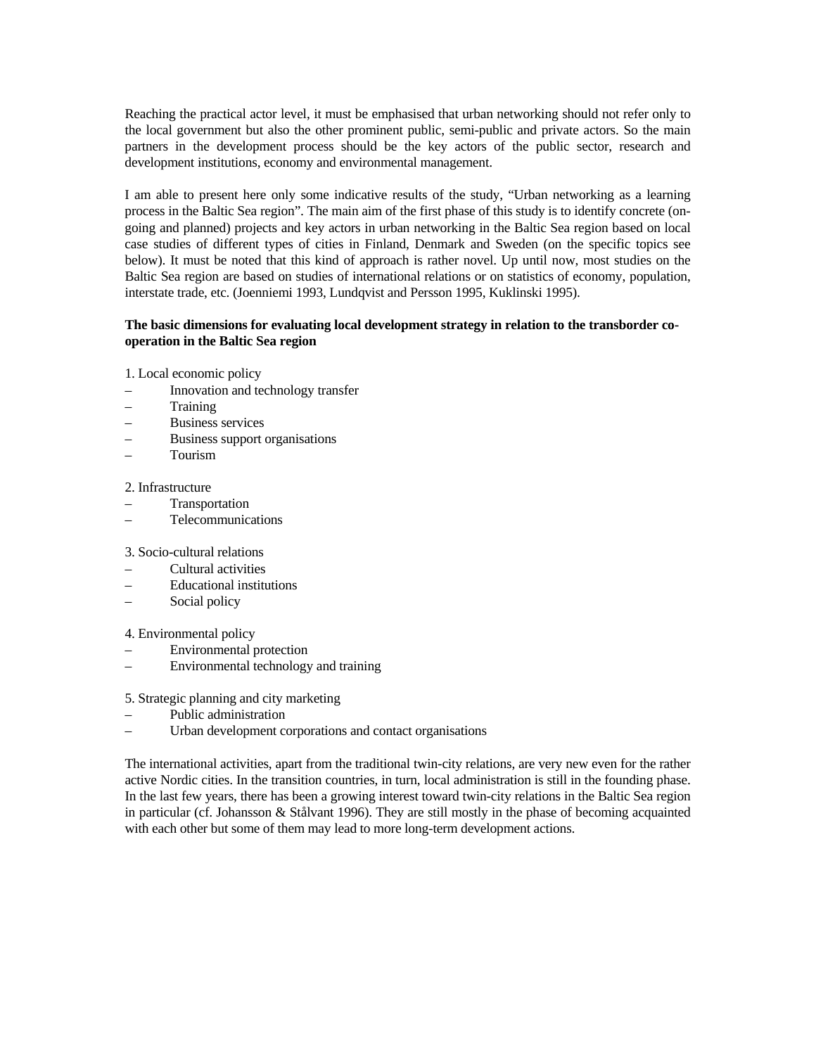Reaching the practical actor level, it must be emphasised that urban networking should not refer only to the local government but also the other prominent public, semi-public and private actors. So the main partners in the development process should be the key actors of the public sector, research and development institutions, economy and environmental management.

I am able to present here only some indicative results of the study, "Urban networking as a learning process in the Baltic Sea region". The main aim of the first phase of this study is to identify concrete (on-going and planned) projects and key actors in urban networking in the Baltic Sea region based on local case studies of different types of cities in Finland, Denmark and Sweden (on the specific topics see below). It must be noted that this kind of approach is rather novel. Up until now, most studies on the Baltic Sea region are based on studies of international relations or on statistics of economy, population, interstate trade, etc. (Joenniemi 1993, Lundqvist and Persson 1995, Kuklinski 1995).

**The basic dimensions for evaluating local development strategy in relation to the transborder co-operation in the Baltic Sea region**

1. Local economic policy
– Innovation and technology transfer
– Training
– Business services
– Business support organisations
– Tourism

2. Infrastructure
– Transportation
– Telecommunications

3. Socio-cultural relations
– Cultural activities
– Educational institutions
– Social policy

4. Environmental policy
– Environmental protection
– Environmental technology and training

5. Strategic planning and city marketing
– Public administration
– Urban development corporations and contact organisations

The international activities, apart from the traditional twin-city relations, are very new even for the rather active Nordic cities. In the transition countries, in turn, local administration is still in the founding phase. In the last few years, there has been a growing interest toward twin-city relations in the Baltic Sea region in particular (cf. Johansson & Stålvant 1996). They are still mostly in the phase of becoming acquainted with each other but some of them may lead to more long-term development actions.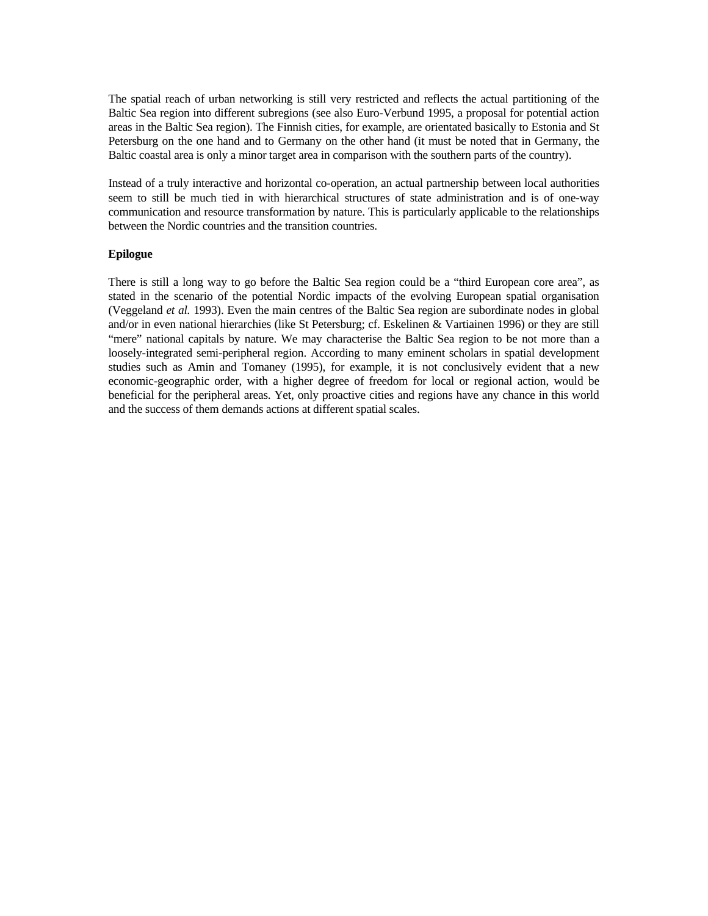The spatial reach of urban networking is still very restricted and reflects the actual partitioning of the Baltic Sea region into different subregions (see also Euro-Verbund 1995, a proposal for potential action areas in the Baltic Sea region). The Finnish cities, for example, are orientated basically to Estonia and St Petersburg on the one hand and to Germany on the other hand (it must be noted that in Germany, the Baltic coastal area is only a minor target area in comparison with the southern parts of the country).

Instead of a truly interactive and horizontal co-operation, an actual partnership between local authorities seem to still be much tied in with hierarchical structures of state administration and is of one-way communication and resource transformation by nature. This is particularly applicable to the relationships between the Nordic countries and the transition countries.

**Epilogue**

There is still a long way to go before the Baltic Sea region could be a "third European core area", as stated in the scenario of the potential Nordic impacts of the evolving European spatial organisation (Veggeland *et al.* 1993). Even the main centres of the Baltic Sea region are subordinate nodes in global and/or in even national hierarchies (like St Petersburg; cf. Eskelinen & Vartiainen 1996) or they are still "mere" national capitals by nature. We may characterise the Baltic Sea region to be not more than a loosely-integrated semi-peripheral region. According to many eminent scholars in spatial development studies such as Amin and Tomaney (1995), for example, it is not conclusively evident that a new economic-geographic order, with a higher degree of freedom for local or regional action, would be beneficial for the peripheral areas. Yet, only proactive cities and regions have any chance in this world and the success of them demands actions at different spatial scales.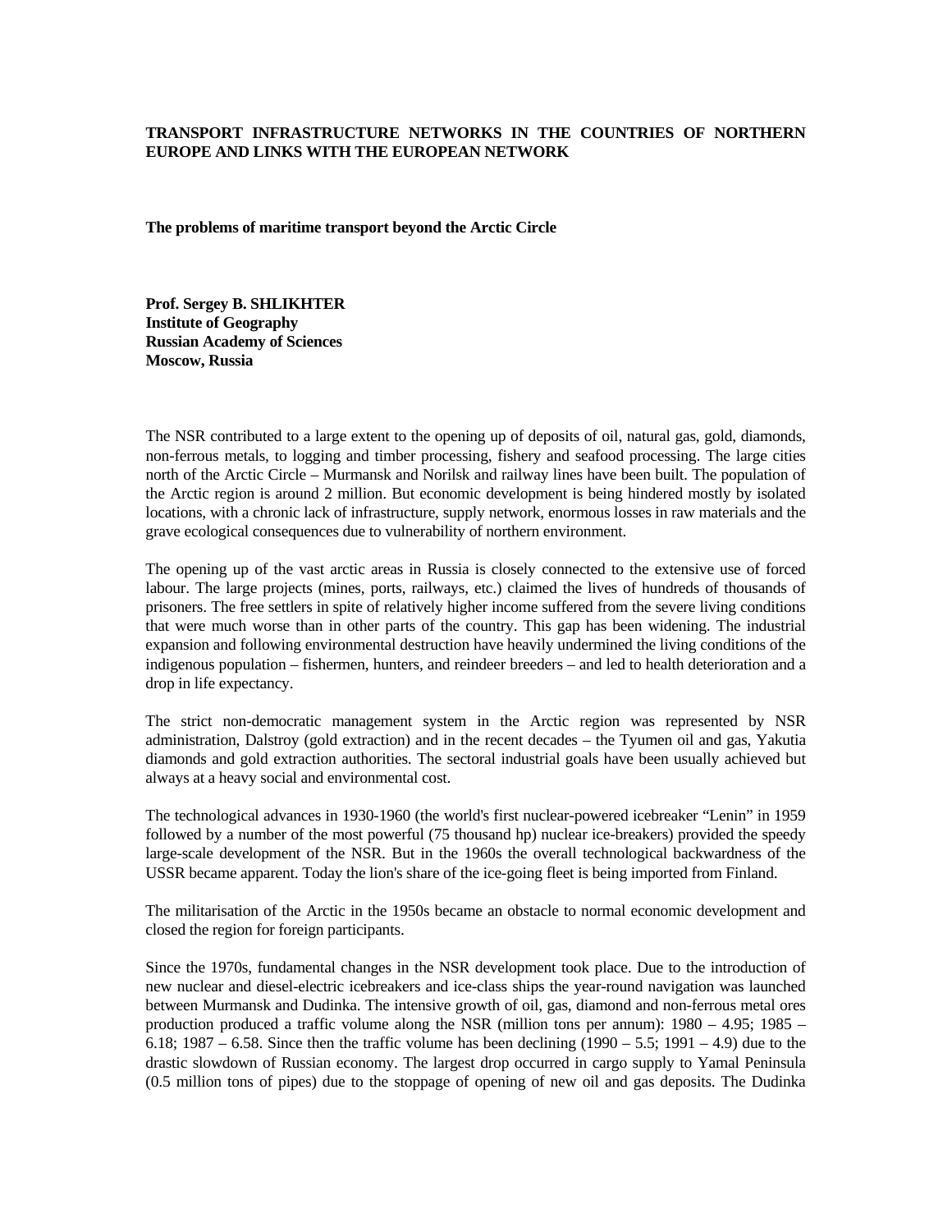**TRANSPORT INFRASTRUCTURE NETWORKS IN THE COUNTRIES OF NORTHERN EUROPE AND LINKS WITH THE EUROPEAN NETWORK**

**The problems of maritime transport beyond the Arctic Circle**

**Prof. Sergey B. SHLIKHTER**
**Institute of Geography**
**Russian Academy of Sciences**
**Moscow, Russia**

The NSR contributed to a large extent to the opening up of deposits of oil, natural gas, gold, diamonds, non-ferrous metals, to logging and timber processing, fishery and seafood processing. The large cities north of the Arctic Circle – Murmansk and Norilsk and railway lines have been built. The population of the Arctic region is around 2 million. But economic development is being hindered mostly by isolated locations, with a chronic lack of infrastructure, supply network, enormous losses in raw materials and the grave ecological consequences due to vulnerability of northern environment.

The opening up of the vast arctic areas in Russia is closely connected to the extensive use of forced labour. The large projects (mines, ports, railways, etc.) claimed the lives of hundreds of thousands of prisoners. The free settlers in spite of relatively higher income suffered from the severe living conditions that were much worse than in other parts of the country. This gap has been widening. The industrial expansion and following environmental destruction have heavily undermined the living conditions of the indigenous population – fishermen, hunters, and reindeer breeders – and led to health deterioration and a drop in life expectancy.

The strict non-democratic management system in the Arctic region was represented by NSR administration, Dalstroy (gold extraction) and in the recent decades – the Tyumen oil and gas, Yakutia diamonds and gold extraction authorities. The sectoral industrial goals have been usually achieved but always at a heavy social and environmental cost.

The technological advances in 1930-1960 (the world's first nuclear-powered icebreaker "Lenin" in 1959 followed by a number of the most powerful (75 thousand hp) nuclear ice-breakers) provided the speedy large-scale development of the NSR. But in the 1960s the overall technological backwardness of the USSR became apparent. Today the lion's share of the ice-going fleet is being imported from Finland.

The militarisation of the Arctic in the 1950s became an obstacle to normal economic development and closed the region for foreign participants.

Since the 1970s, fundamental changes in the NSR development took place. Due to the introduction of new nuclear and diesel-electric icebreakers and ice-class ships the year-round navigation was launched between Murmansk and Dudinka. The intensive growth of oil, gas, diamond and non-ferrous metal ores production produced a traffic volume along the NSR (million tons per annum): 1980 – 4.95; 1985 – 6.18; 1987 – 6.58. Since then the traffic volume has been declining (1990 – 5.5; 1991 – 4.9) due to the drastic slowdown of Russian economy. The largest drop occurred in cargo supply to Yamal Peninsula (0.5 million tons of pipes) due to the stoppage of opening of new oil and gas deposits. The Dudinka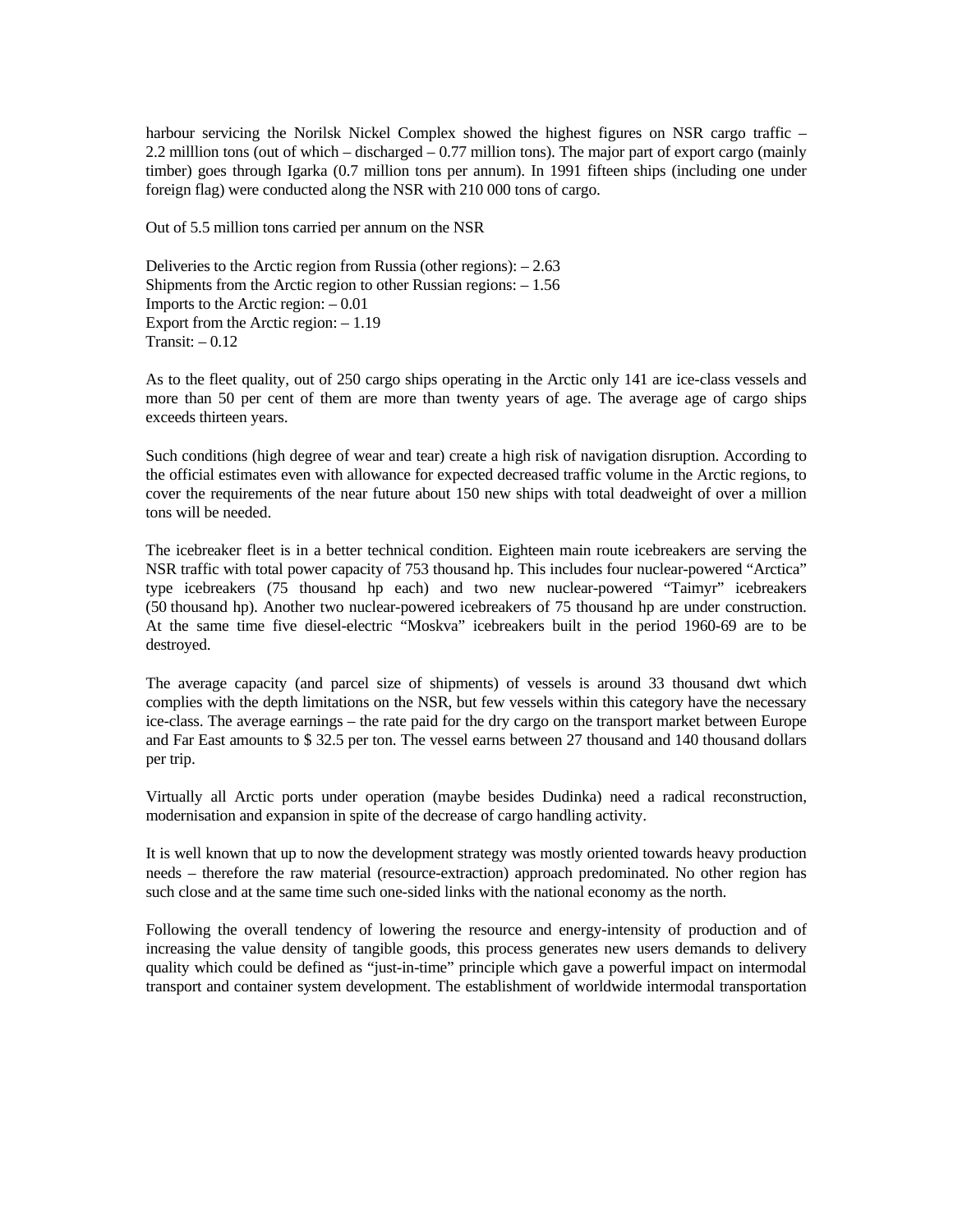harbour servicing the Norilsk Nickel Complex showed the highest figures on NSR cargo traffic – 2.2 milllion tons (out of which – discharged – 0.77 million tons). The major part of export cargo (mainly timber) goes through Igarka (0.7 million tons per annum). In 1991 fifteen ships (including one under foreign flag) were conducted along the NSR with 210 000 tons of cargo.

Out of 5.5 million tons carried per annum on the NSR

Deliveries to the Arctic region from Russia (other regions): – 2.63
Shipments from the Arctic region to other Russian regions: – 1.56
Imports to the Arctic region: – 0.01
Export from the Arctic region: – 1.19
Transit: – 0.12

As to the fleet quality, out of 250 cargo ships operating in the Arctic only 141 are ice-class vessels and more than 50 per cent of them are more than twenty years of age. The average age of cargo ships exceeds thirteen years.

Such conditions (high degree of wear and tear) create a high risk of navigation disruption. According to the official estimates even with allowance for expected decreased traffic volume in the Arctic regions, to cover the requirements of the near future about 150 new ships with total deadweight of over a million tons will be needed.

The icebreaker fleet is in a better technical condition. Eighteen main route icebreakers are serving the NSR traffic with total power capacity of 753 thousand hp. This includes four nuclear-powered "Arctica" type icebreakers (75 thousand hp each) and two new nuclear-powered "Taimyr" icebreakers (50 thousand hp). Another two nuclear-powered icebreakers of 75 thousand hp are under construction. At the same time five diesel-electric "Moskva" icebreakers built in the period 1960-69 are to be destroyed.

The average capacity (and parcel size of shipments) of vessels is around 33 thousand dwt which complies with the depth limitations on the NSR, but few vessels within this category have the necessary ice-class. The average earnings – the rate paid for the dry cargo on the transport market between Europe and Far East amounts to $ 32.5 per ton. The vessel earns between 27 thousand and 140 thousand dollars per trip.

Virtually all Arctic ports under operation (maybe besides Dudinka) need a radical reconstruction, modernisation and expansion in spite of the decrease of cargo handling activity.

It is well known that up to now the development strategy was mostly oriented towards heavy production needs – therefore the raw material (resource-extraction) approach predominated. No other region has such close and at the same time such one-sided links with the national economy as the north.

Following the overall tendency of lowering the resource and energy-intensity of production and of increasing the value density of tangible goods, this process generates new users demands to delivery quality which could be defined as "just-in-time" principle which gave a powerful impact on intermodal transport and container system development. The establishment of worldwide intermodal transportation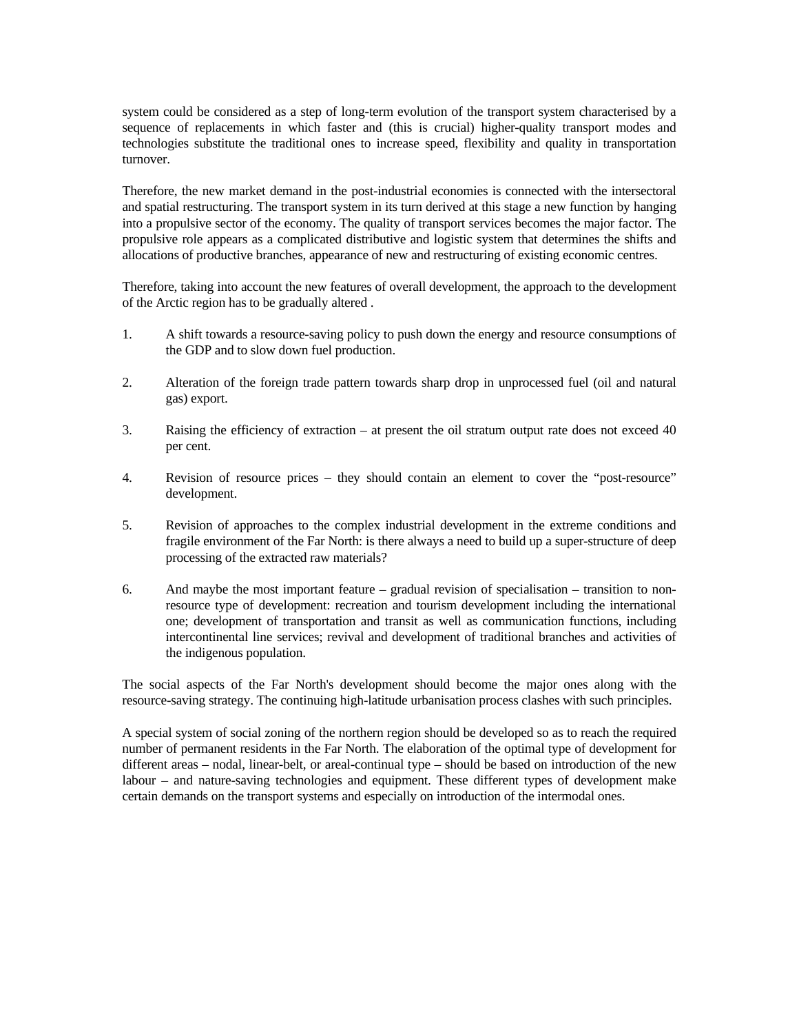system could be considered as a step of long-term evolution of the transport system characterised by a sequence of replacements in which faster and (this is crucial) higher-quality transport modes and technologies substitute the traditional ones to increase speed, flexibility and quality in transportation turnover.

Therefore, the new market demand in the post-industrial economies is connected with the intersectoral and spatial restructuring. The transport system in its turn derived at this stage a new function by hanging into a propulsive sector of the economy. The quality of transport services becomes the major factor. The propulsive role appears as a complicated distributive and logistic system that determines the shifts and allocations of productive branches, appearance of new and restructuring of existing economic centres.

Therefore, taking into account the new features of overall development, the approach to the development of the Arctic region has to be gradually altered .

1. A shift towards a resource-saving policy to push down the energy and resource consumptions of the GDP and to slow down fuel production.

2. Alteration of the foreign trade pattern towards sharp drop in unprocessed fuel (oil and natural gas) export.

3. Raising the efficiency of extraction – at present the oil stratum output rate does not exceed 40 per cent.

4. Revision of resource prices – they should contain an element to cover the "post-resource" development.

5. Revision of approaches to the complex industrial development in the extreme conditions and fragile environment of the Far North: is there always a need to build up a super-structure of deep processing of the extracted raw materials?

6. And maybe the most important feature – gradual revision of specialisation – transition to non-resource type of development: recreation and tourism development including the international one; development of transportation and transit as well as communication functions, including intercontinental line services; revival and development of traditional branches and activities of the indigenous population.

The social aspects of the Far North's development should become the major ones along with the resource-saving strategy. The continuing high-latitude urbanisation process clashes with such principles.

A special system of social zoning of the northern region should be developed so as to reach the required number of permanent residents in the Far North. The elaboration of the optimal type of development for different areas – nodal, linear-belt, or areal-continual type – should be based on introduction of the new labour – and nature-saving technologies and equipment. These different types of development make certain demands on the transport systems and especially on introduction of the intermodal ones.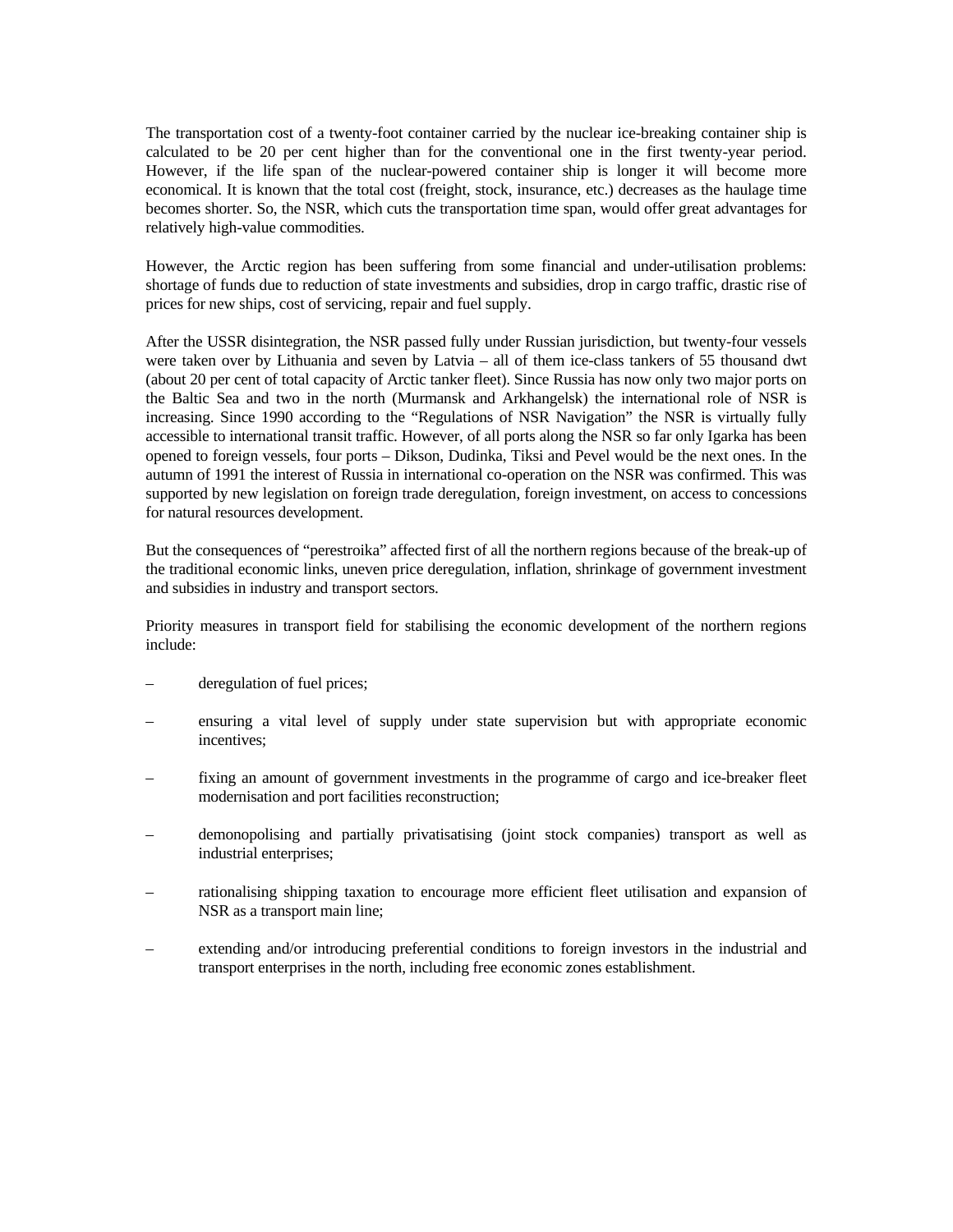The transportation cost of a twenty-foot container carried by the nuclear ice-breaking container ship is calculated to be 20 per cent higher than for the conventional one in the first twenty-year period. However, if the life span of the nuclear-powered container ship is longer it will become more economical. It is known that the total cost (freight, stock, insurance, etc.) decreases as the haulage time becomes shorter. So, the NSR, which cuts the transportation time span, would offer great advantages for relatively high-value commodities.

However, the Arctic region has been suffering from some financial and under-utilisation problems: shortage of funds due to reduction of state investments and subsidies, drop in cargo traffic, drastic rise of prices for new ships, cost of servicing, repair and fuel supply.

After the USSR disintegration, the NSR passed fully under Russian jurisdiction, but twenty-four vessels were taken over by Lithuania and seven by Latvia – all of them ice-class tankers of 55 thousand dwt (about 20 per cent of total capacity of Arctic tanker fleet). Since Russia has now only two major ports on the Baltic Sea and two in the north (Murmansk and Arkhangelsk) the international role of NSR is increasing. Since 1990 according to the "Regulations of NSR Navigation" the NSR is virtually fully accessible to international transit traffic. However, of all ports along the NSR so far only Igarka has been opened to foreign vessels, four ports – Dikson, Dudinka, Tiksi and Pevel would be the next ones. In the autumn of 1991 the interest of Russia in international co-operation on the NSR was confirmed. This was supported by new legislation on foreign trade deregulation, foreign investment, on access to concessions for natural resources development.

But the consequences of "perestroika" affected first of all the northern regions because of the break-up of the traditional economic links, uneven price deregulation, inflation, shrinkage of government investment and subsidies in industry and transport sectors.

Priority measures in transport field for stabilising the economic development of the northern regions include:

– deregulation of fuel prices;

– ensuring a vital level of supply under state supervision but with appropriate economic incentives;

– fixing an amount of government investments in the programme of cargo and ice-breaker fleet modernisation and port facilities reconstruction;

– demonopolising and partially privatisatising (joint stock companies) transport as well as industrial enterprises;

– rationalising shipping taxation to encourage more efficient fleet utilisation and expansion of NSR as a transport main line;

– extending and/or introducing preferential conditions to foreign investors in the industrial and transport enterprises in the north, including free economic zones establishment.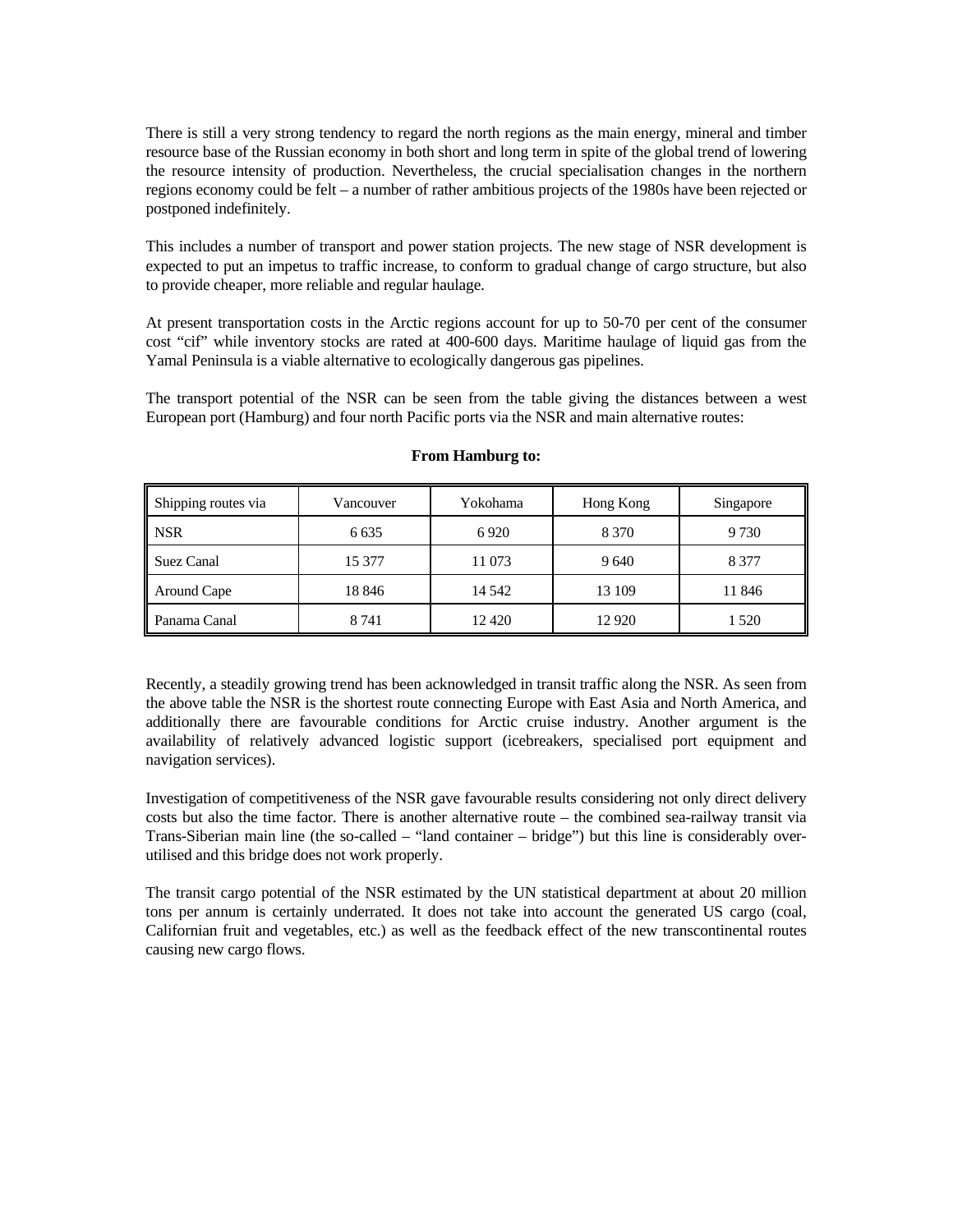There is still a very strong tendency to regard the north regions as the main energy, mineral and timber resource base of the Russian economy in both short and long term in spite of the global trend of lowering the resource intensity of production. Nevertheless, the crucial specialisation changes in the northern regions economy could be felt – a number of rather ambitious projects of the 1980s have been rejected or postponed indefinitely.

This includes a number of transport and power station projects. The new stage of NSR development is expected to put an impetus to traffic increase, to conform to gradual change of cargo structure, but also to provide cheaper, more reliable and regular haulage.

At present transportation costs in the Arctic regions account for up to 50-70 per cent of the consumer cost "cif" while inventory stocks are rated at 400-600 days. Maritime haulage of liquid gas from the Yamal Peninsula is a viable alternative to ecologically dangerous gas pipelines.

The transport potential of the NSR can be seen from the table giving the distances between a west European port (Hamburg) and four north Pacific ports via the NSR and main alternative routes:

**From Hamburg to:**

| Shipping routes via | Vancouver | Yokohama | Hong Kong | Singapore |
|---|---|---|---|---|
| NSR | 6 635 | 6 920 | 8 370 | 9 730 |
| Suez Canal | 15 377 | 11 073 | 9 640 | 8 377 |
| Around Cape | 18 846 | 14 542 | 13 109 | 11 846 |
| Panama Canal | 8 741 | 12 420 | 12 920 | 1 520 |

Recently, a steadily growing trend has been acknowledged in transit traffic along the NSR. As seen from the above table the NSR is the shortest route connecting Europe with East Asia and North America, and additionally there are favourable conditions for Arctic cruise industry. Another argument is the availability of relatively advanced logistic support (icebreakers, specialised port equipment and navigation services).

Investigation of competitiveness of the NSR gave favourable results considering not only direct delivery costs but also the time factor. There is another alternative route – the combined sea-railway transit via Trans-Siberian main line (the so-called – "land container – bridge") but this line is considerably over-utilised and this bridge does not work properly.

The transit cargo potential of the NSR estimated by the UN statistical department at about 20 million tons per annum is certainly underrated. It does not take into account the generated US cargo (coal, Californian fruit and vegetables, etc.) as well as the feedback effect of the new transcontinental routes causing new cargo flows.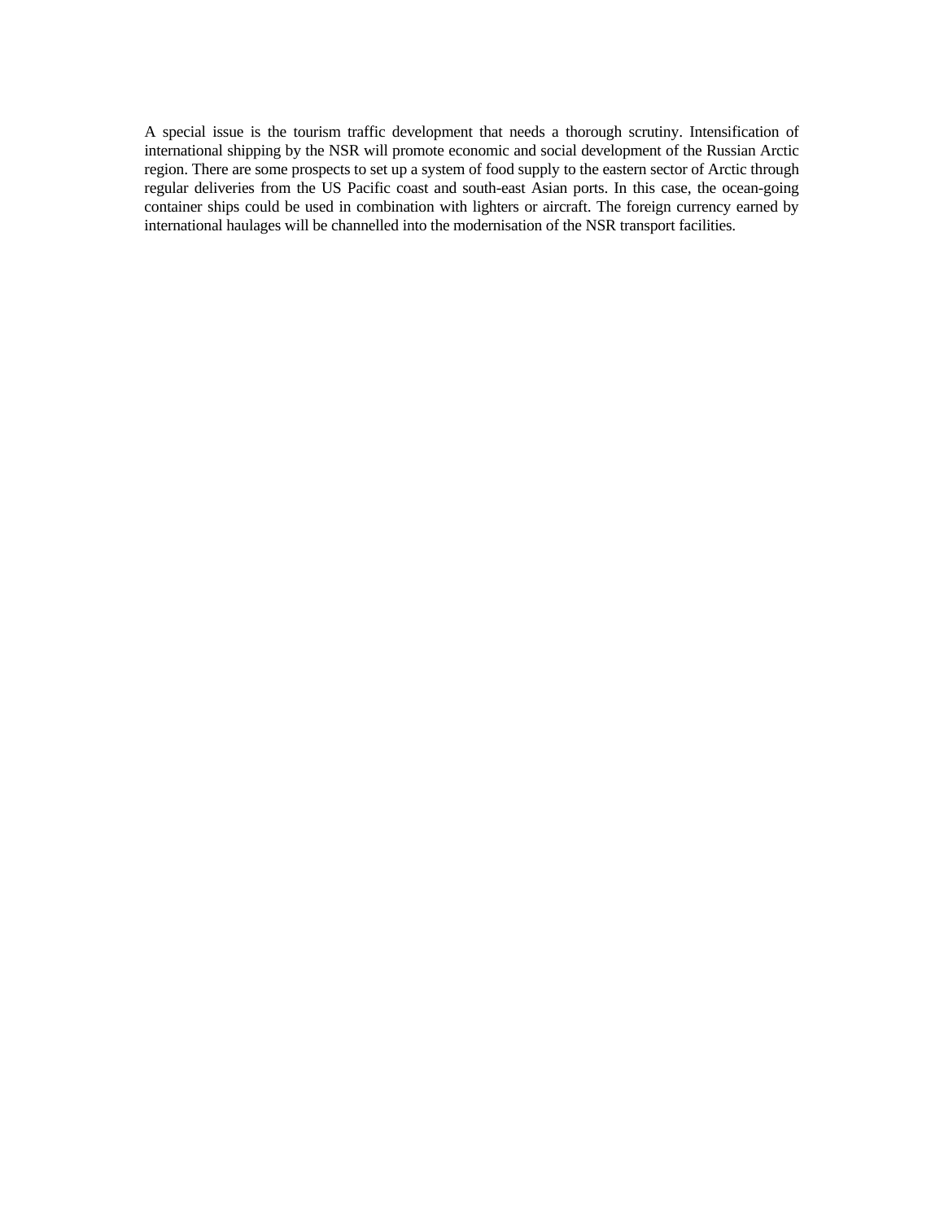A special issue is the tourism traffic development that needs a thorough scrutiny. Intensification of international shipping by the NSR will promote economic and social development of the Russian Arctic region. There are some prospects to set up a system of food supply to the eastern sector of Arctic through regular deliveries from the US Pacific coast and south-east Asian ports. In this case, the ocean-going container ships could be used in combination with lighters or aircraft. The foreign currency earned by international haulages will be channelled into the modernisation of the NSR transport facilities.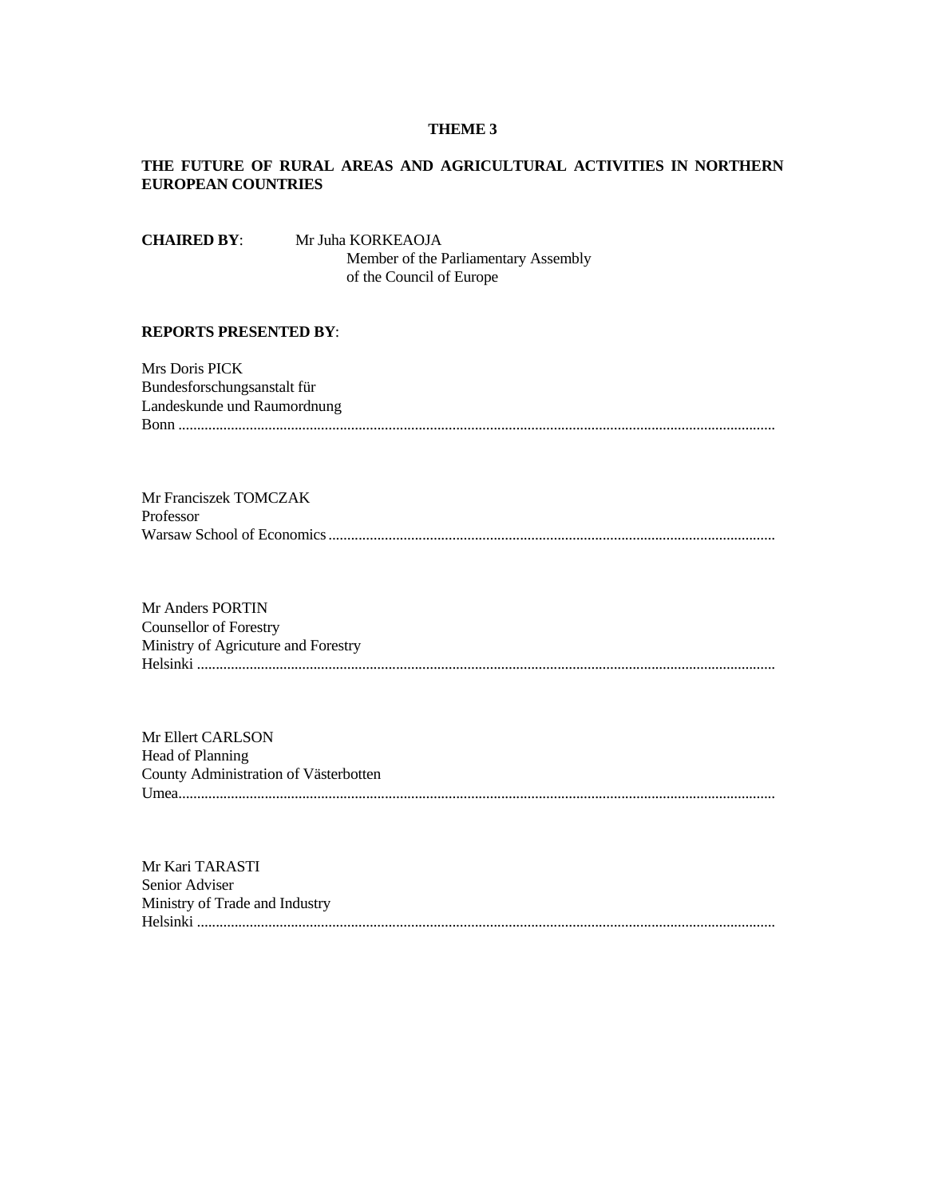**THEME 3**

**THE FUTURE OF RURAL AREAS AND AGRICULTURAL ACTIVITIES IN NORTHERN EUROPEAN COUNTRIES**

**CHAIRED BY**: Mr Juha KORKEAOJA
Member of the Parliamentary Assembly
of the Council of Europe

**REPORTS PRESENTED BY**:

Mrs Doris PICK
Bundesforschungsanstalt für
Landeskunde und Raumordnung
Bonn ..........................................................................................................................................

Mr Franciszek TOMCZAK
Professor
Warsaw School of Economics ......................................................................................................

Mr Anders PORTIN
Counsellor of Forestry
Ministry of Agricuture and Forestry
Helsinki ........................................................................................................................................

Mr Ellert CARLSON
Head of Planning
County Administration of Västerbotten
Umea............................................................................................................................................

Mr Kari TARASTI
Senior Adviser
Ministry of Trade and Industry
Helsinki ........................................................................................................................................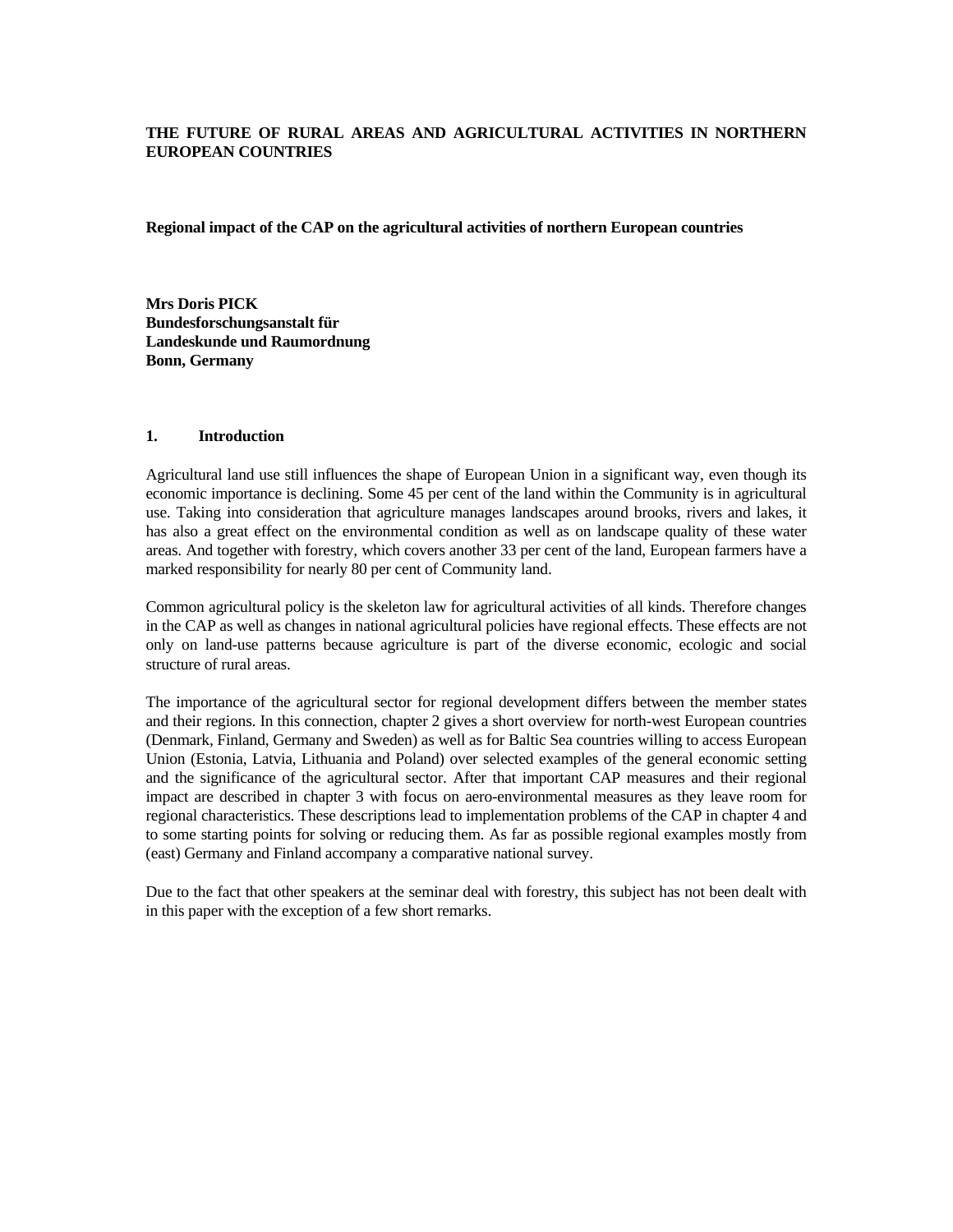**THE FUTURE OF RURAL AREAS AND AGRICULTURAL ACTIVITIES IN NORTHERN EUROPEAN COUNTRIES**

**Regional impact of the CAP on the agricultural activities of northern European countries**

**Mrs Doris PICK**
**Bundesforschungsanstalt für Landeskunde und Raumordnung**
**Bonn, Germany**

## 1. Introduction

Agricultural land use still influences the shape of European Union in a significant way, even though its economic importance is declining. Some 45 per cent of the land within the Community is in agricultural use. Taking into consideration that agriculture manages landscapes around brooks, rivers and lakes, it has also a great effect on the environmental condition as well as on landscape quality of these water areas. And together with forestry, which covers another 33 per cent of the land, European farmers have a marked responsibility for nearly 80 per cent of Community land.

Common agricultural policy is the skeleton law for agricultural activities of all kinds. Therefore changes in the CAP as well as changes in national agricultural policies have regional effects. These effects are not only on land-use patterns because agriculture is part of the diverse economic, ecologic and social structure of rural areas.

The importance of the agricultural sector for regional development differs between the member states and their regions. In this connection, chapter 2 gives a short overview for north-west European countries (Denmark, Finland, Germany and Sweden) as well as for Baltic Sea countries willing to access European Union (Estonia, Latvia, Lithuania and Poland) over selected examples of the general economic setting and the significance of the agricultural sector. After that important CAP measures and their regional impact are described in chapter 3 with focus on aero-environmental measures as they leave room for regional characteristics. These descriptions lead to implementation problems of the CAP in chapter 4 and to some starting points for solving or reducing them. As far as possible regional examples mostly from (east) Germany and Finland accompany a comparative national survey.

Due to the fact that other speakers at the seminar deal with forestry, this subject has not been dealt with in this paper with the exception of a few short remarks.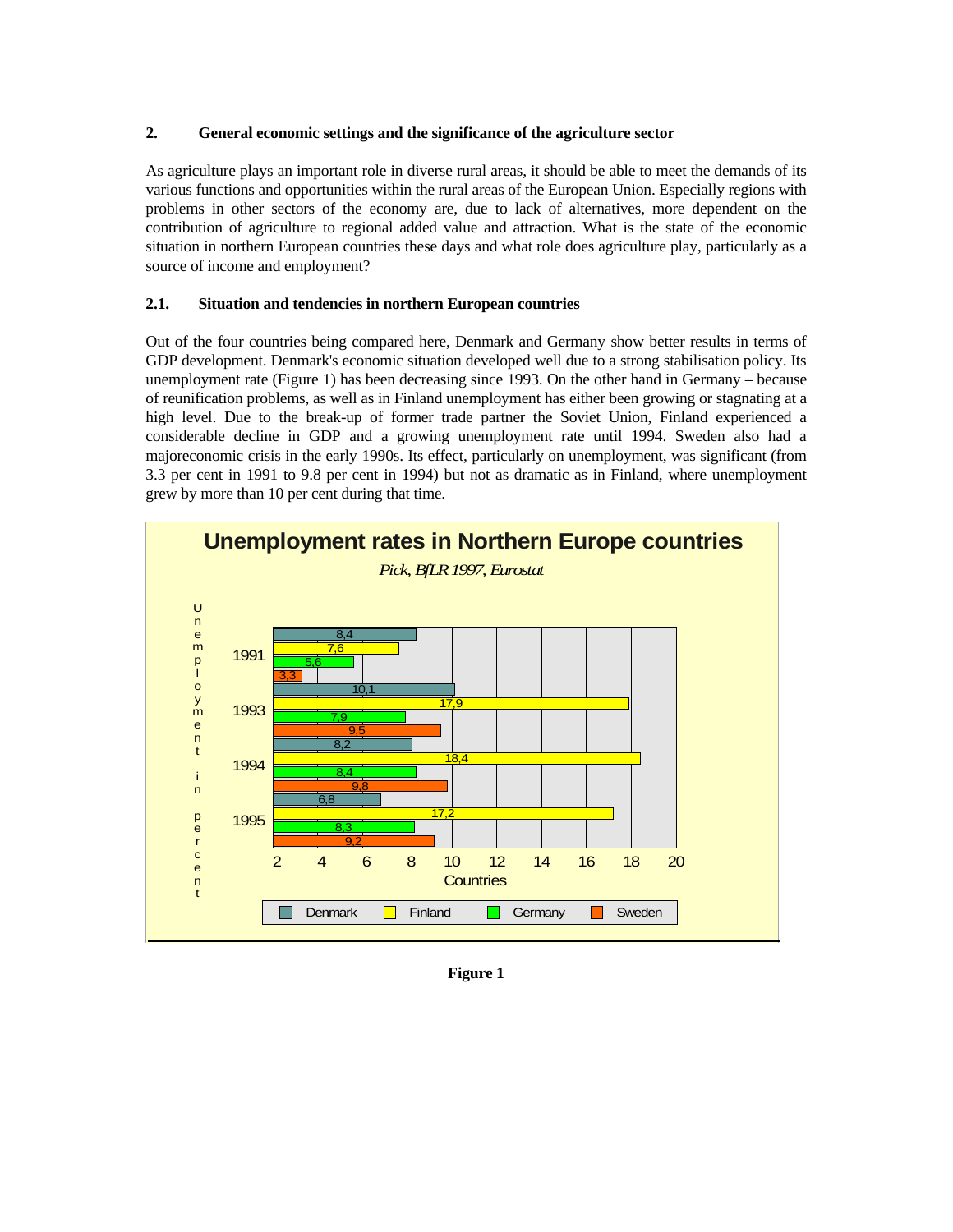## 2. General economic settings and the significance of the agriculture sector

As agriculture plays an important role in diverse rural areas, it should be able to meet the demands of its various functions and opportunities within the rural areas of the European Union. Especially regions with problems in other sectors of the economy are, due to lack of alternatives, more dependent on the contribution of agriculture to regional added value and attraction. What is the state of the economic situation in northern European countries these days and what role does agriculture play, particularly as a source of income and employment?

### 2.1. Situation and tendencies in northern European countries

Out of the four countries being compared here, Denmark and Germany show better results in terms of GDP development. Denmark's economic situation developed well due to a strong stabilisation policy. Its unemployment rate (Figure 1) has been decreasing since 1993. On the other hand in Germany – because of reunification problems, as well as in Finland unemployment has either been growing or stagnating at a high level. Due to the break-up of former trade partner the Soviet Union, Finland experienced a considerable decline in GDP and a growing unemployment rate until 1994. Sweden also had a majoreconomic crisis in the early 1990s. Its effect, particularly on unemployment, was significant (from 3.3 per cent in 1991 to 9.8 per cent in 1994) but not as dramatic as in Finland, where unemployment grew by more than 10 per cent during that time.

**Unemployment rates in Northern Europe countries**

*Pick, BfLR 1997, Eurostat*

Unemployment in percent

| Year | Denmark | Finland | Germany | Sweden |
|---|---|---|---|---|
| 1991 | 8,4 | 7,6 | 5,6 | 3,3 |
| 1993 | 10,1 | 17,9 | 7,9 | 9,5 |
| 1994 | 8,2 | 18,4 | 8,4 | 9,8 |
| 1995 | 6,8 | 17,2 | 8,3 | 9,2 |

**Figure 1**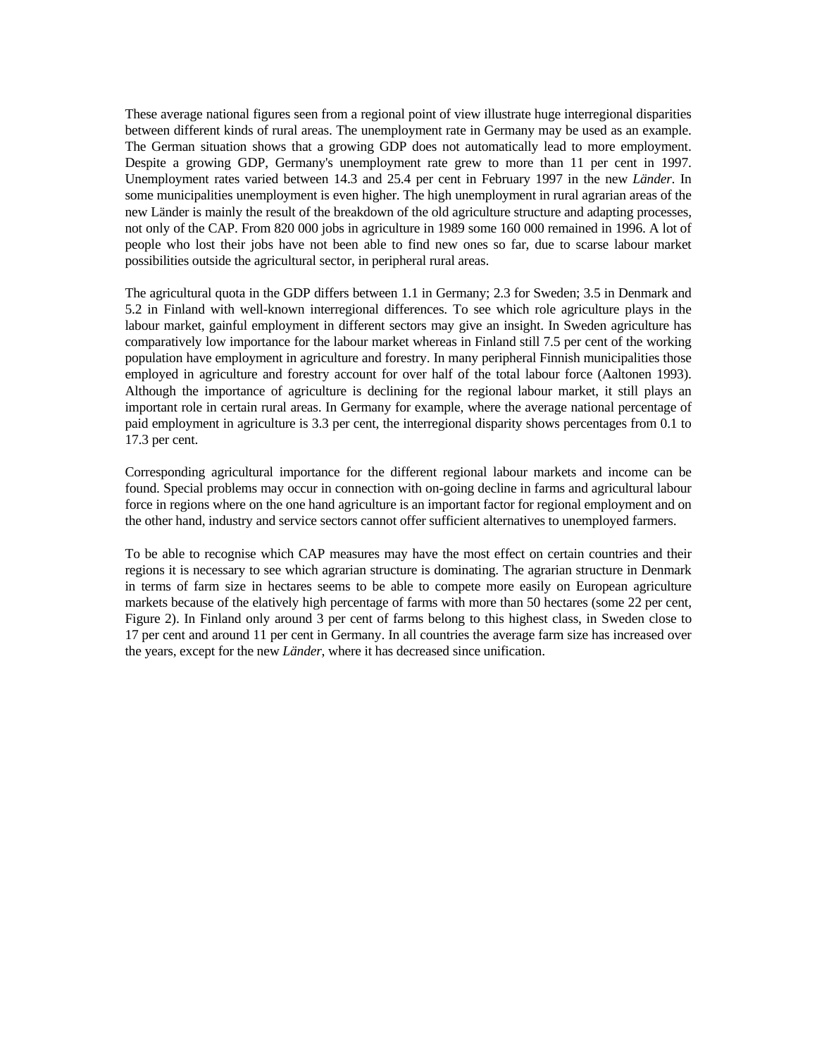These average national figures seen from a regional point of view illustrate huge interregional disparities between different kinds of rural areas. The unemployment rate in Germany may be used as an example. The German situation shows that a growing GDP does not automatically lead to more employment. Despite a growing GDP, Germany's unemployment rate grew to more than 11 per cent in 1997. Unemployment rates varied between 14.3 and 25.4 per cent in February 1997 in the new *Länder*. In some municipalities unemployment is even higher. The high unemployment in rural agrarian areas of the new Länder is mainly the result of the breakdown of the old agriculture structure and adapting processes, not only of the CAP. From 820 000 jobs in agriculture in 1989 some 160 000 remained in 1996. A lot of people who lost their jobs have not been able to find new ones so far, due to scarse labour market possibilities outside the agricultural sector, in peripheral rural areas.

The agricultural quota in the GDP differs between 1.1 in Germany; 2.3 for Sweden; 3.5 in Denmark and 5.2 in Finland with well-known interregional differences. To see which role agriculture plays in the labour market, gainful employment in different sectors may give an insight. In Sweden agriculture has comparatively low importance for the labour market whereas in Finland still 7.5 per cent of the working population have employment in agriculture and forestry. In many peripheral Finnish municipalities those employed in agriculture and forestry account for over half of the total labour force (Aaltonen 1993). Although the importance of agriculture is declining for the regional labour market, it still plays an important role in certain rural areas. In Germany for example, where the average national percentage of paid employment in agriculture is 3.3 per cent, the interregional disparity shows percentages from 0.1 to 17.3 per cent.

Corresponding agricultural importance for the different regional labour markets and income can be found. Special problems may occur in connection with on-going decline in farms and agricultural labour force in regions where on the one hand agriculture is an important factor for regional employment and on the other hand, industry and service sectors cannot offer sufficient alternatives to unemployed farmers.

To be able to recognise which CAP measures may have the most effect on certain countries and their regions it is necessary to see which agrarian structure is dominating. The agrarian structure in Denmark in terms of farm size in hectares seems to be able to compete more easily on European agriculture markets because of the elatively high percentage of farms with more than 50 hectares (some 22 per cent, Figure 2). In Finland only around 3 per cent of farms belong to this highest class, in Sweden close to 17 per cent and around 11 per cent in Germany. In all countries the average farm size has increased over the years, except for the new *Länder*, where it has decreased since unification.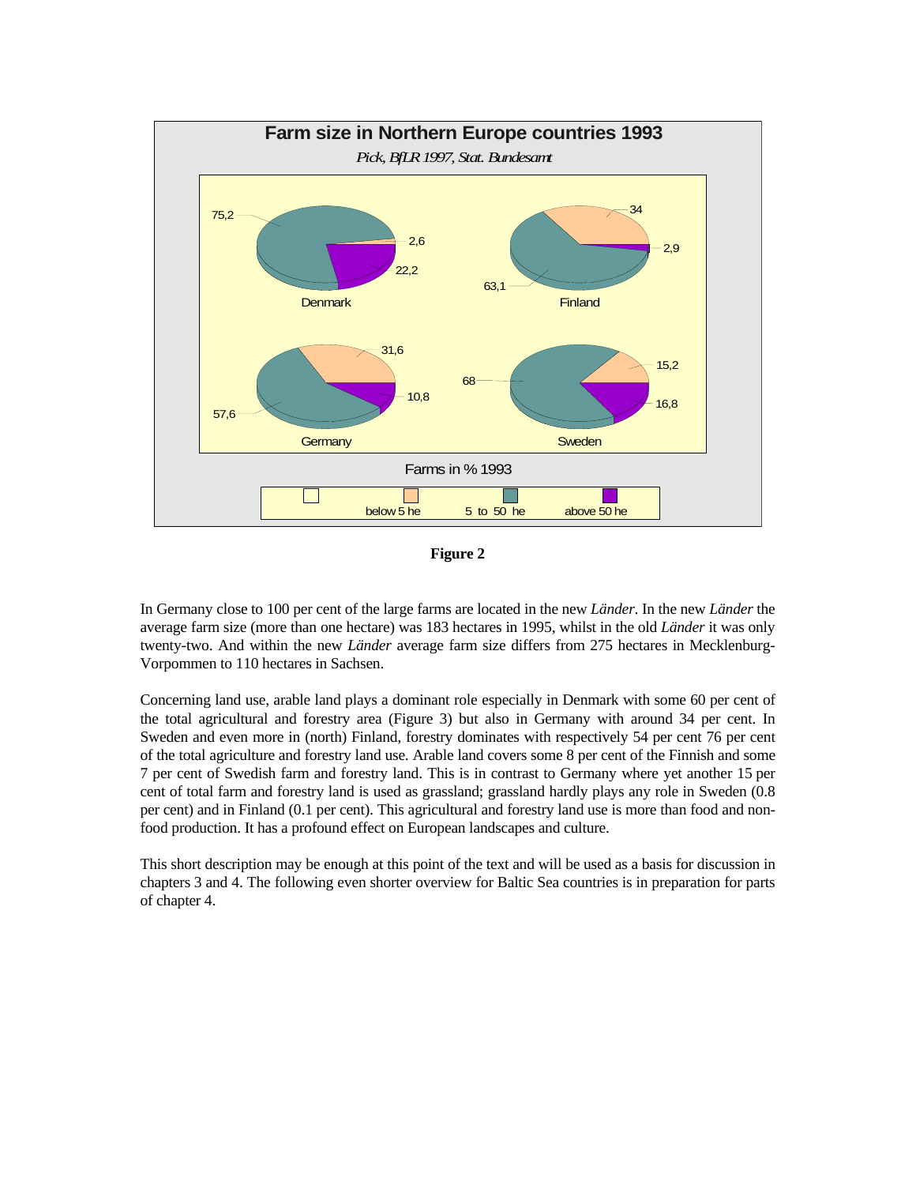**Farm size in Northern Europe countries 1993**

*Pick, BfLR 1997, Stat. Bundesamt*

Farms in % 1993

| Country | below 5 he | 5 to 50 he | above 50 he |
|---|---|---|---|
| Denmark | 2,6 | 75,2 | 22,2 |
| Finland | 34 | 63,1 | 2,9 |
| Germany | 31,6 | 57,6 | 10,8 |
| Sweden | 15,2 | 68 | 16,8 |

**Figure 2**

In Germany close to 100 per cent of the large farms are located in the new *Länder*. In the new *Länder* the average farm size (more than one hectare) was 183 hectares in 1995, whilst in the old *Länder* it was only twenty-two. And within the new *Länder* average farm size differs from 275 hectares in Mecklenburg-Vorpommen to 110 hectares in Sachsen.

Concerning land use, arable land plays a dominant role especially in Denmark with some 60 per cent of the total agricultural and forestry area (Figure 3) but also in Germany with around 34 per cent. In Sweden and even more in (north) Finland, forestry dominates with respectively 54 per cent 76 per cent of the total agriculture and forestry land use. Arable land covers some 8 per cent of the Finnish and some 7 per cent of Swedish farm and forestry land. This is in contrast to Germany where yet another 15 per cent of total farm and forestry land is used as grassland; grassland hardly plays any role in Sweden (0.8 per cent) and in Finland (0.1 per cent). This agricultural and forestry land use is more than food and non-food production. It has a profound effect on European landscapes and culture.

This short description may be enough at this point of the text and will be used as a basis for discussion in chapters 3 and 4. The following even shorter overview for Baltic Sea countries is in preparation for parts of chapter 4.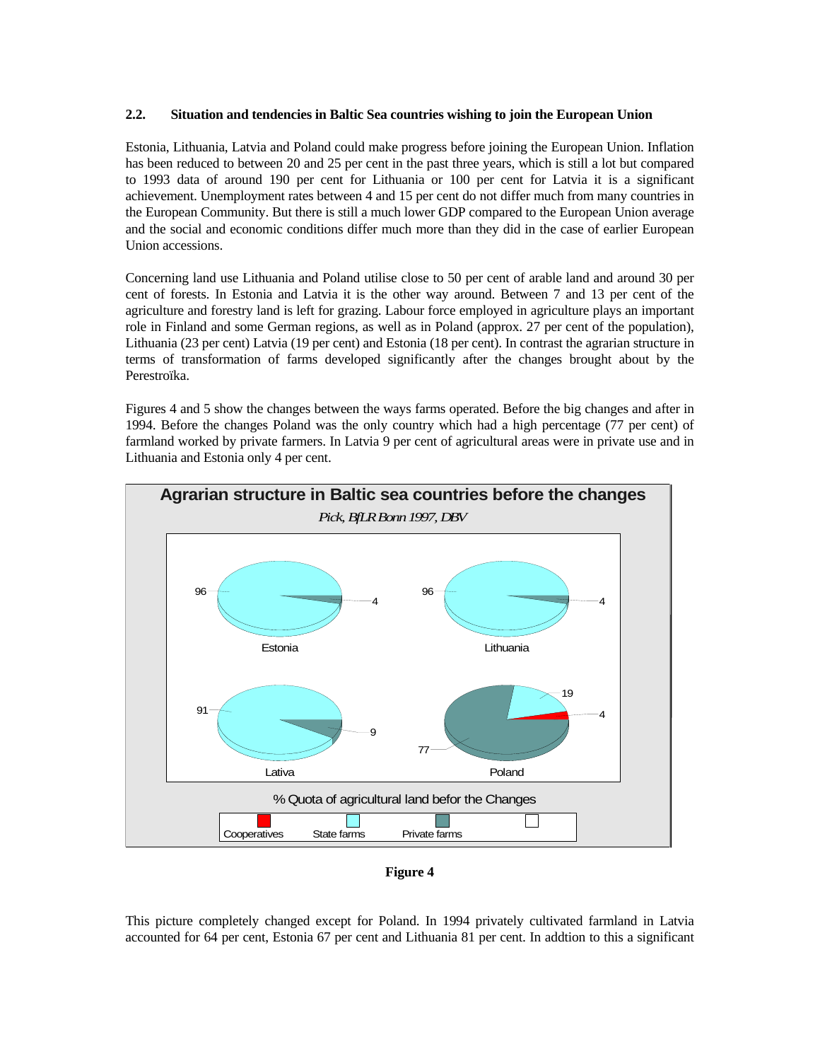### 2.2. Situation and tendencies in Baltic Sea countries wishing to join the European Union

Estonia, Lithuania, Latvia and Poland could make progress before joining the European Union. Inflation has been reduced to between 20 and 25 per cent in the past three years, which is still a lot but compared to 1993 data of around 190 per cent for Lithuania or 100 per cent for Latvia it is a significant achievement. Unemployment rates between 4 and 15 per cent do not differ much from many countries in the European Community. But there is still a much lower GDP compared to the European Union average and the social and economic conditions differ much more than they did in the case of earlier European Union accessions.

Concerning land use Lithuania and Poland utilise close to 50 per cent of arable land and around 30 per cent of forests. In Estonia and Latvia it is the other way around. Between 7 and 13 per cent of the agriculture and forestry land is left for grazing. Labour force employed in agriculture plays an important role in Finland and some German regions, as well as in Poland (approx. 27 per cent of the population), Lithuania (23 per cent) Latvia (19 per cent) and Estonia (18 per cent). In contrast the agrarian structure in terms of transformation of farms developed significantly after the changes brought about by the Perestroïka.

Figures 4 and 5 show the changes between the ways farms operated. Before the big changes and after in 1994. Before the changes Poland was the only country which had a high percentage (77 per cent) of farmland worked by private farmers. In Latvia 9 per cent of agricultural areas were in private use and in Lithuania and Estonia only 4 per cent.

**Agrarian structure in Baltic sea countries before the changes**

*Pick, BfLR Bonn 1997, DBV*

| Country | Cooperatives | State farms | Private farms |
|---|---|---|---|
| Estonia | | 96 | 4 |
| Lithuania | | 96 | 4 |
| Lativa | | 91 | 9 |
| Poland | 4 | 19 | 77 |

% Quota of agricultural land befor the Changes

**Figure 4**

This picture completely changed except for Poland. In 1994 privately cultivated farmland in Latvia accounted for 64 per cent, Estonia 67 per cent and Lithuania 81 per cent. In addtion to this a significant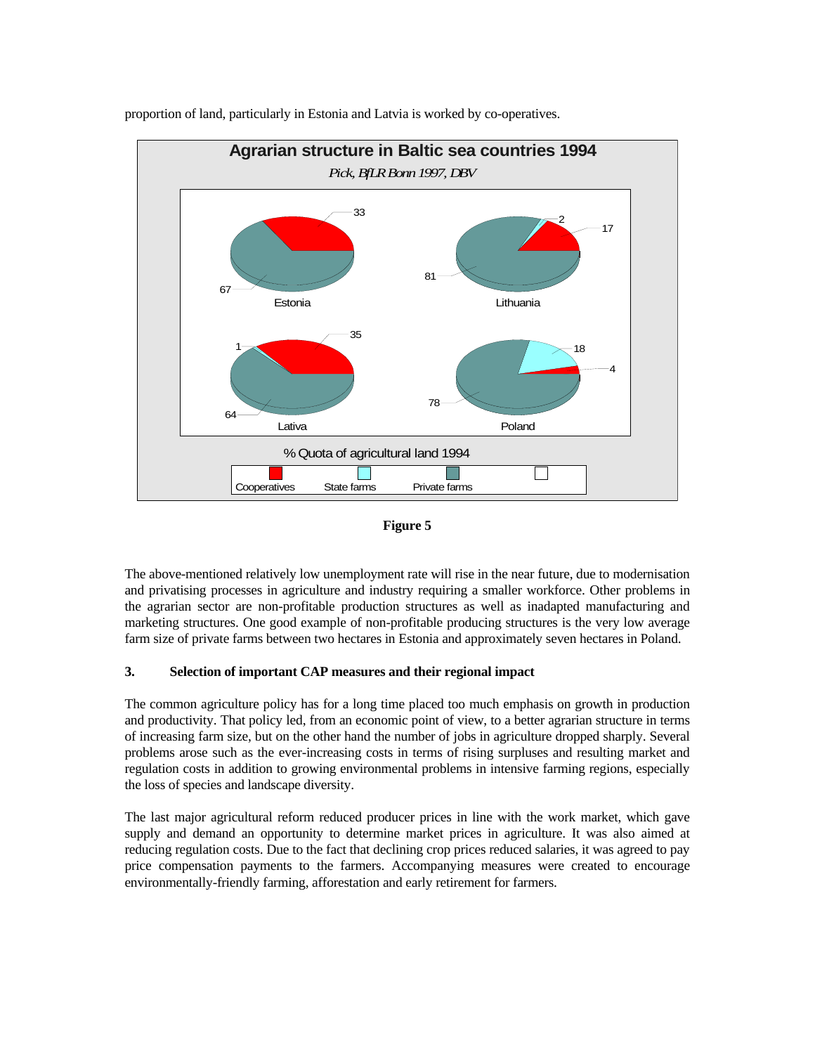proportion of land, particularly in Estonia and Latvia is worked by co-operatives.

**Agrarian structure in Baltic sea countries 1994**

*Pick, BfLR Bonn 1997, DBV*

% Quota of agricultural land 1994

| Country | Cooperatives | State farms | Private farms |
|---|---|---|---|
| Estonia | 33 | | 67 |
| Lithuania | 17 | 2 | 81 |
| Lativa | 35 | 1 | 64 |
| Poland | 4 | 18 | 78 |

**Figure 5**

The above-mentioned relatively low unemployment rate will rise in the near future, due to modernisation and privatising processes in agriculture and industry requiring a smaller workforce. Other problems in the agrarian sector are non-profitable production structures as well as inadapted manufacturing and marketing structures. One good example of non-profitable producing structures is the very low average farm size of private farms between two hectares in Estonia and approximately seven hectares in Poland.

### 3. Selection of important CAP measures and their regional impact

The common agriculture policy has for a long time placed too much emphasis on growth in production and productivity. That policy led, from an economic point of view, to a better agrarian structure in terms of increasing farm size, but on the other hand the number of jobs in agriculture dropped sharply. Several problems arose such as the ever-increasing costs in terms of rising surpluses and resulting market and regulation costs in addition to growing environmental problems in intensive farming regions, especially the loss of species and landscape diversity.

The last major agricultural reform reduced producer prices in line with the work market, which gave supply and demand an opportunity to determine market prices in agriculture. It was also aimed at reducing regulation costs. Due to the fact that declining crop prices reduced salaries, it was agreed to pay price compensation payments to the farmers. Accompanying measures were created to encourage environmentally-friendly farming, afforestation and early retirement for farmers.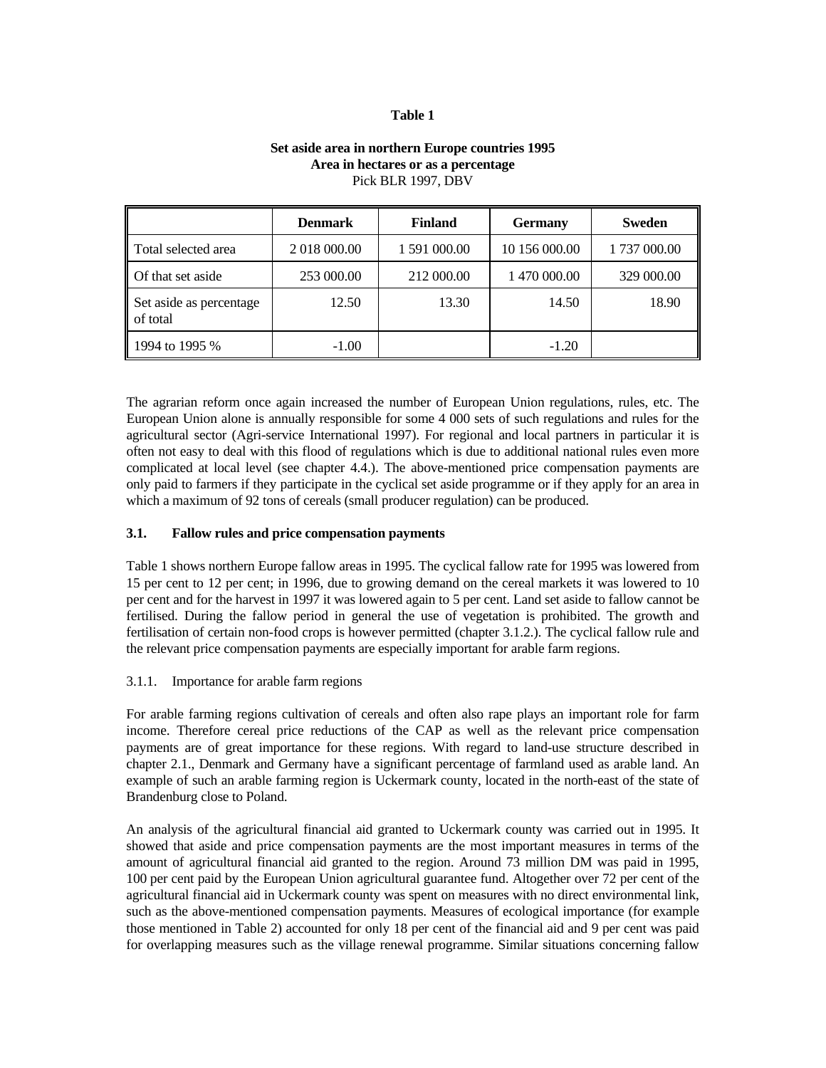**Table 1**

**Set aside area in northern Europe countries 1995**
**Area in hectares or as a percentage**
Pick BLR 1997, DBV

| | **Denmark** | **Finland** | **Germany** | **Sweden** |
|---|---|---|---|---|
| Total selected area | 2 018 000.00 | 1 591 000.00 | 10 156 000.00 | 1 737 000.00 |
| Of that set aside | 253 000.00 | 212 000.00 | 1 470 000.00 | 329 000.00 |
| Set aside as percentage of total | 12.50 | 13.30 | 14.50 | 18.90 |
| 1994 to 1995 % | -1.00 | | -1.20 | |

The agrarian reform once again increased the number of European Union regulations, rules, etc. The European Union alone is annually responsible for some 4 000 sets of such regulations and rules for the agricultural sector (Agri-service International 1997). For regional and local partners in particular it is often not easy to deal with this flood of regulations which is due to additional national rules even more complicated at local level (see chapter 4.4.). The above-mentioned price compensation payments are only paid to farmers if they participate in the cyclical set aside programme or if they apply for an area in which a maximum of 92 tons of cereals (small producer regulation) can be produced.

### 3.1. Fallow rules and price compensation payments

Table 1 shows northern Europe fallow areas in 1995. The cyclical fallow rate for 1995 was lowered from 15 per cent to 12 per cent; in 1996, due to growing demand on the cereal markets it was lowered to 10 per cent and for the harvest in 1997 it was lowered again to 5 per cent. Land set aside to fallow cannot be fertilised. During the fallow period in general the use of vegetation is prohibited. The growth and fertilisation of certain non-food crops is however permitted (chapter 3.1.2.). The cyclical fallow rule and the relevant price compensation payments are especially important for arable farm regions.

#### 3.1.1. Importance for arable farm regions

For arable farming regions cultivation of cereals and often also rape plays an important role for farm income. Therefore cereal price reductions of the CAP as well as the relevant price compensation payments are of great importance for these regions. With regard to land-use structure described in chapter 2.1., Denmark and Germany have a significant percentage of farmland used as arable land. An example of such an arable farming region is Uckermark county, located in the north-east of the state of Brandenburg close to Poland.

An analysis of the agricultural financial aid granted to Uckermark county was carried out in 1995. It showed that aside and price compensation payments are the most important measures in terms of the amount of agricultural financial aid granted to the region. Around 73 million DM was paid in 1995, 100 per cent paid by the European Union agricultural guarantee fund. Altogether over 72 per cent of the agricultural financial aid in Uckermark county was spent on measures with no direct environmental link, such as the above-mentioned compensation payments. Measures of ecological importance (for example those mentioned in Table 2) accounted for only 18 per cent of the financial aid and 9 per cent was paid for overlapping measures such as the village renewal programme. Similar situations concerning fallow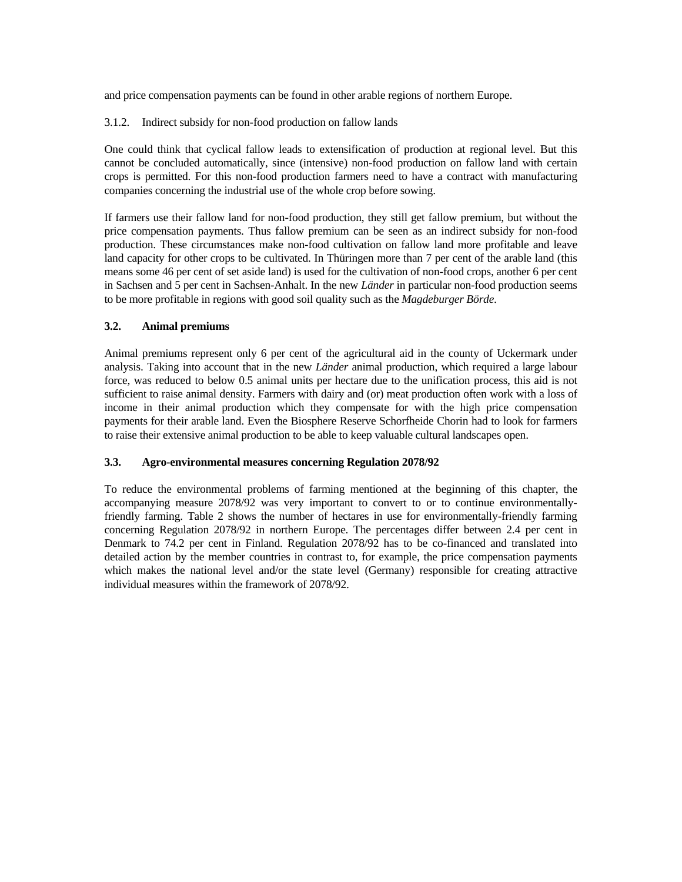and price compensation payments can be found in other arable regions of northern Europe.

#### 3.1.2. Indirect subsidy for non-food production on fallow lands

One could think that cyclical fallow leads to extensification of production at regional level. But this cannot be concluded automatically, since (intensive) non-food production on fallow land with certain crops is permitted. For this non-food production farmers need to have a contract with manufacturing companies concerning the industrial use of the whole crop before sowing.

If farmers use their fallow land for non-food production, they still get fallow premium, but without the price compensation payments. Thus fallow premium can be seen as an indirect subsidy for non-food production. These circumstances make non-food cultivation on fallow land more profitable and leave land capacity for other crops to be cultivated. In Thüringen more than 7 per cent of the arable land (this means some 46 per cent of set aside land) is used for the cultivation of non-food crops, another 6 per cent in Sachsen and 5 per cent in Sachsen-Anhalt. In the new *Länder* in particular non-food production seems to be more profitable in regions with good soil quality such as the *Magdeburger Börde.*

### 3.2. Animal premiums

Animal premiums represent only 6 per cent of the agricultural aid in the county of Uckermark under analysis. Taking into account that in the new *Länder* animal production, which required a large labour force, was reduced to below 0.5 animal units per hectare due to the unification process, this aid is not sufficient to raise animal density. Farmers with dairy and (or) meat production often work with a loss of income in their animal production which they compensate for with the high price compensation payments for their arable land. Even the Biosphere Reserve Schorfheide Chorin had to look for farmers to raise their extensive animal production to be able to keep valuable cultural landscapes open.

### 3.3. Agro-environmental measures concerning Regulation 2078/92

To reduce the environmental problems of farming mentioned at the beginning of this chapter, the accompanying measure 2078/92 was very important to convert to or to continue environmentally-friendly farming. Table 2 shows the number of hectares in use for environmentally-friendly farming concerning Regulation 2078/92 in northern Europe. The percentages differ between 2.4 per cent in Denmark to 74.2 per cent in Finland. Regulation 2078/92 has to be co-financed and translated into detailed action by the member countries in contrast to, for example, the price compensation payments which makes the national level and/or the state level (Germany) responsible for creating attractive individual measures within the framework of 2078/92.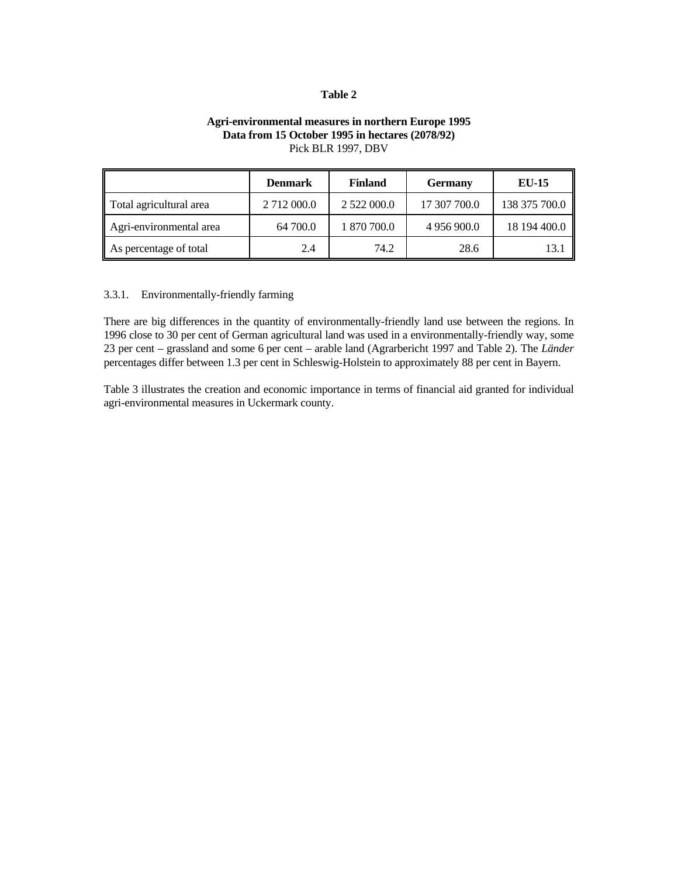**Table 2**

**Agri-environmental measures in northern Europe 1995**
**Data from 15 October 1995 in hectares (2078/92)**
Pick BLR 1997, DBV

| | **Denmark** | **Finland** | **Germany** | **EU-15** |
|---|---|---|---|---|
| Total agricultural area | 2 712 000.0 | 2 522 000.0 | 17 307 700.0 | 138 375 700.0 |
| Agri-environmental area | 64 700.0 | 1 870 700.0 | 4 956 900.0 | 18 194 400.0 |
| As percentage of total | 2.4 | 74.2 | 28.6 | 13.1 |

3.3.1. Environmentally-friendly farming

There are big differences in the quantity of environmentally-friendly land use between the regions. In 1996 close to 30 per cent of German agricultural land was used in a environmentally-friendly way, some 23 per cent – grassland and some 6 per cent – arable land (Agrarbericht 1997 and Table 2). The *Länder* percentages differ between 1.3 per cent in Schleswig-Holstein to approximately 88 per cent in Bayern.

Table 3 illustrates the creation and economic importance in terms of financial aid granted for individual agri-environmental measures in Uckermark county.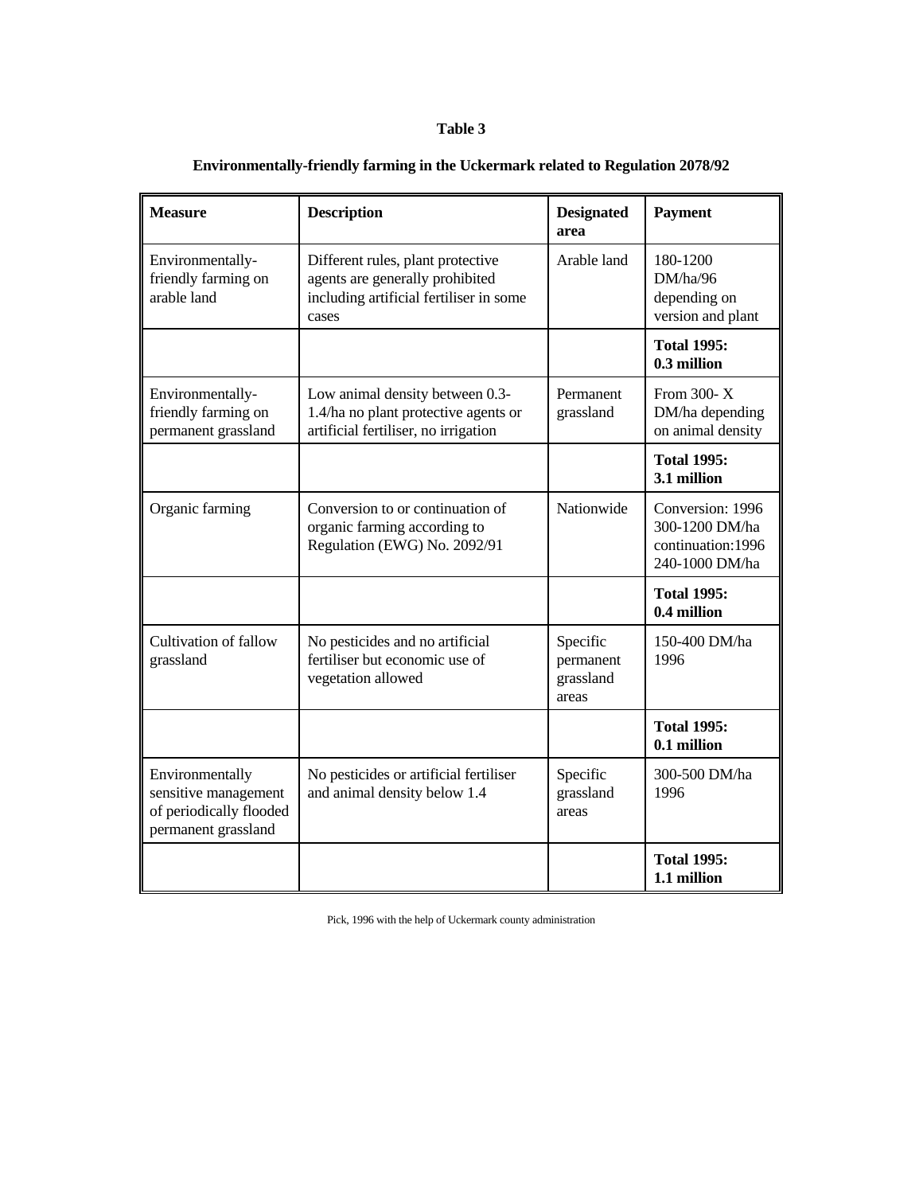**Table 3**

**Environmentally-friendly farming in the Uckermark related to Regulation 2078/92**

| **Measure** | **Description** | **Designated area** | **Payment** |
|---|---|---|---|
| Environmentally-friendly farming on arable land | Different rules, plant protective agents are generally prohibited including artificial fertiliser in some cases | Arable land | 180-1200 DM/ha/96 depending on version and plant |
| | | | **Total 1995: 0.3 million** |
| Environmentally-friendly farming on permanent grassland | Low animal density between 0.3-1.4/ha no plant protective agents or artificial fertiliser, no irrigation | Permanent grassland | From 300- X DM/ha depending on animal density |
| | | | **Total 1995: 3.1 million** |
| Organic farming | Conversion to or continuation of organic farming according to Regulation (EWG) No. 2092/91 | Nationwide | Conversion: 1996 300-1200 DM/ha continuation:1996 240-1000 DM/ha |
| | | | **Total 1995: 0.4 million** |
| Cultivation of fallow grassland | No pesticides and no artificial fertiliser but economic use of vegetation allowed | Specific permanent grassland areas | 150-400 DM/ha 1996 |
| | | | **Total 1995: 0.1 million** |
| Environmentally sensitive management of periodically flooded permanent grassland | No pesticides or artificial fertiliser and animal density below 1.4 | Specific grassland areas | 300-500 DM/ha 1996 |
| | | | **Total 1995: 1.1 million** |

Pick, 1996 with the help of Uckermark county administration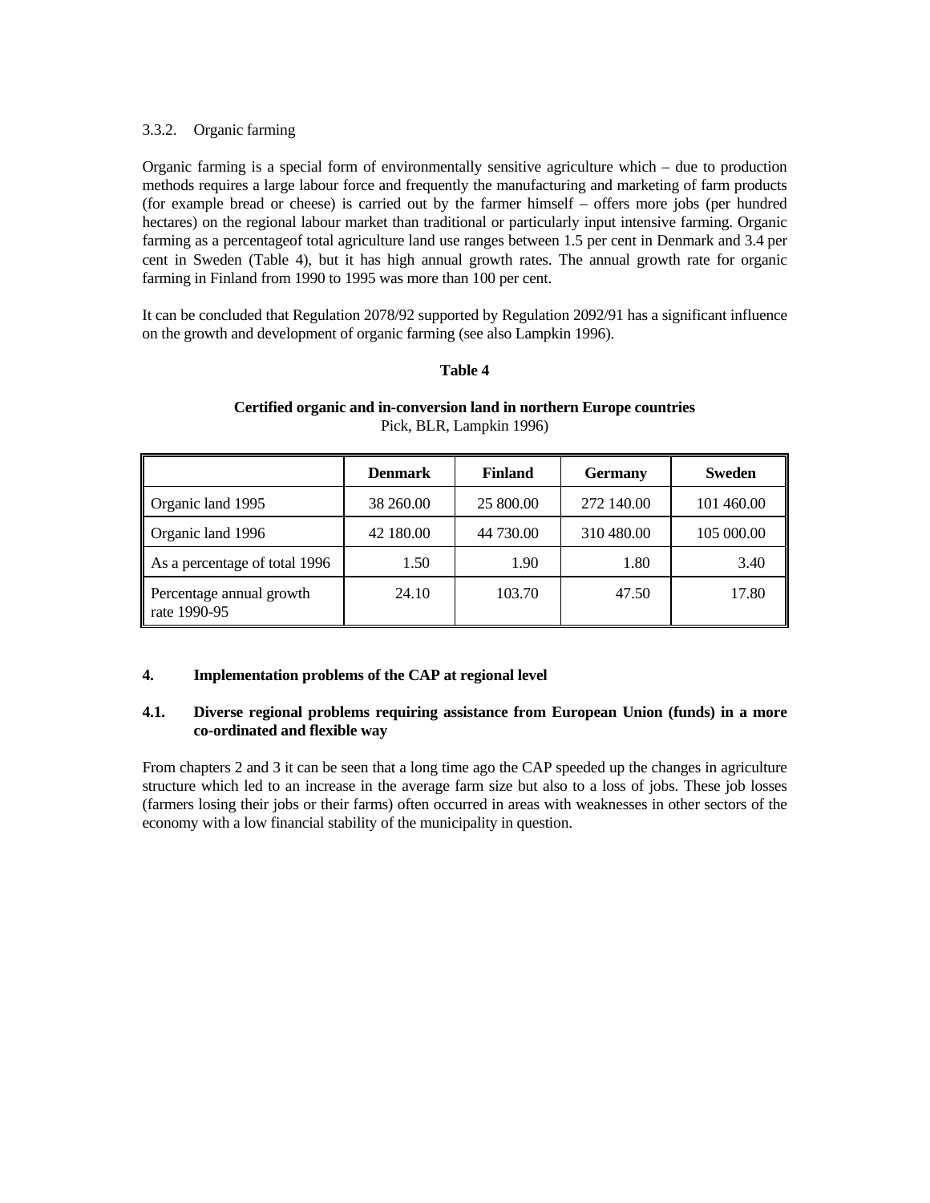3.3.2. Organic farming

Organic farming is a special form of environmentally sensitive agriculture which – due to production methods requires a large labour force and frequently the manufacturing and marketing of farm products (for example bread or cheese) is carried out by the farmer himself – offers more jobs (per hundred hectares) on the regional labour market than traditional or particularly input intensive farming. Organic farming as a percentageof total agriculture land use ranges between 1.5 per cent in Denmark and 3.4 per cent in Sweden (Table 4), but it has high annual growth rates. The annual growth rate for organic farming in Finland from 1990 to 1995 was more than 100 per cent.

It can be concluded that Regulation 2078/92 supported by Regulation 2092/91 has a significant influence on the growth and development of organic farming (see also Lampkin 1996).

**Table 4**

**Certified organic and in-conversion land in northern Europe countries**
Pick, BLR, Lampkin 1996)

| | **Denmark** | **Finland** | **Germany** | **Sweden** |
|---|---|---|---|---|
| Organic land 1995 | 38 260.00 | 25 800.00 | 272 140.00 | 101 460.00 |
| Organic land 1996 | 42 180.00 | 44 730.00 | 310 480.00 | 105 000.00 |
| As a percentage of total 1996 | 1.50 | 1.90 | 1.80 | 3.40 |
| Percentage annual growth rate 1990-95 | 24.10 | 103.70 | 47.50 | 17.80 |

## 4. Implementation problems of the CAP at regional level

### 4.1. Diverse regional problems requiring assistance from European Union (funds) in a more co-ordinated and flexible way

From chapters 2 and 3 it can be seen that a long time ago the CAP speeded up the changes in agriculture structure which led to an increase in the average farm size but also to a loss of jobs. These job losses (farmers losing their jobs or their farms) often occurred in areas with weaknesses in other sectors of the economy with a low financial stability of the municipality in question.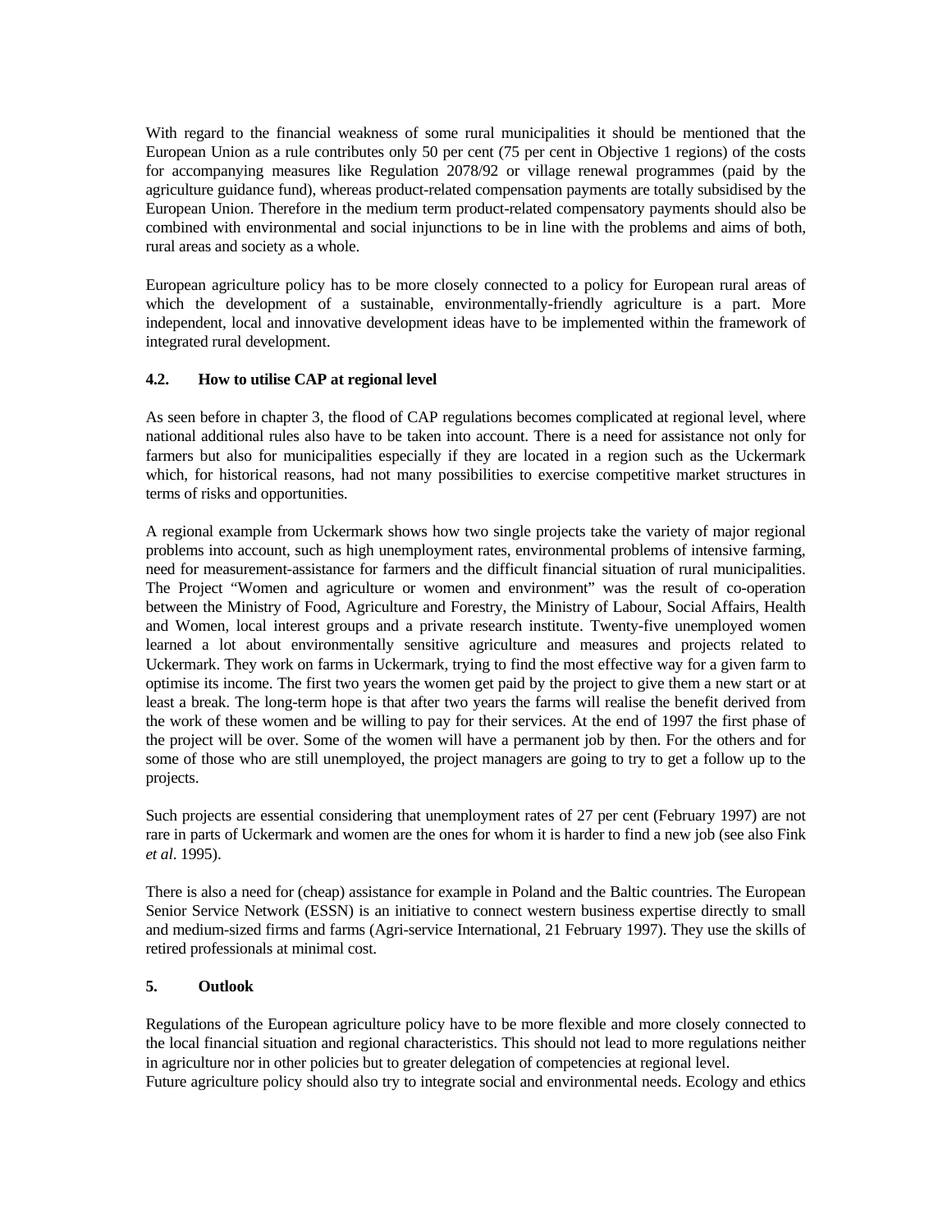With regard to the financial weakness of some rural municipalities it should be mentioned that the European Union as a rule contributes only 50 per cent (75 per cent in Objective 1 regions) of the costs for accompanying measures like Regulation 2078/92 or village renewal programmes (paid by the agriculture guidance fund), whereas product-related compensation payments are totally subsidised by the European Union. Therefore in the medium term product-related compensatory payments should also be combined with environmental and social injunctions to be in line with the problems and aims of both, rural areas and society as a whole.

European agriculture policy has to be more closely connected to a policy for European rural areas of which the development of a sustainable, environmentally-friendly agriculture is a part. More independent, local and innovative development ideas have to be implemented within the framework of integrated rural development.

### 4.2. How to utilise CAP at regional level

As seen before in chapter 3, the flood of CAP regulations becomes complicated at regional level, where national additional rules also have to be taken into account. There is a need for assistance not only for farmers but also for municipalities especially if they are located in a region such as the Uckermark which, for historical reasons, had not many possibilities to exercise competitive market structures in terms of risks and opportunities.

A regional example from Uckermark shows how two single projects take the variety of major regional problems into account, such as high unemployment rates, environmental problems of intensive farming, need for measurement-assistance for farmers and the difficult financial situation of rural municipalities. The Project "Women and agriculture or women and environment" was the result of co-operation between the Ministry of Food, Agriculture and Forestry, the Ministry of Labour, Social Affairs, Health and Women, local interest groups and a private research institute. Twenty-five unemployed women learned a lot about environmentally sensitive agriculture and measures and projects related to Uckermark. They work on farms in Uckermark, trying to find the most effective way for a given farm to optimise its income. The first two years the women get paid by the project to give them a new start or at least a break. The long-term hope is that after two years the farms will realise the benefit derived from the work of these women and be willing to pay for their services. At the end of 1997 the first phase of the project will be over. Some of the women will have a permanent job by then. For the others and for some of those who are still unemployed, the project managers are going to try to get a follow up to the projects.

Such projects are essential considering that unemployment rates of 27 per cent (February 1997) are not rare in parts of Uckermark and women are the ones for whom it is harder to find a new job (see also Fink *et al*. 1995).

There is also a need for (cheap) assistance for example in Poland and the Baltic countries. The European Senior Service Network (ESSN) is an initiative to connect western business expertise directly to small and medium-sized firms and farms (Agri-service International, 21 February 1997). They use the skills of retired professionals at minimal cost.

## 5. Outlook

Regulations of the European agriculture policy have to be more flexible and more closely connected to the local financial situation and regional characteristics. This should not lead to more regulations neither in agriculture nor in other policies but to greater delegation of competencies at regional level.
Future agriculture policy should also try to integrate social and environmental needs. Ecology and ethics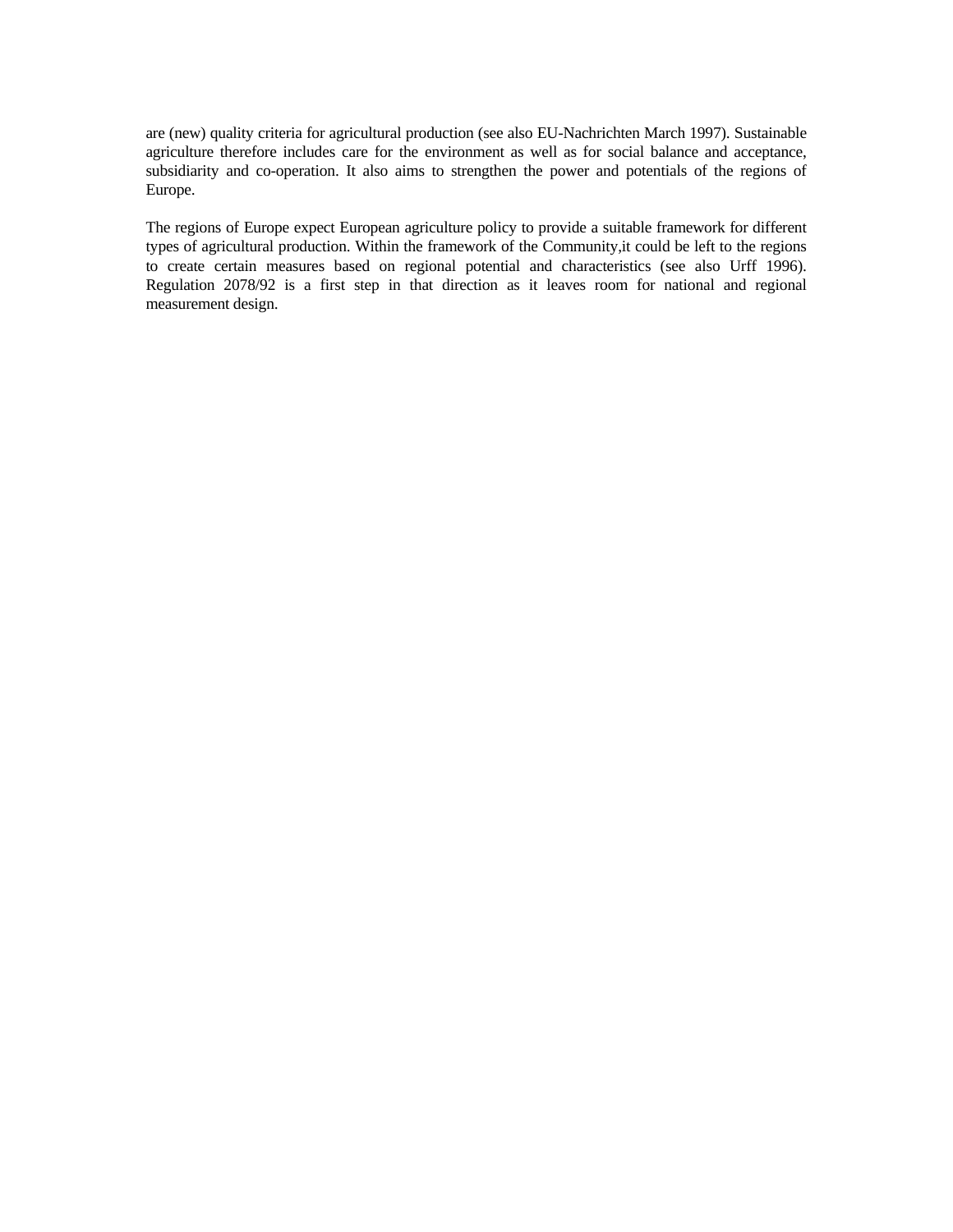are (new) quality criteria for agricultural production (see also EU-Nachrichten March 1997). Sustainable agriculture therefore includes care for the environment as well as for social balance and acceptance, subsidiarity and co-operation. It also aims to strengthen the power and potentials of the regions of Europe.

The regions of Europe expect European agriculture policy to provide a suitable framework for different types of agricultural production. Within the framework of the Community,it could be left to the regions to create certain measures based on regional potential and characteristics (see also Urff 1996). Regulation 2078/92 is a first step in that direction as it leaves room for national and regional measurement design.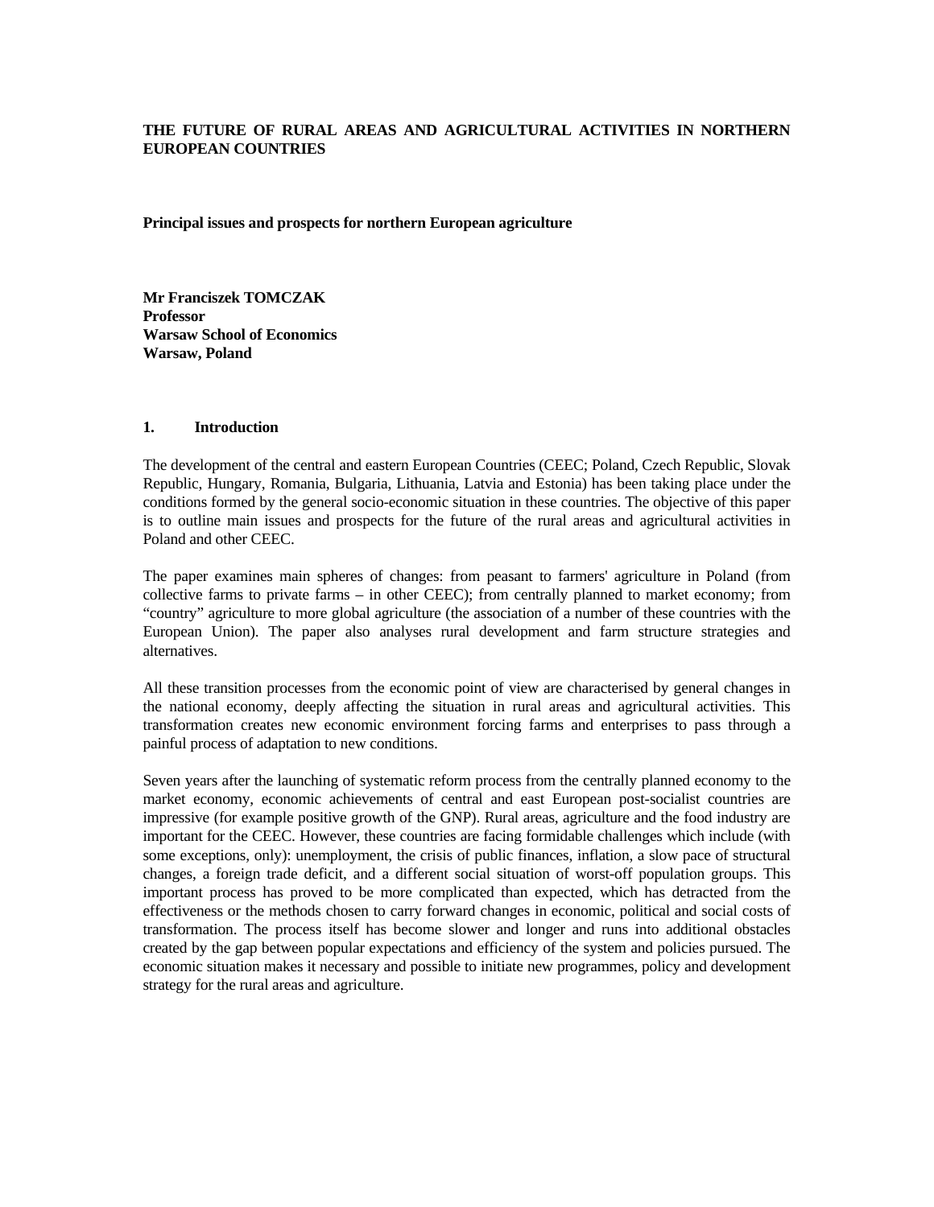# THE FUTURE OF RURAL AREAS AND AGRICULTURAL ACTIVITIES IN NORTHERN EUROPEAN COUNTRIES

**Principal issues and prospects for northern European agriculture**

**Mr Franciszek TOMCZAK**
**Professor**
**Warsaw School of Economics**
**Warsaw, Poland**

## 1. Introduction

The development of the central and eastern European Countries (CEEC; Poland, Czech Republic, Slovak Republic, Hungary, Romania, Bulgaria, Lithuania, Latvia and Estonia) has been taking place under the conditions formed by the general socio-economic situation in these countries. The objective of this paper is to outline main issues and prospects for the future of the rural areas and agricultural activities in Poland and other CEEC.

The paper examines main spheres of changes: from peasant to farmers' agriculture in Poland (from collective farms to private farms – in other CEEC); from centrally planned to market economy; from "country" agriculture to more global agriculture (the association of a number of these countries with the European Union). The paper also analyses rural development and farm structure strategies and alternatives.

All these transition processes from the economic point of view are characterised by general changes in the national economy, deeply affecting the situation in rural areas and agricultural activities. This transformation creates new economic environment forcing farms and enterprises to pass through a painful process of adaptation to new conditions.

Seven years after the launching of systematic reform process from the centrally planned economy to the market economy, economic achievements of central and east European post-socialist countries are impressive (for example positive growth of the GNP). Rural areas, agriculture and the food industry are important for the CEEC. However, these countries are facing formidable challenges which include (with some exceptions, only): unemployment, the crisis of public finances, inflation, a slow pace of structural changes, a foreign trade deficit, and a different social situation of worst-off population groups. This important process has proved to be more complicated than expected, which has detracted from the effectiveness or the methods chosen to carry forward changes in economic, political and social costs of transformation. The process itself has become slower and longer and runs into additional obstacles created by the gap between popular expectations and efficiency of the system and policies pursued. The economic situation makes it necessary and possible to initiate new programmes, policy and development strategy for the rural areas and agriculture.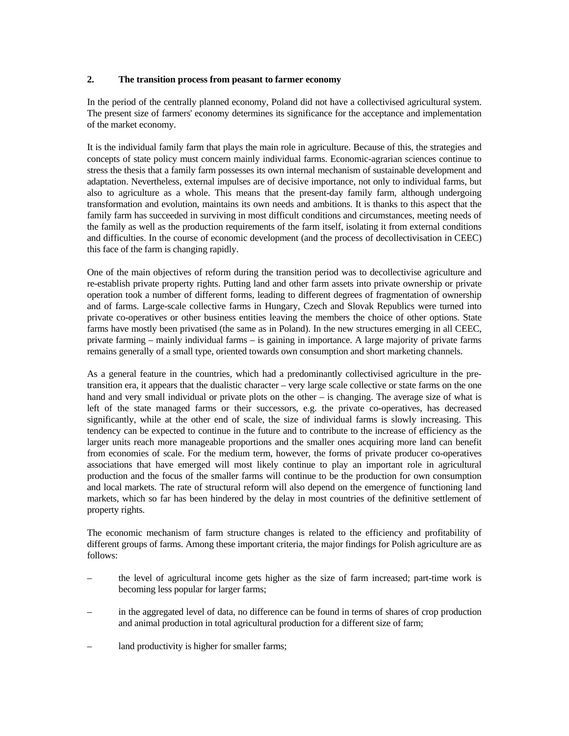## 2. The transition process from peasant to farmer economy

In the period of the centrally planned economy, Poland did not have a collectivised agricultural system. The present size of farmers' economy determines its significance for the acceptance and implementation of the market economy.

It is the individual family farm that plays the main role in agriculture. Because of this, the strategies and concepts of state policy must concern mainly individual farms. Economic-agrarian sciences continue to stress the thesis that a family farm possesses its own internal mechanism of sustainable development and adaptation. Nevertheless, external impulses are of decisive importance, not only to individual farms, but also to agriculture as a whole. This means that the present-day family farm, although undergoing transformation and evolution, maintains its own needs and ambitions. It is thanks to this aspect that the family farm has succeeded in surviving in most difficult conditions and circumstances, meeting needs of the family as well as the production requirements of the farm itself, isolating it from external conditions and difficulties. In the course of economic development (and the process of decollectivisation in CEEC) this face of the farm is changing rapidly.

One of the main objectives of reform during the transition period was to decollectivise agriculture and re-establish private property rights. Putting land and other farm assets into private ownership or private operation took a number of different forms, leading to different degrees of fragmentation of ownership and of farms. Large-scale collective farms in Hungary, Czech and Slovak Republics were turned into private co-operatives or other business entities leaving the members the choice of other options. State farms have mostly been privatised (the same as in Poland). In the new structures emerging in all CEEC, private farming – mainly individual farms – is gaining in importance. A large majority of private farms remains generally of a small type, oriented towards own consumption and short marketing channels.

As a general feature in the countries, which had a predominantly collectivised agriculture in the pre-transition era, it appears that the dualistic character – very large scale collective or state farms on the one hand and very small individual or private plots on the other – is changing. The average size of what is left of the state managed farms or their successors, e.g. the private co-operatives, has decreased significantly, while at the other end of scale, the size of individual farms is slowly increasing. This tendency can be expected to continue in the future and to contribute to the increase of efficiency as the larger units reach more manageable proportions and the smaller ones acquiring more land can benefit from economies of scale. For the medium term, however, the forms of private producer co-operatives associations that have emerged will most likely continue to play an important role in agricultural production and the focus of the smaller farms will continue to be the production for own consumption and local markets. The rate of structural reform will also depend on the emergence of functioning land markets, which so far has been hindered by the delay in most countries of the definitive settlement of property rights.

The economic mechanism of farm structure changes is related to the efficiency and profitability of different groups of farms. Among these important criteria, the major findings for Polish agriculture are as follows:

- the level of agricultural income gets higher as the size of farm increased; part-time work is becoming less popular for larger farms;
- in the aggregated level of data, no difference can be found in terms of shares of crop production and animal production in total agricultural production for a different size of farm;
- land productivity is higher for smaller farms;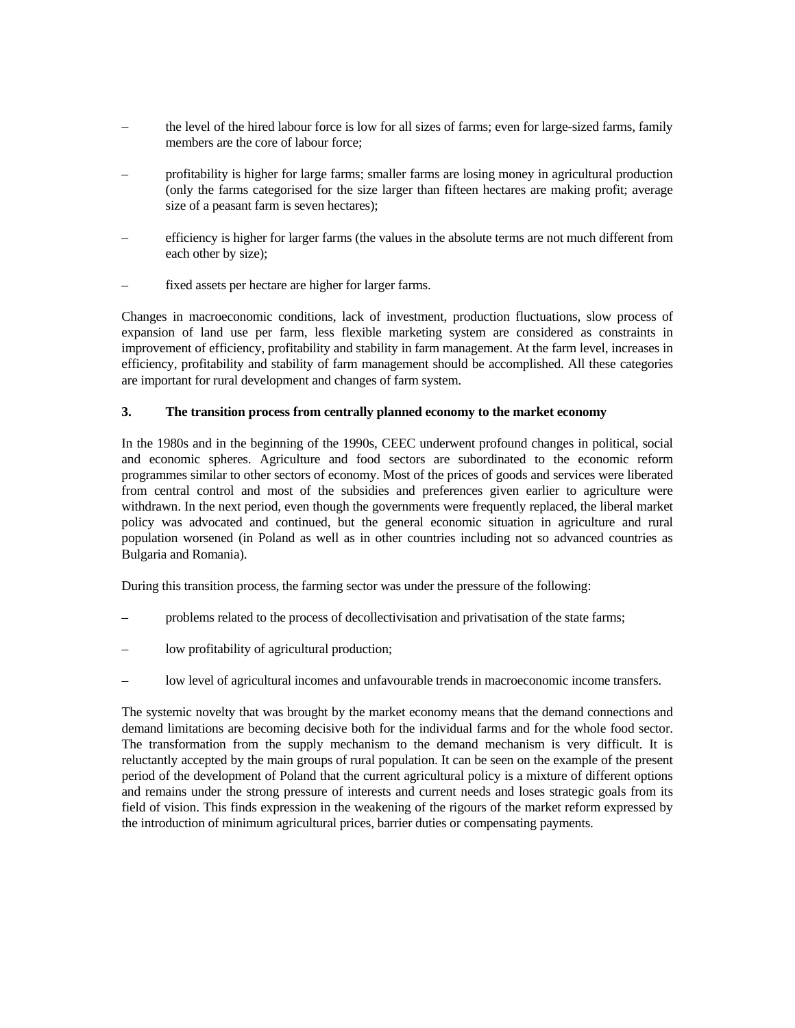- the level of the hired labour force is low for all sizes of farms; even for large-sized farms, family members are the core of labour force;
- profitability is higher for large farms; smaller farms are losing money in agricultural production (only the farms categorised for the size larger than fifteen hectares are making profit; average size of a peasant farm is seven hectares);
- efficiency is higher for larger farms (the values in the absolute terms are not much different from each other by size);
- fixed assets per hectare are higher for larger farms.

Changes in macroeconomic conditions, lack of investment, production fluctuations, slow process of expansion of land use per farm, less flexible marketing system are considered as constraints in improvement of efficiency, profitability and stability in farm management. At the farm level, increases in efficiency, profitability and stability of farm management should be accomplished. All these categories are important for rural development and changes of farm system.

### 3. The transition process from centrally planned economy to the market economy

In the 1980s and in the beginning of the 1990s, CEEC underwent profound changes in political, social and economic spheres. Agriculture and food sectors are subordinated to the economic reform programmes similar to other sectors of economy. Most of the prices of goods and services were liberated from central control and most of the subsidies and preferences given earlier to agriculture were withdrawn. In the next period, even though the governments were frequently replaced, the liberal market policy was advocated and continued, but the general economic situation in agriculture and rural population worsened (in Poland as well as in other countries including not so advanced countries as Bulgaria and Romania).

During this transition process, the farming sector was under the pressure of the following:

- problems related to the process of decollectivisation and privatisation of the state farms;
- low profitability of agricultural production;
- low level of agricultural incomes and unfavourable trends in macroeconomic income transfers.

The systemic novelty that was brought by the market economy means that the demand connections and demand limitations are becoming decisive both for the individual farms and for the whole food sector. The transformation from the supply mechanism to the demand mechanism is very difficult. It is reluctantly accepted by the main groups of rural population. It can be seen on the example of the present period of the development of Poland that the current agricultural policy is a mixture of different options and remains under the strong pressure of interests and current needs and loses strategic goals from its field of vision. This finds expression in the weakening of the rigours of the market reform expressed by the introduction of minimum agricultural prices, barrier duties or compensating payments.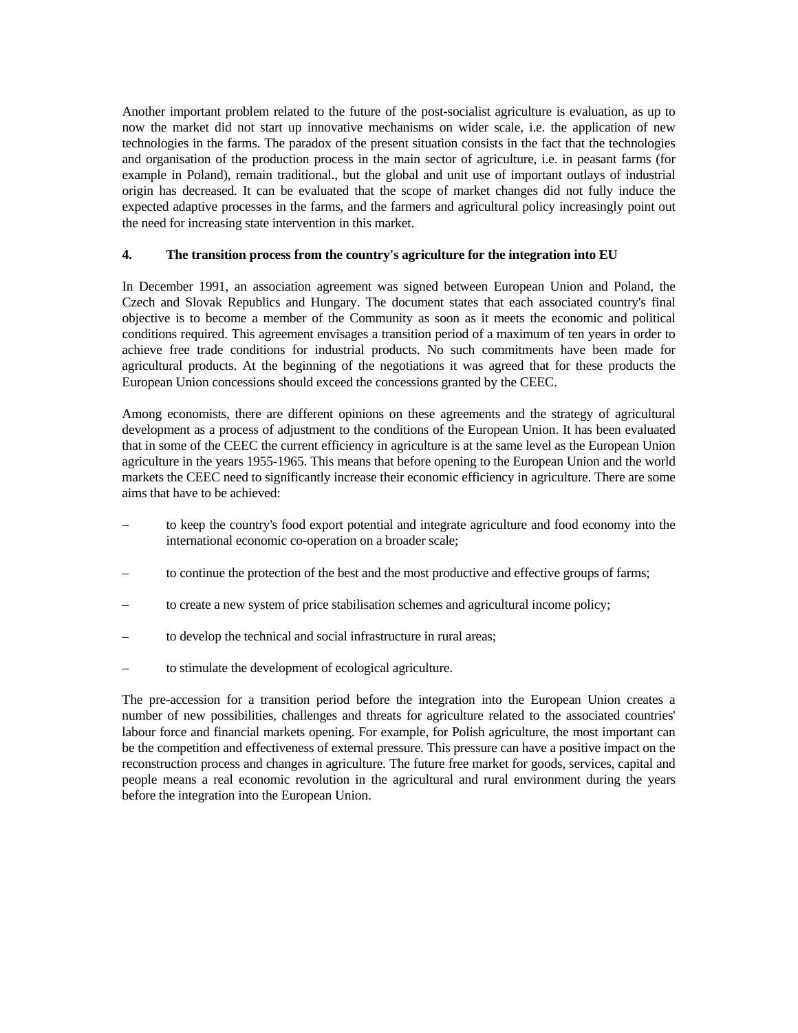Another important problem related to the future of the post-socialist agriculture is evaluation, as up to now the market did not start up innovative mechanisms on wider scale, i.e. the application of new technologies in the farms. The paradox of the present situation consists in the fact that the technologies and organisation of the production process in the main sector of agriculture, i.e. in peasant farms (for example in Poland), remain traditional., but the global and unit use of important outlays of industrial origin has decreased. It can be evaluated that the scope of market changes did not fully induce the expected adaptive processes in the farms, and the farmers and agricultural policy increasingly point out the need for increasing state intervention in this market.

## 4. The transition process from the country's agriculture for the integration into EU

In December 1991, an association agreement was signed between European Union and Poland, the Czech and Slovak Republics and Hungary. The document states that each associated country's final objective is to become a member of the Community as soon as it meets the economic and political conditions required. This agreement envisages a transition period of a maximum of ten years in order to achieve free trade conditions for industrial products. No such commitments have been made for agricultural products. At the beginning of the negotiations it was agreed that for these products the European Union concessions should exceed the concessions granted by the CEEC.

Among economists, there are different opinions on these agreements and the strategy of agricultural development as a process of adjustment to the conditions of the European Union. It has been evaluated that in some of the CEEC the current efficiency in agriculture is at the same level as the European Union agriculture in the years 1955-1965. This means that before opening to the European Union and the world markets the CEEC need to significantly increase their economic efficiency in agriculture. There are some aims that have to be achieved:

– to keep the country's food export potential and integrate agriculture and food economy into the international economic co-operation on a broader scale;

– to continue the protection of the best and the most productive and effective groups of farms;

– to create a new system of price stabilisation schemes and agricultural income policy;

– to develop the technical and social infrastructure in rural areas;

– to stimulate the development of ecological agriculture.

The pre-accession for a transition period before the integration into the European Union creates a number of new possibilities, challenges and threats for agriculture related to the associated countries' labour force and financial markets opening. For example, for Polish agriculture, the most important can be the competition and effectiveness of external pressure. This pressure can have a positive impact on the reconstruction process and changes in agriculture. The future free market for goods, services, capital and people means a real economic revolution in the agricultural and rural environment during the years before the integration into the European Union.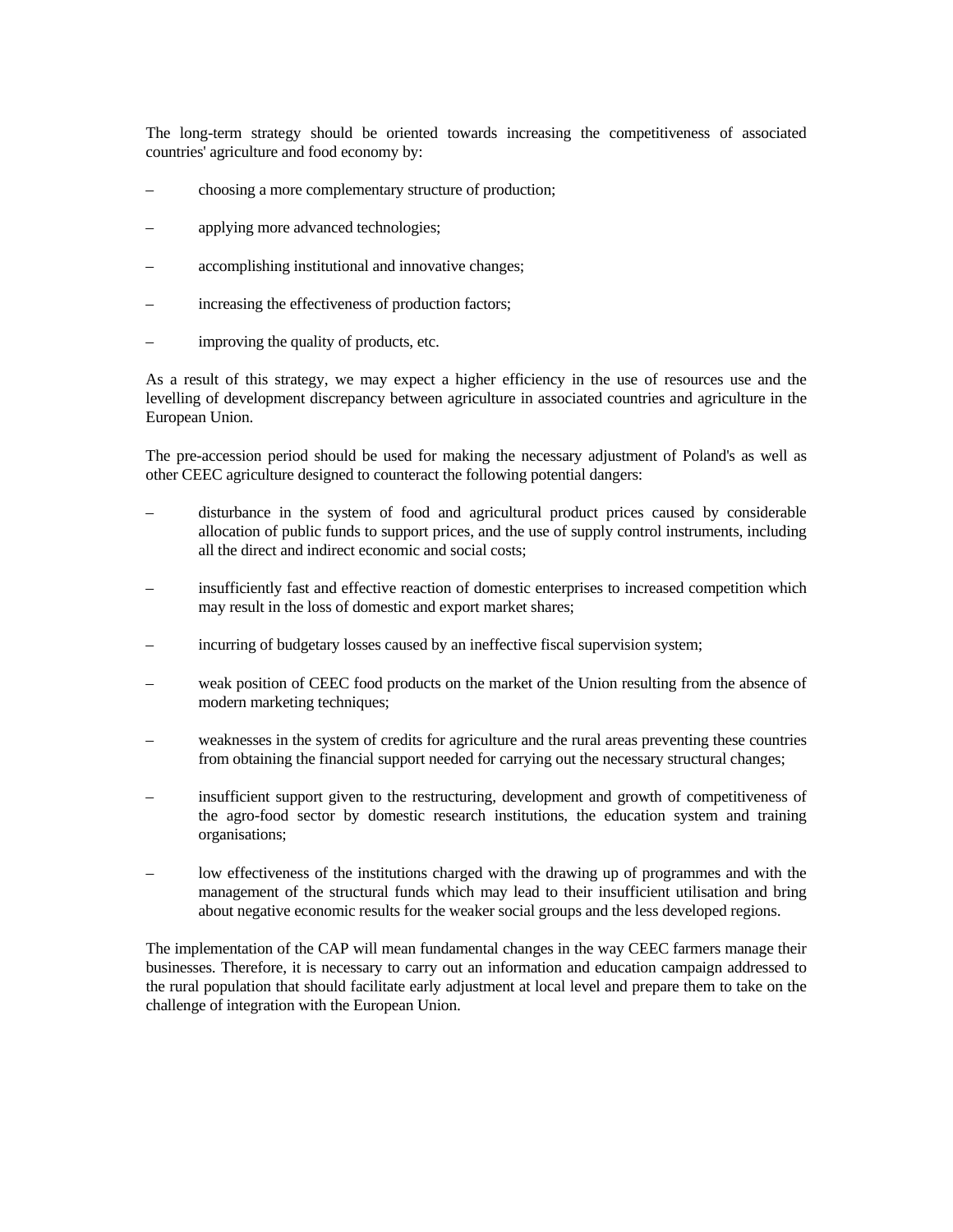The long-term strategy should be oriented towards increasing the competitiveness of associated countries' agriculture and food economy by:

- choosing a more complementary structure of production;
- applying more advanced technologies;
- accomplishing institutional and innovative changes;
- increasing the effectiveness of production factors;
- improving the quality of products, etc.

As a result of this strategy, we may expect a higher efficiency in the use of resources use and the levelling of development discrepancy between agriculture in associated countries and agriculture in the European Union.

The pre-accession period should be used for making the necessary adjustment of Poland's as well as other CEEC agriculture designed to counteract the following potential dangers:

- disturbance in the system of food and agricultural product prices caused by considerable allocation of public funds to support prices, and the use of supply control instruments, including all the direct and indirect economic and social costs;
- insufficiently fast and effective reaction of domestic enterprises to increased competition which may result in the loss of domestic and export market shares;
- incurring of budgetary losses caused by an ineffective fiscal supervision system;
- weak position of CEEC food products on the market of the Union resulting from the absence of modern marketing techniques;
- weaknesses in the system of credits for agriculture and the rural areas preventing these countries from obtaining the financial support needed for carrying out the necessary structural changes;
- insufficient support given to the restructuring, development and growth of competitiveness of the agro-food sector by domestic research institutions, the education system and training organisations;
- low effectiveness of the institutions charged with the drawing up of programmes and with the management of the structural funds which may lead to their insufficient utilisation and bring about negative economic results for the weaker social groups and the less developed regions.

The implementation of the CAP will mean fundamental changes in the way CEEC farmers manage their businesses. Therefore, it is necessary to carry out an information and education campaign addressed to the rural population that should facilitate early adjustment at local level and prepare them to take on the challenge of integration with the European Union.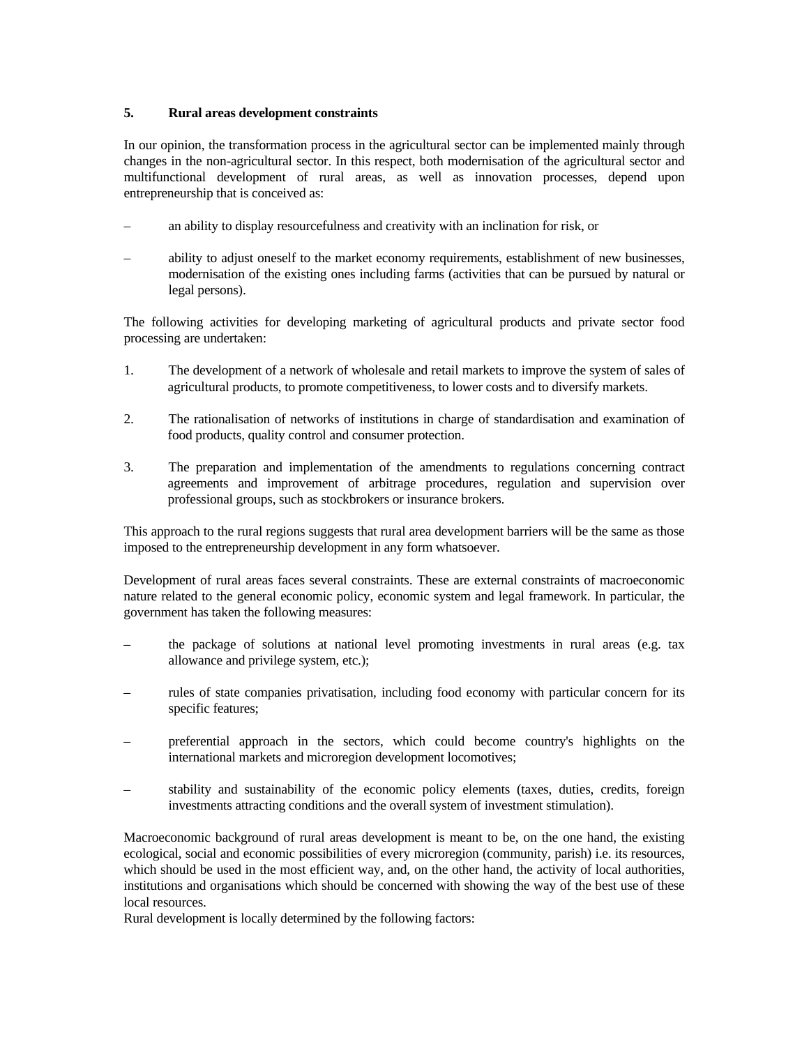## 5. Rural areas development constraints

In our opinion, the transformation process in the agricultural sector can be implemented mainly through changes in the non-agricultural sector. In this respect, both modernisation of the agricultural sector and multifunctional development of rural areas, as well as innovation processes, depend upon entrepreneurship that is conceived as:

- an ability to display resourcefulness and creativity with an inclination for risk, or
- ability to adjust oneself to the market economy requirements, establishment of new businesses, modernisation of the existing ones including farms (activities that can be pursued by natural or legal persons).

The following activities for developing marketing of agricultural products and private sector food processing are undertaken:

1. The development of a network of wholesale and retail markets to improve the system of sales of agricultural products, to promote competitiveness, to lower costs and to diversify markets.
2. The rationalisation of networks of institutions in charge of standardisation and examination of food products, quality control and consumer protection.
3. The preparation and implementation of the amendments to regulations concerning contract agreements and improvement of arbitrage procedures, regulation and supervision over professional groups, such as stockbrokers or insurance brokers.

This approach to the rural regions suggests that rural area development barriers will be the same as those imposed to the entrepreneurship development in any form whatsoever.

Development of rural areas faces several constraints. These are external constraints of macroeconomic nature related to the general economic policy, economic system and legal framework. In particular, the government has taken the following measures:

- the package of solutions at national level promoting investments in rural areas (e.g. tax allowance and privilege system, etc.);
- rules of state companies privatisation, including food economy with particular concern for its specific features;
- preferential approach in the sectors, which could become country's highlights on the international markets and microregion development locomotives;
- stability and sustainability of the economic policy elements (taxes, duties, credits, foreign investments attracting conditions and the overall system of investment stimulation).

Macroeconomic background of rural areas development is meant to be, on the one hand, the existing ecological, social and economic possibilities of every microregion (community, parish) i.e. its resources, which should be used in the most efficient way, and, on the other hand, the activity of local authorities, institutions and organisations which should be concerned with showing the way of the best use of these local resources.

Rural development is locally determined by the following factors: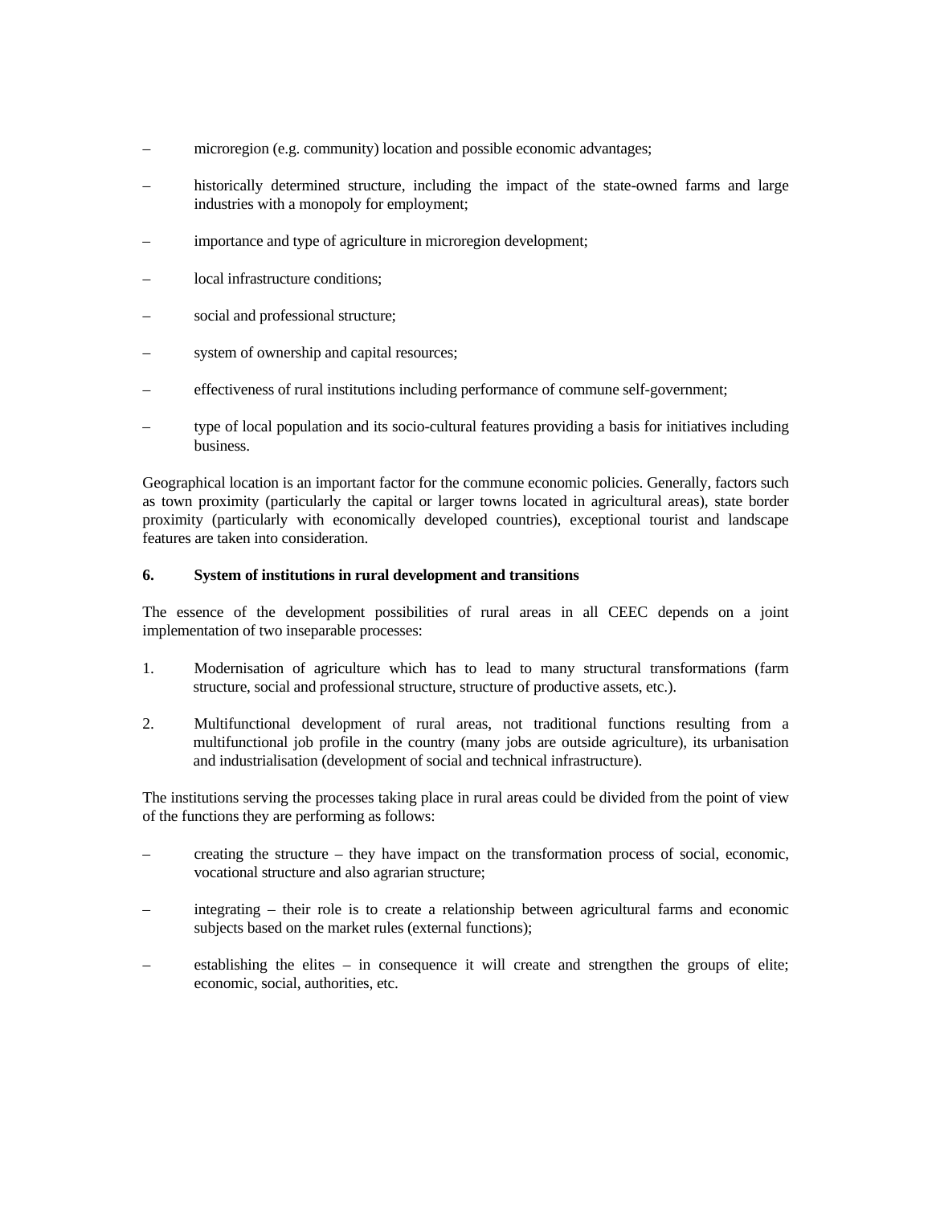- microregion (e.g. community) location and possible economic advantages;
- historically determined structure, including the impact of the state-owned farms and large industries with a monopoly for employment;
- importance and type of agriculture in microregion development;
- local infrastructure conditions;
- social and professional structure;
- system of ownership and capital resources;
- effectiveness of rural institutions including performance of commune self-government;
- type of local population and its socio-cultural features providing a basis for initiatives including business.

Geographical location is an important factor for the commune economic policies. Generally, factors such as town proximity (particularly the capital or larger towns located in agricultural areas), state border proximity (particularly with economically developed countries), exceptional tourist and landscape features are taken into consideration.

## 6. System of institutions in rural development and transitions

The essence of the development possibilities of rural areas in all CEEC depends on a joint implementation of two inseparable processes:

1. Modernisation of agriculture which has to lead to many structural transformations (farm structure, social and professional structure, structure of productive assets, etc.).
2. Multifunctional development of rural areas, not traditional functions resulting from a multifunctional job profile in the country (many jobs are outside agriculture), its urbanisation and industrialisation (development of social and technical infrastructure).

The institutions serving the processes taking place in rural areas could be divided from the point of view of the functions they are performing as follows:

- creating the structure – they have impact on the transformation process of social, economic, vocational structure and also agrarian structure;
- integrating – their role is to create a relationship between agricultural farms and economic subjects based on the market rules (external functions);
- establishing the elites – in consequence it will create and strengthen the groups of elite; economic, social, authorities, etc.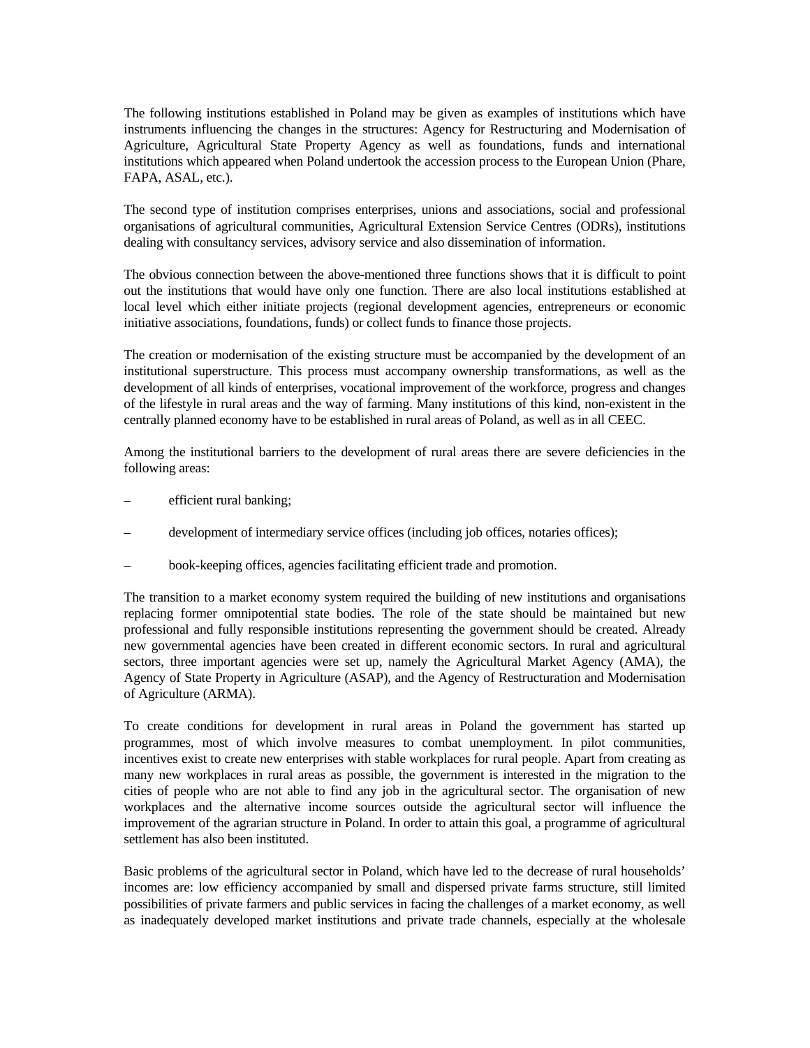The following institutions established in Poland may be given as examples of institutions which have instruments influencing the changes in the structures: Agency for Restructuring and Modernisation of Agriculture, Agricultural State Property Agency as well as foundations, funds and international institutions which appeared when Poland undertook the accession process to the European Union (Phare, FAPA, ASAL, etc.).

The second type of institution comprises enterprises, unions and associations, social and professional organisations of agricultural communities, Agricultural Extension Service Centres (ODRs), institutions dealing with consultancy services, advisory service and also dissemination of information.

The obvious connection between the above-mentioned three functions shows that it is difficult to point out the institutions that would have only one function. There are also local institutions established at local level which either initiate projects (regional development agencies, entrepreneurs or economic initiative associations, foundations, funds) or collect funds to finance those projects.

The creation or modernisation of the existing structure must be accompanied by the development of an institutional superstructure. This process must accompany ownership transformations, as well as the development of all kinds of enterprises, vocational improvement of the workforce, progress and changes of the lifestyle in rural areas and the way of farming. Many institutions of this kind, non-existent in the centrally planned economy have to be established in rural areas of Poland, as well as in all CEEC.

Among the institutional barriers to the development of rural areas there are severe deficiencies in the following areas:

– efficient rural banking;

– development of intermediary service offices (including job offices, notaries offices);

– book-keeping offices, agencies facilitating efficient trade and promotion.

The transition to a market economy system required the building of new institutions and organisations replacing former omnipotential state bodies. The role of the state should be maintained but new professional and fully responsible institutions representing the government should be created. Already new governmental agencies have been created in different economic sectors. In rural and agricultural sectors, three important agencies were set up, namely the Agricultural Market Agency (AMA), the Agency of State Property in Agriculture (ASAP), and the Agency of Restructuration and Modernisation of Agriculture (ARMA).

To create conditions for development in rural areas in Poland the government has started up programmes, most of which involve measures to combat unemployment. In pilot communities, incentives exist to create new enterprises with stable workplaces for rural people. Apart from creating as many new workplaces in rural areas as possible, the government is interested in the migration to the cities of people who are not able to find any job in the agricultural sector. The organisation of new workplaces and the alternative income sources outside the agricultural sector will influence the improvement of the agrarian structure in Poland. In order to attain this goal, a programme of agricultural settlement has also been instituted.

Basic problems of the agricultural sector in Poland, which have led to the decrease of rural households' incomes are: low efficiency accompanied by small and dispersed private farms structure, still limited possibilities of private farmers and public services in facing the challenges of a market economy, as well as inadequately developed market institutions and private trade channels, especially at the wholesale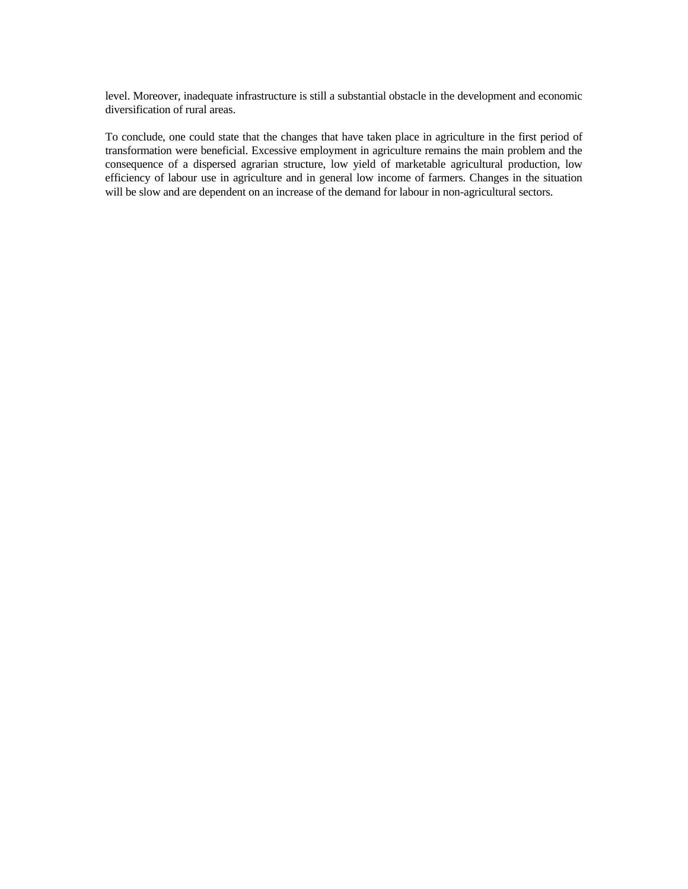level. Moreover, inadequate infrastructure is still a substantial obstacle in the development and economic diversification of rural areas.

To conclude, one could state that the changes that have taken place in agriculture in the first period of transformation were beneficial. Excessive employment in agriculture remains the main problem and the consequence of a dispersed agrarian structure, low yield of marketable agricultural production, low efficiency of labour use in agriculture and in general low income of farmers. Changes in the situation will be slow and are dependent on an increase of the demand for labour in non-agricultural sectors.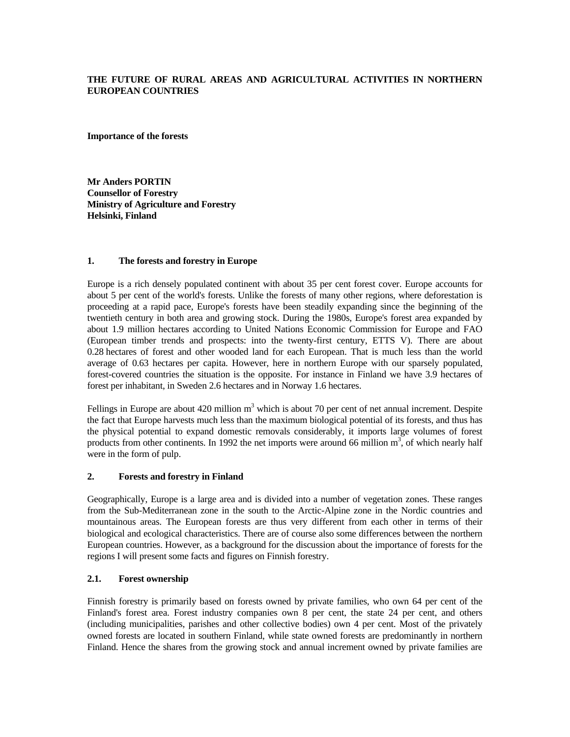**THE FUTURE OF RURAL AREAS AND AGRICULTURAL ACTIVITIES IN NORTHERN EUROPEAN COUNTRIES**

**Importance of the forests**

**Mr Anders PORTIN**
**Counsellor of Forestry**
**Ministry of Agriculture and Forestry**
**Helsinki, Finland**

## 1. The forests and forestry in Europe

Europe is a rich densely populated continent with about 35 per cent forest cover. Europe accounts for about 5 per cent of the world's forests. Unlike the forests of many other regions, where deforestation is proceeding at a rapid pace, Europe's forests have been steadily expanding since the beginning of the twentieth century in both area and growing stock. During the 1980s, Europe's forest area expanded by about 1.9 million hectares according to United Nations Economic Commission for Europe and FAO (European timber trends and prospects: into the twenty-first century, ETTS V). There are about 0.28 hectares of forest and other wooded land for each European. That is much less than the world average of 0.63 hectares per capita. However, here in northern Europe with our sparsely populated, forest-covered countries the situation is the opposite. For instance in Finland we have 3.9 hectares of forest per inhabitant, in Sweden 2.6 hectares and in Norway 1.6 hectares.

Fellings in Europe are about 420 million $m^3$ which is about 70 per cent of net annual increment. Despite the fact that Europe harvests much less than the maximum biological potential of its forests, and thus has the physical potential to expand domestic removals considerably, it imports large volumes of forest products from other continents. In 1992 the net imports were around 66 million $m^3$, of which nearly half were in the form of pulp.

## 2. Forests and forestry in Finland

Geographically, Europe is a large area and is divided into a number of vegetation zones. These ranges from the Sub-Mediterranean zone in the south to the Arctic-Alpine zone in the Nordic countries and mountainous areas. The European forests are thus very different from each other in terms of their biological and ecological characteristics. There are of course also some differences between the northern European countries. However, as a background for the discussion about the importance of forests for the regions I will present some facts and figures on Finnish forestry.

### 2.1. Forest ownership

Finnish forestry is primarily based on forests owned by private families, who own 64 per cent of the Finland's forest area. Forest industry companies own 8 per cent, the state 24 per cent, and others (including municipalities, parishes and other collective bodies) own 4 per cent. Most of the privately owned forests are located in southern Finland, while state owned forests are predominantly in northern Finland. Hence the shares from the growing stock and annual increment owned by private families are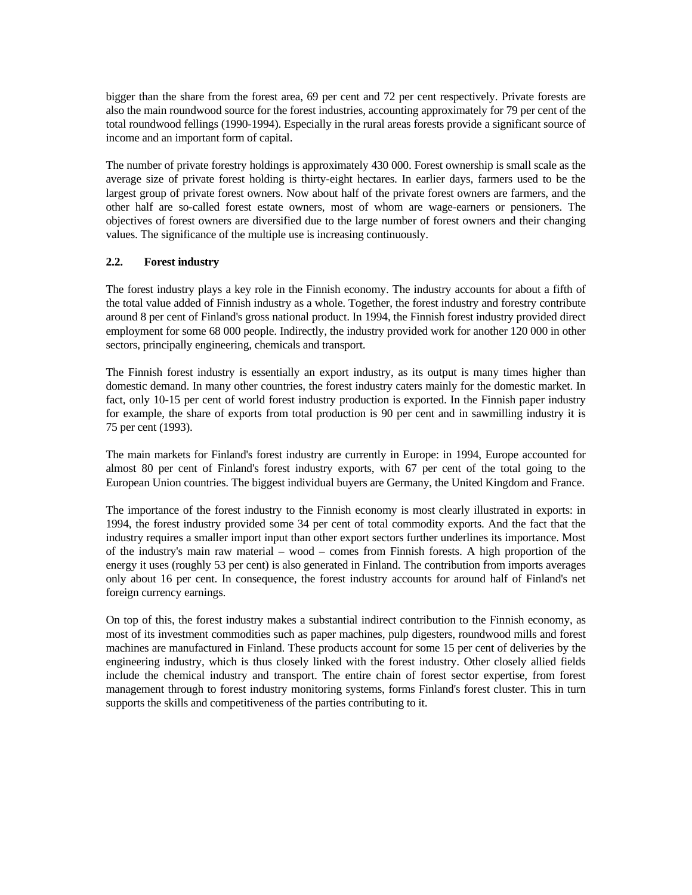bigger than the share from the forest area, 69 per cent and 72 per cent respectively. Private forests are also the main roundwood source for the forest industries, accounting approximately for 79 per cent of the total roundwood fellings (1990-1994). Especially in the rural areas forests provide a significant source of income and an important form of capital.

The number of private forestry holdings is approximately 430 000. Forest ownership is small scale as the average size of private forest holding is thirty-eight hectares. In earlier days, farmers used to be the largest group of private forest owners. Now about half of the private forest owners are farmers, and the other half are so-called forest estate owners, most of whom are wage-earners or pensioners. The objectives of forest owners are diversified due to the large number of forest owners and their changing values. The significance of the multiple use is increasing continuously.

### 2.2. Forest industry

The forest industry plays a key role in the Finnish economy. The industry accounts for about a fifth of the total value added of Finnish industry as a whole. Together, the forest industry and forestry contribute around 8 per cent of Finland's gross national product. In 1994, the Finnish forest industry provided direct employment for some 68 000 people. Indirectly, the industry provided work for another 120 000 in other sectors, principally engineering, chemicals and transport.

The Finnish forest industry is essentially an export industry, as its output is many times higher than domestic demand. In many other countries, the forest industry caters mainly for the domestic market. In fact, only 10-15 per cent of world forest industry production is exported. In the Finnish paper industry for example, the share of exports from total production is 90 per cent and in sawmilling industry it is 75 per cent (1993).

The main markets for Finland's forest industry are currently in Europe: in 1994, Europe accounted for almost 80 per cent of Finland's forest industry exports, with 67 per cent of the total going to the European Union countries. The biggest individual buyers are Germany, the United Kingdom and France.

The importance of the forest industry to the Finnish economy is most clearly illustrated in exports: in 1994, the forest industry provided some 34 per cent of total commodity exports. And the fact that the industry requires a smaller import input than other export sectors further underlines its importance. Most of the industry's main raw material – wood – comes from Finnish forests. A high proportion of the energy it uses (roughly 53 per cent) is also generated in Finland. The contribution from imports averages only about 16 per cent. In consequence, the forest industry accounts for around half of Finland's net foreign currency earnings.

On top of this, the forest industry makes a substantial indirect contribution to the Finnish economy, as most of its investment commodities such as paper machines, pulp digesters, roundwood mills and forest machines are manufactured in Finland. These products account for some 15 per cent of deliveries by the engineering industry, which is thus closely linked with the forest industry. Other closely allied fields include the chemical industry and transport. The entire chain of forest sector expertise, from forest management through to forest industry monitoring systems, forms Finland's forest cluster. This in turn supports the skills and competitiveness of the parties contributing to it.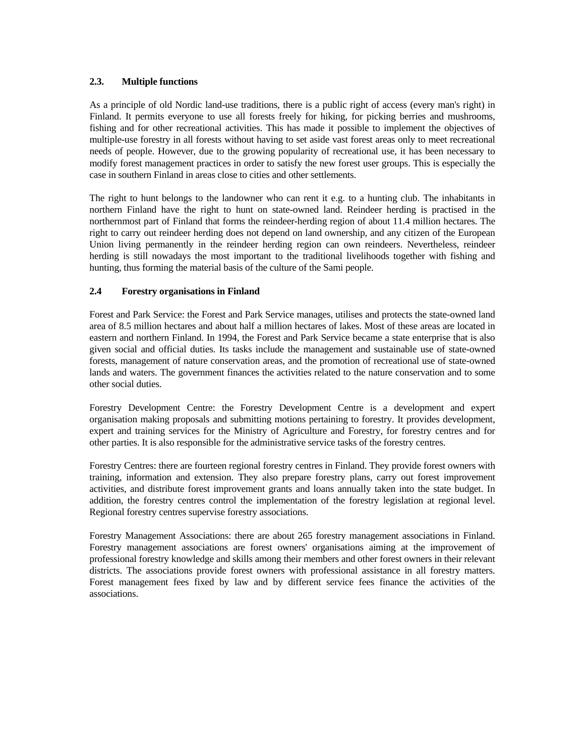### 2.3. Multiple functions

As a principle of old Nordic land-use traditions, there is a public right of access (every man's right) in Finland. It permits everyone to use all forests freely for hiking, for picking berries and mushrooms, fishing and for other recreational activities. This has made it possible to implement the objectives of multiple-use forestry in all forests without having to set aside vast forest areas only to meet recreational needs of people. However, due to the growing popularity of recreational use, it has been necessary to modify forest management practices in order to satisfy the new forest user groups. This is especially the case in southern Finland in areas close to cities and other settlements.

The right to hunt belongs to the landowner who can rent it e.g. to a hunting club. The inhabitants in northern Finland have the right to hunt on state-owned land. Reindeer herding is practised in the northernmost part of Finland that forms the reindeer-herding region of about 11.4 million hectares. The right to carry out reindeer herding does not depend on land ownership, and any citizen of the European Union living permanently in the reindeer herding region can own reindeers. Nevertheless, reindeer herding is still nowadays the most important to the traditional livelihoods together with fishing and hunting, thus forming the material basis of the culture of the Sami people.

### 2.4 Forestry organisations in Finland

Forest and Park Service: the Forest and Park Service manages, utilises and protects the state-owned land area of 8.5 million hectares and about half a million hectares of lakes. Most of these areas are located in eastern and northern Finland. In 1994, the Forest and Park Service became a state enterprise that is also given social and official duties. Its tasks include the management and sustainable use of state-owned forests, management of nature conservation areas, and the promotion of recreational use of state-owned lands and waters. The government finances the activities related to the nature conservation and to some other social duties.

Forestry Development Centre: the Forestry Development Centre is a development and expert organisation making proposals and submitting motions pertaining to forestry. It provides development, expert and training services for the Ministry of Agriculture and Forestry, for forestry centres and for other parties. It is also responsible for the administrative service tasks of the forestry centres.

Forestry Centres: there are fourteen regional forestry centres in Finland. They provide forest owners with training, information and extension. They also prepare forestry plans, carry out forest improvement activities, and distribute forest improvement grants and loans annually taken into the state budget. In addition, the forestry centres control the implementation of the forestry legislation at regional level. Regional forestry centres supervise forestry associations.

Forestry Management Associations: there are about 265 forestry management associations in Finland. Forestry management associations are forest owners' organisations aiming at the improvement of professional forestry knowledge and skills among their members and other forest owners in their relevant districts. The associations provide forest owners with professional assistance in all forestry matters. Forest management fees fixed by law and by different service fees finance the activities of the associations.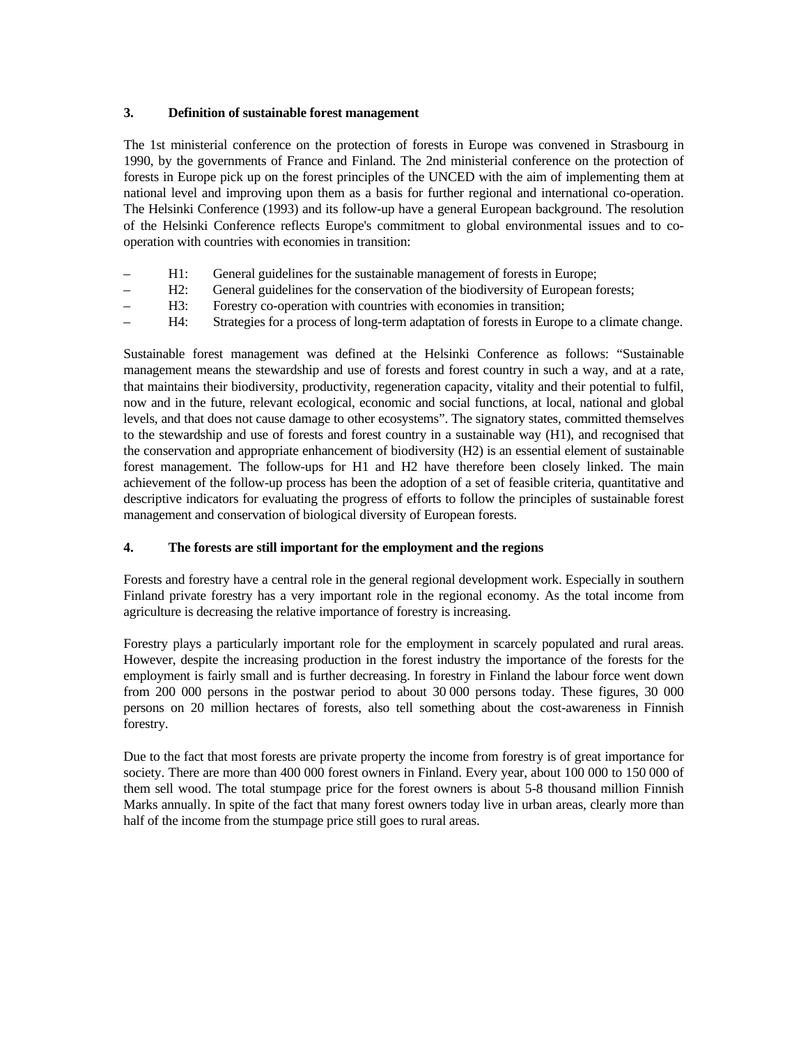### 3. Definition of sustainable forest management

The 1st ministerial conference on the protection of forests in Europe was convened in Strasbourg in 1990, by the governments of France and Finland. The 2nd ministerial conference on the protection of forests in Europe pick up on the forest principles of the UNCED with the aim of implementing them at national level and improving upon them as a basis for further regional and international co-operation. The Helsinki Conference (1993) and its follow-up have a general European background. The resolution of the Helsinki Conference reflects Europe's commitment to global environmental issues and to co-operation with countries with economies in transition:

- H1: General guidelines for the sustainable management of forests in Europe;
- H2: General guidelines for the conservation of the biodiversity of European forests;
- H3: Forestry co-operation with countries with economies in transition;
- H4: Strategies for a process of long-term adaptation of forests in Europe to a climate change.

Sustainable forest management was defined at the Helsinki Conference as follows: "Sustainable management means the stewardship and use of forests and forest country in such a way, and at a rate, that maintains their biodiversity, productivity, regeneration capacity, vitality and their potential to fulfil, now and in the future, relevant ecological, economic and social functions, at local, national and global levels, and that does not cause damage to other ecosystems". The signatory states, committed themselves to the stewardship and use of forests and forest country in a sustainable way (H1), and recognised that the conservation and appropriate enhancement of biodiversity (H2) is an essential element of sustainable forest management. The follow-ups for H1 and H2 have therefore been closely linked. The main achievement of the follow-up process has been the adoption of a set of feasible criteria, quantitative and descriptive indicators for evaluating the progress of efforts to follow the principles of sustainable forest management and conservation of biological diversity of European forests.

### 4. The forests are still important for the employment and the regions

Forests and forestry have a central role in the general regional development work. Especially in southern Finland private forestry has a very important role in the regional economy. As the total income from agriculture is decreasing the relative importance of forestry is increasing.

Forestry plays a particularly important role for the employment in scarcely populated and rural areas. However, despite the increasing production in the forest industry the importance of the forests for the employment is fairly small and is further decreasing. In forestry in Finland the labour force went down from 200 000 persons in the postwar period to about 30 000 persons today. These figures, 30 000 persons on 20 million hectares of forests, also tell something about the cost-awareness in Finnish forestry.

Due to the fact that most forests are private property the income from forestry is of great importance for society. There are more than 400 000 forest owners in Finland. Every year, about 100 000 to 150 000 of them sell wood. The total stumpage price for the forest owners is about 5-8 thousand million Finnish Marks annually. In spite of the fact that many forest owners today live in urban areas, clearly more than half of the income from the stumpage price still goes to rural areas.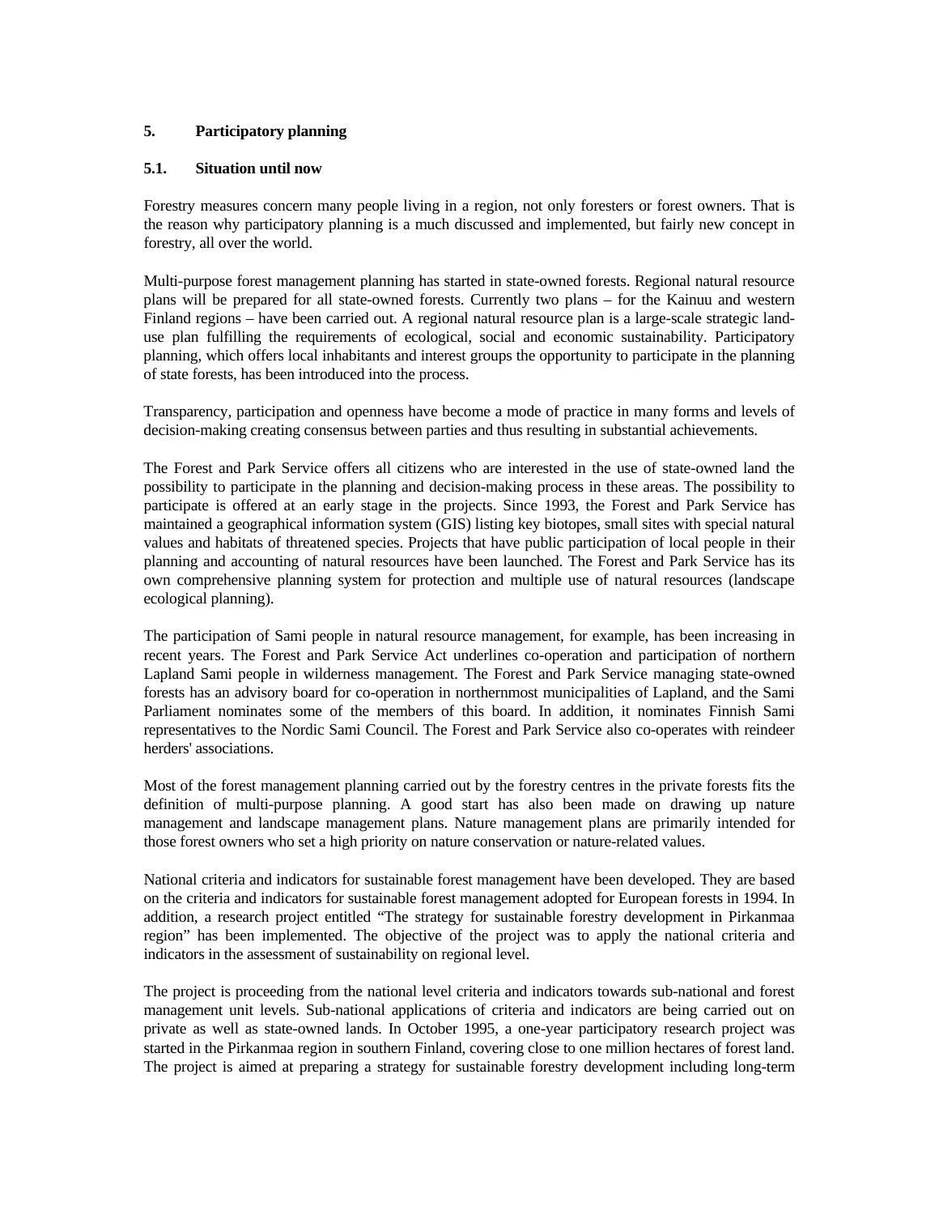## 5. Participatory planning

### 5.1. Situation until now

Forestry measures concern many people living in a region, not only foresters or forest owners. That is the reason why participatory planning is a much discussed and implemented, but fairly new concept in forestry, all over the world.

Multi-purpose forest management planning has started in state-owned forests. Regional natural resource plans will be prepared for all state-owned forests. Currently two plans – for the Kainuu and western Finland regions – have been carried out. A regional natural resource plan is a large-scale strategic land-use plan fulfilling the requirements of ecological, social and economic sustainability. Participatory planning, which offers local inhabitants and interest groups the opportunity to participate in the planning of state forests, has been introduced into the process.

Transparency, participation and openness have become a mode of practice in many forms and levels of decision-making creating consensus between parties and thus resulting in substantial achievements.

The Forest and Park Service offers all citizens who are interested in the use of state-owned land the possibility to participate in the planning and decision-making process in these areas. The possibility to participate is offered at an early stage in the projects. Since 1993, the Forest and Park Service has maintained a geographical information system (GIS) listing key biotopes, small sites with special natural values and habitats of threatened species. Projects that have public participation of local people in their planning and accounting of natural resources have been launched. The Forest and Park Service has its own comprehensive planning system for protection and multiple use of natural resources (landscape ecological planning).

The participation of Sami people in natural resource management, for example, has been increasing in recent years. The Forest and Park Service Act underlines co-operation and participation of northern Lapland Sami people in wilderness management. The Forest and Park Service managing state-owned forests has an advisory board for co-operation in northernmost municipalities of Lapland, and the Sami Parliament nominates some of the members of this board. In addition, it nominates Finnish Sami representatives to the Nordic Sami Council. The Forest and Park Service also co-operates with reindeer herders' associations.

Most of the forest management planning carried out by the forestry centres in the private forests fits the definition of multi-purpose planning. A good start has also been made on drawing up nature management and landscape management plans. Nature management plans are primarily intended for those forest owners who set a high priority on nature conservation or nature-related values.

National criteria and indicators for sustainable forest management have been developed. They are based on the criteria and indicators for sustainable forest management adopted for European forests in 1994. In addition, a research project entitled "The strategy for sustainable forestry development in Pirkanmaa region" has been implemented. The objective of the project was to apply the national criteria and indicators in the assessment of sustainability on regional level.

The project is proceeding from the national level criteria and indicators towards sub-national and forest management unit levels. Sub-national applications of criteria and indicators are being carried out on private as well as state-owned lands. In October 1995, a one-year participatory research project was started in the Pirkanmaa region in southern Finland, covering close to one million hectares of forest land. The project is aimed at preparing a strategy for sustainable forestry development including long-term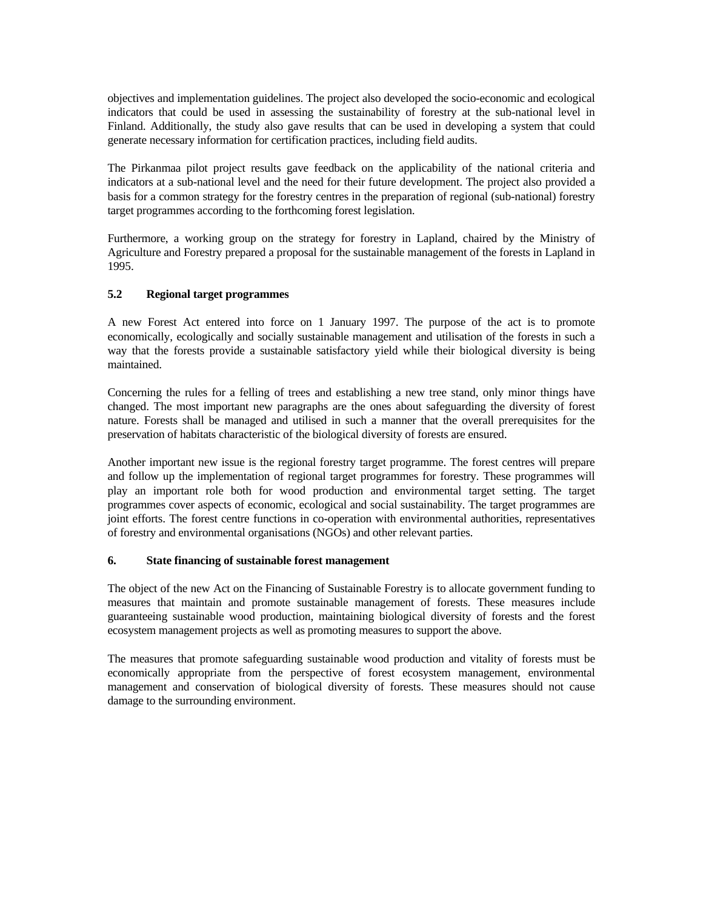objectives and implementation guidelines. The project also developed the socio-economic and ecological indicators that could be used in assessing the sustainability of forestry at the sub-national level in Finland. Additionally, the study also gave results that can be used in developing a system that could generate necessary information for certification practices, including field audits.

The Pirkanmaa pilot project results gave feedback on the applicability of the national criteria and indicators at a sub-national level and the need for their future development. The project also provided a basis for a common strategy for the forestry centres in the preparation of regional (sub-national) forestry target programmes according to the forthcoming forest legislation.

Furthermore, a working group on the strategy for forestry in Lapland, chaired by the Ministry of Agriculture and Forestry prepared a proposal for the sustainable management of the forests in Lapland in 1995.

### 5.2 Regional target programmes

A new Forest Act entered into force on 1 January 1997. The purpose of the act is to promote economically, ecologically and socially sustainable management and utilisation of the forests in such a way that the forests provide a sustainable satisfactory yield while their biological diversity is being maintained.

Concerning the rules for a felling of trees and establishing a new tree stand, only minor things have changed. The most important new paragraphs are the ones about safeguarding the diversity of forest nature. Forests shall be managed and utilised in such a manner that the overall prerequisites for the preservation of habitats characteristic of the biological diversity of forests are ensured.

Another important new issue is the regional forestry target programme. The forest centres will prepare and follow up the implementation of regional target programmes for forestry. These programmes will play an important role both for wood production and environmental target setting. The target programmes cover aspects of economic, ecological and social sustainability. The target programmes are joint efforts. The forest centre functions in co-operation with environmental authorities, representatives of forestry and environmental organisations (NGOs) and other relevant parties.

## 6. State financing of sustainable forest management

The object of the new Act on the Financing of Sustainable Forestry is to allocate government funding to measures that maintain and promote sustainable management of forests. These measures include guaranteeing sustainable wood production, maintaining biological diversity of forests and the forest ecosystem management projects as well as promoting measures to support the above.

The measures that promote safeguarding sustainable wood production and vitality of forests must be economically appropriate from the perspective of forest ecosystem management, environmental management and conservation of biological diversity of forests. These measures should not cause damage to the surrounding environment.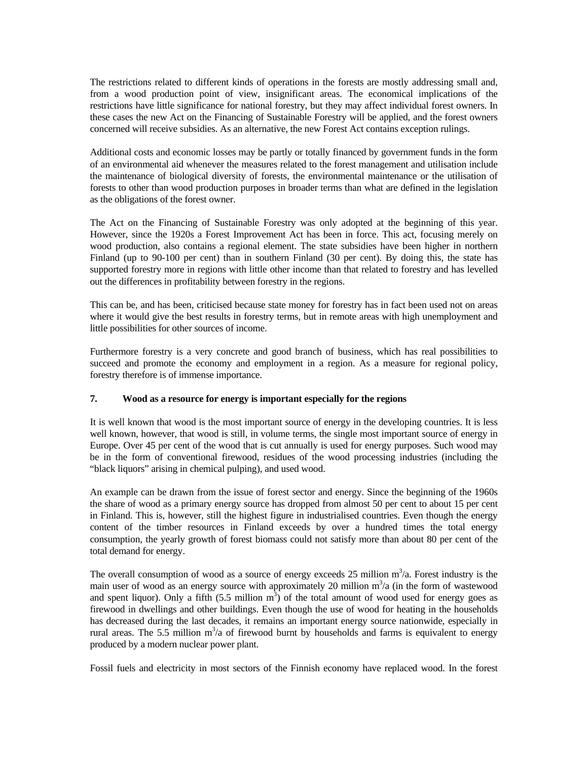The restrictions related to different kinds of operations in the forests are mostly addressing small and, from a wood production point of view, insignificant areas. The economical implications of the restrictions have little significance for national forestry, but they may affect individual forest owners. In these cases the new Act on the Financing of Sustainable Forestry will be applied, and the forest owners concerned will receive subsidies. As an alternative, the new Forest Act contains exception rulings.

Additional costs and economic losses may be partly or totally financed by government funds in the form of an environmental aid whenever the measures related to the forest management and utilisation include the maintenance of biological diversity of forests, the environmental maintenance or the utilisation of forests to other than wood production purposes in broader terms than what are defined in the legislation as the obligations of the forest owner.

The Act on the Financing of Sustainable Forestry was only adopted at the beginning of this year. However, since the 1920s a Forest Improvement Act has been in force. This act, focusing merely on wood production, also contains a regional element. The state subsidies have been higher in northern Finland (up to 90-100 per cent) than in southern Finland (30 per cent). By doing this, the state has supported forestry more in regions with little other income than that related to forestry and has levelled out the differences in profitability between forestry in the regions.

This can be, and has been, criticised because state money for forestry has in fact been used not on areas where it would give the best results in forestry terms, but in remote areas with high unemployment and little possibilities for other sources of income.

Furthermore forestry is a very concrete and good branch of business, which has real possibilities to succeed and promote the economy and employment in a region. As a measure for regional policy, forestry therefore is of immense importance.

## 7. Wood as a resource for energy is important especially for the regions

It is well known that wood is the most important source of energy in the developing countries. It is less well known, however, that wood is still, in volume terms, the single most important source of energy in Europe. Over 45 per cent of the wood that is cut annually is used for energy purposes. Such wood may be in the form of conventional firewood, residues of the wood processing industries (including the "black liquors" arising in chemical pulping), and used wood.

An example can be drawn from the issue of forest sector and energy. Since the beginning of the 1960s the share of wood as a primary energy source has dropped from almost 50 per cent to about 15 per cent in Finland. This is, however, still the highest figure in industrialised countries. Even though the energy content of the timber resources in Finland exceeds by over a hundred times the total energy consumption, the yearly growth of forest biomass could not satisfy more than about 80 per cent of the total demand for energy.

The overall consumption of wood as a source of energy exceeds 25 million $m^3/a$. Forest industry is the main user of wood as an energy source with approximately 20 million $m^3/a$ (in the form of wastewood and spent liquor). Only a fifth (5.5 million $m^3$) of the total amount of wood used for energy goes as firewood in dwellings and other buildings. Even though the use of wood for heating in the households has decreased during the last decades, it remains an important energy source nationwide, especially in rural areas. The 5.5 million $m^3/a$ of firewood burnt by households and farms is equivalent to energy produced by a modern nuclear power plant.

Fossil fuels and electricity in most sectors of the Finnish economy have replaced wood. In the forest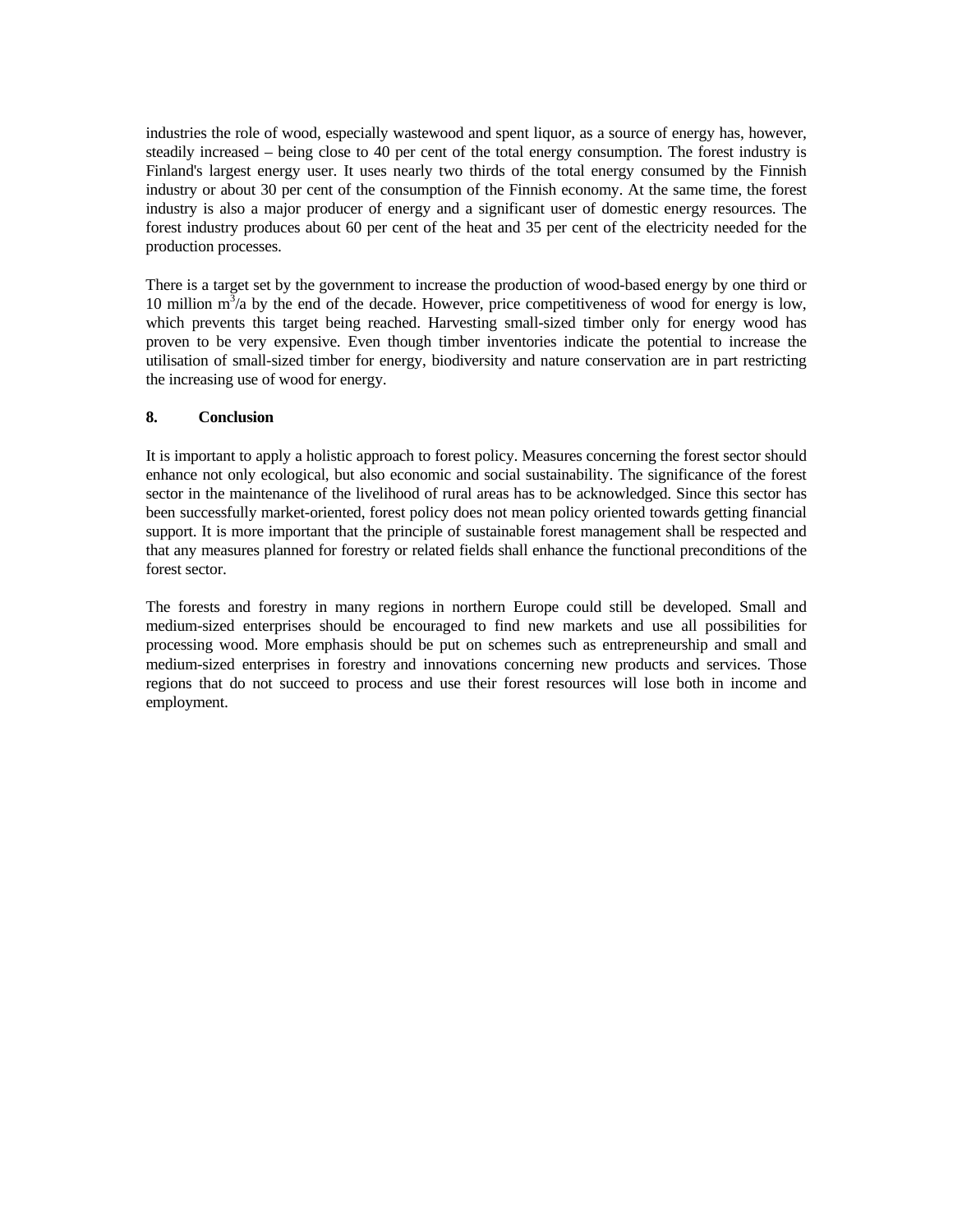industries the role of wood, especially wastewood and spent liquor, as a source of energy has, however, steadily increased – being close to 40 per cent of the total energy consumption. The forest industry is Finland's largest energy user. It uses nearly two thirds of the total energy consumed by the Finnish industry or about 30 per cent of the consumption of the Finnish economy. At the same time, the forest industry is also a major producer of energy and a significant user of domestic energy resources. The forest industry produces about 60 per cent of the heat and 35 per cent of the electricity needed for the production processes.

There is a target set by the government to increase the production of wood-based energy by one third or 10 million $m^3$/a by the end of the decade. However, price competitiveness of wood for energy is low, which prevents this target being reached. Harvesting small-sized timber only for energy wood has proven to be very expensive. Even though timber inventories indicate the potential to increase the utilisation of small-sized timber for energy, biodiversity and nature conservation are in part restricting the increasing use of wood for energy.

## 8. Conclusion

It is important to apply a holistic approach to forest policy. Measures concerning the forest sector should enhance not only ecological, but also economic and social sustainability. The significance of the forest sector in the maintenance of the livelihood of rural areas has to be acknowledged. Since this sector has been successfully market-oriented, forest policy does not mean policy oriented towards getting financial support. It is more important that the principle of sustainable forest management shall be respected and that any measures planned for forestry or related fields shall enhance the functional preconditions of the forest sector.

The forests and forestry in many regions in northern Europe could still be developed. Small and medium-sized enterprises should be encouraged to find new markets and use all possibilities for processing wood. More emphasis should be put on schemes such as entrepreneurship and small and medium-sized enterprises in forestry and innovations concerning new products and services. Those regions that do not succeed to process and use their forest resources will lose both in income and employment.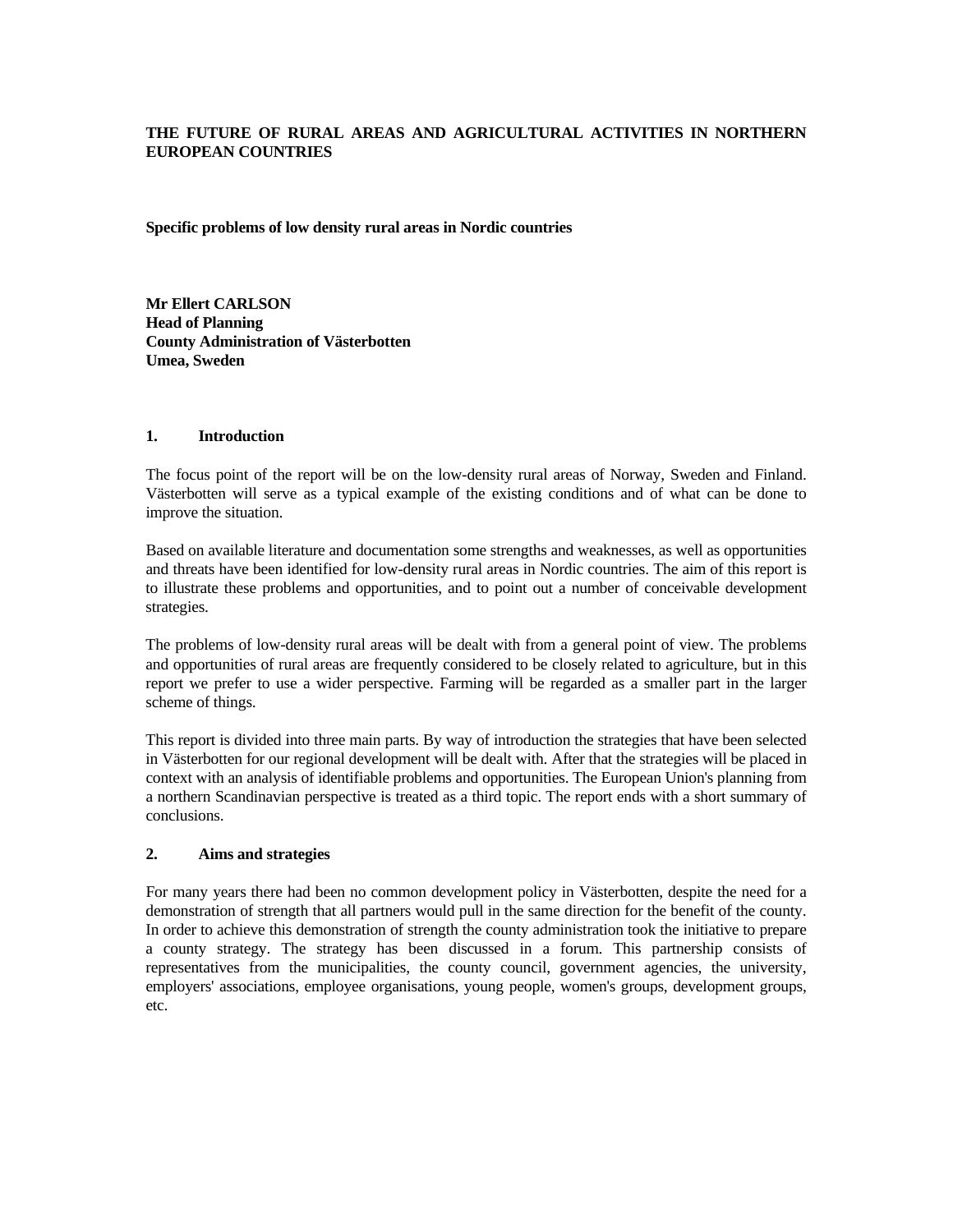## THE FUTURE OF RURAL AREAS AND AGRICULTURAL ACTIVITIES IN NORTHERN EUROPEAN COUNTRIES

**Specific problems of low density rural areas in Nordic countries**

**Mr Ellert CARLSON**
**Head of Planning**
**County Administration of Västerbotten**
**Umea, Sweden**

### 1. Introduction

The focus point of the report will be on the low-density rural areas of Norway, Sweden and Finland. Västerbotten will serve as a typical example of the existing conditions and of what can be done to improve the situation.

Based on available literature and documentation some strengths and weaknesses, as well as opportunities and threats have been identified for low-density rural areas in Nordic countries. The aim of this report is to illustrate these problems and opportunities, and to point out a number of conceivable development strategies.

The problems of low-density rural areas will be dealt with from a general point of view. The problems and opportunities of rural areas are frequently considered to be closely related to agriculture, but in this report we prefer to use a wider perspective. Farming will be regarded as a smaller part in the larger scheme of things.

This report is divided into three main parts. By way of introduction the strategies that have been selected in Västerbotten for our regional development will be dealt with. After that the strategies will be placed in context with an analysis of identifiable problems and opportunities. The European Union's planning from a northern Scandinavian perspective is treated as a third topic. The report ends with a short summary of conclusions.

### 2. Aims and strategies

For many years there had been no common development policy in Västerbotten, despite the need for a demonstration of strength that all partners would pull in the same direction for the benefit of the county. In order to achieve this demonstration of strength the county administration took the initiative to prepare a county strategy. The strategy has been discussed in a forum. This partnership consists of representatives from the municipalities, the county council, government agencies, the university, employers' associations, employee organisations, young people, women's groups, development groups, etc.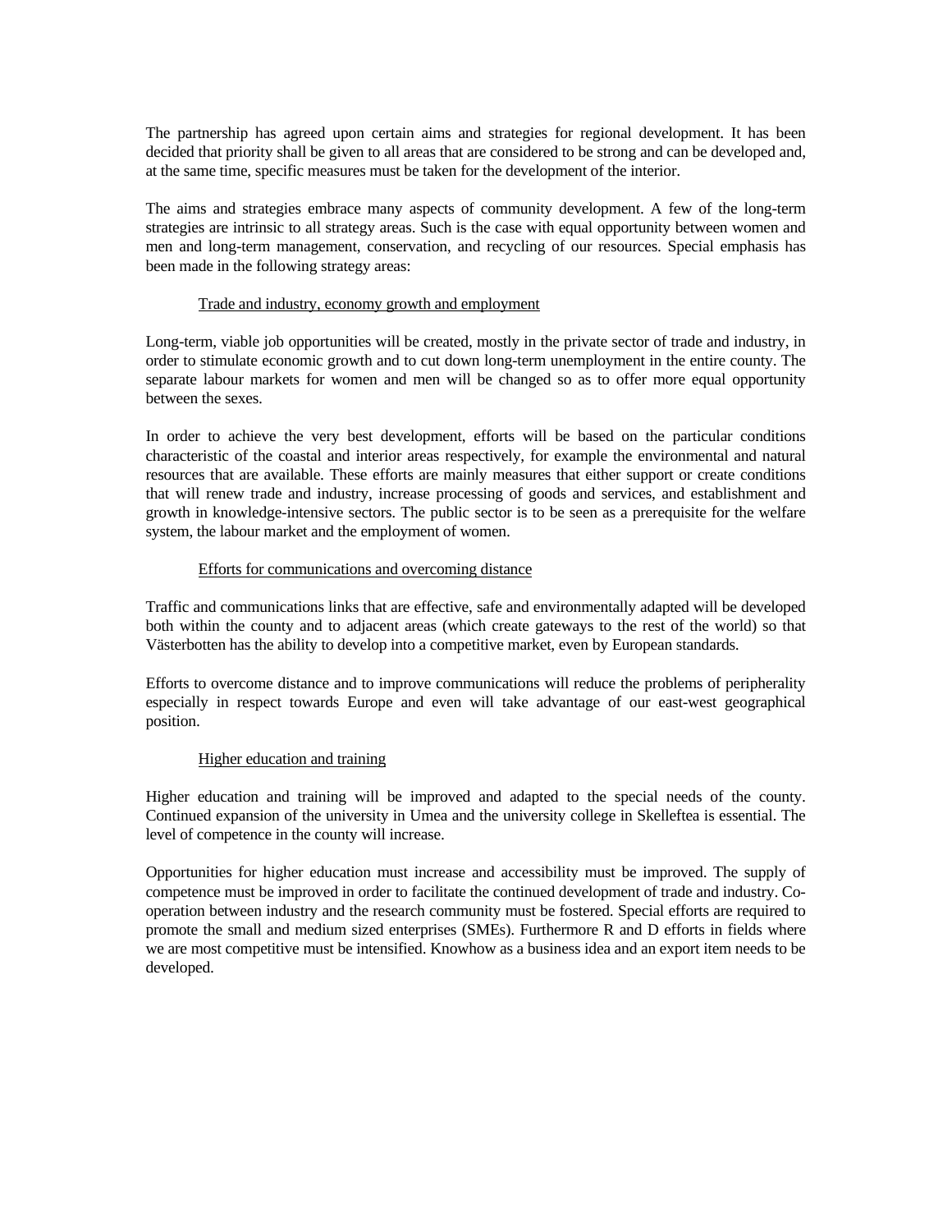The partnership has agreed upon certain aims and strategies for regional development. It has been decided that priority shall be given to all areas that are considered to be strong and can be developed and, at the same time, specific measures must be taken for the development of the interior.

The aims and strategies embrace many aspects of community development. A few of the long-term strategies are intrinsic to all strategy areas. Such is the case with equal opportunity between women and men and long-term management, conservation, and recycling of our resources. Special emphasis has been made in the following strategy areas:

<u>Trade and industry, economy growth and employment</u>

Long-term, viable job opportunities will be created, mostly in the private sector of trade and industry, in order to stimulate economic growth and to cut down long-term unemployment in the entire county. The separate labour markets for women and men will be changed so as to offer more equal opportunity between the sexes.

In order to achieve the very best development, efforts will be based on the particular conditions characteristic of the coastal and interior areas respectively, for example the environmental and natural resources that are available. These efforts are mainly measures that either support or create conditions that will renew trade and industry, increase processing of goods and services, and establishment and growth in knowledge-intensive sectors. The public sector is to be seen as a prerequisite for the welfare system, the labour market and the employment of women.

<u>Efforts for communications and overcoming distance</u>

Traffic and communications links that are effective, safe and environmentally adapted will be developed both within the county and to adjacent areas (which create gateways to the rest of the world) so that Västerbotten has the ability to develop into a competitive market, even by European standards.

Efforts to overcome distance and to improve communications will reduce the problems of peripherality especially in respect towards Europe and even will take advantage of our east-west geographical position.

<u>Higher education and training</u>

Higher education and training will be improved and adapted to the special needs of the county. Continued expansion of the university in Umea and the university college in Skelleftea is essential. The level of competence in the county will increase.

Opportunities for higher education must increase and accessibility must be improved. The supply of competence must be improved in order to facilitate the continued development of trade and industry. Co-operation between industry and the research community must be fostered. Special efforts are required to promote the small and medium sized enterprises (SMEs). Furthermore R and D efforts in fields where we are most competitive must be intensified. Knowhow as a business idea and an export item needs to be developed.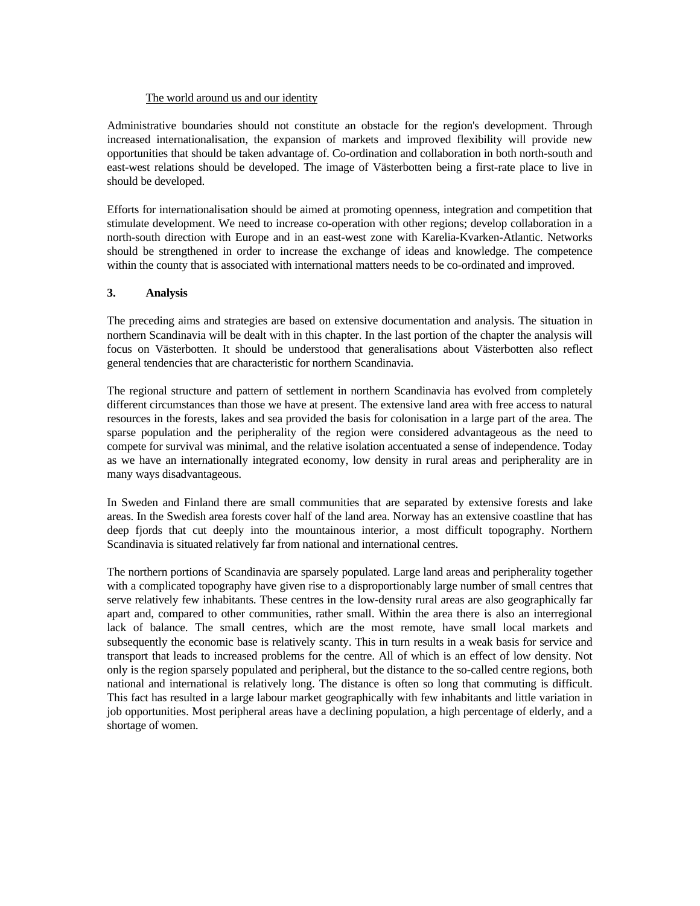The world around us and our identity

Administrative boundaries should not constitute an obstacle for the region's development. Through increased internationalisation, the expansion of markets and improved flexibility will provide new opportunities that should be taken advantage of. Co-ordination and collaboration in both north-south and east-west relations should be developed. The image of Västerbotten being a first-rate place to live in should be developed.

Efforts for internationalisation should be aimed at promoting openness, integration and competition that stimulate development. We need to increase co-operation with other regions; develop collaboration in a north-south direction with Europe and in an east-west zone with Karelia-Kvarken-Atlantic. Networks should be strengthened in order to increase the exchange of ideas and knowledge. The competence within the county that is associated with international matters needs to be co-ordinated and improved.

## 3. Analysis

The preceding aims and strategies are based on extensive documentation and analysis. The situation in northern Scandinavia will be dealt with in this chapter. In the last portion of the chapter the analysis will focus on Västerbotten. It should be understood that generalisations about Västerbotten also reflect general tendencies that are characteristic for northern Scandinavia.

The regional structure and pattern of settlement in northern Scandinavia has evolved from completely different circumstances than those we have at present. The extensive land area with free access to natural resources in the forests, lakes and sea provided the basis for colonisation in a large part of the area. The sparse population and the peripherality of the region were considered advantageous as the need to compete for survival was minimal, and the relative isolation accentuated a sense of independence. Today as we have an internationally integrated economy, low density in rural areas and peripherality are in many ways disadvantageous.

In Sweden and Finland there are small communities that are separated by extensive forests and lake areas. In the Swedish area forests cover half of the land area. Norway has an extensive coastline that has deep fjords that cut deeply into the mountainous interior, a most difficult topography. Northern Scandinavia is situated relatively far from national and international centres.

The northern portions of Scandinavia are sparsely populated. Large land areas and peripherality together with a complicated topography have given rise to a disproportionably large number of small centres that serve relatively few inhabitants. These centres in the low-density rural areas are also geographically far apart and, compared to other communities, rather small. Within the area there is also an interregional lack of balance. The small centres, which are the most remote, have small local markets and subsequently the economic base is relatively scanty. This in turn results in a weak basis for service and transport that leads to increased problems for the centre. All of which is an effect of low density. Not only is the region sparsely populated and peripheral, but the distance to the so-called centre regions, both national and international is relatively long. The distance is often so long that commuting is difficult. This fact has resulted in a large labour market geographically with few inhabitants and little variation in job opportunities. Most peripheral areas have a declining population, a high percentage of elderly, and a shortage of women.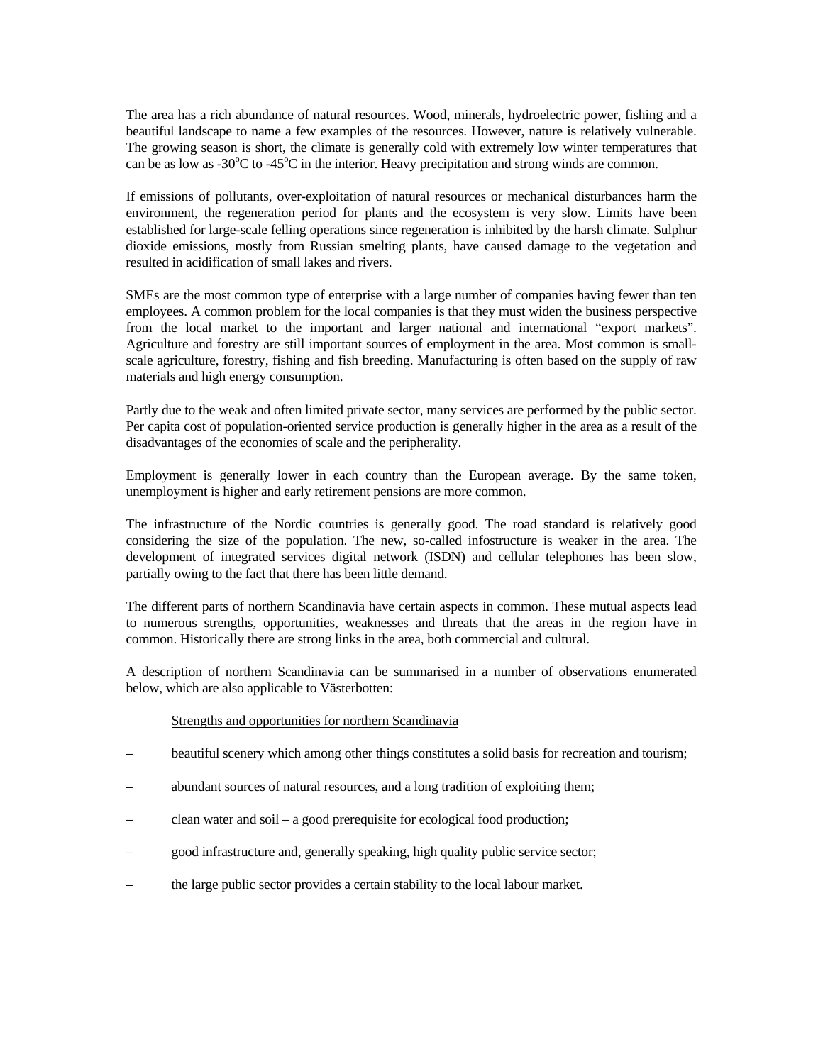The area has a rich abundance of natural resources. Wood, minerals, hydroelectric power, fishing and a beautiful landscape to name a few examples of the resources. However, nature is relatively vulnerable. The growing season is short, the climate is generally cold with extremely low winter temperatures that can be as low as -30°C to -45°C in the interior. Heavy precipitation and strong winds are common.

If emissions of pollutants, over-exploitation of natural resources or mechanical disturbances harm the environment, the regeneration period for plants and the ecosystem is very slow. Limits have been established for large-scale felling operations since regeneration is inhibited by the harsh climate. Sulphur dioxide emissions, mostly from Russian smelting plants, have caused damage to the vegetation and resulted in acidification of small lakes and rivers.

SMEs are the most common type of enterprise with a large number of companies having fewer than ten employees. A common problem for the local companies is that they must widen the business perspective from the local market to the important and larger national and international "export markets". Agriculture and forestry are still important sources of employment in the area. Most common is small-scale agriculture, forestry, fishing and fish breeding. Manufacturing is often based on the supply of raw materials and high energy consumption.

Partly due to the weak and often limited private sector, many services are performed by the public sector. Per capita cost of population-oriented service production is generally higher in the area as a result of the disadvantages of the economies of scale and the peripherality.

Employment is generally lower in each country than the European average. By the same token, unemployment is higher and early retirement pensions are more common.

The infrastructure of the Nordic countries is generally good. The road standard is relatively good considering the size of the population. The new, so-called infostructure is weaker in the area. The development of integrated services digital network (ISDN) and cellular telephones has been slow, partially owing to the fact that there has been little demand.

The different parts of northern Scandinavia have certain aspects in common. These mutual aspects lead to numerous strengths, opportunities, weaknesses and threats that the areas in the region have in common. Historically there are strong links in the area, both commercial and cultural.

A description of northern Scandinavia can be summarised in a number of observations enumerated below, which are also applicable to Västerbotten:

Strengths and opportunities for northern Scandinavia

- beautiful scenery which among other things constitutes a solid basis for recreation and tourism;
- abundant sources of natural resources, and a long tradition of exploiting them;
- clean water and soil – a good prerequisite for ecological food production;
- good infrastructure and, generally speaking, high quality public service sector;
- the large public sector provides a certain stability to the local labour market.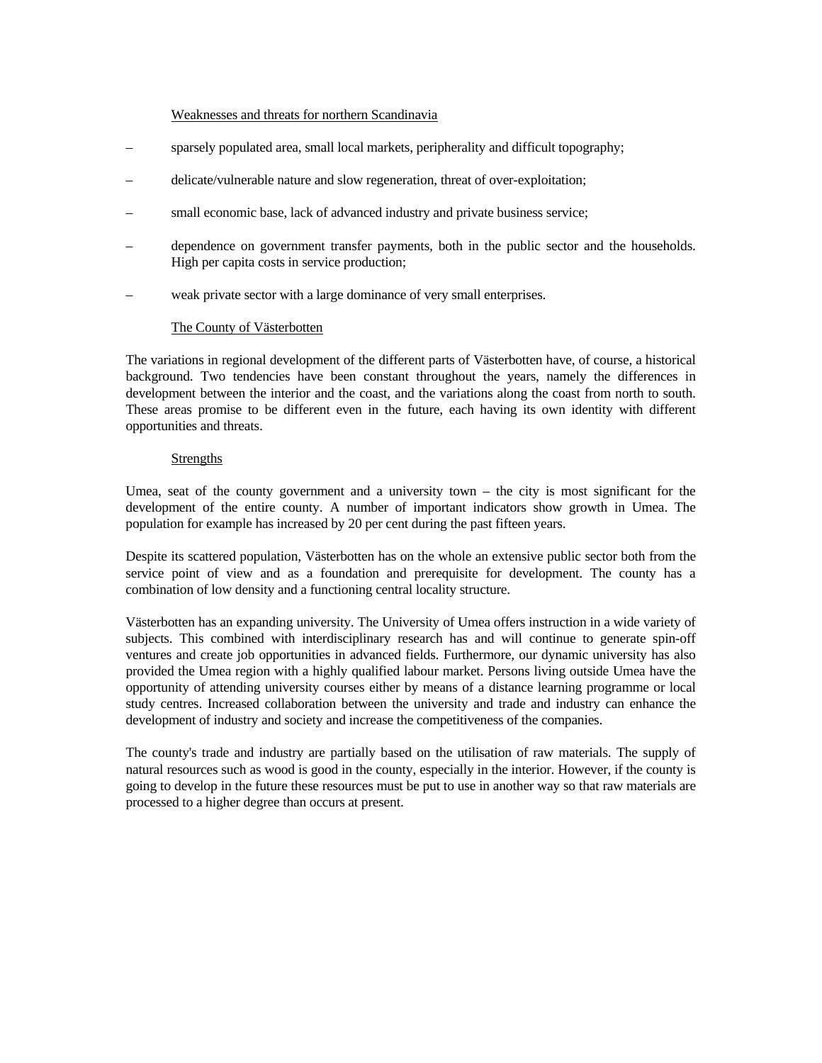Weaknesses and threats for northern Scandinavia

– sparsely populated area, small local markets, peripherality and difficult topography;

– delicate/vulnerable nature and slow regeneration, threat of over-exploitation;

– small economic base, lack of advanced industry and private business service;

– dependence on government transfer payments, both in the public sector and the households. High per capita costs in service production;

– weak private sector with a large dominance of very small enterprises.

The County of Västerbotten

The variations in regional development of the different parts of Västerbotten have, of course, a historical background. Two tendencies have been constant throughout the years, namely the differences in development between the interior and the coast, and the variations along the coast from north to south. These areas promise to be different even in the future, each having its own identity with different opportunities and threats.

Strengths

Umea, seat of the county government and a university town – the city is most significant for the development of the entire county. A number of important indicators show growth in Umea. The population for example has increased by 20 per cent during the past fifteen years.

Despite its scattered population, Västerbotten has on the whole an extensive public sector both from the service point of view and as a foundation and prerequisite for development. The county has a combination of low density and a functioning central locality structure.

Västerbotten has an expanding university. The University of Umea offers instruction in a wide variety of subjects. This combined with interdisciplinary research has and will continue to generate spin-off ventures and create job opportunities in advanced fields. Furthermore, our dynamic university has also provided the Umea region with a highly qualified labour market. Persons living outside Umea have the opportunity of attending university courses either by means of a distance learning programme or local study centres. Increased collaboration between the university and trade and industry can enhance the development of industry and society and increase the competitiveness of the companies.

The county's trade and industry are partially based on the utilisation of raw materials. The supply of natural resources such as wood is good in the county, especially in the interior. However, if the county is going to develop in the future these resources must be put to use in another way so that raw materials are processed to a higher degree than occurs at present.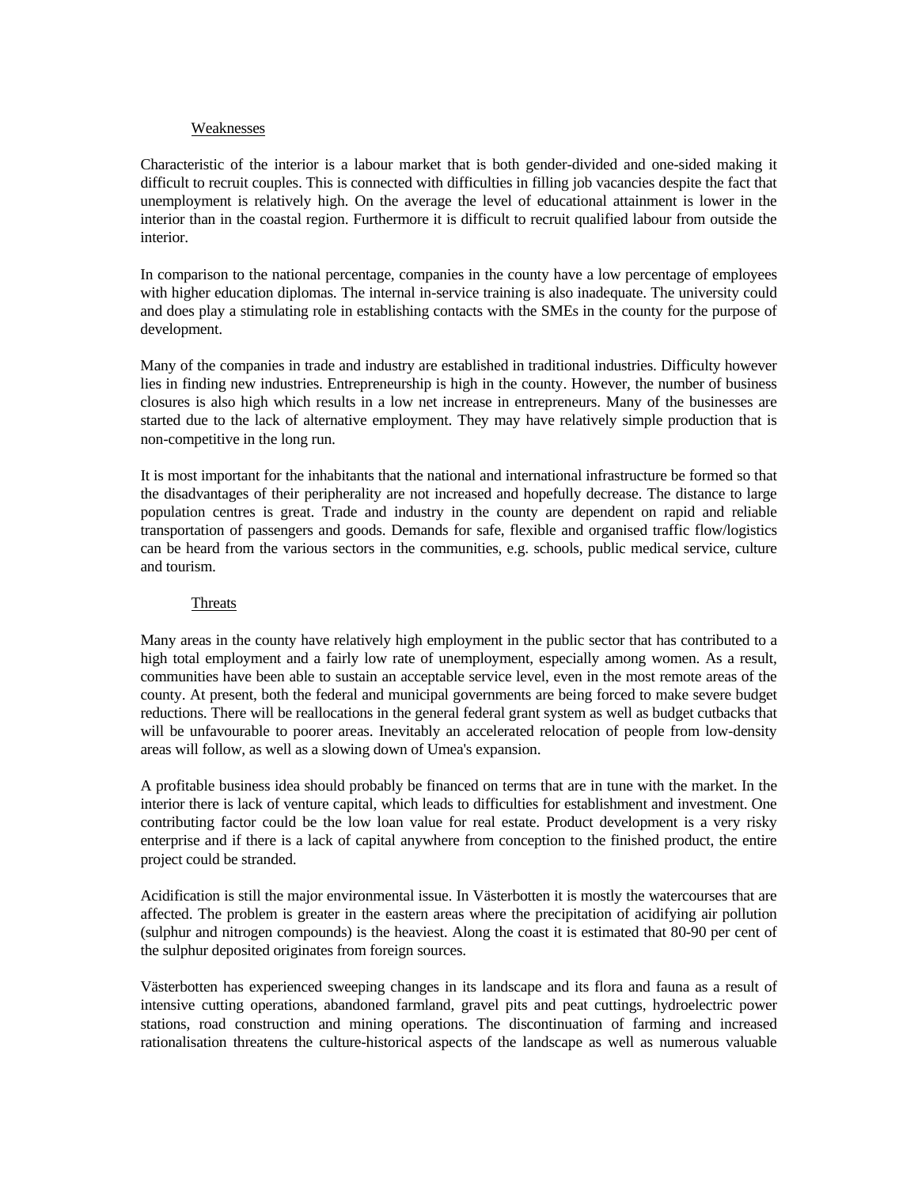Weaknesses

Characteristic of the interior is a labour market that is both gender-divided and one-sided making it difficult to recruit couples. This is connected with difficulties in filling job vacancies despite the fact that unemployment is relatively high. On the average the level of educational attainment is lower in the interior than in the coastal region. Furthermore it is difficult to recruit qualified labour from outside the interior.

In comparison to the national percentage, companies in the county have a low percentage of employees with higher education diplomas. The internal in-service training is also inadequate. The university could and does play a stimulating role in establishing contacts with the SMEs in the county for the purpose of development.

Many of the companies in trade and industry are established in traditional industries. Difficulty however lies in finding new industries. Entrepreneurship is high in the county. However, the number of business closures is also high which results in a low net increase in entrepreneurs. Many of the businesses are started due to the lack of alternative employment. They may have relatively simple production that is non-competitive in the long run.

It is most important for the inhabitants that the national and international infrastructure be formed so that the disadvantages of their peripherality are not increased and hopefully decrease. The distance to large population centres is great. Trade and industry in the county are dependent on rapid and reliable transportation of passengers and goods. Demands for safe, flexible and organised traffic flow/logistics can be heard from the various sectors in the communities, e.g. schools, public medical service, culture and tourism.

Threats

Many areas in the county have relatively high employment in the public sector that has contributed to a high total employment and a fairly low rate of unemployment, especially among women. As a result, communities have been able to sustain an acceptable service level, even in the most remote areas of the county. At present, both the federal and municipal governments are being forced to make severe budget reductions. There will be reallocations in the general federal grant system as well as budget cutbacks that will be unfavourable to poorer areas. Inevitably an accelerated relocation of people from low-density areas will follow, as well as a slowing down of Umea's expansion.

A profitable business idea should probably be financed on terms that are in tune with the market. In the interior there is lack of venture capital, which leads to difficulties for establishment and investment. One contributing factor could be the low loan value for real estate. Product development is a very risky enterprise and if there is a lack of capital anywhere from conception to the finished product, the entire project could be stranded.

Acidification is still the major environmental issue. In Västerbotten it is mostly the watercourses that are affected. The problem is greater in the eastern areas where the precipitation of acidifying air pollution (sulphur and nitrogen compounds) is the heaviest. Along the coast it is estimated that 80-90 per cent of the sulphur deposited originates from foreign sources.

Västerbotten has experienced sweeping changes in its landscape and its flora and fauna as a result of intensive cutting operations, abandoned farmland, gravel pits and peat cuttings, hydroelectric power stations, road construction and mining operations. The discontinuation of farming and increased rationalisation threatens the culture-historical aspects of the landscape as well as numerous valuable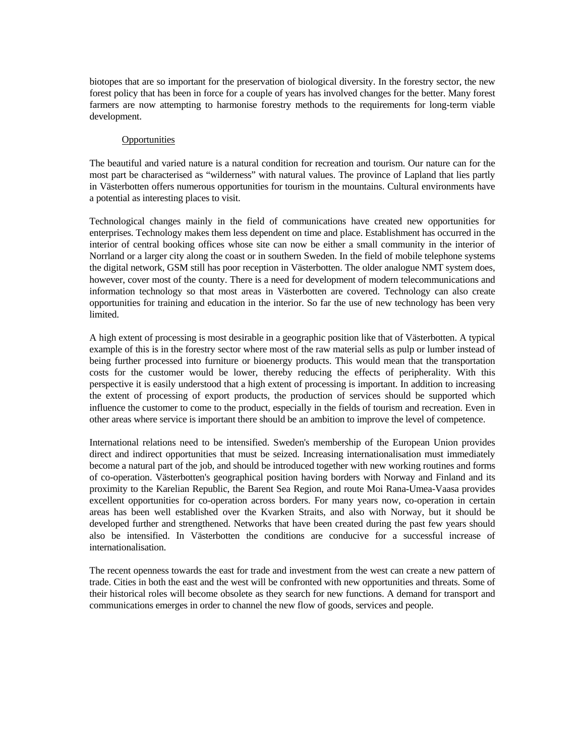biotopes that are so important for the preservation of biological diversity. In the forestry sector, the new forest policy that has been in force for a couple of years has involved changes for the better. Many forest farmers are now attempting to harmonise forestry methods to the requirements for long-term viable development.

### Opportunities

The beautiful and varied nature is a natural condition for recreation and tourism. Our nature can for the most part be characterised as "wilderness" with natural values. The province of Lapland that lies partly in Västerbotten offers numerous opportunities for tourism in the mountains. Cultural environments have a potential as interesting places to visit.

Technological changes mainly in the field of communications have created new opportunities for enterprises. Technology makes them less dependent on time and place. Establishment has occurred in the interior of central booking offices whose site can now be either a small community in the interior of Norrland or a larger city along the coast or in southern Sweden. In the field of mobile telephone systems the digital network, GSM still has poor reception in Västerbotten. The older analogue NMT system does, however, cover most of the county. There is a need for development of modern telecommunications and information technology so that most areas in Västerbotten are covered. Technology can also create opportunities for training and education in the interior. So far the use of new technology has been very limited.

A high extent of processing is most desirable in a geographic position like that of Västerbotten. A typical example of this is in the forestry sector where most of the raw material sells as pulp or lumber instead of being further processed into furniture or bioenergy products. This would mean that the transportation costs for the customer would be lower, thereby reducing the effects of peripherality. With this perspective it is easily understood that a high extent of processing is important. In addition to increasing the extent of processing of export products, the production of services should be supported which influence the customer to come to the product, especially in the fields of tourism and recreation. Even in other areas where service is important there should be an ambition to improve the level of competence.

International relations need to be intensified. Sweden's membership of the European Union provides direct and indirect opportunities that must be seized. Increasing internationalisation must immediately become a natural part of the job, and should be introduced together with new working routines and forms of co-operation. Västerbotten's geographical position having borders with Norway and Finland and its proximity to the Karelian Republic, the Barent Sea Region, and route Moi Rana-Umea-Vaasa provides excellent opportunities for co-operation across borders. For many years now, co-operation in certain areas has been well established over the Kvarken Straits, and also with Norway, but it should be developed further and strengthened. Networks that have been created during the past few years should also be intensified. In Västerbotten the conditions are conducive for a successful increase of internationalisation.

The recent openness towards the east for trade and investment from the west can create a new pattern of trade. Cities in both the east and the west will be confronted with new opportunities and threats. Some of their historical roles will become obsolete as they search for new functions. A demand for transport and communications emerges in order to channel the new flow of goods, services and people.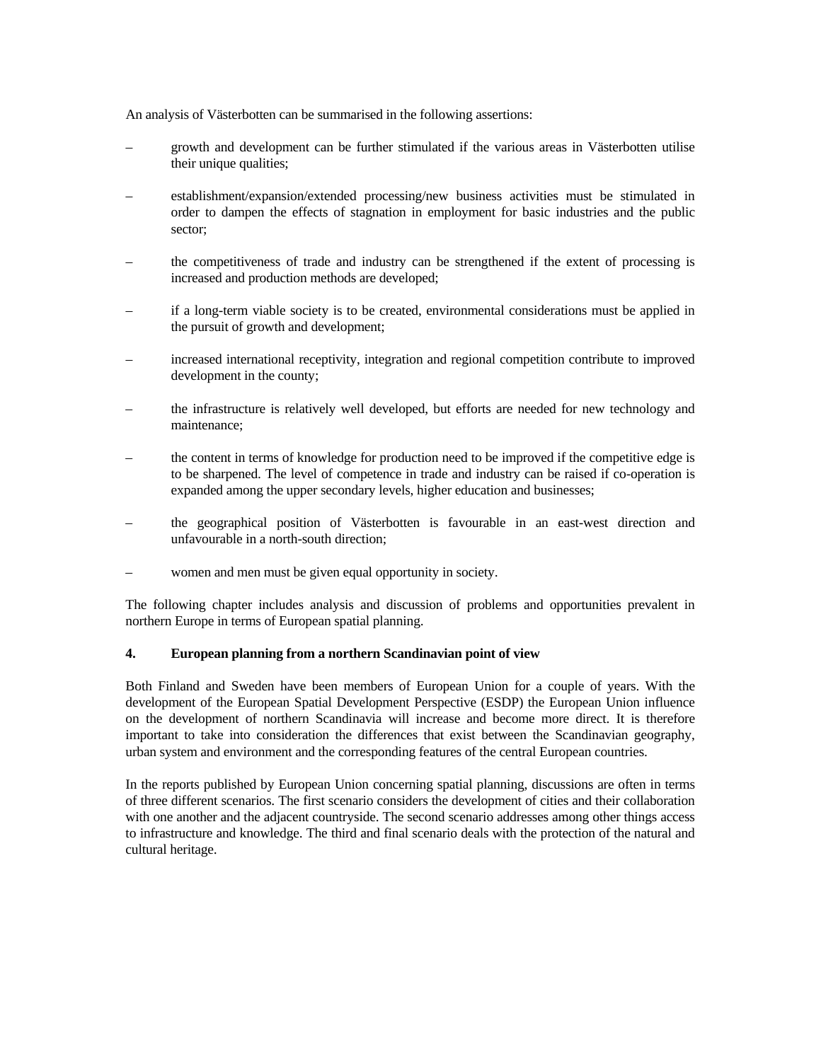An analysis of Västerbotten can be summarised in the following assertions:

- growth and development can be further stimulated if the various areas in Västerbotten utilise their unique qualities;
- establishment/expansion/extended processing/new business activities must be stimulated in order to dampen the effects of stagnation in employment for basic industries and the public sector;
- the competitiveness of trade and industry can be strengthened if the extent of processing is increased and production methods are developed;
- if a long-term viable society is to be created, environmental considerations must be applied in the pursuit of growth and development;
- increased international receptivity, integration and regional competition contribute to improved development in the county;
- the infrastructure is relatively well developed, but efforts are needed for new technology and maintenance;
- the content in terms of knowledge for production need to be improved if the competitive edge is to be sharpened. The level of competence in trade and industry can be raised if co-operation is expanded among the upper secondary levels, higher education and businesses;
- the geographical position of Västerbotten is favourable in an east-west direction and unfavourable in a north-south direction;
- women and men must be given equal opportunity in society.

The following chapter includes analysis and discussion of problems and opportunities prevalent in northern Europe in terms of European spatial planning.

## 4. European planning from a northern Scandinavian point of view

Both Finland and Sweden have been members of European Union for a couple of years. With the development of the European Spatial Development Perspective (ESDP) the European Union influence on the development of northern Scandinavia will increase and become more direct. It is therefore important to take into consideration the differences that exist between the Scandinavian geography, urban system and environment and the corresponding features of the central European countries.

In the reports published by European Union concerning spatial planning, discussions are often in terms of three different scenarios. The first scenario considers the development of cities and their collaboration with one another and the adjacent countryside. The second scenario addresses among other things access to infrastructure and knowledge. The third and final scenario deals with the protection of the natural and cultural heritage.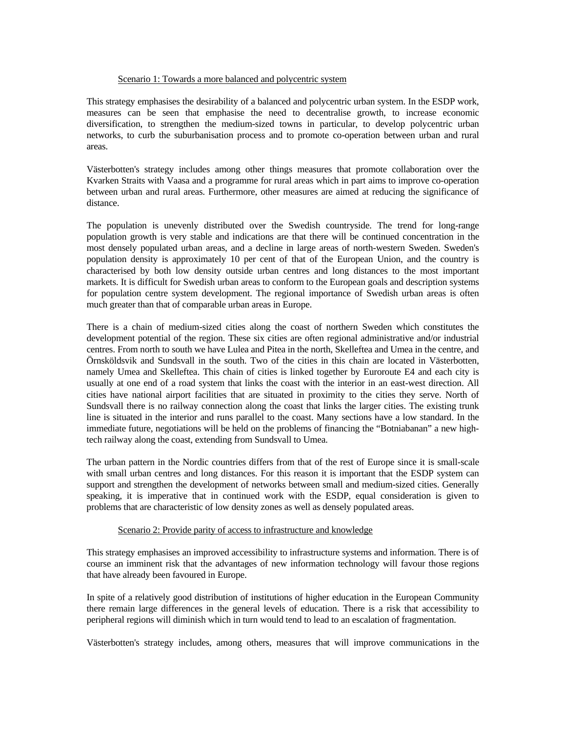Scenario 1: Towards a more balanced and polycentric system

This strategy emphasises the desirability of a balanced and polycentric urban system. In the ESDP work, measures can be seen that emphasise the need to decentralise growth, to increase economic diversification, to strengthen the medium-sized towns in particular, to develop polycentric urban networks, to curb the suburbanisation process and to promote co-operation between urban and rural areas.

Västerbotten's strategy includes among other things measures that promote collaboration over the Kvarken Straits with Vaasa and a programme for rural areas which in part aims to improve co-operation between urban and rural areas. Furthermore, other measures are aimed at reducing the significance of distance.

The population is unevenly distributed over the Swedish countryside. The trend for long-range population growth is very stable and indications are that there will be continued concentration in the most densely populated urban areas, and a decline in large areas of north-western Sweden. Sweden's population density is approximately 10 per cent of that of the European Union, and the country is characterised by both low density outside urban centres and long distances to the most important markets. It is difficult for Swedish urban areas to conform to the European goals and description systems for population centre system development. The regional importance of Swedish urban areas is often much greater than that of comparable urban areas in Europe.

There is a chain of medium-sized cities along the coast of northern Sweden which constitutes the development potential of the region. These six cities are often regional administrative and/or industrial centres. From north to south we have Lulea and Pitea in the north, Skelleftea and Umea in the centre, and Örnsköldsvik and Sundsvall in the south. Two of the cities in this chain are located in Västerbotten, namely Umea and Skelleftea. This chain of cities is linked together by Euroroute E4 and each city is usually at one end of a road system that links the coast with the interior in an east-west direction. All cities have national airport facilities that are situated in proximity to the cities they serve. North of Sundsvall there is no railway connection along the coast that links the larger cities. The existing trunk line is situated in the interior and runs parallel to the coast. Many sections have a low standard. In the immediate future, negotiations will be held on the problems of financing the "Botniabanan" a new high-tech railway along the coast, extending from Sundsvall to Umea.

The urban pattern in the Nordic countries differs from that of the rest of Europe since it is small-scale with small urban centres and long distances. For this reason it is important that the ESDP system can support and strengthen the development of networks between small and medium-sized cities. Generally speaking, it is imperative that in continued work with the ESDP, equal consideration is given to problems that are characteristic of low density zones as well as densely populated areas.

Scenario 2: Provide parity of access to infrastructure and knowledge

This strategy emphasises an improved accessibility to infrastructure systems and information. There is of course an imminent risk that the advantages of new information technology will favour those regions that have already been favoured in Europe.

In spite of a relatively good distribution of institutions of higher education in the European Community there remain large differences in the general levels of education. There is a risk that accessibility to peripheral regions will diminish which in turn would tend to lead to an escalation of fragmentation.

Västerbotten's strategy includes, among others, measures that will improve communications in the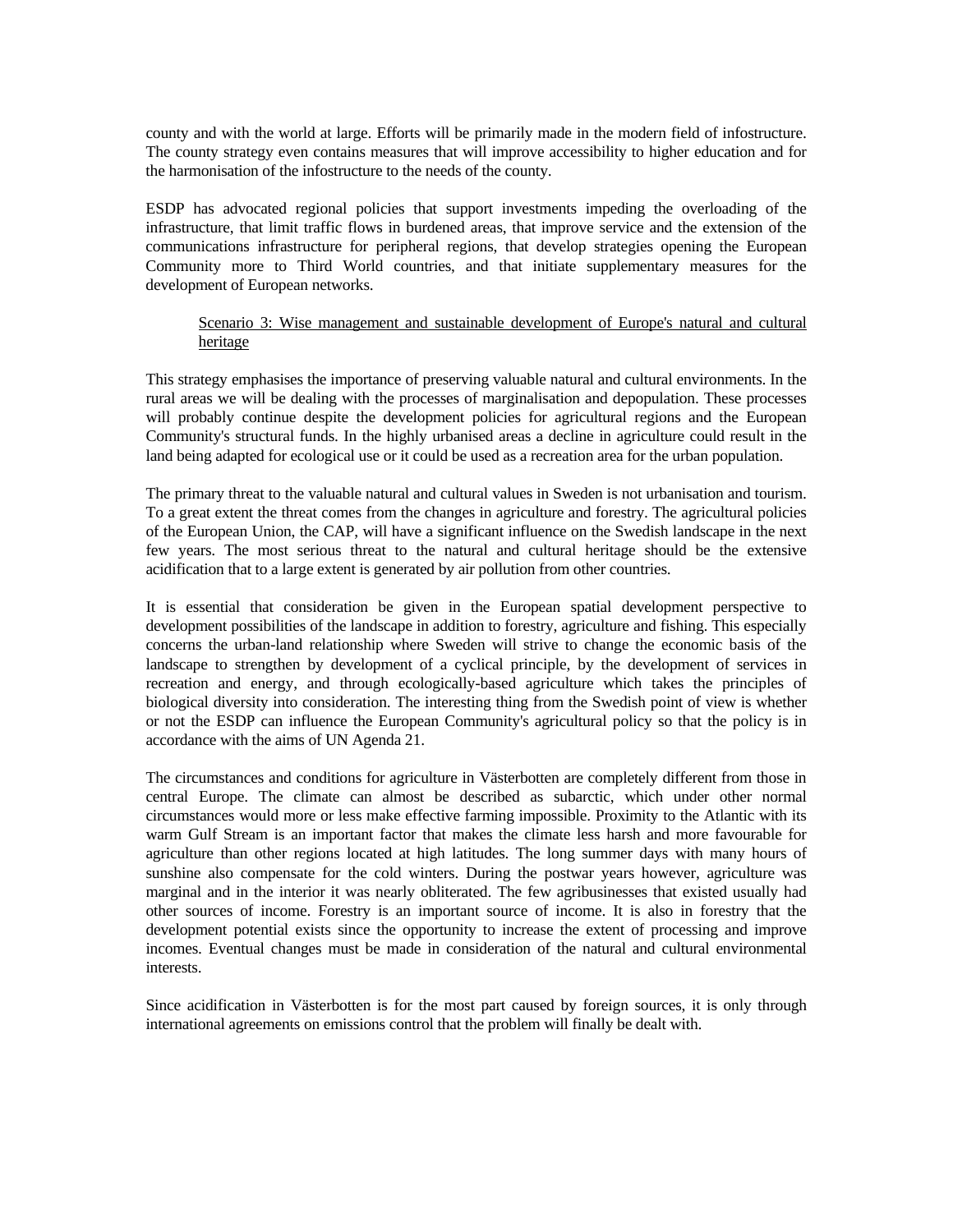county and with the world at large. Efforts will be primarily made in the modern field of infostructure. The county strategy even contains measures that will improve accessibility to higher education and for the harmonisation of the infostructure to the needs of the county.

ESDP has advocated regional policies that support investments impeding the overloading of the infrastructure, that limit traffic flows in burdened areas, that improve service and the extension of the communications infrastructure for peripheral regions, that develop strategies opening the European Community more to Third World countries, and that initiate supplementary measures for the development of European networks.

<u>Scenario 3: Wise management and sustainable development of Europe's natural and cultural heritage</u>

This strategy emphasises the importance of preserving valuable natural and cultural environments. In the rural areas we will be dealing with the processes of marginalisation and depopulation. These processes will probably continue despite the development policies for agricultural regions and the European Community's structural funds. In the highly urbanised areas a decline in agriculture could result in the land being adapted for ecological use or it could be used as a recreation area for the urban population.

The primary threat to the valuable natural and cultural values in Sweden is not urbanisation and tourism. To a great extent the threat comes from the changes in agriculture and forestry. The agricultural policies of the European Union, the CAP, will have a significant influence on the Swedish landscape in the next few years. The most serious threat to the natural and cultural heritage should be the extensive acidification that to a large extent is generated by air pollution from other countries.

It is essential that consideration be given in the European spatial development perspective to development possibilities of the landscape in addition to forestry, agriculture and fishing. This especially concerns the urban-land relationship where Sweden will strive to change the economic basis of the landscape to strengthen by development of a cyclical principle, by the development of services in recreation and energy, and through ecologically-based agriculture which takes the principles of biological diversity into consideration. The interesting thing from the Swedish point of view is whether or not the ESDP can influence the European Community's agricultural policy so that the policy is in accordance with the aims of UN Agenda 21.

The circumstances and conditions for agriculture in Västerbotten are completely different from those in central Europe. The climate can almost be described as subarctic, which under other normal circumstances would more or less make effective farming impossible. Proximity to the Atlantic with its warm Gulf Stream is an important factor that makes the climate less harsh and more favourable for agriculture than other regions located at high latitudes. The long summer days with many hours of sunshine also compensate for the cold winters. During the postwar years however, agriculture was marginal and in the interior it was nearly obliterated. The few agribusinesses that existed usually had other sources of income. Forestry is an important source of income. It is also in forestry that the development potential exists since the opportunity to increase the extent of processing and improve incomes. Eventual changes must be made in consideration of the natural and cultural environmental interests.

Since acidification in Västerbotten is for the most part caused by foreign sources, it is only through international agreements on emissions control that the problem will finally be dealt with.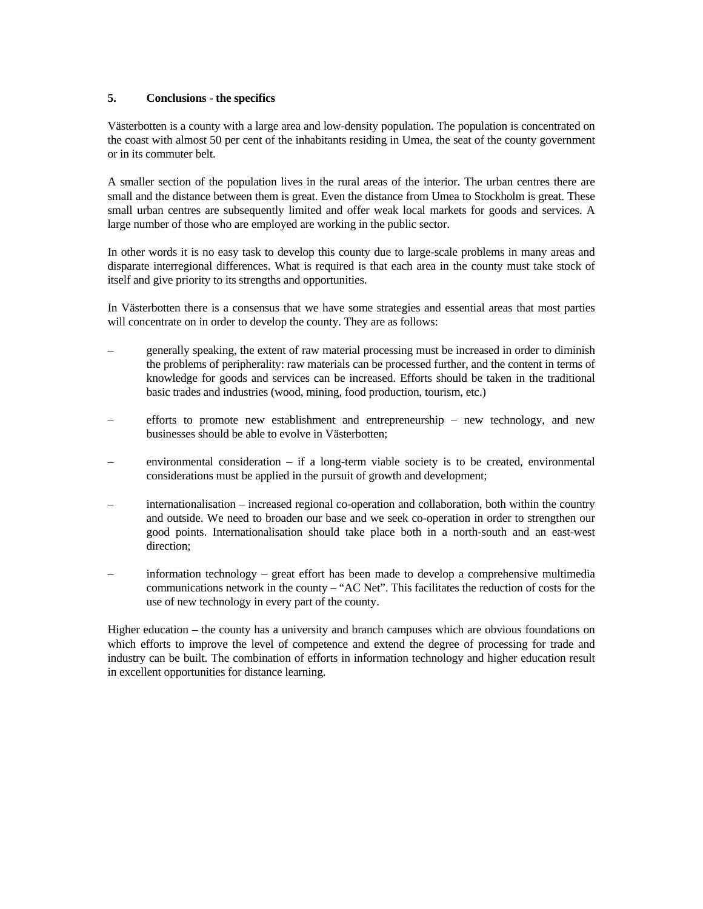## 5. Conclusions - the specifics

Västerbotten is a county with a large area and low-density population. The population is concentrated on the coast with almost 50 per cent of the inhabitants residing in Umea, the seat of the county government or in its commuter belt.

A smaller section of the population lives in the rural areas of the interior. The urban centres there are small and the distance between them is great. Even the distance from Umea to Stockholm is great. These small urban centres are subsequently limited and offer weak local markets for goods and services. A large number of those who are employed are working in the public sector.

In other words it is no easy task to develop this county due to large-scale problems in many areas and disparate interregional differences. What is required is that each area in the county must take stock of itself and give priority to its strengths and opportunities.

In Västerbotten there is a consensus that we have some strategies and essential areas that most parties will concentrate on in order to develop the county. They are as follows:

– generally speaking, the extent of raw material processing must be increased in order to diminish the problems of peripherality: raw materials can be processed further, and the content in terms of knowledge for goods and services can be increased. Efforts should be taken in the traditional basic trades and industries (wood, mining, food production, tourism, etc.)

– efforts to promote new establishment and entrepreneurship – new technology, and new businesses should be able to evolve in Västerbotten;

– environmental consideration – if a long-term viable society is to be created, environmental considerations must be applied in the pursuit of growth and development;

– internationalisation – increased regional co-operation and collaboration, both within the country and outside. We need to broaden our base and we seek co-operation in order to strengthen our good points. Internationalisation should take place both in a north-south and an east-west direction;

– information technology – great effort has been made to develop a comprehensive multimedia communications network in the county – "AC Net". This facilitates the reduction of costs for the use of new technology in every part of the county.

Higher education – the county has a university and branch campuses which are obvious foundations on which efforts to improve the level of competence and extend the degree of processing for trade and industry can be built. The combination of efforts in information technology and higher education result in excellent opportunities for distance learning.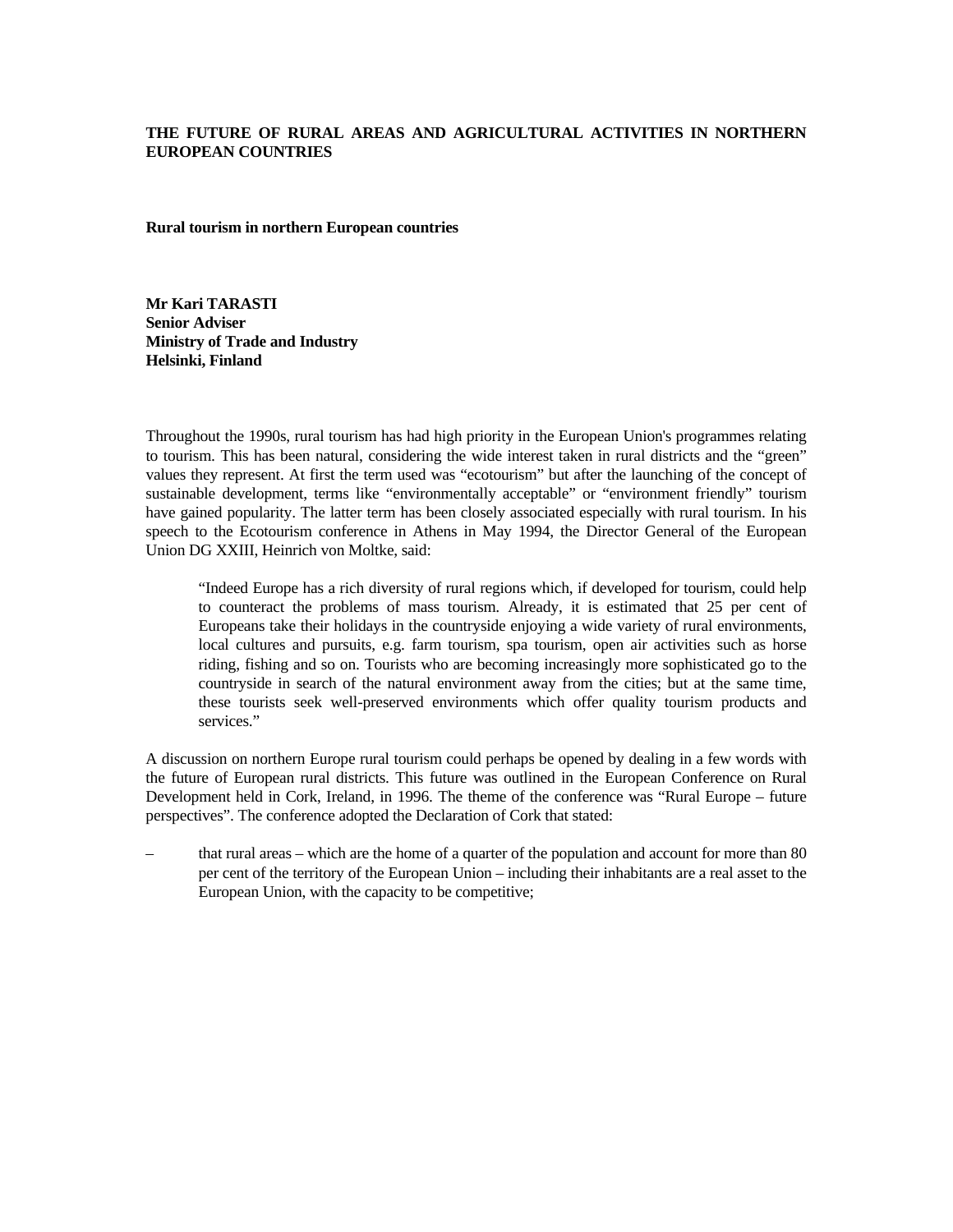**THE FUTURE OF RURAL AREAS AND AGRICULTURAL ACTIVITIES IN NORTHERN EUROPEAN COUNTRIES**

**Rural tourism in northern European countries**

**Mr Kari TARASTI**
**Senior Adviser**
**Ministry of Trade and Industry**
**Helsinki, Finland**

Throughout the 1990s, rural tourism has had high priority in the European Union's programmes relating to tourism. This has been natural, considering the wide interest taken in rural districts and the "green" values they represent. At first the term used was "ecotourism" but after the launching of the concept of sustainable development, terms like "environmentally acceptable" or "environment friendly" tourism have gained popularity. The latter term has been closely associated especially with rural tourism. In his speech to the Ecotourism conference in Athens in May 1994, the Director General of the European Union DG XXIII, Heinrich von Moltke, said:

> "Indeed Europe has a rich diversity of rural regions which, if developed for tourism, could help to counteract the problems of mass tourism. Already, it is estimated that 25 per cent of Europeans take their holidays in the countryside enjoying a wide variety of rural environments, local cultures and pursuits, e.g. farm tourism, spa tourism, open air activities such as horse riding, fishing and so on. Tourists who are becoming increasingly more sophisticated go to the countryside in search of the natural environment away from the cities; but at the same time, these tourists seek well-preserved environments which offer quality tourism products and services."

A discussion on northern Europe rural tourism could perhaps be opened by dealing in a few words with the future of European rural districts. This future was outlined in the European Conference on Rural Development held in Cork, Ireland, in 1996. The theme of the conference was "Rural Europe – future perspectives". The conference adopted the Declaration of Cork that stated:

– that rural areas – which are the home of a quarter of the population and account for more than 80 per cent of the territory of the European Union – including their inhabitants are a real asset to the European Union, with the capacity to be competitive;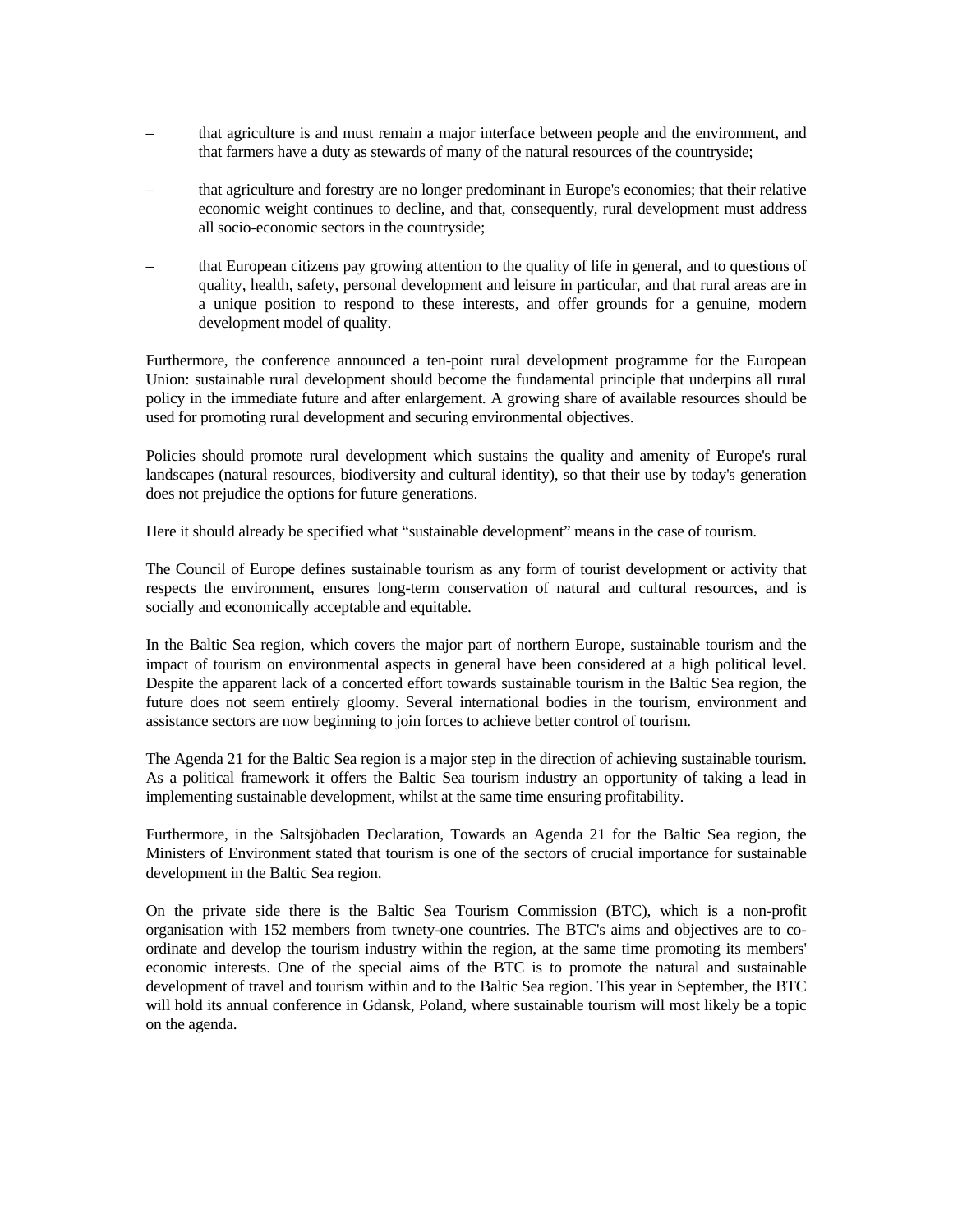– that agriculture is and must remain a major interface between people and the environment, and that farmers have a duty as stewards of many of the natural resources of the countryside;

– that agriculture and forestry are no longer predominant in Europe's economies; that their relative economic weight continues to decline, and that, consequently, rural development must address all socio-economic sectors in the countryside;

– that European citizens pay growing attention to the quality of life in general, and to questions of quality, health, safety, personal development and leisure in particular, and that rural areas are in a unique position to respond to these interests, and offer grounds for a genuine, modern development model of quality.

Furthermore, the conference announced a ten-point rural development programme for the European Union: sustainable rural development should become the fundamental principle that underpins all rural policy in the immediate future and after enlargement. A growing share of available resources should be used for promoting rural development and securing environmental objectives.

Policies should promote rural development which sustains the quality and amenity of Europe's rural landscapes (natural resources, biodiversity and cultural identity), so that their use by today's generation does not prejudice the options for future generations.

Here it should already be specified what “sustainable development” means in the case of tourism.

The Council of Europe defines sustainable tourism as any form of tourist development or activity that respects the environment, ensures long-term conservation of natural and cultural resources, and is socially and economically acceptable and equitable.

In the Baltic Sea region, which covers the major part of northern Europe, sustainable tourism and the impact of tourism on environmental aspects in general have been considered at a high political level. Despite the apparent lack of a concerted effort towards sustainable tourism in the Baltic Sea region, the future does not seem entirely gloomy. Several international bodies in the tourism, environment and assistance sectors are now beginning to join forces to achieve better control of tourism.

The Agenda 21 for the Baltic Sea region is a major step in the direction of achieving sustainable tourism. As a political framework it offers the Baltic Sea tourism industry an opportunity of taking a lead in implementing sustainable development, whilst at the same time ensuring profitability.

Furthermore, in the Saltsjöbaden Declaration, Towards an Agenda 21 for the Baltic Sea region, the Ministers of Environment stated that tourism is one of the sectors of crucial importance for sustainable development in the Baltic Sea region.

On the private side there is the Baltic Sea Tourism Commission (BTC), which is a non-profit organisation with 152 members from twnety-one countries. The BTC's aims and objectives are to co-ordinate and develop the tourism industry within the region, at the same time promoting its members' economic interests. One of the special aims of the BTC is to promote the natural and sustainable development of travel and tourism within and to the Baltic Sea region. This year in September, the BTC will hold its annual conference in Gdansk, Poland, where sustainable tourism will most likely be a topic on the agenda.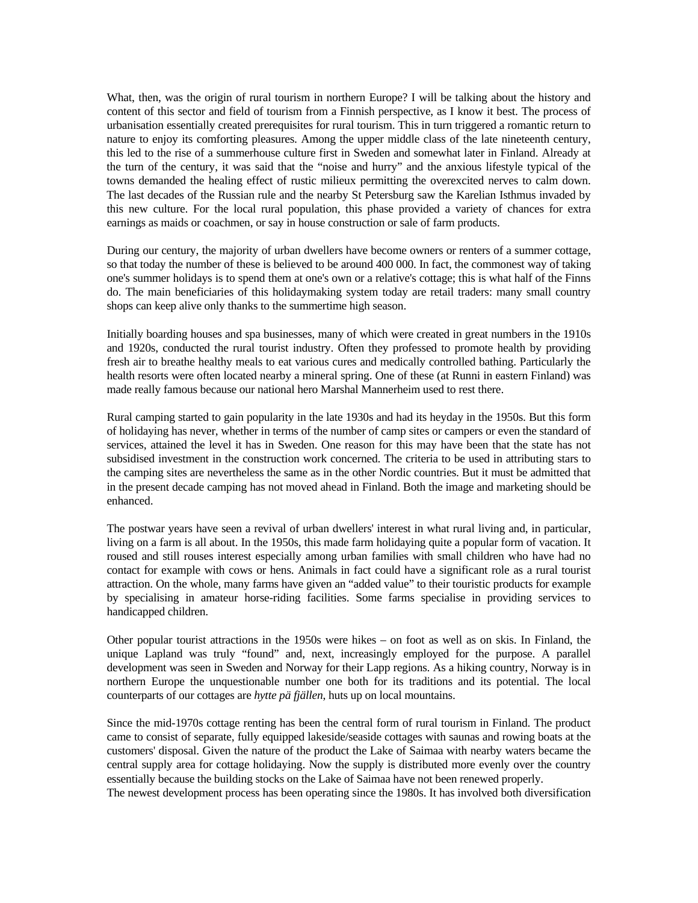What, then, was the origin of rural tourism in northern Europe? I will be talking about the history and content of this sector and field of tourism from a Finnish perspective, as I know it best. The process of urbanisation essentially created prerequisites for rural tourism. This in turn triggered a romantic return to nature to enjoy its comforting pleasures. Among the upper middle class of the late nineteenth century, this led to the rise of a summerhouse culture first in Sweden and somewhat later in Finland. Already at the turn of the century, it was said that the "noise and hurry" and the anxious lifestyle typical of the towns demanded the healing effect of rustic milieux permitting the overexcited nerves to calm down. The last decades of the Russian rule and the nearby St Petersburg saw the Karelian Isthmus invaded by this new culture. For the local rural population, this phase provided a variety of chances for extra earnings as maids or coachmen, or say in house construction or sale of farm products.

During our century, the majority of urban dwellers have become owners or renters of a summer cottage, so that today the number of these is believed to be around 400 000. In fact, the commonest way of taking one's summer holidays is to spend them at one's own or a relative's cottage; this is what half of the Finns do. The main beneficiaries of this holidaymaking system today are retail traders: many small country shops can keep alive only thanks to the summertime high season.

Initially boarding houses and spa businesses, many of which were created in great numbers in the 1910s and 1920s, conducted the rural tourist industry. Often they professed to promote health by providing fresh air to breathe healthy meals to eat various cures and medically controlled bathing. Particularly the health resorts were often located nearby a mineral spring. One of these (at Runni in eastern Finland) was made really famous because our national hero Marshal Mannerheim used to rest there.

Rural camping started to gain popularity in the late 1930s and had its heyday in the 1950s. But this form of holidaying has never, whether in terms of the number of camp sites or campers or even the standard of services, attained the level it has in Sweden. One reason for this may have been that the state has not subsidised investment in the construction work concerned. The criteria to be used in attributing stars to the camping sites are nevertheless the same as in the other Nordic countries. But it must be admitted that in the present decade camping has not moved ahead in Finland. Both the image and marketing should be enhanced.

The postwar years have seen a revival of urban dwellers' interest in what rural living and, in particular, living on a farm is all about. In the 1950s, this made farm holidaying quite a popular form of vacation. It roused and still rouses interest especially among urban families with small children who have had no contact for example with cows or hens. Animals in fact could have a significant role as a rural tourist attraction. On the whole, many farms have given an "added value" to their touristic products for example by specialising in amateur horse-riding facilities. Some farms specialise in providing services to handicapped children.

Other popular tourist attractions in the 1950s were hikes – on foot as well as on skis. In Finland, the unique Lapland was truly "found" and, next, increasingly employed for the purpose. A parallel development was seen in Sweden and Norway for their Lapp regions. As a hiking country, Norway is in northern Europe the unquestionable number one both for its traditions and its potential. The local counterparts of our cottages are *hytte pä fjällen*, huts up on local mountains.

Since the mid-1970s cottage renting has been the central form of rural tourism in Finland. The product came to consist of separate, fully equipped lakeside/seaside cottages with saunas and rowing boats at the customers' disposal. Given the nature of the product the Lake of Saimaa with nearby waters became the central supply area for cottage holidaying. Now the supply is distributed more evenly over the country essentially because the building stocks on the Lake of Saimaa have not been renewed properly.
The newest development process has been operating since the 1980s. It has involved both diversification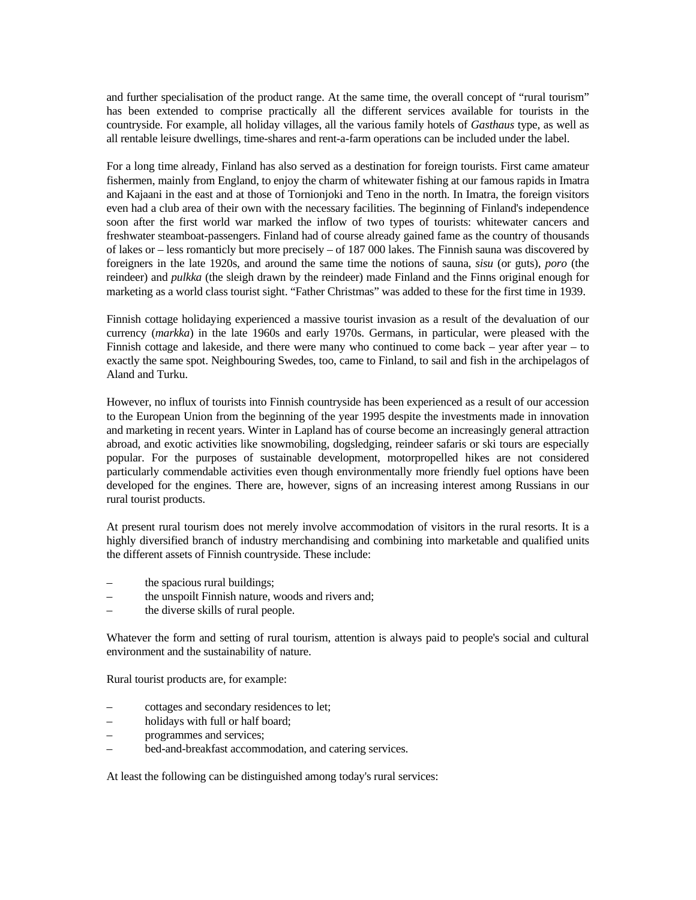and further specialisation of the product range. At the same time, the overall concept of "rural tourism" has been extended to comprise practically all the different services available for tourists in the countryside. For example, all holiday villages, all the various family hotels of *Gasthaus* type, as well as all rentable leisure dwellings, time-shares and rent-a-farm operations can be included under the label.

For a long time already, Finland has also served as a destination for foreign tourists. First came amateur fishermen, mainly from England, to enjoy the charm of whitewater fishing at our famous rapids in Imatra and Kajaani in the east and at those of Tornionjoki and Teno in the north. In Imatra, the foreign visitors even had a club area of their own with the necessary facilities. The beginning of Finland's independence soon after the first world war marked the inflow of two types of tourists: whitewater cancers and freshwater steamboat-passengers. Finland had of course already gained fame as the country of thousands of lakes or – less romanticly but more precisely – of 187 000 lakes. The Finnish sauna was discovered by foreigners in the late 1920s, and around the same time the notions of sauna, *sisu* (or guts), *poro* (the reindeer) and *pulkka* (the sleigh drawn by the reindeer) made Finland and the Finns original enough for marketing as a world class tourist sight. "Father Christmas" was added to these for the first time in 1939.

Finnish cottage holidaying experienced a massive tourist invasion as a result of the devaluation of our currency (*markka*) in the late 1960s and early 1970s. Germans, in particular, were pleased with the Finnish cottage and lakeside, and there were many who continued to come back – year after year – to exactly the same spot. Neighbouring Swedes, too, came to Finland, to sail and fish in the archipelagos of Aland and Turku.

However, no influx of tourists into Finnish countryside has been experienced as a result of our accession to the European Union from the beginning of the year 1995 despite the investments made in innovation and marketing in recent years. Winter in Lapland has of course become an increasingly general attraction abroad, and exotic activities like snowmobiling, dogsledging, reindeer safaris or ski tours are especially popular. For the purposes of sustainable development, motorpropelled hikes are not considered particularly commendable activities even though environmentally more friendly fuel options have been developed for the engines. There are, however, signs of an increasing interest among Russians in our rural tourist products.

At present rural tourism does not merely involve accommodation of visitors in the rural resorts. It is a highly diversified branch of industry merchandising and combining into marketable and qualified units the different assets of Finnish countryside. These include:

- the spacious rural buildings;
- the unspoilt Finnish nature, woods and rivers and;
- the diverse skills of rural people.

Whatever the form and setting of rural tourism, attention is always paid to people's social and cultural environment and the sustainability of nature.

Rural tourist products are, for example:

- cottages and secondary residences to let;
- holidays with full or half board;
- programmes and services;
- bed-and-breakfast accommodation, and catering services.

At least the following can be distinguished among today's rural services: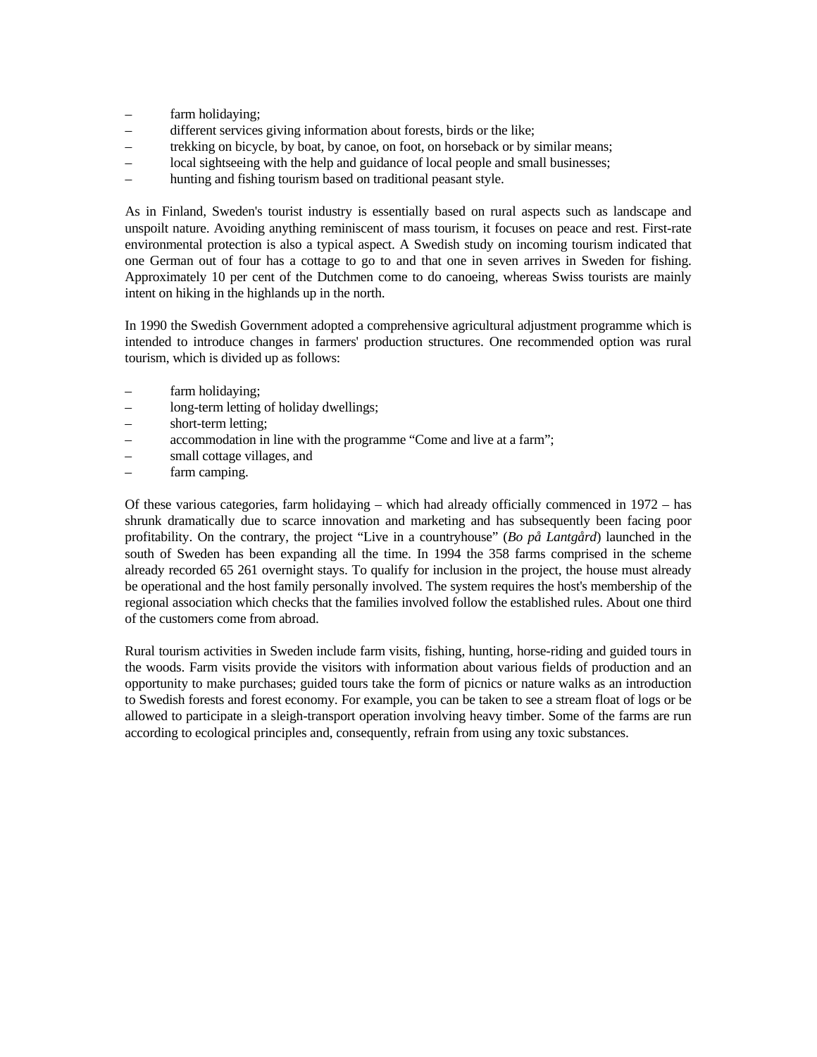– farm holidaying;
– different services giving information about forests, birds or the like;
– trekking on bicycle, by boat, by canoe, on foot, on horseback or by similar means;
– local sightseeing with the help and guidance of local people and small businesses;
– hunting and fishing tourism based on traditional peasant style.

As in Finland, Sweden's tourist industry is essentially based on rural aspects such as landscape and unspoilt nature. Avoiding anything reminiscent of mass tourism, it focuses on peace and rest. First-rate environmental protection is also a typical aspect. A Swedish study on incoming tourism indicated that one German out of four has a cottage to go to and that one in seven arrives in Sweden for fishing. Approximately 10 per cent of the Dutchmen come to do canoeing, whereas Swiss tourists are mainly intent on hiking in the highlands up in the north.

In 1990 the Swedish Government adopted a comprehensive agricultural adjustment programme which is intended to introduce changes in farmers' production structures. One recommended option was rural tourism, which is divided up as follows:

– farm holidaying;
– long-term letting of holiday dwellings;
– short-term letting;
– accommodation in line with the programme "Come and live at a farm";
– small cottage villages, and
– farm camping.

Of these various categories, farm holidaying – which had already officially commenced in 1972 – has shrunk dramatically due to scarce innovation and marketing and has subsequently been facing poor profitability. On the contrary, the project "Live in a countryhouse" (*Bo på Lantgård*) launched in the south of Sweden has been expanding all the time. In 1994 the 358 farms comprised in the scheme already recorded 65 261 overnight stays. To qualify for inclusion in the project, the house must already be operational and the host family personally involved. The system requires the host's membership of the regional association which checks that the families involved follow the established rules. About one third of the customers come from abroad.

Rural tourism activities in Sweden include farm visits, fishing, hunting, horse-riding and guided tours in the woods. Farm visits provide the visitors with information about various fields of production and an opportunity to make purchases; guided tours take the form of picnics or nature walks as an introduction to Swedish forests and forest economy. For example, you can be taken to see a stream float of logs or be allowed to participate in a sleigh-transport operation involving heavy timber. Some of the farms are run according to ecological principles and, consequently, refrain from using any toxic substances.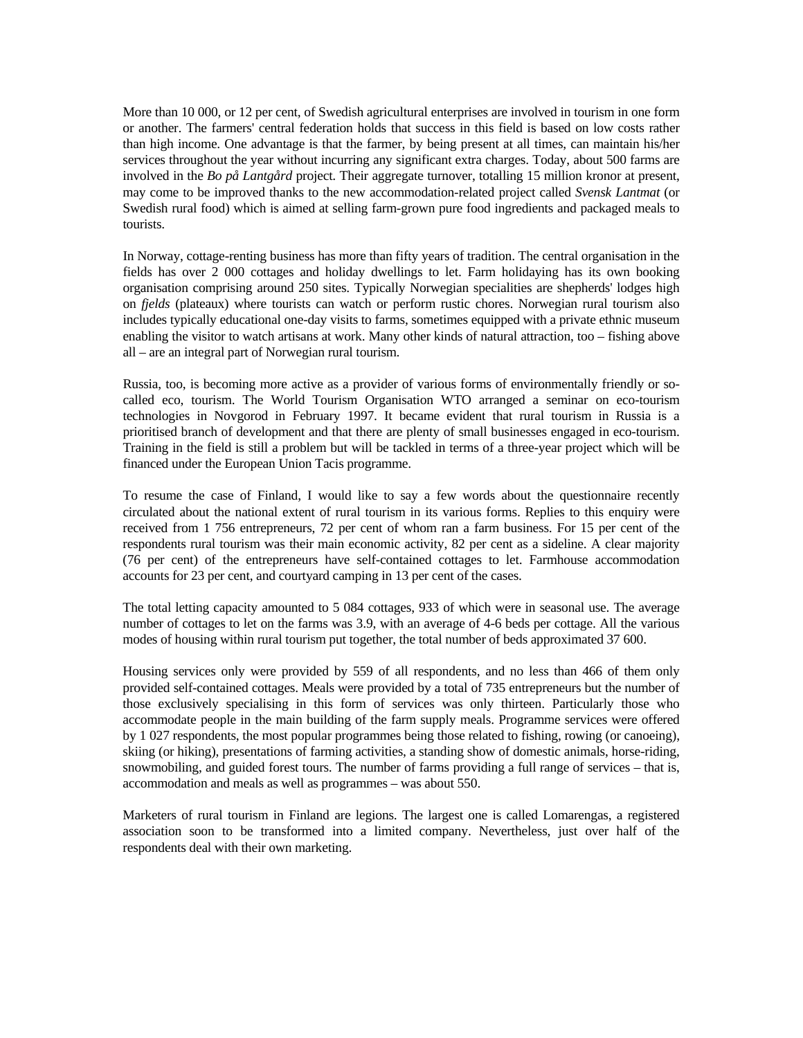More than 10 000, or 12 per cent, of Swedish agricultural enterprises are involved in tourism in one form or another. The farmers' central federation holds that success in this field is based on low costs rather than high income. One advantage is that the farmer, by being present at all times, can maintain his/her services throughout the year without incurring any significant extra charges. Today, about 500 farms are involved in the *Bo på Lantgård* project. Their aggregate turnover, totalling 15 million kronor at present, may come to be improved thanks to the new accommodation-related project called *Svensk Lantmat* (or Swedish rural food) which is aimed at selling farm-grown pure food ingredients and packaged meals to tourists.

In Norway, cottage-renting business has more than fifty years of tradition. The central organisation in the fields has over 2 000 cottages and holiday dwellings to let. Farm holidaying has its own booking organisation comprising around 250 sites. Typically Norwegian specialities are shepherds' lodges high on *fjelds* (plateaux) where tourists can watch or perform rustic chores. Norwegian rural tourism also includes typically educational one-day visits to farms, sometimes equipped with a private ethnic museum enabling the visitor to watch artisans at work. Many other kinds of natural attraction, too – fishing above all – are an integral part of Norwegian rural tourism.

Russia, too, is becoming more active as a provider of various forms of environmentally friendly or so-called eco, tourism. The World Tourism Organisation WTO arranged a seminar on eco-tourism technologies in Novgorod in February 1997. It became evident that rural tourism in Russia is a prioritised branch of development and that there are plenty of small businesses engaged in eco-tourism. Training in the field is still a problem but will be tackled in terms of a three-year project which will be financed under the European Union Tacis programme.

To resume the case of Finland, I would like to say a few words about the questionnaire recently circulated about the national extent of rural tourism in its various forms. Replies to this enquiry were received from 1 756 entrepreneurs, 72 per cent of whom ran a farm business. For 15 per cent of the respondents rural tourism was their main economic activity, 82 per cent as a sideline. A clear majority (76 per cent) of the entrepreneurs have self-contained cottages to let. Farmhouse accommodation accounts for 23 per cent, and courtyard camping in 13 per cent of the cases.

The total letting capacity amounted to 5 084 cottages, 933 of which were in seasonal use. The average number of cottages to let on the farms was 3.9, with an average of 4-6 beds per cottage. All the various modes of housing within rural tourism put together, the total number of beds approximated 37 600.

Housing services only were provided by 559 of all respondents, and no less than 466 of them only provided self-contained cottages. Meals were provided by a total of 735 entrepreneurs but the number of those exclusively specialising in this form of services was only thirteen. Particularly those who accommodate people in the main building of the farm supply meals. Programme services were offered by 1 027 respondents, the most popular programmes being those related to fishing, rowing (or canoeing), skiing (or hiking), presentations of farming activities, a standing show of domestic animals, horse-riding, snowmobiling, and guided forest tours. The number of farms providing a full range of services – that is, accommodation and meals as well as programmes – was about 550.

Marketers of rural tourism in Finland are legions. The largest one is called Lomarengas, a registered association soon to be transformed into a limited company. Nevertheless, just over half of the respondents deal with their own marketing.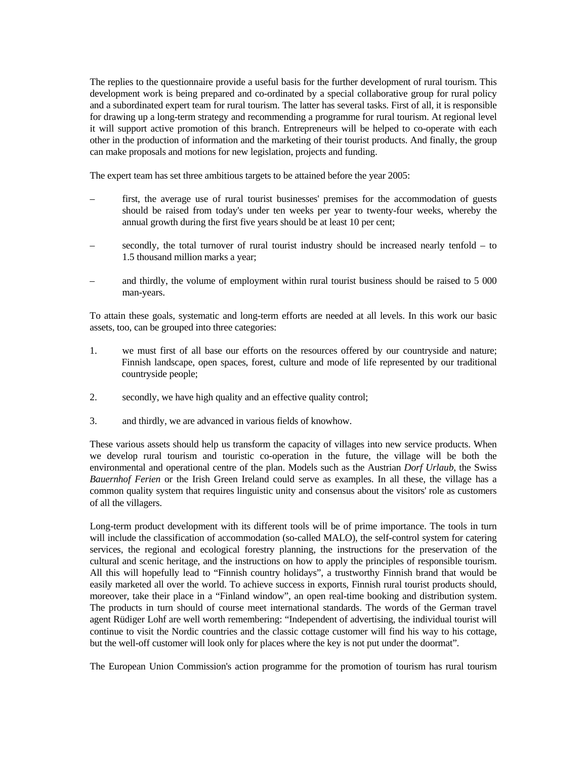The replies to the questionnaire provide a useful basis for the further development of rural tourism. This development work is being prepared and co-ordinated by a special collaborative group for rural policy and a subordinated expert team for rural tourism. The latter has several tasks. First of all, it is responsible for drawing up a long-term strategy and recommending a programme for rural tourism. At regional level it will support active promotion of this branch. Entrepreneurs will be helped to co-operate with each other in the production of information and the marketing of their tourist products. And finally, the group can make proposals and motions for new legislation, projects and funding.

The expert team has set three ambitious targets to be attained before the year 2005:

– first, the average use of rural tourist businesses' premises for the accommodation of guests should be raised from today's under ten weeks per year to twenty-four weeks, whereby the annual growth during the first five years should be at least 10 per cent;

– secondly, the total turnover of rural tourist industry should be increased nearly tenfold – to 1.5 thousand million marks a year;

– and thirdly, the volume of employment within rural tourist business should be raised to 5 000 man-years.

To attain these goals, systematic and long-term efforts are needed at all levels. In this work our basic assets, too, can be grouped into three categories:

1. we must first of all base our efforts on the resources offered by our countryside and nature; Finnish landscape, open spaces, forest, culture and mode of life represented by our traditional countryside people;

2. secondly, we have high quality and an effective quality control;

3. and thirdly, we are advanced in various fields of knowhow.

These various assets should help us transform the capacity of villages into new service products. When we develop rural tourism and touristic co-operation in the future, the village will be both the environmental and operational centre of the plan. Models such as the Austrian *Dorf Urlaub*, the Swiss *Bauernhof Ferien* or the Irish Green Ireland could serve as examples. In all these, the village has a common quality system that requires linguistic unity and consensus about the visitors' role as customers of all the villagers.

Long-term product development with its different tools will be of prime importance. The tools in turn will include the classification of accommodation (so-called MALO), the self-control system for catering services, the regional and ecological forestry planning, the instructions for the preservation of the cultural and scenic heritage, and the instructions on how to apply the principles of responsible tourism. All this will hopefully lead to “Finnish country holidays”, a trustworthy Finnish brand that would be easily marketed all over the world. To achieve success in exports, Finnish rural tourist products should, moreover, take their place in a “Finland window”, an open real-time booking and distribution system. The products in turn should of course meet international standards. The words of the German travel agent Rüdiger Lohf are well worth remembering: “Independent of advertising, the individual tourist will continue to visit the Nordic countries and the classic cottage customer will find his way to his cottage, but the well-off customer will look only for places where the key is not put under the doormat”.

The European Union Commission's action programme for the promotion of tourism has rural tourism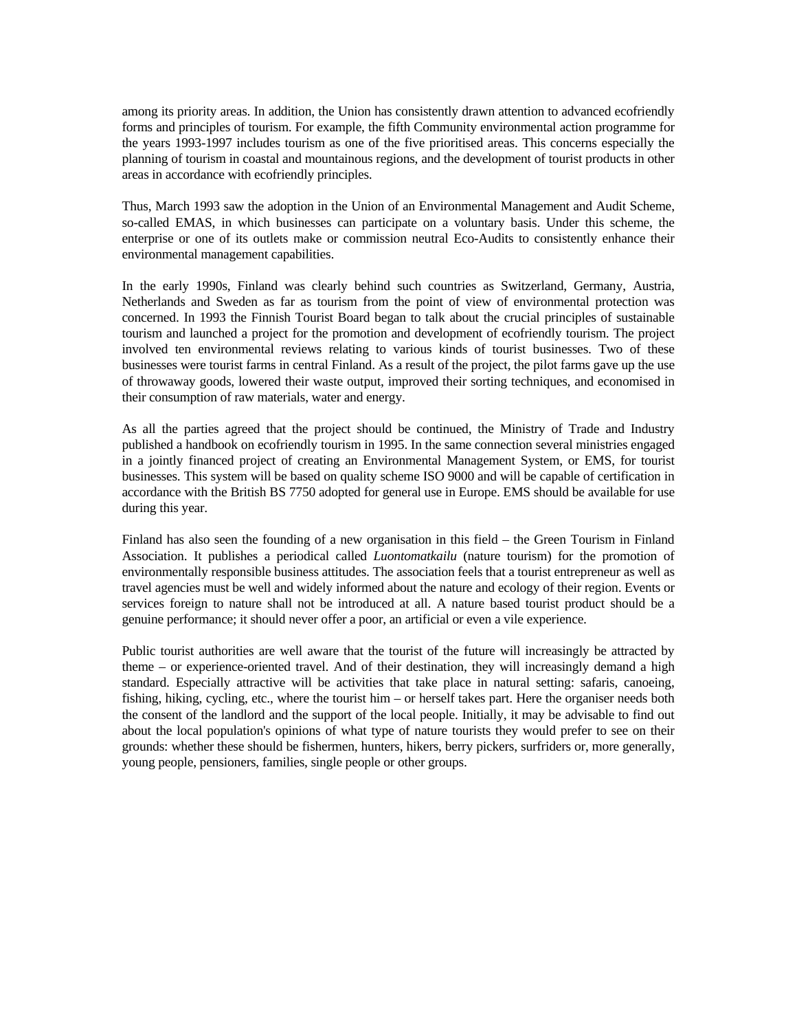among its priority areas. In addition, the Union has consistently drawn attention to advanced ecofriendly forms and principles of tourism. For example, the fifth Community environmental action programme for the years 1993-1997 includes tourism as one of the five prioritised areas. This concerns especially the planning of tourism in coastal and mountainous regions, and the development of tourist products in other areas in accordance with ecofriendly principles.

Thus, March 1993 saw the adoption in the Union of an Environmental Management and Audit Scheme, so-called EMAS, in which businesses can participate on a voluntary basis. Under this scheme, the enterprise or one of its outlets make or commission neutral Eco-Audits to consistently enhance their environmental management capabilities.

In the early 1990s, Finland was clearly behind such countries as Switzerland, Germany, Austria, Netherlands and Sweden as far as tourism from the point of view of environmental protection was concerned. In 1993 the Finnish Tourist Board began to talk about the crucial principles of sustainable tourism and launched a project for the promotion and development of ecofriendly tourism. The project involved ten environmental reviews relating to various kinds of tourist businesses. Two of these businesses were tourist farms in central Finland. As a result of the project, the pilot farms gave up the use of throwaway goods, lowered their waste output, improved their sorting techniques, and economised in their consumption of raw materials, water and energy.

As all the parties agreed that the project should be continued, the Ministry of Trade and Industry published a handbook on ecofriendly tourism in 1995. In the same connection several ministries engaged in a jointly financed project of creating an Environmental Management System, or EMS, for tourist businesses. This system will be based on quality scheme ISO 9000 and will be capable of certification in accordance with the British BS 7750 adopted for general use in Europe. EMS should be available for use during this year.

Finland has also seen the founding of a new organisation in this field – the Green Tourism in Finland Association. It publishes a periodical called *Luontomatkailu* (nature tourism) for the promotion of environmentally responsible business attitudes. The association feels that a tourist entrepreneur as well as travel agencies must be well and widely informed about the nature and ecology of their region. Events or services foreign to nature shall not be introduced at all. A nature based tourist product should be a genuine performance; it should never offer a poor, an artificial or even a vile experience.

Public tourist authorities are well aware that the tourist of the future will increasingly be attracted by theme – or experience-oriented travel. And of their destination, they will increasingly demand a high standard. Especially attractive will be activities that take place in natural setting: safaris, canoeing, fishing, hiking, cycling, etc., where the tourist him – or herself takes part. Here the organiser needs both the consent of the landlord and the support of the local people. Initially, it may be advisable to find out about the local population's opinions of what type of nature tourists they would prefer to see on their grounds: whether these should be fishermen, hunters, hikers, berry pickers, surfriders or, more generally, young people, pensioners, families, single people or other groups.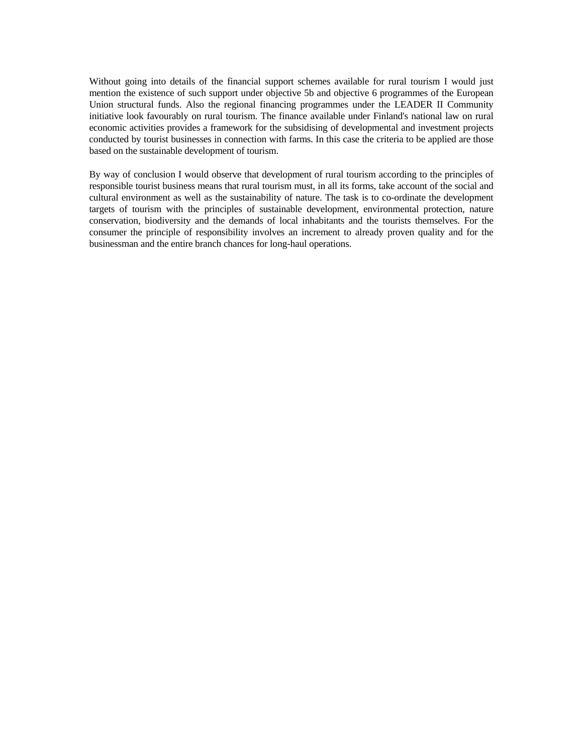Without going into details of the financial support schemes available for rural tourism I would just mention the existence of such support under objective 5b and objective 6 programmes of the European Union structural funds. Also the regional financing programmes under the LEADER II Community initiative look favourably on rural tourism. The finance available under Finland's national law on rural economic activities provides a framework for the subsidising of developmental and investment projects conducted by tourist businesses in connection with farms. In this case the criteria to be applied are those based on the sustainable development of tourism.

By way of conclusion I would observe that development of rural tourism according to the principles of responsible tourist business means that rural tourism must, in all its forms, take account of the social and cultural environment as well as the sustainability of nature. The task is to co-ordinate the development targets of tourism with the principles of sustainable development, environmental protection, nature conservation, biodiversity and the demands of local inhabitants and the tourists themselves. For the consumer the principle of responsibility involves an increment to already proven quality and for the businessman and the entire branch chances for long-haul operations.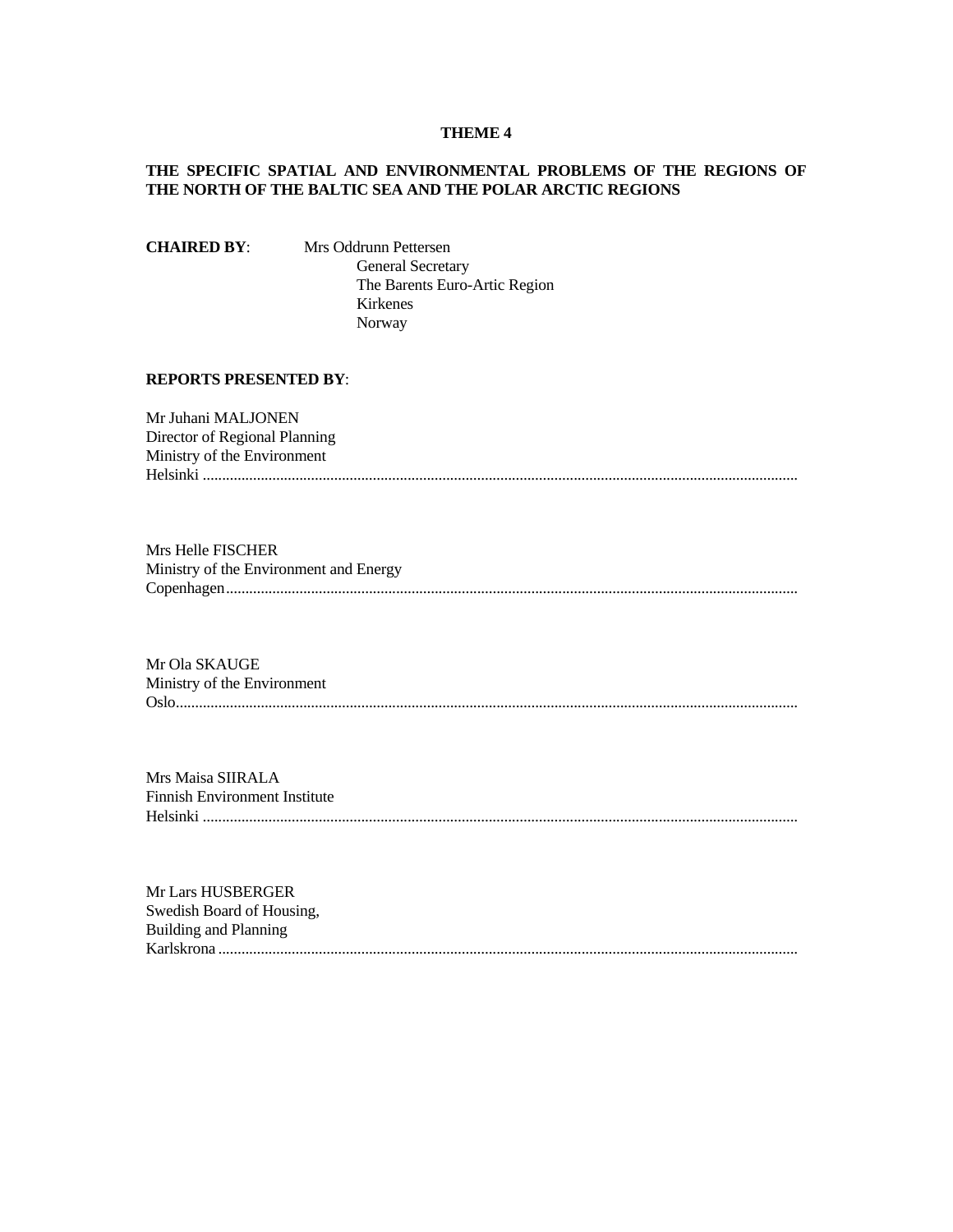**THEME 4**

**THE SPECIFIC SPATIAL AND ENVIRONMENTAL PROBLEMS OF THE REGIONS OF THE NORTH OF THE BALTIC SEA AND THE POLAR ARCTIC REGIONS**

**CHAIRED BY**: Mrs Oddrunn Pettersen
General Secretary
The Barents Euro-Artic Region
Kirkenes
Norway

**REPORTS PRESENTED BY**:

Mr Juhani MALJONEN
Director of Regional Planning
Ministry of the Environment
Helsinki ..........................................................................................................................................

Mrs Helle FISCHER
Ministry of the Environment and Energy
Copenhagen....................................................................................................................................

Mr Ola SKAUGE
Ministry of the Environment
Oslo................................................................................................................................................

Mrs Maisa SIIRALA
Finnish Environment Institute
Helsinki ..........................................................................................................................................

Mr Lars HUSBERGER
Swedish Board of Housing,
Building and Planning
Karlskrona ......................................................................................................................................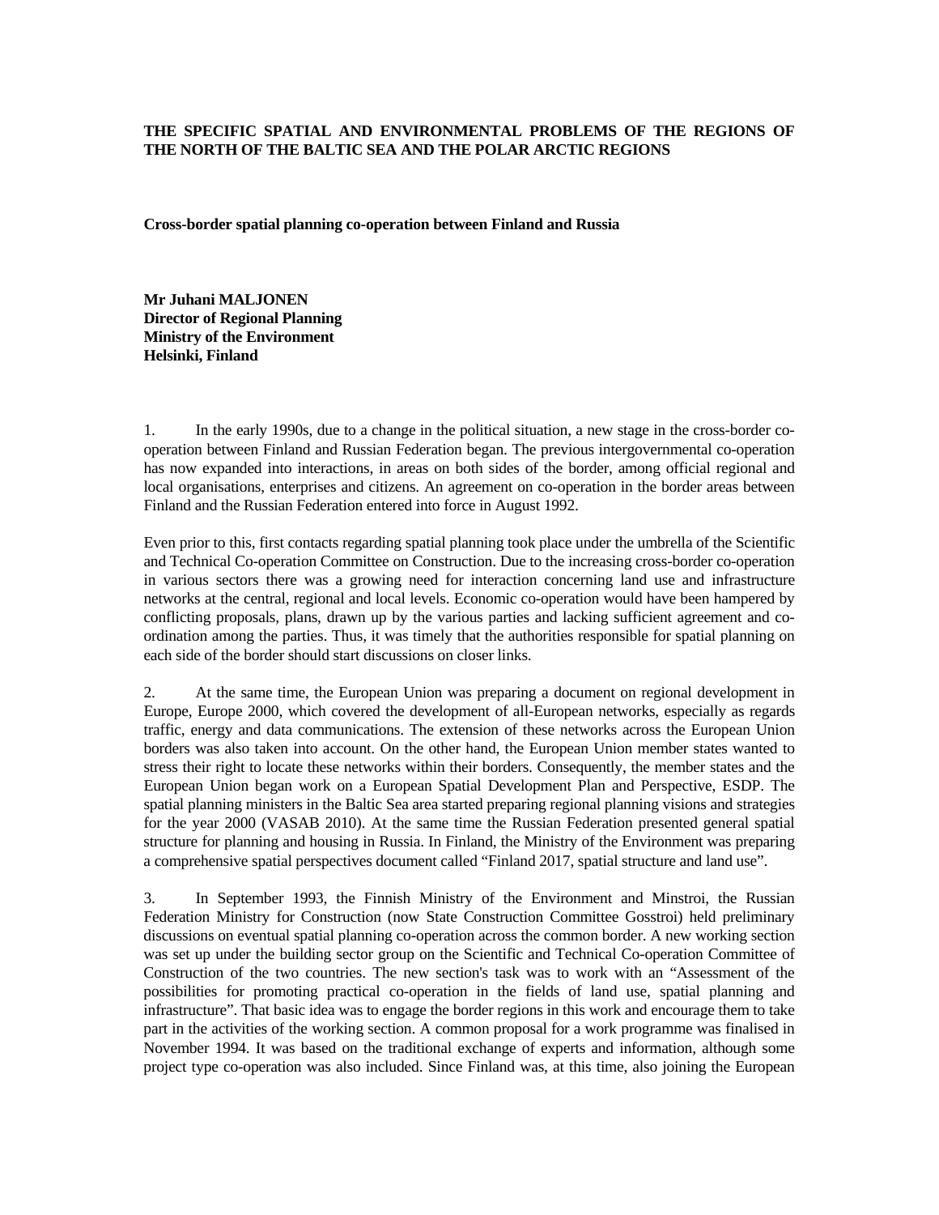**THE SPECIFIC SPATIAL AND ENVIRONMENTAL PROBLEMS OF THE REGIONS OF THE NORTH OF THE BALTIC SEA AND THE POLAR ARCTIC REGIONS**

**Cross-border spatial planning co-operation between Finland and Russia**

**Mr Juhani MALJONEN**
**Director of Regional Planning**
**Ministry of the Environment**
**Helsinki, Finland**

1. In the early 1990s, due to a change in the political situation, a new stage in the cross-border co-operation between Finland and Russian Federation began. The previous intergovernmental co-operation has now expanded into interactions, in areas on both sides of the border, among official regional and local organisations, enterprises and citizens. An agreement on co-operation in the border areas between Finland and the Russian Federation entered into force in August 1992.

Even prior to this, first contacts regarding spatial planning took place under the umbrella of the Scientific and Technical Co-operation Committee on Construction. Due to the increasing cross-border co-operation in various sectors there was a growing need for interaction concerning land use and infrastructure networks at the central, regional and local levels. Economic co-operation would have been hampered by conflicting proposals, plans, drawn up by the various parties and lacking sufficient agreement and co-ordination among the parties. Thus, it was timely that the authorities responsible for spatial planning on each side of the border should start discussions on closer links.

2. At the same time, the European Union was preparing a document on regional development in Europe, Europe 2000, which covered the development of all-European networks, especially as regards traffic, energy and data communications. The extension of these networks across the European Union borders was also taken into account. On the other hand, the European Union member states wanted to stress their right to locate these networks within their borders. Consequently, the member states and the European Union began work on a European Spatial Development Plan and Perspective, ESDP. The spatial planning ministers in the Baltic Sea area started preparing regional planning visions and strategies for the year 2000 (VASAB 2010). At the same time the Russian Federation presented general spatial structure for planning and housing in Russia. In Finland, the Ministry of the Environment was preparing a comprehensive spatial perspectives document called "Finland 2017, spatial structure and land use".

3. In September 1993, the Finnish Ministry of the Environment and Minstroi, the Russian Federation Ministry for Construction (now State Construction Committee Gosstroi) held preliminary discussions on eventual spatial planning co-operation across the common border. A new working section was set up under the building sector group on the Scientific and Technical Co-operation Committee of Construction of the two countries. The new section's task was to work with an "Assessment of the possibilities for promoting practical co-operation in the fields of land use, spatial planning and infrastructure". That basic idea was to engage the border regions in this work and encourage them to take part in the activities of the working section. A common proposal for a work programme was finalised in November 1994. It was based on the traditional exchange of experts and information, although some project type co-operation was also included. Since Finland was, at this time, also joining the European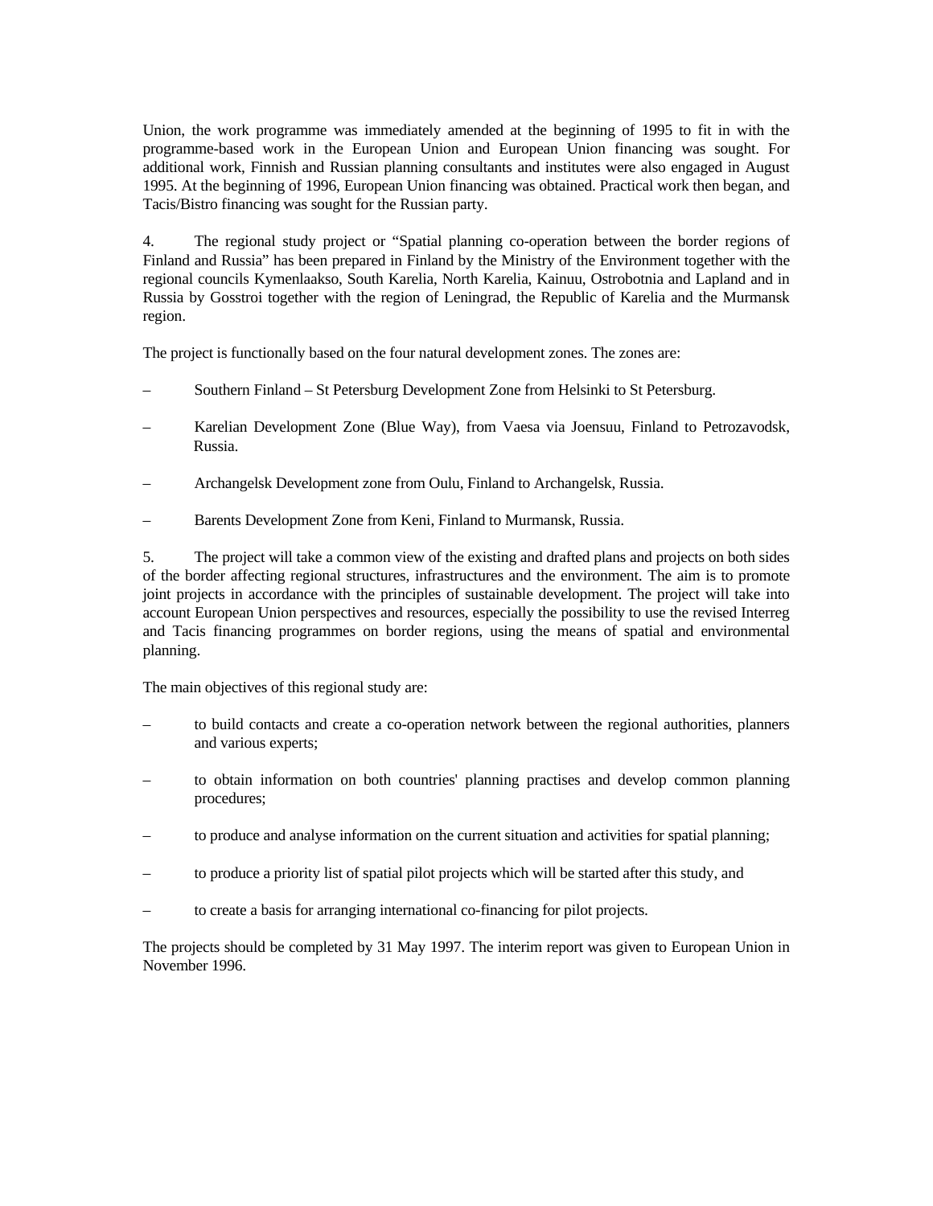Union, the work programme was immediately amended at the beginning of 1995 to fit in with the programme-based work in the European Union and European Union financing was sought. For additional work, Finnish and Russian planning consultants and institutes were also engaged in August 1995. At the beginning of 1996, European Union financing was obtained. Practical work then began, and Tacis/Bistro financing was sought for the Russian party.

4. The regional study project or "Spatial planning co-operation between the border regions of Finland and Russia" has been prepared in Finland by the Ministry of the Environment together with the regional councils Kymenlaakso, South Karelia, North Karelia, Kainuu, Ostrobotnia and Lapland and in Russia by Gosstroi together with the region of Leningrad, the Republic of Karelia and the Murmansk region.

The project is functionally based on the four natural development zones. The zones are:

– Southern Finland – St Petersburg Development Zone from Helsinki to St Petersburg.

– Karelian Development Zone (Blue Way), from Vaesa via Joensuu, Finland to Petrozavodsk, Russia.

– Archangelsk Development zone from Oulu, Finland to Archangelsk, Russia.

– Barents Development Zone from Keni, Finland to Murmansk, Russia.

5. The project will take a common view of the existing and drafted plans and projects on both sides of the border affecting regional structures, infrastructures and the environment. The aim is to promote joint projects in accordance with the principles of sustainable development. The project will take into account European Union perspectives and resources, especially the possibility to use the revised Interreg and Tacis financing programmes on border regions, using the means of spatial and environmental planning.

The main objectives of this regional study are:

– to build contacts and create a co-operation network between the regional authorities, planners and various experts;

– to obtain information on both countries' planning practises and develop common planning procedures;

– to produce and analyse information on the current situation and activities for spatial planning;

– to produce a priority list of spatial pilot projects which will be started after this study, and

– to create a basis for arranging international co-financing for pilot projects.

The projects should be completed by 31 May 1997. The interim report was given to European Union in November 1996.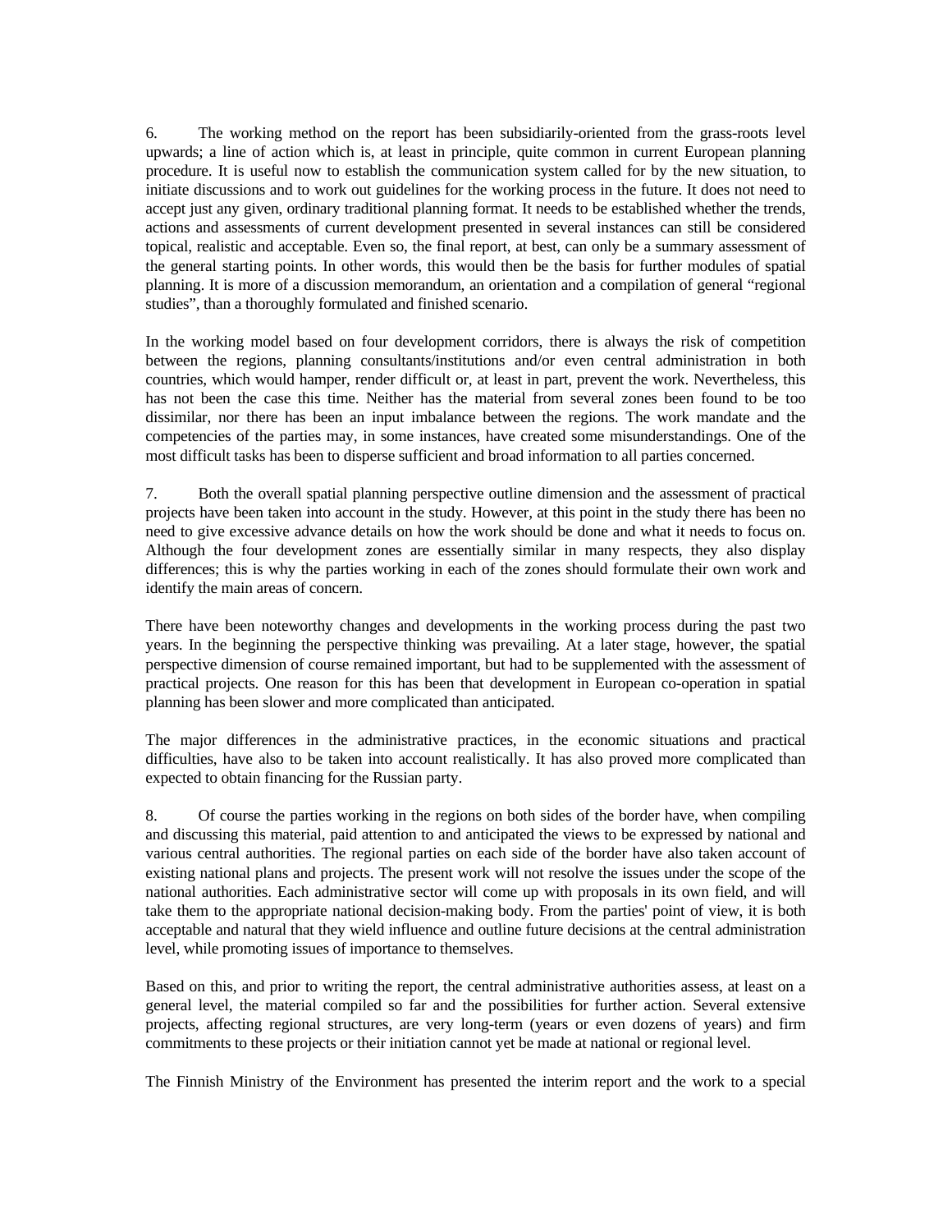6. The working method on the report has been subsidiarily-oriented from the grass-roots level upwards; a line of action which is, at least in principle, quite common in current European planning procedure. It is useful now to establish the communication system called for by the new situation, to initiate discussions and to work out guidelines for the working process in the future. It does not need to accept just any given, ordinary traditional planning format. It needs to be established whether the trends, actions and assessments of current development presented in several instances can still be considered topical, realistic and acceptable. Even so, the final report, at best, can only be a summary assessment of the general starting points. In other words, this would then be the basis for further modules of spatial planning. It is more of a discussion memorandum, an orientation and a compilation of general "regional studies", than a thoroughly formulated and finished scenario.

In the working model based on four development corridors, there is always the risk of competition between the regions, planning consultants/institutions and/or even central administration in both countries, which would hamper, render difficult or, at least in part, prevent the work. Nevertheless, this has not been the case this time. Neither has the material from several zones been found to be too dissimilar, nor there has been an input imbalance between the regions. The work mandate and the competencies of the parties may, in some instances, have created some misunderstandings. One of the most difficult tasks has been to disperse sufficient and broad information to all parties concerned.

7. Both the overall spatial planning perspective outline dimension and the assessment of practical projects have been taken into account in the study. However, at this point in the study there has been no need to give excessive advance details on how the work should be done and what it needs to focus on. Although the four development zones are essentially similar in many respects, they also display differences; this is why the parties working in each of the zones should formulate their own work and identify the main areas of concern.

There have been noteworthy changes and developments in the working process during the past two years. In the beginning the perspective thinking was prevailing. At a later stage, however, the spatial perspective dimension of course remained important, but had to be supplemented with the assessment of practical projects. One reason for this has been that development in European co-operation in spatial planning has been slower and more complicated than anticipated.

The major differences in the administrative practices, in the economic situations and practical difficulties, have also to be taken into account realistically. It has also proved more complicated than expected to obtain financing for the Russian party.

8. Of course the parties working in the regions on both sides of the border have, when compiling and discussing this material, paid attention to and anticipated the views to be expressed by national and various central authorities. The regional parties on each side of the border have also taken account of existing national plans and projects. The present work will not resolve the issues under the scope of the national authorities. Each administrative sector will come up with proposals in its own field, and will take them to the appropriate national decision-making body. From the parties' point of view, it is both acceptable and natural that they wield influence and outline future decisions at the central administration level, while promoting issues of importance to themselves.

Based on this, and prior to writing the report, the central administrative authorities assess, at least on a general level, the material compiled so far and the possibilities for further action. Several extensive projects, affecting regional structures, are very long-term (years or even dozens of years) and firm commitments to these projects or their initiation cannot yet be made at national or regional level.

The Finnish Ministry of the Environment has presented the interim report and the work to a special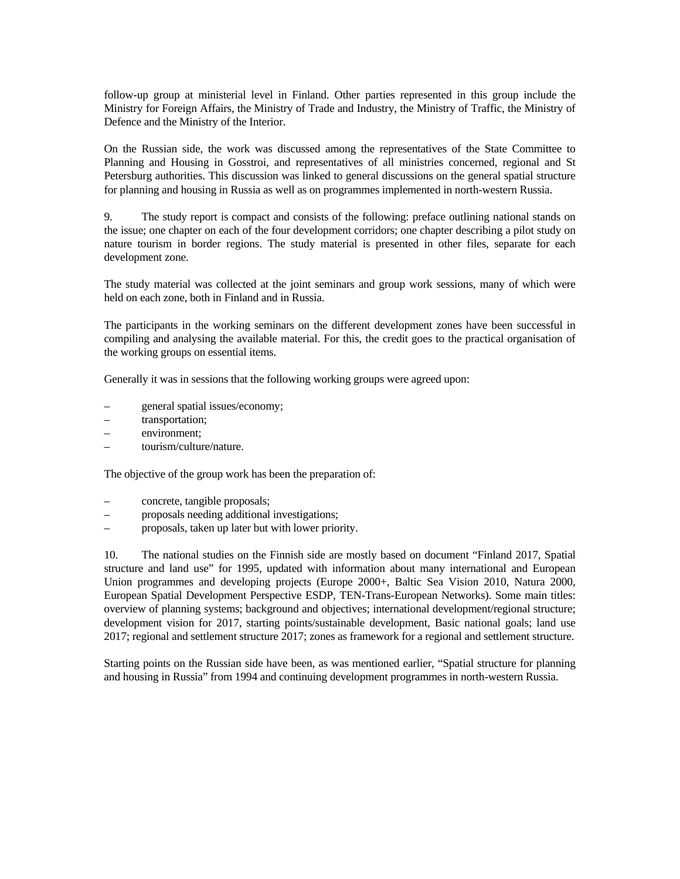follow-up group at ministerial level in Finland. Other parties represented in this group include the Ministry for Foreign Affairs, the Ministry of Trade and Industry, the Ministry of Traffic, the Ministry of Defence and the Ministry of the Interior.

On the Russian side, the work was discussed among the representatives of the State Committee to Planning and Housing in Gosstroi, and representatives of all ministries concerned, regional and St Petersburg authorities. This discussion was linked to general discussions on the general spatial structure for planning and housing in Russia as well as on programmes implemented in north-western Russia.

9. The study report is compact and consists of the following: preface outlining national stands on the issue; one chapter on each of the four development corridors; one chapter describing a pilot study on nature tourism in border regions. The study material is presented in other files, separate for each development zone.

The study material was collected at the joint seminars and group work sessions, many of which were held on each zone, both in Finland and in Russia.

The participants in the working seminars on the different development zones have been successful in compiling and analysing the available material. For this, the credit goes to the practical organisation of the working groups on essential items.

Generally it was in sessions that the following working groups were agreed upon:

– general spatial issues/economy;
– transportation;
– environment;
– tourism/culture/nature.

The objective of the group work has been the preparation of:

– concrete, tangible proposals;
– proposals needing additional investigations;
– proposals, taken up later but with lower priority.

10. The national studies on the Finnish side are mostly based on document “Finland 2017, Spatial structure and land use” for 1995, updated with information about many international and European Union programmes and developing projects (Europe 2000+, Baltic Sea Vision 2010, Natura 2000, European Spatial Development Perspective ESDP, TEN-Trans-European Networks). Some main titles: overview of planning systems; background and objectives; international development/regional structure; development vision for 2017, starting points/sustainable development, Basic national goals; land use 2017; regional and settlement structure 2017; zones as framework for a regional and settlement structure.

Starting points on the Russian side have been, as was mentioned earlier, “Spatial structure for planning and housing in Russia” from 1994 and continuing development programmes in north-western Russia.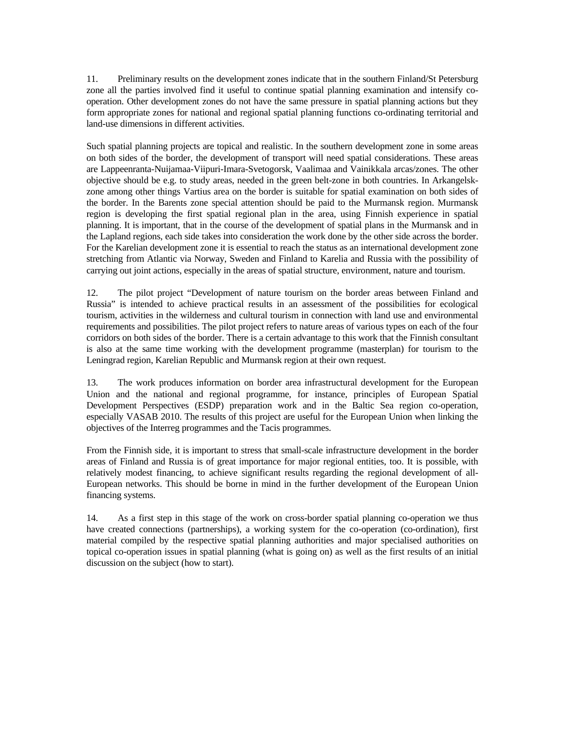11. Preliminary results on the development zones indicate that in the southern Finland/St Petersburg zone all the parties involved find it useful to continue spatial planning examination and intensify co-operation. Other development zones do not have the same pressure in spatial planning actions but they form appropriate zones for national and regional spatial planning functions co-ordinating territorial and land-use dimensions in different activities.

Such spatial planning projects are topical and realistic. In the southern development zone in some areas on both sides of the border, the development of transport will need spatial considerations. These areas are Lappeenranta-Nuijamaa-Viipuri-Imara-Svetogorsk, Vaalimaa and Vainikkala arcas/zones. The other objective should be e.g. to study areas, needed in the green belt-zone in both countries. In Arkangelsk-zone among other things Vartius area on the border is suitable for spatial examination on both sides of the border. In the Barents zone special attention should be paid to the Murmansk region. Murmansk region is developing the first spatial regional plan in the area, using Finnish experience in spatial planning. It is important, that in the course of the development of spatial plans in the Murmansk and in the Lapland regions, each side takes into consideration the work done by the other side across the border. For the Karelian development zone it is essential to reach the status as an international development zone stretching from Atlantic via Norway, Sweden and Finland to Karelia and Russia with the possibility of carrying out joint actions, especially in the areas of spatial structure, environment, nature and tourism.

12. The pilot project "Development of nature tourism on the border areas between Finland and Russia" is intended to achieve practical results in an assessment of the possibilities for ecological tourism, activities in the wilderness and cultural tourism in connection with land use and environmental requirements and possibilities. The pilot project refers to nature areas of various types on each of the four corridors on both sides of the border. There is a certain advantage to this work that the Finnish consultant is also at the same time working with the development programme (masterplan) for tourism to the Leningrad region, Karelian Republic and Murmansk region at their own request.

13. The work produces information on border area infrastructural development for the European Union and the national and regional programme, for instance, principles of European Spatial Development Perspectives (ESDP) preparation work and in the Baltic Sea region co-operation, especially VASAB 2010. The results of this project are useful for the European Union when linking the objectives of the Interreg programmes and the Tacis programmes.

From the Finnish side, it is important to stress that small-scale infrastructure development in the border areas of Finland and Russia is of great importance for major regional entities, too. It is possible, with relatively modest financing, to achieve significant results regarding the regional development of all-European networks. This should be borne in mind in the further development of the European Union financing systems.

14. As a first step in this stage of the work on cross-border spatial planning co-operation we thus have created connections (partnerships), a working system for the co-operation (co-ordination), first material compiled by the respective spatial planning authorities and major specialised authorities on topical co-operation issues in spatial planning (what is going on) as well as the first results of an initial discussion on the subject (how to start).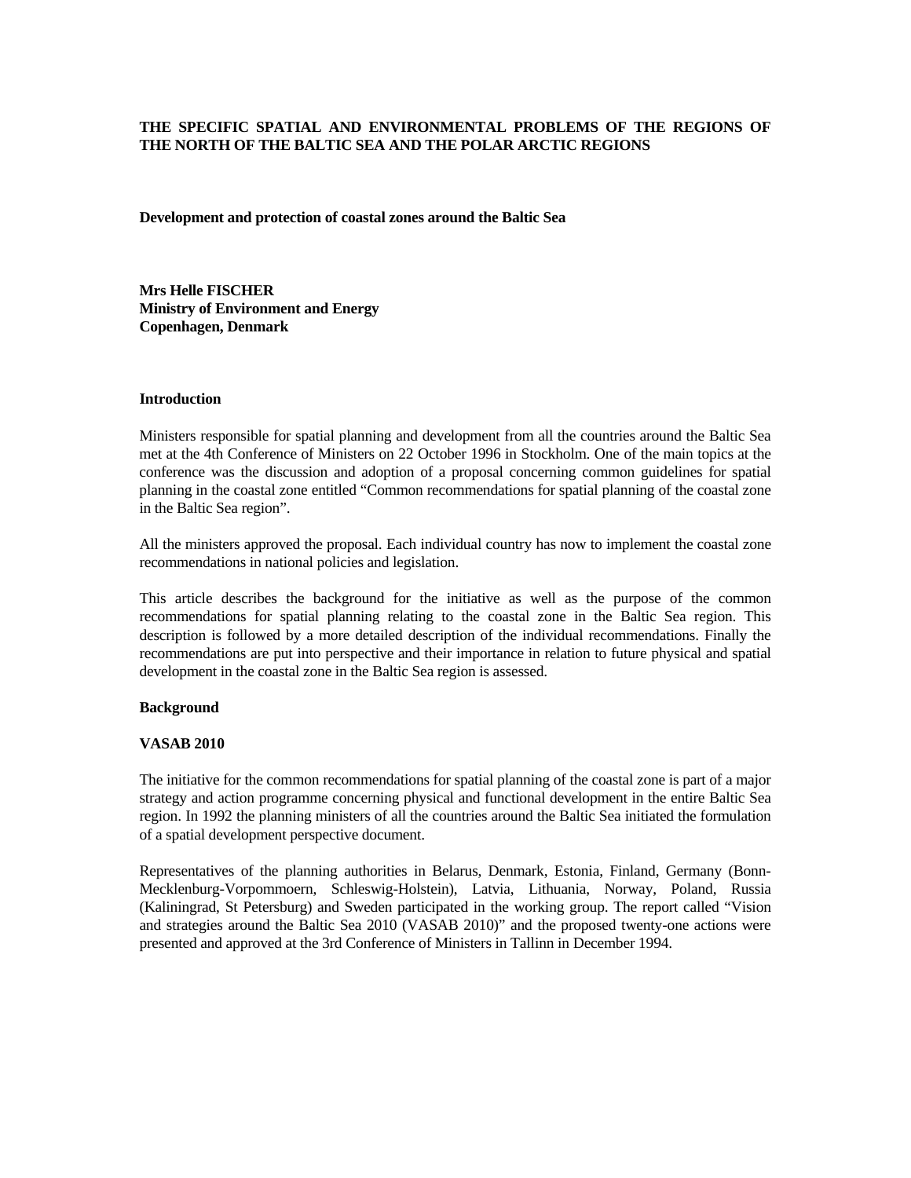## THE SPECIFIC SPATIAL AND ENVIRONMENTAL PROBLEMS OF THE REGIONS OF THE NORTH OF THE BALTIC SEA AND THE POLAR ARCTIC REGIONS

### Development and protection of coastal zones around the Baltic Sea

**Mrs Helle FISCHER**
**Ministry of Environment and Energy**
**Copenhagen, Denmark**

#### Introduction

Ministers responsible for spatial planning and development from all the countries around the Baltic Sea met at the 4th Conference of Ministers on 22 October 1996 in Stockholm. One of the main topics at the conference was the discussion and adoption of a proposal concerning common guidelines for spatial planning in the coastal zone entitled "Common recommendations for spatial planning of the coastal zone in the Baltic Sea region".

All the ministers approved the proposal. Each individual country has now to implement the coastal zone recommendations in national policies and legislation.

This article describes the background for the initiative as well as the purpose of the common recommendations for spatial planning relating to the coastal zone in the Baltic Sea region. This description is followed by a more detailed description of the individual recommendations. Finally the recommendations are put into perspective and their importance in relation to future physical and spatial development in the coastal zone in the Baltic Sea region is assessed.

#### Background

#### VASAB 2010

The initiative for the common recommendations for spatial planning of the coastal zone is part of a major strategy and action programme concerning physical and functional development in the entire Baltic Sea region. In 1992 the planning ministers of all the countries around the Baltic Sea initiated the formulation of a spatial development perspective document.

Representatives of the planning authorities in Belarus, Denmark, Estonia, Finland, Germany (Bonn-Mecklenburg-Vorpommoern, Schleswig-Holstein), Latvia, Lithuania, Norway, Poland, Russia (Kaliningrad, St Petersburg) and Sweden participated in the working group. The report called "Vision and strategies around the Baltic Sea 2010 (VASAB 2010)" and the proposed twenty-one actions were presented and approved at the 3rd Conference of Ministers in Tallinn in December 1994.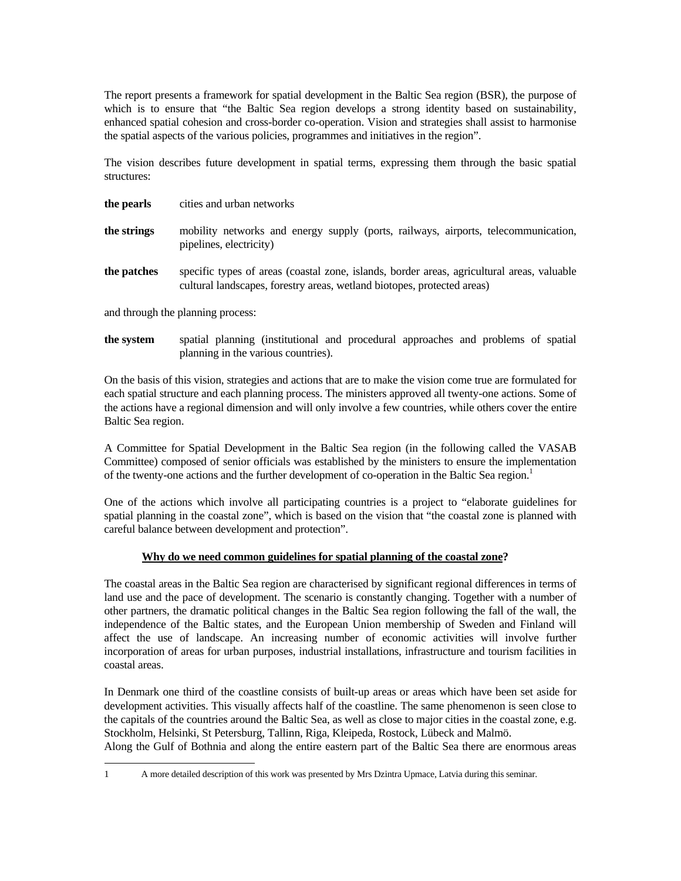The report presents a framework for spatial development in the Baltic Sea region (BSR), the purpose of which is to ensure that "the Baltic Sea region develops a strong identity based on sustainability, enhanced spatial cohesion and cross-border co-operation. Vision and strategies shall assist to harmonise the spatial aspects of the various policies, programmes and initiatives in the region".

The vision describes future development in spatial terms, expressing them through the basic spatial structures:

**the pearls** cities and urban networks

**the strings** mobility networks and energy supply (ports, railways, airports, telecommunication, pipelines, electricity)

**the patches** specific types of areas (coastal zone, islands, border areas, agricultural areas, valuable cultural landscapes, forestry areas, wetland biotopes, protected areas)

and through the planning process:

**the system** spatial planning (institutional and procedural approaches and problems of spatial planning in the various countries).

On the basis of this vision, strategies and actions that are to make the vision come true are formulated for each spatial structure and each planning process. The ministers approved all twenty-one actions. Some of the actions have a regional dimension and will only involve a few countries, while others cover the entire Baltic Sea region.

A Committee for Spatial Development in the Baltic Sea region (in the following called the VASAB Committee) composed of senior officials was established by the ministers to ensure the implementation of the twenty-one actions and the further development of co-operation in the Baltic Sea region.[1]

One of the actions which involve all participating countries is a project to "elaborate guidelines for spatial planning in the coastal zone", which is based on the vision that "the coastal zone is planned with careful balance between development and protection".

**Why do we need common guidelines for spatial planning of the coastal zone?**

The coastal areas in the Baltic Sea region are characterised by significant regional differences in terms of land use and the pace of development. The scenario is constantly changing. Together with a number of other partners, the dramatic political changes in the Baltic Sea region following the fall of the wall, the independence of the Baltic states, and the European Union membership of Sweden and Finland will affect the use of landscape. An increasing number of economic activities will involve further incorporation of areas for urban purposes, industrial installations, infrastructure and tourism facilities in coastal areas.

In Denmark one third of the coastline consists of built-up areas or areas which have been set aside for development activities. This visually affects half of the coastline. The same phenomenon is seen close to the capitals of the countries around the Baltic Sea, as well as close to major cities in the coastal zone, e.g. Stockholm, Helsinki, St Petersburg, Tallinn, Riga, Kleipeda, Rostock, Lübeck and Malmö.
Along the Gulf of Bothnia and along the entire eastern part of the Baltic Sea there are enormous areas

[1] A more detailed description of this work was presented by Mrs Dzintra Upmace, Latvia during this seminar.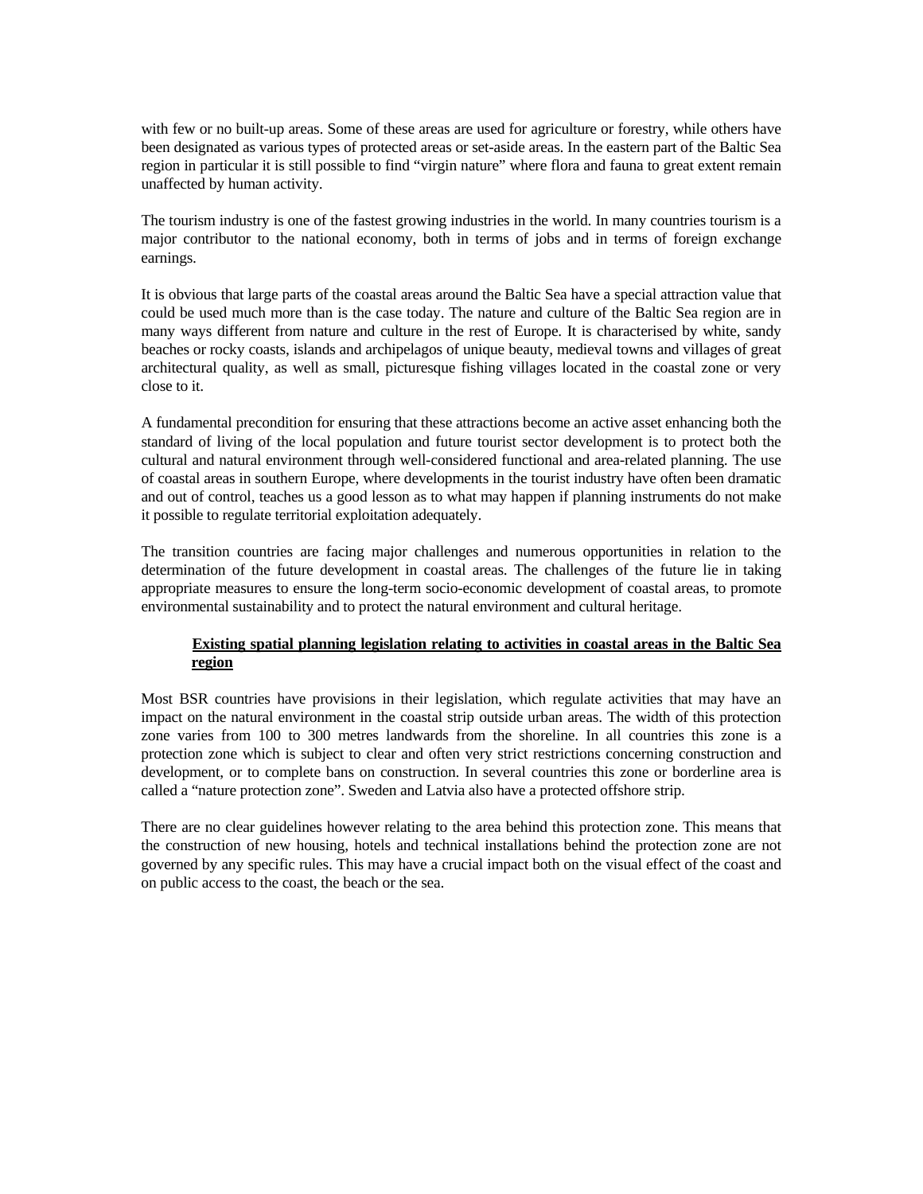with few or no built-up areas. Some of these areas are used for agriculture or forestry, while others have been designated as various types of protected areas or set-aside areas. In the eastern part of the Baltic Sea region in particular it is still possible to find "virgin nature" where flora and fauna to great extent remain unaffected by human activity.

The tourism industry is one of the fastest growing industries in the world. In many countries tourism is a major contributor to the national economy, both in terms of jobs and in terms of foreign exchange earnings.

It is obvious that large parts of the coastal areas around the Baltic Sea have a special attraction value that could be used much more than is the case today. The nature and culture of the Baltic Sea region are in many ways different from nature and culture in the rest of Europe. It is characterised by white, sandy beaches or rocky coasts, islands and archipelagos of unique beauty, medieval towns and villages of great architectural quality, as well as small, picturesque fishing villages located in the coastal zone or very close to it.

A fundamental precondition for ensuring that these attractions become an active asset enhancing both the standard of living of the local population and future tourist sector development is to protect both the cultural and natural environment through well-considered functional and area-related planning. The use of coastal areas in southern Europe, where developments in the tourist industry have often been dramatic and out of control, teaches us a good lesson as to what may happen if planning instruments do not make it possible to regulate territorial exploitation adequately.

The transition countries are facing major challenges and numerous opportunities in relation to the determination of the future development in coastal areas. The challenges of the future lie in taking appropriate measures to ensure the long-term socio-economic development of coastal areas, to promote environmental sustainability and to protect the natural environment and cultural heritage.

### Existing spatial planning legislation relating to activities in coastal areas in the Baltic Sea region

Most BSR countries have provisions in their legislation, which regulate activities that may have an impact on the natural environment in the coastal strip outside urban areas. The width of this protection zone varies from 100 to 300 metres landwards from the shoreline. In all countries this zone is a protection zone which is subject to clear and often very strict restrictions concerning construction and development, or to complete bans on construction. In several countries this zone or borderline area is called a "nature protection zone". Sweden and Latvia also have a protected offshore strip.

There are no clear guidelines however relating to the area behind this protection zone. This means that the construction of new housing, hotels and technical installations behind the protection zone are not governed by any specific rules. This may have a crucial impact both on the visual effect of the coast and on public access to the coast, the beach or the sea.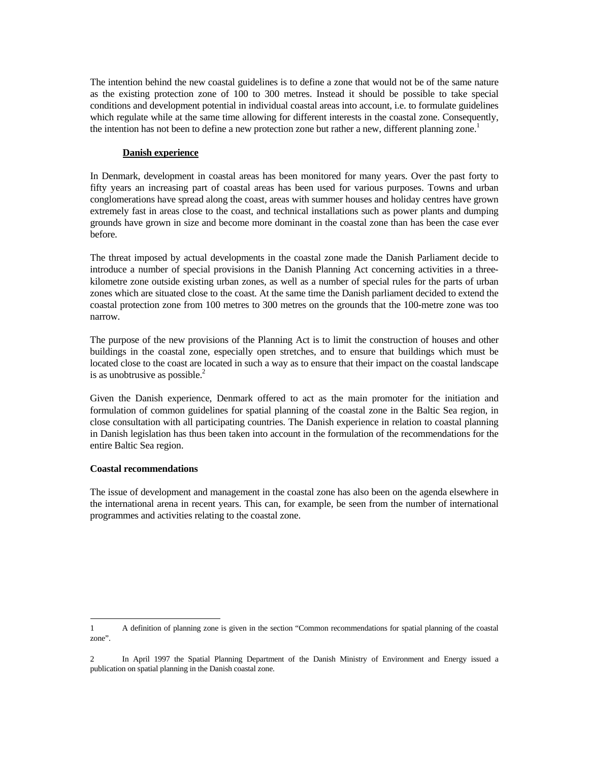The intention behind the new coastal guidelines is to define a zone that would not be of the same nature as the existing protection zone of 100 to 300 metres. Instead it should be possible to take special conditions and development potential in individual coastal areas into account, i.e. to formulate guidelines which regulate while at the same time allowing for different interests in the coastal zone. Consequently, the intention has not been to define a new protection zone but rather a new, different planning zone.[1]

### **Danish experience**

In Denmark, development in coastal areas has been monitored for many years. Over the past forty to fifty years an increasing part of coastal areas has been used for various purposes. Towns and urban conglomerations have spread along the coast, areas with summer houses and holiday centres have grown extremely fast in areas close to the coast, and technical installations such as power plants and dumping grounds have grown in size and become more dominant in the coastal zone than has been the case ever before.

The threat imposed by actual developments in the coastal zone made the Danish Parliament decide to introduce a number of special provisions in the Danish Planning Act concerning activities in a three-kilometre zone outside existing urban zones, as well as a number of special rules for the parts of urban zones which are situated close to the coast. At the same time the Danish parliament decided to extend the coastal protection zone from 100 metres to 300 metres on the grounds that the 100-metre zone was too narrow.

The purpose of the new provisions of the Planning Act is to limit the construction of houses and other buildings in the coastal zone, especially open stretches, and to ensure that buildings which must be located close to the coast are located in such a way as to ensure that their impact on the coastal landscape is as unobtrusive as possible.[2]

Given the Danish experience, Denmark offered to act as the main promoter for the initiation and formulation of common guidelines for spatial planning of the coastal zone in the Baltic Sea region, in close consultation with all participating countries. The Danish experience in relation to coastal planning in Danish legislation has thus been taken into account in the formulation of the recommendations for the entire Baltic Sea region.

### **Coastal recommendations**

The issue of development and management in the coastal zone has also been on the agenda elsewhere in the international arena in recent years. This can, for example, be seen from the number of international programmes and activities relating to the coastal zone.

---

1 A definition of planning zone is given in the section "Common recommendations for spatial planning of the coastal zone".

2 In April 1997 the Spatial Planning Department of the Danish Ministry of Environment and Energy issued a publication on spatial planning in the Danish coastal zone.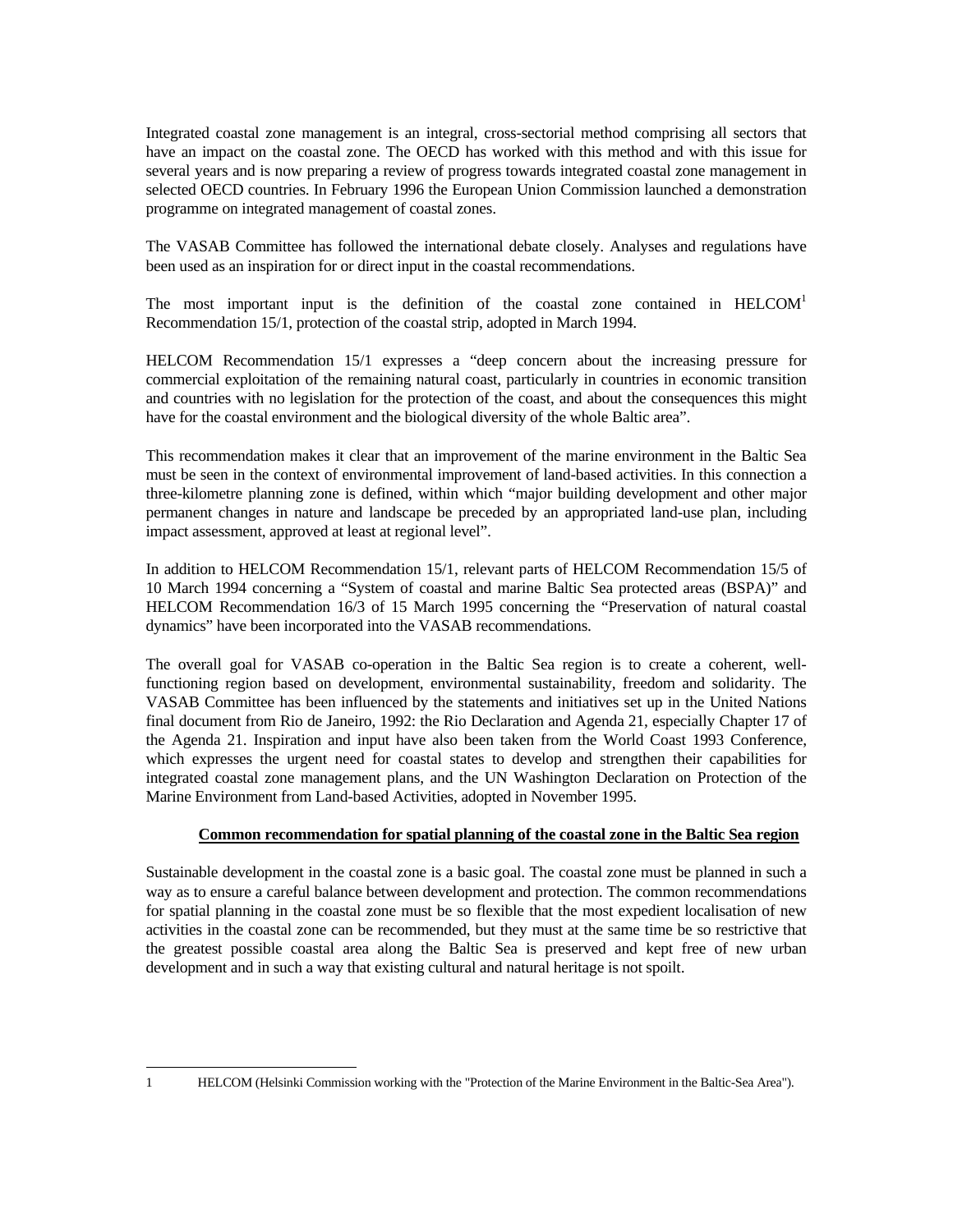Integrated coastal zone management is an integral, cross-sectorial method comprising all sectors that have an impact on the coastal zone. The OECD has worked with this method and with this issue for several years and is now preparing a review of progress towards integrated coastal zone management in selected OECD countries. In February 1996 the European Union Commission launched a demonstration programme on integrated management of coastal zones.

The VASAB Committee has followed the international debate closely. Analyses and regulations have been used as an inspiration for or direct input in the coastal recommendations.

The most important input is the definition of the coastal zone contained in HELCOM[1] Recommendation 15/1, protection of the coastal strip, adopted in March 1994.

HELCOM Recommendation 15/1 expresses a "deep concern about the increasing pressure for commercial exploitation of the remaining natural coast, particularly in countries in economic transition and countries with no legislation for the protection of the coast, and about the consequences this might have for the coastal environment and the biological diversity of the whole Baltic area".

This recommendation makes it clear that an improvement of the marine environment in the Baltic Sea must be seen in the context of environmental improvement of land-based activities. In this connection a three-kilometre planning zone is defined, within which "major building development and other major permanent changes in nature and landscape be preceded by an appropriated land-use plan, including impact assessment, approved at least at regional level".

In addition to HELCOM Recommendation 15/1, relevant parts of HELCOM Recommendation 15/5 of 10 March 1994 concerning a "System of coastal and marine Baltic Sea protected areas (BSPA)" and HELCOM Recommendation 16/3 of 15 March 1995 concerning the "Preservation of natural coastal dynamics" have been incorporated into the VASAB recommendations.

The overall goal for VASAB co-operation in the Baltic Sea region is to create a coherent, well-functioning region based on development, environmental sustainability, freedom and solidarity. The VASAB Committee has been influenced by the statements and initiatives set up in the United Nations final document from Rio de Janeiro, 1992: the Rio Declaration and Agenda 21, especially Chapter 17 of the Agenda 21. Inspiration and input have also been taken from the World Coast 1993 Conference, which expresses the urgent need for coastal states to develop and strengthen their capabilities for integrated coastal zone management plans, and the UN Washington Declaration on Protection of the Marine Environment from Land-based Activities, adopted in November 1995.

**Common recommendation for spatial planning of the coastal zone in the Baltic Sea region**

Sustainable development in the coastal zone is a basic goal. The coastal zone must be planned in such a way as to ensure a careful balance between development and protection. The common recommendations for spatial planning in the coastal zone must be so flexible that the most expedient localisation of new activities in the coastal zone can be recommended, but they must at the same time be so restrictive that the greatest possible coastal area along the Baltic Sea is preserved and kept free of new urban development and in such a way that existing cultural and natural heritage is not spoilt.

1 HELCOM (Helsinki Commission working with the "Protection of the Marine Environment in the Baltic-Sea Area").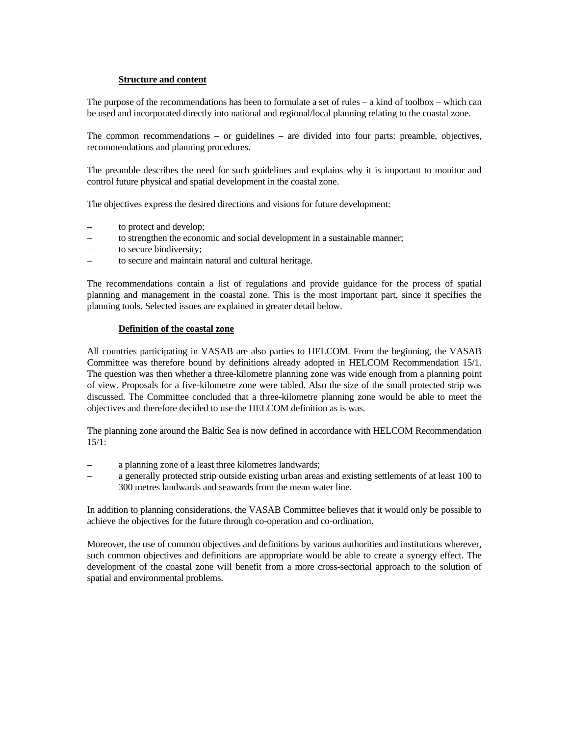### Structure and content

The purpose of the recommendations has been to formulate a set of rules – a kind of toolbox – which can be used and incorporated directly into national and regional/local planning relating to the coastal zone.

The common recommendations – or guidelines – are divided into four parts: preamble, objectives, recommendations and planning procedures.

The preamble describes the need for such guidelines and explains why it is important to monitor and control future physical and spatial development in the coastal zone.

The objectives express the desired directions and visions for future development:

– to protect and develop;
– to strengthen the economic and social development in a sustainable manner;
– to secure biodiversity;
– to secure and maintain natural and cultural heritage.

The recommendations contain a list of regulations and provide guidance for the process of spatial planning and management in the coastal zone. This is the most important part, since it specifies the planning tools. Selected issues are explained in greater detail below.

### Definition of the coastal zone

All countries participating in VASAB are also parties to HELCOM. From the beginning, the VASAB Committee was therefore bound by definitions already adopted in HELCOM Recommendation 15/1. The question was then whether a three-kilometre planning zone was wide enough from a planning point of view. Proposals for a five-kilometre zone were tabled. Also the size of the small protected strip was discussed. The Committee concluded that a three-kilometre planning zone would be able to meet the objectives and therefore decided to use the HELCOM definition as is was.

The planning zone around the Baltic Sea is now defined in accordance with HELCOM Recommendation 15/1:

– a planning zone of a least three kilometres landwards;
– a generally protected strip outside existing urban areas and existing settlements of at least 100 to 300 metres landwards and seawards from the mean water line.

In addition to planning considerations, the VASAB Committee believes that it would only be possible to achieve the objectives for the future through co-operation and co-ordination.

Moreover, the use of common objectives and definitions by various authorities and institutions wherever, such common objectives and definitions are appropriate would be able to create a synergy effect. The development of the coastal zone will benefit from a more cross-sectorial approach to the solution of spatial and environmental problems.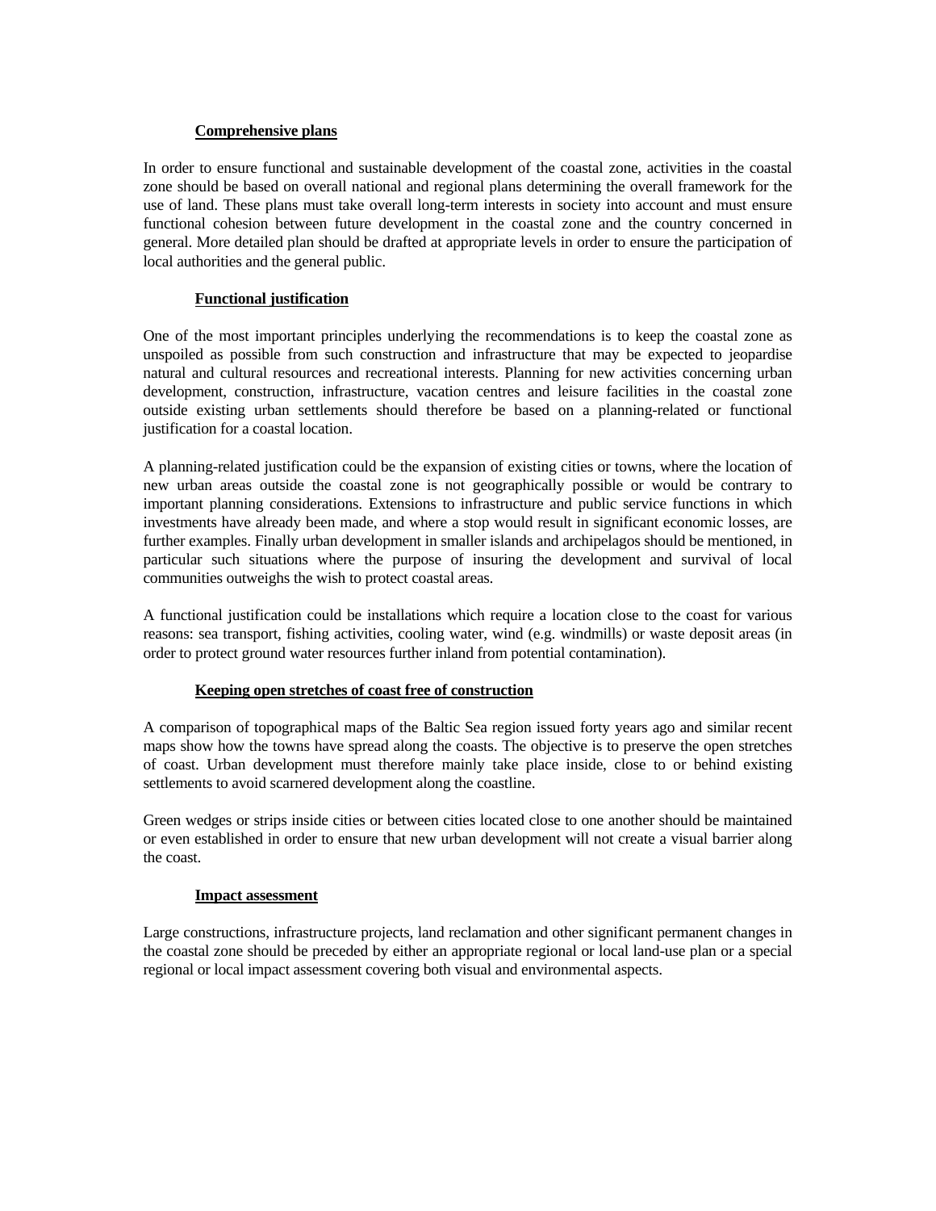**Comprehensive plans**

In order to ensure functional and sustainable development of the coastal zone, activities in the coastal zone should be based on overall national and regional plans determining the overall framework for the use of land. These plans must take overall long-term interests in society into account and must ensure functional cohesion between future development in the coastal zone and the country concerned in general. More detailed plan should be drafted at appropriate levels in order to ensure the participation of local authorities and the general public.

**Functional justification**

One of the most important principles underlying the recommendations is to keep the coastal zone as unspoiled as possible from such construction and infrastructure that may be expected to jeopardise natural and cultural resources and recreational interests. Planning for new activities concerning urban development, construction, infrastructure, vacation centres and leisure facilities in the coastal zone outside existing urban settlements should therefore be based on a planning-related or functional justification for a coastal location.

A planning-related justification could be the expansion of existing cities or towns, where the location of new urban areas outside the coastal zone is not geographically possible or would be contrary to important planning considerations. Extensions to infrastructure and public service functions in which investments have already been made, and where a stop would result in significant economic losses, are further examples. Finally urban development in smaller islands and archipelagos should be mentioned, in particular such situations where the purpose of insuring the development and survival of local communities outweighs the wish to protect coastal areas.

A functional justification could be installations which require a location close to the coast for various reasons: sea transport, fishing activities, cooling water, wind (e.g. windmills) or waste deposit areas (in order to protect ground water resources further inland from potential contamination).

**Keeping open stretches of coast free of construction**

A comparison of topographical maps of the Baltic Sea region issued forty years ago and similar recent maps show how the towns have spread along the coasts. The objective is to preserve the open stretches of coast. Urban development must therefore mainly take place inside, close to or behind existing settlements to avoid scarnered development along the coastline.

Green wedges or strips inside cities or between cities located close to one another should be maintained or even established in order to ensure that new urban development will not create a visual barrier along the coast.

**Impact assessment**

Large constructions, infrastructure projects, land reclamation and other significant permanent changes in the coastal zone should be preceded by either an appropriate regional or local land-use plan or a special regional or local impact assessment covering both visual and environmental aspects.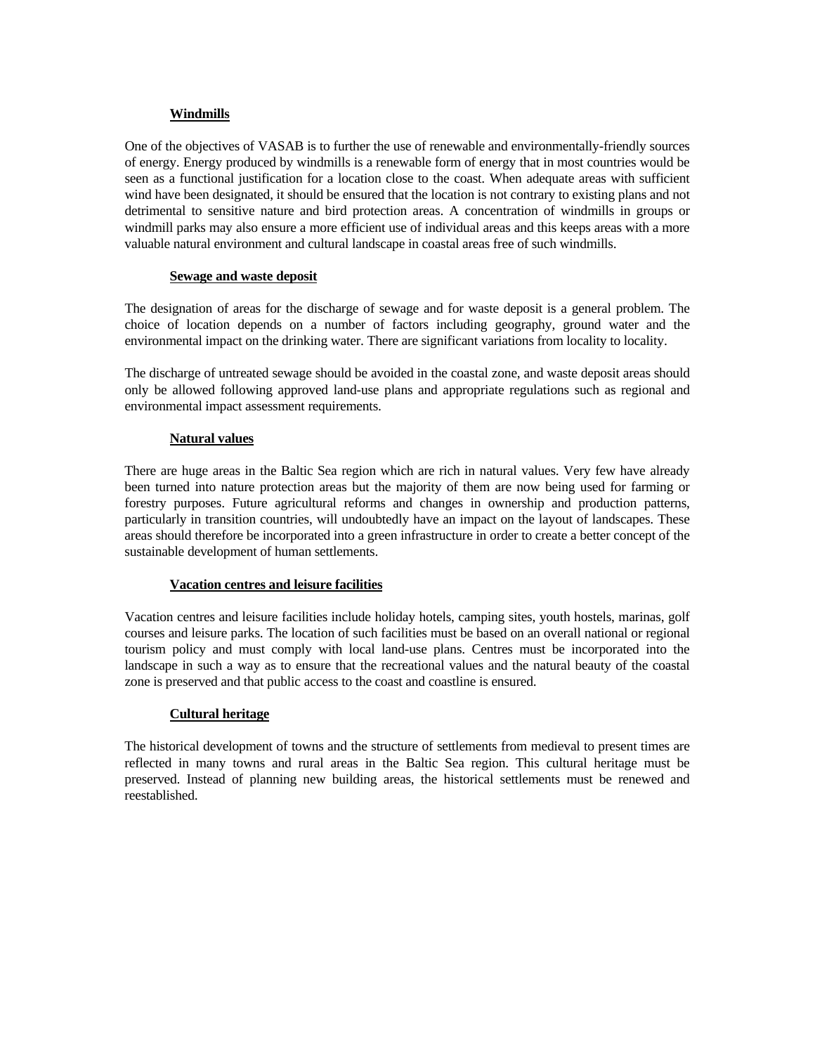**Windmills**

One of the objectives of VASAB is to further the use of renewable and environmentally-friendly sources of energy. Energy produced by windmills is a renewable form of energy that in most countries would be seen as a functional justification for a location close to the coast. When adequate areas with sufficient wind have been designated, it should be ensured that the location is not contrary to existing plans and not detrimental to sensitive nature and bird protection areas. A concentration of windmills in groups or windmill parks may also ensure a more efficient use of individual areas and this keeps areas with a more valuable natural environment and cultural landscape in coastal areas free of such windmills.

**Sewage and waste deposit**

The designation of areas for the discharge of sewage and for waste deposit is a general problem. The choice of location depends on a number of factors including geography, ground water and the environmental impact on the drinking water. There are significant variations from locality to locality.

The discharge of untreated sewage should be avoided in the coastal zone, and waste deposit areas should only be allowed following approved land-use plans and appropriate regulations such as regional and environmental impact assessment requirements.

**Natural values**

There are huge areas in the Baltic Sea region which are rich in natural values. Very few have already been turned into nature protection areas but the majority of them are now being used for farming or forestry purposes. Future agricultural reforms and changes in ownership and production patterns, particularly in transition countries, will undoubtedly have an impact on the layout of landscapes. These areas should therefore be incorporated into a green infrastructure in order to create a better concept of the sustainable development of human settlements.

**Vacation centres and leisure facilities**

Vacation centres and leisure facilities include holiday hotels, camping sites, youth hostels, marinas, golf courses and leisure parks. The location of such facilities must be based on an overall national or regional tourism policy and must comply with local land-use plans. Centres must be incorporated into the landscape in such a way as to ensure that the recreational values and the natural beauty of the coastal zone is preserved and that public access to the coast and coastline is ensured.

**Cultural heritage**

The historical development of towns and the structure of settlements from medieval to present times are reflected in many towns and rural areas in the Baltic Sea region. This cultural heritage must be preserved. Instead of planning new building areas, the historical settlements must be renewed and reestablished.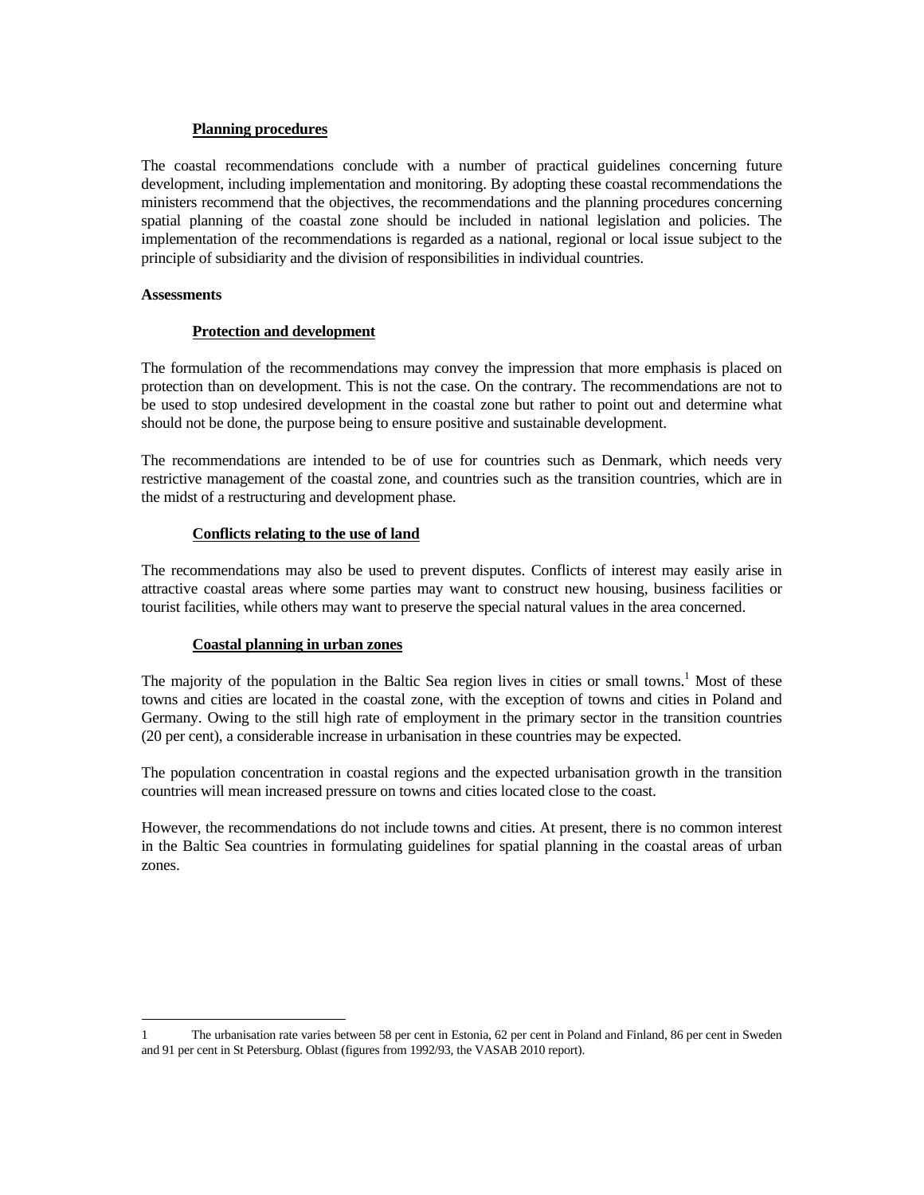### Planning procedures

The coastal recommendations conclude with a number of practical guidelines concerning future development, including implementation and monitoring. By adopting these coastal recommendations the ministers recommend that the objectives, the recommendations and the planning procedures concerning spatial planning of the coastal zone should be included in national legislation and policies. The implementation of the recommendations is regarded as a national, regional or local issue subject to the principle of subsidiarity and the division of responsibilities in individual countries.

## Assessments

### Protection and development

The formulation of the recommendations may convey the impression that more emphasis is placed on protection than on development. This is not the case. On the contrary. The recommendations are not to be used to stop undesired development in the coastal zone but rather to point out and determine what should not be done, the purpose being to ensure positive and sustainable development.

The recommendations are intended to be of use for countries such as Denmark, which needs very restrictive management of the coastal zone, and countries such as the transition countries, which are in the midst of a restructuring and development phase.

### Conflicts relating to the use of land

The recommendations may also be used to prevent disputes. Conflicts of interest may easily arise in attractive coastal areas where some parties may want to construct new housing, business facilities or tourist facilities, while others may want to preserve the special natural values in the area concerned.

### Coastal planning in urban zones

The majority of the population in the Baltic Sea region lives in cities or small towns.[1] Most of these towns and cities are located in the coastal zone, with the exception of towns and cities in Poland and Germany. Owing to the still high rate of employment in the primary sector in the transition countries (20 per cent), a considerable increase in urbanisation in these countries may be expected.

The population concentration in coastal regions and the expected urbanisation growth in the transition countries will mean increased pressure on towns and cities located close to the coast.

However, the recommendations do not include towns and cities. At present, there is no common interest in the Baltic Sea countries in formulating guidelines for spatial planning in the coastal areas of urban zones.

---

1 The urbanisation rate varies between 58 per cent in Estonia, 62 per cent in Poland and Finland, 86 per cent in Sweden and 91 per cent in St Petersburg. Oblast (figures from 1992/93, the VASAB 2010 report).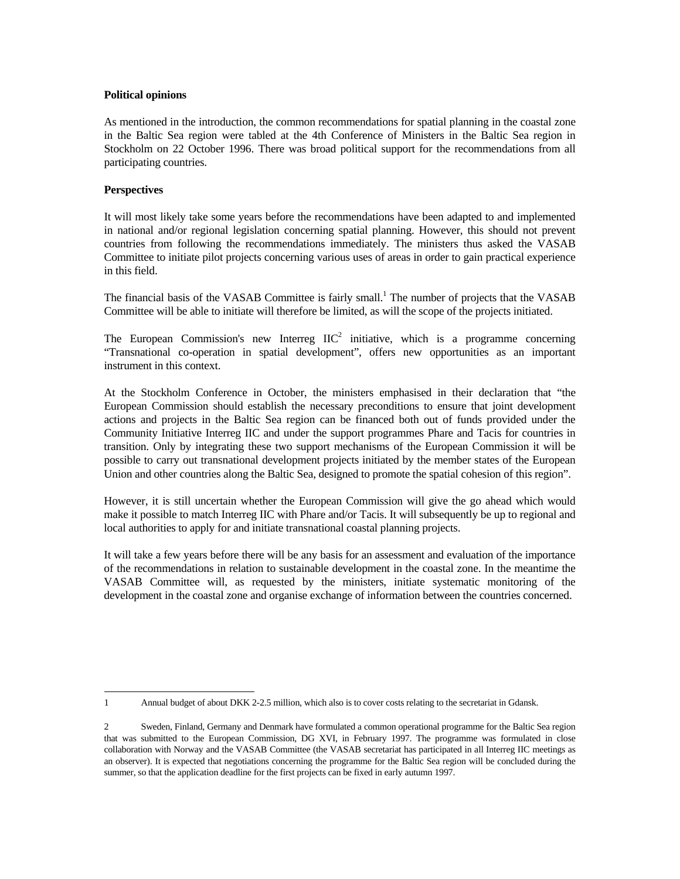**Political opinions**

As mentioned in the introduction, the common recommendations for spatial planning in the coastal zone in the Baltic Sea region were tabled at the 4th Conference of Ministers in the Baltic Sea region in Stockholm on 22 October 1996. There was broad political support for the recommendations from all participating countries.

**Perspectives**

It will most likely take some years before the recommendations have been adapted to and implemented in national and/or regional legislation concerning spatial planning. However, this should not prevent countries from following the recommendations immediately. The ministers thus asked the VASAB Committee to initiate pilot projects concerning various uses of areas in order to gain practical experience in this field.

The financial basis of the VASAB Committee is fairly small.[1] The number of projects that the VASAB Committee will be able to initiate will therefore be limited, as will the scope of the projects initiated.

The European Commission's new Interreg IIC[2] initiative, which is a programme concerning "Transnational co-operation in spatial development", offers new opportunities as an important instrument in this context.

At the Stockholm Conference in October, the ministers emphasised in their declaration that "the European Commission should establish the necessary preconditions to ensure that joint development actions and projects in the Baltic Sea region can be financed both out of funds provided under the Community Initiative Interreg IIC and under the support programmes Phare and Tacis for countries in transition. Only by integrating these two support mechanisms of the European Commission it will be possible to carry out transnational development projects initiated by the member states of the European Union and other countries along the Baltic Sea, designed to promote the spatial cohesion of this region".

However, it is still uncertain whether the European Commission will give the go ahead which would make it possible to match Interreg IIC with Phare and/or Tacis. It will subsequently be up to regional and local authorities to apply for and initiate transnational coastal planning projects.

It will take a few years before there will be any basis for an assessment and evaluation of the importance of the recommendations in relation to sustainable development in the coastal zone. In the meantime the VASAB Committee will, as requested by the ministers, initiate systematic monitoring of the development in the coastal zone and organise exchange of information between the countries concerned.

---

1 Annual budget of about DKK 2-2.5 million, which also is to cover costs relating to the secretariat in Gdansk.

2 Sweden, Finland, Germany and Denmark have formulated a common operational programme for the Baltic Sea region that was submitted to the European Commission, DG XVI, in February 1997. The programme was formulated in close collaboration with Norway and the VASAB Committee (the VASAB secretariat has participated in all Interreg IIC meetings as an observer). It is expected that negotiations concerning the programme for the Baltic Sea region will be concluded during the summer, so that the application deadline for the first projects can be fixed in early autumn 1997.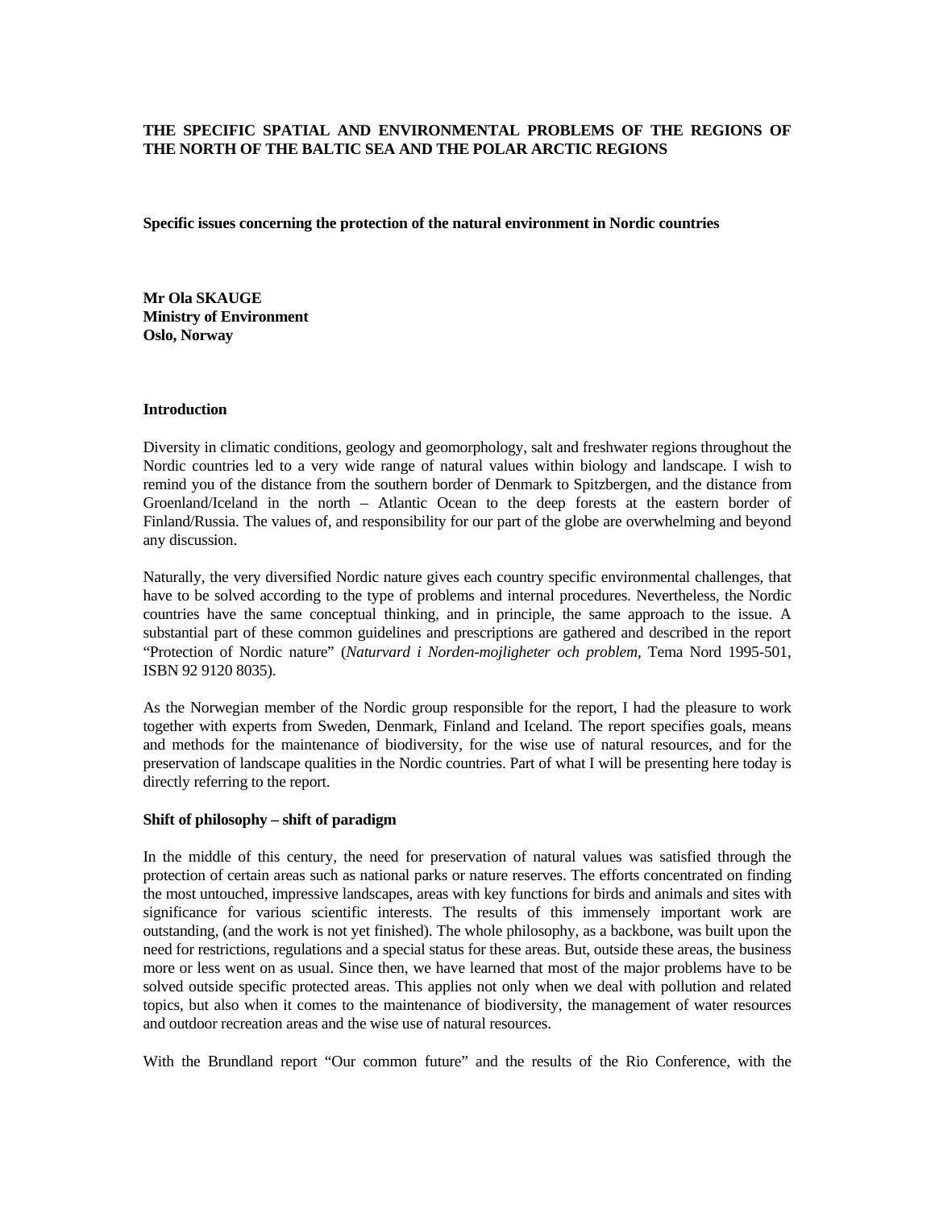**THE SPECIFIC SPATIAL AND ENVIRONMENTAL PROBLEMS OF THE REGIONS OF THE NORTH OF THE BALTIC SEA AND THE POLAR ARCTIC REGIONS**

**Specific issues concerning the protection of the natural environment in Nordic countries**

**Mr Ola SKAUGE**
**Ministry of Environment**
**Oslo, Norway**

**Introduction**

Diversity in climatic conditions, geology and geomorphology, salt and freshwater regions throughout the Nordic countries led to a very wide range of natural values within biology and landscape. I wish to remind you of the distance from the southern border of Denmark to Spitzbergen, and the distance from Groenland/Iceland in the north – Atlantic Ocean to the deep forests at the eastern border of Finland/Russia. The values of, and responsibility for our part of the globe are overwhelming and beyond any discussion.

Naturally, the very diversified Nordic nature gives each country specific environmental challenges, that have to be solved according to the type of problems and internal procedures. Nevertheless, the Nordic countries have the same conceptual thinking, and in principle, the same approach to the issue. A substantial part of these common guidelines and prescriptions are gathered and described in the report "Protection of Nordic nature" (*Naturvard i Norden-mojligheter och problem*, Tema Nord 1995-501, ISBN 92 9120 8035).

As the Norwegian member of the Nordic group responsible for the report, I had the pleasure to work together with experts from Sweden, Denmark, Finland and Iceland. The report specifies goals, means and methods for the maintenance of biodiversity, for the wise use of natural resources, and for the preservation of landscape qualities in the Nordic countries. Part of what I will be presenting here today is directly referring to the report.

**Shift of philosophy – shift of paradigm**

In the middle of this century, the need for preservation of natural values was satisfied through the protection of certain areas such as national parks or nature reserves. The efforts concentrated on finding the most untouched, impressive landscapes, areas with key functions for birds and animals and sites with significance for various scientific interests. The results of this immensely important work are outstanding, (and the work is not yet finished). The whole philosophy, as a backbone, was built upon the need for restrictions, regulations and a special status for these areas. But, outside these areas, the business more or less went on as usual. Since then, we have learned that most of the major problems have to be solved outside specific protected areas. This applies not only when we deal with pollution and related topics, but also when it comes to the maintenance of biodiversity, the management of water resources and outdoor recreation areas and the wise use of natural resources.

With the Brundland report "Our common future" and the results of the Rio Conference, with the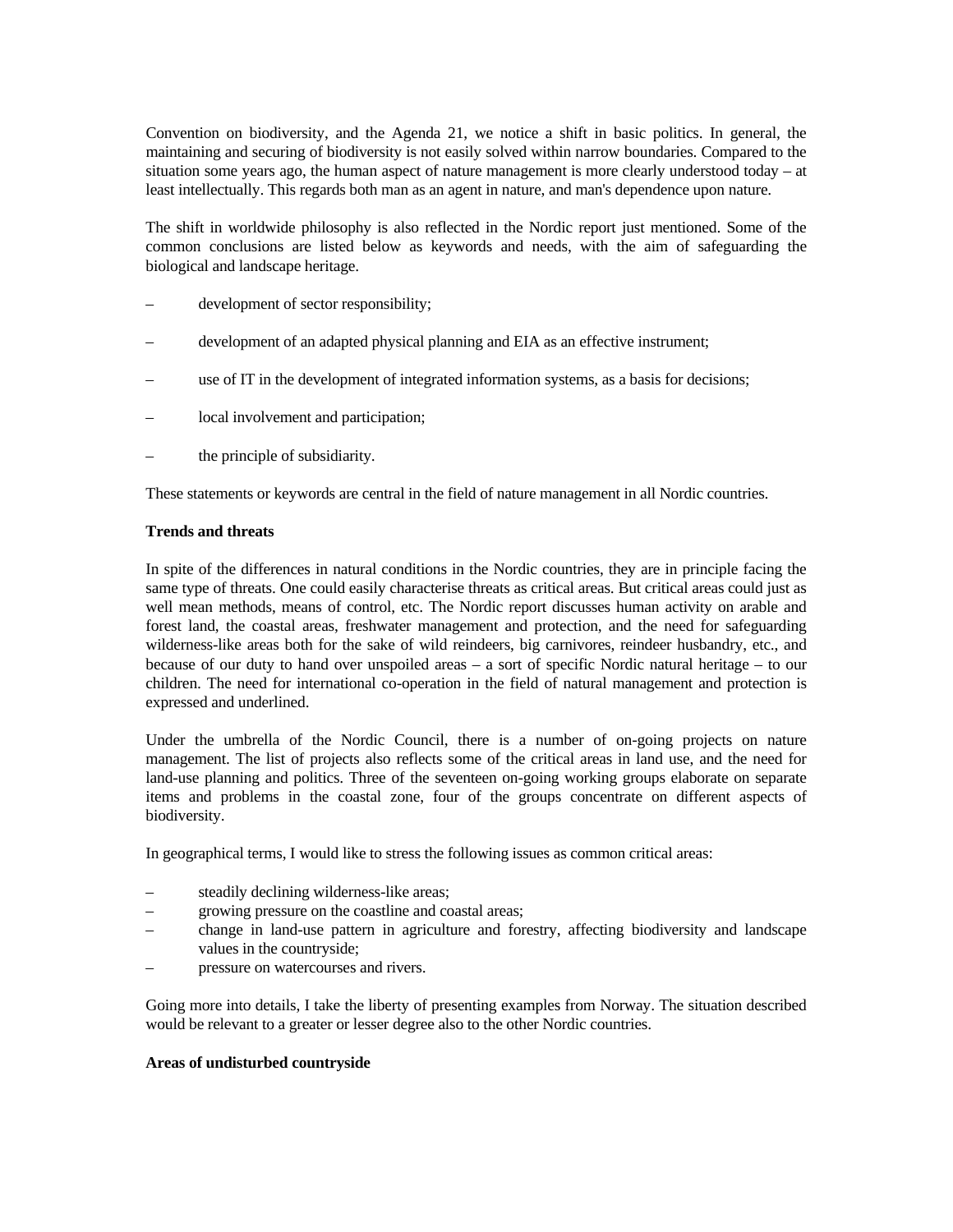Convention on biodiversity, and the Agenda 21, we notice a shift in basic politics. In general, the maintaining and securing of biodiversity is not easily solved within narrow boundaries. Compared to the situation some years ago, the human aspect of nature management is more clearly understood today – at least intellectually. This regards both man as an agent in nature, and man's dependence upon nature.

The shift in worldwide philosophy is also reflected in the Nordic report just mentioned. Some of the common conclusions are listed below as keywords and needs, with the aim of safeguarding the biological and landscape heritage.

– development of sector responsibility;

– development of an adapted physical planning and EIA as an effective instrument;

– use of IT in the development of integrated information systems, as a basis for decisions;

– local involvement and participation;

– the principle of subsidiarity.

These statements or keywords are central in the field of nature management in all Nordic countries.

**Trends and threats**

In spite of the differences in natural conditions in the Nordic countries, they are in principle facing the same type of threats. One could easily characterise threats as critical areas. But critical areas could just as well mean methods, means of control, etc. The Nordic report discusses human activity on arable and forest land, the coastal areas, freshwater management and protection, and the need for safeguarding wilderness-like areas both for the sake of wild reindeers, big carnivores, reindeer husbandry, etc., and because of our duty to hand over unspoiled areas – a sort of specific Nordic natural heritage – to our children. The need for international co-operation in the field of natural management and protection is expressed and underlined.

Under the umbrella of the Nordic Council, there is a number of on-going projects on nature management. The list of projects also reflects some of the critical areas in land use, and the need for land-use planning and politics. Three of the seventeen on-going working groups elaborate on separate items and problems in the coastal zone, four of the groups concentrate on different aspects of biodiversity.

In geographical terms, I would like to stress the following issues as common critical areas:

– steadily declining wilderness-like areas;
– growing pressure on the coastline and coastal areas;
– change in land-use pattern in agriculture and forestry, affecting biodiversity and landscape values in the countryside;
– pressure on watercourses and rivers.

Going more into details, I take the liberty of presenting examples from Norway. The situation described would be relevant to a greater or lesser degree also to the other Nordic countries.

**Areas of undisturbed countryside**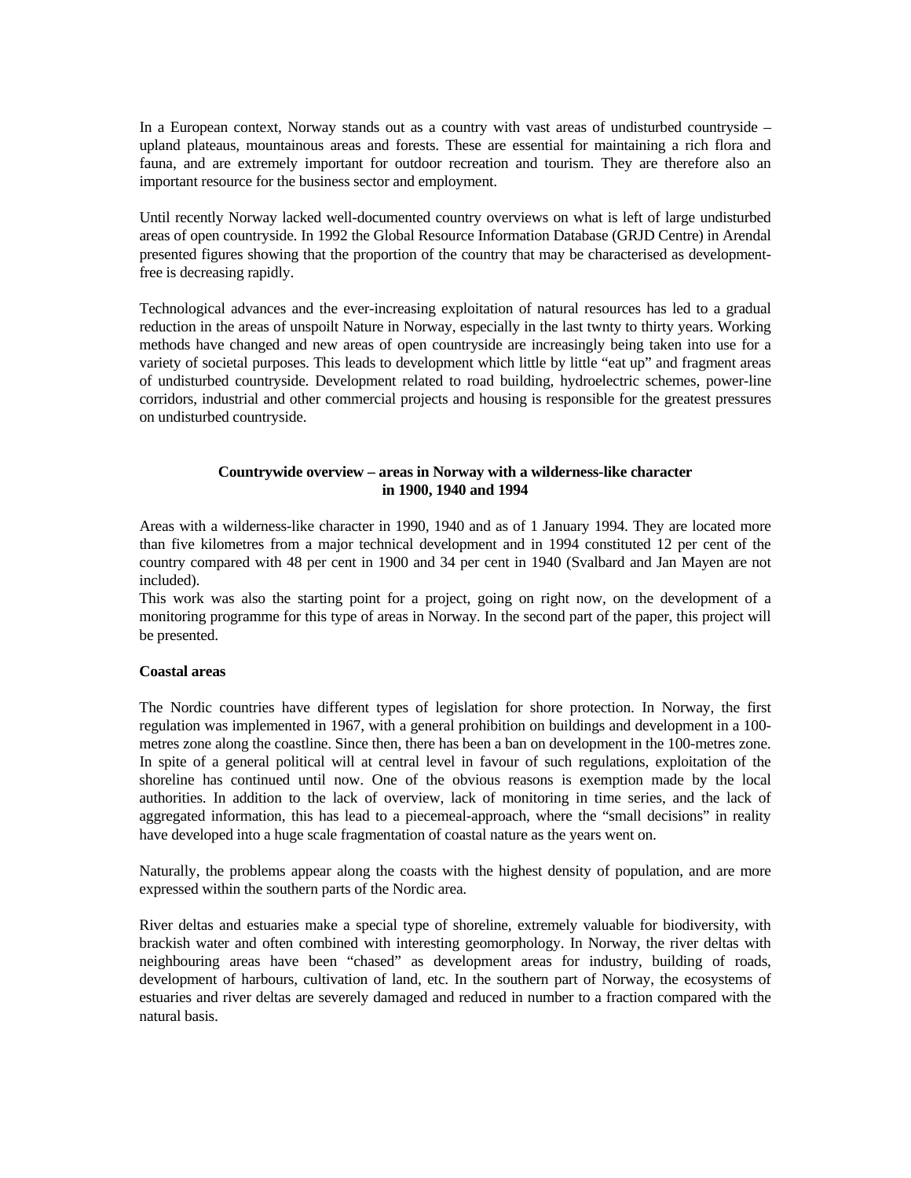In a European context, Norway stands out as a country with vast areas of undisturbed countryside – upland plateaus, mountainous areas and forests. These are essential for maintaining a rich flora and fauna, and are extremely important for outdoor recreation and tourism. They are therefore also an important resource for the business sector and employment.

Until recently Norway lacked well-documented country overviews on what is left of large undisturbed areas of open countryside. In 1992 the Global Resource Information Database (GRJD Centre) in Arendal presented figures showing that the proportion of the country that may be characterised as development-free is decreasing rapidly.

Technological advances and the ever-increasing exploitation of natural resources has led to a gradual reduction in the areas of unspoilt Nature in Norway, especially in the last twnty to thirty years. Working methods have changed and new areas of open countryside are increasingly being taken into use for a variety of societal purposes. This leads to development which little by little "eat up" and fragment areas of undisturbed countryside. Development related to road building, hydroelectric schemes, power-line corridors, industrial and other commercial projects and housing is responsible for the greatest pressures on undisturbed countryside.

**Countrywide overview – areas in Norway with a wilderness-like character in 1900, 1940 and 1994**

Areas with a wilderness-like character in 1990, 1940 and as of 1 January 1994. They are located more than five kilometres from a major technical development and in 1994 constituted 12 per cent of the country compared with 48 per cent in 1900 and 34 per cent in 1940 (Svalbard and Jan Mayen are not included).

This work was also the starting point for a project, going on right now, on the development of a monitoring programme for this type of areas in Norway. In the second part of the paper, this project will be presented.

**Coastal areas**

The Nordic countries have different types of legislation for shore protection. In Norway, the first regulation was implemented in 1967, with a general prohibition on buildings and development in a 100-metres zone along the coastline. Since then, there has been a ban on development in the 100-metres zone. In spite of a general political will at central level in favour of such regulations, exploitation of the shoreline has continued until now. One of the obvious reasons is exemption made by the local authorities. In addition to the lack of overview, lack of monitoring in time series, and the lack of aggregated information, this has lead to a piecemeal-approach, where the "small decisions" in reality have developed into a huge scale fragmentation of coastal nature as the years went on.

Naturally, the problems appear along the coasts with the highest density of population, and are more expressed within the southern parts of the Nordic area.

River deltas and estuaries make a special type of shoreline, extremely valuable for biodiversity, with brackish water and often combined with interesting geomorphology. In Norway, the river deltas with neighbouring areas have been "chased" as development areas for industry, building of roads, development of harbours, cultivation of land, etc. In the southern part of Norway, the ecosystems of estuaries and river deltas are severely damaged and reduced in number to a fraction compared with the natural basis.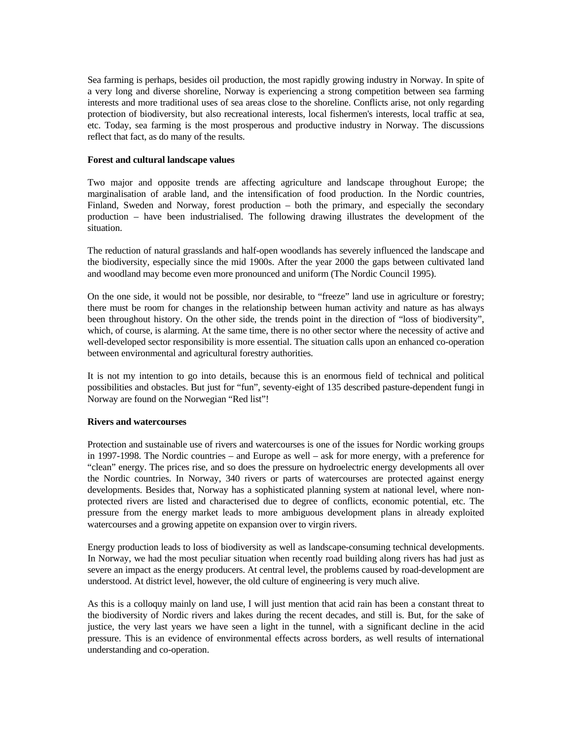Sea farming is perhaps, besides oil production, the most rapidly growing industry in Norway. In spite of a very long and diverse shoreline, Norway is experiencing a strong competition between sea farming interests and more traditional uses of sea areas close to the shoreline. Conflicts arise, not only regarding protection of biodiversity, but also recreational interests, local fishermen's interests, local traffic at sea, etc. Today, sea farming is the most prosperous and productive industry in Norway. The discussions reflect that fact, as do many of the results.

**Forest and cultural landscape values**

Two major and opposite trends are affecting agriculture and landscape throughout Europe; the marginalisation of arable land, and the intensification of food production. In the Nordic countries, Finland, Sweden and Norway, forest production – both the primary, and especially the secondary production – have been industrialised. The following drawing illustrates the development of the situation.

The reduction of natural grasslands and half-open woodlands has severely influenced the landscape and the biodiversity, especially since the mid 1900s. After the year 2000 the gaps between cultivated land and woodland may become even more pronounced and uniform (The Nordic Council 1995).

On the one side, it would not be possible, nor desirable, to "freeze" land use in agriculture or forestry; there must be room for changes in the relationship between human activity and nature as has always been throughout history. On the other side, the trends point in the direction of "loss of biodiversity", which, of course, is alarming. At the same time, there is no other sector where the necessity of active and well-developed sector responsibility is more essential. The situation calls upon an enhanced co-operation between environmental and agricultural forestry authorities.

It is not my intention to go into details, because this is an enormous field of technical and political possibilities and obstacles. But just for "fun", seventy-eight of 135 described pasture-dependent fungi in Norway are found on the Norwegian "Red list"!

**Rivers and watercourses**

Protection and sustainable use of rivers and watercourses is one of the issues for Nordic working groups in 1997-1998. The Nordic countries – and Europe as well – ask for more energy, with a preference for "clean" energy. The prices rise, and so does the pressure on hydroelectric energy developments all over the Nordic countries. In Norway, 340 rivers or parts of watercourses are protected against energy developments. Besides that, Norway has a sophisticated planning system at national level, where non-protected rivers are listed and characterised due to degree of conflicts, economic potential, etc. The pressure from the energy market leads to more ambiguous development plans in already exploited watercourses and a growing appetite on expansion over to virgin rivers.

Energy production leads to loss of biodiversity as well as landscape-consuming technical developments. In Norway, we had the most peculiar situation when recently road building along rivers has had just as severe an impact as the energy producers. At central level, the problems caused by road-development are understood. At district level, however, the old culture of engineering is very much alive.

As this is a colloquy mainly on land use, I will just mention that acid rain has been a constant threat to the biodiversity of Nordic rivers and lakes during the recent decades, and still is. But, for the sake of justice, the very last years we have seen a light in the tunnel, with a significant decline in the acid pressure. This is an evidence of environmental effects across borders, as well results of international understanding and co-operation.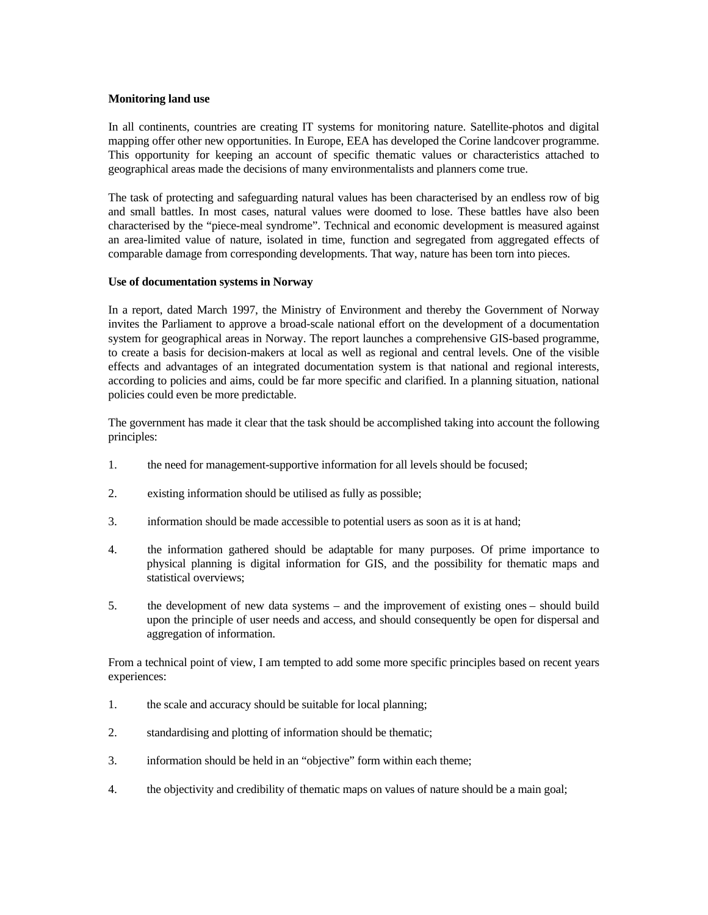**Monitoring land use**

In all continents, countries are creating IT systems for monitoring nature. Satellite-photos and digital mapping offer other new opportunities. In Europe, EEA has developed the Corine landcover programme. This opportunity for keeping an account of specific thematic values or characteristics attached to geographical areas made the decisions of many environmentalists and planners come true.

The task of protecting and safeguarding natural values has been characterised by an endless row of big and small battles. In most cases, natural values were doomed to lose. These battles have also been characterised by the "piece-meal syndrome". Technical and economic development is measured against an area-limited value of nature, isolated in time, function and segregated from aggregated effects of comparable damage from corresponding developments. That way, nature has been torn into pieces.

**Use of documentation systems in Norway**

In a report, dated March 1997, the Ministry of Environment and thereby the Government of Norway invites the Parliament to approve a broad-scale national effort on the development of a documentation system for geographical areas in Norway. The report launches a comprehensive GIS-based programme, to create a basis for decision-makers at local as well as regional and central levels. One of the visible effects and advantages of an integrated documentation system is that national and regional interests, according to policies and aims, could be far more specific and clarified. In a planning situation, national policies could even be more predictable.

The government has made it clear that the task should be accomplished taking into account the following principles:

1. the need for management-supportive information for all levels should be focused;
2. existing information should be utilised as fully as possible;
3. information should be made accessible to potential users as soon as it is at hand;
4. the information gathered should be adaptable for many purposes. Of prime importance to physical planning is digital information for GIS, and the possibility for thematic maps and statistical overviews;
5. the development of new data systems – and the improvement of existing ones – should build upon the principle of user needs and access, and should consequently be open for dispersal and aggregation of information.

From a technical point of view, I am tempted to add some more specific principles based on recent years experiences:

1. the scale and accuracy should be suitable for local planning;
2. standardising and plotting of information should be thematic;
3. information should be held in an "objective" form within each theme;
4. the objectivity and credibility of thematic maps on values of nature should be a main goal;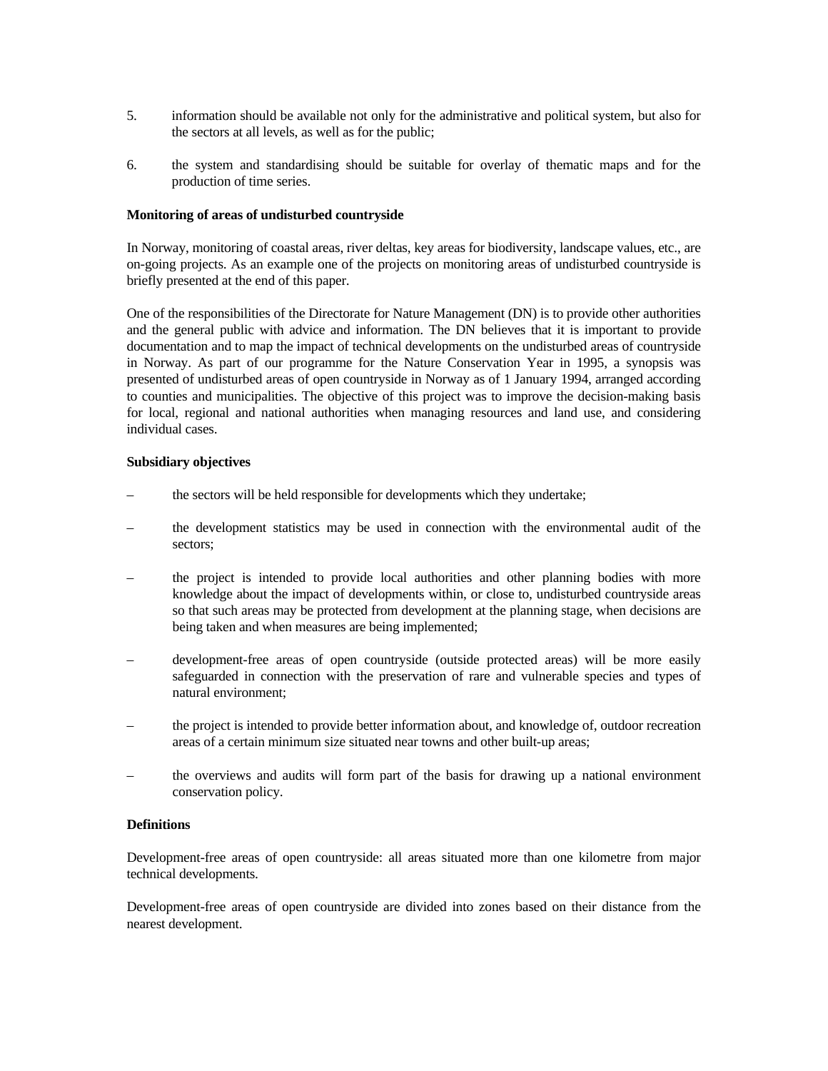5. information should be available not only for the administrative and political system, but also for the sectors at all levels, as well as for the public;

6. the system and standardising should be suitable for overlay of thematic maps and for the production of time series.

**Monitoring of areas of undisturbed countryside**

In Norway, monitoring of coastal areas, river deltas, key areas for biodiversity, landscape values, etc., are on-going projects. As an example one of the projects on monitoring areas of undisturbed countryside is briefly presented at the end of this paper.

One of the responsibilities of the Directorate for Nature Management (DN) is to provide other authorities and the general public with advice and information. The DN believes that it is important to provide documentation and to map the impact of technical developments on the undisturbed areas of countryside in Norway. As part of our programme for the Nature Conservation Year in 1995, a synopsis was presented of undisturbed areas of open countryside in Norway as of 1 January 1994, arranged according to counties and municipalities. The objective of this project was to improve the decision-making basis for local, regional and national authorities when managing resources and land use, and considering individual cases.

**Subsidiary objectives**

– the sectors will be held responsible for developments which they undertake;

– the development statistics may be used in connection with the environmental audit of the sectors;

– the project is intended to provide local authorities and other planning bodies with more knowledge about the impact of developments within, or close to, undisturbed countryside areas so that such areas may be protected from development at the planning stage, when decisions are being taken and when measures are being implemented;

– development-free areas of open countryside (outside protected areas) will be more easily safeguarded in connection with the preservation of rare and vulnerable species and types of natural environment;

– the project is intended to provide better information about, and knowledge of, outdoor recreation areas of a certain minimum size situated near towns and other built-up areas;

– the overviews and audits will form part of the basis for drawing up a national environment conservation policy.

**Definitions**

Development-free areas of open countryside: all areas situated more than one kilometre from major technical developments.

Development-free areas of open countryside are divided into zones based on their distance from the nearest development.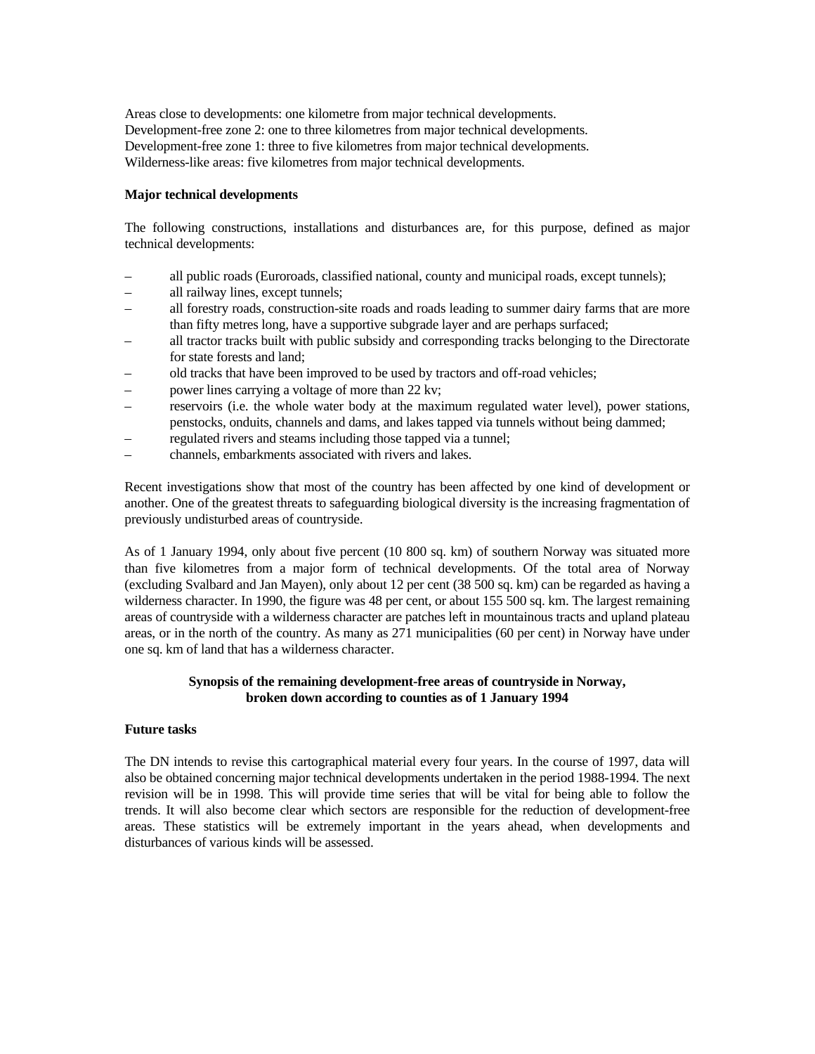Areas close to developments: one kilometre from major technical developments.
Development-free zone 2: one to three kilometres from major technical developments.
Development-free zone 1: three to five kilometres from major technical developments.
Wilderness-like areas: five kilometres from major technical developments.

**Major technical developments**

The following constructions, installations and disturbances are, for this purpose, defined as major technical developments:

- all public roads (Euroroads, classified national, county and municipal roads, except tunnels);
- all railway lines, except tunnels;
- all forestry roads, construction-site roads and roads leading to summer dairy farms that are more than fifty metres long, have a supportive subgrade layer and are perhaps surfaced;
- all tractor tracks built with public subsidy and corresponding tracks belonging to the Directorate for state forests and land;
- old tracks that have been improved to be used by tractors and off-road vehicles;
- power lines carrying a voltage of more than 22 kv;
- reservoirs (i.e. the whole water body at the maximum regulated water level), power stations, penstocks, onduits, channels and dams, and lakes tapped via tunnels without being dammed;
- regulated rivers and steams including those tapped via a tunnel;
- channels, embarkments associated with rivers and lakes.

Recent investigations show that most of the country has been affected by one kind of development or another. One of the greatest threats to safeguarding biological diversity is the increasing fragmentation of previously undisturbed areas of countryside.

As of 1 January 1994, only about five percent (10 800 sq. km) of southern Norway was situated more than five kilometres from a major form of technical developments. Of the total area of Norway (excluding Svalbard and Jan Mayen), only about 12 per cent (38 500 sq. km) can be regarded as having a wilderness character. In 1990, the figure was 48 per cent, or about 155 500 sq. km. The largest remaining areas of countryside with a wilderness character are patches left in mountainous tracts and upland plateau areas, or in the north of the country. As many as 271 municipalities (60 per cent) in Norway have under one sq. km of land that has a wilderness character.

**Synopsis of the remaining development-free areas of countryside in Norway, broken down according to counties as of 1 January 1994**

**Future tasks**

The DN intends to revise this cartographical material every four years. In the course of 1997, data will also be obtained concerning major technical developments undertaken in the period 1988-1994. The next revision will be in 1998. This will provide time series that will be vital for being able to follow the trends. It will also become clear which sectors are responsible for the reduction of development-free areas. These statistics will be extremely important in the years ahead, when developments and disturbances of various kinds will be assessed.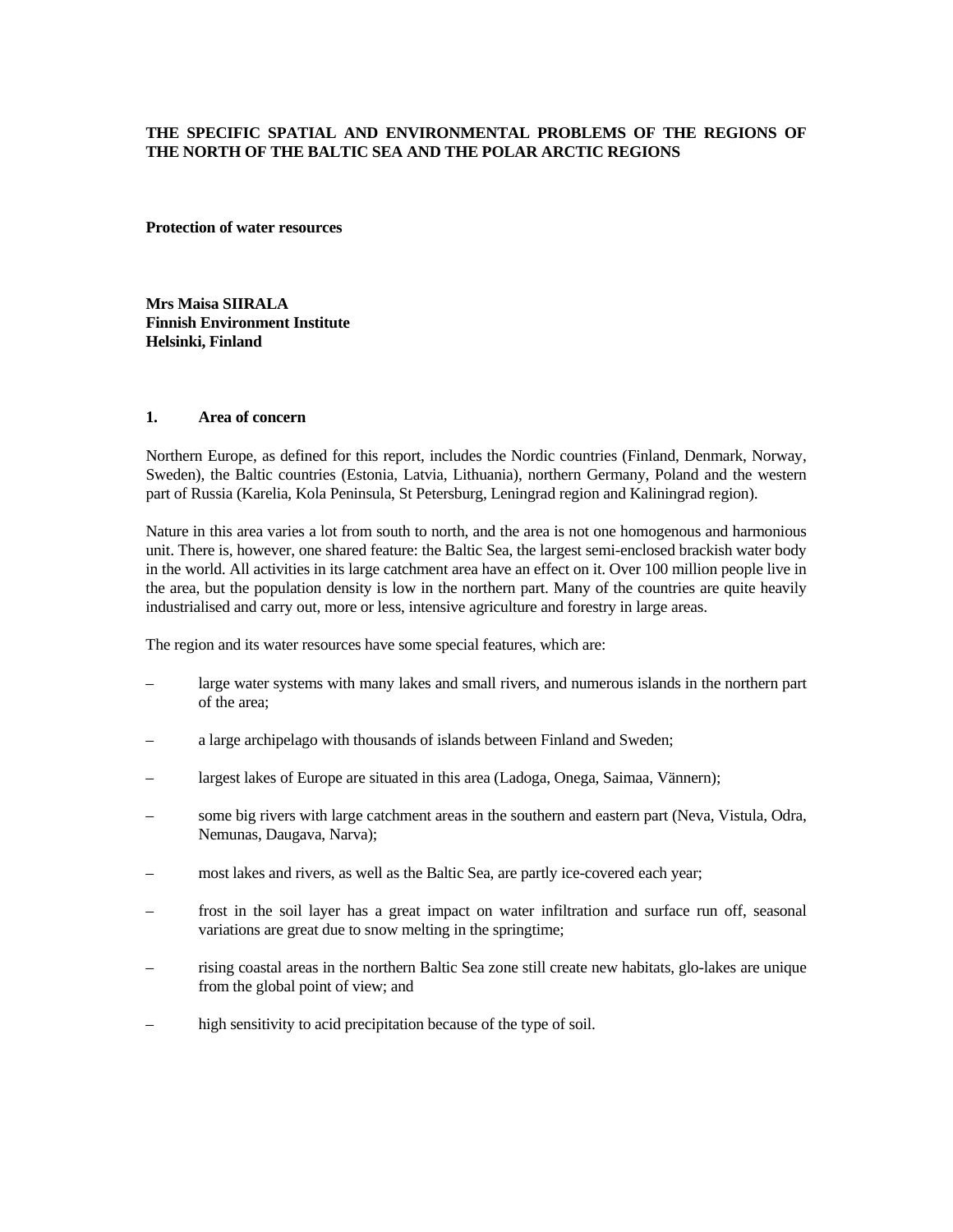**THE SPECIFIC SPATIAL AND ENVIRONMENTAL PROBLEMS OF THE REGIONS OF THE NORTH OF THE BALTIC SEA AND THE POLAR ARCTIC REGIONS**

**Protection of water resources**

**Mrs Maisa SIIRALA**
**Finnish Environment Institute**
**Helsinki, Finland**

## 1. Area of concern

Northern Europe, as defined for this report, includes the Nordic countries (Finland, Denmark, Norway, Sweden), the Baltic countries (Estonia, Latvia, Lithuania), northern Germany, Poland and the western part of Russia (Karelia, Kola Peninsula, St Petersburg, Leningrad region and Kaliningrad region).

Nature in this area varies a lot from south to north, and the area is not one homogenous and harmonious unit. There is, however, one shared feature: the Baltic Sea, the largest semi-enclosed brackish water body in the world. All activities in its large catchment area have an effect on it. Over 100 million people live in the area, but the population density is low in the northern part. Many of the countries are quite heavily industrialised and carry out, more or less, intensive agriculture and forestry in large areas.

The region and its water resources have some special features, which are:

– large water systems with many lakes and small rivers, and numerous islands in the northern part of the area;

– a large archipelago with thousands of islands between Finland and Sweden;

– largest lakes of Europe are situated in this area (Ladoga, Onega, Saimaa, Vännern);

– some big rivers with large catchment areas in the southern and eastern part (Neva, Vistula, Odra, Nemunas, Daugava, Narva);

– most lakes and rivers, as well as the Baltic Sea, are partly ice-covered each year;

– frost in the soil layer has a great impact on water infiltration and surface run off, seasonal variations are great due to snow melting in the springtime;

– rising coastal areas in the northern Baltic Sea zone still create new habitats, glo-lakes are unique from the global point of view; and

– high sensitivity to acid precipitation because of the type of soil.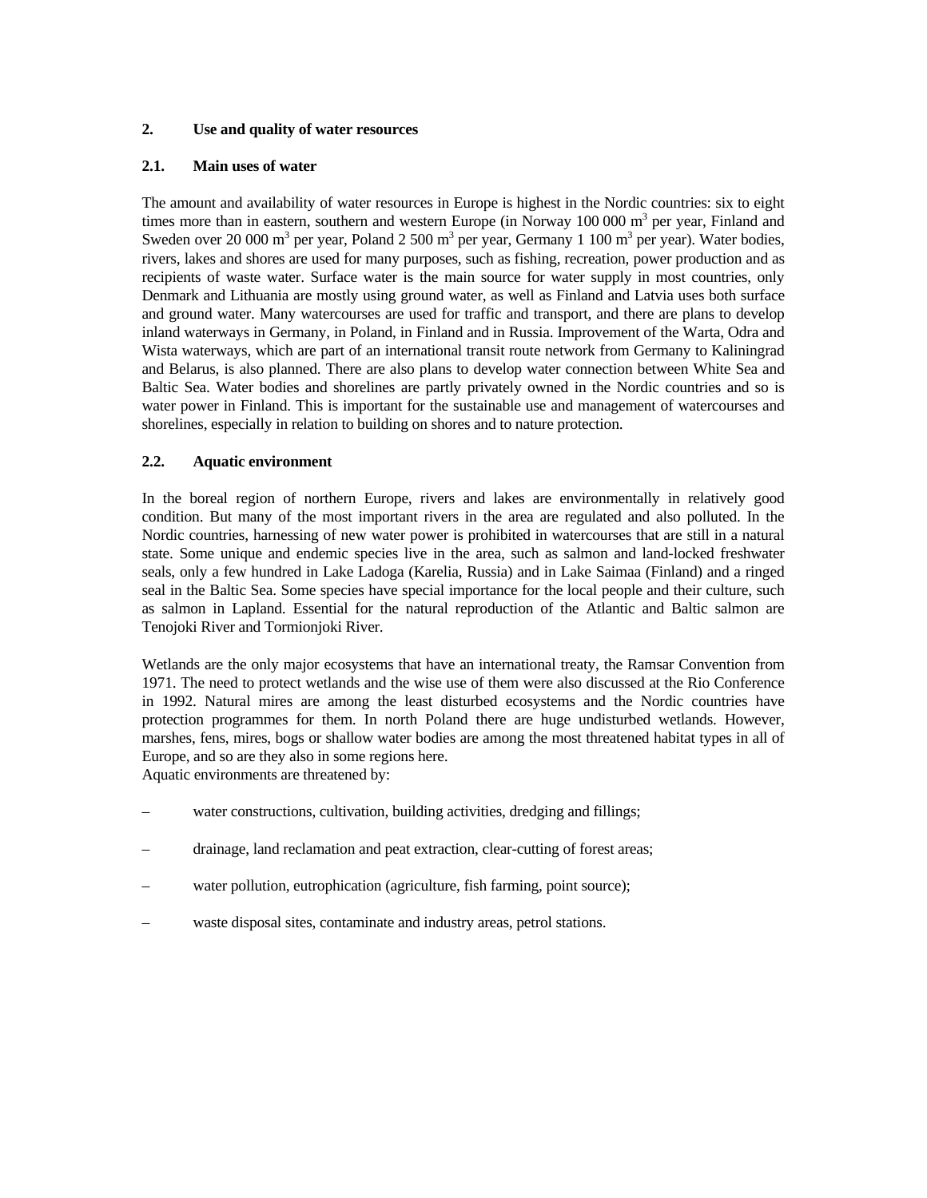## 2. Use and quality of water resources

### 2.1. Main uses of water

The amount and availability of water resources in Europe is highest in the Nordic countries: six to eight times more than in eastern, southern and western Europe (in Norway 100 000 $m^3$ per year, Finland and Sweden over 20 000 $m^3$ per year, Poland 2 500 $m^3$ per year, Germany 1 100 $m^3$ per year). Water bodies, rivers, lakes and shores are used for many purposes, such as fishing, recreation, power production and as recipients of waste water. Surface water is the main source for water supply in most countries, only Denmark and Lithuania are mostly using ground water, as well as Finland and Latvia uses both surface and ground water. Many watercourses are used for traffic and transport, and there are plans to develop inland waterways in Germany, in Poland, in Finland and in Russia. Improvement of the Warta, Odra and Wista waterways, which are part of an international transit route network from Germany to Kaliningrad and Belarus, is also planned. There are also plans to develop water connection between White Sea and Baltic Sea. Water bodies and shorelines are partly privately owned in the Nordic countries and so is water power in Finland. This is important for the sustainable use and management of watercourses and shorelines, especially in relation to building on shores and to nature protection.

### 2.2. Aquatic environment

In the boreal region of northern Europe, rivers and lakes are environmentally in relatively good condition. But many of the most important rivers in the area are regulated and also polluted. In the Nordic countries, harnessing of new water power is prohibited in watercourses that are still in a natural state. Some unique and endemic species live in the area, such as salmon and land-locked freshwater seals, only a few hundred in Lake Ladoga (Karelia, Russia) and in Lake Saimaa (Finland) and a ringed seal in the Baltic Sea. Some species have special importance for the local people and their culture, such as salmon in Lapland. Essential for the natural reproduction of the Atlantic and Baltic salmon are Tenojoki River and Tormionjoki River.

Wetlands are the only major ecosystems that have an international treaty, the Ramsar Convention from 1971. The need to protect wetlands and the wise use of them were also discussed at the Rio Conference in 1992. Natural mires are among the least disturbed ecosystems and the Nordic countries have protection programmes for them. In north Poland there are huge undisturbed wetlands. However, marshes, fens, mires, bogs or shallow water bodies are among the most threatened habitat types in all of Europe, and so are they also in some regions here.
Aquatic environments are threatened by:

– water constructions, cultivation, building activities, dredging and fillings;

– drainage, land reclamation and peat extraction, clear-cutting of forest areas;

– water pollution, eutrophication (agriculture, fish farming, point source);

– waste disposal sites, contaminate and industry areas, petrol stations.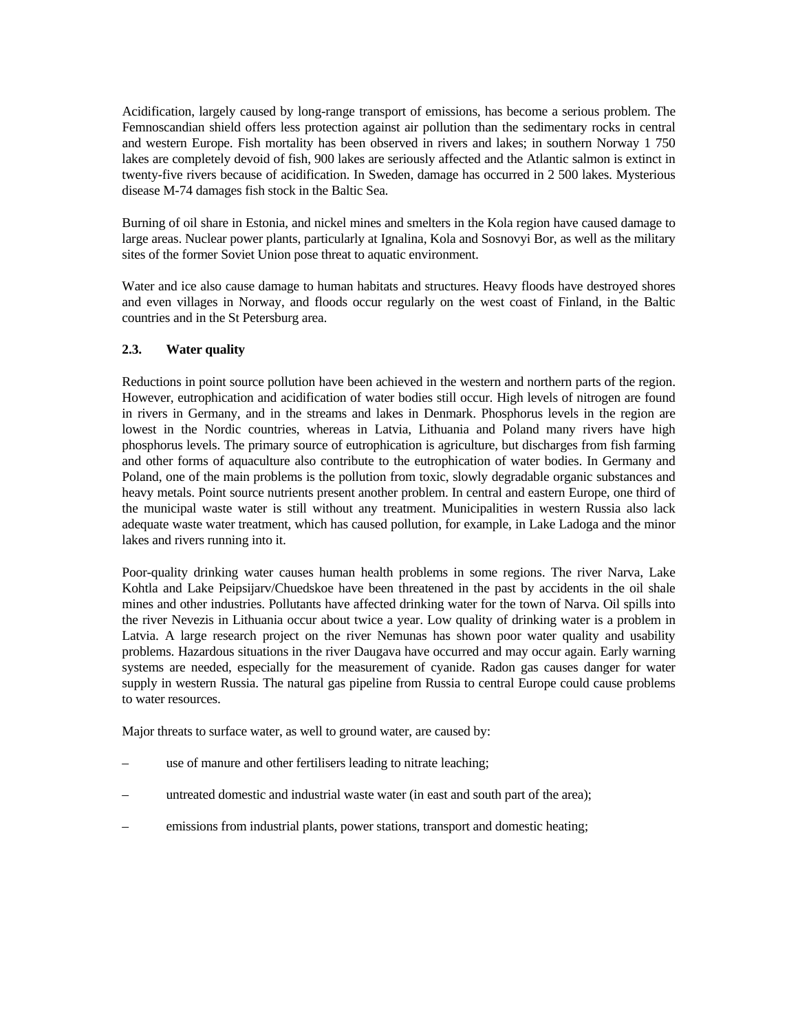Acidification, largely caused by long-range transport of emissions, has become a serious problem. The Femnoscandian shield offers less protection against air pollution than the sedimentary rocks in central and western Europe. Fish mortality has been observed in rivers and lakes; in southern Norway 1 750 lakes are completely devoid of fish, 900 lakes are seriously affected and the Atlantic salmon is extinct in twenty-five rivers because of acidification. In Sweden, damage has occurred in 2 500 lakes. Mysterious disease M-74 damages fish stock in the Baltic Sea.

Burning of oil share in Estonia, and nickel mines and smelters in the Kola region have caused damage to large areas. Nuclear power plants, particularly at Ignalina, Kola and Sosnovyi Bor, as well as the military sites of the former Soviet Union pose threat to aquatic environment.

Water and ice also cause damage to human habitats and structures. Heavy floods have destroyed shores and even villages in Norway, and floods occur regularly on the west coast of Finland, in the Baltic countries and in the St Petersburg area.

### 2.3. Water quality

Reductions in point source pollution have been achieved in the western and northern parts of the region. However, eutrophication and acidification of water bodies still occur. High levels of nitrogen are found in rivers in Germany, and in the streams and lakes in Denmark. Phosphorus levels in the region are lowest in the Nordic countries, whereas in Latvia, Lithuania and Poland many rivers have high phosphorus levels. The primary source of eutrophication is agriculture, but discharges from fish farming and other forms of aquaculture also contribute to the eutrophication of water bodies. In Germany and Poland, one of the main problems is the pollution from toxic, slowly degradable organic substances and heavy metals. Point source nutrients present another problem. In central and eastern Europe, one third of the municipal waste water is still without any treatment. Municipalities in western Russia also lack adequate waste water treatment, which has caused pollution, for example, in Lake Ladoga and the minor lakes and rivers running into it.

Poor-quality drinking water causes human health problems in some regions. The river Narva, Lake Kohtla and Lake Peipsijarv/Chuedskoe have been threatened in the past by accidents in the oil shale mines and other industries. Pollutants have affected drinking water for the town of Narva. Oil spills into the river Nevezis in Lithuania occur about twice a year. Low quality of drinking water is a problem in Latvia. A large research project on the river Nemunas has shown poor water quality and usability problems. Hazardous situations in the river Daugava have occurred and may occur again. Early warning systems are needed, especially for the measurement of cyanide. Radon gas causes danger for water supply in western Russia. The natural gas pipeline from Russia to central Europe could cause problems to water resources.

Major threats to surface water, as well to ground water, are caused by:

- use of manure and other fertilisers leading to nitrate leaching;
- untreated domestic and industrial waste water (in east and south part of the area);
- emissions from industrial plants, power stations, transport and domestic heating;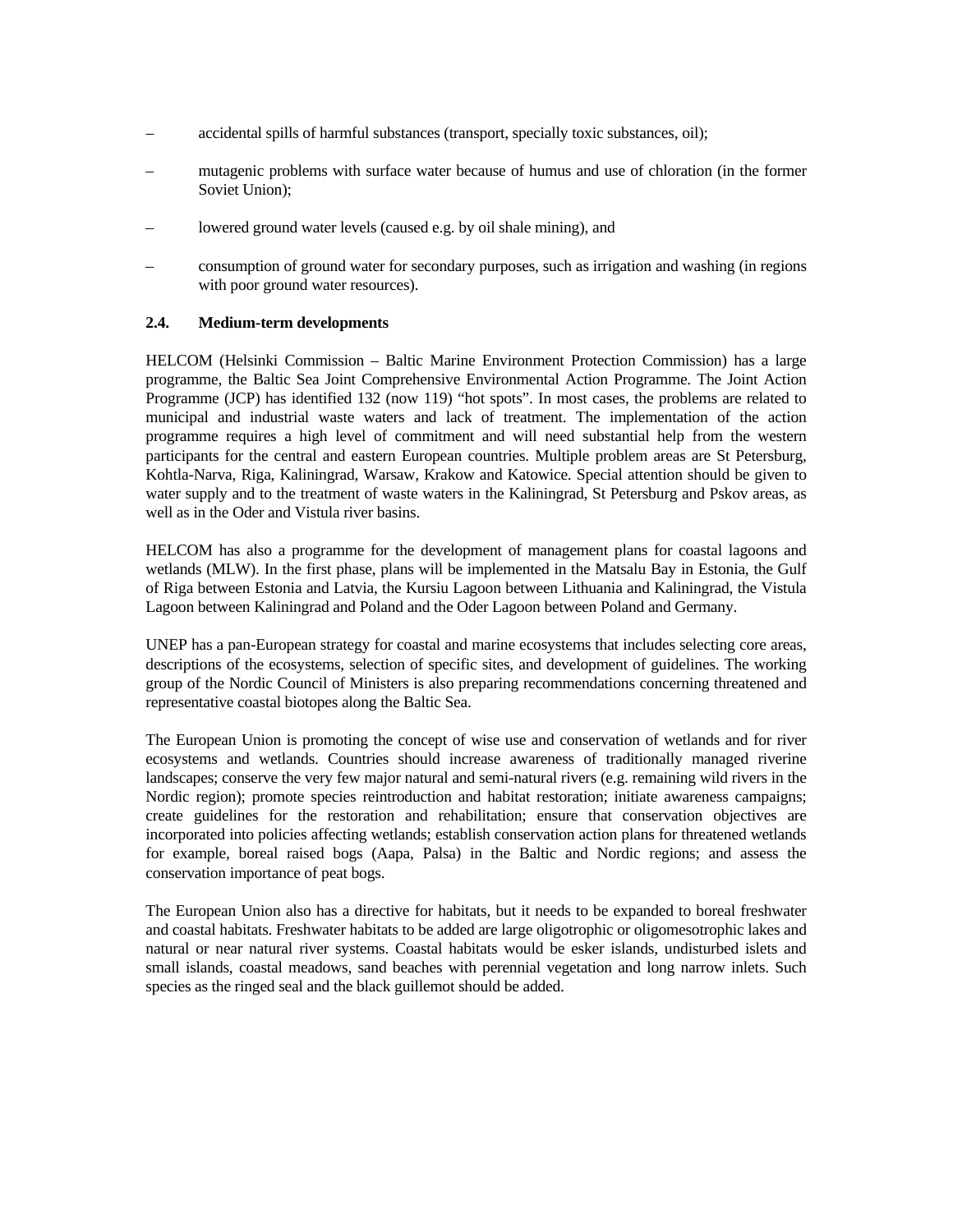– accidental spills of harmful substances (transport, specially toxic substances, oil);

– mutagenic problems with surface water because of humus and use of chloration (in the former Soviet Union);

– lowered ground water levels (caused e.g. by oil shale mining), and

– consumption of ground water for secondary purposes, such as irrigation and washing (in regions with poor ground water resources).

### 2.4. Medium-term developments

HELCOM (Helsinki Commission – Baltic Marine Environment Protection Commission) has a large programme, the Baltic Sea Joint Comprehensive Environmental Action Programme. The Joint Action Programme (JCP) has identified 132 (now 119) "hot spots". In most cases, the problems are related to municipal and industrial waste waters and lack of treatment. The implementation of the action programme requires a high level of commitment and will need substantial help from the western participants for the central and eastern European countries. Multiple problem areas are St Petersburg, Kohtla-Narva, Riga, Kaliningrad, Warsaw, Krakow and Katowice. Special attention should be given to water supply and to the treatment of waste waters in the Kaliningrad, St Petersburg and Pskov areas, as well as in the Oder and Vistula river basins.

HELCOM has also a programme for the development of management plans for coastal lagoons and wetlands (MLW). In the first phase, plans will be implemented in the Matsalu Bay in Estonia, the Gulf of Riga between Estonia and Latvia, the Kursiu Lagoon between Lithuania and Kaliningrad, the Vistula Lagoon between Kaliningrad and Poland and the Oder Lagoon between Poland and Germany.

UNEP has a pan-European strategy for coastal and marine ecosystems that includes selecting core areas, descriptions of the ecosystems, selection of specific sites, and development of guidelines. The working group of the Nordic Council of Ministers is also preparing recommendations concerning threatened and representative coastal biotopes along the Baltic Sea.

The European Union is promoting the concept of wise use and conservation of wetlands and for river ecosystems and wetlands. Countries should increase awareness of traditionally managed riverine landscapes; conserve the very few major natural and semi-natural rivers (e.g. remaining wild rivers in the Nordic region); promote species reintroduction and habitat restoration; initiate awareness campaigns; create guidelines for the restoration and rehabilitation; ensure that conservation objectives are incorporated into policies affecting wetlands; establish conservation action plans for threatened wetlands for example, boreal raised bogs (Aapa, Palsa) in the Baltic and Nordic regions; and assess the conservation importance of peat bogs.

The European Union also has a directive for habitats, but it needs to be expanded to boreal freshwater and coastal habitats. Freshwater habitats to be added are large oligotrophic or oligomesotrophic lakes and natural or near natural river systems. Coastal habitats would be esker islands, undisturbed islets and small islands, coastal meadows, sand beaches with perennial vegetation and long narrow inlets. Such species as the ringed seal and the black guillemot should be added.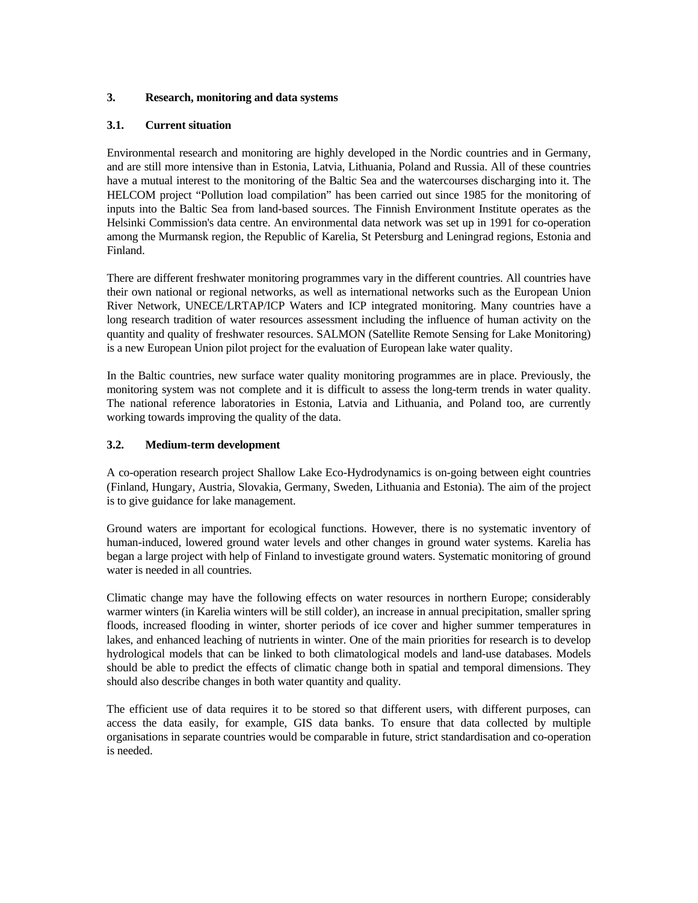## 3. Research, monitoring and data systems

### 3.1. Current situation

Environmental research and monitoring are highly developed in the Nordic countries and in Germany, and are still more intensive than in Estonia, Latvia, Lithuania, Poland and Russia. All of these countries have a mutual interest to the monitoring of the Baltic Sea and the watercourses discharging into it. The HELCOM project "Pollution load compilation" has been carried out since 1985 for the monitoring of inputs into the Baltic Sea from land-based sources. The Finnish Environment Institute operates as the Helsinki Commission's data centre. An environmental data network was set up in 1991 for co-operation among the Murmansk region, the Republic of Karelia, St Petersburg and Leningrad regions, Estonia and Finland.

There are different freshwater monitoring programmes vary in the different countries. All countries have their own national or regional networks, as well as international networks such as the European Union River Network, UNECE/LRTAP/ICP Waters and ICP integrated monitoring. Many countries have a long research tradition of water resources assessment including the influence of human activity on the quantity and quality of freshwater resources. SALMON (Satellite Remote Sensing for Lake Monitoring) is a new European Union pilot project for the evaluation of European lake water quality.

In the Baltic countries, new surface water quality monitoring programmes are in place. Previously, the monitoring system was not complete and it is difficult to assess the long-term trends in water quality. The national reference laboratories in Estonia, Latvia and Lithuania, and Poland too, are currently working towards improving the quality of the data.

### 3.2. Medium-term development

A co-operation research project Shallow Lake Eco-Hydrodynamics is on-going between eight countries (Finland, Hungary, Austria, Slovakia, Germany, Sweden, Lithuania and Estonia). The aim of the project is to give guidance for lake management.

Ground waters are important for ecological functions. However, there is no systematic inventory of human-induced, lowered ground water levels and other changes in ground water systems. Karelia has began a large project with help of Finland to investigate ground waters. Systematic monitoring of ground water is needed in all countries.

Climatic change may have the following effects on water resources in northern Europe; considerably warmer winters (in Karelia winters will be still colder), an increase in annual precipitation, smaller spring floods, increased flooding in winter, shorter periods of ice cover and higher summer temperatures in lakes, and enhanced leaching of nutrients in winter. One of the main priorities for research is to develop hydrological models that can be linked to both climatological models and land-use databases. Models should be able to predict the effects of climatic change both in spatial and temporal dimensions. They should also describe changes in both water quantity and quality.

The efficient use of data requires it to be stored so that different users, with different purposes, can access the data easily, for example, GIS data banks. To ensure that data collected by multiple organisations in separate countries would be comparable in future, strict standardisation and co-operation is needed.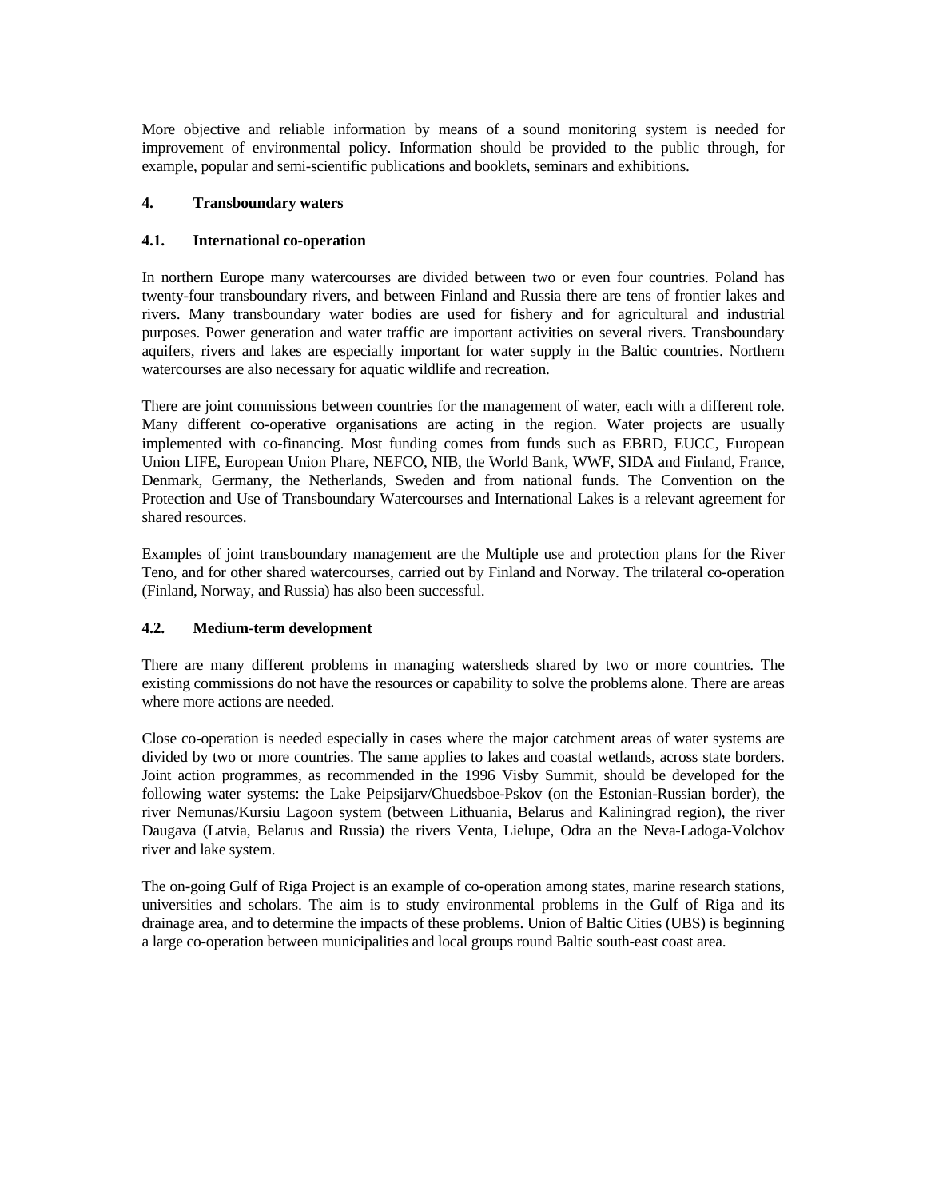More objective and reliable information by means of a sound monitoring system is needed for improvement of environmental policy. Information should be provided to the public through, for example, popular and semi-scientific publications and booklets, seminars and exhibitions.

## 4. Transboundary waters

### 4.1. International co-operation

In northern Europe many watercourses are divided between two or even four countries. Poland has twenty-four transboundary rivers, and between Finland and Russia there are tens of frontier lakes and rivers. Many transboundary water bodies are used for fishery and for agricultural and industrial purposes. Power generation and water traffic are important activities on several rivers. Transboundary aquifers, rivers and lakes are especially important for water supply in the Baltic countries. Northern watercourses are also necessary for aquatic wildlife and recreation.

There are joint commissions between countries for the management of water, each with a different role. Many different co-operative organisations are acting in the region. Water projects are usually implemented with co-financing. Most funding comes from funds such as EBRD, EUCC, European Union LIFE, European Union Phare, NEFCO, NIB, the World Bank, WWF, SIDA and Finland, France, Denmark, Germany, the Netherlands, Sweden and from national funds. The Convention on the Protection and Use of Transboundary Watercourses and International Lakes is a relevant agreement for shared resources.

Examples of joint transboundary management are the Multiple use and protection plans for the River Teno, and for other shared watercourses, carried out by Finland and Norway. The trilateral co-operation (Finland, Norway, and Russia) has also been successful.

### 4.2. Medium-term development

There are many different problems in managing watersheds shared by two or more countries. The existing commissions do not have the resources or capability to solve the problems alone. There are areas where more actions are needed.

Close co-operation is needed especially in cases where the major catchment areas of water systems are divided by two or more countries. The same applies to lakes and coastal wetlands, across state borders. Joint action programmes, as recommended in the 1996 Visby Summit, should be developed for the following water systems: the Lake Peipsijarv/Chuedsboe-Pskov (on the Estonian-Russian border), the river Nemunas/Kursiu Lagoon system (between Lithuania, Belarus and Kaliningrad region), the river Daugava (Latvia, Belarus and Russia) the rivers Venta, Lielupe, Odra an the Neva-Ladoga-Volchov river and lake system.

The on-going Gulf of Riga Project is an example of co-operation among states, marine research stations, universities and scholars. The aim is to study environmental problems in the Gulf of Riga and its drainage area, and to determine the impacts of these problems. Union of Baltic Cities (UBS) is beginning a large co-operation between municipalities and local groups round Baltic south-east coast area.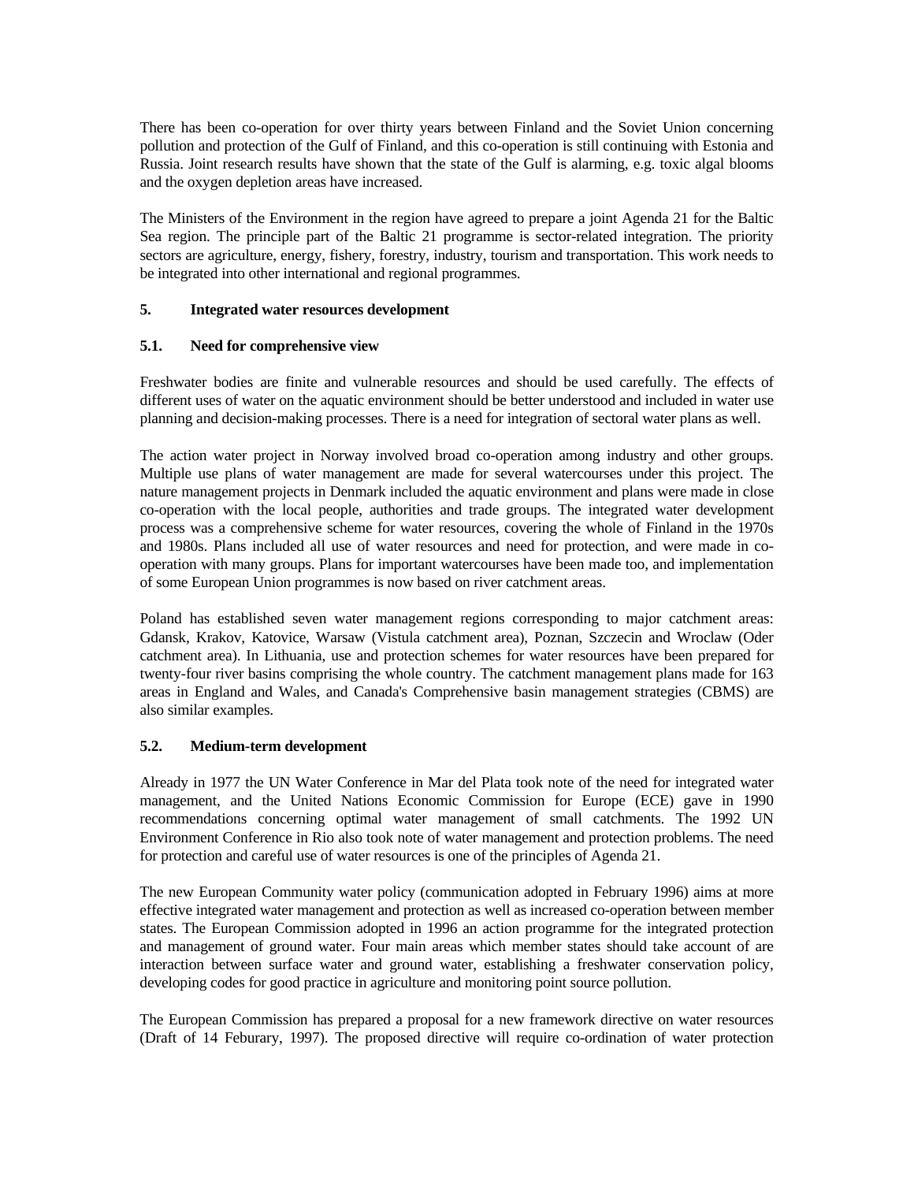There has been co-operation for over thirty years between Finland and the Soviet Union concerning pollution and protection of the Gulf of Finland, and this co-operation is still continuing with Estonia and Russia. Joint research results have shown that the state of the Gulf is alarming, e.g. toxic algal blooms and the oxygen depletion areas have increased.

The Ministers of the Environment in the region have agreed to prepare a joint Agenda 21 for the Baltic Sea region. The principle part of the Baltic 21 programme is sector-related integration. The priority sectors are agriculture, energy, fishery, forestry, industry, tourism and transportation. This work needs to be integrated into other international and regional programmes.

## 5. Integrated water resources development

### 5.1. Need for comprehensive view

Freshwater bodies are finite and vulnerable resources and should be used carefully. The effects of different uses of water on the aquatic environment should be better understood and included in water use planning and decision-making processes. There is a need for integration of sectoral water plans as well.

The action water project in Norway involved broad co-operation among industry and other groups. Multiple use plans of water management are made for several watercourses under this project. The nature management projects in Denmark included the aquatic environment and plans were made in close co-operation with the local people, authorities and trade groups. The integrated water development process was a comprehensive scheme for water resources, covering the whole of Finland in the 1970s and 1980s. Plans included all use of water resources and need for protection, and were made in co-operation with many groups. Plans for important watercourses have been made too, and implementation of some European Union programmes is now based on river catchment areas.

Poland has established seven water management regions corresponding to major catchment areas: Gdansk, Krakov, Katovice, Warsaw (Vistula catchment area), Poznan, Szczecin and Wroclaw (Oder catchment area). In Lithuania, use and protection schemes for water resources have been prepared for twenty-four river basins comprising the whole country. The catchment management plans made for 163 areas in England and Wales, and Canada's Comprehensive basin management strategies (CBMS) are also similar examples.

### 5.2. Medium-term development

Already in 1977 the UN Water Conference in Mar del Plata took note of the need for integrated water management, and the United Nations Economic Commission for Europe (ECE) gave in 1990 recommendations concerning optimal water management of small catchments. The 1992 UN Environment Conference in Rio also took note of water management and protection problems. The need for protection and careful use of water resources is one of the principles of Agenda 21.

The new European Community water policy (communication adopted in February 1996) aims at more effective integrated water management and protection as well as increased co-operation between member states. The European Commission adopted in 1996 an action programme for the integrated protection and management of ground water. Four main areas which member states should take account of are interaction between surface water and ground water, establishing a freshwater conservation policy, developing codes for good practice in agriculture and monitoring point source pollution.

The European Commission has prepared a proposal for a new framework directive on water resources (Draft of 14 Feburary, 1997). The proposed directive will require co-ordination of water protection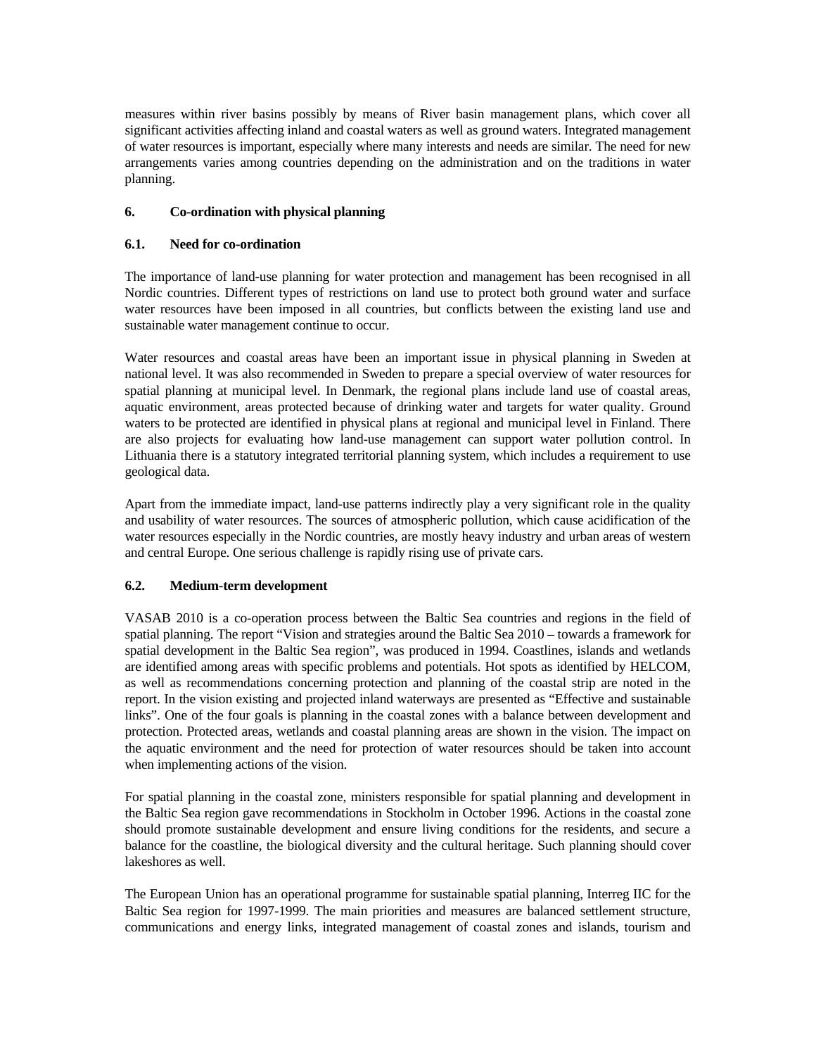measures within river basins possibly by means of River basin management plans, which cover all significant activities affecting inland and coastal waters as well as ground waters. Integrated management of water resources is important, especially where many interests and needs are similar. The need for new arrangements varies among countries depending on the administration and on the traditions in water planning.

## 6. Co-ordination with physical planning

### 6.1. Need for co-ordination

The importance of land-use planning for water protection and management has been recognised in all Nordic countries. Different types of restrictions on land use to protect both ground water and surface water resources have been imposed in all countries, but conflicts between the existing land use and sustainable water management continue to occur.

Water resources and coastal areas have been an important issue in physical planning in Sweden at national level. It was also recommended in Sweden to prepare a special overview of water resources for spatial planning at municipal level. In Denmark, the regional plans include land use of coastal areas, aquatic environment, areas protected because of drinking water and targets for water quality. Ground waters to be protected are identified in physical plans at regional and municipal level in Finland. There are also projects for evaluating how land-use management can support water pollution control. In Lithuania there is a statutory integrated territorial planning system, which includes a requirement to use geological data.

Apart from the immediate impact, land-use patterns indirectly play a very significant role in the quality and usability of water resources. The sources of atmospheric pollution, which cause acidification of the water resources especially in the Nordic countries, are mostly heavy industry and urban areas of western and central Europe. One serious challenge is rapidly rising use of private cars.

### 6.2. Medium-term development

VASAB 2010 is a co-operation process between the Baltic Sea countries and regions in the field of spatial planning. The report "Vision and strategies around the Baltic Sea 2010 – towards a framework for spatial development in the Baltic Sea region", was produced in 1994. Coastlines, islands and wetlands are identified among areas with specific problems and potentials. Hot spots as identified by HELCOM, as well as recommendations concerning protection and planning of the coastal strip are noted in the report. In the vision existing and projected inland waterways are presented as "Effective and sustainable links". One of the four goals is planning in the coastal zones with a balance between development and protection. Protected areas, wetlands and coastal planning areas are shown in the vision. The impact on the aquatic environment and the need for protection of water resources should be taken into account when implementing actions of the vision.

For spatial planning in the coastal zone, ministers responsible for spatial planning and development in the Baltic Sea region gave recommendations in Stockholm in October 1996. Actions in the coastal zone should promote sustainable development and ensure living conditions for the residents, and secure a balance for the coastline, the biological diversity and the cultural heritage. Such planning should cover lakeshores as well.

The European Union has an operational programme for sustainable spatial planning, Interreg IIC for the Baltic Sea region for 1997-1999. The main priorities and measures are balanced settlement structure, communications and energy links, integrated management of coastal zones and islands, tourism and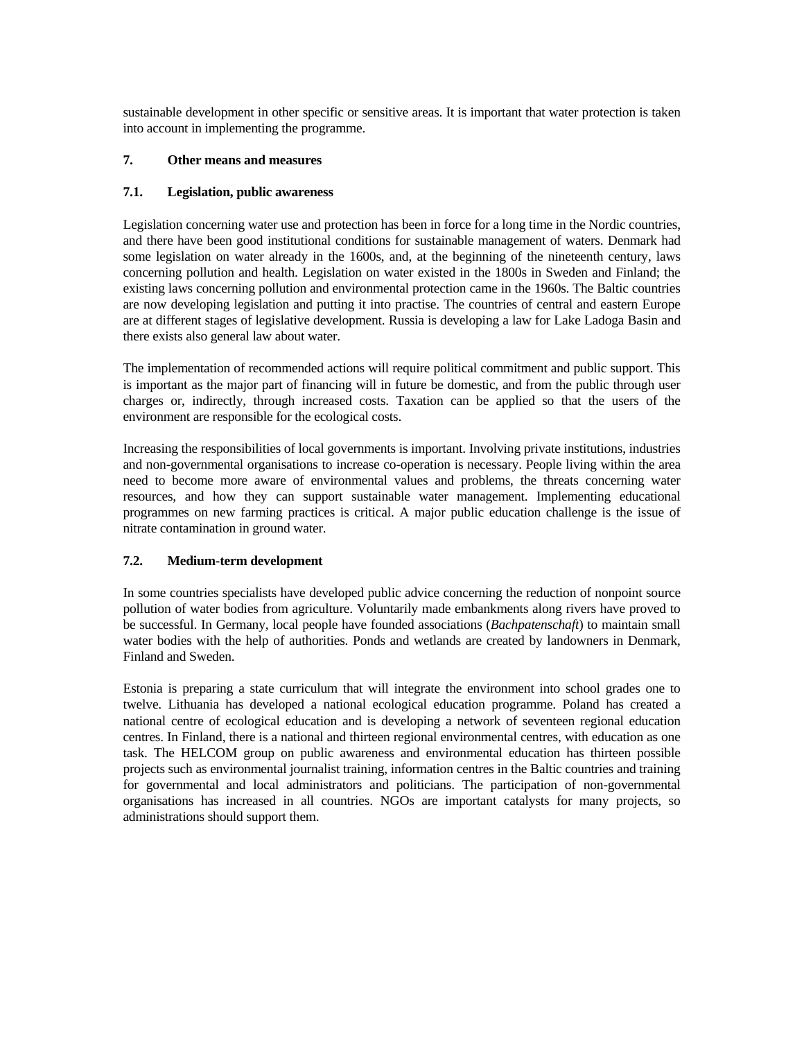sustainable development in other specific or sensitive areas. It is important that water protection is taken into account in implementing the programme.

## 7. Other means and measures

### 7.1. Legislation, public awareness

Legislation concerning water use and protection has been in force for a long time in the Nordic countries, and there have been good institutional conditions for sustainable management of waters. Denmark had some legislation on water already in the 1600s, and, at the beginning of the nineteenth century, laws concerning pollution and health. Legislation on water existed in the 1800s in Sweden and Finland; the existing laws concerning pollution and environmental protection came in the 1960s. The Baltic countries are now developing legislation and putting it into practise. The countries of central and eastern Europe are at different stages of legislative development. Russia is developing a law for Lake Ladoga Basin and there exists also general law about water.

The implementation of recommended actions will require political commitment and public support. This is important as the major part of financing will in future be domestic, and from the public through user charges or, indirectly, through increased costs. Taxation can be applied so that the users of the environment are responsible for the ecological costs.

Increasing the responsibilities of local governments is important. Involving private institutions, industries and non-governmental organisations to increase co-operation is necessary. People living within the area need to become more aware of environmental values and problems, the threats concerning water resources, and how they can support sustainable water management. Implementing educational programmes on new farming practices is critical. A major public education challenge is the issue of nitrate contamination in ground water.

### 7.2. Medium-term development

In some countries specialists have developed public advice concerning the reduction of nonpoint source pollution of water bodies from agriculture. Voluntarily made embankments along rivers have proved to be successful. In Germany, local people have founded associations (*Bachpatenschaft*) to maintain small water bodies with the help of authorities. Ponds and wetlands are created by landowners in Denmark, Finland and Sweden.

Estonia is preparing a state curriculum that will integrate the environment into school grades one to twelve. Lithuania has developed a national ecological education programme. Poland has created a national centre of ecological education and is developing a network of seventeen regional education centres. In Finland, there is a national and thirteen regional environmental centres, with education as one task. The HELCOM group on public awareness and environmental education has thirteen possible projects such as environmental journalist training, information centres in the Baltic countries and training for governmental and local administrators and politicians. The participation of non-governmental organisations has increased in all countries. NGOs are important catalysts for many projects, so administrations should support them.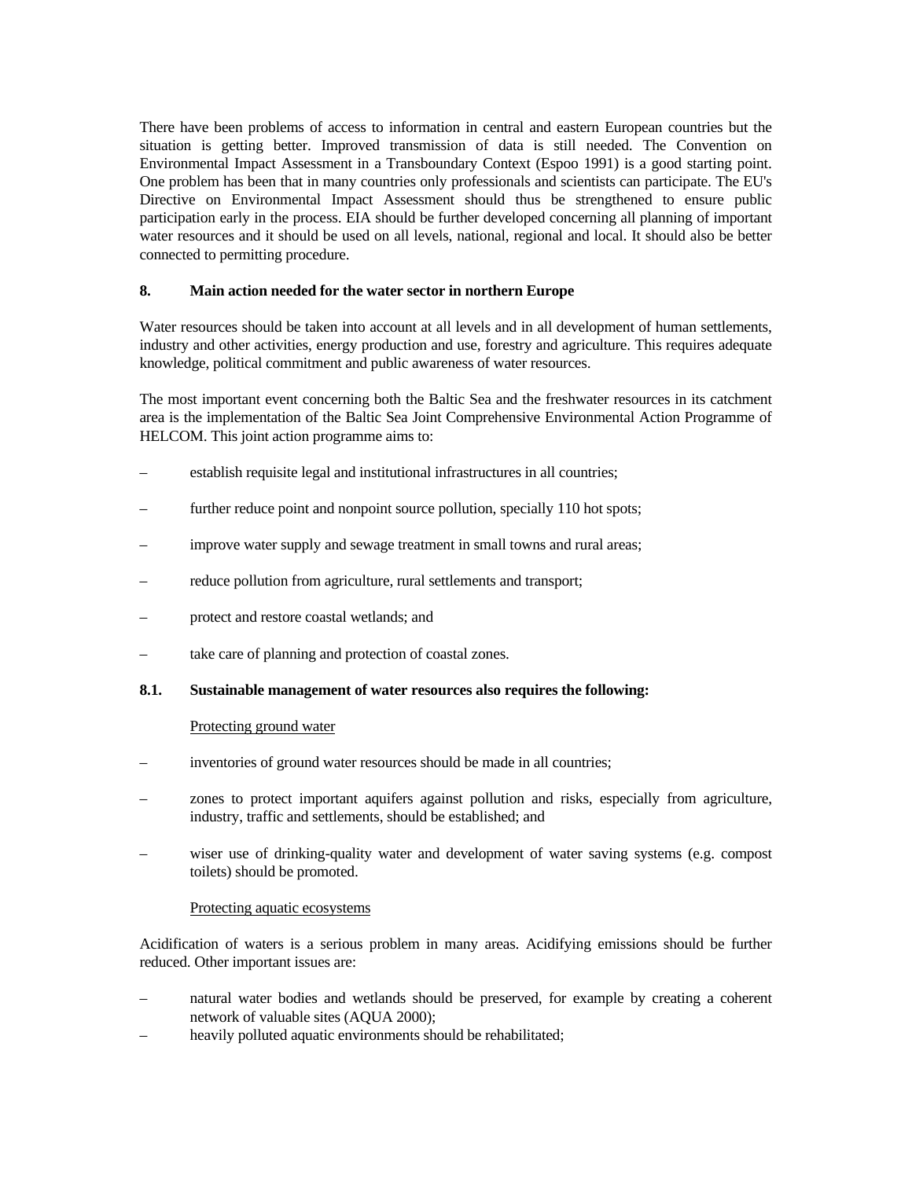There have been problems of access to information in central and eastern European countries but the situation is getting better. Improved transmission of data is still needed. The Convention on Environmental Impact Assessment in a Transboundary Context (Espoo 1991) is a good starting point. One problem has been that in many countries only professionals and scientists can participate. The EU's Directive on Environmental Impact Assessment should thus be strengthened to ensure public participation early in the process. EIA should be further developed concerning all planning of important water resources and it should be used on all levels, national, regional and local. It should also be better connected to permitting procedure.

## 8. Main action needed for the water sector in northern Europe

Water resources should be taken into account at all levels and in all development of human settlements, industry and other activities, energy production and use, forestry and agriculture. This requires adequate knowledge, political commitment and public awareness of water resources.

The most important event concerning both the Baltic Sea and the freshwater resources in its catchment area is the implementation of the Baltic Sea Joint Comprehensive Environmental Action Programme of HELCOM. This joint action programme aims to:

- establish requisite legal and institutional infrastructures in all countries;
- further reduce point and nonpoint source pollution, specially 110 hot spots;
- improve water supply and sewage treatment in small towns and rural areas;
- reduce pollution from agriculture, rural settlements and transport;
- protect and restore coastal wetlands; and
- take care of planning and protection of coastal zones.

### 8.1. Sustainable management of water resources also requires the following:

Protecting ground water

- inventories of ground water resources should be made in all countries;
- zones to protect important aquifers against pollution and risks, especially from agriculture, industry, traffic and settlements, should be established; and
- wiser use of drinking-quality water and development of water saving systems (e.g. compost toilets) should be promoted.

Protecting aquatic ecosystems

Acidification of waters is a serious problem in many areas. Acidifying emissions should be further reduced. Other important issues are:

- natural water bodies and wetlands should be preserved, for example by creating a coherent network of valuable sites (AQUA 2000);
- heavily polluted aquatic environments should be rehabilitated;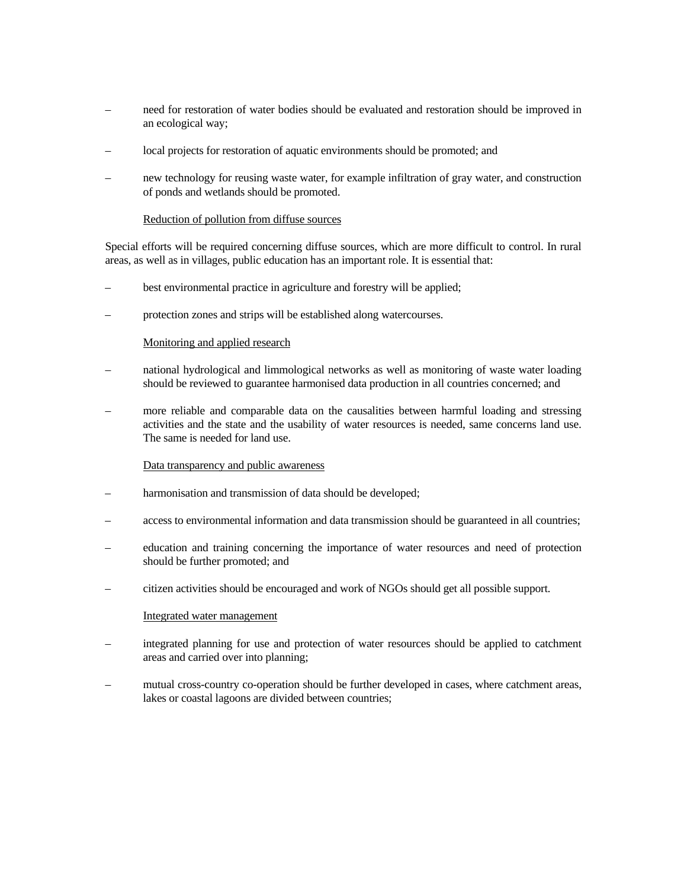- need for restoration of water bodies should be evaluated and restoration should be improved in an ecological way;
- local projects for restoration of aquatic environments should be promoted; and
- new technology for reusing waste water, for example infiltration of gray water, and construction of ponds and wetlands should be promoted.

Reduction of pollution from diffuse sources

Special efforts will be required concerning diffuse sources, which are more difficult to control. In rural areas, as well as in villages, public education has an important role. It is essential that:

- best environmental practice in agriculture and forestry will be applied;
- protection zones and strips will be established along watercourses.

Monitoring and applied research

- national hydrological and limmological networks as well as monitoring of waste water loading should be reviewed to guarantee harmonised data production in all countries concerned; and
- more reliable and comparable data on the causalities between harmful loading and stressing activities and the state and the usability of water resources is needed, same concerns land use. The same is needed for land use.

Data transparency and public awareness

- harmonisation and transmission of data should be developed;
- access to environmental information and data transmission should be guaranteed in all countries;
- education and training concerning the importance of water resources and need of protection should be further promoted; and
- citizen activities should be encouraged and work of NGOs should get all possible support.

Integrated water management

- integrated planning for use and protection of water resources should be applied to catchment areas and carried over into planning;
- mutual cross-country co-operation should be further developed in cases, where catchment areas, lakes or coastal lagoons are divided between countries;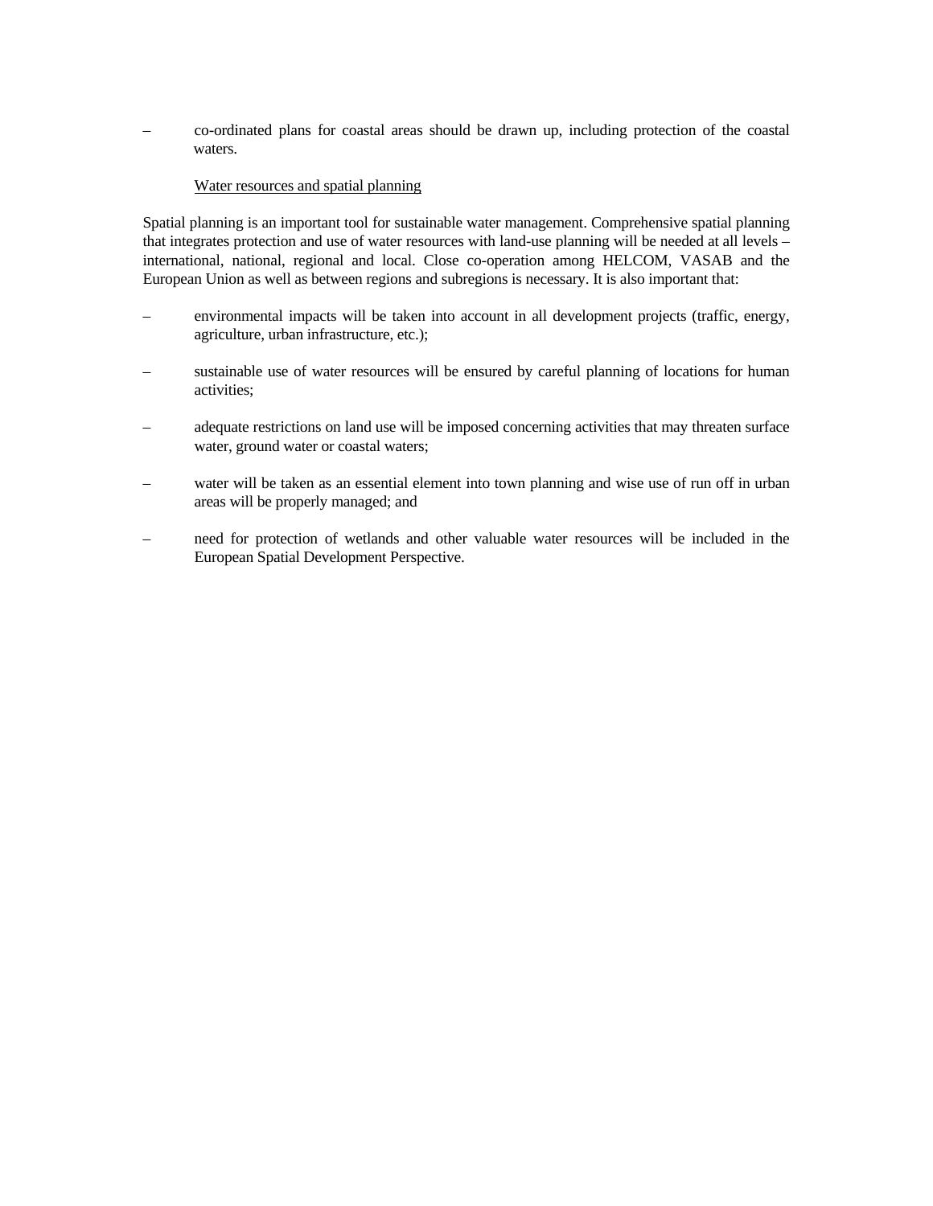– co-ordinated plans for coastal areas should be drawn up, including protection of the coastal waters.

Water resources and spatial planning

Spatial planning is an important tool for sustainable water management. Comprehensive spatial planning that integrates protection and use of water resources with land-use planning will be needed at all levels – international, national, regional and local. Close co-operation among HELCOM, VASAB and the European Union as well as between regions and subregions is necessary. It is also important that:

– environmental impacts will be taken into account in all development projects (traffic, energy, agriculture, urban infrastructure, etc.);

– sustainable use of water resources will be ensured by careful planning of locations for human activities;

– adequate restrictions on land use will be imposed concerning activities that may threaten surface water, ground water or coastal waters;

– water will be taken as an essential element into town planning and wise use of run off in urban areas will be properly managed; and

– need for protection of wetlands and other valuable water resources will be included in the European Spatial Development Perspective.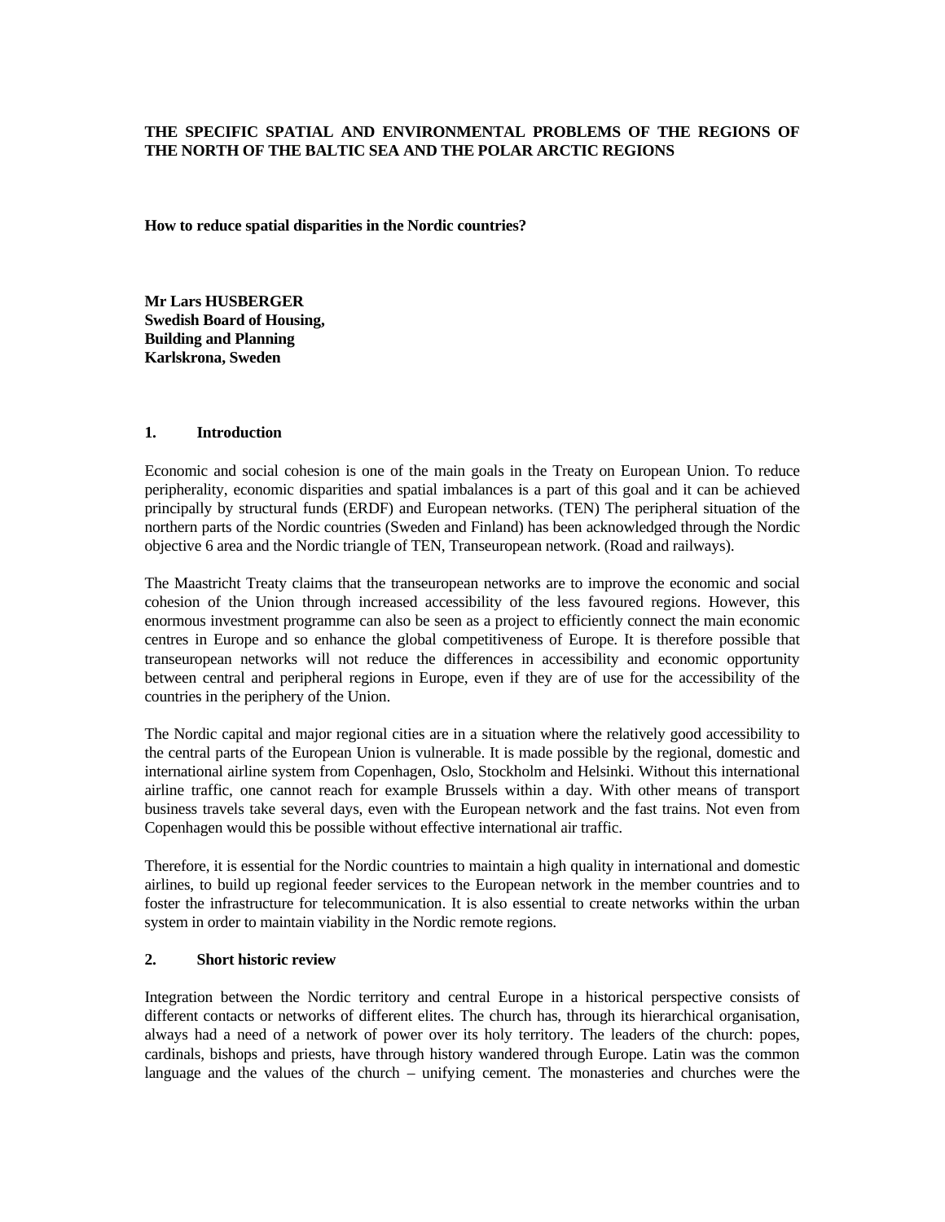**THE SPECIFIC SPATIAL AND ENVIRONMENTAL PROBLEMS OF THE REGIONS OF THE NORTH OF THE BALTIC SEA AND THE POLAR ARCTIC REGIONS**

**How to reduce spatial disparities in the Nordic countries?**

**Mr Lars HUSBERGER**
**Swedish Board of Housing,**
**Building and Planning**
**Karlskrona, Sweden**

## 1. Introduction

Economic and social cohesion is one of the main goals in the Treaty on European Union. To reduce peripherality, economic disparities and spatial imbalances is a part of this goal and it can be achieved principally by structural funds (ERDF) and European networks. (TEN) The peripheral situation of the northern parts of the Nordic countries (Sweden and Finland) has been acknowledged through the Nordic objective 6 area and the Nordic triangle of TEN, Transeuropean network. (Road and railways).

The Maastricht Treaty claims that the transeuropean networks are to improve the economic and social cohesion of the Union through increased accessibility of the less favoured regions. However, this enormous investment programme can also be seen as a project to efficiently connect the main economic centres in Europe and so enhance the global competitiveness of Europe. It is therefore possible that transeuropean networks will not reduce the differences in accessibility and economic opportunity between central and peripheral regions in Europe, even if they are of use for the accessibility of the countries in the periphery of the Union.

The Nordic capital and major regional cities are in a situation where the relatively good accessibility to the central parts of the European Union is vulnerable. It is made possible by the regional, domestic and international airline system from Copenhagen, Oslo, Stockholm and Helsinki. Without this international airline traffic, one cannot reach for example Brussels within a day. With other means of transport business travels take several days, even with the European network and the fast trains. Not even from Copenhagen would this be possible without effective international air traffic.

Therefore, it is essential for the Nordic countries to maintain a high quality in international and domestic airlines, to build up regional feeder services to the European network in the member countries and to foster the infrastructure for telecommunication. It is also essential to create networks within the urban system in order to maintain viability in the Nordic remote regions.

## 2. Short historic review

Integration between the Nordic territory and central Europe in a historical perspective consists of different contacts or networks of different elites. The church has, through its hierarchical organisation, always had a need of a network of power over its holy territory. The leaders of the church: popes, cardinals, bishops and priests, have through history wandered through Europe. Latin was the common language and the values of the church – unifying cement. The monasteries and churches were the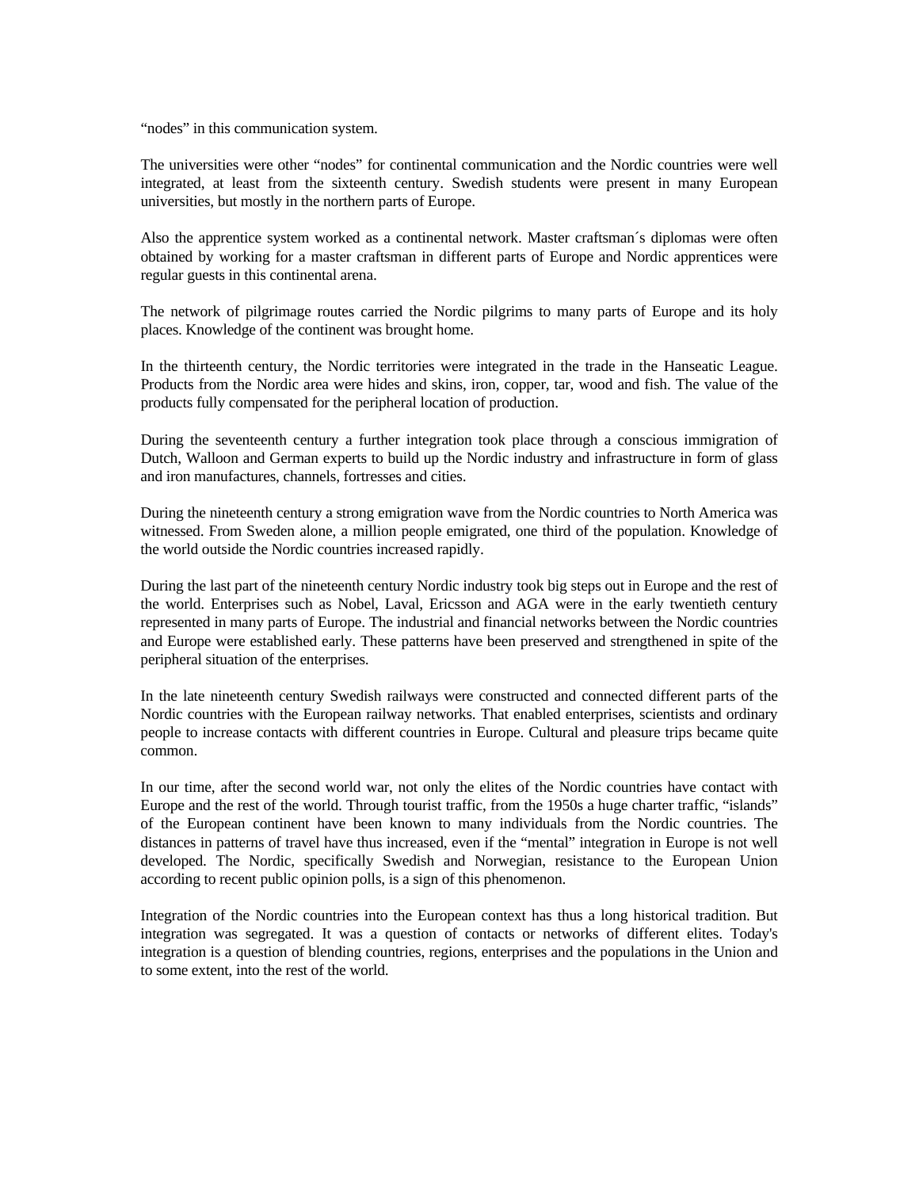“nodes” in this communication system.

The universities were other “nodes” for continental communication and the Nordic countries were well integrated, at least from the sixteenth century. Swedish students were present in many European universities, but mostly in the northern parts of Europe.

Also the apprentice system worked as a continental network. Master craftsman´s diplomas were often obtained by working for a master craftsman in different parts of Europe and Nordic apprentices were regular guests in this continental arena.

The network of pilgrimage routes carried the Nordic pilgrims to many parts of Europe and its holy places. Knowledge of the continent was brought home.

In the thirteenth century, the Nordic territories were integrated in the trade in the Hanseatic League. Products from the Nordic area were hides and skins, iron, copper, tar, wood and fish. The value of the products fully compensated for the peripheral location of production.

During the seventeenth century a further integration took place through a conscious immigration of Dutch, Walloon and German experts to build up the Nordic industry and infrastructure in form of glass and iron manufactures, channels, fortresses and cities.

During the nineteenth century a strong emigration wave from the Nordic countries to North America was witnessed. From Sweden alone, a million people emigrated, one third of the population. Knowledge of the world outside the Nordic countries increased rapidly.

During the last part of the nineteenth century Nordic industry took big steps out in Europe and the rest of the world. Enterprises such as Nobel, Laval, Ericsson and AGA were in the early twentieth century represented in many parts of Europe. The industrial and financial networks between the Nordic countries and Europe were established early. These patterns have been preserved and strengthened in spite of the peripheral situation of the enterprises.

In the late nineteenth century Swedish railways were constructed and connected different parts of the Nordic countries with the European railway networks. That enabled enterprises, scientists and ordinary people to increase contacts with different countries in Europe. Cultural and pleasure trips became quite common.

In our time, after the second world war, not only the elites of the Nordic countries have contact with Europe and the rest of the world. Through tourist traffic, from the 1950s a huge charter traffic, “islands” of the European continent have been known to many individuals from the Nordic countries. The distances in patterns of travel have thus increased, even if the “mental” integration in Europe is not well developed. The Nordic, specifically Swedish and Norwegian, resistance to the European Union according to recent public opinion polls, is a sign of this phenomenon.

Integration of the Nordic countries into the European context has thus a long historical tradition. But integration was segregated. It was a question of contacts or networks of different elites. Today's integration is a question of blending countries, regions, enterprises and the populations in the Union and to some extent, into the rest of the world.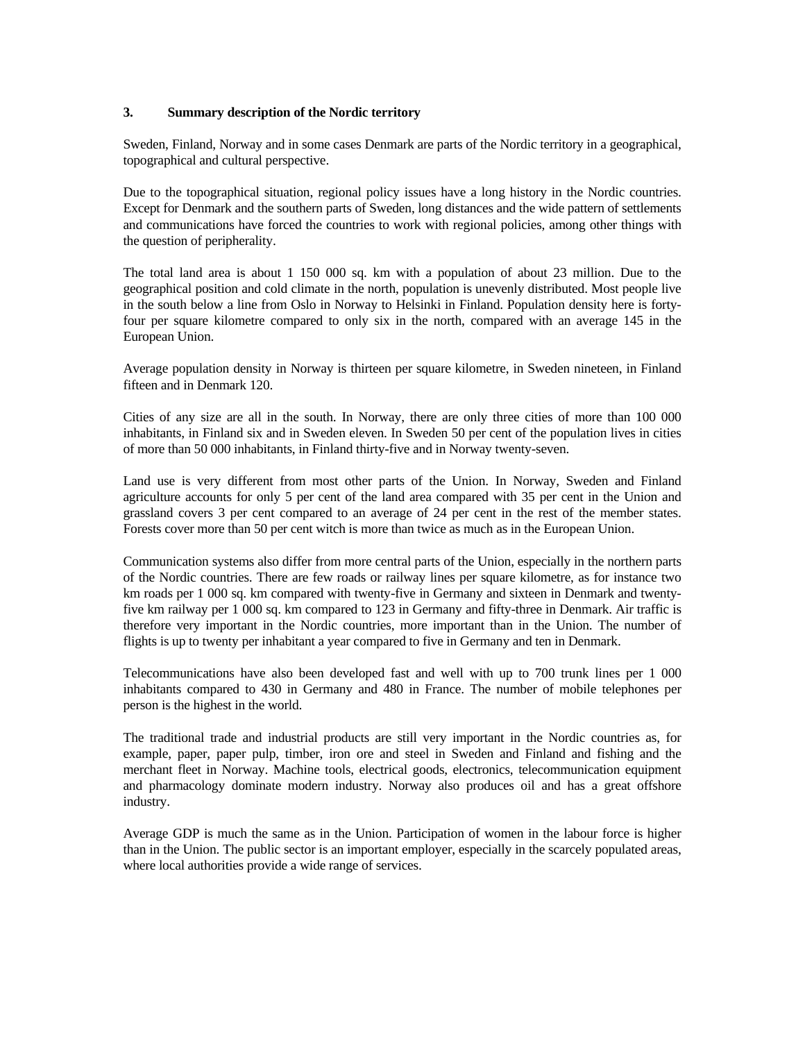### 3. Summary description of the Nordic territory

Sweden, Finland, Norway and in some cases Denmark are parts of the Nordic territory in a geographical, topographical and cultural perspective.

Due to the topographical situation, regional policy issues have a long history in the Nordic countries. Except for Denmark and the southern parts of Sweden, long distances and the wide pattern of settlements and communications have forced the countries to work with regional policies, among other things with the question of peripherality.

The total land area is about 1 150 000 sq. km with a population of about 23 million. Due to the geographical position and cold climate in the north, population is unevenly distributed. Most people live in the south below a line from Oslo in Norway to Helsinki in Finland. Population density here is forty-four per square kilometre compared to only six in the north, compared with an average 145 in the European Union.

Average population density in Norway is thirteen per square kilometre, in Sweden nineteen, in Finland fifteen and in Denmark 120.

Cities of any size are all in the south. In Norway, there are only three cities of more than 100 000 inhabitants, in Finland six and in Sweden eleven. In Sweden 50 per cent of the population lives in cities of more than 50 000 inhabitants, in Finland thirty-five and in Norway twenty-seven.

Land use is very different from most other parts of the Union. In Norway, Sweden and Finland agriculture accounts for only 5 per cent of the land area compared with 35 per cent in the Union and grassland covers 3 per cent compared to an average of 24 per cent in the rest of the member states. Forests cover more than 50 per cent witch is more than twice as much as in the European Union.

Communication systems also differ from more central parts of the Union, especially in the northern parts of the Nordic countries. There are few roads or railway lines per square kilometre, as for instance two km roads per 1 000 sq. km compared with twenty-five in Germany and sixteen in Denmark and twenty-five km railway per 1 000 sq. km compared to 123 in Germany and fifty-three in Denmark. Air traffic is therefore very important in the Nordic countries, more important than in the Union. The number of flights is up to twenty per inhabitant a year compared to five in Germany and ten in Denmark.

Telecommunications have also been developed fast and well with up to 700 trunk lines per 1 000 inhabitants compared to 430 in Germany and 480 in France. The number of mobile telephones per person is the highest in the world.

The traditional trade and industrial products are still very important in the Nordic countries as, for example, paper, paper pulp, timber, iron ore and steel in Sweden and Finland and fishing and the merchant fleet in Norway. Machine tools, electrical goods, electronics, telecommunication equipment and pharmacology dominate modern industry. Norway also produces oil and has a great offshore industry.

Average GDP is much the same as in the Union. Participation of women in the labour force is higher than in the Union. The public sector is an important employer, especially in the scarcely populated areas, where local authorities provide a wide range of services.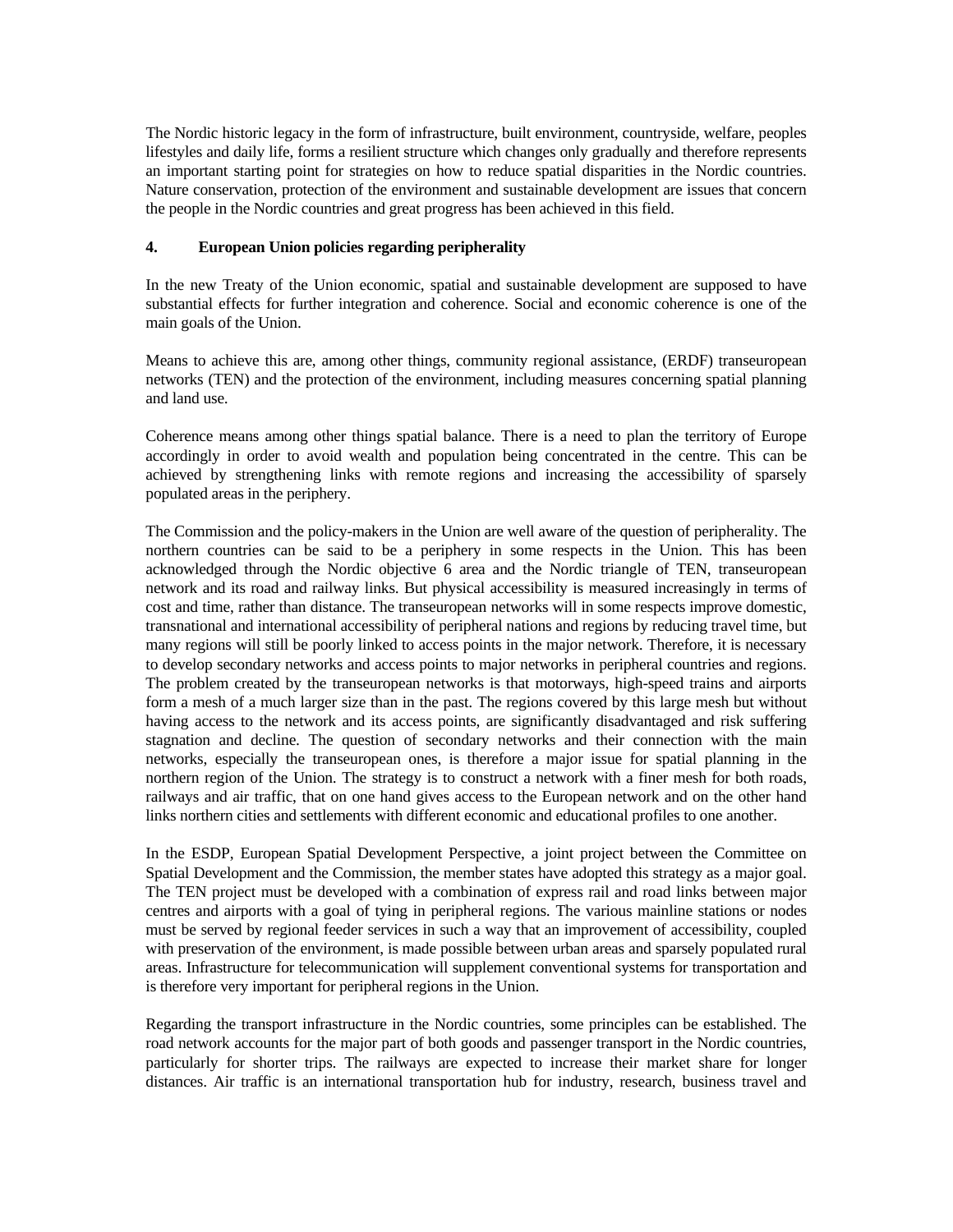The Nordic historic legacy in the form of infrastructure, built environment, countryside, welfare, peoples lifestyles and daily life, forms a resilient structure which changes only gradually and therefore represents an important starting point for strategies on how to reduce spatial disparities in the Nordic countries. Nature conservation, protection of the environment and sustainable development are issues that concern the people in the Nordic countries and great progress has been achieved in this field.

## 4. European Union policies regarding peripherality

In the new Treaty of the Union economic, spatial and sustainable development are supposed to have substantial effects for further integration and coherence. Social and economic coherence is one of the main goals of the Union.

Means to achieve this are, among other things, community regional assistance, (ERDF) transeuropean networks (TEN) and the protection of the environment, including measures concerning spatial planning and land use.

Coherence means among other things spatial balance. There is a need to plan the territory of Europe accordingly in order to avoid wealth and population being concentrated in the centre. This can be achieved by strengthening links with remote regions and increasing the accessibility of sparsely populated areas in the periphery.

The Commission and the policy-makers in the Union are well aware of the question of peripherality. The northern countries can be said to be a periphery in some respects in the Union. This has been acknowledged through the Nordic objective 6 area and the Nordic triangle of TEN, transeuropean network and its road and railway links. But physical accessibility is measured increasingly in terms of cost and time, rather than distance. The transeuropean networks will in some respects improve domestic, transnational and international accessibility of peripheral nations and regions by reducing travel time, but many regions will still be poorly linked to access points in the major network. Therefore, it is necessary to develop secondary networks and access points to major networks in peripheral countries and regions. The problem created by the transeuropean networks is that motorways, high-speed trains and airports form a mesh of a much larger size than in the past. The regions covered by this large mesh but without having access to the network and its access points, are significantly disadvantaged and risk suffering stagnation and decline. The question of secondary networks and their connection with the main networks, especially the transeuropean ones, is therefore a major issue for spatial planning in the northern region of the Union. The strategy is to construct a network with a finer mesh for both roads, railways and air traffic, that on one hand gives access to the European network and on the other hand links northern cities and settlements with different economic and educational profiles to one another.

In the ESDP, European Spatial Development Perspective, a joint project between the Committee on Spatial Development and the Commission, the member states have adopted this strategy as a major goal. The TEN project must be developed with a combination of express rail and road links between major centres and airports with a goal of tying in peripheral regions. The various mainline stations or nodes must be served by regional feeder services in such a way that an improvement of accessibility, coupled with preservation of the environment, is made possible between urban areas and sparsely populated rural areas. Infrastructure for telecommunication will supplement conventional systems for transportation and is therefore very important for peripheral regions in the Union.

Regarding the transport infrastructure in the Nordic countries, some principles can be established. The road network accounts for the major part of both goods and passenger transport in the Nordic countries, particularly for shorter trips. The railways are expected to increase their market share for longer distances. Air traffic is an international transportation hub for industry, research, business travel and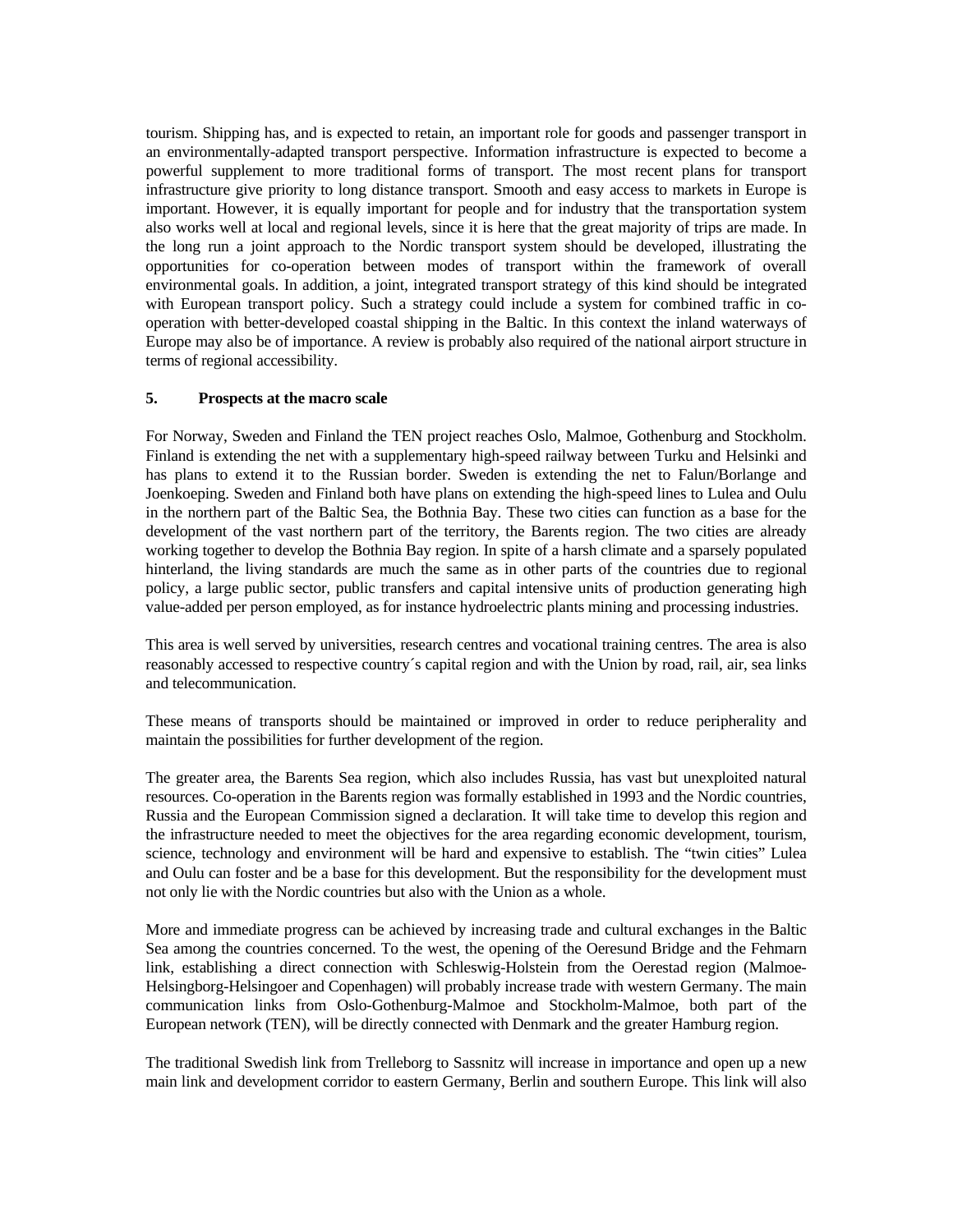tourism. Shipping has, and is expected to retain, an important role for goods and passenger transport in an environmentally-adapted transport perspective. Information infrastructure is expected to become a powerful supplement to more traditional forms of transport. The most recent plans for transport infrastructure give priority to long distance transport. Smooth and easy access to markets in Europe is important. However, it is equally important for people and for industry that the transportation system also works well at local and regional levels, since it is here that the great majority of trips are made. In the long run a joint approach to the Nordic transport system should be developed, illustrating the opportunities for co-operation between modes of transport within the framework of overall environmental goals. In addition, a joint, integrated transport strategy of this kind should be integrated with European transport policy. Such a strategy could include a system for combined traffic in co-operation with better-developed coastal shipping in the Baltic. In this context the inland waterways of Europe may also be of importance. A review is probably also required of the national airport structure in terms of regional accessibility.

**5. Prospects at the macro scale**

For Norway, Sweden and Finland the TEN project reaches Oslo, Malmoe, Gothenburg and Stockholm. Finland is extending the net with a supplementary high-speed railway between Turku and Helsinki and has plans to extend it to the Russian border. Sweden is extending the net to Falun/Borlange and Joenkoeping. Sweden and Finland both have plans on extending the high-speed lines to Lulea and Oulu in the northern part of the Baltic Sea, the Bothnia Bay. These two cities can function as a base for the development of the vast northern part of the territory, the Barents region. The two cities are already working together to develop the Bothnia Bay region. In spite of a harsh climate and a sparsely populated hinterland, the living standards are much the same as in other parts of the countries due to regional policy, a large public sector, public transfers and capital intensive units of production generating high value-added per person employed, as for instance hydroelectric plants mining and processing industries.

This area is well served by universities, research centres and vocational training centres. The area is also reasonably accessed to respective country´s capital region and with the Union by road, rail, air, sea links and telecommunication.

These means of transports should be maintained or improved in order to reduce peripherality and maintain the possibilities for further development of the region.

The greater area, the Barents Sea region, which also includes Russia, has vast but unexploited natural resources. Co-operation in the Barents region was formally established in 1993 and the Nordic countries, Russia and the European Commission signed a declaration. It will take time to develop this region and the infrastructure needed to meet the objectives for the area regarding economic development, tourism, science, technology and environment will be hard and expensive to establish. The "twin cities" Lulea and Oulu can foster and be a base for this development. But the responsibility for the development must not only lie with the Nordic countries but also with the Union as a whole.

More and immediate progress can be achieved by increasing trade and cultural exchanges in the Baltic Sea among the countries concerned. To the west, the opening of the Oeresund Bridge and the Fehmarn link, establishing a direct connection with Schleswig-Holstein from the Oerestad region (Malmoe-Helsingborg-Helsingoer and Copenhagen) will probably increase trade with western Germany. The main communication links from Oslo-Gothenburg-Malmoe and Stockholm-Malmoe, both part of the European network (TEN), will be directly connected with Denmark and the greater Hamburg region.

The traditional Swedish link from Trelleborg to Sassnitz will increase in importance and open up a new main link and development corridor to eastern Germany, Berlin and southern Europe. This link will also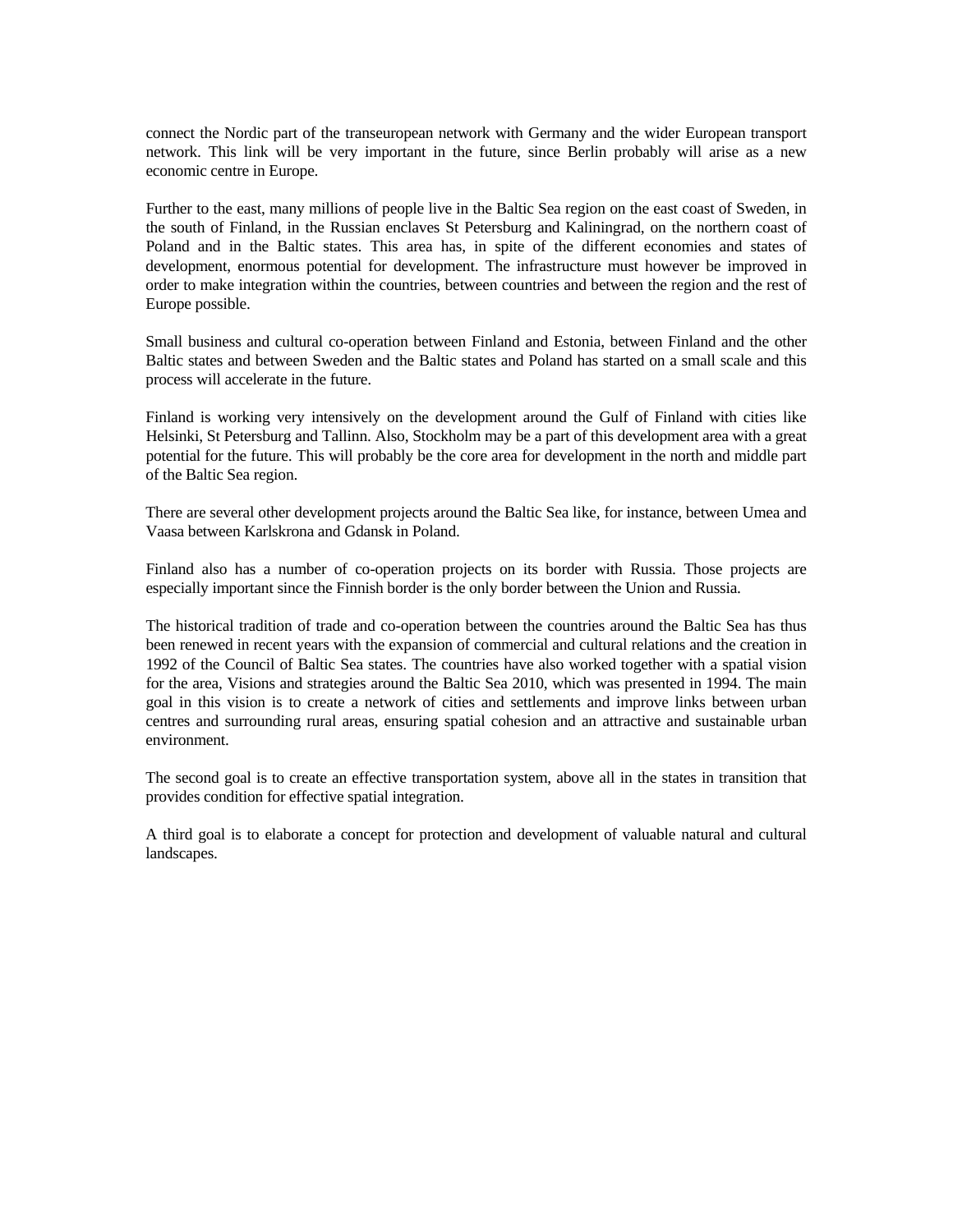connect the Nordic part of the transeuropean network with Germany and the wider European transport network. This link will be very important in the future, since Berlin probably will arise as a new economic centre in Europe.

Further to the east, many millions of people live in the Baltic Sea region on the east coast of Sweden, in the south of Finland, in the Russian enclaves St Petersburg and Kaliningrad, on the northern coast of Poland and in the Baltic states. This area has, in spite of the different economies and states of development, enormous potential for development. The infrastructure must however be improved in order to make integration within the countries, between countries and between the region and the rest of Europe possible.

Small business and cultural co-operation between Finland and Estonia, between Finland and the other Baltic states and between Sweden and the Baltic states and Poland has started on a small scale and this process will accelerate in the future.

Finland is working very intensively on the development around the Gulf of Finland with cities like Helsinki, St Petersburg and Tallinn. Also, Stockholm may be a part of this development area with a great potential for the future. This will probably be the core area for development in the north and middle part of the Baltic Sea region.

There are several other development projects around the Baltic Sea like, for instance, between Umea and Vaasa between Karlskrona and Gdansk in Poland.

Finland also has a number of co-operation projects on its border with Russia. Those projects are especially important since the Finnish border is the only border between the Union and Russia.

The historical tradition of trade and co-operation between the countries around the Baltic Sea has thus been renewed in recent years with the expansion of commercial and cultural relations and the creation in 1992 of the Council of Baltic Sea states. The countries have also worked together with a spatial vision for the area, Visions and strategies around the Baltic Sea 2010, which was presented in 1994. The main goal in this vision is to create a network of cities and settlements and improve links between urban centres and surrounding rural areas, ensuring spatial cohesion and an attractive and sustainable urban environment.

The second goal is to create an effective transportation system, above all in the states in transition that provides condition for effective spatial integration.

A third goal is to elaborate a concept for protection and development of valuable natural and cultural landscapes.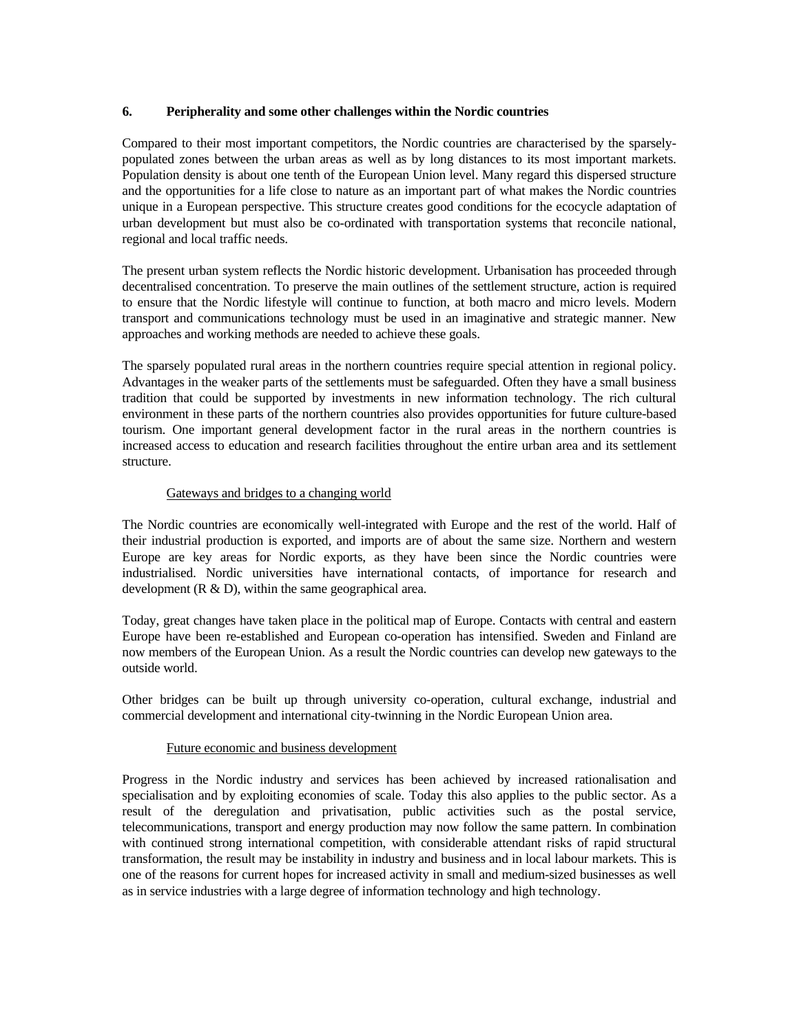## 6. Peripherality and some other challenges within the Nordic countries

Compared to their most important competitors, the Nordic countries are characterised by the sparsely-populated zones between the urban areas as well as by long distances to its most important markets. Population density is about one tenth of the European Union level. Many regard this dispersed structure and the opportunities for a life close to nature as an important part of what makes the Nordic countries unique in a European perspective. This structure creates good conditions for the ecocycle adaptation of urban development but must also be co-ordinated with transportation systems that reconcile national, regional and local traffic needs.

The present urban system reflects the Nordic historic development. Urbanisation has proceeded through decentralised concentration. To preserve the main outlines of the settlement structure, action is required to ensure that the Nordic lifestyle will continue to function, at both macro and micro levels. Modern transport and communications technology must be used in an imaginative and strategic manner. New approaches and working methods are needed to achieve these goals.

The sparsely populated rural areas in the northern countries require special attention in regional policy. Advantages in the weaker parts of the settlements must be safeguarded. Often they have a small business tradition that could be supported by investments in new information technology. The rich cultural environment in these parts of the northern countries also provides opportunities for future culture-based tourism. One important general development factor in the rural areas in the northern countries is increased access to education and research facilities throughout the entire urban area and its settlement structure.

### Gateways and bridges to a changing world

The Nordic countries are economically well-integrated with Europe and the rest of the world. Half of their industrial production is exported, and imports are of about the same size. Northern and western Europe are key areas for Nordic exports, as they have been since the Nordic countries were industrialised. Nordic universities have international contacts, of importance for research and development (R & D), within the same geographical area.

Today, great changes have taken place in the political map of Europe. Contacts with central and eastern Europe have been re-established and European co-operation has intensified. Sweden and Finland are now members of the European Union. As a result the Nordic countries can develop new gateways to the outside world.

Other bridges can be built up through university co-operation, cultural exchange, industrial and commercial development and international city-twinning in the Nordic European Union area.

### Future economic and business development

Progress in the Nordic industry and services has been achieved by increased rationalisation and specialisation and by exploiting economies of scale. Today this also applies to the public sector. As a result of the deregulation and privatisation, public activities such as the postal service, telecommunications, transport and energy production may now follow the same pattern. In combination with continued strong international competition, with considerable attendant risks of rapid structural transformation, the result may be instability in industry and business and in local labour markets. This is one of the reasons for current hopes for increased activity in small and medium-sized businesses as well as in service industries with a large degree of information technology and high technology.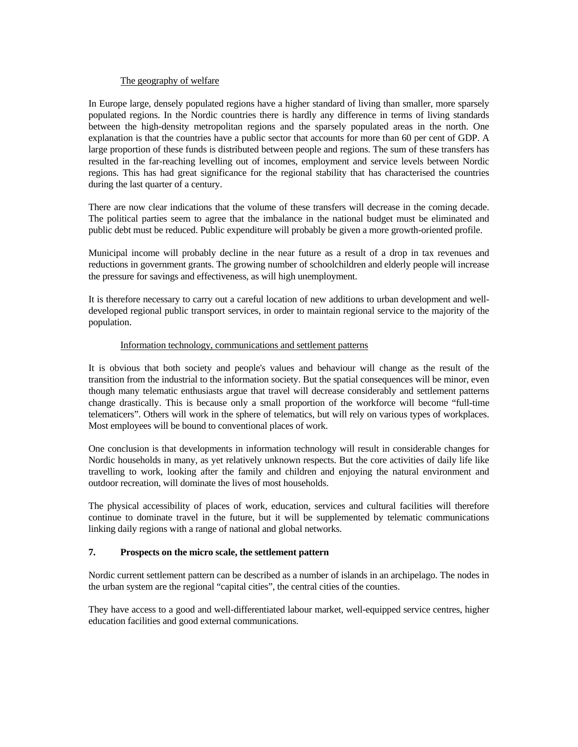### The geography of welfare

In Europe large, densely populated regions have a higher standard of living than smaller, more sparsely populated regions. In the Nordic countries there is hardly any difference in terms of living standards between the high-density metropolitan regions and the sparsely populated areas in the north. One explanation is that the countries have a public sector that accounts for more than 60 per cent of GDP. A large proportion of these funds is distributed between people and regions. The sum of these transfers has resulted in the far-reaching levelling out of incomes, employment and service levels between Nordic regions. This has had great significance for the regional stability that has characterised the countries during the last quarter of a century.

There are now clear indications that the volume of these transfers will decrease in the coming decade. The political parties seem to agree that the imbalance in the national budget must be eliminated and public debt must be reduced. Public expenditure will probably be given a more growth-oriented profile.

Municipal income will probably decline in the near future as a result of a drop in tax revenues and reductions in government grants. The growing number of schoolchildren and elderly people will increase the pressure for savings and effectiveness, as will high unemployment.

It is therefore necessary to carry out a careful location of new additions to urban development and well-developed regional public transport services, in order to maintain regional service to the majority of the population.

### Information technology, communications and settlement patterns

It is obvious that both society and people's values and behaviour will change as the result of the transition from the industrial to the information society. But the spatial consequences will be minor, even though many telematic enthusiasts argue that travel will decrease considerably and settlement patterns change drastically. This is because only a small proportion of the workforce will become "full-time telematicers". Others will work in the sphere of telematics, but will rely on various types of workplaces. Most employees will be bound to conventional places of work.

One conclusion is that developments in information technology will result in considerable changes for Nordic households in many, as yet relatively unknown respects. But the core activities of daily life like travelling to work, looking after the family and children and enjoying the natural environment and outdoor recreation, will dominate the lives of most households.

The physical accessibility of places of work, education, services and cultural facilities will therefore continue to dominate travel in the future, but it will be supplemented by telematic communications linking daily regions with a range of national and global networks.

## 7. Prospects on the micro scale, the settlement pattern

Nordic current settlement pattern can be described as a number of islands in an archipelago. The nodes in the urban system are the regional "capital cities", the central cities of the counties.

They have access to a good and well-differentiated labour market, well-equipped service centres, higher education facilities and good external communications.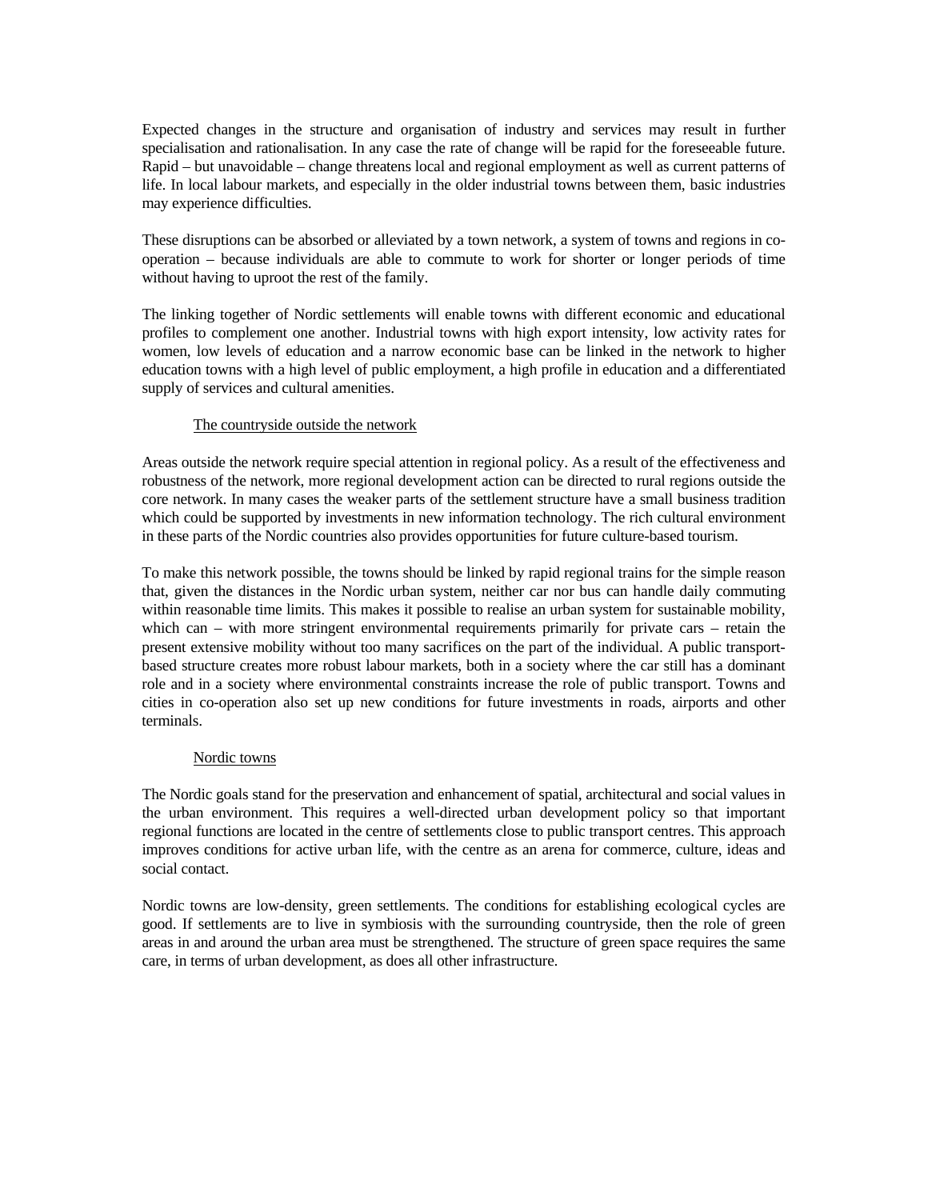Expected changes in the structure and organisation of industry and services may result in further specialisation and rationalisation. In any case the rate of change will be rapid for the foreseeable future. Rapid – but unavoidable – change threatens local and regional employment as well as current patterns of life. In local labour markets, and especially in the older industrial towns between them, basic industries may experience difficulties.

These disruptions can be absorbed or alleviated by a town network, a system of towns and regions in co-operation – because individuals are able to commute to work for shorter or longer periods of time without having to uproot the rest of the family.

The linking together of Nordic settlements will enable towns with different economic and educational profiles to complement one another. Industrial towns with high export intensity, low activity rates for women, low levels of education and a narrow economic base can be linked in the network to higher education towns with a high level of public employment, a high profile in education and a differentiated supply of services and cultural amenities.

### The countryside outside the network

Areas outside the network require special attention in regional policy. As a result of the effectiveness and robustness of the network, more regional development action can be directed to rural regions outside the core network. In many cases the weaker parts of the settlement structure have a small business tradition which could be supported by investments in new information technology. The rich cultural environment in these parts of the Nordic countries also provides opportunities for future culture-based tourism.

To make this network possible, the towns should be linked by rapid regional trains for the simple reason that, given the distances in the Nordic urban system, neither car nor bus can handle daily commuting within reasonable time limits. This makes it possible to realise an urban system for sustainable mobility, which can – with more stringent environmental requirements primarily for private cars – retain the present extensive mobility without too many sacrifices on the part of the individual. A public transport-based structure creates more robust labour markets, both in a society where the car still has a dominant role and in a society where environmental constraints increase the role of public transport. Towns and cities in co-operation also set up new conditions for future investments in roads, airports and other terminals.

### Nordic towns

The Nordic goals stand for the preservation and enhancement of spatial, architectural and social values in the urban environment. This requires a well-directed urban development policy so that important regional functions are located in the centre of settlements close to public transport centres. This approach improves conditions for active urban life, with the centre as an arena for commerce, culture, ideas and social contact.

Nordic towns are low-density, green settlements. The conditions for establishing ecological cycles are good. If settlements are to live in symbiosis with the surrounding countryside, then the role of green areas in and around the urban area must be strengthened. The structure of green space requires the same care, in terms of urban development, as does all other infrastructure.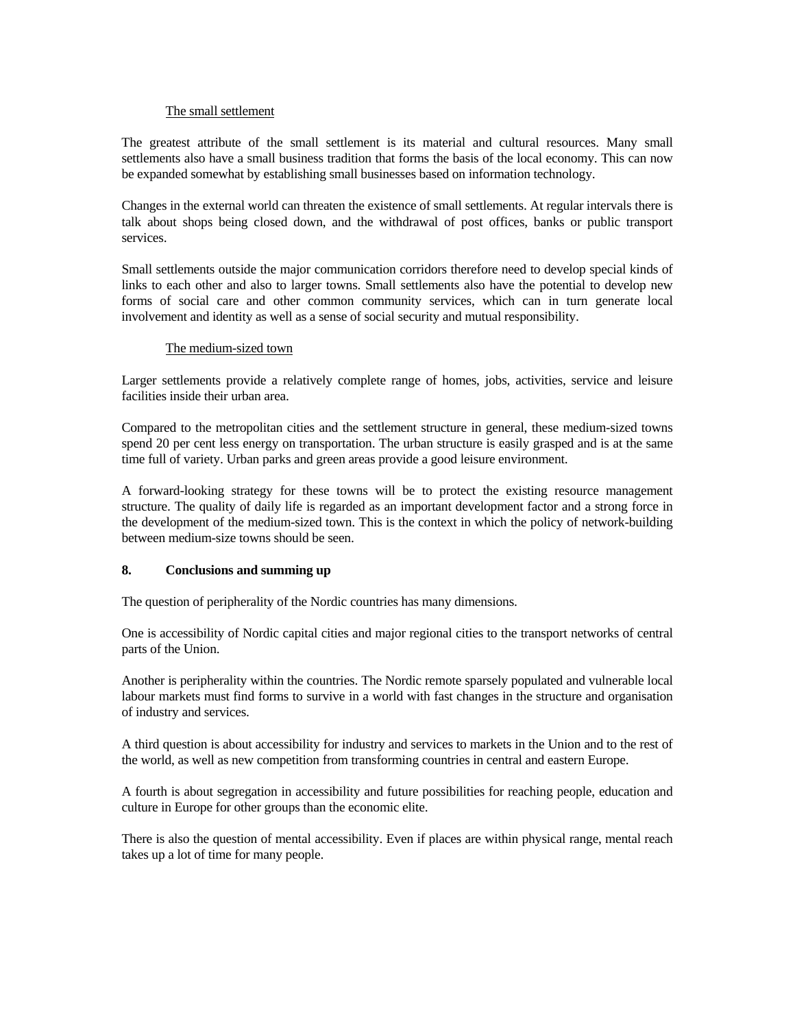The small settlement

The greatest attribute of the small settlement is its material and cultural resources. Many small settlements also have a small business tradition that forms the basis of the local economy. This can now be expanded somewhat by establishing small businesses based on information technology.

Changes in the external world can threaten the existence of small settlements. At regular intervals there is talk about shops being closed down, and the withdrawal of post offices, banks or public transport services.

Small settlements outside the major communication corridors therefore need to develop special kinds of links to each other and also to larger towns. Small settlements also have the potential to develop new forms of social care and other common community services, which can in turn generate local involvement and identity as well as a sense of social security and mutual responsibility.

The medium-sized town

Larger settlements provide a relatively complete range of homes, jobs, activities, service and leisure facilities inside their urban area.

Compared to the metropolitan cities and the settlement structure in general, these medium-sized towns spend 20 per cent less energy on transportation. The urban structure is easily grasped and is at the same time full of variety. Urban parks and green areas provide a good leisure environment.

A forward-looking strategy for these towns will be to protect the existing resource management structure. The quality of daily life is regarded as an important development factor and a strong force in the development of the medium-sized town. This is the context in which the policy of network-building between medium-size towns should be seen.

## 8. Conclusions and summing up

The question of peripherality of the Nordic countries has many dimensions.

One is accessibility of Nordic capital cities and major regional cities to the transport networks of central parts of the Union.

Another is peripherality within the countries. The Nordic remote sparsely populated and vulnerable local labour markets must find forms to survive in a world with fast changes in the structure and organisation of industry and services.

A third question is about accessibility for industry and services to markets in the Union and to the rest of the world, as well as new competition from transforming countries in central and eastern Europe.

A fourth is about segregation in accessibility and future possibilities for reaching people, education and culture in Europe for other groups than the economic elite.

There is also the question of mental accessibility. Even if places are within physical range, mental reach takes up a lot of time for many people.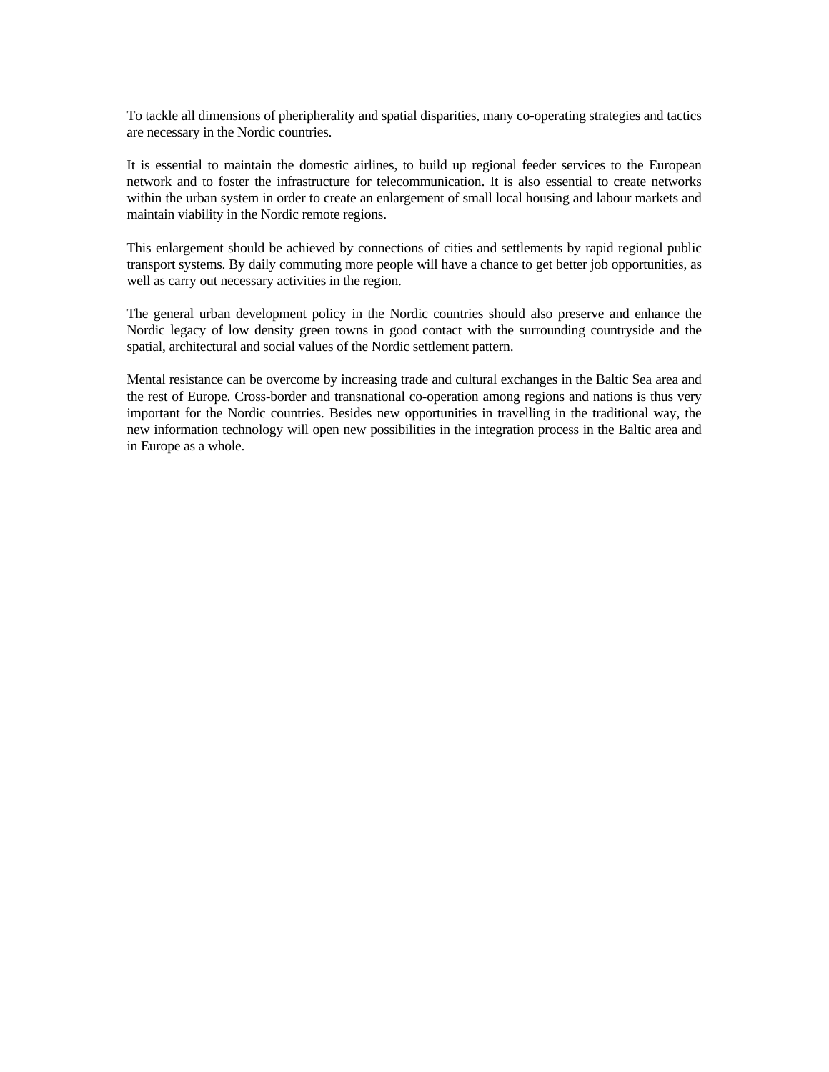To tackle all dimensions of pheripherality and spatial disparities, many co-operating strategies and tactics are necessary in the Nordic countries.

It is essential to maintain the domestic airlines, to build up regional feeder services to the European network and to foster the infrastructure for telecommunication. It is also essential to create networks within the urban system in order to create an enlargement of small local housing and labour markets and maintain viability in the Nordic remote regions.

This enlargement should be achieved by connections of cities and settlements by rapid regional public transport systems. By daily commuting more people will have a chance to get better job opportunities, as well as carry out necessary activities in the region.

The general urban development policy in the Nordic countries should also preserve and enhance the Nordic legacy of low density green towns in good contact with the surrounding countryside and the spatial, architectural and social values of the Nordic settlement pattern.

Mental resistance can be overcome by increasing trade and cultural exchanges in the Baltic Sea area and the rest of Europe. Cross-border and transnational co-operation among regions and nations is thus very important for the Nordic countries. Besides new opportunities in travelling in the traditional way, the new information technology will open new possibilities in the integration process in the Baltic area and in Europe as a whole.